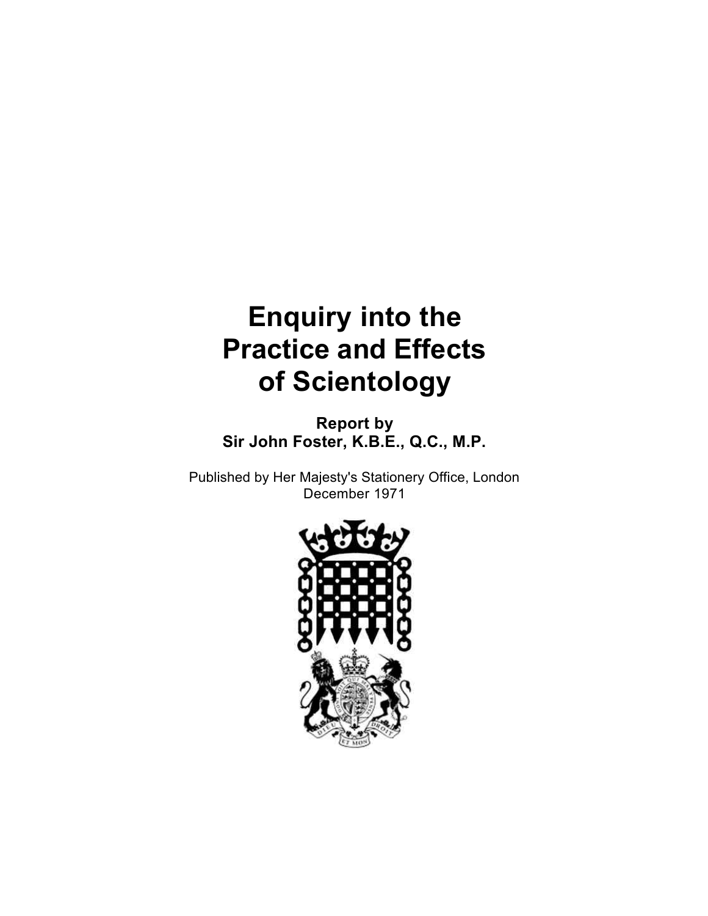# Enquiry into the Practice and Effects of Scientology

**Report by**
**Sir John Foster, K.B.E., Q.C., M.P.**

Published by Her Majesty's Stationery Office, London
December 1971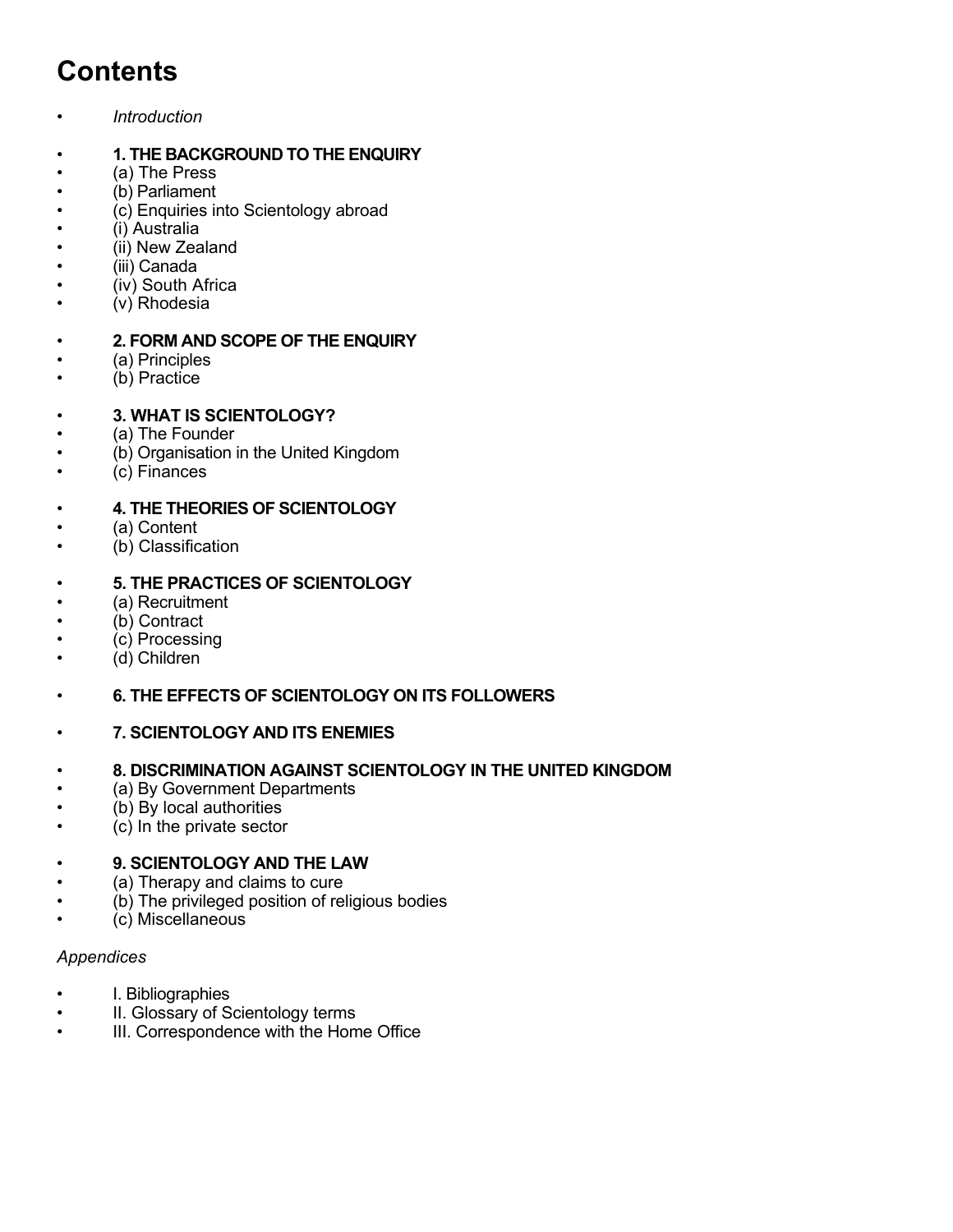# Contents

- *Introduction*

- **1. THE BACKGROUND TO THE ENQUIRY**
- (a) The Press
- (b) Parliament
- (c) Enquiries into Scientology abroad
- (i) Australia
- (ii) New Zealand
- (iii) Canada
- (iv) South Africa
- (v) Rhodesia

- **2. FORM AND SCOPE OF THE ENQUIRY**
- (a) Principles
- (b) Practice

- **3. WHAT IS SCIENTOLOGY?**
- (a) The Founder
- (b) Organisation in the United Kingdom
- (c) Finances

- **4. THE THEORIES OF SCIENTOLOGY**
- (a) Content
- (b) Classification

- **5. THE PRACTICES OF SCIENTOLOGY**
- (a) Recruitment
- (b) Contract
- (c) Processing
- (d) Children

- **6. THE EFFECTS OF SCIENTOLOGY ON ITS FOLLOWERS**

- **7. SCIENTOLOGY AND ITS ENEMIES**

- **8. DISCRIMINATION AGAINST SCIENTOLOGY IN THE UNITED KINGDOM**
- (a) By Government Departments
- (b) By local authorities
- (c) In the private sector

- **9. SCIENTOLOGY AND THE LAW**
- (a) Therapy and claims to cure
- (b) The privileged position of religious bodies
- (c) Miscellaneous

*Appendices*

- I. Bibliographies
- II. Glossary of Scientology terms
- III. Correspondence with the Home Office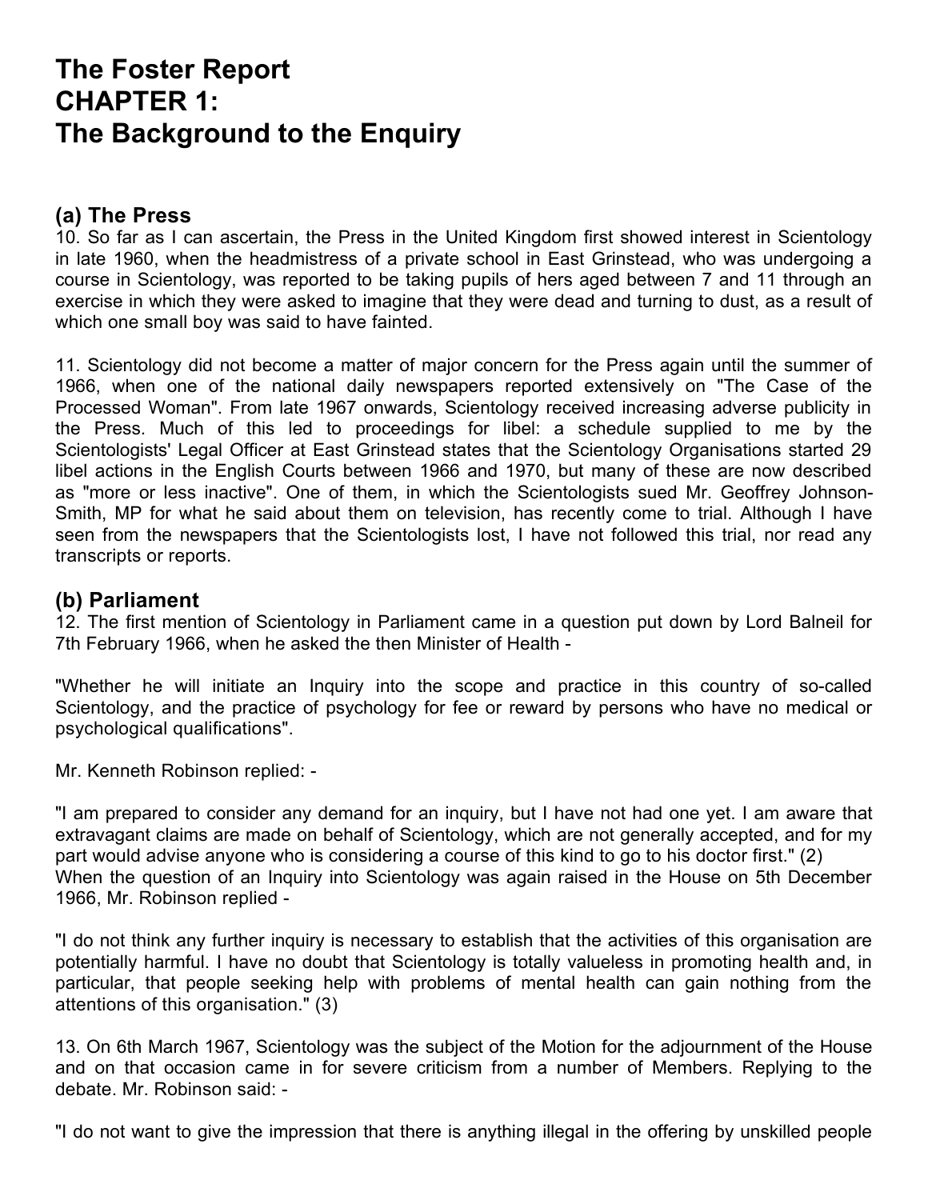# The Foster Report
# CHAPTER 1:
# The Background to the Enquiry

## (a) The Press

10. So far as I can ascertain, the Press in the United Kingdom first showed interest in Scientology in late 1960, when the headmistress of a private school in East Grinstead, who was undergoing a course in Scientology, was reported to be taking pupils of hers aged between 7 and 11 through an exercise in which they were asked to imagine that they were dead and turning to dust, as a result of which one small boy was said to have fainted.

11. Scientology did not become a matter of major concern for the Press again until the summer of 1966, when one of the national daily newspapers reported extensively on "The Case of the Processed Woman". From late 1967 onwards, Scientology received increasing adverse publicity in the Press. Much of this led to proceedings for libel: a schedule supplied to me by the Scientologists' Legal Officer at East Grinstead states that the Scientology Organisations started 29 libel actions in the English Courts between 1966 and 1970, but many of these are now described as "more or less inactive". One of them, in which the Scientologists sued Mr. Geoffrey Johnson-Smith, MP for what he said about them on television, has recently come to trial. Although I have seen from the newspapers that the Scientologists lost, I have not followed this trial, nor read any transcripts or reports.

## (b) Parliament

12. The first mention of Scientology in Parliament came in a question put down by Lord Balneil for 7th February 1966, when he asked the then Minister of Health -

"Whether he will initiate an Inquiry into the scope and practice in this country of so-called Scientology, and the practice of psychology for fee or reward by persons who have no medical or psychological qualifications".

Mr. Kenneth Robinson replied: -

"I am prepared to consider any demand for an inquiry, but I have not had one yet. I am aware that extravagant claims are made on behalf of Scientology, which are not generally accepted, and for my part would advise anyone who is considering a course of this kind to go to his doctor first." (2)

When the question of an Inquiry into Scientology was again raised in the House on 5th December 1966, Mr. Robinson replied -

"I do not think any further inquiry is necessary to establish that the activities of this organisation are potentially harmful. I have no doubt that Scientology is totally valueless in promoting health and, in particular, that people seeking help with problems of mental health can gain nothing from the attentions of this organisation." (3)

13. On 6th March 1967, Scientology was the subject of the Motion for the adjournment of the House and on that occasion came in for severe criticism from a number of Members. Replying to the debate. Mr. Robinson said: -

"I do not want to give the impression that there is anything illegal in the offering by unskilled people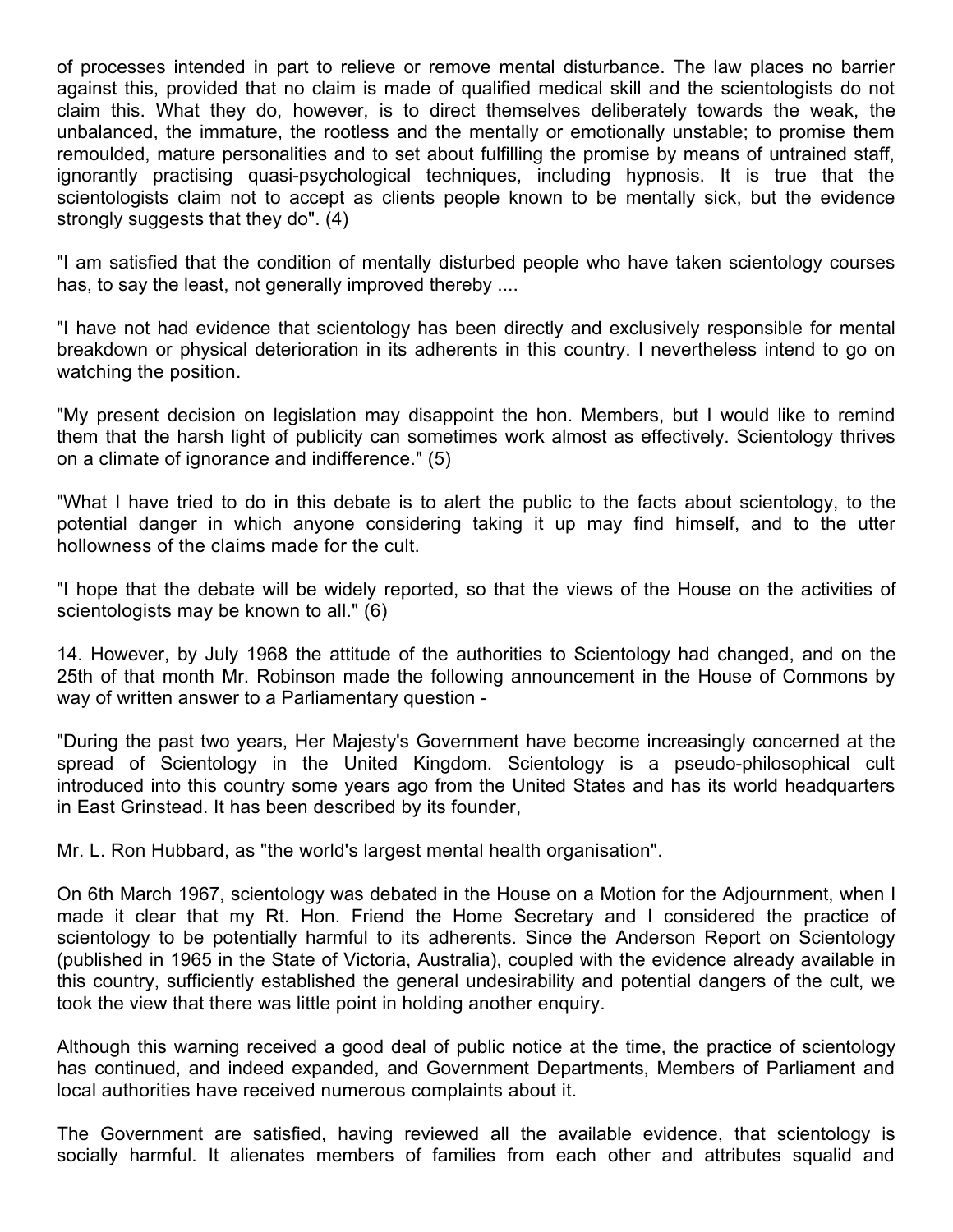of processes intended in part to relieve or remove mental disturbance. The law places no barrier against this, provided that no claim is made of qualified medical skill and the scientologists do not claim this. What they do, however, is to direct themselves deliberately towards the weak, the unbalanced, the immature, the rootless and the mentally or emotionally unstable; to promise them remoulded, mature personalities and to set about fulfilling the promise by means of untrained staff, ignorantly practising quasi-psychological techniques, including hypnosis. It is true that the scientologists claim not to accept as clients people known to be mentally sick, but the evidence strongly suggests that they do". (4)

"I am satisfied that the condition of mentally disturbed people who have taken scientology courses has, to say the least, not generally improved thereby ....

"I have not had evidence that scientology has been directly and exclusively responsible for mental breakdown or physical deterioration in its adherents in this country. I nevertheless intend to go on watching the position.

"My present decision on legislation may disappoint the hon. Members, but I would like to remind them that the harsh light of publicity can sometimes work almost as effectively. Scientology thrives on a climate of ignorance and indifference." (5)

"What I have tried to do in this debate is to alert the public to the facts about scientology, to the potential danger in which anyone considering taking it up may find himself, and to the utter hollowness of the claims made for the cult.

"I hope that the debate will be widely reported, so that the views of the House on the activities of scientologists may be known to all." (6)

14. However, by July 1968 the attitude of the authorities to Scientology had changed, and on the 25th of that month Mr. Robinson made the following announcement in the House of Commons by way of written answer to a Parliamentary question -

"During the past two years, Her Majesty's Government have become increasingly concerned at the spread of Scientology in the United Kingdom. Scientology is a pseudo-philosophical cult introduced into this country some years ago from the United States and has its world headquarters in East Grinstead. It has been described by its founder,

Mr. L. Ron Hubbard, as "the world's largest mental health organisation".

On 6th March 1967, scientology was debated in the House on a Motion for the Adjournment, when I made it clear that my Rt. Hon. Friend the Home Secretary and I considered the practice of scientology to be potentially harmful to its adherents. Since the Anderson Report on Scientology (published in 1965 in the State of Victoria, Australia), coupled with the evidence already available in this country, sufficiently established the general undesirability and potential dangers of the cult, we took the view that there was little point in holding another enquiry.

Although this warning received a good deal of public notice at the time, the practice of scientology has continued, and indeed expanded, and Government Departments, Members of Parliament and local authorities have received numerous complaints about it.

The Government are satisfied, having reviewed all the available evidence, that scientology is socially harmful. It alienates members of families from each other and attributes squalid and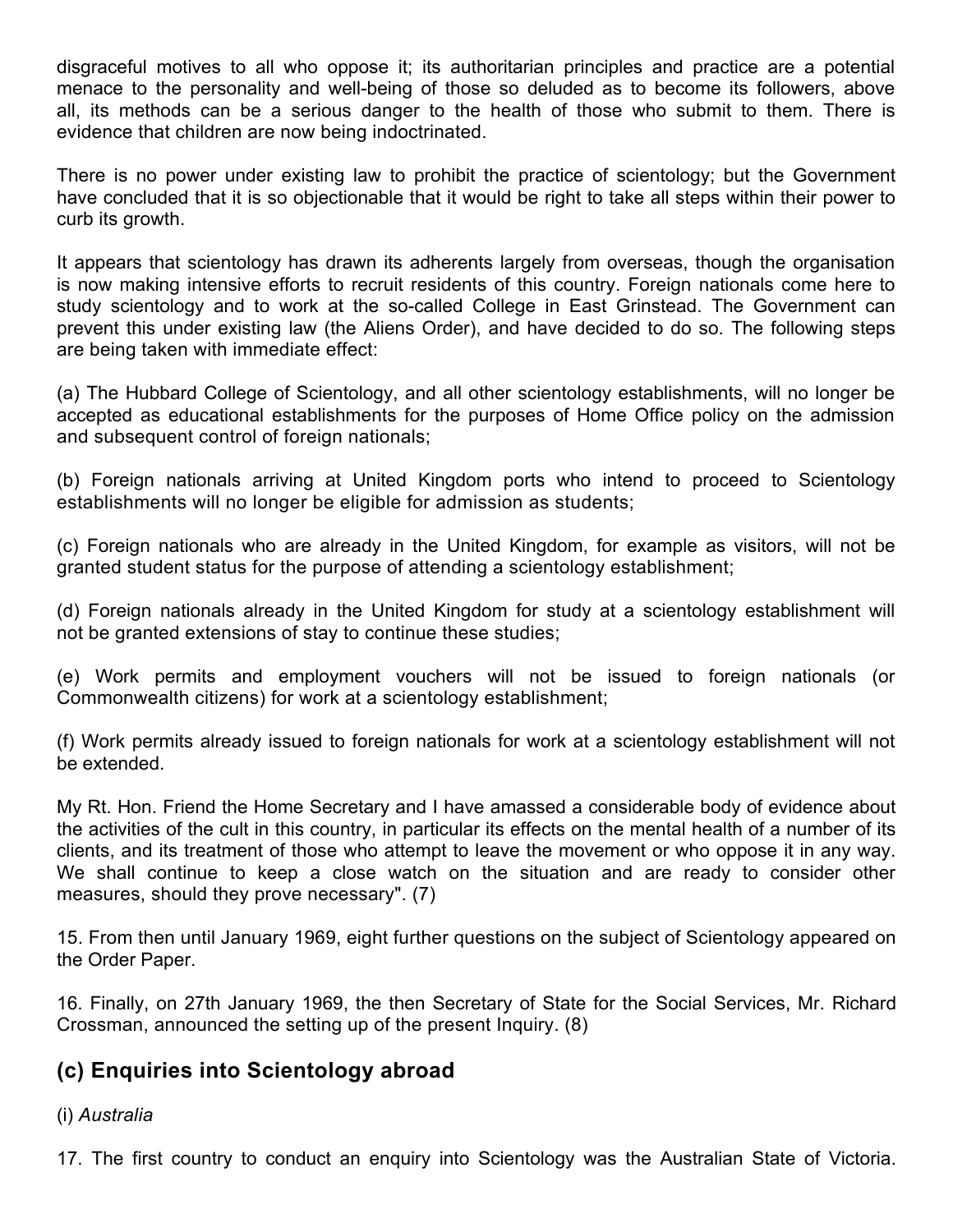disgraceful motives to all who oppose it; its authoritarian principles and practice are a potential menace to the personality and well-being of those so deluded as to become its followers, above all, its methods can be a serious danger to the health of those who submit to them. There is evidence that children are now being indoctrinated.

There is no power under existing law to prohibit the practice of scientology; but the Government have concluded that it is so objectionable that it would be right to take all steps within their power to curb its growth.

It appears that scientology has drawn its adherents largely from overseas, though the organisation is now making intensive efforts to recruit residents of this country. Foreign nationals come here to study scientology and to work at the so-called College in East Grinstead. The Government can prevent this under existing law (the Aliens Order), and have decided to do so. The following steps are being taken with immediate effect:

(a) The Hubbard College of Scientology, and all other scientology establishments, will no longer be accepted as educational establishments for the purposes of Home Office policy on the admission and subsequent control of foreign nationals;

(b) Foreign nationals arriving at United Kingdom ports who intend to proceed to Scientology establishments will no longer be eligible for admission as students;

(c) Foreign nationals who are already in the United Kingdom, for example as visitors, will not be granted student status for the purpose of attending a scientology establishment;

(d) Foreign nationals already in the United Kingdom for study at a scientology establishment will not be granted extensions of stay to continue these studies;

(e) Work permits and employment vouchers will not be issued to foreign nationals (or Commonwealth citizens) for work at a scientology establishment;

(f) Work permits already issued to foreign nationals for work at a scientology establishment will not be extended.

My Rt. Hon. Friend the Home Secretary and I have amassed a considerable body of evidence about the activities of the cult in this country, in particular its effects on the mental health of a number of its clients, and its treatment of those who attempt to leave the movement or who oppose it in any way. We shall continue to keep a close watch on the situation and are ready to consider other measures, should they prove necessary". (7)

15. From then until January 1969, eight further questions on the subject of Scientology appeared on the Order Paper.

16. Finally, on 27th January 1969, the then Secretary of State for the Social Services, Mr. Richard Crossman, announced the setting up of the present Inquiry. (8)

## (c) Enquiries into Scientology abroad

(i) *Australia*

17. The first country to conduct an enquiry into Scientology was the Australian State of Victoria.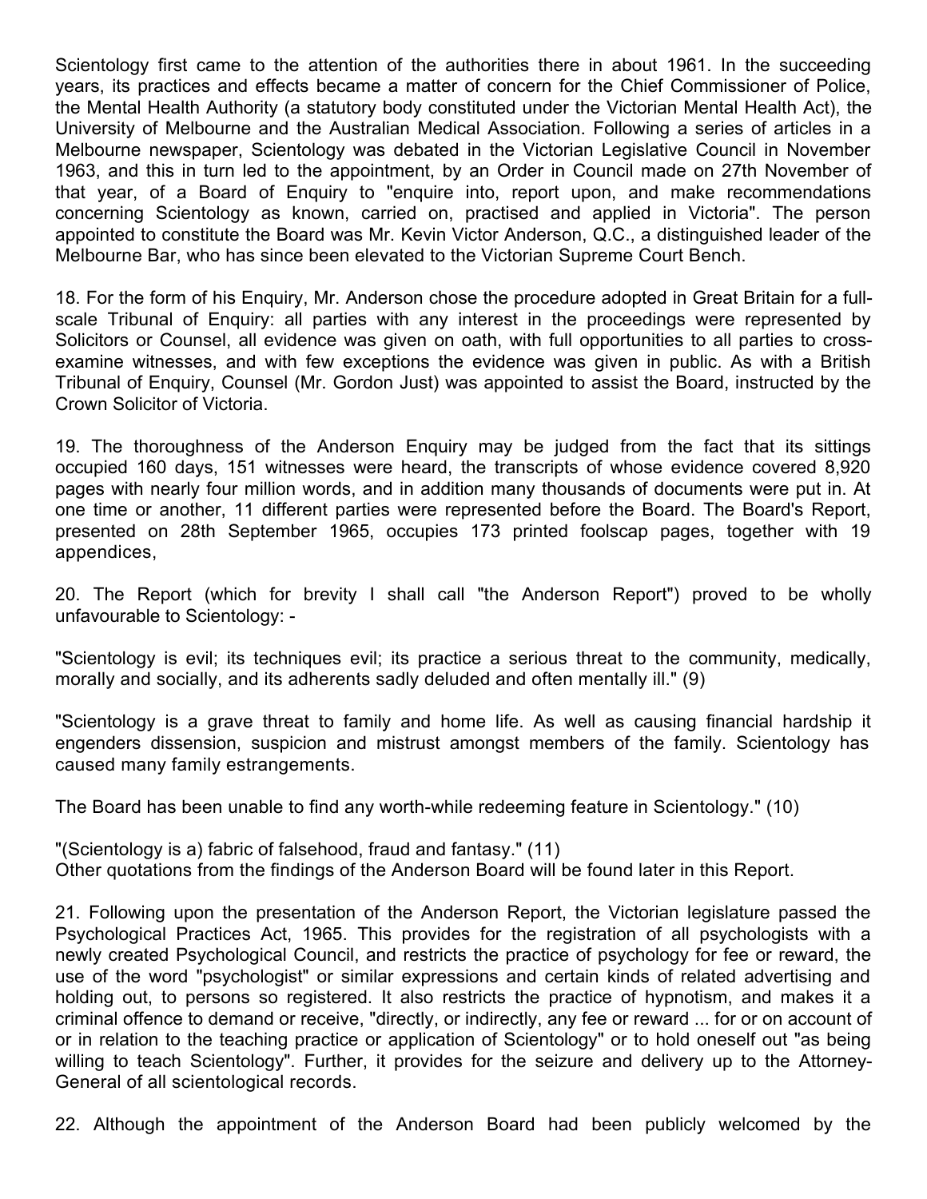Scientology first came to the attention of the authorities there in about 1961. In the succeeding years, its practices and effects became a matter of concern for the Chief Commissioner of Police, the Mental Health Authority (a statutory body constituted under the Victorian Mental Health Act), the University of Melbourne and the Australian Medical Association. Following a series of articles in a Melbourne newspaper, Scientology was debated in the Victorian Legislative Council in November 1963, and this in turn led to the appointment, by an Order in Council made on 27th November of that year, of a Board of Enquiry to "enquire into, report upon, and make recommendations concerning Scientology as known, carried on, practised and applied in Victoria". The person appointed to constitute the Board was Mr. Kevin Victor Anderson, Q.C., a distinguished leader of the Melbourne Bar, who has since been elevated to the Victorian Supreme Court Bench.

18. For the form of his Enquiry, Mr. Anderson chose the procedure adopted in Great Britain for a full-scale Tribunal of Enquiry: all parties with any interest in the proceedings were represented by Solicitors or Counsel, all evidence was given on oath, with full opportunities to all parties to cross-examine witnesses, and with few exceptions the evidence was given in public. As with a British Tribunal of Enquiry, Counsel (Mr. Gordon Just) was appointed to assist the Board, instructed by the Crown Solicitor of Victoria.

19. The thoroughness of the Anderson Enquiry may be judged from the fact that its sittings occupied 160 days, 151 witnesses were heard, the transcripts of whose evidence covered 8,920 pages with nearly four million words, and in addition many thousands of documents were put in. At one time or another, 11 different parties were represented before the Board. The Board's Report, presented on 28th September 1965, occupies 173 printed foolscap pages, together with 19 appendices,

20. The Report (which for brevity I shall call "the Anderson Report") proved to be wholly unfavourable to Scientology: -

"Scientology is evil; its techniques evil; its practice a serious threat to the community, medically, morally and socially, and its adherents sadly deluded and often mentally ill." (9)

"Scientology is a grave threat to family and home life. As well as causing financial hardship it engenders dissension, suspicion and mistrust amongst members of the family. Scientology has caused many family estrangements.

The Board has been unable to find any worth-while redeeming feature in Scientology." (10)

"(Scientology is a) fabric of falsehood, fraud and fantasy." (11)
Other quotations from the findings of the Anderson Board will be found later in this Report.

21. Following upon the presentation of the Anderson Report, the Victorian legislature passed the Psychological Practices Act, 1965. This provides for the registration of all psychologists with a newly created Psychological Council, and restricts the practice of psychology for fee or reward, the use of the word "psychologist" or similar expressions and certain kinds of related advertising and holding out, to persons so registered. It also restricts the practice of hypnotism, and makes it a criminal offence to demand or receive, "directly, or indirectly, any fee or reward ... for or on account of or in relation to the teaching practice or application of Scientology" or to hold oneself out "as being willing to teach Scientology". Further, it provides for the seizure and delivery up to the Attorney-General of all scientological records.

22. Although the appointment of the Anderson Board had been publicly welcomed by the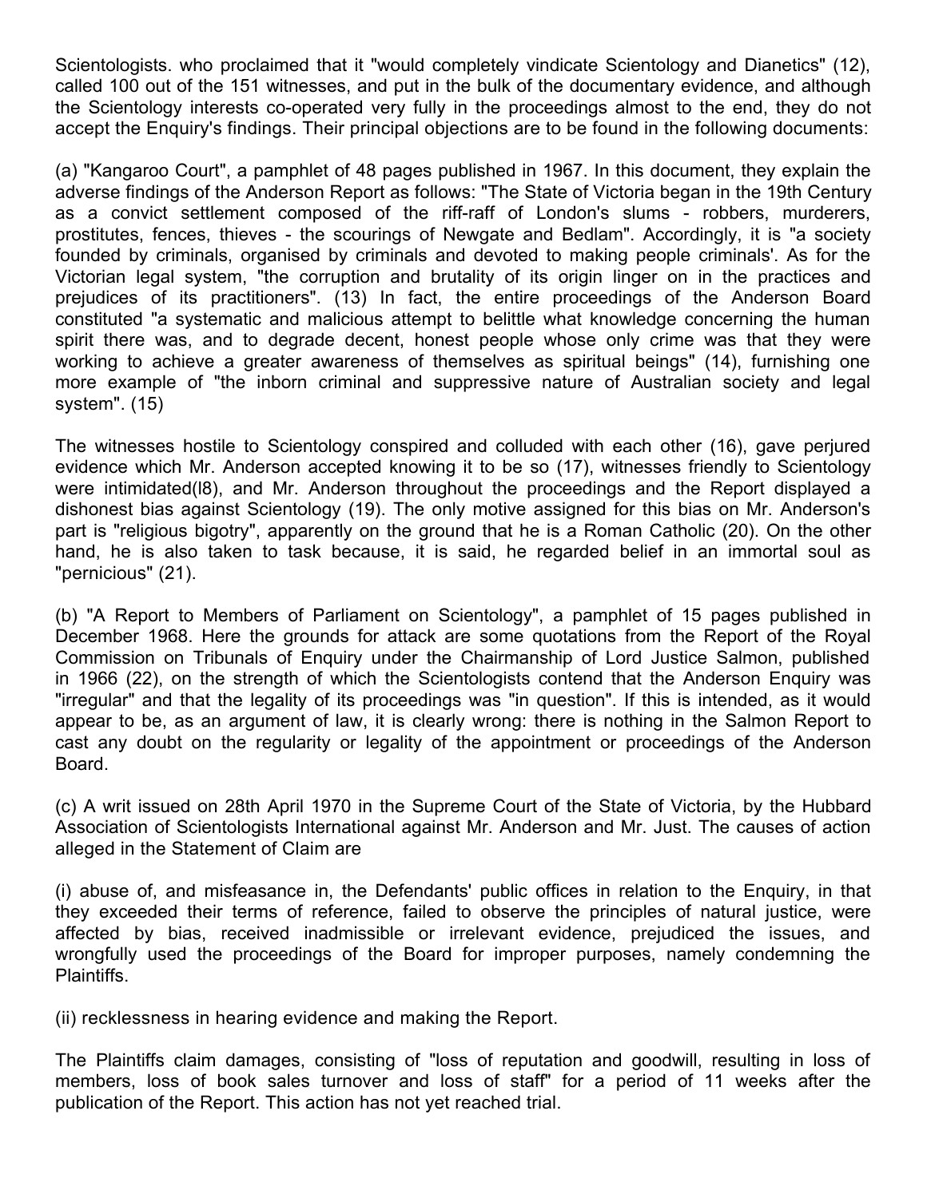Scientologists. who proclaimed that it "would completely vindicate Scientology and Dianetics" (12), called 100 out of the 151 witnesses, and put in the bulk of the documentary evidence, and although the Scientology interests co-operated very fully in the proceedings almost to the end, they do not accept the Enquiry's findings. Their principal objections are to be found in the following documents:

(a) "Kangaroo Court", a pamphlet of 48 pages published in 1967. In this document, they explain the adverse findings of the Anderson Report as follows: "The State of Victoria began in the 19th Century as a convict settlement composed of the riff-raff of London's slums - robbers, murderers, prostitutes, fences, thieves - the scourings of Newgate and Bedlam". Accordingly, it is "a society founded by criminals, organised by criminals and devoted to making people criminals'. As for the Victorian legal system, "the corruption and brutality of its origin linger on in the practices and prejudices of its practitioners". (13) In fact, the entire proceedings of the Anderson Board constituted "a systematic and malicious attempt to belittle what knowledge concerning the human spirit there was, and to degrade decent, honest people whose only crime was that they were working to achieve a greater awareness of themselves as spiritual beings" (14), furnishing one more example of "the inborn criminal and suppressive nature of Australian society and legal system". (15)

The witnesses hostile to Scientology conspired and colluded with each other (16), gave perjured evidence which Mr. Anderson accepted knowing it to be so (17), witnesses friendly to Scientology were intimidated(l8), and Mr. Anderson throughout the proceedings and the Report displayed a dishonest bias against Scientology (19). The only motive assigned for this bias on Mr. Anderson's part is "religious bigotry", apparently on the ground that he is a Roman Catholic (20). On the other hand, he is also taken to task because, it is said, he regarded belief in an immortal soul as "pernicious" (21).

(b) "A Report to Members of Parliament on Scientology", a pamphlet of 15 pages published in December 1968. Here the grounds for attack are some quotations from the Report of the Royal Commission on Tribunals of Enquiry under the Chairmanship of Lord Justice Salmon, published in 1966 (22), on the strength of which the Scientologists contend that the Anderson Enquiry was "irregular" and that the legality of its proceedings was "in question". If this is intended, as it would appear to be, as an argument of law, it is clearly wrong: there is nothing in the Salmon Report to cast any doubt on the regularity or legality of the appointment or proceedings of the Anderson Board.

(c) A writ issued on 28th April 1970 in the Supreme Court of the State of Victoria, by the Hubbard Association of Scientologists International against Mr. Anderson and Mr. Just. The causes of action alleged in the Statement of Claim are

(i) abuse of, and misfeasance in, the Defendants' public offices in relation to the Enquiry, in that they exceeded their terms of reference, failed to observe the principles of natural justice, were affected by bias, received inadmissible or irrelevant evidence, prejudiced the issues, and wrongfully used the proceedings of the Board for improper purposes, namely condemning the Plaintiffs.

(ii) recklessness in hearing evidence and making the Report.

The Plaintiffs claim damages, consisting of "loss of reputation and goodwill, resulting in loss of members, loss of book sales turnover and loss of staff" for a period of 11 weeks after the publication of the Report. This action has not yet reached trial.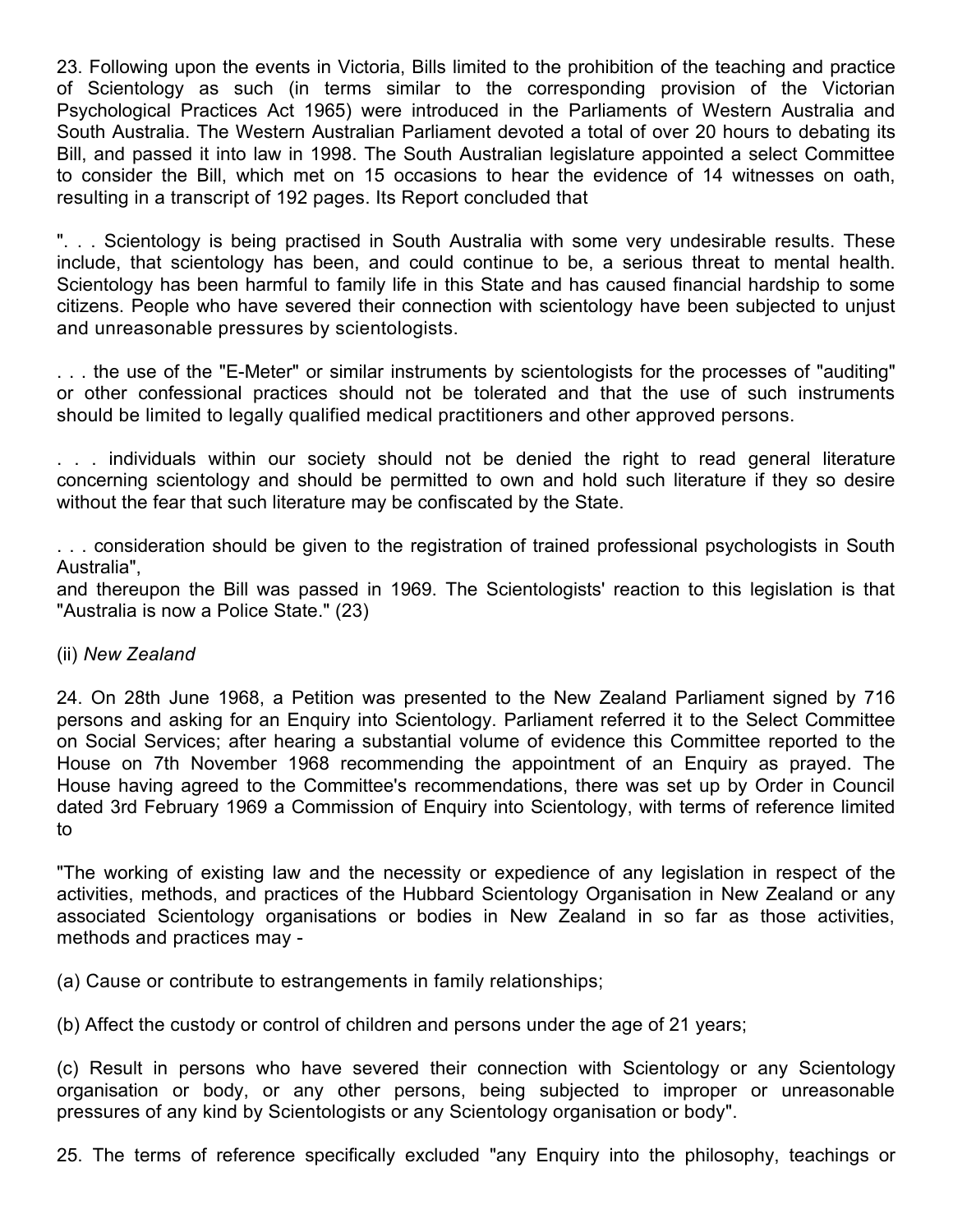23. Following upon the events in Victoria, Bills limited to the prohibition of the teaching and practice of Scientology as such (in terms similar to the corresponding provision of the Victorian Psychological Practices Act 1965) were introduced in the Parliaments of Western Australia and South Australia. The Western Australian Parliament devoted a total of over 20 hours to debating its Bill, and passed it into law in 1998. The South Australian legislature appointed a select Committee to consider the Bill, which met on 15 occasions to hear the evidence of 14 witnesses on oath, resulting in a transcript of 192 pages. Its Report concluded that

". . . Scientology is being practised in South Australia with some very undesirable results. These include, that scientology has been, and could continue to be, a serious threat to mental health. Scientology has been harmful to family life in this State and has caused financial hardship to some citizens. People who have severed their connection with scientology have been subjected to unjust and unreasonable pressures by scientologists.

. . . the use of the "E-Meter" or similar instruments by scientologists for the processes of "auditing" or other confessional practices should not be tolerated and that the use of such instruments should be limited to legally qualified medical practitioners and other approved persons.

. . . individuals within our society should not be denied the right to read general literature concerning scientology and should be permitted to own and hold such literature if they so desire without the fear that such literature may be confiscated by the State.

. . . consideration should be given to the registration of trained professional psychologists in South Australia",
and thereupon the Bill was passed in 1969. The Scientologists' reaction to this legislation is that "Australia is now a Police State." (23)

(ii) *New Zealand*

24. On 28th June 1968, a Petition was presented to the New Zealand Parliament signed by 716 persons and asking for an Enquiry into Scientology. Parliament referred it to the Select Committee on Social Services; after hearing a substantial volume of evidence this Committee reported to the House on 7th November 1968 recommending the appointment of an Enquiry as prayed. The House having agreed to the Committee's recommendations, there was set up by Order in Council dated 3rd February 1969 a Commission of Enquiry into Scientology, with terms of reference limited to

"The working of existing law and the necessity or expedience of any legislation in respect of the activities, methods, and practices of the Hubbard Scientology Organisation in New Zealand or any associated Scientology organisations or bodies in New Zealand in so far as those activities, methods and practices may -

(a) Cause or contribute to estrangements in family relationships;

(b) Affect the custody or control of children and persons under the age of 21 years;

(c) Result in persons who have severed their connection with Scientology or any Scientology organisation or body, or any other persons, being subjected to improper or unreasonable pressures of any kind by Scientologists or any Scientology organisation or body".

25. The terms of reference specifically excluded "any Enquiry into the philosophy, teachings or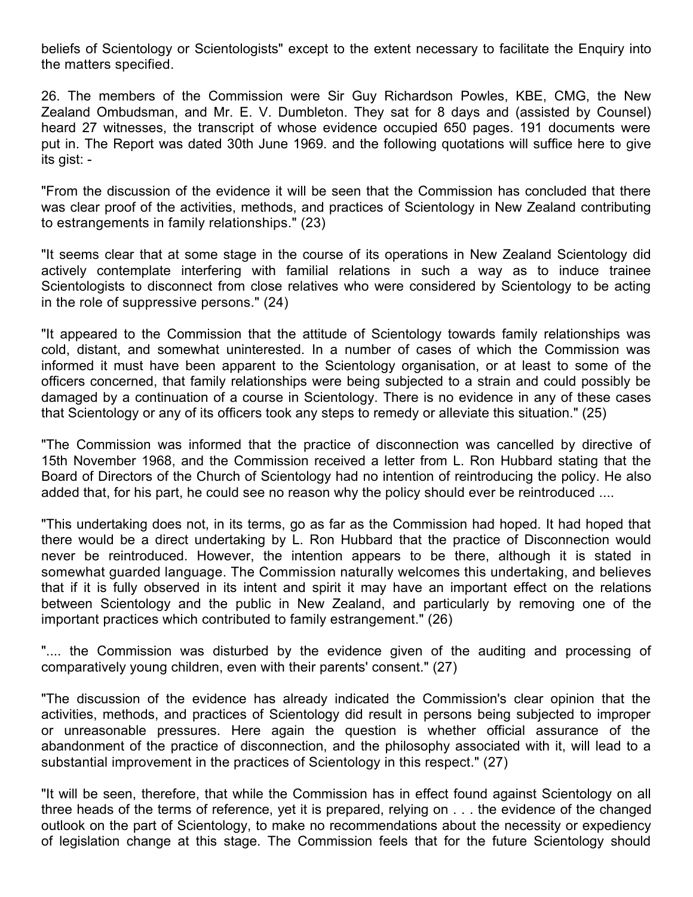beliefs of Scientology or Scientologists" except to the extent necessary to facilitate the Enquiry into the matters specified.

26. The members of the Commission were Sir Guy Richardson Powles, KBE, CMG, the New Zealand Ombudsman, and Mr. E. V. Dumbleton. They sat for 8 days and (assisted by Counsel) heard 27 witnesses, the transcript of whose evidence occupied 650 pages. 191 documents were put in. The Report was dated 30th June 1969. and the following quotations will suffice here to give its gist: -

"From the discussion of the evidence it will be seen that the Commission has concluded that there was clear proof of the activities, methods, and practices of Scientology in New Zealand contributing to estrangements in family relationships." (23)

"It seems clear that at some stage in the course of its operations in New Zealand Scientology did actively contemplate interfering with familial relations in such a way as to induce trainee Scientologists to disconnect from close relatives who were considered by Scientology to be acting in the role of suppressive persons." (24)

"It appeared to the Commission that the attitude of Scientology towards family relationships was cold, distant, and somewhat uninterested. In a number of cases of which the Commission was informed it must have been apparent to the Scientology organisation, or at least to some of the officers concerned, that family relationships were being subjected to a strain and could possibly be damaged by a continuation of a course in Scientology. There is no evidence in any of these cases that Scientology or any of its officers took any steps to remedy or alleviate this situation." (25)

"The Commission was informed that the practice of disconnection was cancelled by directive of 15th November 1968, and the Commission received a letter from L. Ron Hubbard stating that the Board of Directors of the Church of Scientology had no intention of reintroducing the policy. He also added that, for his part, he could see no reason why the policy should ever be reintroduced ....

"This undertaking does not, in its terms, go as far as the Commission had hoped. It had hoped that there would be a direct undertaking by L. Ron Hubbard that the practice of Disconnection would never be reintroduced. However, the intention appears to be there, although it is stated in somewhat guarded language. The Commission naturally welcomes this undertaking, and believes that if it is fully observed in its intent and spirit it may have an important effect on the relations between Scientology and the public in New Zealand, and particularly by removing one of the important practices which contributed to family estrangement." (26)

".... the Commission was disturbed by the evidence given of the auditing and processing of comparatively young children, even with their parents' consent." (27)

"The discussion of the evidence has already indicated the Commission's clear opinion that the activities, methods, and practices of Scientology did result in persons being subjected to improper or unreasonable pressures. Here again the question is whether official assurance of the abandonment of the practice of disconnection, and the philosophy associated with it, will lead to a substantial improvement in the practices of Scientology in this respect." (27)

"It will be seen, therefore, that while the Commission has in effect found against Scientology on all three heads of the terms of reference, yet it is prepared, relying on . . . the evidence of the changed outlook on the part of Scientology, to make no recommendations about the necessity or expediency of legislation change at this stage. The Commission feels that for the future Scientology should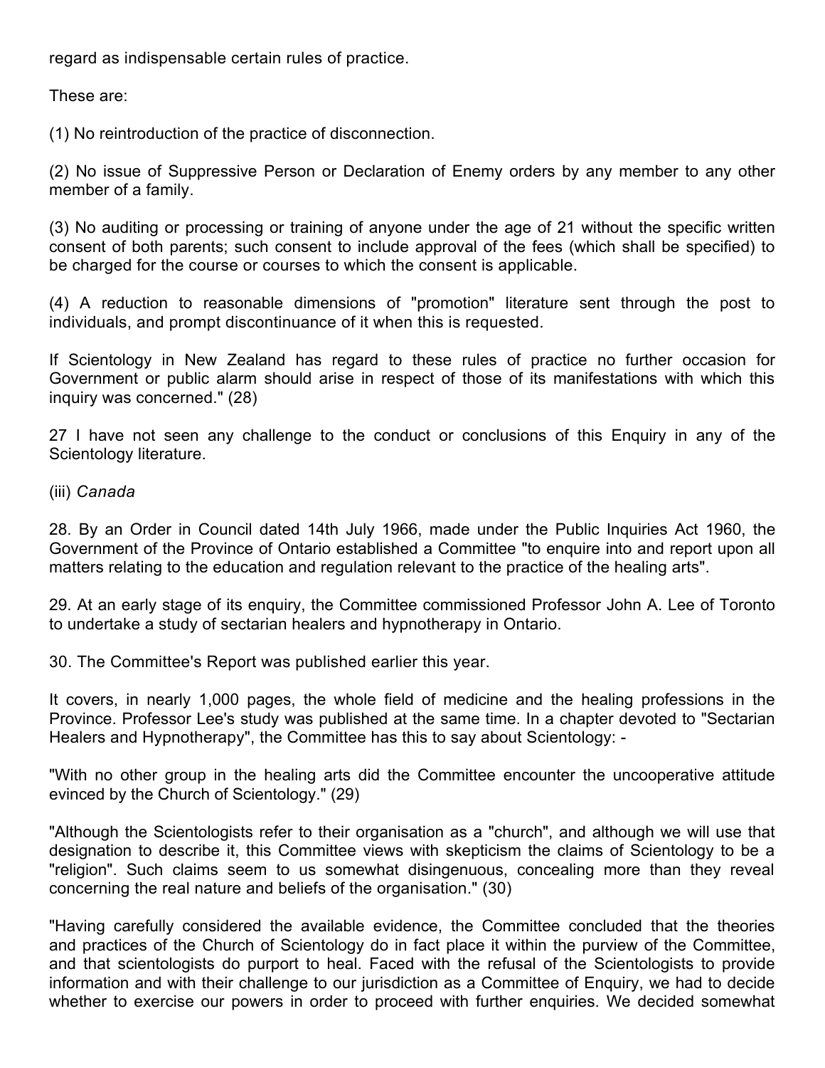regard as indispensable certain rules of practice.

These are:

(1) No reintroduction of the practice of disconnection.

(2) No issue of Suppressive Person or Declaration of Enemy orders by any member to any other member of a family.

(3) No auditing or processing or training of anyone under the age of 21 without the specific written consent of both parents; such consent to include approval of the fees (which shall be specified) to be charged for the course or courses to which the consent is applicable.

(4) A reduction to reasonable dimensions of "promotion" literature sent through the post to individuals, and prompt discontinuance of it when this is requested.

If Scientology in New Zealand has regard to these rules of practice no further occasion for Government or public alarm should arise in respect of those of its manifestations with which this inquiry was concerned." (28)

27 I have not seen any challenge to the conduct or conclusions of this Enquiry in any of the Scientology literature.

(iii) *Canada*

28. By an Order in Council dated 14th July 1966, made under the Public Inquiries Act 1960, the Government of the Province of Ontario established a Committee "to enquire into and report upon all matters relating to the education and regulation relevant to the practice of the healing arts".

29. At an early stage of its enquiry, the Committee commissioned Professor John A. Lee of Toronto to undertake a study of sectarian healers and hypnotherapy in Ontario.

30. The Committee's Report was published earlier this year.

It covers, in nearly 1,000 pages, the whole field of medicine and the healing professions in the Province. Professor Lee's study was published at the same time. In a chapter devoted to "Sectarian Healers and Hypnotherapy", the Committee has this to say about Scientology: -

"With no other group in the healing arts did the Committee encounter the uncooperative attitude evinced by the Church of Scientology." (29)

"Although the Scientologists refer to their organisation as a "church", and although we will use that designation to describe it, this Committee views with skepticism the claims of Scientology to be a "religion". Such claims seem to us somewhat disingenuous, concealing more than they reveal concerning the real nature and beliefs of the organisation." (30)

"Having carefully considered the available evidence, the Committee concluded that the theories and practices of the Church of Scientology do in fact place it within the purview of the Committee, and that scientologists do purport to heal. Faced with the refusal of the Scientologists to provide information and with their challenge to our jurisdiction as a Committee of Enquiry, we had to decide whether to exercise our powers in order to proceed with further enquiries. We decided somewhat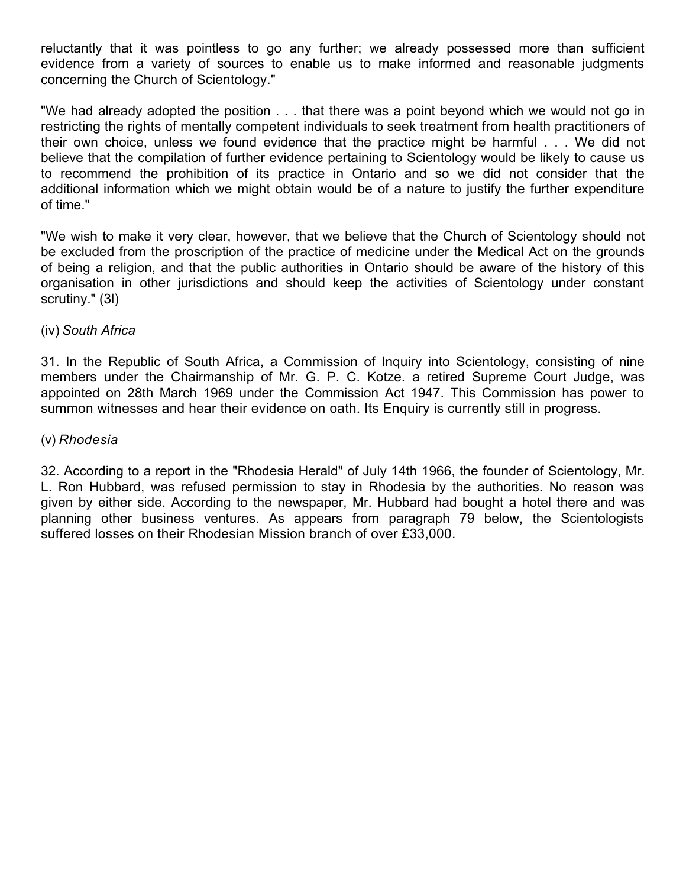reluctantly that it was pointless to go any further; we already possessed more than sufficient evidence from a variety of sources to enable us to make informed and reasonable judgments concerning the Church of Scientology."

"We had already adopted the position . . . that there was a point beyond which we would not go in restricting the rights of mentally competent individuals to seek treatment from health practitioners of their own choice, unless we found evidence that the practice might be harmful . . . We did not believe that the compilation of further evidence pertaining to Scientology would be likely to cause us to recommend the prohibition of its practice in Ontario and so we did not consider that the additional information which we might obtain would be of a nature to justify the further expenditure of time."

"We wish to make it very clear, however, that we believe that the Church of Scientology should not be excluded from the proscription of the practice of medicine under the Medical Act on the grounds of being a religion, and that the public authorities in Ontario should be aware of the history of this organisation in other jurisdictions and should keep the activities of Scientology under constant scrutiny." (3l)

(iv) *South Africa*

31. In the Republic of South Africa, a Commission of Inquiry into Scientology, consisting of nine members under the Chairmanship of Mr. G. P. C. Kotze. a retired Supreme Court Judge, was appointed on 28th March 1969 under the Commission Act 1947. This Commission has power to summon witnesses and hear their evidence on oath. Its Enquiry is currently still in progress.

(v) *Rhodesia*

32. According to a report in the "Rhodesia Herald" of July 14th 1966, the founder of Scientology, Mr. L. Ron Hubbard, was refused permission to stay in Rhodesia by the authorities. No reason was given by either side. According to the newspaper, Mr. Hubbard had bought a hotel there and was planning other business ventures. As appears from paragraph 79 below, the Scientologists suffered losses on their Rhodesian Mission branch of over £33,000.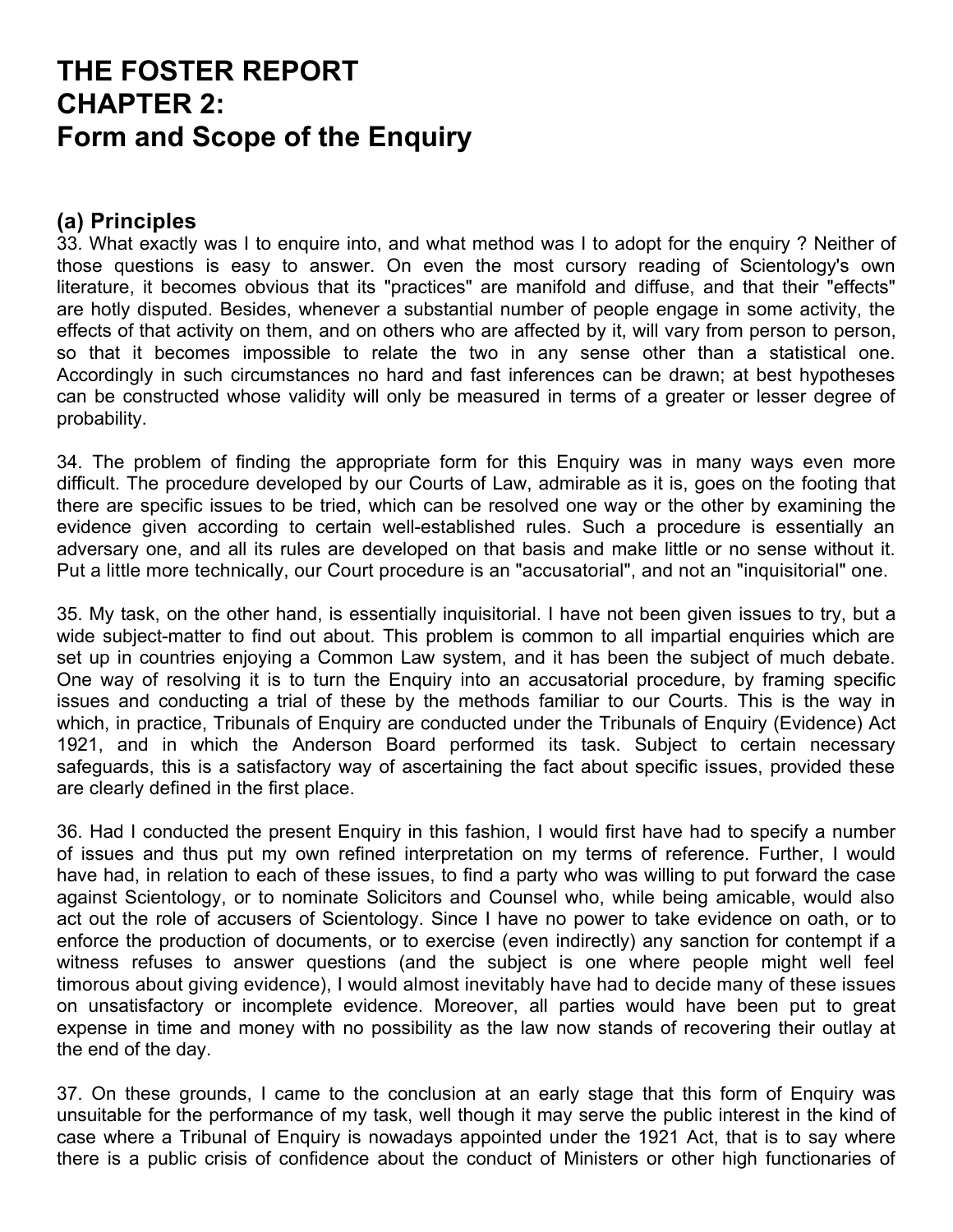# THE FOSTER REPORT
# CHAPTER 2:
# Form and Scope of the Enquiry

## (a) Principles

33. What exactly was I to enquire into, and what method was I to adopt for the enquiry ? Neither of those questions is easy to answer. On even the most cursory reading of Scientology's own literature, it becomes obvious that its "practices" are manifold and diffuse, and that their "effects" are hotly disputed. Besides, whenever a substantial number of people engage in some activity, the effects of that activity on them, and on others who are affected by it, will vary from person to person, so that it becomes impossible to relate the two in any sense other than a statistical one. Accordingly in such circumstances no hard and fast inferences can be drawn; at best hypotheses can be constructed whose validity will only be measured in terms of a greater or lesser degree of probability.

34. The problem of finding the appropriate form for this Enquiry was in many ways even more difficult. The procedure developed by our Courts of Law, admirable as it is, goes on the footing that there are specific issues to be tried, which can be resolved one way or the other by examining the evidence given according to certain well-established rules. Such a procedure is essentially an adversary one, and all its rules are developed on that basis and make little or no sense without it. Put a little more technically, our Court procedure is an "accusatorial", and not an "inquisitorial" one.

35. My task, on the other hand, is essentially inquisitorial. I have not been given issues to try, but a wide subject-matter to find out about. This problem is common to all impartial enquiries which are set up in countries enjoying a Common Law system, and it has been the subject of much debate. One way of resolving it is to turn the Enquiry into an accusatorial procedure, by framing specific issues and conducting a trial of these by the methods familiar to our Courts. This is the way in which, in practice, Tribunals of Enquiry are conducted under the Tribunals of Enquiry (Evidence) Act 1921, and in which the Anderson Board performed its task. Subject to certain necessary safeguards, this is a satisfactory way of ascertaining the fact about specific issues, provided these are clearly defined in the first place.

36. Had I conducted the present Enquiry in this fashion, I would first have had to specify a number of issues and thus put my own refined interpretation on my terms of reference. Further, I would have had, in relation to each of these issues, to find a party who was willing to put forward the case against Scientology, or to nominate Solicitors and Counsel who, while being amicable, would also act out the role of accusers of Scientology. Since I have no power to take evidence on oath, or to enforce the production of documents, or to exercise (even indirectly) any sanction for contempt if a witness refuses to answer questions (and the subject is one where people might well feel timorous about giving evidence), I would almost inevitably have had to decide many of these issues on unsatisfactory or incomplete evidence. Moreover, all parties would have been put to great expense in time and money with no possibility as the law now stands of recovering their outlay at the end of the day.

37. On these grounds, I came to the conclusion at an early stage that this form of Enquiry was unsuitable for the performance of my task, well though it may serve the public interest in the kind of case where a Tribunal of Enquiry is nowadays appointed under the 1921 Act, that is to say where there is a public crisis of confidence about the conduct of Ministers or other high functionaries of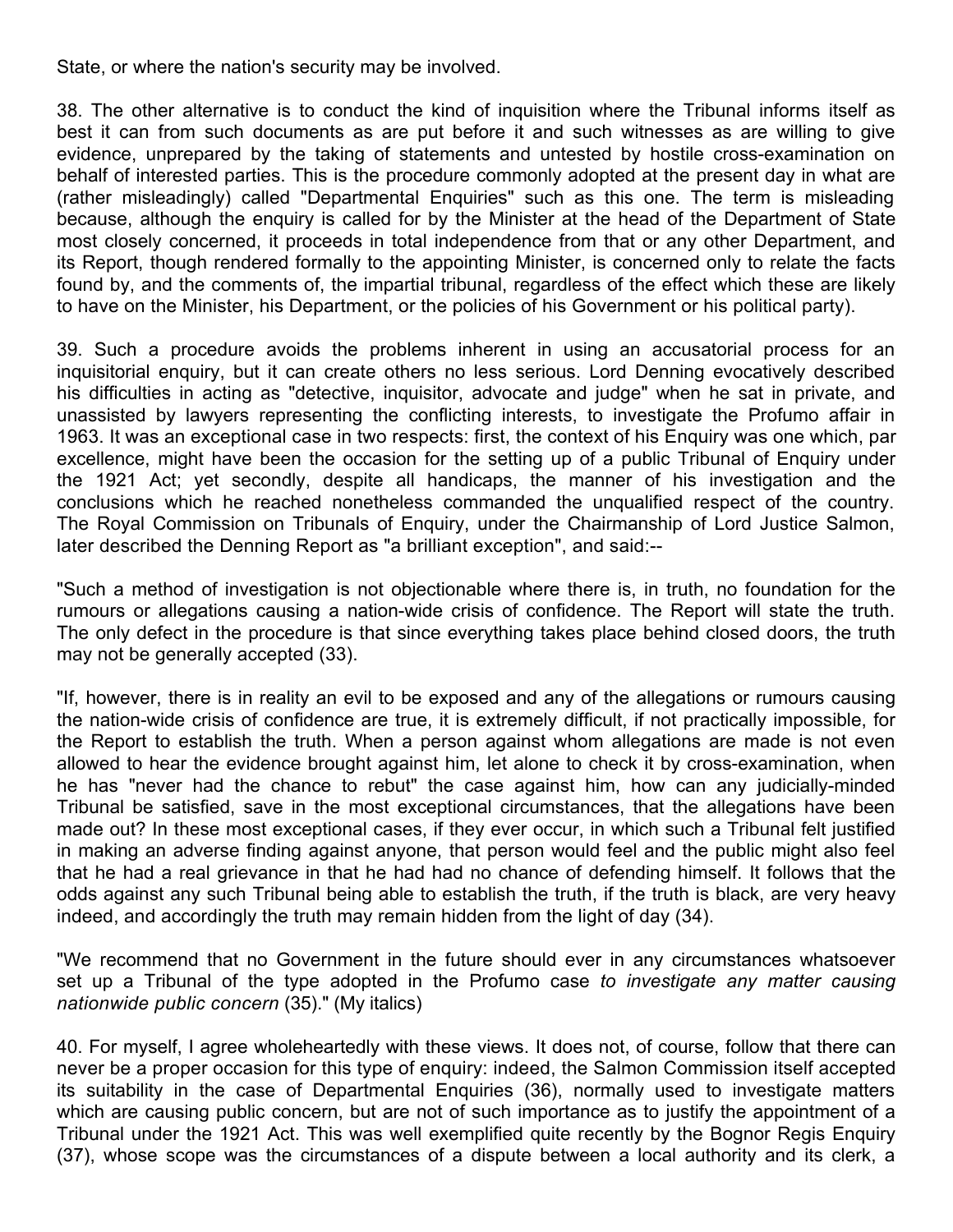State, or where the nation's security may be involved.

38. The other alternative is to conduct the kind of inquisition where the Tribunal informs itself as best it can from such documents as are put before it and such witnesses as are willing to give evidence, unprepared by the taking of statements and untested by hostile cross-examination on behalf of interested parties. This is the procedure commonly adopted at the present day in what are (rather misleadingly) called "Departmental Enquiries" such as this one. The term is misleading because, although the enquiry is called for by the Minister at the head of the Department of State most closely concerned, it proceeds in total independence from that or any other Department, and its Report, though rendered formally to the appointing Minister, is concerned only to relate the facts found by, and the comments of, the impartial tribunal, regardless of the effect which these are likely to have on the Minister, his Department, or the policies of his Government or his political party).

39. Such a procedure avoids the problems inherent in using an accusatorial process for an inquisitorial enquiry, but it can create others no less serious. Lord Denning evocatively described his difficulties in acting as "detective, inquisitor, advocate and judge" when he sat in private, and unassisted by lawyers representing the conflicting interests, to investigate the Profumo affair in 1963. It was an exceptional case in two respects: first, the context of his Enquiry was one which, par excellence, might have been the occasion for the setting up of a public Tribunal of Enquiry under the 1921 Act; yet secondly, despite all handicaps, the manner of his investigation and the conclusions which he reached nonetheless commanded the unqualified respect of the country. The Royal Commission on Tribunals of Enquiry, under the Chairmanship of Lord Justice Salmon, later described the Denning Report as "a brilliant exception", and said:--

"Such a method of investigation is not objectionable where there is, in truth, no foundation for the rumours or allegations causing a nation-wide crisis of confidence. The Report will state the truth. The only defect in the procedure is that since everything takes place behind closed doors, the truth may not be generally accepted (33).

"If, however, there is in reality an evil to be exposed and any of the allegations or rumours causing the nation-wide crisis of confidence are true, it is extremely difficult, if not practically impossible, for the Report to establish the truth. When a person against whom allegations are made is not even allowed to hear the evidence brought against him, let alone to check it by cross-examination, when he has "never had the chance to rebut" the case against him, how can any judicially-minded Tribunal be satisfied, save in the most exceptional circumstances, that the allegations have been made out? In these most exceptional cases, if they ever occur, in which such a Tribunal felt justified in making an adverse finding against anyone, that person would feel and the public might also feel that he had a real grievance in that he had had no chance of defending himself. It follows that the odds against any such Tribunal being able to establish the truth, if the truth is black, are very heavy indeed, and accordingly the truth may remain hidden from the light of day (34).

"We recommend that no Government in the future should ever in any circumstances whatsoever set up a Tribunal of the type adopted in the Profumo case *to investigate any matter causing nationwide public concern* (35)." (My italics)

40. For myself, I agree wholeheartedly with these views. It does not, of course, follow that there can never be a proper occasion for this type of enquiry: indeed, the Salmon Commission itself accepted its suitability in the case of Departmental Enquiries (36), normally used to investigate matters which are causing public concern, but are not of such importance as to justify the appointment of a Tribunal under the 1921 Act. This was well exemplified quite recently by the Bognor Regis Enquiry (37), whose scope was the circumstances of a dispute between a local authority and its clerk, a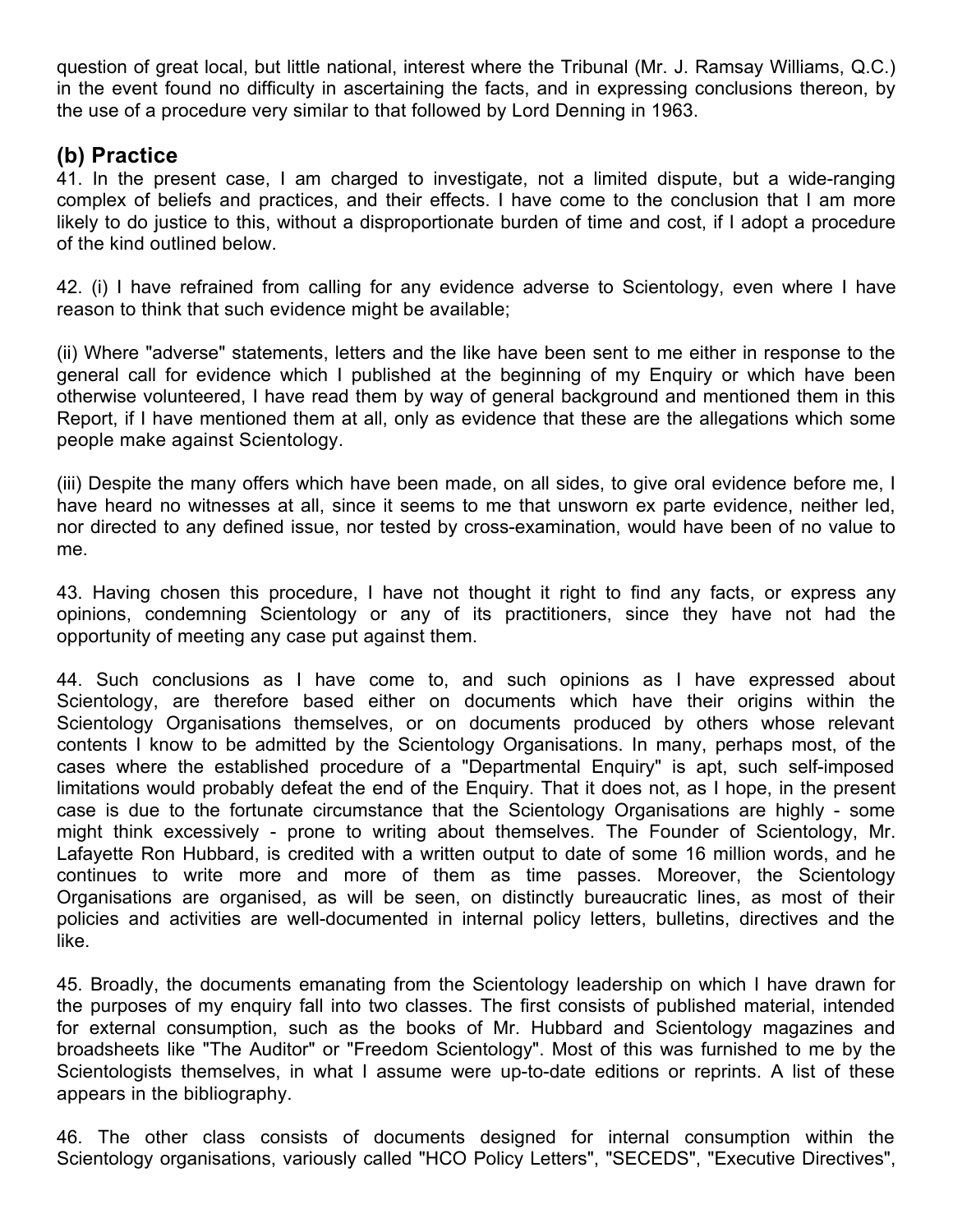question of great local, but little national, interest where the Tribunal (Mr. J. Ramsay Williams, Q.C.) in the event found no difficulty in ascertaining the facts, and in expressing conclusions thereon, by the use of a procedure very similar to that followed by Lord Denning in 1963.

## (b) Practice

41. In the present case, I am charged to investigate, not a limited dispute, but a wide-ranging complex of beliefs and practices, and their effects. I have come to the conclusion that I am more likely to do justice to this, without a disproportionate burden of time and cost, if I adopt a procedure of the kind outlined below.

42. (i) I have refrained from calling for any evidence adverse to Scientology, even where I have reason to think that such evidence might be available;

(ii) Where "adverse" statements, letters and the like have been sent to me either in response to the general call for evidence which I published at the beginning of my Enquiry or which have been otherwise volunteered, I have read them by way of general background and mentioned them in this Report, if I have mentioned them at all, only as evidence that these are the allegations which some people make against Scientology.

(iii) Despite the many offers which have been made, on all sides, to give oral evidence before me, I have heard no witnesses at all, since it seems to me that unsworn ex parte evidence, neither led, nor directed to any defined issue, nor tested by cross-examination, would have been of no value to me.

43. Having chosen this procedure, I have not thought it right to find any facts, or express any opinions, condemning Scientology or any of its practitioners, since they have not had the opportunity of meeting any case put against them.

44. Such conclusions as I have come to, and such opinions as I have expressed about Scientology, are therefore based either on documents which have their origins within the Scientology Organisations themselves, or on documents produced by others whose relevant contents I know to be admitted by the Scientology Organisations. In many, perhaps most, of the cases where the established procedure of a "Departmental Enquiry" is apt, such self-imposed limitations would probably defeat the end of the Enquiry. That it does not, as I hope, in the present case is due to the fortunate circumstance that the Scientology Organisations are highly - some might think excessively - prone to writing about themselves. The Founder of Scientology, Mr. Lafayette Ron Hubbard, is credited with a written output to date of some 16 million words, and he continues to write more and more of them as time passes. Moreover, the Scientology Organisations are organised, as will be seen, on distinctly bureaucratic lines, as most of their policies and activities are well-documented in internal policy letters, bulletins, directives and the like.

45. Broadly, the documents emanating from the Scientology leadership on which I have drawn for the purposes of my enquiry fall into two classes. The first consists of published material, intended for external consumption, such as the books of Mr. Hubbard and Scientology magazines and broadsheets like "The Auditor" or "Freedom Scientology". Most of this was furnished to me by the Scientologists themselves, in what I assume were up-to-date editions or reprints. A list of these appears in the bibliography.

46. The other class consists of documents designed for internal consumption within the Scientology organisations, variously called "HCO Policy Letters", "SECEDS", "Executive Directives",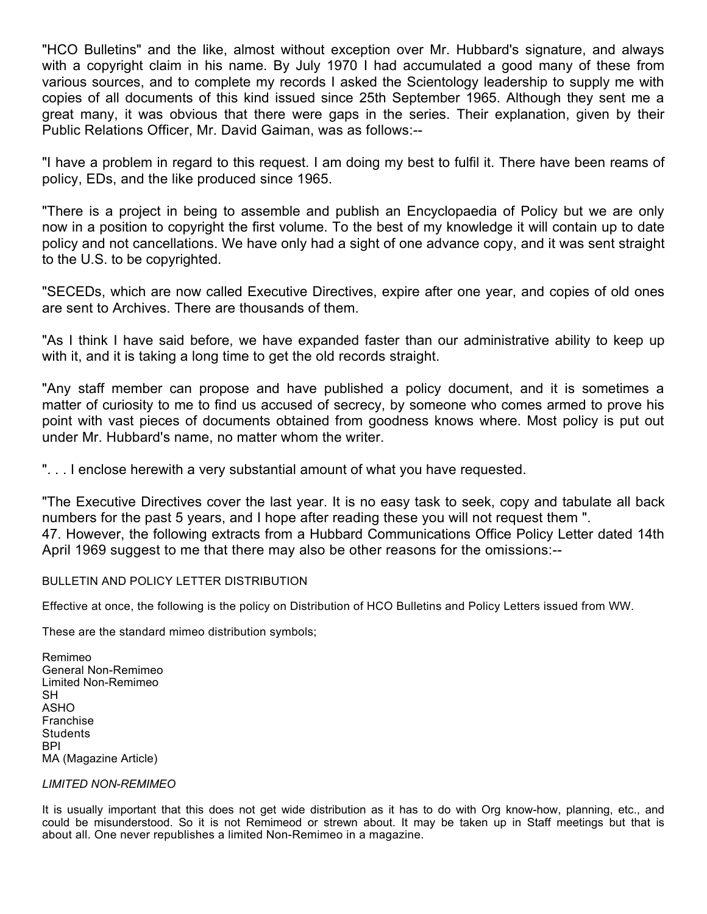"HCO Bulletins" and the like, almost without exception over Mr. Hubbard's signature, and always with a copyright claim in his name. By July 1970 I had accumulated a good many of these from various sources, and to complete my records I asked the Scientology leadership to supply me with copies of all documents of this kind issued since 25th September 1965. Although they sent me a great many, it was obvious that there were gaps in the series. Their explanation, given by their Public Relations Officer, Mr. David Gaiman, was as follows:--

"I have a problem in regard to this request. I am doing my best to fulfil it. There have been reams of policy, EDs, and the like produced since 1965.

"There is a project in being to assemble and publish an Encyclopaedia of Policy but we are only now in a position to copyright the first volume. To the best of my knowledge it will contain up to date policy and not cancellations. We have only had a sight of one advance copy, and it was sent straight to the U.S. to be copyrighted.

"SECEDs, which are now called Executive Directives, expire after one year, and copies of old ones are sent to Archives. There are thousands of them.

"As I think I have said before, we have expanded faster than our administrative ability to keep up with it, and it is taking a long time to get the old records straight.

"Any staff member can propose and have published a policy document, and it is sometimes a matter of curiosity to me to find us accused of secrecy, by someone who comes armed to prove his point with vast pieces of documents obtained from goodness knows where. Most policy is put out under Mr. Hubbard's name, no matter whom the writer.

". . . I enclose herewith a very substantial amount of what you have requested.

"The Executive Directives cover the last year. It is no easy task to seek, copy and tabulate all back numbers for the past 5 years, and I hope after reading these you will not request them ".

47. However, the following extracts from a Hubbard Communications Office Policy Letter dated 14th April 1969 suggest to me that there may also be other reasons for the omissions:--

BULLETIN AND POLICY LETTER DISTRIBUTION

Effective at once, the following is the policy on Distribution of HCO Bulletins and Policy Letters issued from WW.

These are the standard mimeo distribution symbols;

Remimeo
General Non-Remimeo
Limited Non-Remimeo
SH
ASHO
Franchise
Students
BPI
MA (Magazine Article)

*LIMITED NON-REMIMEO*

It is usually important that this does not get wide distribution as it has to do with Org know-how, planning, etc., and could be misunderstood. So it is not Remimeod or strewn about. It may be taken up in Staff meetings but that is about all. One never republishes a limited Non-Remimeo in a magazine.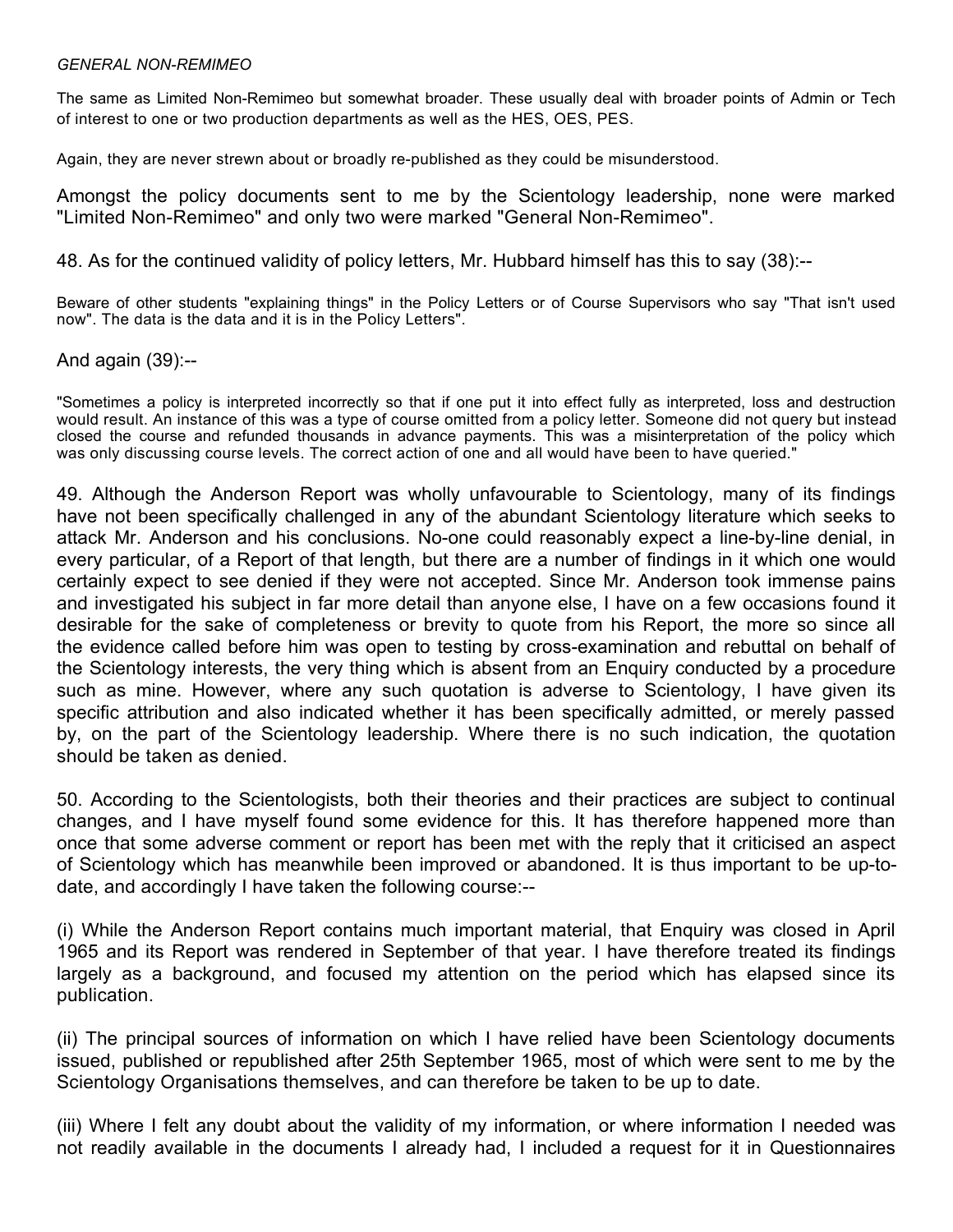*GENERAL NON-REMIMEO*

The same as Limited Non-Remimeo but somewhat broader. These usually deal with broader points of Admin or Tech of interest to one or two production departments as well as the HES, OES, PES.

Again, they are never strewn about or broadly re-published as they could be misunderstood.

Amongst the policy documents sent to me by the Scientology leadership, none were marked "Limited Non-Remimeo" and only two were marked "General Non-Remimeo".

48. As for the continued validity of policy letters, Mr. Hubbard himself has this to say (38):--

Beware of other students "explaining things" in the Policy Letters or of Course Supervisors who say "That isn't used now". The data is the data and it is in the Policy Letters".

And again (39):--

"Sometimes a policy is interpreted incorrectly so that if one put it into effect fully as interpreted, loss and destruction would result. An instance of this was a type of course omitted from a policy letter. Someone did not query but instead closed the course and refunded thousands in advance payments. This was a misinterpretation of the policy which was only discussing course levels. The correct action of one and all would have been to have queried."

49. Although the Anderson Report was wholly unfavourable to Scientology, many of its findings have not been specifically challenged in any of the abundant Scientology literature which seeks to attack Mr. Anderson and his conclusions. No-one could reasonably expect a line-by-line denial, in every particular, of a Report of that length, but there are a number of findings in it which one would certainly expect to see denied if they were not accepted. Since Mr. Anderson took immense pains and investigated his subject in far more detail than anyone else, I have on a few occasions found it desirable for the sake of completeness or brevity to quote from his Report, the more so since all the evidence called before him was open to testing by cross-examination and rebuttal on behalf of the Scientology interests, the very thing which is absent from an Enquiry conducted by a procedure such as mine. However, where any such quotation is adverse to Scientology, I have given its specific attribution and also indicated whether it has been specifically admitted, or merely passed by, on the part of the Scientology leadership. Where there is no such indication, the quotation should be taken as denied.

50. According to the Scientologists, both their theories and their practices are subject to continual changes, and I have myself found some evidence for this. It has therefore happened more than once that some adverse comment or report has been met with the reply that it criticised an aspect of Scientology which has meanwhile been improved or abandoned. It is thus important to be up-to-date, and accordingly I have taken the following course:--

(i) While the Anderson Report contains much important material, that Enquiry was closed in April 1965 and its Report was rendered in September of that year. I have therefore treated its findings largely as a background, and focused my attention on the period which has elapsed since its publication.

(ii) The principal sources of information on which I have relied have been Scientology documents issued, published or republished after 25th September 1965, most of which were sent to me by the Scientology Organisations themselves, and can therefore be taken to be up to date.

(iii) Where I felt any doubt about the validity of my information, or where information I needed was not readily available in the documents I already had, I included a request for it in Questionnaires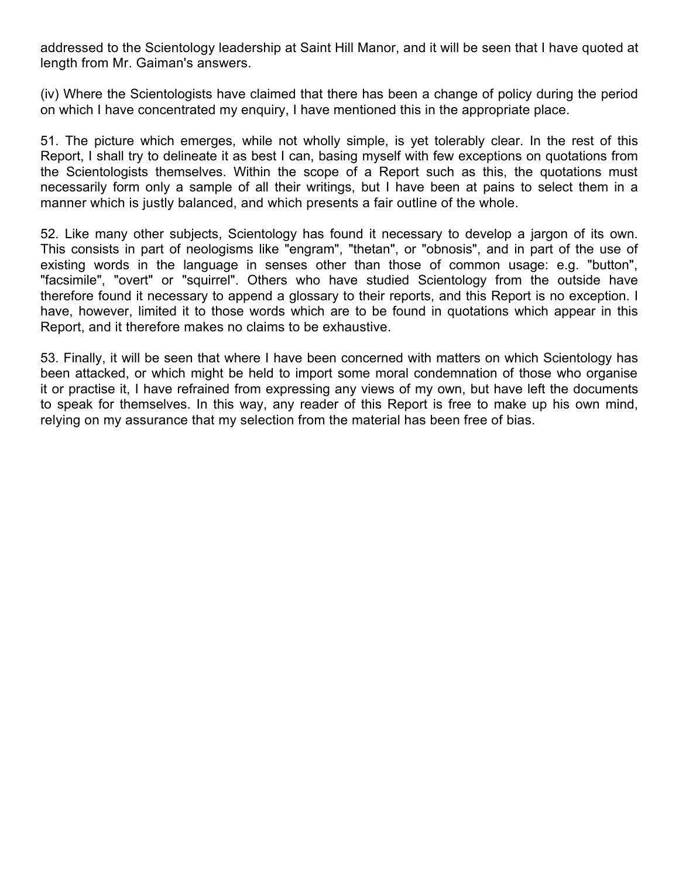addressed to the Scientology leadership at Saint Hill Manor, and it will be seen that I have quoted at length from Mr. Gaiman's answers.

(iv) Where the Scientologists have claimed that there has been a change of policy during the period on which I have concentrated my enquiry, I have mentioned this in the appropriate place.

51. The picture which emerges, while not wholly simple, is yet tolerably clear. In the rest of this Report, I shall try to delineate it as best I can, basing myself with few exceptions on quotations from the Scientologists themselves. Within the scope of a Report such as this, the quotations must necessarily form only a sample of all their writings, but I have been at pains to select them in a manner which is justly balanced, and which presents a fair outline of the whole.

52. Like many other subjects, Scientology has found it necessary to develop a jargon of its own. This consists in part of neologisms like "engram", "thetan", or "obnosis", and in part of the use of existing words in the language in senses other than those of common usage: e.g. "button", "facsimile", "overt" or "squirrel". Others who have studied Scientology from the outside have therefore found it necessary to append a glossary to their reports, and this Report is no exception. I have, however, limited it to those words which are to be found in quotations which appear in this Report, and it therefore makes no claims to be exhaustive.

53. Finally, it will be seen that where I have been concerned with matters on which Scientology has been attacked, or which might be held to import some moral condemnation of those who organise it or practise it, I have refrained from expressing any views of my own, but have left the documents to speak for themselves. In this way, any reader of this Report is free to make up his own mind, relying on my assurance that my selection from the material has been free of bias.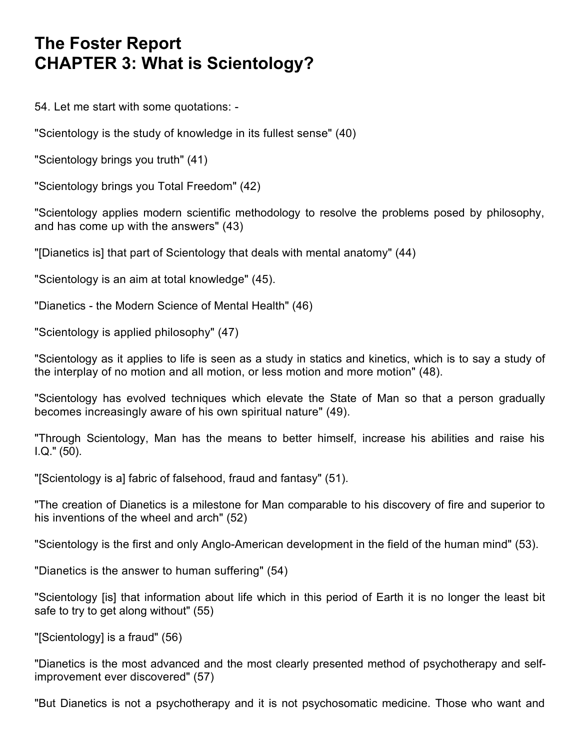# The Foster Report
# CHAPTER 3: What is Scientology?

54. Let me start with some quotations: -

"Scientology is the study of knowledge in its fullest sense" (40)

"Scientology brings you truth" (41)

"Scientology brings you Total Freedom" (42)

"Scientology applies modern scientific methodology to resolve the problems posed by philosophy, and has come up with the answers" (43)

"[Dianetics is] that part of Scientology that deals with mental anatomy" (44)

"Scientology is an aim at total knowledge" (45).

"Dianetics - the Modern Science of Mental Health" (46)

"Scientology is applied philosophy" (47)

"Scientology as it applies to life is seen as a study in statics and kinetics, which is to say a study of the interplay of no motion and all motion, or less motion and more motion" (48).

"Scientology has evolved techniques which elevate the State of Man so that a person gradually becomes increasingly aware of his own spiritual nature" (49).

"Through Scientology, Man has the means to better himself, increase his abilities and raise his I.Q." (50).

"[Scientology is a] fabric of falsehood, fraud and fantasy" (51).

"The creation of Dianetics is a milestone for Man comparable to his discovery of fire and superior to his inventions of the wheel and arch" (52)

"Scientology is the first and only Anglo-American development in the field of the human mind" (53).

"Dianetics is the answer to human suffering" (54)

"Scientology [is] that information about life which in this period of Earth it is no longer the least bit safe to try to get along without" (55)

"[Scientology] is a fraud" (56)

"Dianetics is the most advanced and the most clearly presented method of psychotherapy and self-improvement ever discovered" (57)

"But Dianetics is not a psychotherapy and it is not psychosomatic medicine. Those who want and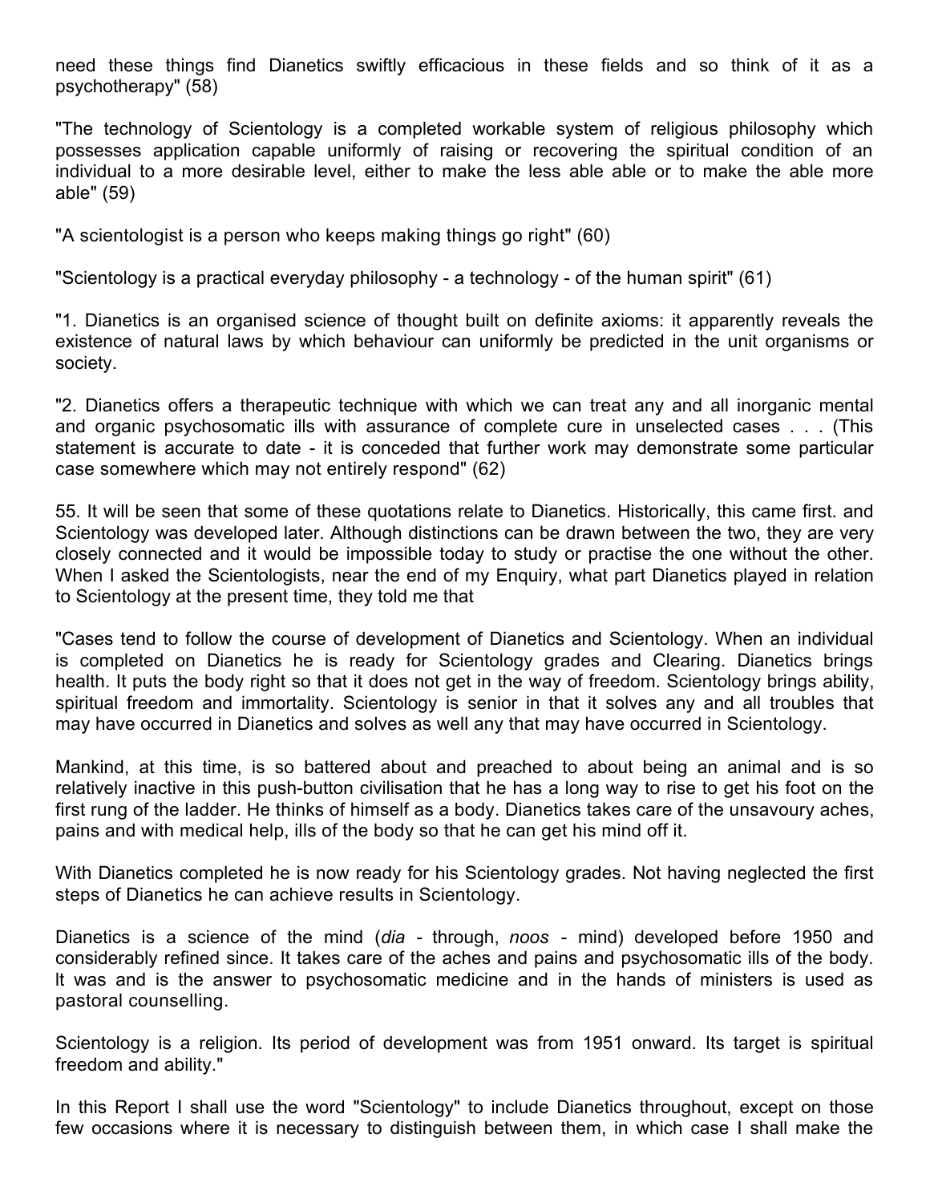need these things find Dianetics swiftly efficacious in these fields and so think of it as a psychotherapy" (58)

"The technology of Scientology is a completed workable system of religious philosophy which possesses application capable uniformly of raising or recovering the spiritual condition of an individual to a more desirable level, either to make the less able able or to make the able more able" (59)

"A scientologist is a person who keeps making things go right" (60)

"Scientology is a practical everyday philosophy - a technology - of the human spirit" (61)

"1. Dianetics is an organised science of thought built on definite axioms: it apparently reveals the existence of natural laws by which behaviour can uniformly be predicted in the unit organisms or society.

"2. Dianetics offers a therapeutic technique with which we can treat any and all inorganic mental and organic psychosomatic ills with assurance of complete cure in unselected cases . . . (This statement is accurate to date - it is conceded that further work may demonstrate some particular case somewhere which may not entirely respond" (62)

55. It will be seen that some of these quotations relate to Dianetics. Historically, this came first. and Scientology was developed later. Although distinctions can be drawn between the two, they are very closely connected and it would be impossible today to study or practise the one without the other. When I asked the Scientologists, near the end of my Enquiry, what part Dianetics played in relation to Scientology at the present time, they told me that

"Cases tend to follow the course of development of Dianetics and Scientology. When an individual is completed on Dianetics he is ready for Scientology grades and Clearing. Dianetics brings health. It puts the body right so that it does not get in the way of freedom. Scientology brings ability, spiritual freedom and immortality. Scientology is senior in that it solves any and all troubles that may have occurred in Dianetics and solves as well any that may have occurred in Scientology.

Mankind, at this time, is so battered about and preached to about being an animal and is so relatively inactive in this push-button civilisation that he has a long way to rise to get his foot on the first rung of the ladder. He thinks of himself as a body. Dianetics takes care of the unsavoury aches, pains and with medical help, ills of the body so that he can get his mind off it.

With Dianetics completed he is now ready for his Scientology grades. Not having neglected the first steps of Dianetics he can achieve results in Scientology.

Dianetics is a science of the mind (*dia* - through, *noos* - mind) developed before 1950 and considerably refined since. It takes care of the aches and pains and psychosomatic ills of the body. It was and is the answer to psychosomatic medicine and in the hands of ministers is used as pastoral counselling.

Scientology is a religion. Its period of development was from 1951 onward. Its target is spiritual freedom and ability."

In this Report I shall use the word "Scientology" to include Dianetics throughout, except on those few occasions where it is necessary to distinguish between them, in which case I shall make the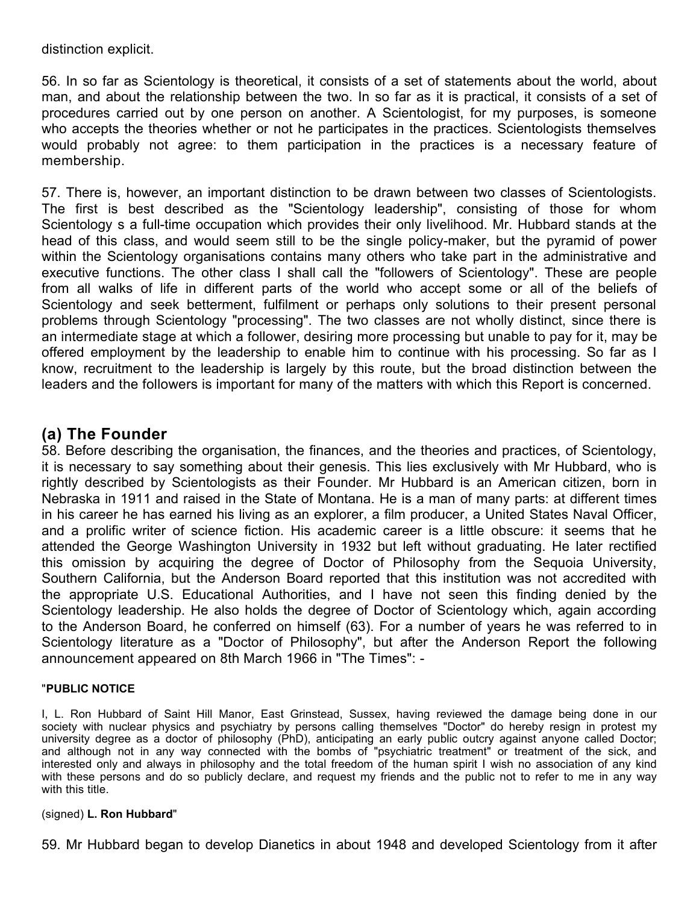distinction explicit.

56. In so far as Scientology is theoretical, it consists of a set of statements about the world, about man, and about the relationship between the two. In so far as it is practical, it consists of a set of procedures carried out by one person on another. A Scientologist, for my purposes, is someone who accepts the theories whether or not he participates in the practices. Scientologists themselves would probably not agree: to them participation in the practices is a necessary feature of membership.

57. There is, however, an important distinction to be drawn between two classes of Scientologists. The first is best described as the "Scientology leadership", consisting of those for whom Scientology s a full-time occupation which provides their only livelihood. Mr. Hubbard stands at the head of this class, and would seem still to be the single policy-maker, but the pyramid of power within the Scientology organisations contains many others who take part in the administrative and executive functions. The other class I shall call the "followers of Scientology". These are people from all walks of life in different parts of the world who accept some or all of the beliefs of Scientology and seek betterment, fulfilment or perhaps only solutions to their present personal problems through Scientology "processing". The two classes are not wholly distinct, since there is an intermediate stage at which a follower, desiring more processing but unable to pay for it, may be offered employment by the leadership to enable him to continue with his processing. So far as I know, recruitment to the leadership is largely by this route, but the broad distinction between the leaders and the followers is important for many of the matters with which this Report is concerned.

## (a) The Founder

58. Before describing the organisation, the finances, and the theories and practices, of Scientology, it is necessary to say something about their genesis. This lies exclusively with Mr Hubbard, who is rightly described by Scientologists as their Founder. Mr Hubbard is an American citizen, born in Nebraska in 1911 and raised in the State of Montana. He is a man of many parts: at different times in his career he has earned his living as an explorer, a film producer, a United States Naval Officer, and a prolific writer of science fiction. His academic career is a little obscure: it seems that he attended the George Washington University in 1932 but left without graduating. He later rectified this omission by acquiring the degree of Doctor of Philosophy from the Sequoia University, Southern California, but the Anderson Board reported that this institution was not accredited with the appropriate U.S. Educational Authorities, and I have not seen this finding denied by the Scientology leadership. He also holds the degree of Doctor of Scientology which, again according to the Anderson Board, he conferred on himself (63). For a number of years he was referred to in Scientology literature as a "Doctor of Philosophy", but after the Anderson Report the following announcement appeared on 8th March 1966 in "The Times": -

"**PUBLIC NOTICE**

I, L. Ron Hubbard of Saint Hill Manor, East Grinstead, Sussex, having reviewed the damage being done in our society with nuclear physics and psychiatry by persons calling themselves "Doctor" do hereby resign in protest my university degree as a doctor of philosophy (PhD), anticipating an early public outcry against anyone called Doctor; and although not in any way connected with the bombs of "psychiatric treatment" or treatment of the sick, and interested only and always in philosophy and the total freedom of the human spirit I wish no association of any kind with these persons and do so publicly declare, and request my friends and the public not to refer to me in any way with this title.

(signed) **L. Ron Hubbard**"

59. Mr Hubbard began to develop Dianetics in about 1948 and developed Scientology from it after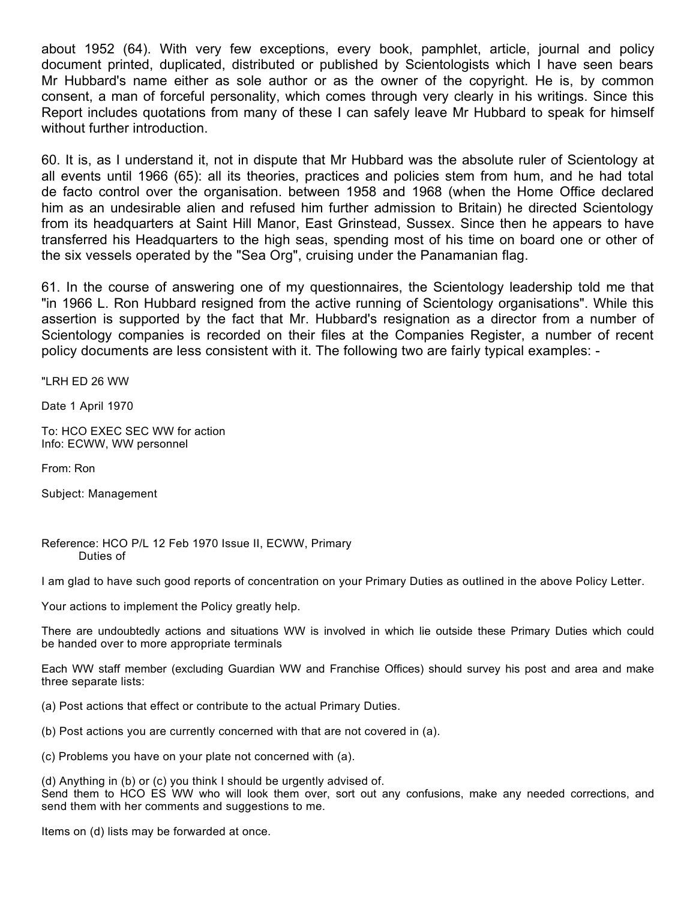about 1952 (64). With very few exceptions, every book, pamphlet, article, journal and policy document printed, duplicated, distributed or published by Scientologists which I have seen bears Mr Hubbard's name either as sole author or as the owner of the copyright. He is, by common consent, a man of forceful personality, which comes through very clearly in his writings. Since this Report includes quotations from many of these I can safely leave Mr Hubbard to speak for himself without further introduction.

60. It is, as I understand it, not in dispute that Mr Hubbard was the absolute ruler of Scientology at all events until 1966 (65): all its theories, practices and policies stem from hum, and he had total de facto control over the organisation. between 1958 and 1968 (when the Home Office declared him as an undesirable alien and refused him further admission to Britain) he directed Scientology from its headquarters at Saint Hill Manor, East Grinstead, Sussex. Since then he appears to have transferred his Headquarters to the high seas, spending most of his time on board one or other of the six vessels operated by the "Sea Org", cruising under the Panamanian flag.

61. In the course of answering one of my questionnaires, the Scientology leadership told me that "in 1966 L. Ron Hubbard resigned from the active running of Scientology organisations". While this assertion is supported by the fact that Mr. Hubbard's resignation as a director from a number of Scientology companies is recorded on their files at the Companies Register, a number of recent policy documents are less consistent with it. The following two are fairly typical examples: -

"LRH ED 26 WW

Date 1 April 1970

To: HCO EXEC SEC WW for action
Info: ECWW, WW personnel

From: Ron

Subject: Management

Reference: HCO P/L 12 Feb 1970 Issue II, ECWW, Primary Duties of

I am glad to have such good reports of concentration on your Primary Duties as outlined in the above Policy Letter.

Your actions to implement the Policy greatly help.

There are undoubtedly actions and situations WW is involved in which lie outside these Primary Duties which could be handed over to more appropriate terminals

Each WW staff member (excluding Guardian WW and Franchise Offices) should survey his post and area and make three separate lists:

(a) Post actions that effect or contribute to the actual Primary Duties.

(b) Post actions you are currently concerned with that are not covered in (a).

(c) Problems you have on your plate not concerned with (a).

(d) Anything in (b) or (c) you think I should be urgently advised of.
Send them to HCO ES WW who will look them over, sort out any confusions, make any needed corrections, and send them with her comments and suggestions to me.

Items on (d) lists may be forwarded at once.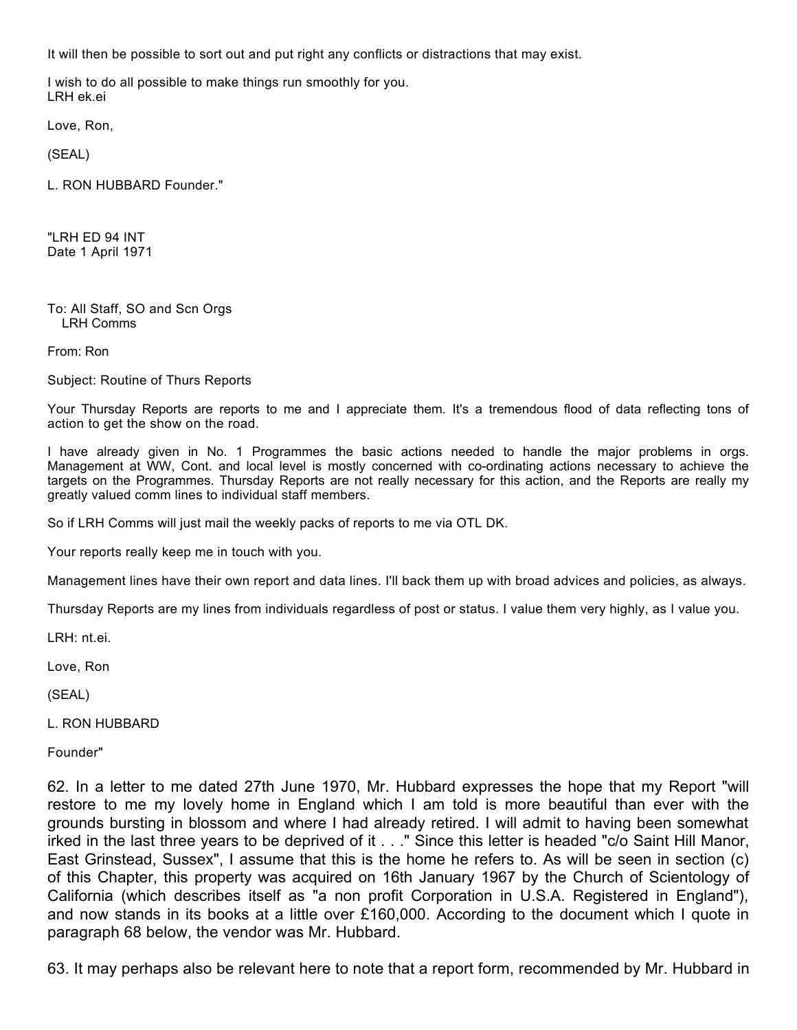It will then be possible to sort out and put right any conflicts or distractions that may exist.

I wish to do all possible to make things run smoothly for you.
LRH ek.ei

Love, Ron,

(SEAL)

L. RON HUBBARD Founder."

"LRH ED 94 INT
Date 1 April 1971

To: All Staff, SO and Scn Orgs
LRH Comms

From: Ron

Subject: Routine of Thurs Reports

Your Thursday Reports are reports to me and I appreciate them. It's a tremendous flood of data reflecting tons of action to get the show on the road.

I have already given in No. 1 Programmes the basic actions needed to handle the major problems in orgs. Management at WW, Cont. and local level is mostly concerned with co-ordinating actions necessary to achieve the targets on the Programmes. Thursday Reports are not really necessary for this action, and the Reports are really my greatly valued comm lines to individual staff members.

So if LRH Comms will just mail the weekly packs of reports to me via OTL DK.

Your reports really keep me in touch with you.

Management lines have their own report and data lines. I'll back them up with broad advices and policies, as always.

Thursday Reports are my lines from individuals regardless of post or status. I value them very highly, as I value you.

LRH: nt.ei.

Love, Ron

(SEAL)

L. RON HUBBARD

Founder"

62. In a letter to me dated 27th June 1970, Mr. Hubbard expresses the hope that my Report "will restore to me my lovely home in England which I am told is more beautiful than ever with the grounds bursting in blossom and where I had already retired. I will admit to having been somewhat irked in the last three years to be deprived of it . . ." Since this letter is headed "c/o Saint Hill Manor, East Grinstead, Sussex", I assume that this is the home he refers to. As will be seen in section (c) of this Chapter, this property was acquired on 16th January 1967 by the Church of Scientology of California (which describes itself as "a non profit Corporation in U.S.A. Registered in England"), and now stands in its books at a little over £160,000. According to the document which I quote in paragraph 68 below, the vendor was Mr. Hubbard.

63. It may perhaps also be relevant here to note that a report form, recommended by Mr. Hubbard in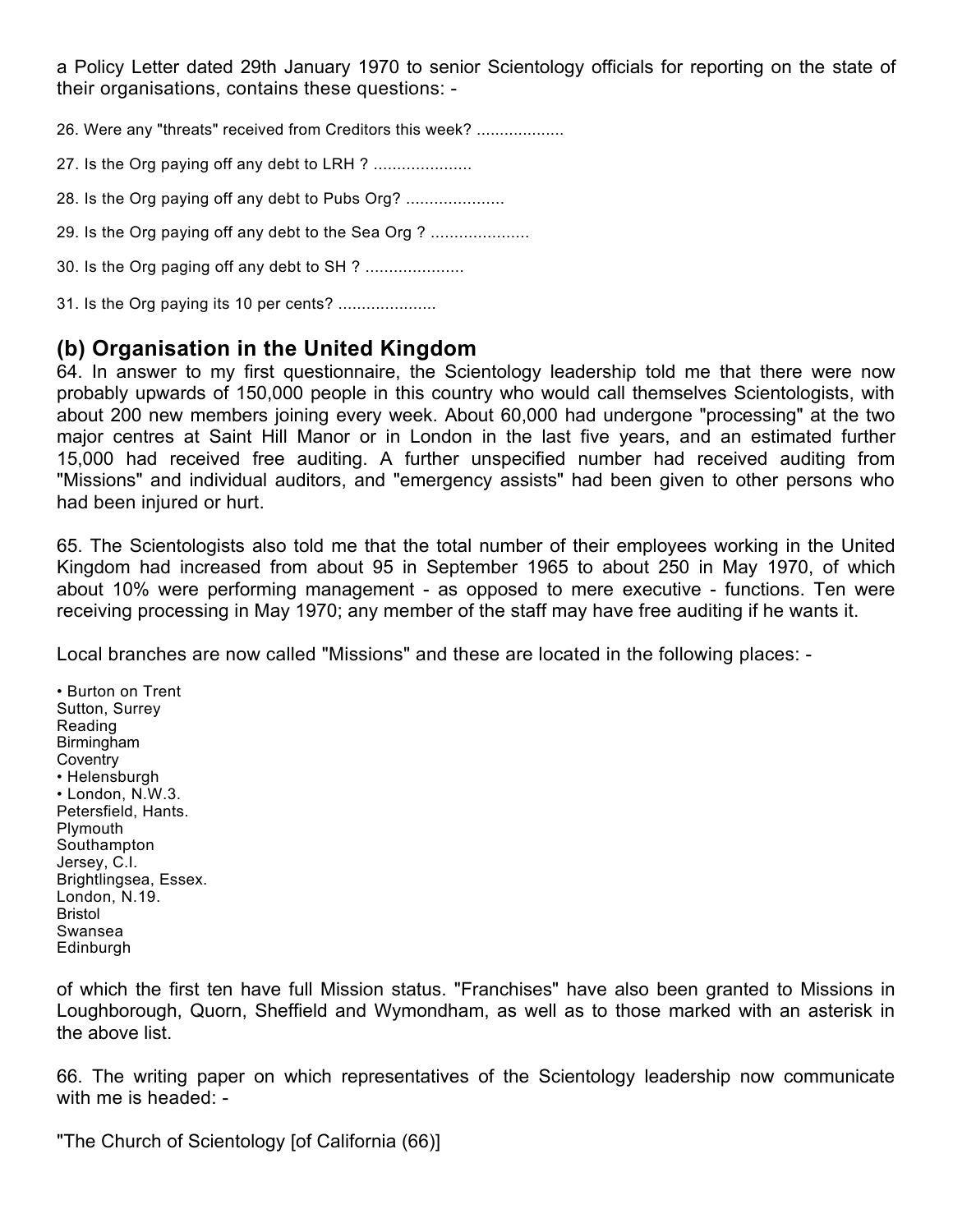a Policy Letter dated 29th January 1970 to senior Scientology officials for reporting on the state of their organisations, contains these questions: -

26. Were any "threats" received from Creditors this week? ...................

27. Is the Org paying off any debt to LRH ? .....................

28. Is the Org paying off any debt to Pubs Org? .....................

29. Is the Org paying off any debt to the Sea Org ? .....................

30. Is the Org paging off any debt to SH ? .....................

31. Is the Org paying its 10 per cents? .....................

## (b) Organisation in the United Kingdom

64. In answer to my first questionnaire, the Scientology leadership told me that there were now probably upwards of 150,000 people in this country who would call themselves Scientologists, with about 200 new members joining every week. About 60,000 had undergone "processing" at the two major centres at Saint Hill Manor or in London in the last five years, and an estimated further 15,000 had received free auditing. A further unspecified number had received auditing from "Missions" and individual auditors, and "emergency assists" had been given to other persons who had been injured or hurt.

65. The Scientologists also told me that the total number of their employees working in the United Kingdom had increased from about 95 in September 1965 to about 250 in May 1970, of which about 10% were performing management - as opposed to mere executive - functions. Ten were receiving processing in May 1970; any member of the staff may have free auditing if he wants it.

Local branches are now called "Missions" and these are located in the following places: -

• Burton on Trent  
Sutton, Surrey  
Reading  
Birmingham  
Coventry  
• Helensburgh  
• London, N.W.3.  
Petersfield, Hants.  
Plymouth  
Southampton  
Jersey, C.I.  
Brightlingsea, Essex.  
London, N.19.  
Bristol  
Swansea  
Edinburgh

of which the first ten have full Mission status. "Franchises" have also been granted to Missions in Loughborough, Quorn, Sheffield and Wymondham, as well as to those marked with an asterisk in the above list.

66. The writing paper on which representatives of the Scientology leadership now communicate with me is headed: -

"The Church of Scientology [of California (66)]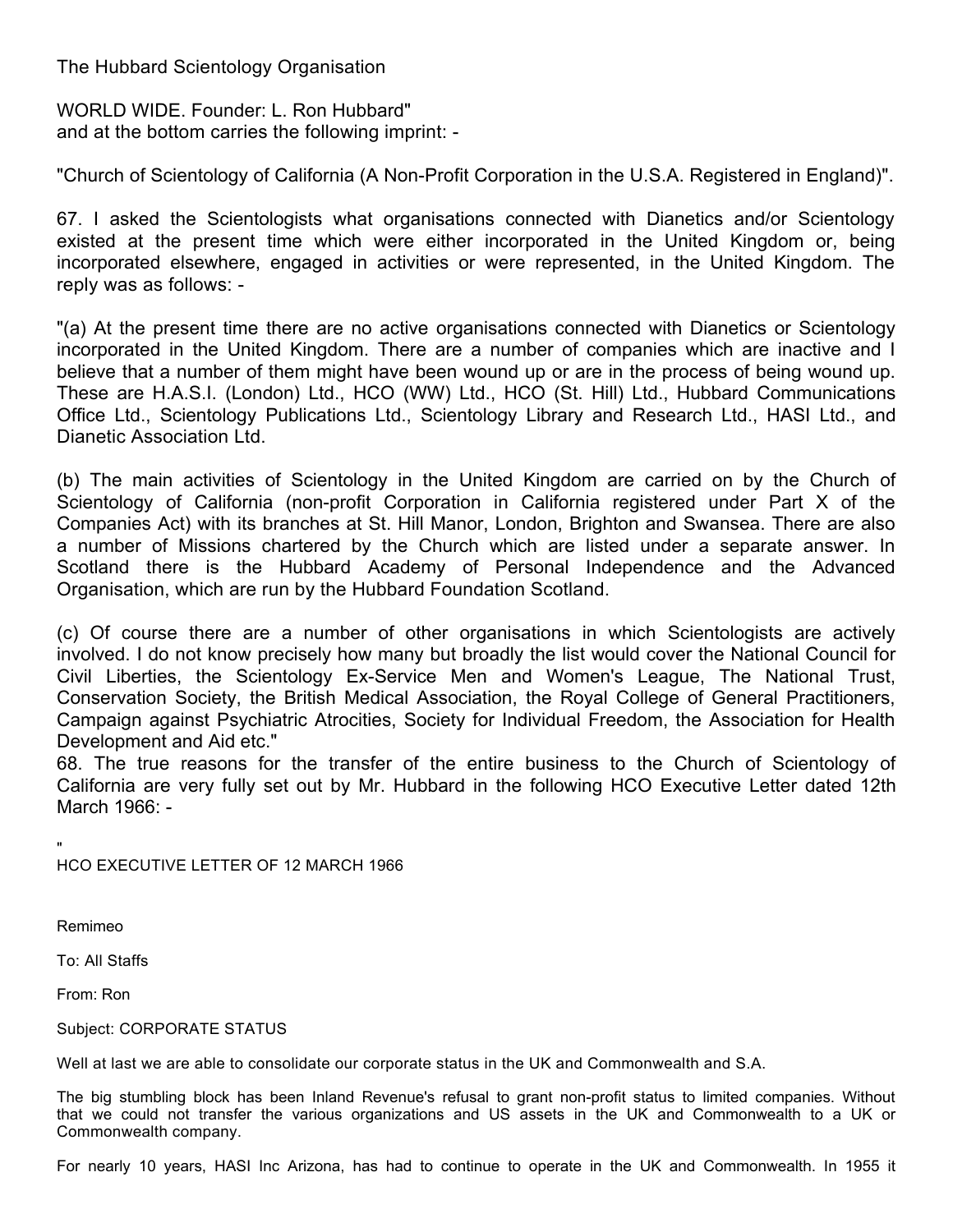The Hubbard Scientology Organisation

WORLD WIDE. Founder: L. Ron Hubbard"
and at the bottom carries the following imprint: -

"Church of Scientology of California (A Non-Profit Corporation in the U.S.A. Registered in England)".

67. I asked the Scientologists what organisations connected with Dianetics and/or Scientology existed at the present time which were either incorporated in the United Kingdom or, being incorporated elsewhere, engaged in activities or were represented, in the United Kingdom. The reply was as follows: -

"(a) At the present time there are no active organisations connected with Dianetics or Scientology incorporated in the United Kingdom. There are a number of companies which are inactive and I believe that a number of them might have been wound up or are in the process of being wound up. These are H.A.S.I. (London) Ltd., HCO (WW) Ltd., HCO (St. Hill) Ltd., Hubbard Communications Office Ltd., Scientology Publications Ltd., Scientology Library and Research Ltd., HASI Ltd., and Dianetic Association Ltd.

(b) The main activities of Scientology in the United Kingdom are carried on by the Church of Scientology of California (non-profit Corporation in California registered under Part X of the Companies Act) with its branches at St. Hill Manor, London, Brighton and Swansea. There are also a number of Missions chartered by the Church which are listed under a separate answer. In Scotland there is the Hubbard Academy of Personal Independence and the Advanced Organisation, which are run by the Hubbard Foundation Scotland.

(c) Of course there are a number of other organisations in which Scientologists are actively involved. I do not know precisely how many but broadly the list would cover the National Council for Civil Liberties, the Scientology Ex-Service Men and Women's League, The National Trust, Conservation Society, the British Medical Association, the Royal College of General Practitioners, Campaign against Psychiatric Atrocities, Society for Individual Freedom, the Association for Health Development and Aid etc."

68. The true reasons for the transfer of the entire business to the Church of Scientology of California are very fully set out by Mr. Hubbard in the following HCO Executive Letter dated 12th March 1966: -

"
HCO EXECUTIVE LETTER OF 12 MARCH 1966

Remimeo

To: All Staffs

From: Ron

Subject: CORPORATE STATUS

Well at last we are able to consolidate our corporate status in the UK and Commonwealth and S.A.

The big stumbling block has been Inland Revenue's refusal to grant non-profit status to limited companies. Without that we could not transfer the various organizations and US assets in the UK and Commonwealth to a UK or Commonwealth company.

For nearly 10 years, HASI Inc Arizona, has had to continue to operate in the UK and Commonwealth. In 1955 it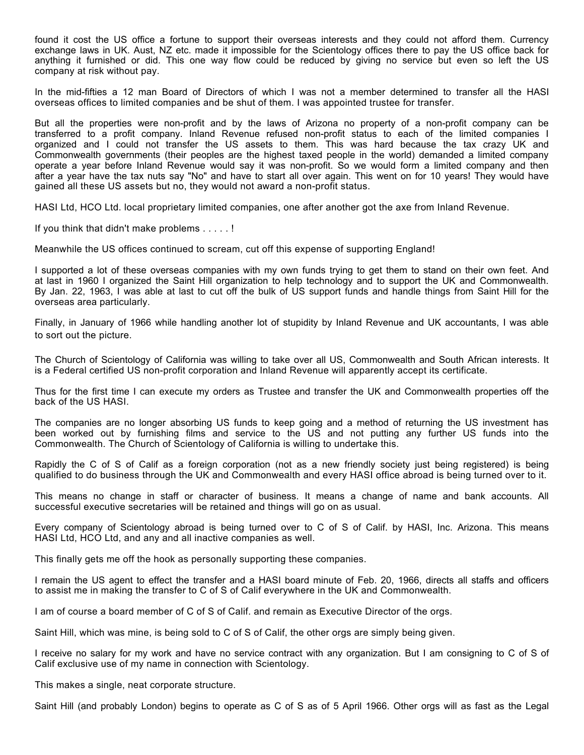found it cost the US office a fortune to support their overseas interests and they could not afford them. Currency exchange laws in UK. Aust, NZ etc. made it impossible for the Scientology offices there to pay the US office back for anything it furnished or did. This one way flow could be reduced by giving no service but even so left the US company at risk without pay.

In the mid-fifties a 12 man Board of Directors of which I was not a member determined to transfer all the HASI overseas offices to limited companies and be shut of them. I was appointed trustee for transfer.

But all the properties were non-profit and by the laws of Arizona no property of a non-profit company can be transferred to a profit company. Inland Revenue refused non-profit status to each of the limited companies I organized and I could not transfer the US assets to them. This was hard because the tax crazy UK and Commonwealth governments (their peoples are the highest taxed people in the world) demanded a limited company operate a year before Inland Revenue would say it was non-profit. So we would form a limited company and then after a year have the tax nuts say "No" and have to start all over again. This went on for 10 years! They would have gained all these US assets but no, they would not award a non-profit status.

HASI Ltd, HCO Ltd. local proprietary limited companies, one after another got the axe from Inland Revenue.

If you think that didn't make problems . . . . . !

Meanwhile the US offices continued to scream, cut off this expense of supporting England!

I supported a lot of these overseas companies with my own funds trying to get them to stand on their own feet. And at last in 1960 I organized the Saint Hill organization to help technology and to support the UK and Commonwealth. By Jan. 22, 1963, I was able at last to cut off the bulk of US support funds and handle things from Saint Hill for the overseas area particularly.

Finally, in January of 1966 while handling another lot of stupidity by Inland Revenue and UK accountants, I was able to sort out the picture.

The Church of Scientology of California was willing to take over all US, Commonwealth and South African interests. It is a Federal certified US non-profit corporation and Inland Revenue will apparently accept its certificate.

Thus for the first time I can execute my orders as Trustee and transfer the UK and Commonwealth properties off the back of the US HASI.

The companies are no longer absorbing US funds to keep going and a method of returning the US investment has been worked out by furnishing films and service to the US and not putting any further US funds into the Commonwealth. The Church of Scientology of California is willing to undertake this.

Rapidly the C of S of Calif as a foreign corporation (not as a new friendly society just being registered) is being qualified to do business through the UK and Commonwealth and every HASI office abroad is being turned over to it.

This means no change in staff or character of business. It means a change of name and bank accounts. All successful executive secretaries will be retained and things will go on as usual.

Every company of Scientology abroad is being turned over to C of S of Calif. by HASI, Inc. Arizona. This means HASI Ltd, HCO Ltd, and any and all inactive companies as well.

This finally gets me off the hook as personally supporting these companies.

I remain the US agent to effect the transfer and a HASI board minute of Feb. 20, 1966, directs all staffs and officers to assist me in making the transfer to C of S of Calif everywhere in the UK and Commonwealth.

I am of course a board member of C of S of Calif. and remain as Executive Director of the orgs.

Saint Hill, which was mine, is being sold to C of S of Calif, the other orgs are simply being given.

I receive no salary for my work and have no service contract with any organization. But I am consigning to C of S of Calif exclusive use of my name in connection with Scientology.

This makes a single, neat corporate structure.

Saint Hill (and probably London) begins to operate as C of S as of 5 April 1966. Other orgs will as fast as the Legal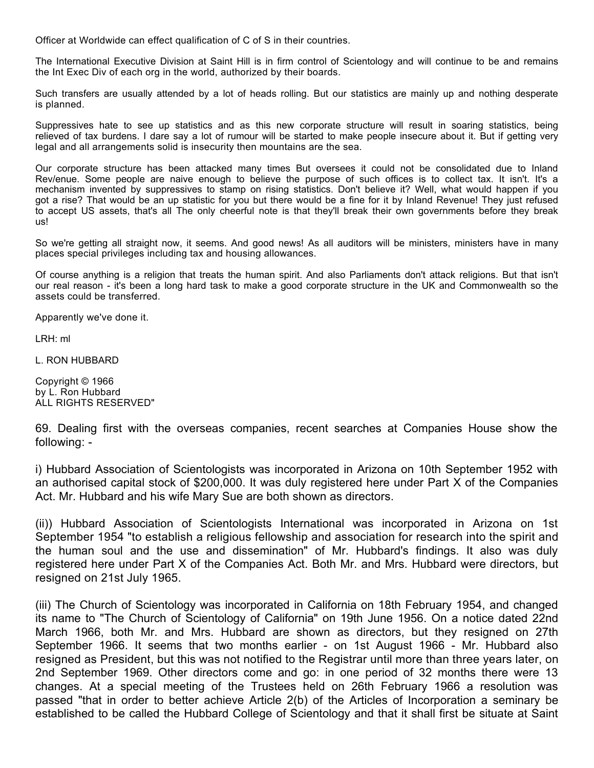Officer at Worldwide can effect qualification of C of S in their countries.

The International Executive Division at Saint Hill is in firm control of Scientology and will continue to be and remains the Int Exec Div of each org in the world, authorized by their boards.

Such transfers are usually attended by a lot of heads rolling. But our statistics are mainly up and nothing desperate is planned.

Suppressives hate to see up statistics and as this new corporate structure will result in soaring statistics, being relieved of tax burdens. I dare say a lot of rumour will be started to make people insecure about it. But if getting very legal and all arrangements solid is insecurity then mountains are the sea.

Our corporate structure has been attacked many times But oversees it could not be consolidated due to Inland Rev/enue. Some people are naive enough to believe the purpose of such offices is to collect tax. It isn't. It's a mechanism invented by suppressives to stamp on rising statistics. Don't believe it? Well, what would happen if you got a rise? That would be an up statistic for you but there would be a fine for it by Inland Revenue! They just refused to accept US assets, that's all The only cheerful note is that they'll break their own governments before they break us!

So we're getting all straight now, it seems. And good news! As all auditors will be ministers, ministers have in many places special privileges including tax and housing allowances.

Of course anything is a religion that treats the human spirit. And also Parliaments don't attack religions. But that isn't our real reason - it's been a long hard task to make a good corporate structure in the UK and Commonwealth so the assets could be transferred.

Apparently we've done it.

LRH: ml

L. RON HUBBARD

Copyright © 1966
by L. Ron Hubbard
ALL RIGHTS RESERVED"

69. Dealing first with the overseas companies, recent searches at Companies House show the following: -

i) Hubbard Association of Scientologists was incorporated in Arizona on 10th September 1952 with an authorised capital stock of $200,000. It was duly registered here under Part X of the Companies Act. Mr. Hubbard and his wife Mary Sue are both shown as directors.

(ii)) Hubbard Association of Scientologists International was incorporated in Arizona on 1st September 1954 "to establish a religious fellowship and association for research into the spirit and the human soul and the use and dissemination" of Mr. Hubbard's findings. It also was duly registered here under Part X of the Companies Act. Both Mr. and Mrs. Hubbard were directors, but resigned on 21st July 1965.

(iii) The Church of Scientology was incorporated in California on 18th February 1954, and changed its name to "The Church of Scientology of California" on 19th June 1956. On a notice dated 22nd March 1966, both Mr. and Mrs. Hubbard are shown as directors, but they resigned on 27th September 1966. It seems that two months earlier - on 1st August 1966 - Mr. Hubbard also resigned as President, but this was not notified to the Registrar until more than three years later, on 2nd September 1969. Other directors come and go: in one period of 32 months there were 13 changes. At a special meeting of the Trustees held on 26th February 1966 a resolution was passed "that in order to better achieve Article 2(b) of the Articles of Incorporation a seminary be established to be called the Hubbard College of Scientology and that it shall first be situate at Saint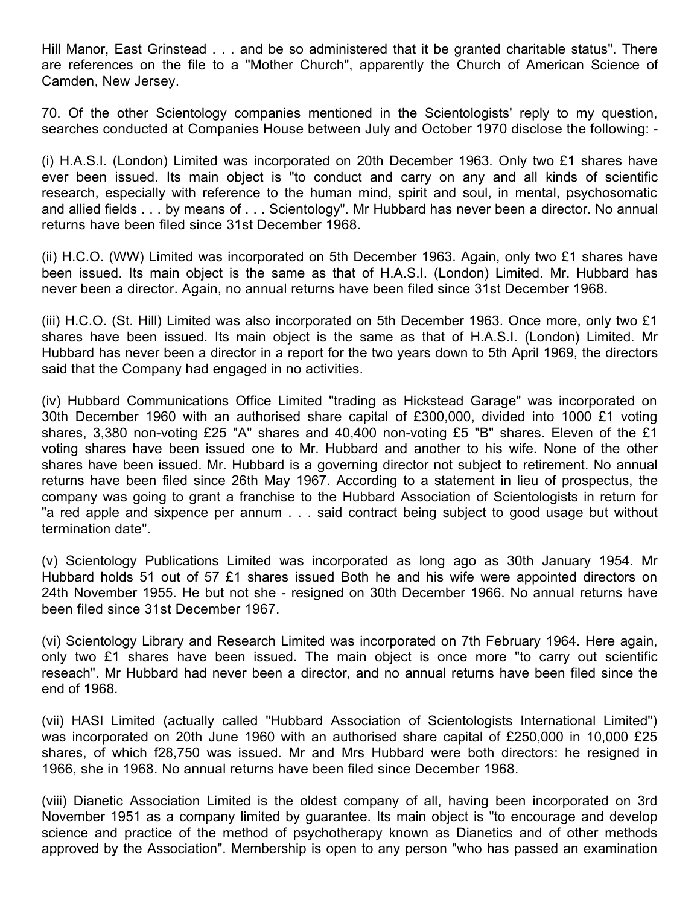Hill Manor, East Grinstead . . . and be so administered that it be granted charitable status". There are references on the file to a "Mother Church", apparently the Church of American Science of Camden, New Jersey.

70. Of the other Scientology companies mentioned in the Scientologists' reply to my question, searches conducted at Companies House between July and October 1970 disclose the following: -

(i) H.A.S.I. (London) Limited was incorporated on 20th December 1963. Only two £1 shares have ever been issued. Its main object is "to conduct and carry on any and all kinds of scientific research, especially with reference to the human mind, spirit and soul, in mental, psychosomatic and allied fields . . . by means of . . . Scientology". Mr Hubbard has never been a director. No annual returns have been filed since 31st December 1968.

(ii) H.C.O. (WW) Limited was incorporated on 5th December 1963. Again, only two £1 shares have been issued. Its main object is the same as that of H.A.S.I. (London) Limited. Mr. Hubbard has never been a director. Again, no annual returns have been filed since 31st December 1968.

(iii) H.C.O. (St. Hill) Limited was also incorporated on 5th December 1963. Once more, only two £1 shares have been issued. Its main object is the same as that of H.A.S.I. (London) Limited. Mr Hubbard has never been a director in a report for the two years down to 5th April 1969, the directors said that the Company had engaged in no activities.

(iv) Hubbard Communications Office Limited "trading as Hickstead Garage" was incorporated on 30th December 1960 with an authorised share capital of £300,000, divided into 1000 £1 voting shares, 3,380 non-voting £25 "A" shares and 40,400 non-voting £5 "B" shares. Eleven of the £1 voting shares have been issued one to Mr. Hubbard and another to his wife. None of the other shares have been issued. Mr. Hubbard is a governing director not subject to retirement. No annual returns have been filed since 26th May 1967. According to a statement in lieu of prospectus, the company was going to grant a franchise to the Hubbard Association of Scientologists in return for "a red apple and sixpence per annum . . . said contract being subject to good usage but without termination date".

(v) Scientology Publications Limited was incorporated as long ago as 30th January 1954. Mr Hubbard holds 51 out of 57 £1 shares issued Both he and his wife were appointed directors on 24th November 1955. He but not she - resigned on 30th December 1966. No annual returns have been filed since 31st December 1967.

(vi) Scientology Library and Research Limited was incorporated on 7th February 1964. Here again, only two £1 shares have been issued. The main object is once more "to carry out scientific reseach". Mr Hubbard had never been a director, and no annual returns have been filed since the end of 1968.

(vii) HASI Limited (actually called "Hubbard Association of Scientologists International Limited") was incorporated on 20th June 1960 with an authorised share capital of £250,000 in 10,000 £25 shares, of which f28,750 was issued. Mr and Mrs Hubbard were both directors: he resigned in 1966, she in 1968. No annual returns have been filed since December 1968.

(viii) Dianetic Association Limited is the oldest company of all, having been incorporated on 3rd November 1951 as a company limited by guarantee. Its main object is "to encourage and develop science and practice of the method of psychotherapy known as Dianetics and of other methods approved by the Association". Membership is open to any person "who has passed an examination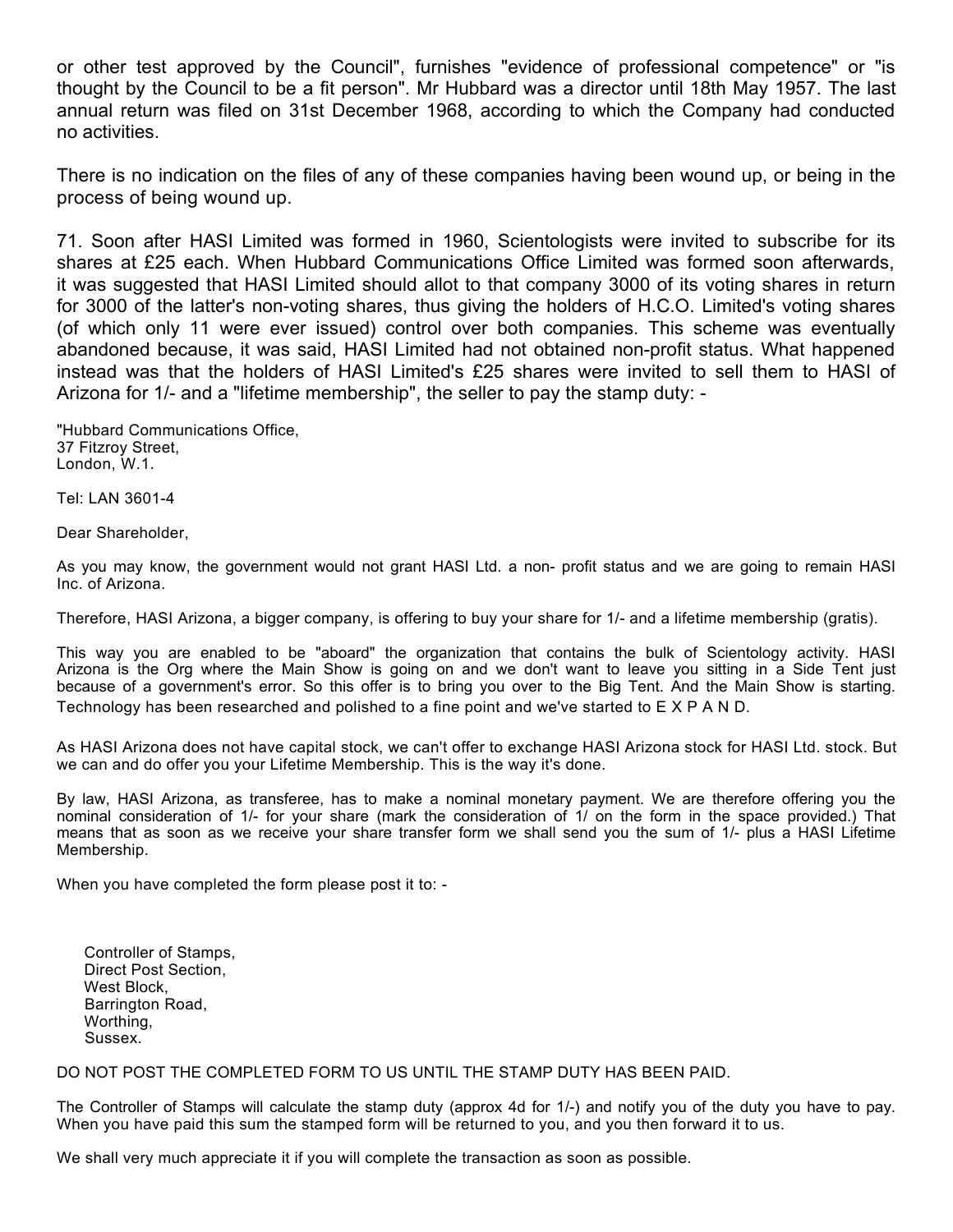or other test approved by the Council", furnishes "evidence of professional competence" or "is thought by the Council to be a fit person". Mr Hubbard was a director until 18th May 1957. The last annual return was filed on 31st December 1968, according to which the Company had conducted no activities.

There is no indication on the files of any of these companies having been wound up, or being in the process of being wound up.

71. Soon after HASI Limited was formed in 1960, Scientologists were invited to subscribe for its shares at £25 each. When Hubbard Communications Office Limited was formed soon afterwards, it was suggested that HASI Limited should allot to that company 3000 of its voting shares in return for 3000 of the latter's non-voting shares, thus giving the holders of H.C.O. Limited's voting shares (of which only 11 were ever issued) control over both companies. This scheme was eventually abandoned because, it was said, HASI Limited had not obtained non-profit status. What happened instead was that the holders of HASI Limited's £25 shares were invited to sell them to HASI of Arizona for 1/- and a "lifetime membership", the seller to pay the stamp duty: -

"Hubbard Communications Office,
37 Fitzroy Street,
London, W.1.

Tel: LAN 3601-4

Dear Shareholder,

As you may know, the government would not grant HASI Ltd. a non- profit status and we are going to remain HASI Inc. of Arizona.

Therefore, HASI Arizona, a bigger company, is offering to buy your share for 1/- and a lifetime membership (gratis).

This way you are enabled to be "aboard" the organization that contains the bulk of Scientology activity. HASI Arizona is the Org where the Main Show is going on and we don't want to leave you sitting in a Side Tent just because of a government's error. So this offer is to bring you over to the Big Tent. And the Main Show is starting. Technology has been researched and polished to a fine point and we've started to E X P A N D.

As HASI Arizona does not have capital stock, we can't offer to exchange HASI Arizona stock for HASI Ltd. stock. But we can and do offer you your Lifetime Membership. This is the way it's done.

By law, HASI Arizona, as transferee, has to make a nominal monetary payment. We are therefore offering you the nominal consideration of 1/- for your share (mark the consideration of 1/ on the form in the space provided.) That means that as soon as we receive your share transfer form we shall send you the sum of 1/- plus a HASI Lifetime Membership.

When you have completed the form please post it to: -

Controller of Stamps,
Direct Post Section,
West Block,
Barrington Road,
Worthing,
Sussex.

DO NOT POST THE COMPLETED FORM TO US UNTIL THE STAMP DUTY HAS BEEN PAID.

The Controller of Stamps will calculate the stamp duty (approx 4d for 1/-) and notify you of the duty you have to pay. When you have paid this sum the stamped form will be returned to you, and you then forward it to us.

We shall very much appreciate it if you will complete the transaction as soon as possible.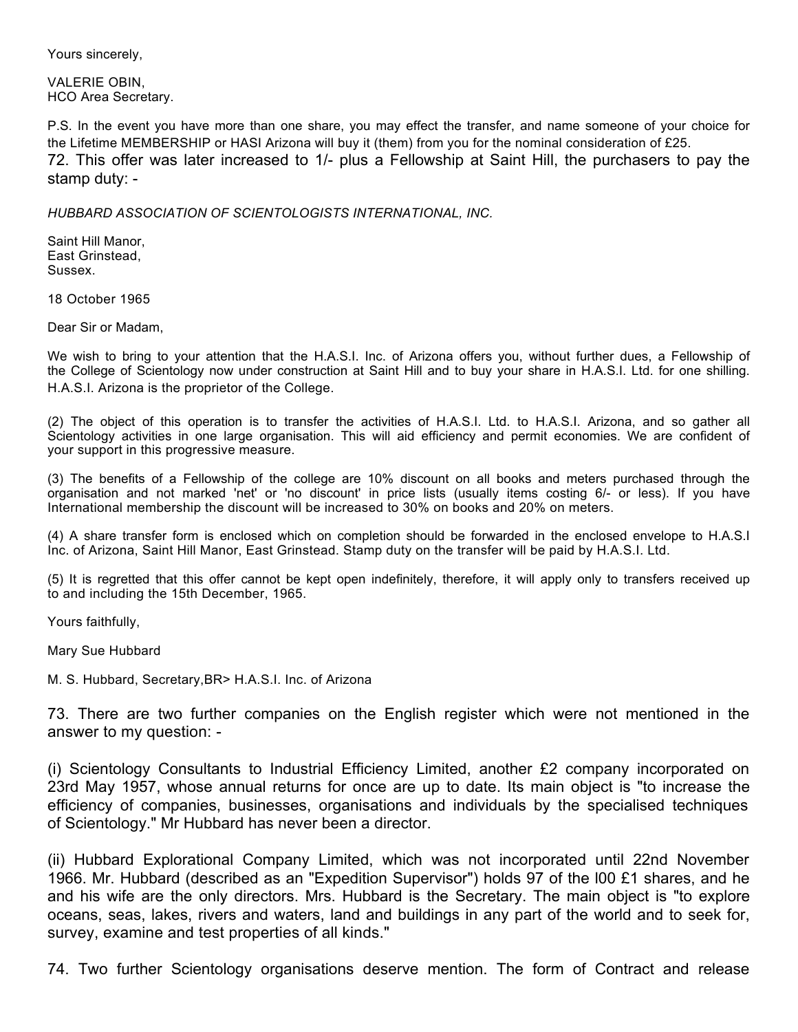Yours sincerely,

VALERIE OBIN,
HCO Area Secretary.

P.S. In the event you have more than one share, you may effect the transfer, and name someone of your choice for the Lifetime MEMBERSHIP or HASI Arizona will buy it (them) from you for the nominal consideration of £25.

72. This offer was later increased to 1/- plus a Fellowship at Saint Hill, the purchasers to pay the stamp duty: -

*HUBBARD ASSOCIATION OF SCIENTOLOGISTS INTERNATIONAL, INC.*

Saint Hill Manor,
East Grinstead,
Sussex.

18 October 1965

Dear Sir or Madam,

We wish to bring to your attention that the H.A.S.I. Inc. of Arizona offers you, without further dues, a Fellowship of the College of Scientology now under construction at Saint Hill and to buy your share in H.A.S.I. Ltd. for one shilling. H.A.S.I. Arizona is the proprietor of the College.

(2) The object of this operation is to transfer the activities of H.A.S.I. Ltd. to H.A.S.I. Arizona, and so gather all Scientology activities in one large organisation. This will aid efficiency and permit economies. We are confident of your support in this progressive measure.

(3) The benefits of a Fellowship of the college are 10% discount on all books and meters purchased through the organisation and not marked 'net' or 'no discount' in price lists (usually items costing 6/- or less). If you have International membership the discount will be increased to 30% on books and 20% on meters.

(4) A share transfer form is enclosed which on completion should be forwarded in the enclosed envelope to H.A.S.I Inc. of Arizona, Saint Hill Manor, East Grinstead. Stamp duty on the transfer will be paid by H.A.S.I. Ltd.

(5) It is regretted that this offer cannot be kept open indefinitely, therefore, it will apply only to transfers received up to and including the 15th December, 1965.

Yours faithfully,

Mary Sue Hubbard

M. S. Hubbard, Secretary,BR> H.A.S.I. Inc. of Arizona

73. There are two further companies on the English register which were not mentioned in the answer to my question: -

(i) Scientology Consultants to Industrial Efficiency Limited, another £2 company incorporated on 23rd May 1957, whose annual returns for once are up to date. Its main object is "to increase the efficiency of companies, businesses, organisations and individuals by the specialised techniques of Scientology." Mr Hubbard has never been a director.

(ii) Hubbard Explorational Company Limited, which was not incorporated until 22nd November 1966. Mr. Hubbard (described as an "Expedition Supervisor") holds 97 of the l00 £1 shares, and he and his wife are the only directors. Mrs. Hubbard is the Secretary. The main object is "to explore oceans, seas, lakes, rivers and waters, land and buildings in any part of the world and to seek for, survey, examine and test properties of all kinds."

74. Two further Scientology organisations deserve mention. The form of Contract and release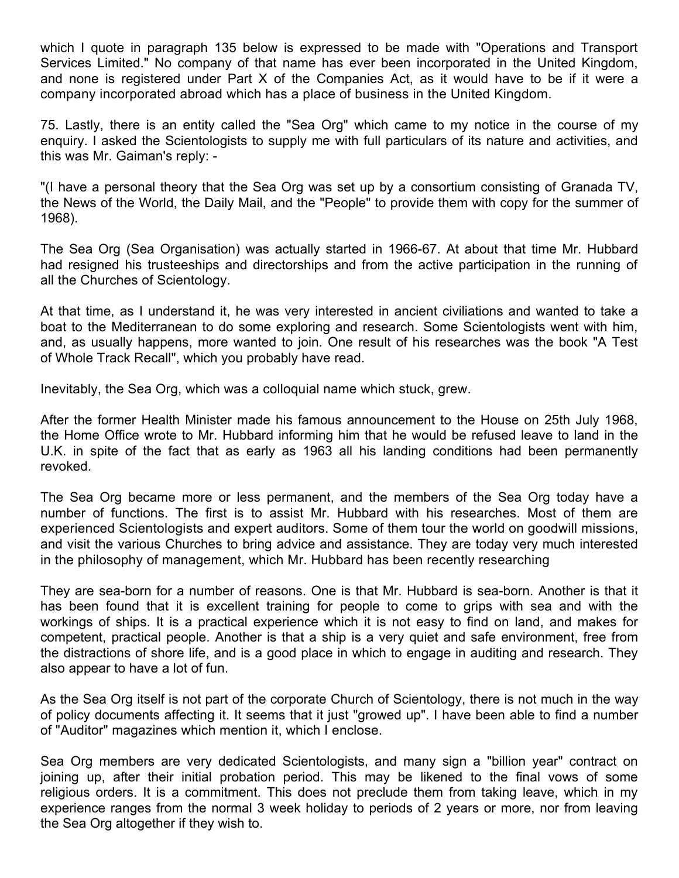which I quote in paragraph 135 below is expressed to be made with "Operations and Transport Services Limited." No company of that name has ever been incorporated in the United Kingdom, and none is registered under Part X of the Companies Act, as it would have to be if it were a company incorporated abroad which has a place of business in the United Kingdom.

75. Lastly, there is an entity called the "Sea Org" which came to my notice in the course of my enquiry. I asked the Scientologists to supply me with full particulars of its nature and activities, and this was Mr. Gaiman's reply: -

"(I have a personal theory that the Sea Org was set up by a consortium consisting of Granada TV, the News of the World, the Daily Mail, and the "People" to provide them with copy for the summer of 1968).

The Sea Org (Sea Organisation) was actually started in 1966-67. At about that time Mr. Hubbard had resigned his trusteeships and directorships and from the active participation in the running of all the Churches of Scientology.

At that time, as I understand it, he was very interested in ancient civiliations and wanted to take a boat to the Mediterranean to do some exploring and research. Some Scientologists went with him, and, as usually happens, more wanted to join. One result of his researches was the book "A Test of Whole Track Recall", which you probably have read.

Inevitably, the Sea Org, which was a colloquial name which stuck, grew.

After the former Health Minister made his famous announcement to the House on 25th July 1968, the Home Office wrote to Mr. Hubbard informing him that he would be refused leave to land in the U.K. in spite of the fact that as early as 1963 all his landing conditions had been permanently revoked.

The Sea Org became more or less permanent, and the members of the Sea Org today have a number of functions. The first is to assist Mr. Hubbard with his researches. Most of them are experienced Scientologists and expert auditors. Some of them tour the world on goodwill missions, and visit the various Churches to bring advice and assistance. They are today very much interested in the philosophy of management, which Mr. Hubbard has been recently researching

They are sea-born for a number of reasons. One is that Mr. Hubbard is sea-born. Another is that it has been found that it is excellent training for people to come to grips with sea and with the workings of ships. It is a practical experience which it is not easy to find on land, and makes for competent, practical people. Another is that a ship is a very quiet and safe environment, free from the distractions of shore life, and is a good place in which to engage in auditing and research. They also appear to have a lot of fun.

As the Sea Org itself is not part of the corporate Church of Scientology, there is not much in the way of policy documents affecting it. It seems that it just "growed up". I have been able to find a number of "Auditor" magazines which mention it, which I enclose.

Sea Org members are very dedicated Scientologists, and many sign a "billion year" contract on joining up, after their initial probation period. This may be likened to the final vows of some religious orders. It is a commitment. This does not preclude them from taking leave, which in my experience ranges from the normal 3 week holiday to periods of 2 years or more, nor from leaving the Sea Org altogether if they wish to.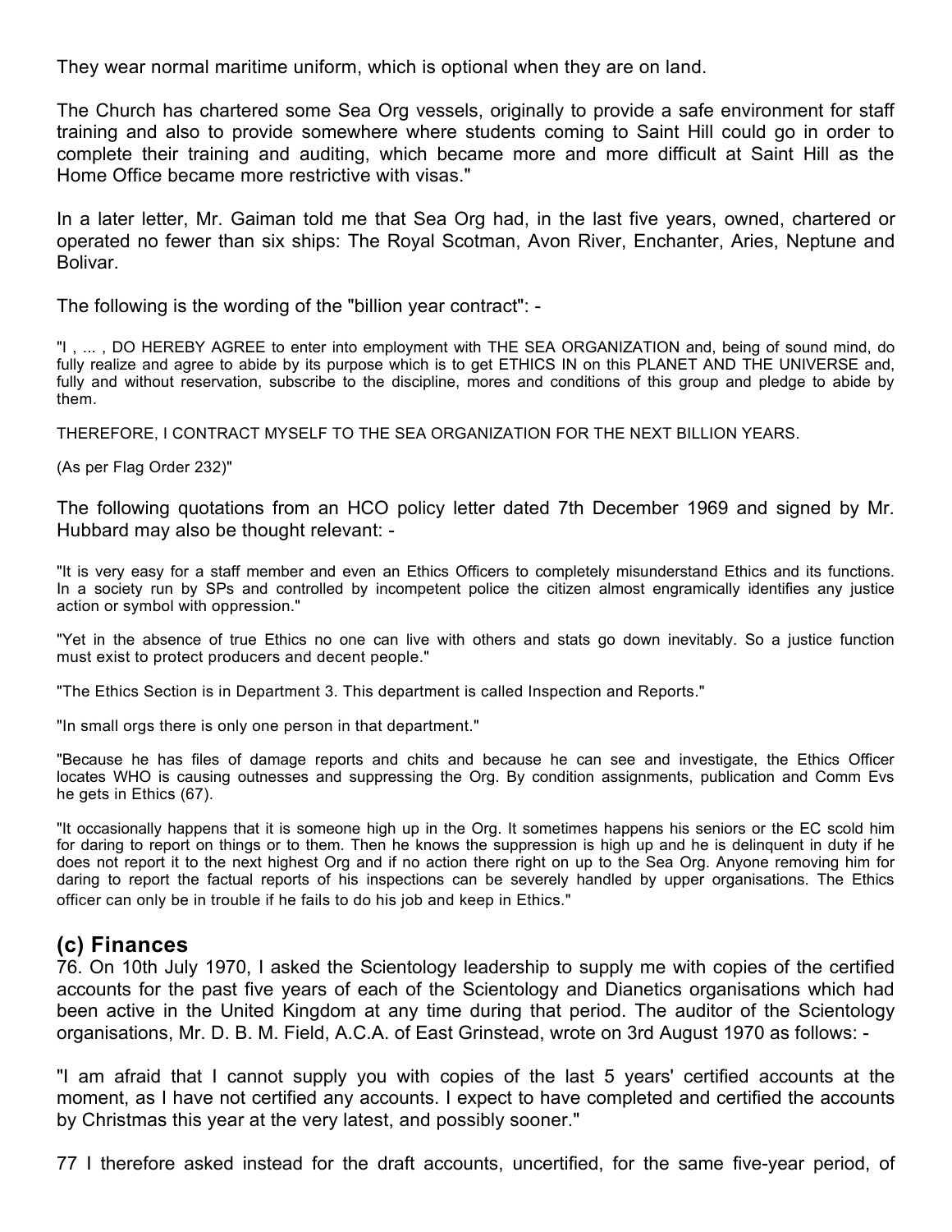They wear normal maritime uniform, which is optional when they are on land.

The Church has chartered some Sea Org vessels, originally to provide a safe environment for staff training and also to provide somewhere where students coming to Saint Hill could go in order to complete their training and auditing, which became more and more difficult at Saint Hill as the Home Office became more restrictive with visas."

In a later letter, Mr. Gaiman told me that Sea Org had, in the last five years, owned, chartered or operated no fewer than six ships: The Royal Scotman, Avon River, Enchanter, Aries, Neptune and Bolivar.

The following is the wording of the "billion year contract": -

"I , ... , DO HEREBY AGREE to enter into employment with THE SEA ORGANIZATION and, being of sound mind, do fully realize and agree to abide by its purpose which is to get ETHICS IN on this PLANET AND THE UNIVERSE and, fully and without reservation, subscribe to the discipline, mores and conditions of this group and pledge to abide by them.

THEREFORE, I CONTRACT MYSELF TO THE SEA ORGANIZATION FOR THE NEXT BILLION YEARS.

(As per Flag Order 232)"

The following quotations from an HCO policy letter dated 7th December 1969 and signed by Mr. Hubbard may also be thought relevant: -

"It is very easy for a staff member and even an Ethics Officers to completely misunderstand Ethics and its functions. In a society run by SPs and controlled by incompetent police the citizen almost engramically identifies any justice action or symbol with oppression."

"Yet in the absence of true Ethics no one can live with others and stats go down inevitably. So a justice function must exist to protect producers and decent people."

"The Ethics Section is in Department 3. This department is called Inspection and Reports."

"In small orgs there is only one person in that department."

"Because he has files of damage reports and chits and because he can see and investigate, the Ethics Officer locates WHO is causing outnesses and suppressing the Org. By condition assignments, publication and Comm Evs he gets in Ethics (67).

"It occasionally happens that it is someone high up in the Org. It sometimes happens his seniors or the EC scold him for daring to report on things or to them. Then he knows the suppression is high up and he is delinquent in duty if he does not report it to the next highest Org and if no action there right on up to the Sea Org. Anyone removing him for daring to report the factual reports of his inspections can be severely handled by upper organisations. The Ethics officer can only be in trouble if he fails to do his job and keep in Ethics."

## (c) Finances

76. On 10th July 1970, I asked the Scientology leadership to supply me with copies of the certified accounts for the past five years of each of the Scientology and Dianetics organisations which had been active in the United Kingdom at any time during that period. The auditor of the Scientology organisations, Mr. D. B. M. Field, A.C.A. of East Grinstead, wrote on 3rd August 1970 as follows: -

"I am afraid that I cannot supply you with copies of the last 5 years' certified accounts at the moment, as I have not certified any accounts. I expect to have completed and certified the accounts by Christmas this year at the very latest, and possibly sooner."

77 I therefore asked instead for the draft accounts, uncertified, for the same five-year period, of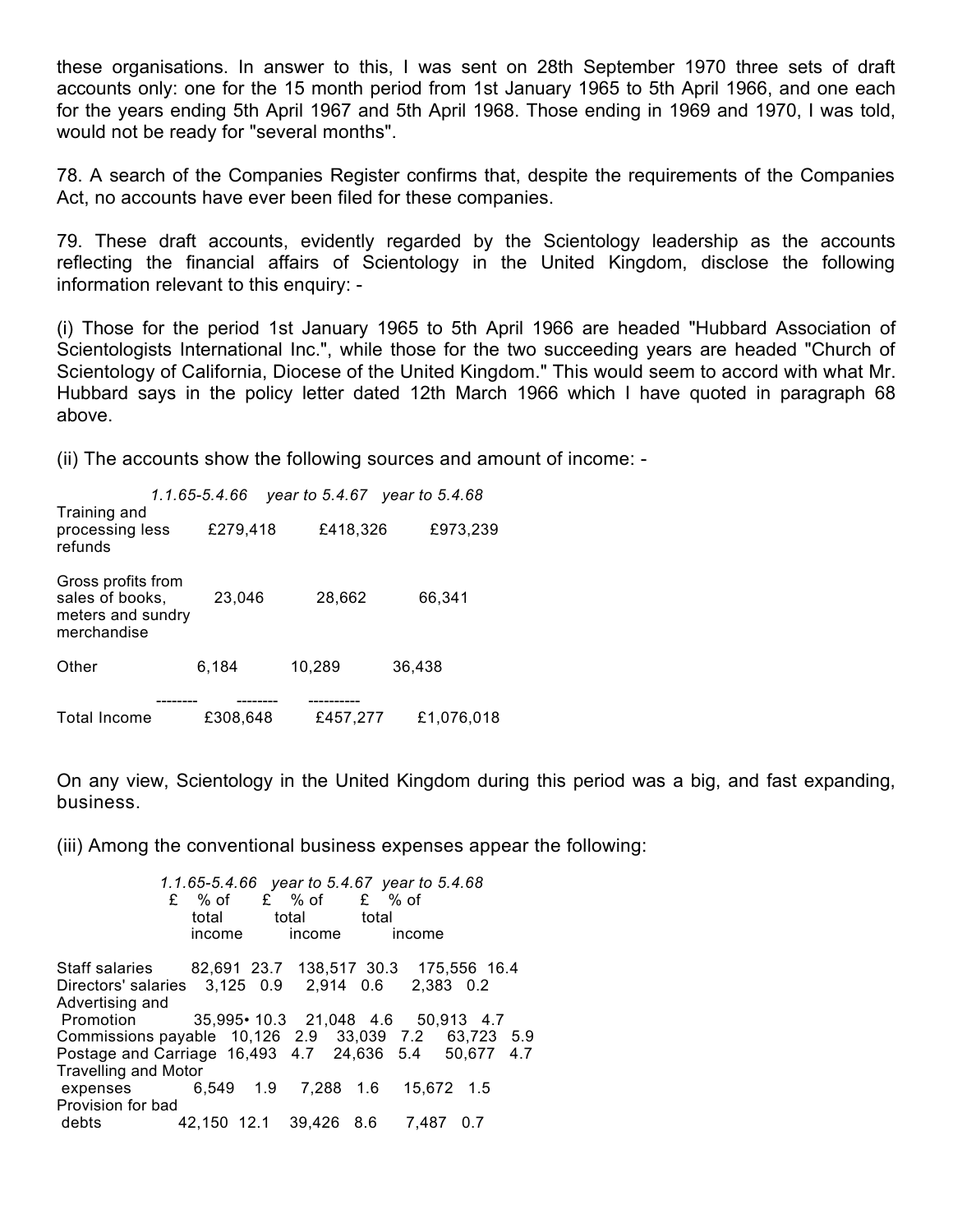these organisations. In answer to this, I was sent on 28th September 1970 three sets of draft accounts only: one for the 15 month period from 1st January 1965 to 5th April 1966, and one each for the years ending 5th April 1967 and 5th April 1968. Those ending in 1969 and 1970, I was told, would not be ready for "several months".

78. A search of the Companies Register confirms that, despite the requirements of the Companies Act, no accounts have ever been filed for these companies.

79. These draft accounts, evidently regarded by the Scientology leadership as the accounts reflecting the financial affairs of Scientology in the United Kingdom, disclose the following information relevant to this enquiry: -

(i) Those for the period 1st January 1965 to 5th April 1966 are headed "Hubbard Association of Scientologists International Inc.", while those for the two succeeding years are headed "Church of Scientology of California, Diocese of the United Kingdom." This would seem to accord with what Mr. Hubbard says in the policy letter dated 12th March 1966 which I have quoted in paragraph 68 above.

(ii) The accounts show the following sources and amount of income: -

| | *1.1.65-5.4.66* | *year to 5.4.67* | *year to 5.4.68* |
|---|---|---|---|
| Training and processing less refunds | £279,418 | £418,326 | £973,239 |
| Gross profits from sales of books, meters and sundry merchandise | 23,046 | 28,662 | 66,341 |
| Other | 6,184 | 10,289 | 36,438 |
| | -------- | -------- | ---------- |
| Total Income | £308,648 | £457,277 | £1,076,018 |

On any view, Scientology in the United Kingdom during this period was a big, and fast expanding, business.

(iii) Among the conventional business expenses appear the following:

| | *1.1.65-5.4.66* | | *year to 5.4.67* | | *year to 5.4.68* | |
|---|---|---|---|---|---|---|
| | £ | % of total income | £ | % of total income | £ | % of total income |
| Staff salaries | 82,691 | 23.7 | 138,517 | 30.3 | 175,556 | 16.4 |
| Directors' salaries | 3,125 | 0.9 | 2,914 | 0.6 | 2,383 | 0.2 |
| Advertising and Promotion | 35,995• | 10.3 | 21,048 | 4.6 | 50,913 | 4.7 |
| Commissions payable | 10,126 | 2.9 | 33,039 | 7.2 | 63,723 | 5.9 |
| Postage and Carriage | 16,493 | 4.7 | 24,636 | 5.4 | 50,677 | 4.7 |
| Travelling and Motor expenses | 6,549 | 1.9 | 7,288 | 1.6 | 15,672 | 1.5 |
| Provision for bad debts | 42,150 | 12.1 | 39,426 | 8.6 | 7,487 | 0.7 |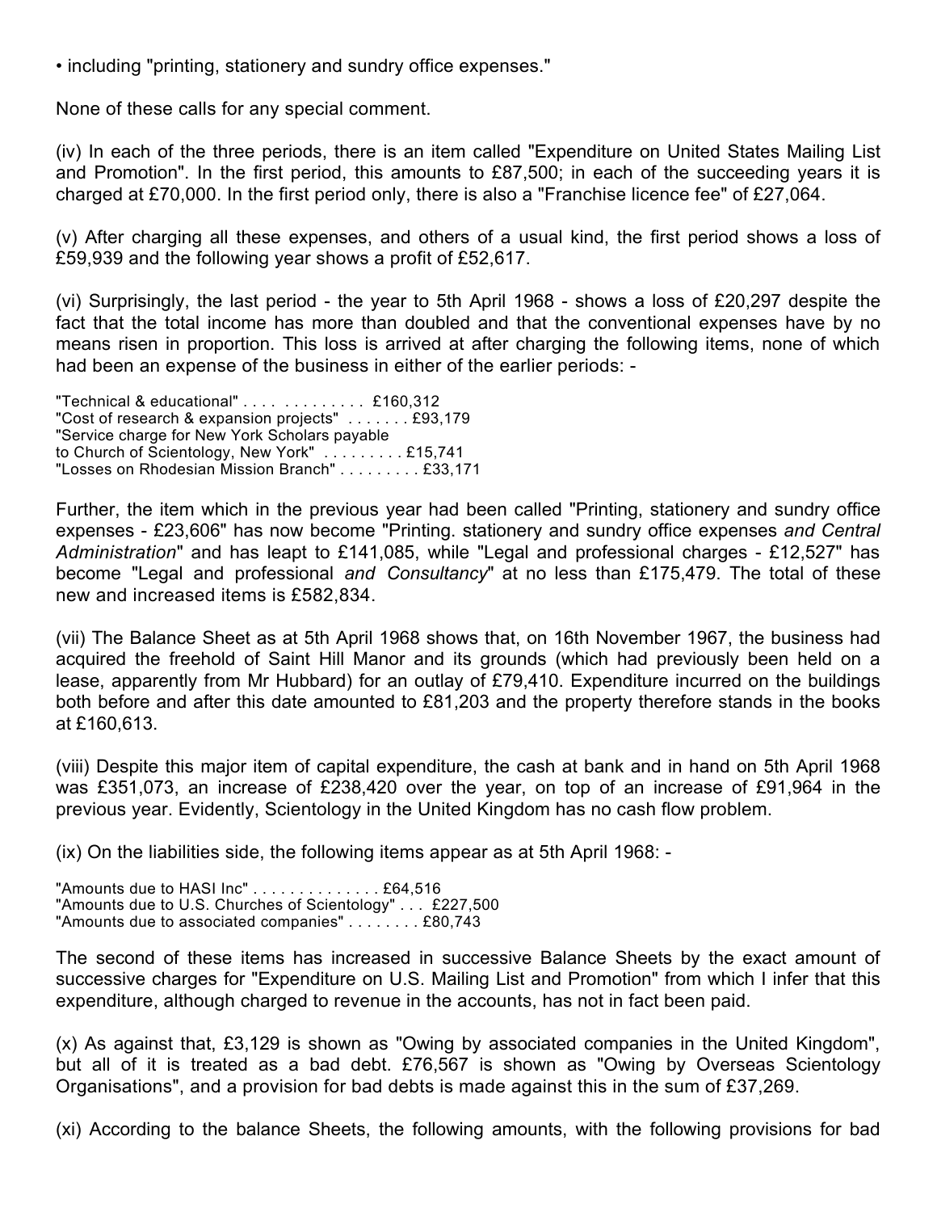• including "printing, stationery and sundry office expenses."

None of these calls for any special comment.

(iv) In each of the three periods, there is an item called "Expenditure on United States Mailing List and Promotion". In the first period, this amounts to £87,500; in each of the succeeding years it is charged at £70,000. In the first period only, there is also a "Franchise licence fee" of £27,064.

(v) After charging all these expenses, and others of a usual kind, the first period shows a loss of £59,939 and the following year shows a profit of £52,617.

(vi) Surprisingly, the last period - the year to 5th April 1968 - shows a loss of £20,297 despite the fact that the total income has more than doubled and that the conventional expenses have by no means risen in proportion. This loss is arrived at after charging the following items, none of which had been an expense of the business in either of the earlier periods: -

"Technical & educational" . . . . . . . . . . . . . £160,312
"Cost of research & expansion projects" . . . . . . . £93,179
"Service charge for New York Scholars payable
to Church of Scientology, New York" . . . . . . . . . £15,741
"Losses on Rhodesian Mission Branch" . . . . . . . . . £33,171

Further, the item which in the previous year had been called "Printing, stationery and sundry office expenses - £23,606" has now become "Printing. stationery and sundry office expenses *and Central Administration*" and has leapt to £141,085, while "Legal and professional charges - £12,527" has become "Legal and professional *and Consultancy*" at no less than £175,479. The total of these new and increased items is £582,834.

(vii) The Balance Sheet as at 5th April 1968 shows that, on 16th November 1967, the business had acquired the freehold of Saint Hill Manor and its grounds (which had previously been held on a lease, apparently from Mr Hubbard) for an outlay of £79,410. Expenditure incurred on the buildings both before and after this date amounted to £81,203 and the property therefore stands in the books at £160,613.

(viii) Despite this major item of capital expenditure, the cash at bank and in hand on 5th April 1968 was £351,073, an increase of £238,420 over the year, on top of an increase of £91,964 in the previous year. Evidently, Scientology in the United Kingdom has no cash flow problem.

(ix) On the liabilities side, the following items appear as at 5th April 1968: -

"Amounts due to HASI Inc" . . . . . . . . . . . . . . £64,516
"Amounts due to U.S. Churches of Scientology" . . . £227,500
"Amounts due to associated companies" . . . . . . . . £80,743

The second of these items has increased in successive Balance Sheets by the exact amount of successive charges for "Expenditure on U.S. Mailing List and Promotion" from which I infer that this expenditure, although charged to revenue in the accounts, has not in fact been paid.

(x) As against that, £3,129 is shown as "Owing by associated companies in the United Kingdom", but all of it is treated as a bad debt. £76,567 is shown as "Owing by Overseas Scientology Organisations", and a provision for bad debts is made against this in the sum of £37,269.

(xi) According to the balance Sheets, the following amounts, with the following provisions for bad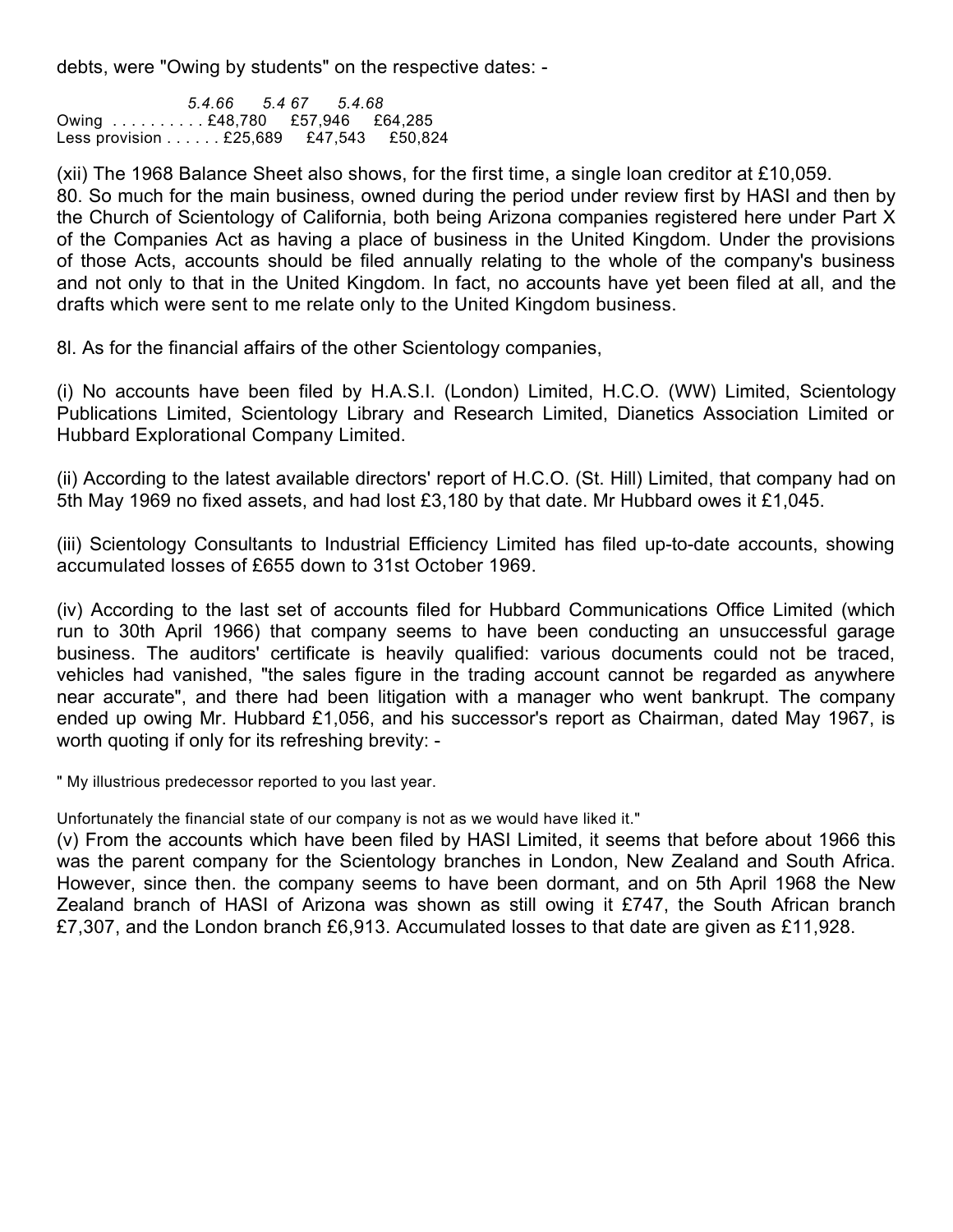debts, were "Owing by students" on the respective dates: -

| | *5.4.66* | *5.4 67* | *5.4.68* |
|---|---|---|---|
| Owing . . . . . . . . . . | £48,780 | £57,946 | £64,285 |
| Less provision . . . . . . | £25,689 | £47,543 | £50,824 |

(xii) The 1968 Balance Sheet also shows, for the first time, a single loan creditor at £10,059.

80. So much for the main business, owned during the period under review first by HASI and then by the Church of Scientology of California, both being Arizona companies registered here under Part X of the Companies Act as having a place of business in the United Kingdom. Under the provisions of those Acts, accounts should be filed annually relating to the whole of the company's business and not only to that in the United Kingdom. In fact, no accounts have yet been filed at all, and the drafts which were sent to me relate only to the United Kingdom business.

8l. As for the financial affairs of the other Scientology companies,

(i) No accounts have been filed by H.A.S.I. (London) Limited, H.C.O. (WW) Limited, Scientology Publications Limited, Scientology Library and Research Limited, Dianetics Association Limited or Hubbard Explorational Company Limited.

(ii) According to the latest available directors' report of H.C.O. (St. Hill) Limited, that company had on 5th May 1969 no fixed assets, and had lost £3,180 by that date. Mr Hubbard owes it £1,045.

(iii) Scientology Consultants to Industrial Efficiency Limited has filed up-to-date accounts, showing accumulated losses of £655 down to 31st October 1969.

(iv) According to the last set of accounts filed for Hubbard Communications Office Limited (which run to 30th April 1966) that company seems to have been conducting an unsuccessful garage business. The auditors' certificate is heavily qualified: various documents could not be traced, vehicles had vanished, "the sales figure in the trading account cannot be regarded as anywhere near accurate", and there had been litigation with a manager who went bankrupt. The company ended up owing Mr. Hubbard £1,056, and his successor's report as Chairman, dated May 1967, is worth quoting if only for its refreshing brevity: -

" My illustrious predecessor reported to you last year.

Unfortunately the financial state of our company is not as we would have liked it."

(v) From the accounts which have been filed by HASI Limited, it seems that before about 1966 this was the parent company for the Scientology branches in London, New Zealand and South Africa. However, since then. the company seems to have been dormant, and on 5th April 1968 the New Zealand branch of HASI of Arizona was shown as still owing it £747, the South African branch £7,307, and the London branch £6,913. Accumulated losses to that date are given as £11,928.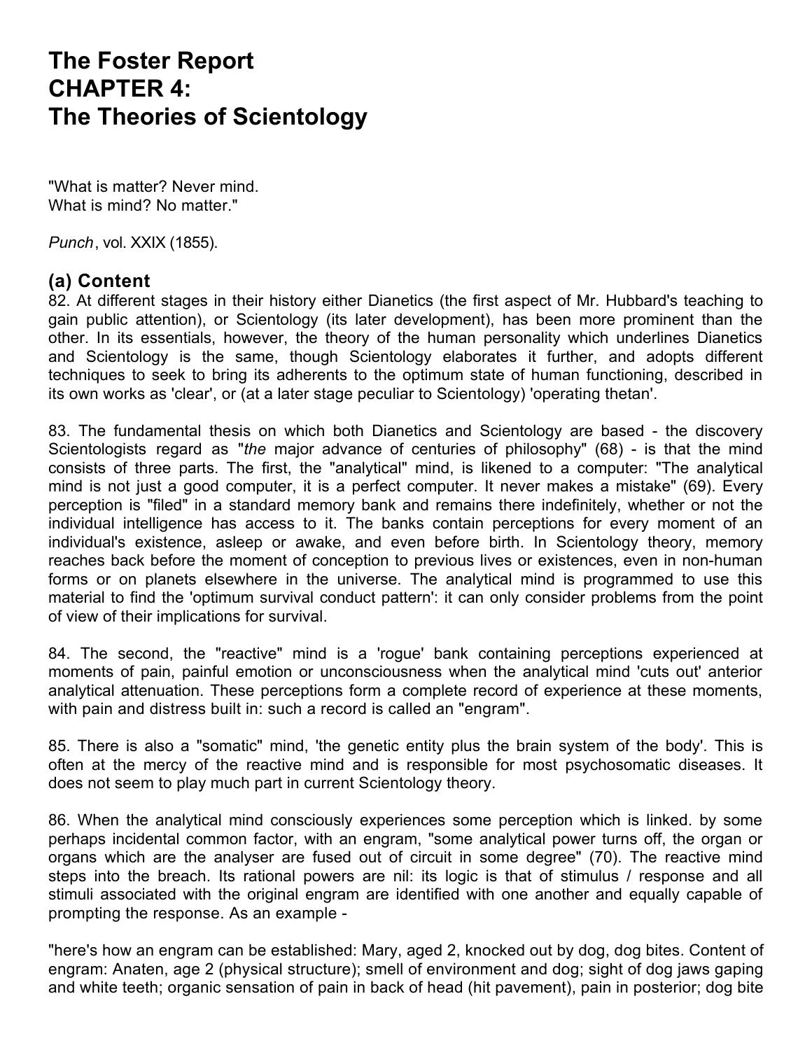# The Foster Report CHAPTER 4: The Theories of Scientology

"What is matter? Never mind.
What is mind? No matter."

*Punch*, vol. XXIX (1855).

## (a) Content

82. At different stages in their history either Dianetics (the first aspect of Mr. Hubbard's teaching to gain public attention), or Scientology (its later development), has been more prominent than the other. In its essentials, however, the theory of the human personality which underlines Dianetics and Scientology is the same, though Scientology elaborates it further, and adopts different techniques to seek to bring its adherents to the optimum state of human functioning, described in its own works as 'clear', or (at a later stage peculiar to Scientology) 'operating thetan'.

83. The fundamental thesis on which both Dianetics and Scientology are based - the discovery Scientologists regard as "*the* major advance of centuries of philosophy" (68) - is that the mind consists of three parts. The first, the "analytical" mind, is likened to a computer: "The analytical mind is not just a good computer, it is a perfect computer. It never makes a mistake" (69). Every perception is "filed" in a standard memory bank and remains there indefinitely, whether or not the individual intelligence has access to it. The banks contain perceptions for every moment of an individual's existence, asleep or awake, and even before birth. In Scientology theory, memory reaches back before the moment of conception to previous lives or existences, even in non-human forms or on planets elsewhere in the universe. The analytical mind is programmed to use this material to find the 'optimum survival conduct pattern': it can only consider problems from the point of view of their implications for survival.

84. The second, the "reactive" mind is a 'rogue' bank containing perceptions experienced at moments of pain, painful emotion or unconsciousness when the analytical mind 'cuts out' anterior analytical attenuation. These perceptions form a complete record of experience at these moments, with pain and distress built in: such a record is called an "engram".

85. There is also a "somatic" mind, 'the genetic entity plus the brain system of the body'. This is often at the mercy of the reactive mind and is responsible for most psychosomatic diseases. It does not seem to play much part in current Scientology theory.

86. When the analytical mind consciously experiences some perception which is linked. by some perhaps incidental common factor, with an engram, "some analytical power turns off, the organ or organs which are the analyser are fused out of circuit in some degree" (70). The reactive mind steps into the breach. Its rational powers are nil: its logic is that of stimulus / response and all stimuli associated with the original engram are identified with one another and equally capable of prompting the response. As an example -

"here's how an engram can be established: Mary, aged 2, knocked out by dog, dog bites. Content of engram: Anaten, age 2 (physical structure); smell of environment and dog; sight of dog jaws gaping and white teeth; organic sensation of pain in back of head (hit pavement), pain in posterior; dog bite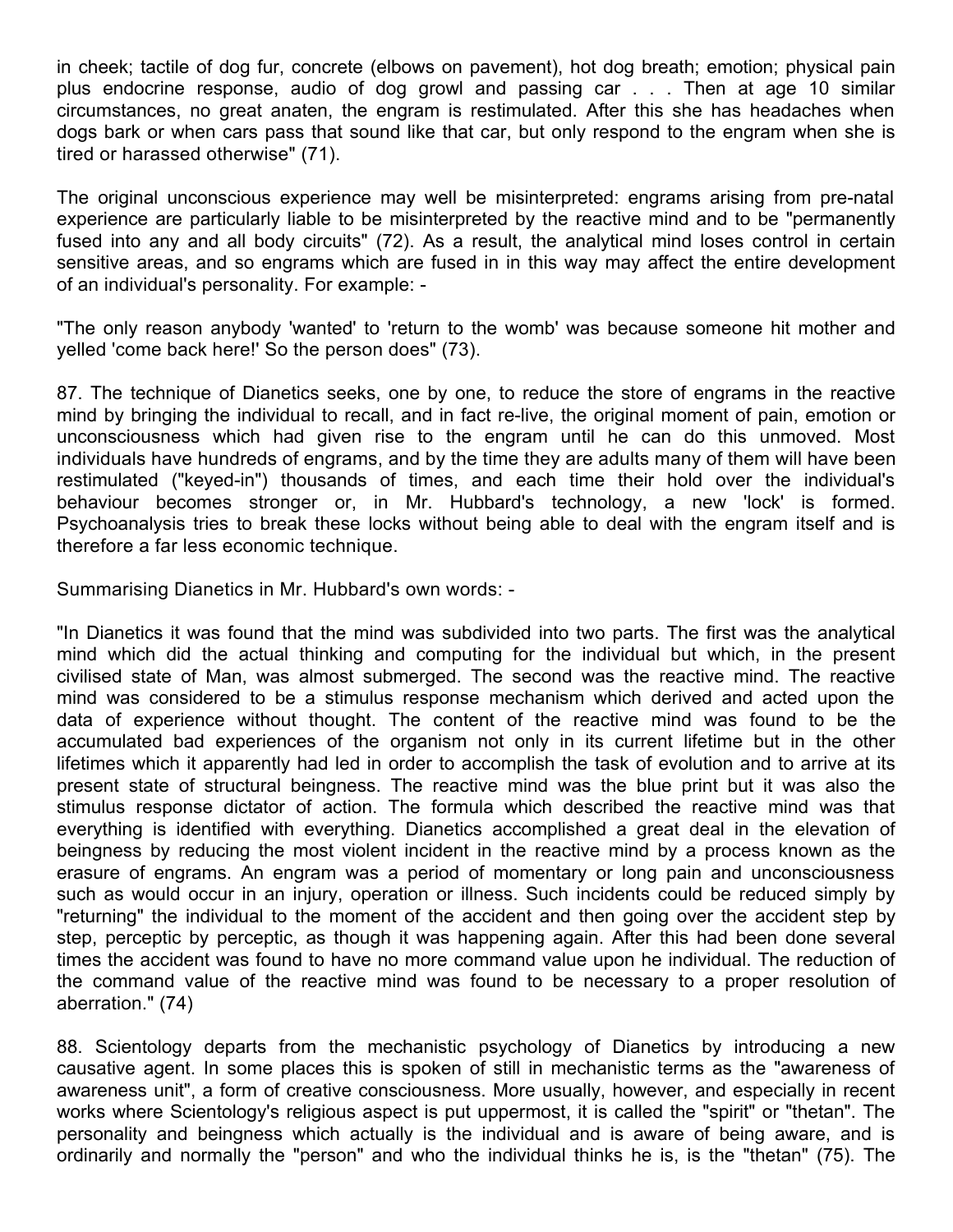in cheek; tactile of dog fur, concrete (elbows on pavement), hot dog breath; emotion; physical pain plus endocrine response, audio of dog growl and passing car . . . Then at age 10 similar circumstances, no great anaten, the engram is restimulated. After this she has headaches when dogs bark or when cars pass that sound like that car, but only respond to the engram when she is tired or harassed otherwise" (71).

The original unconscious experience may well be misinterpreted: engrams arising from pre-natal experience are particularly liable to be misinterpreted by the reactive mind and to be "permanently fused into any and all body circuits" (72). As a result, the analytical mind loses control in certain sensitive areas, and so engrams which are fused in in this way may affect the entire development of an individual's personality. For example: -

"The only reason anybody 'wanted' to 'return to the womb' was because someone hit mother and yelled 'come back here!' So the person does" (73).

87. The technique of Dianetics seeks, one by one, to reduce the store of engrams in the reactive mind by bringing the individual to recall, and in fact re-live, the original moment of pain, emotion or unconsciousness which had given rise to the engram until he can do this unmoved. Most individuals have hundreds of engrams, and by the time they are adults many of them will have been restimulated ("keyed-in") thousands of times, and each time their hold over the individual's behaviour becomes stronger or, in Mr. Hubbard's technology, a new 'lock' is formed. Psychoanalysis tries to break these locks without being able to deal with the engram itself and is therefore a far less economic technique.

Summarising Dianetics in Mr. Hubbard's own words: -

"In Dianetics it was found that the mind was subdivided into two parts. The first was the analytical mind which did the actual thinking and computing for the individual but which, in the present civilised state of Man, was almost submerged. The second was the reactive mind. The reactive mind was considered to be a stimulus response mechanism which derived and acted upon the data of experience without thought. The content of the reactive mind was found to be the accumulated bad experiences of the organism not only in its current lifetime but in the other lifetimes which it apparently had led in order to accomplish the task of evolution and to arrive at its present state of structural beingness. The reactive mind was the blue print but it was also the stimulus response dictator of action. The formula which described the reactive mind was that everything is identified with everything. Dianetics accomplished a great deal in the elevation of beingness by reducing the most violent incident in the reactive mind by a process known as the erasure of engrams. An engram was a period of momentary or long pain and unconsciousness such as would occur in an injury, operation or illness. Such incidents could be reduced simply by "returning" the individual to the moment of the accident and then going over the accident step by step, perceptic by perceptic, as though it was happening again. After this had been done several times the accident was found to have no more command value upon he individual. The reduction of the command value of the reactive mind was found to be necessary to a proper resolution of aberration." (74)

88. Scientology departs from the mechanistic psychology of Dianetics by introducing a new causative agent. In some places this is spoken of still in mechanistic terms as the "awareness of awareness unit", a form of creative consciousness. More usually, however, and especially in recent works where Scientology's religious aspect is put uppermost, it is called the "spirit" or "thetan". The personality and beingness which actually is the individual and is aware of being aware, and is ordinarily and normally the "person" and who the individual thinks he is, is the "thetan" (75). The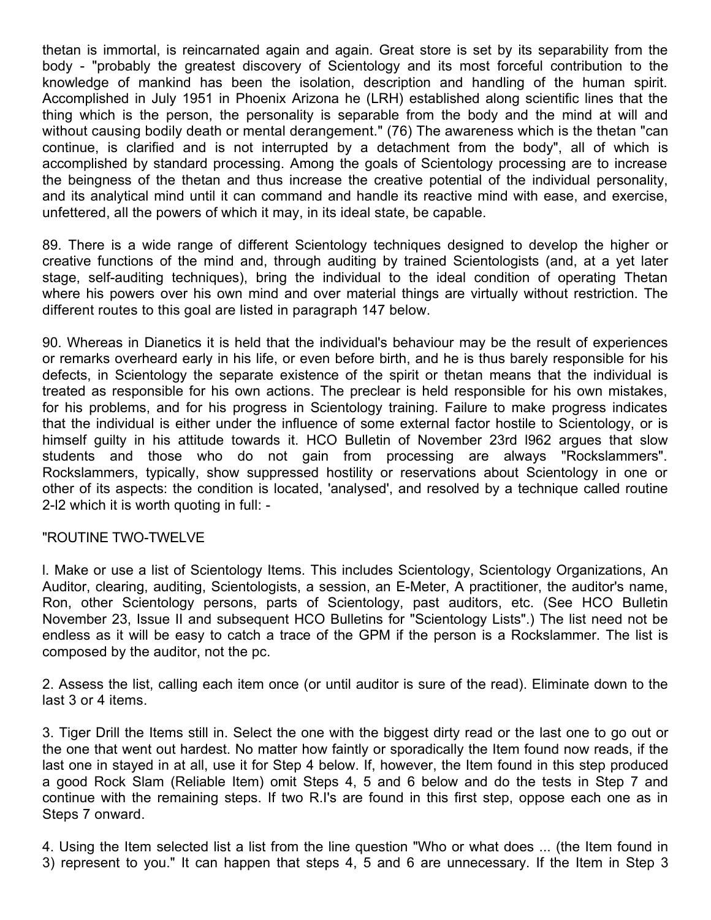thetan is immortal, is reincarnated again and again. Great store is set by its separability from the body - "probably the greatest discovery of Scientology and its most forceful contribution to the knowledge of mankind has been the isolation, description and handling of the human spirit. Accomplished in July 1951 in Phoenix Arizona he (LRH) established along scientific lines that the thing which is the person, the personality is separable from the body and the mind at will and without causing bodily death or mental derangement." (76) The awareness which is the thetan "can continue, is clarified and is not interrupted by a detachment from the body", all of which is accomplished by standard processing. Among the goals of Scientology processing are to increase the beingness of the thetan and thus increase the creative potential of the individual personality, and its analytical mind until it can command and handle its reactive mind with ease, and exercise, unfettered, all the powers of which it may, in its ideal state, be capable.

89. There is a wide range of different Scientology techniques designed to develop the higher or creative functions of the mind and, through auditing by trained Scientologists (and, at a yet later stage, self-auditing techniques), bring the individual to the ideal condition of operating Thetan where his powers over his own mind and over material things are virtually without restriction. The different routes to this goal are listed in paragraph 147 below.

90. Whereas in Dianetics it is held that the individual's behaviour may be the result of experiences or remarks overheard early in his life, or even before birth, and he is thus barely responsible for his defects, in Scientology the separate existence of the spirit or thetan means that the individual is treated as responsible for his own actions. The preclear is held responsible for his own mistakes, for his problems, and for his progress in Scientology training. Failure to make progress indicates that the individual is either under the influence of some external factor hostile to Scientology, or is himself guilty in his attitude towards it. HCO Bulletin of November 23rd l962 argues that slow students and those who do not gain from processing are always "Rockslammers". Rockslammers, typically, show suppressed hostility or reservations about Scientology in one or other of its aspects: the condition is located, 'analysed', and resolved by a technique called routine 2-l2 which it is worth quoting in full: -

"ROUTINE TWO-TWELVE

l. Make or use a list of Scientology Items. This includes Scientology, Scientology Organizations, An Auditor, clearing, auditing, Scientologists, a session, an E-Meter, A practitioner, the auditor's name, Ron, other Scientology persons, parts of Scientology, past auditors, etc. (See HCO Bulletin November 23, Issue II and subsequent HCO Bulletins for "Scientology Lists".) The list need not be endless as it will be easy to catch a trace of the GPM if the person is a Rockslammer. The list is composed by the auditor, not the pc.

2. Assess the list, calling each item once (or until auditor is sure of the read). Eliminate down to the last 3 or 4 items.

3. Tiger Drill the Items still in. Select the one with the biggest dirty read or the last one to go out or the one that went out hardest. No matter how faintly or sporadically the Item found now reads, if the last one in stayed in at all, use it for Step 4 below. If, however, the Item found in this step produced a good Rock Slam (Reliable Item) omit Steps 4, 5 and 6 below and do the tests in Step 7 and continue with the remaining steps. If two R.I's are found in this first step, oppose each one as in Steps 7 onward.

4. Using the Item selected list a list from the line question "Who or what does ... (the Item found in 3) represent to you." It can happen that steps 4, 5 and 6 are unnecessary. If the Item in Step 3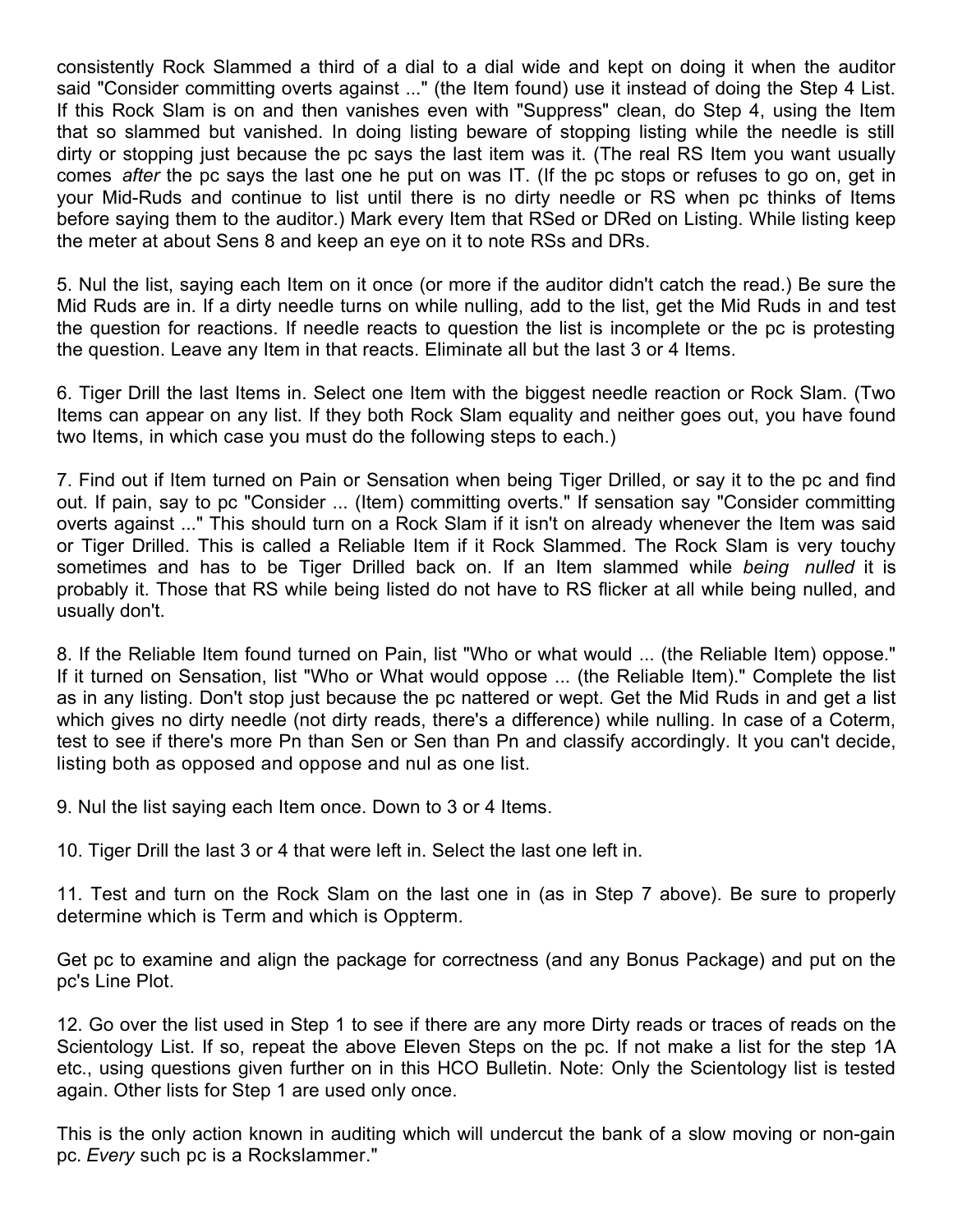consistently Rock Slammed a third of a dial to a dial wide and kept on doing it when the auditor said "Consider committing overts against ..." (the Item found) use it instead of doing the Step 4 List. If this Rock Slam is on and then vanishes even with "Suppress" clean, do Step 4, using the Item that so slammed but vanished. In doing listing beware of stopping listing while the needle is still dirty or stopping just because the pc says the last item was it. (The real RS Item you want usually comes *after* the pc says the last one he put on was IT. (If the pc stops or refuses to go on, get in your Mid-Ruds and continue to list until there is no dirty needle or RS when pc thinks of Items before saying them to the auditor.) Mark every Item that RSed or DRed on Listing. While listing keep the meter at about Sens 8 and keep an eye on it to note RSs and DRs.

5. Nul the list, saying each Item on it once (or more if the auditor didn't catch the read.) Be sure the Mid Ruds are in. If a dirty needle turns on while nulling, add to the list, get the Mid Ruds in and test the question for reactions. If needle reacts to question the list is incomplete or the pc is protesting the question. Leave any Item in that reacts. Eliminate all but the last 3 or 4 Items.

6. Tiger Drill the last Items in. Select one Item with the biggest needle reaction or Rock Slam. (Two Items can appear on any list. If they both Rock Slam equality and neither goes out, you have found two Items, in which case you must do the following steps to each.)

7. Find out if Item turned on Pain or Sensation when being Tiger Drilled, or say it to the pc and find out. If pain, say to pc "Consider ... (Item) committing overts." If sensation say "Consider committing overts against ..." This should turn on a Rock Slam if it isn't on already whenever the Item was said or Tiger Drilled. This is called a Reliable Item if it Rock Slammed. The Rock Slam is very touchy sometimes and has to be Tiger Drilled back on. If an Item slammed while *being nulled* it is probably it. Those that RS while being listed do not have to RS flicker at all while being nulled, and usually don't.

8. If the Reliable Item found turned on Pain, list "Who or what would ... (the Reliable Item) oppose." If it turned on Sensation, list "Who or What would oppose ... (the Reliable Item)." Complete the list as in any listing. Don't stop just because the pc nattered or wept. Get the Mid Ruds in and get a list which gives no dirty needle (not dirty reads, there's a difference) while nulling. In case of a Coterm, test to see if there's more Pn than Sen or Sen than Pn and classify accordingly. It you can't decide, listing both as opposed and oppose and nul as one list.

9. Nul the list saying each Item once. Down to 3 or 4 Items.

10. Tiger Drill the last 3 or 4 that were left in. Select the last one left in.

11. Test and turn on the Rock Slam on the last one in (as in Step 7 above). Be sure to properly determine which is Term and which is Oppterm.

Get pc to examine and align the package for correctness (and any Bonus Package) and put on the pc's Line Plot.

12. Go over the list used in Step 1 to see if there are any more Dirty reads or traces of reads on the Scientology List. If so, repeat the above Eleven Steps on the pc. If not make a list for the step 1A etc., using questions given further on in this HCO Bulletin. Note: Only the Scientology list is tested again. Other lists for Step 1 are used only once.

This is the only action known in auditing which will undercut the bank of a slow moving or non-gain pc. *Every* such pc is a Rockslammer."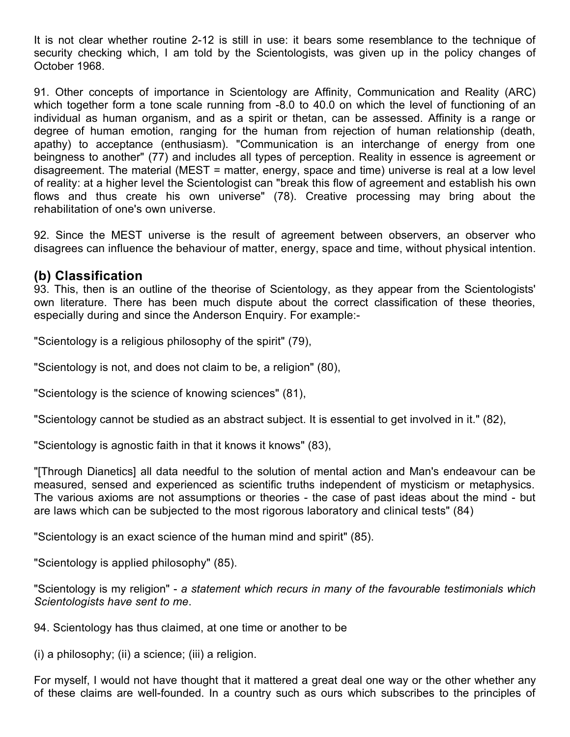It is not clear whether routine 2-12 is still in use: it bears some resemblance to the technique of security checking which, I am told by the Scientologists, was given up in the policy changes of October 1968.

91. Other concepts of importance in Scientology are Affinity, Communication and Reality (ARC) which together form a tone scale running from -8.0 to 40.0 on which the level of functioning of an individual as human organism, and as a spirit or thetan, can be assessed. Affinity is a range or degree of human emotion, ranging for the human from rejection of human relationship (death, apathy) to acceptance (enthusiasm). "Communication is an interchange of energy from one beingness to another" (77) and includes all types of perception. Reality in essence is agreement or disagreement. The material (MEST = matter, energy, space and time) universe is real at a low level of reality: at a higher level the Scientologist can "break this flow of agreement and establish his own flows and thus create his own universe" (78). Creative processing may bring about the rehabilitation of one's own universe.

92. Since the MEST universe is the result of agreement between observers, an observer who disagrees can influence the behaviour of matter, energy, space and time, without physical intention.

## (b) Classification

93. This, then is an outline of the theorise of Scientology, as they appear from the Scientologists' own literature. There has been much dispute about the correct classification of these theories, especially during and since the Anderson Enquiry. For example:-

"Scientology is a religious philosophy of the spirit" (79),

"Scientology is not, and does not claim to be, a religion" (80),

"Scientology is the science of knowing sciences" (81),

"Scientology cannot be studied as an abstract subject. It is essential to get involved in it." (82),

"Scientology is agnostic faith in that it knows it knows" (83),

"[Through Dianetics] all data needful to the solution of mental action and Man's endeavour can be measured, sensed and experienced as scientific truths independent of mysticism or metaphysics. The various axioms are not assumptions or theories - the case of past ideas about the mind - but are laws which can be subjected to the most rigorous laboratory and clinical tests" (84)

"Scientology is an exact science of the human mind and spirit" (85).

"Scientology is applied philosophy" (85).

"Scientology is my religion" - *a statement which recurs in many of the favourable testimonials which Scientologists have sent to me*.

94. Scientology has thus claimed, at one time or another to be

(i) a philosophy; (ii) a science; (iii) a religion.

For myself, I would not have thought that it mattered a great deal one way or the other whether any of these claims are well-founded. In a country such as ours which subscribes to the principles of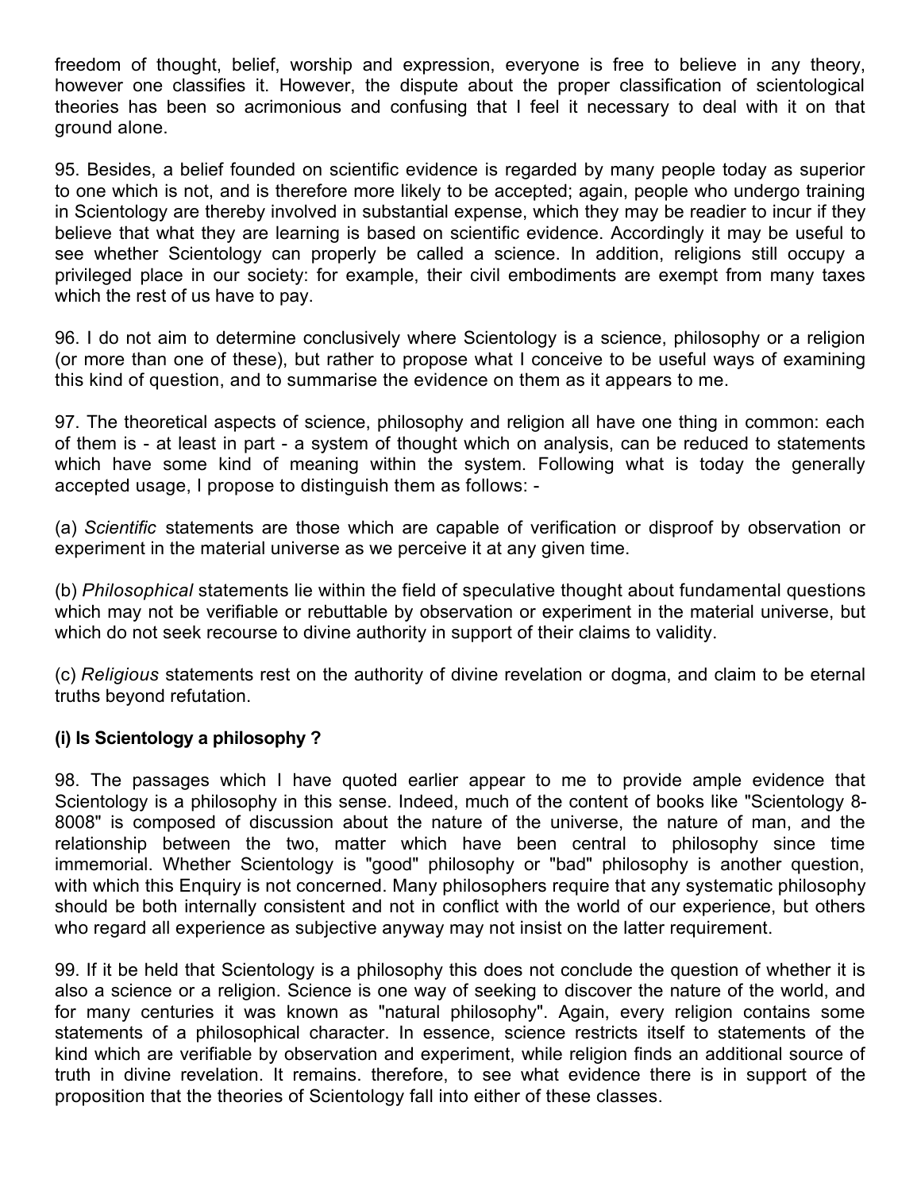freedom of thought, belief, worship and expression, everyone is free to believe in any theory, however one classifies it. However, the dispute about the proper classification of scientological theories has been so acrimonious and confusing that I feel it necessary to deal with it on that ground alone.

95. Besides, a belief founded on scientific evidence is regarded by many people today as superior to one which is not, and is therefore more likely to be accepted; again, people who undergo training in Scientology are thereby involved in substantial expense, which they may be readier to incur if they believe that what they are learning is based on scientific evidence. Accordingly it may be useful to see whether Scientology can properly be called a science. In addition, religions still occupy a privileged place in our society: for example, their civil embodiments are exempt from many taxes which the rest of us have to pay.

96. I do not aim to determine conclusively where Scientology is a science, philosophy or a religion (or more than one of these), but rather to propose what I conceive to be useful ways of examining this kind of question, and to summarise the evidence on them as it appears to me.

97. The theoretical aspects of science, philosophy and religion all have one thing in common: each of them is - at least in part - a system of thought which on analysis, can be reduced to statements which have some kind of meaning within the system. Following what is today the generally accepted usage, I propose to distinguish them as follows: -

(a) *Scientific* statements are those which are capable of verification or disproof by observation or experiment in the material universe as we perceive it at any given time.

(b) *Philosophical* statements lie within the field of speculative thought about fundamental questions which may not be verifiable or rebuttable by observation or experiment in the material universe, but which do not seek recourse to divine authority in support of their claims to validity.

(c) *Religious* statements rest on the authority of divine revelation or dogma, and claim to be eternal truths beyond refutation.

**(i) Is Scientology a philosophy ?**

98. The passages which I have quoted earlier appear to me to provide ample evidence that Scientology is a philosophy in this sense. Indeed, much of the content of books like "Scientology 8-8008" is composed of discussion about the nature of the universe, the nature of man, and the relationship between the two, matter which have been central to philosophy since time immemorial. Whether Scientology is "good" philosophy or "bad" philosophy is another question, with which this Enquiry is not concerned. Many philosophers require that any systematic philosophy should be both internally consistent and not in conflict with the world of our experience, but others who regard all experience as subjective anyway may not insist on the latter requirement.

99. If it be held that Scientology is a philosophy this does not conclude the question of whether it is also a science or a religion. Science is one way of seeking to discover the nature of the world, and for many centuries it was known as "natural philosophy". Again, every religion contains some statements of a philosophical character. In essence, science restricts itself to statements of the kind which are verifiable by observation and experiment, while religion finds an additional source of truth in divine revelation. It remains. therefore, to see what evidence there is in support of the proposition that the theories of Scientology fall into either of these classes.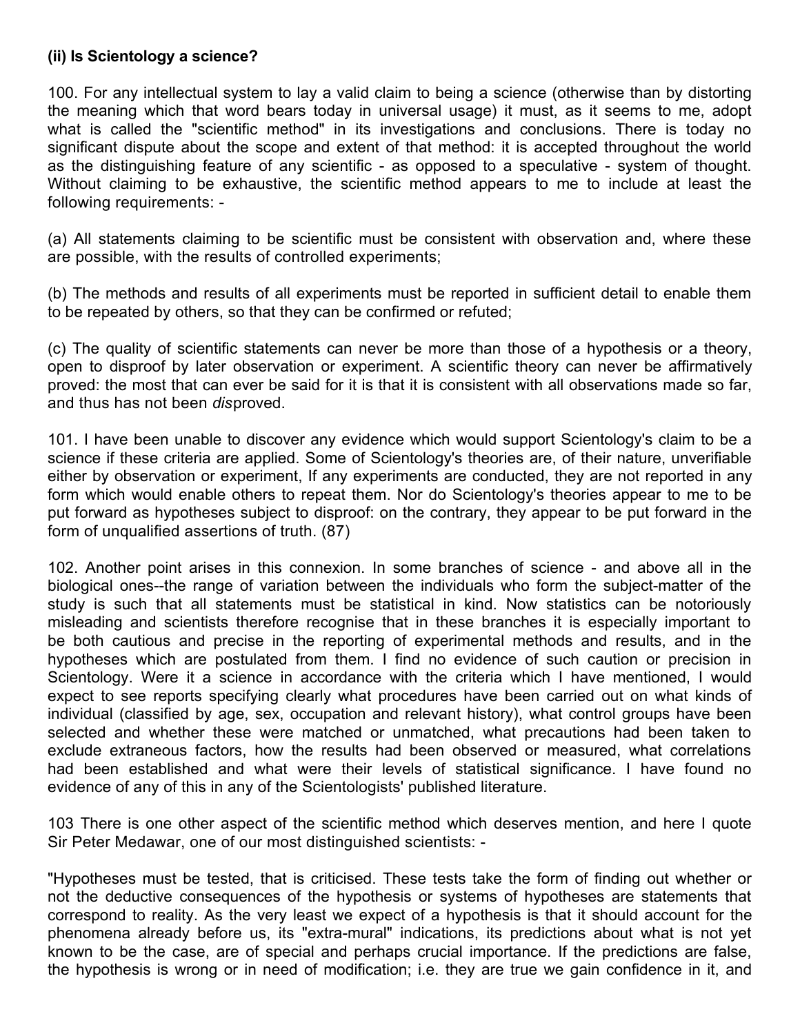**(ii) Is Scientology a science?**

100. For any intellectual system to lay a valid claim to being a science (otherwise than by distorting the meaning which that word bears today in universal usage) it must, as it seems to me, adopt what is called the "scientific method" in its investigations and conclusions. There is today no significant dispute about the scope and extent of that method: it is accepted throughout the world as the distinguishing feature of any scientific - as opposed to a speculative - system of thought. Without claiming to be exhaustive, the scientific method appears to me to include at least the following requirements: -

(a) All statements claiming to be scientific must be consistent with observation and, where these are possible, with the results of controlled experiments;

(b) The methods and results of all experiments must be reported in sufficient detail to enable them to be repeated by others, so that they can be confirmed or refuted;

(c) The quality of scientific statements can never be more than those of a hypothesis or a theory, open to disproof by later observation or experiment. A scientific theory can never be affirmatively proved: the most that can ever be said for it is that it is consistent with all observations made so far, and thus has not been *dis*proved.

101. I have been unable to discover any evidence which would support Scientology's claim to be a science if these criteria are applied. Some of Scientology's theories are, of their nature, unverifiable either by observation or experiment, If any experiments are conducted, they are not reported in any form which would enable others to repeat them. Nor do Scientology's theories appear to me to be put forward as hypotheses subject to disproof: on the contrary, they appear to be put forward in the form of unqualified assertions of truth. (87)

102. Another point arises in this connexion. In some branches of science - and above all in the biological ones--the range of variation between the individuals who form the subject-matter of the study is such that all statements must be statistical in kind. Now statistics can be notoriously misleading and scientists therefore recognise that in these branches it is especially important to be both cautious and precise in the reporting of experimental methods and results, and in the hypotheses which are postulated from them. I find no evidence of such caution or precision in Scientology. Were it a science in accordance with the criteria which I have mentioned, I would expect to see reports specifying clearly what procedures have been carried out on what kinds of individual (classified by age, sex, occupation and relevant history), what control groups have been selected and whether these were matched or unmatched, what precautions had been taken to exclude extraneous factors, how the results had been observed or measured, what correlations had been established and what were their levels of statistical significance. I have found no evidence of any of this in any of the Scientologists' published literature.

103 There is one other aspect of the scientific method which deserves mention, and here I quote Sir Peter Medawar, one of our most distinguished scientists: -

"Hypotheses must be tested, that is criticised. These tests take the form of finding out whether or not the deductive consequences of the hypothesis or systems of hypotheses are statements that correspond to reality. As the very least we expect of a hypothesis is that it should account for the phenomena already before us, its "extra-mural" indications, its predictions about what is not yet known to be the case, are of special and perhaps crucial importance. If the predictions are false, the hypothesis is wrong or in need of modification; i.e. they are true we gain confidence in it, and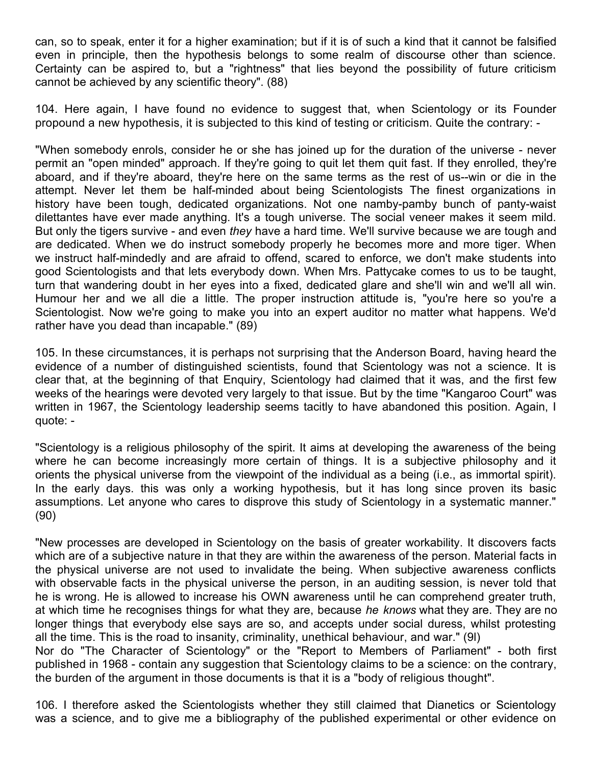can, so to speak, enter it for a higher examination; but if it is of such a kind that it cannot be falsified even in principle, then the hypothesis belongs to some realm of discourse other than science. Certainty can be aspired to, but a "rightness" that lies beyond the possibility of future criticism cannot be achieved by any scientific theory". (88)

104. Here again, I have found no evidence to suggest that, when Scientology or its Founder propound a new hypothesis, it is subjected to this kind of testing or criticism. Quite the contrary: -

"When somebody enrols, consider he or she has joined up for the duration of the universe - never permit an "open minded" approach. If they're going to quit let them quit fast. If they enrolled, they're aboard, and if they're aboard, they're here on the same terms as the rest of us--win or die in the attempt. Never let them be half-minded about being Scientologists The finest organizations in history have been tough, dedicated organizations. Not one namby-pamby bunch of panty-waist dilettantes have ever made anything. It's a tough universe. The social veneer makes it seem mild. But only the tigers survive - and even *they* have a hard time. We'll survive because we are tough and are dedicated. When we do instruct somebody properly he becomes more and more tiger. When we instruct half-mindedly and are afraid to offend, scared to enforce, we don't make students into good Scientologists and that lets everybody down. When Mrs. Pattycake comes to us to be taught, turn that wandering doubt in her eyes into a fixed, dedicated glare and she'll win and we'll all win. Humour her and we all die a little. The proper instruction attitude is, "you're here so you're a Scientologist. Now we're going to make you into an expert auditor no matter what happens. We'd rather have you dead than incapable." (89)

105. In these circumstances, it is perhaps not surprising that the Anderson Board, having heard the evidence of a number of distinguished scientists, found that Scientology was not a science. It is clear that, at the beginning of that Enquiry, Scientology had claimed that it was, and the first few weeks of the hearings were devoted very largely to that issue. But by the time "Kangaroo Court" was written in 1967, the Scientology leadership seems tacitly to have abandoned this position. Again, I quote: -

"Scientology is a religious philosophy of the spirit. It aims at developing the awareness of the being where he can become increasingly more certain of things. It is a subjective philosophy and it orients the physical universe from the viewpoint of the individual as a being (i.e., as immortal spirit). In the early days. this was only a working hypothesis, but it has long since proven its basic assumptions. Let anyone who cares to disprove this study of Scientology in a systematic manner." (90)

"New processes are developed in Scientology on the basis of greater workability. It discovers facts which are of a subjective nature in that they are within the awareness of the person. Material facts in the physical universe are not used to invalidate the being. When subjective awareness conflicts with observable facts in the physical universe the person, in an auditing session, is never told that he is wrong. He is allowed to increase his OWN awareness until he can comprehend greater truth, at which time he recognises things for what they are, because *he knows* what they are. They are no longer things that everybody else says are so, and accepts under social duress, whilst protesting all the time. This is the road to insanity, criminality, unethical behaviour, and war." (9l)

Nor do "The Character of Scientology" or the "Report to Members of Parliament" - both first published in 1968 - contain any suggestion that Scientology claims to be a science: on the contrary, the burden of the argument in those documents is that it is a "body of religious thought".

106. I therefore asked the Scientologists whether they still claimed that Dianetics or Scientology was a science, and to give me a bibliography of the published experimental or other evidence on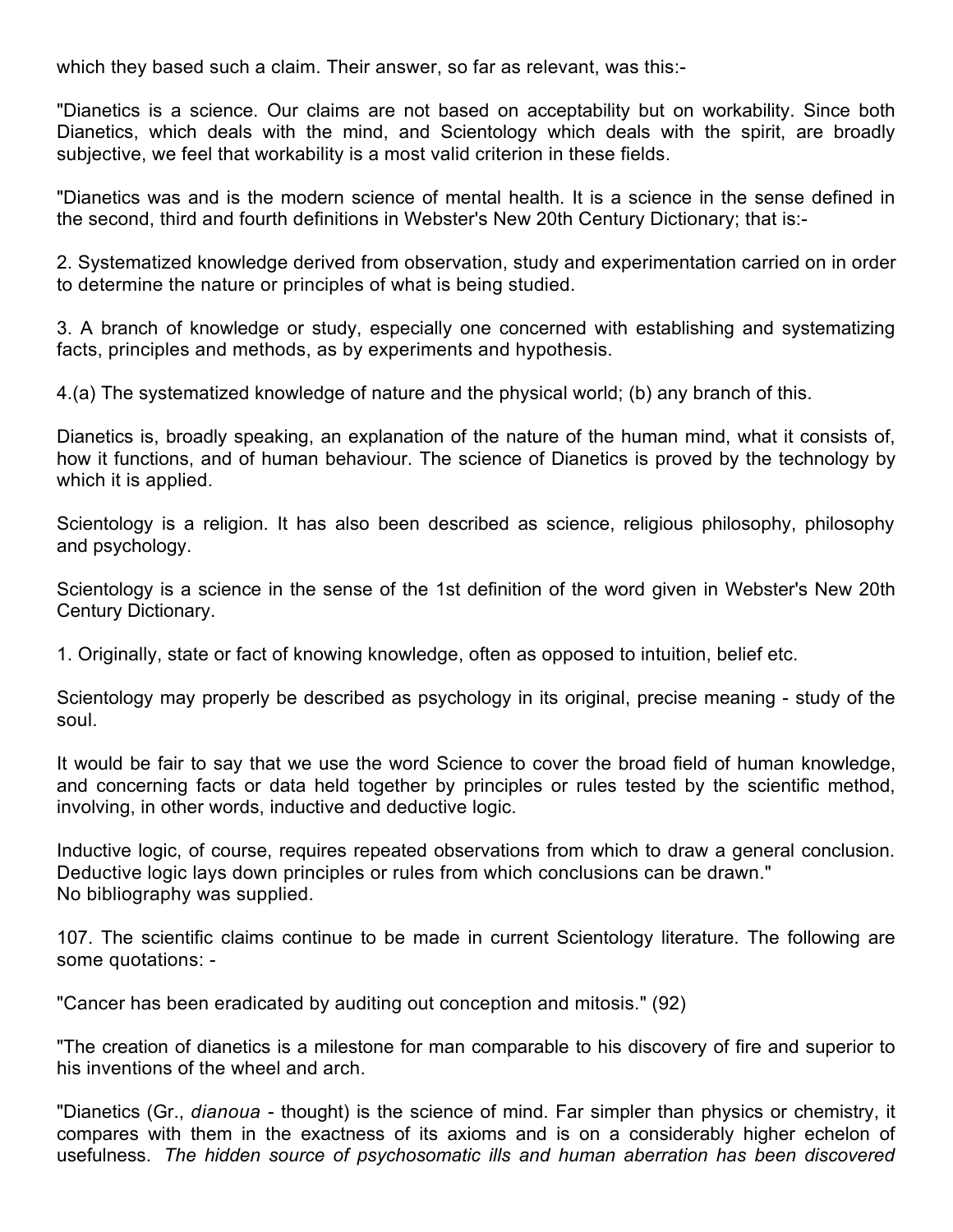which they based such a claim. Their answer, so far as relevant, was this:-

"Dianetics is a science. Our claims are not based on acceptability but on workability. Since both Dianetics, which deals with the mind, and Scientology which deals with the spirit, are broadly subjective, we feel that workability is a most valid criterion in these fields.

"Dianetics was and is the modern science of mental health. It is a science in the sense defined in the second, third and fourth definitions in Webster's New 20th Century Dictionary; that is:-

2. Systematized knowledge derived from observation, study and experimentation carried on in order to determine the nature or principles of what is being studied.

3. A branch of knowledge or study, especially one concerned with establishing and systematizing facts, principles and methods, as by experiments and hypothesis.

4.(a) The systematized knowledge of nature and the physical world; (b) any branch of this.

Dianetics is, broadly speaking, an explanation of the nature of the human mind, what it consists of, how it functions, and of human behaviour. The science of Dianetics is proved by the technology by which it is applied.

Scientology is a religion. It has also been described as science, religious philosophy, philosophy and psychology.

Scientology is a science in the sense of the 1st definition of the word given in Webster's New 20th Century Dictionary.

1. Originally, state or fact of knowing knowledge, often as opposed to intuition, belief etc.

Scientology may properly be described as psychology in its original, precise meaning - study of the soul.

It would be fair to say that we use the word Science to cover the broad field of human knowledge, and concerning facts or data held together by principles or rules tested by the scientific method, involving, in other words, inductive and deductive logic.

Inductive logic, of course, requires repeated observations from which to draw a general conclusion. Deductive logic lays down principles or rules from which conclusions can be drawn."
No bibliography was supplied.

107. The scientific claims continue to be made in current Scientology literature. The following are some quotations: -

"Cancer has been eradicated by auditing out conception and mitosis." (92)

"The creation of dianetics is a milestone for man comparable to his discovery of fire and superior to his inventions of the wheel and arch.

"Dianetics (Gr., *dianoua* - thought) is the science of mind. Far simpler than physics or chemistry, it compares with them in the exactness of its axioms and is on a considerably higher echelon of usefulness. *The hidden source of psychosomatic ills and human aberration has been discovered*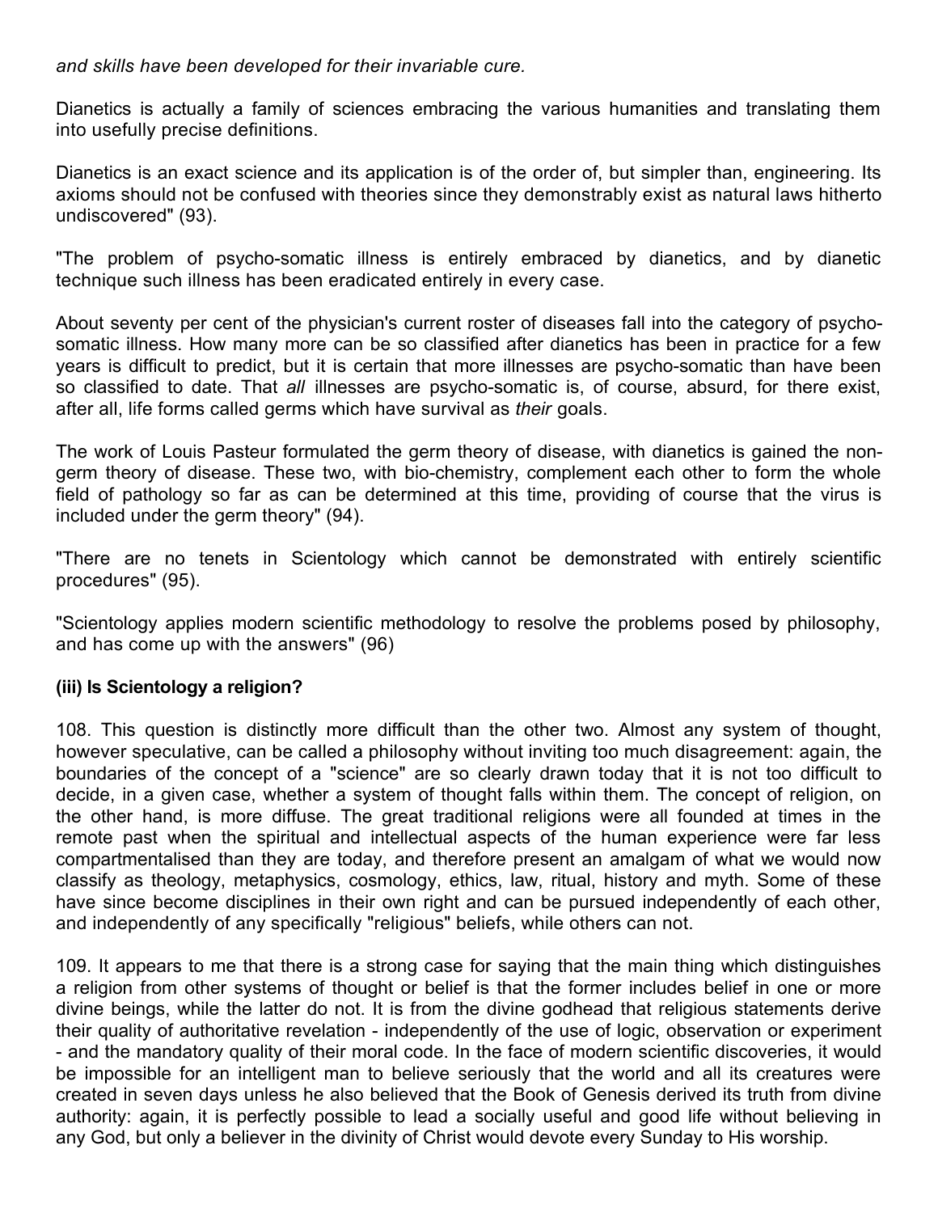*and skills have been developed for their invariable cure.*

Dianetics is actually a family of sciences embracing the various humanities and translating them into usefully precise definitions.

Dianetics is an exact science and its application is of the order of, but simpler than, engineering. Its axioms should not be confused with theories since they demonstrably exist as natural laws hitherto undiscovered" (93).

"The problem of psycho-somatic illness is entirely embraced by dianetics, and by dianetic technique such illness has been eradicated entirely in every case.

About seventy per cent of the physician's current roster of diseases fall into the category of psycho-somatic illness. How many more can be so classified after dianetics has been in practice for a few years is difficult to predict, but it is certain that more illnesses are psycho-somatic than have been so classified to date. That *all* illnesses are psycho-somatic is, of course, absurd, for there exist, after all, life forms called germs which have survival as *their* goals.

The work of Louis Pasteur formulated the germ theory of disease, with dianetics is gained the non-germ theory of disease. These two, with bio-chemistry, complement each other to form the whole field of pathology so far as can be determined at this time, providing of course that the virus is included under the germ theory" (94).

"There are no tenets in Scientology which cannot be demonstrated with entirely scientific procedures" (95).

"Scientology applies modern scientific methodology to resolve the problems posed by philosophy, and has come up with the answers" (96)

**(iii) Is Scientology a religion?**

108. This question is distinctly more difficult than the other two. Almost any system of thought, however speculative, can be called a philosophy without inviting too much disagreement: again, the boundaries of the concept of a "science" are so clearly drawn today that it is not too difficult to decide, in a given case, whether a system of thought falls within them. The concept of religion, on the other hand, is more diffuse. The great traditional religions were all founded at times in the remote past when the spiritual and intellectual aspects of the human experience were far less compartmentalised than they are today, and therefore present an amalgam of what we would now classify as theology, metaphysics, cosmology, ethics, law, ritual, history and myth. Some of these have since become disciplines in their own right and can be pursued independently of each other, and independently of any specifically "religious" beliefs, while others can not.

109. It appears to me that there is a strong case for saying that the main thing which distinguishes a religion from other systems of thought or belief is that the former includes belief in one or more divine beings, while the latter do not. It is from the divine godhead that religious statements derive their quality of authoritative revelation - independently of the use of logic, observation or experiment - and the mandatory quality of their moral code. In the face of modern scientific discoveries, it would be impossible for an intelligent man to believe seriously that the world and all its creatures were created in seven days unless he also believed that the Book of Genesis derived its truth from divine authority: again, it is perfectly possible to lead a socially useful and good life without believing in any God, but only a believer in the divinity of Christ would devote every Sunday to His worship.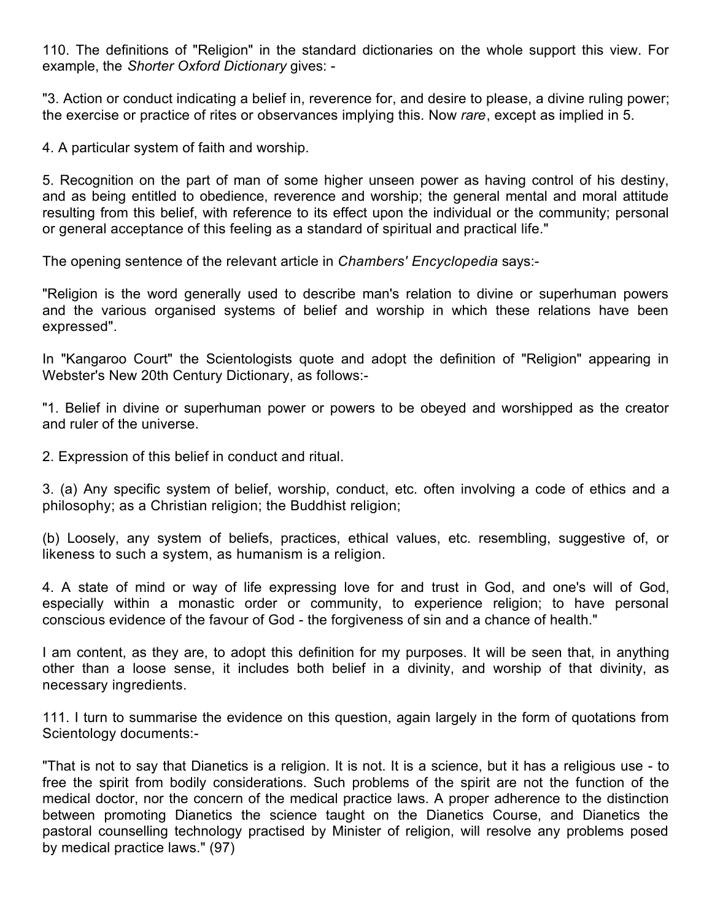110. The definitions of "Religion" in the standard dictionaries on the whole support this view. For example, the *Shorter Oxford Dictionary* gives: -

"3. Action or conduct indicating a belief in, reverence for, and desire to please, a divine ruling power; the exercise or practice of rites or observances implying this. Now *rare*, except as implied in 5.

4. A particular system of faith and worship.

5. Recognition on the part of man of some higher unseen power as having control of his destiny, and as being entitled to obedience, reverence and worship; the general mental and moral attitude resulting from this belief, with reference to its effect upon the individual or the community; personal or general acceptance of this feeling as a standard of spiritual and practical life."

The opening sentence of the relevant article in *Chambers' Encyclopedia* says:-

"Religion is the word generally used to describe man's relation to divine or superhuman powers and the various organised systems of belief and worship in which these relations have been expressed".

In "Kangaroo Court" the Scientologists quote and adopt the definition of "Religion" appearing in Webster's New 20th Century Dictionary, as follows:-

"1. Belief in divine or superhuman power or powers to be obeyed and worshipped as the creator and ruler of the universe.

2. Expression of this belief in conduct and ritual.

3. (a) Any specific system of belief, worship, conduct, etc. often involving a code of ethics and a philosophy; as a Christian religion; the Buddhist religion;

(b) Loosely, any system of beliefs, practices, ethical values, etc. resembling, suggestive of, or likeness to such a system, as humanism is a religion.

4. A state of mind or way of life expressing love for and trust in God, and one's will of God, especially within a monastic order or community, to experience religion; to have personal conscious evidence of the favour of God - the forgiveness of sin and a chance of health."

I am content, as they are, to adopt this definition for my purposes. It will be seen that, in anything other than a loose sense, it includes both belief in a divinity, and worship of that divinity, as necessary ingredients.

111. I turn to summarise the evidence on this question, again largely in the form of quotations from Scientology documents:-

"That is not to say that Dianetics is a religion. It is not. It is a science, but it has a religious use - to free the spirit from bodily considerations. Such problems of the spirit are not the function of the medical doctor, nor the concern of the medical practice laws. A proper adherence to the distinction between promoting Dianetics the science taught on the Dianetics Course, and Dianetics the pastoral counselling technology practised by Minister of religion, will resolve any problems posed by medical practice laws." (97)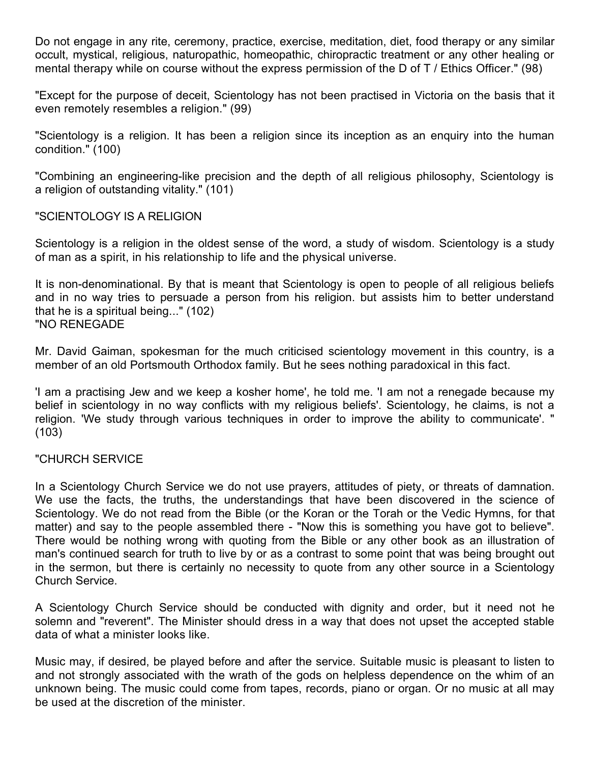Do not engage in any rite, ceremony, practice, exercise, meditation, diet, food therapy or any similar occult, mystical, religious, naturopathic, homeopathic, chiropractic treatment or any other healing or mental therapy while on course without the express permission of the D of T / Ethics Officer." (98)

"Except for the purpose of deceit, Scientology has not been practised in Victoria on the basis that it even remotely resembles a religion." (99)

"Scientology is a religion. It has been a religion since its inception as an enquiry into the human condition." (100)

"Combining an engineering-like precision and the depth of all religious philosophy, Scientology is a religion of outstanding vitality." (101)

"SCIENTOLOGY IS A RELIGION

Scientology is a religion in the oldest sense of the word, a study of wisdom. Scientology is a study of man as a spirit, in his relationship to life and the physical universe.

It is non-denominational. By that is meant that Scientology is open to people of all religious beliefs and in no way tries to persuade a person from his religion. but assists him to better understand that he is a spiritual being..." (102)

"NO RENEGADE

Mr. David Gaiman, spokesman for the much criticised scientology movement in this country, is a member of an old Portsmouth Orthodox family. But he sees nothing paradoxical in this fact.

'I am a practising Jew and we keep a kosher home', he told me. 'I am not a renegade because my belief in scientology in no way conflicts with my religious beliefs'. Scientology, he claims, is not a religion. 'We study through various techniques in order to improve the ability to communicate'. " (103)

"CHURCH SERVICE

In a Scientology Church Service we do not use prayers, attitudes of piety, or threats of damnation. We use the facts, the truths, the understandings that have been discovered in the science of Scientology. We do not read from the Bible (or the Koran or the Torah or the Vedic Hymns, for that matter) and say to the people assembled there - "Now this is something you have got to believe". There would be nothing wrong with quoting from the Bible or any other book as an illustration of man's continued search for truth to live by or as a contrast to some point that was being brought out in the sermon, but there is certainly no necessity to quote from any other source in a Scientology Church Service.

A Scientology Church Service should be conducted with dignity and order, but it need not he solemn and "reverent". The Minister should dress in a way that does not upset the accepted stable data of what a minister looks like.

Music may, if desired, be played before and after the service. Suitable music is pleasant to listen to and not strongly associated with the wrath of the gods on helpless dependence on the whim of an unknown being. The music could come from tapes, records, piano or organ. Or no music at all may be used at the discretion of the minister.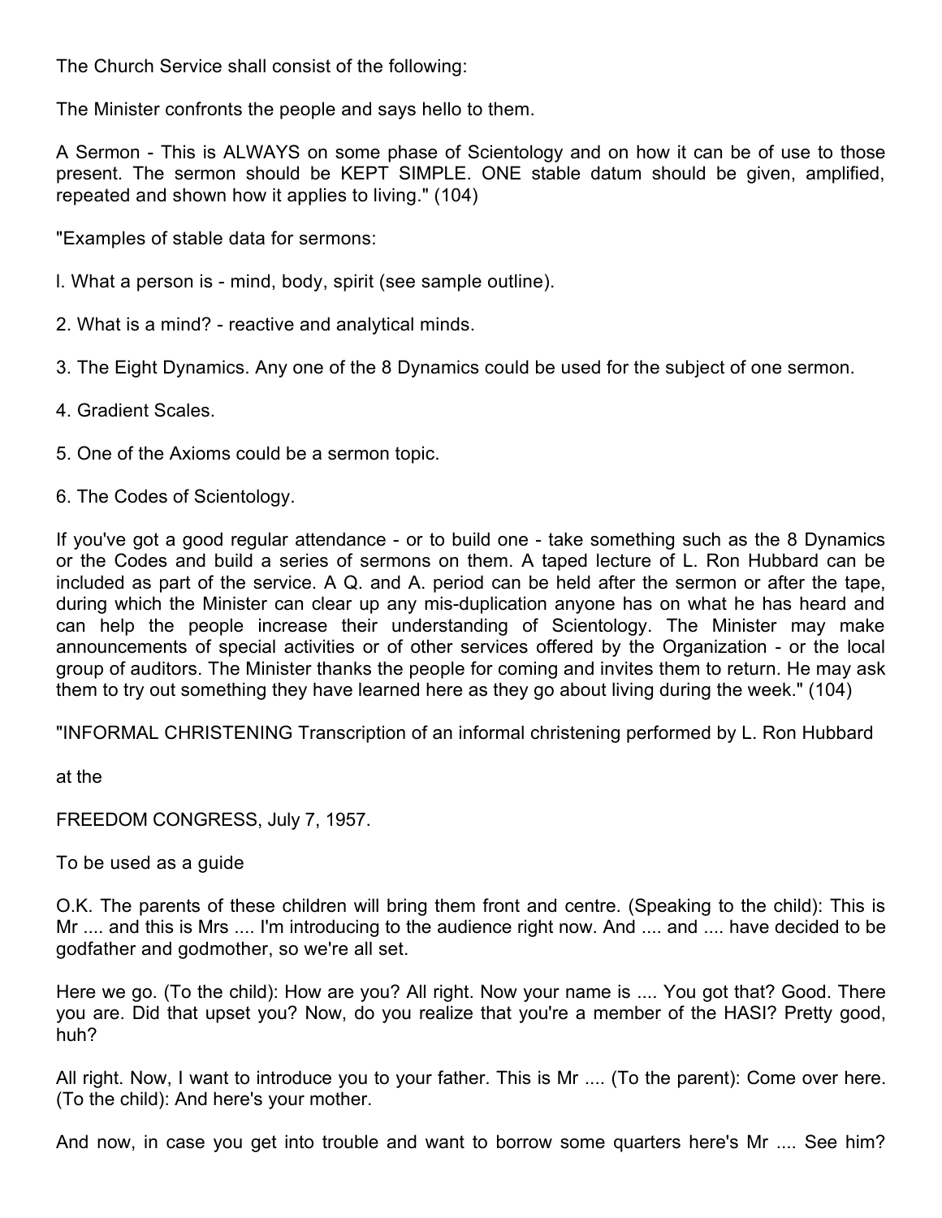The Church Service shall consist of the following:

The Minister confronts the people and says hello to them.

A Sermon - This is ALWAYS on some phase of Scientology and on how it can be of use to those present. The sermon should be KEPT SIMPLE. ONE stable datum should be given, amplified, repeated and shown how it applies to living." (104)

"Examples of stable data for sermons:

l. What a person is - mind, body, spirit (see sample outline).

2. What is a mind? - reactive and analytical minds.

3. The Eight Dynamics. Any one of the 8 Dynamics could be used for the subject of one sermon.

4. Gradient Scales.

5. One of the Axioms could be a sermon topic.

6. The Codes of Scientology.

If you've got a good regular attendance - or to build one - take something such as the 8 Dynamics or the Codes and build a series of sermons on them. A taped lecture of L. Ron Hubbard can be included as part of the service. A Q. and A. period can be held after the sermon or after the tape, during which the Minister can clear up any mis-duplication anyone has on what he has heard and can help the people increase their understanding of Scientology. The Minister may make announcements of special activities or of other services offered by the Organization - or the local group of auditors. The Minister thanks the people for coming and invites them to return. He may ask them to try out something they have learned here as they go about living during the week." (104)

"INFORMAL CHRISTENING Transcription of an informal christening performed by L. Ron Hubbard

at the

FREEDOM CONGRESS, July 7, 1957.

To be used as a guide

O.K. The parents of these children will bring them front and centre. (Speaking to the child): This is Mr .... and this is Mrs .... I'm introducing to the audience right now. And .... and .... have decided to be godfather and godmother, so we're all set.

Here we go. (To the child): How are you? All right. Now your name is .... You got that? Good. There you are. Did that upset you? Now, do you realize that you're a member of the HASI? Pretty good, huh?

All right. Now, I want to introduce you to your father. This is Mr .... (To the parent): Come over here. (To the child): And here's your mother.

And now, in case you get into trouble and want to borrow some quarters here's Mr .... See him?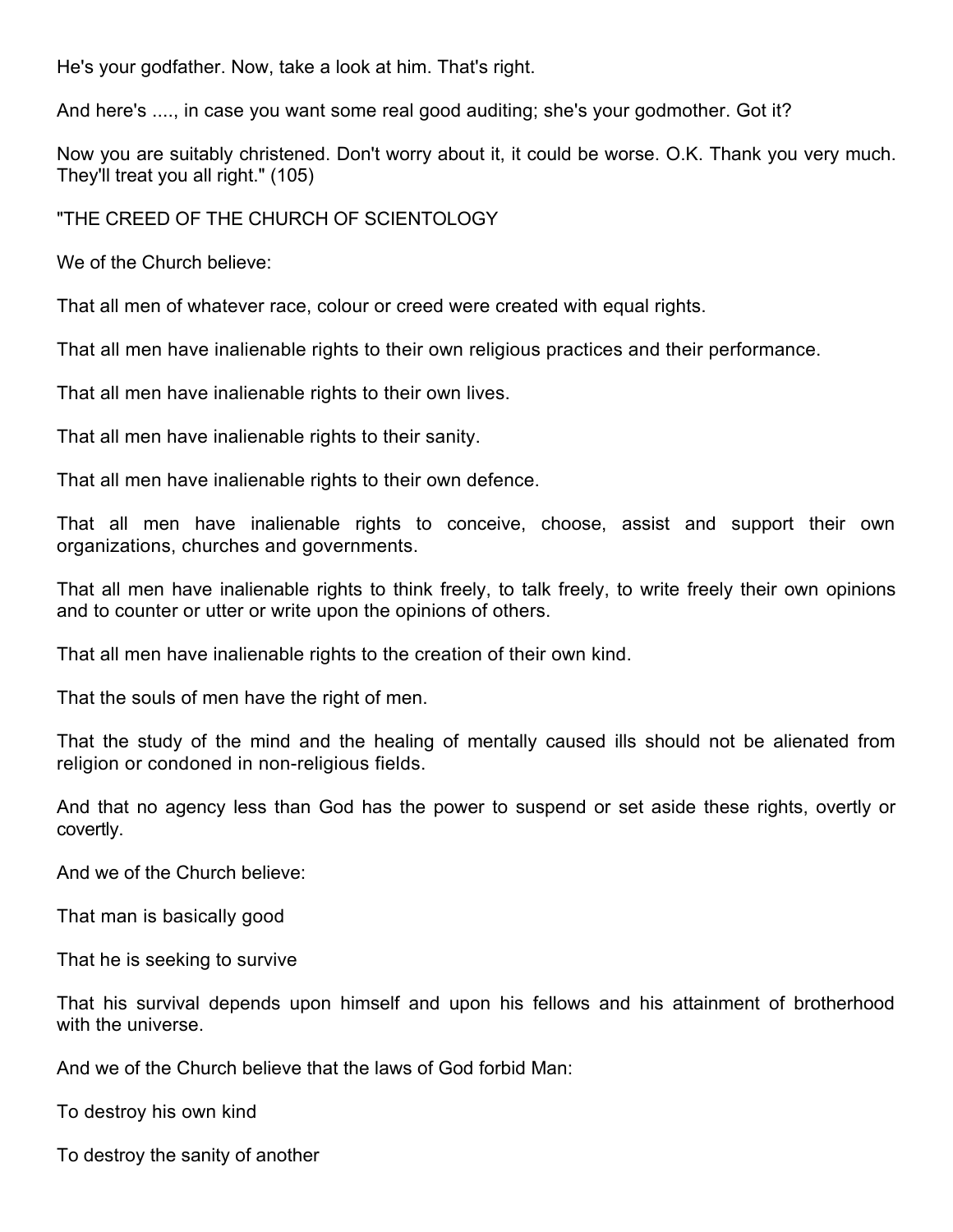He's your godfather. Now, take a look at him. That's right.

And here's ...., in case you want some real good auditing; she's your godmother. Got it?

Now you are suitably christened. Don't worry about it, it could be worse. O.K. Thank you very much. They'll treat you all right." (105)

"THE CREED OF THE CHURCH OF SCIENTOLOGY

We of the Church believe:

That all men of whatever race, colour or creed were created with equal rights.

That all men have inalienable rights to their own religious practices and their performance.

That all men have inalienable rights to their own lives.

That all men have inalienable rights to their sanity.

That all men have inalienable rights to their own defence.

That all men have inalienable rights to conceive, choose, assist and support their own organizations, churches and governments.

That all men have inalienable rights to think freely, to talk freely, to write freely their own opinions and to counter or utter or write upon the opinions of others.

That all men have inalienable rights to the creation of their own kind.

That the souls of men have the right of men.

That the study of the mind and the healing of mentally caused ills should not be alienated from religion or condoned in non-religious fields.

And that no agency less than God has the power to suspend or set aside these rights, overtly or covertly.

And we of the Church believe:

That man is basically good

That he is seeking to survive

That his survival depends upon himself and upon his fellows and his attainment of brotherhood with the universe.

And we of the Church believe that the laws of God forbid Man:

To destroy his own kind

To destroy the sanity of another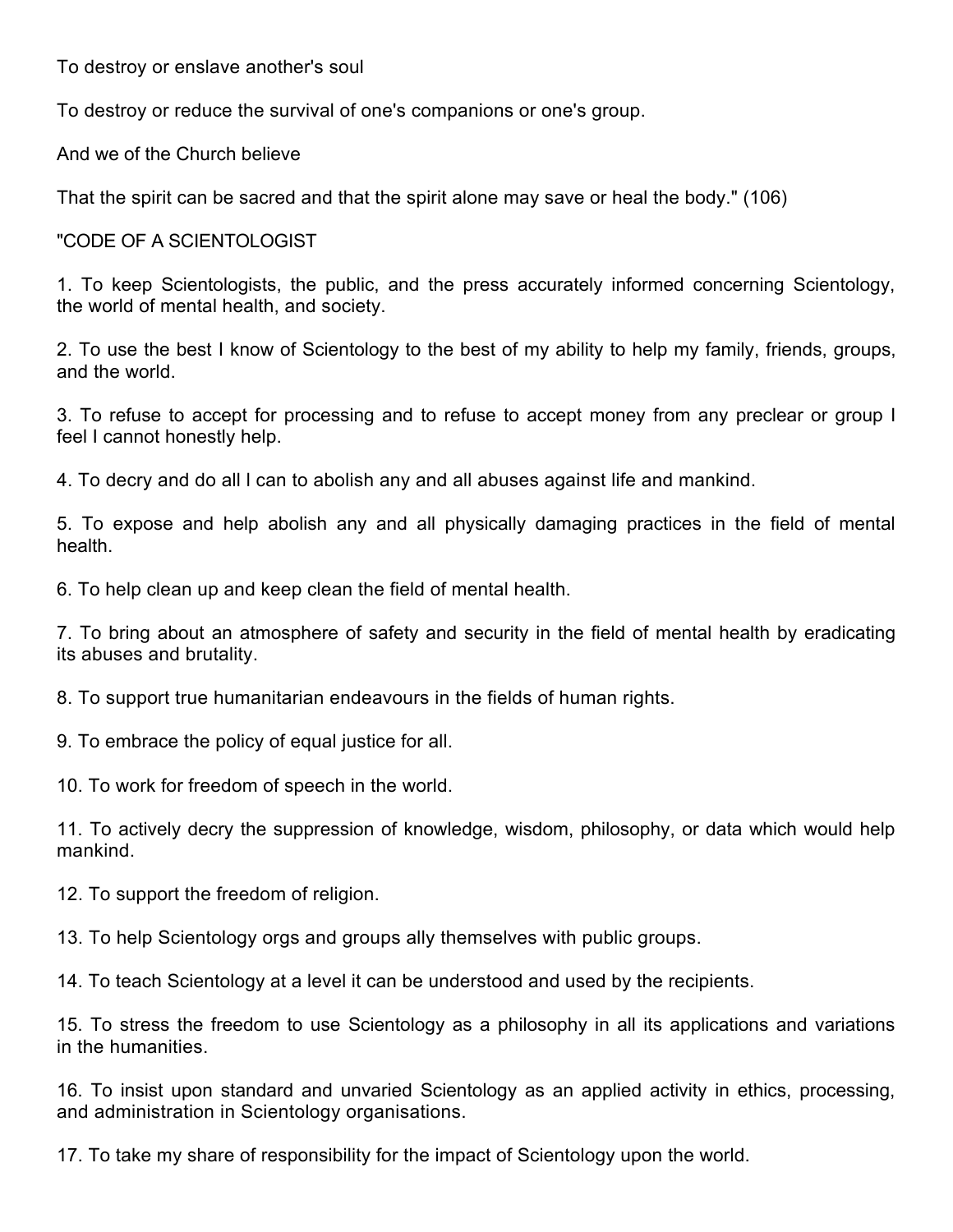To destroy or enslave another's soul

To destroy or reduce the survival of one's companions or one's group.

And we of the Church believe

That the spirit can be sacred and that the spirit alone may save or heal the body." (106)

"CODE OF A SCIENTOLOGIST

1. To keep Scientologists, the public, and the press accurately informed concerning Scientology, the world of mental health, and society.

2. To use the best I know of Scientology to the best of my ability to help my family, friends, groups, and the world.

3. To refuse to accept for processing and to refuse to accept money from any preclear or group I feel I cannot honestly help.

4. To decry and do all I can to abolish any and all abuses against life and mankind.

5. To expose and help abolish any and all physically damaging practices in the field of mental health.

6. To help clean up and keep clean the field of mental health.

7. To bring about an atmosphere of safety and security in the field of mental health by eradicating its abuses and brutality.

8. To support true humanitarian endeavours in the fields of human rights.

9. To embrace the policy of equal justice for all.

10. To work for freedom of speech in the world.

11. To actively decry the suppression of knowledge, wisdom, philosophy, or data which would help mankind.

12. To support the freedom of religion.

13. To help Scientology orgs and groups ally themselves with public groups.

14. To teach Scientology at a level it can be understood and used by the recipients.

15. To stress the freedom to use Scientology as a philosophy in all its applications and variations in the humanities.

16. To insist upon standard and unvaried Scientology as an applied activity in ethics, processing, and administration in Scientology organisations.

17. To take my share of responsibility for the impact of Scientology upon the world.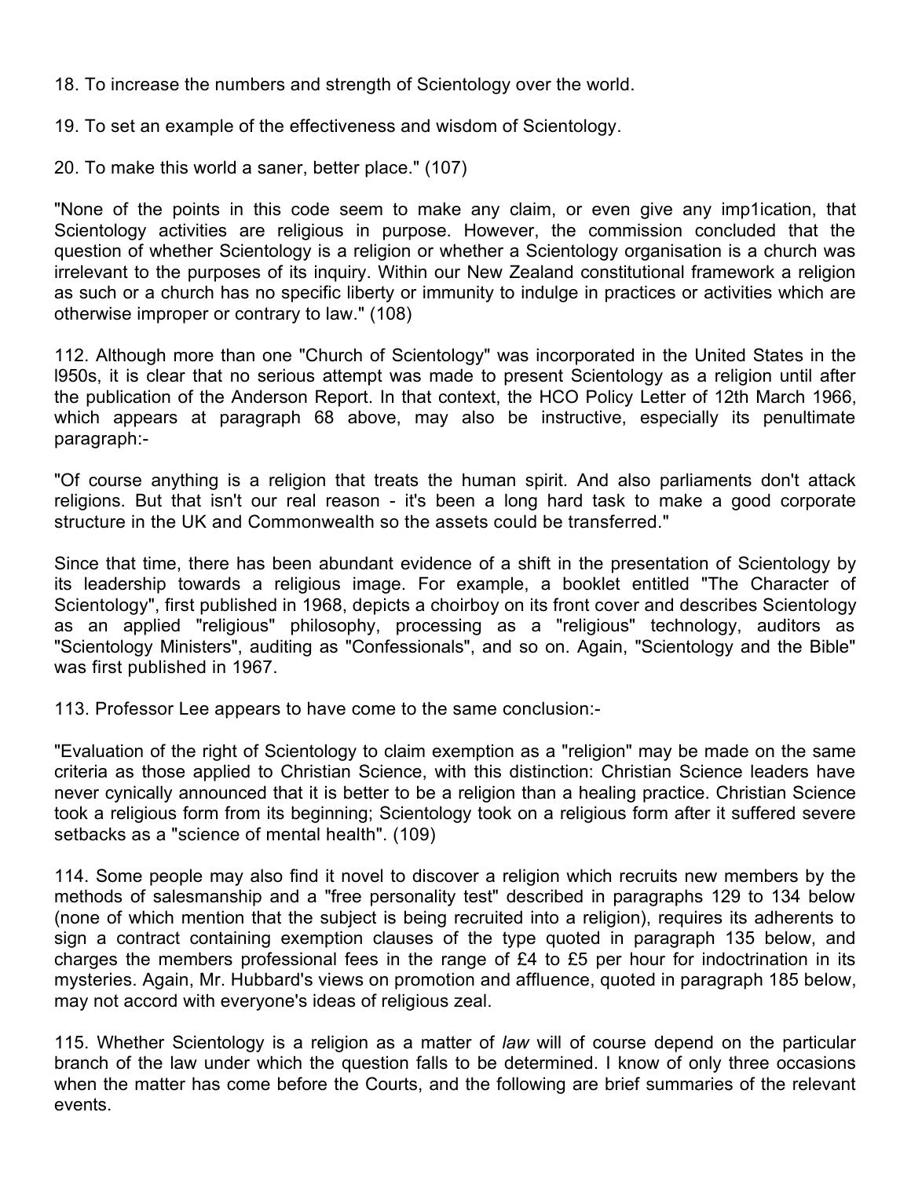18. To increase the numbers and strength of Scientology over the world.

19. To set an example of the effectiveness and wisdom of Scientology.

20. To make this world a saner, better place." (107)

"None of the points in this code seem to make any claim, or even give any imp1ication, that Scientology activities are religious in purpose. However, the commission concluded that the question of whether Scientology is a religion or whether a Scientology organisation is a church was irrelevant to the purposes of its inquiry. Within our New Zealand constitutional framework a religion as such or a church has no specific liberty or immunity to indulge in practices or activities which are otherwise improper or contrary to law." (108)

112. Although more than one "Church of Scientology" was incorporated in the United States in the l950s, it is clear that no serious attempt was made to present Scientology as a religion until after the publication of the Anderson Report. In that context, the HCO Policy Letter of 12th March 1966, which appears at paragraph 68 above, may also be instructive, especially its penultimate paragraph:-

"Of course anything is a religion that treats the human spirit. And also parliaments don't attack religions. But that isn't our real reason - it's been a long hard task to make a good corporate structure in the UK and Commonwealth so the assets could be transferred."

Since that time, there has been abundant evidence of a shift in the presentation of Scientology by its leadership towards a religious image. For example, a booklet entitled "The Character of Scientology", first published in 1968, depicts a choirboy on its front cover and describes Scientology as an applied "religious" philosophy, processing as a "religious" technology, auditors as "Scientology Ministers", auditing as "Confessionals", and so on. Again, "Scientology and the Bible" was first published in 1967.

113. Professor Lee appears to have come to the same conclusion:-

"Evaluation of the right of Scientology to claim exemption as a "religion" may be made on the same criteria as those applied to Christian Science, with this distinction: Christian Science leaders have never cynically announced that it is better to be a religion than a healing practice. Christian Science took a religious form from its beginning; Scientology took on a religious form after it suffered severe setbacks as a "science of mental health". (109)

114. Some people may also find it novel to discover a religion which recruits new members by the methods of salesmanship and a "free personality test" described in paragraphs 129 to 134 below (none of which mention that the subject is being recruited into a religion), requires its adherents to sign a contract containing exemption clauses of the type quoted in paragraph 135 below, and charges the members professional fees in the range of £4 to £5 per hour for indoctrination in its mysteries. Again, Mr. Hubbard's views on promotion and affluence, quoted in paragraph 185 below, may not accord with everyone's ideas of religious zeal.

115. Whether Scientology is a religion as a matter of *law* will of course depend on the particular branch of the law under which the question falls to be determined. I know of only three occasions when the matter has come before the Courts, and the following are brief summaries of the relevant events.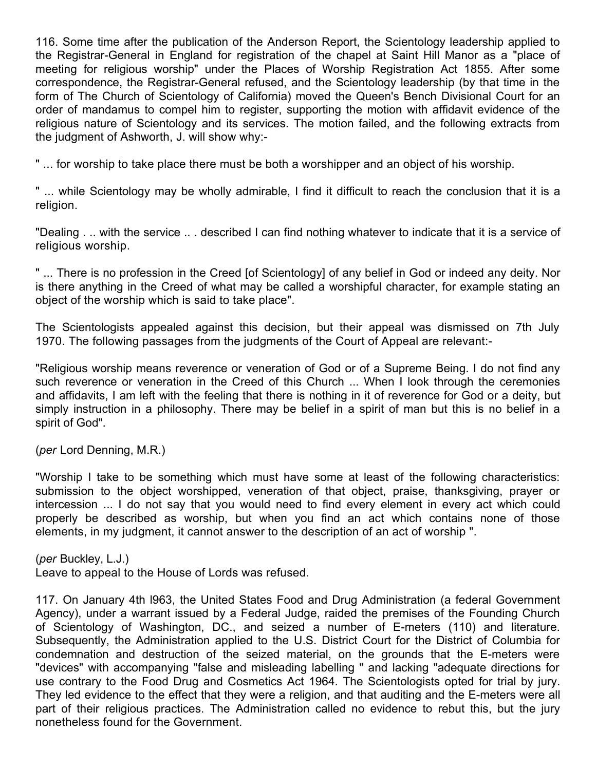116. Some time after the publication of the Anderson Report, the Scientology leadership applied to the Registrar-General in England for registration of the chapel at Saint Hill Manor as a "place of meeting for religious worship" under the Places of Worship Registration Act 1855. After some correspondence, the Registrar-General refused, and the Scientology leadership (by that time in the form of The Church of Scientology of California) moved the Queen's Bench Divisional Court for an order of mandamus to compel him to register, supporting the motion with affidavit evidence of the religious nature of Scientology and its services. The motion failed, and the following extracts from the judgment of Ashworth, J. will show why:-

" ... for worship to take place there must be both a worshipper and an object of his worship.

" ... while Scientology may be wholly admirable, I find it difficult to reach the conclusion that it is a religion.

"Dealing . .. with the service .. . described I can find nothing whatever to indicate that it is a service of religious worship.

" ... There is no profession in the Creed [of Scientology] of any belief in God or indeed any deity. Nor is there anything in the Creed of what may be called a worshipful character, for example stating an object of the worship which is said to take place".

The Scientologists appealed against this decision, but their appeal was dismissed on 7th July 1970. The following passages from the judgments of the Court of Appeal are relevant:-

"Religious worship means reverence or veneration of God or of a Supreme Being. I do not find any such reverence or veneration in the Creed of this Church ... When I look through the ceremonies and affidavits, I am left with the feeling that there is nothing in it of reverence for God or a deity, but simply instruction in a philosophy. There may be belief in a spirit of man but this is no belief in a spirit of God".

(*per* Lord Denning, M.R.)

"Worship I take to be something which must have some at least of the following characteristics: submission to the object worshipped, veneration of that object, praise, thanksgiving, prayer or intercession ... I do not say that you would need to find every element in every act which could properly be described as worship, but when you find an act which contains none of those elements, in my judgment, it cannot answer to the description of an act of worship ".

(*per* Buckley, L.J.)
Leave to appeal to the House of Lords was refused.

117. On January 4th l963, the United States Food and Drug Administration (a federal Government Agency), under a warrant issued by a Federal Judge, raided the premises of the Founding Church of Scientology of Washington, DC., and seized a number of E-meters (110) and literature. Subsequently, the Administration applied to the U.S. District Court for the District of Columbia for condemnation and destruction of the seized material, on the grounds that the E-meters were "devices" with accompanying "false and misleading labelling " and lacking "adequate directions for use contrary to the Food Drug and Cosmetics Act 1964. The Scientologists opted for trial by jury. They led evidence to the effect that they were a religion, and that auditing and the E-meters were all part of their religious practices. The Administration called no evidence to rebut this, but the jury nonetheless found for the Government.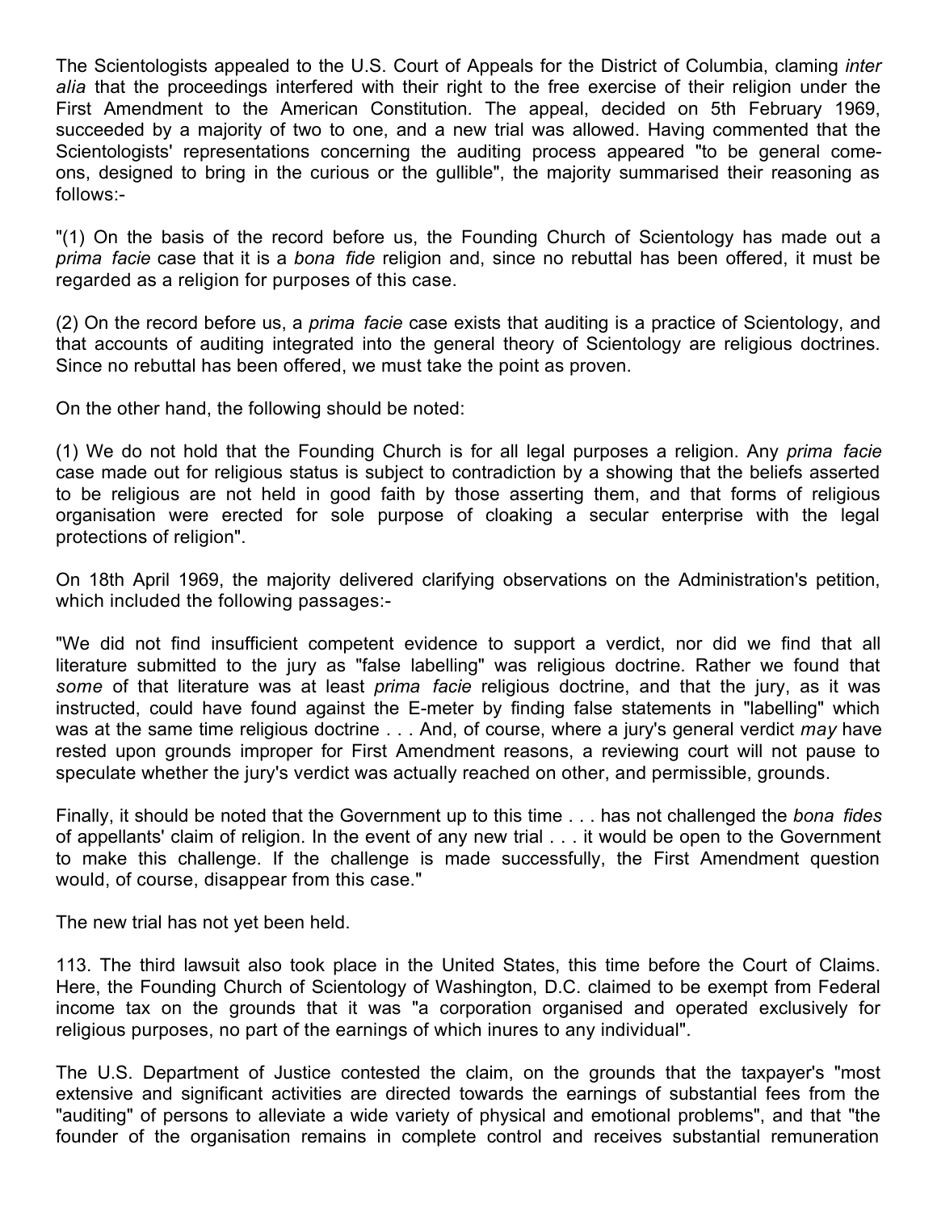The Scientologists appealed to the U.S. Court of Appeals for the District of Columbia, claming *inter alia* that the proceedings interfered with their right to the free exercise of their religion under the First Amendment to the American Constitution. The appeal, decided on 5th February 1969, succeeded by a majority of two to one, and a new trial was allowed. Having commented that the Scientologists' representations concerning the auditing process appeared "to be general come-ons, designed to bring in the curious or the gullible", the majority summarised their reasoning as follows:-

"(1) On the basis of the record before us, the Founding Church of Scientology has made out a *prima facie* case that it is a *bona fide* religion and, since no rebuttal has been offered, it must be regarded as a religion for purposes of this case.

(2) On the record before us, a *prima facie* case exists that auditing is a practice of Scientology, and that accounts of auditing integrated into the general theory of Scientology are religious doctrines. Since no rebuttal has been offered, we must take the point as proven.

On the other hand, the following should be noted:

(1) We do not hold that the Founding Church is for all legal purposes a religion. Any *prima facie* case made out for religious status is subject to contradiction by a showing that the beliefs asserted to be religious are not held in good faith by those asserting them, and that forms of religious organisation were erected for sole purpose of cloaking a secular enterprise with the legal protections of religion".

On 18th April 1969, the majority delivered clarifying observations on the Administration's petition, which included the following passages:-

"We did not find insufficient competent evidence to support a verdict, nor did we find that all literature submitted to the jury as "false labelling" was religious doctrine. Rather we found that *some* of that literature was at least *prima facie* religious doctrine, and that the jury, as it was instructed, could have found against the E-meter by finding false statements in "labelling" which was at the same time religious doctrine . . . And, of course, where a jury's general verdict *may* have rested upon grounds improper for First Amendment reasons, a reviewing court will not pause to speculate whether the jury's verdict was actually reached on other, and permissible, grounds.

Finally, it should be noted that the Government up to this time . . . has not challenged the *bona fides* of appellants' claim of religion. In the event of any new trial . . . it would be open to the Government to make this challenge. If the challenge is made successfully, the First Amendment question would, of course, disappear from this case."

The new trial has not yet been held.

113. The third lawsuit also took place in the United States, this time before the Court of Claims. Here, the Founding Church of Scientology of Washington, D.C. claimed to be exempt from Federal income tax on the grounds that it was "a corporation organised and operated exclusively for religious purposes, no part of the earnings of which inures to any individual".

The U.S. Department of Justice contested the claim, on the grounds that the taxpayer's "most extensive and significant activities are directed towards the earnings of substantial fees from the "auditing" of persons to alleviate a wide variety of physical and emotional problems", and that "the founder of the organisation remains in complete control and receives substantial remuneration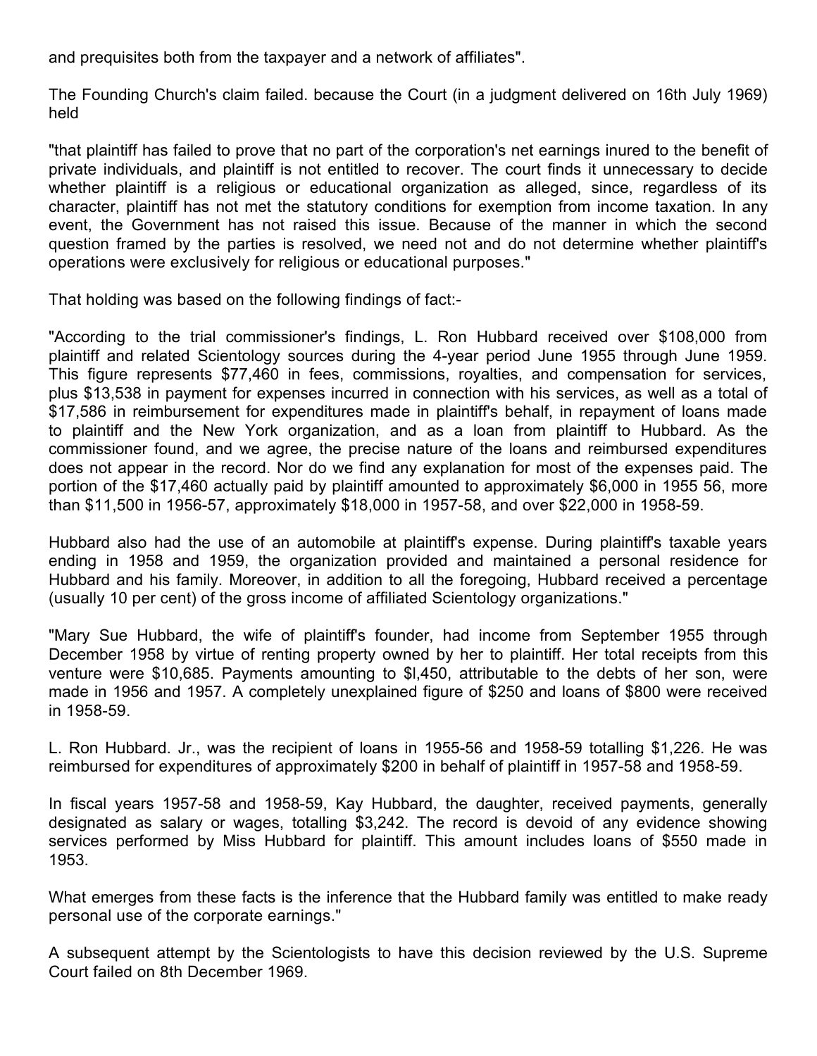and prequisites both from the taxpayer and a network of affiliates".

The Founding Church's claim failed. because the Court (in a judgment delivered on 16th July 1969) held

"that plaintiff has failed to prove that no part of the corporation's net earnings inured to the benefit of private individuals, and plaintiff is not entitled to recover. The court finds it unnecessary to decide whether plaintiff is a religious or educational organization as alleged, since, regardless of its character, plaintiff has not met the statutory conditions for exemption from income taxation. In any event, the Government has not raised this issue. Because of the manner in which the second question framed by the parties is resolved, we need not and do not determine whether plaintiff's operations were exclusively for religious or educational purposes."

That holding was based on the following findings of fact:-

"According to the trial commissioner's findings, L. Ron Hubbard received over $108,000 from plaintiff and related Scientology sources during the 4-year period June 1955 through June 1959. This figure represents $77,460 in fees, commissions, royalties, and compensation for services, plus $13,538 in payment for expenses incurred in connection with his services, as well as a total of $17,586 in reimbursement for expenditures made in plaintiff's behalf, in repayment of loans made to plaintiff and the New York organization, and as a loan from plaintiff to Hubbard. As the commissioner found, and we agree, the precise nature of the loans and reimbursed expenditures does not appear in the record. Nor do we find any explanation for most of the expenses paid. The portion of the $17,460 actually paid by plaintiff amounted to approximately $6,000 in 1955 56, more than $11,500 in 1956-57, approximately $18,000 in 1957-58, and over $22,000 in 1958-59.

Hubbard also had the use of an automobile at plaintiff's expense. During plaintiff's taxable years ending in 1958 and 1959, the organization provided and maintained a personal residence for Hubbard and his family. Moreover, in addition to all the foregoing, Hubbard received a percentage (usually 10 per cent) of the gross income of affiliated Scientology organizations."

"Mary Sue Hubbard, the wife of plaintiff's founder, had income from September 1955 through December 1958 by virtue of renting property owned by her to plaintiff. Her total receipts from this venture were $10,685. Payments amounting to $l,450, attributable to the debts of her son, were made in 1956 and 1957. A completely unexplained figure of $250 and loans of $800 were received in 1958-59.

L. Ron Hubbard. Jr., was the recipient of loans in 1955-56 and 1958-59 totalling $1,226. He was reimbursed for expenditures of approximately $200 in behalf of plaintiff in 1957-58 and 1958-59.

In fiscal years 1957-58 and 1958-59, Kay Hubbard, the daughter, received payments, generally designated as salary or wages, totalling $3,242. The record is devoid of any evidence showing services performed by Miss Hubbard for plaintiff. This amount includes loans of $550 made in 1953.

What emerges from these facts is the inference that the Hubbard family was entitled to make ready personal use of the corporate earnings."

A subsequent attempt by the Scientologists to have this decision reviewed by the U.S. Supreme Court failed on 8th December 1969.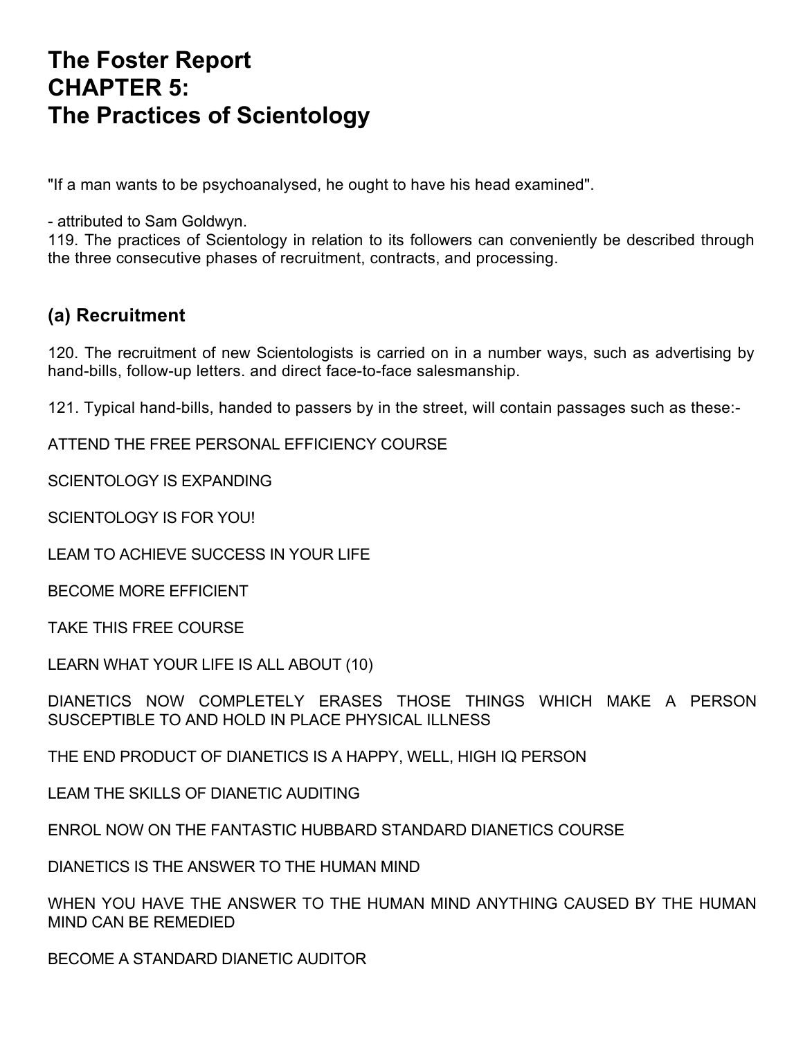# The Foster Report
# CHAPTER 5:
# The Practices of Scientology

"If a man wants to be psychoanalysed, he ought to have his head examined".

- attributed to Sam Goldwyn.

119. The practices of Scientology in relation to its followers can conveniently be described through the three consecutive phases of recruitment, contracts, and processing.

## (a) Recruitment

120. The recruitment of new Scientologists is carried on in a number ways, such as advertising by hand-bills, follow-up letters. and direct face-to-face salesmanship.

121. Typical hand-bills, handed to passers by in the street, will contain passages such as these:-

ATTEND THE FREE PERSONAL EFFICIENCY COURSE

SCIENTOLOGY IS EXPANDING

SCIENTOLOGY IS FOR YOU!

LEAM TO ACHIEVE SUCCESS IN YOUR LIFE

BECOME MORE EFFICIENT

TAKE THIS FREE COURSE

LEARN WHAT YOUR LIFE IS ALL ABOUT (10)

DIANETICS NOW COMPLETELY ERASES THOSE THINGS WHICH MAKE A PERSON SUSCEPTIBLE TO AND HOLD IN PLACE PHYSICAL ILLNESS

THE END PRODUCT OF DIANETICS IS A HAPPY, WELL, HIGH IQ PERSON

LEAM THE SKILLS OF DIANETIC AUDITING

ENROL NOW ON THE FANTASTIC HUBBARD STANDARD DIANETICS COURSE

DIANETICS IS THE ANSWER TO THE HUMAN MIND

WHEN YOU HAVE THE ANSWER TO THE HUMAN MIND ANYTHING CAUSED BY THE HUMAN MIND CAN BE REMEDIED

BECOME A STANDARD DIANETIC AUDITOR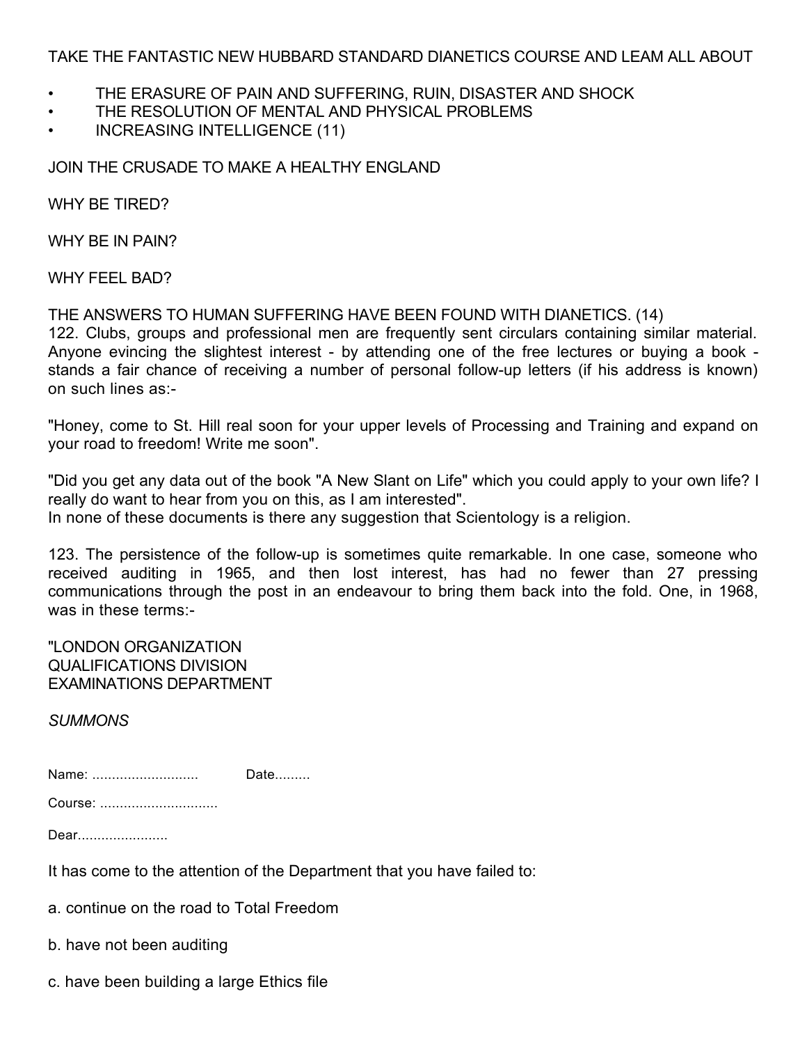TAKE THE FANTASTIC NEW HUBBARD STANDARD DIANETICS COURSE AND LEAM ALL ABOUT

- THE ERASURE OF PAIN AND SUFFERING, RUIN, DISASTER AND SHOCK
- THE RESOLUTION OF MENTAL AND PHYSICAL PROBLEMS
- INCREASING INTELLIGENCE (11)

JOIN THE CRUSADE TO MAKE A HEALTHY ENGLAND

WHY BE TIRED?

WHY BE IN PAIN?

WHY FEEL BAD?

THE ANSWERS TO HUMAN SUFFERING HAVE BEEN FOUND WITH DIANETICS. (14)

122. Clubs, groups and professional men are frequently sent circulars containing similar material. Anyone evincing the slightest interest - by attending one of the free lectures or buying a book - stands a fair chance of receiving a number of personal follow-up letters (if his address is known) on such lines as:-

"Honey, come to St. Hill real soon for your upper levels of Processing and Training and expand on your road to freedom! Write me soon".

"Did you get any data out of the book "A New Slant on Life" which you could apply to your own life? I really do want to hear from you on this, as I am interested".

In none of these documents is there any suggestion that Scientology is a religion.

123. The persistence of the follow-up is sometimes quite remarkable. In one case, someone who received auditing in 1965, and then lost interest, has had no fewer than 27 pressing communications through the post in an endeavour to bring them back into the fold. One, in 1968, was in these terms:-

"LONDON ORGANIZATION
QUALIFICATIONS DIVISION
EXAMINATIONS DEPARTMENT

*SUMMONS*

Name: ........................... Date.........

Course: .............................

Dear.......................

It has come to the attention of the Department that you have failed to:

a. continue on the road to Total Freedom

b. have not been auditing

c. have been building a large Ethics file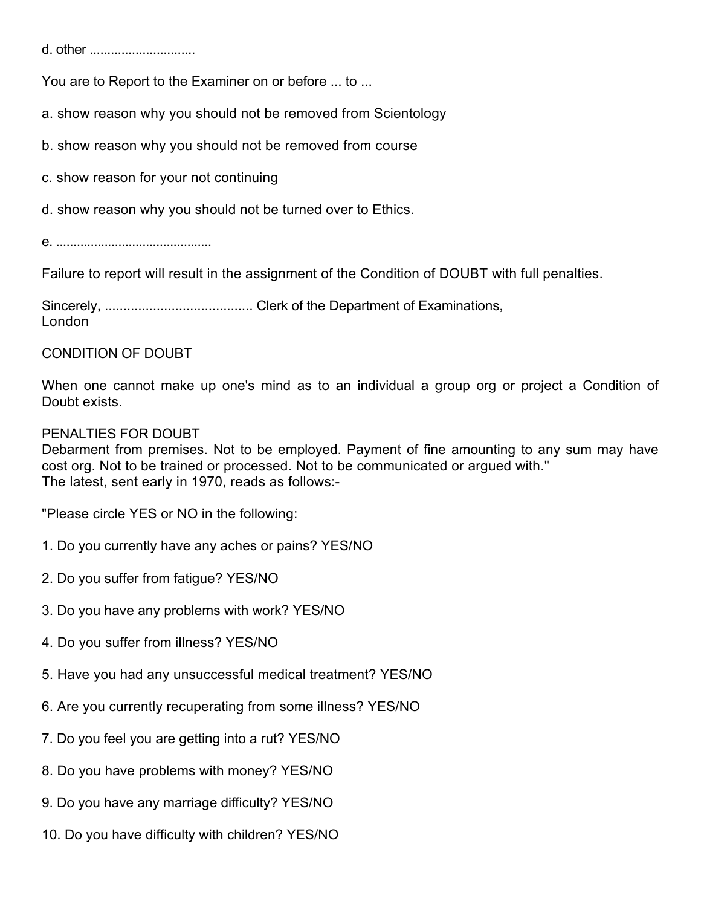d. other .............................

You are to Report to the Examiner on or before ... to ...

a. show reason why you should not be removed from Scientology

b. show reason why you should not be removed from course

c. show reason for your not continuing

d. show reason why you should not be turned over to Ethics.

e. ............................................

Failure to report will result in the assignment of the Condition of DOUBT with full penalties.

Sincerely, ....................................... Clerk of the Department of Examinations, London

CONDITION OF DOUBT

When one cannot make up one's mind as to an individual a group org or project a Condition of Doubt exists.

PENALTIES FOR DOUBT
Debarment from premises. Not to be employed. Payment of fine amounting to any sum may have cost org. Not to be trained or processed. Not to be communicated or argued with."
The latest, sent early in 1970, reads as follows:-

"Please circle YES or NO in the following:

1. Do you currently have any aches or pains? YES/NO

2. Do you suffer from fatigue? YES/NO

3. Do you have any problems with work? YES/NO

4. Do you suffer from illness? YES/NO

5. Have you had any unsuccessful medical treatment? YES/NO

6. Are you currently recuperating from some illness? YES/NO

7. Do you feel you are getting into a rut? YES/NO

8. Do you have problems with money? YES/NO

9. Do you have any marriage difficulty? YES/NO

10. Do you have difficulty with children? YES/NO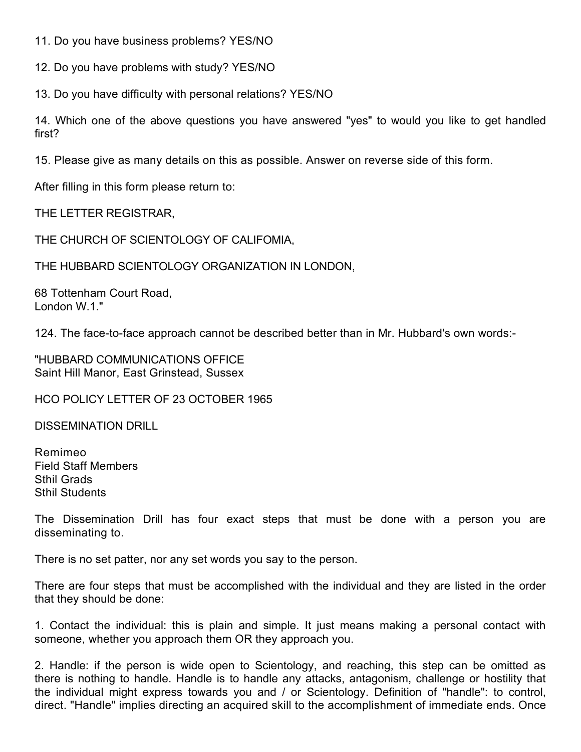11. Do you have business problems? YES/NO

12. Do you have problems with study? YES/NO

13. Do you have difficulty with personal relations? YES/NO

14. Which one of the above questions you have answered "yes" to would you like to get handled first?

15. Please give as many details on this as possible. Answer on reverse side of this form.

After filling in this form please return to:

THE LETTER REGISTRAR,

THE CHURCH OF SCIENTOLOGY OF CALIFOMIA,

THE HUBBARD SCIENTOLOGY ORGANIZATION IN LONDON,

68 Tottenham Court Road,
London W.1."

124. The face-to-face approach cannot be described better than in Mr. Hubbard's own words:-

"HUBBARD COMMUNICATIONS OFFICE
Saint Hill Manor, East Grinstead, Sussex

HCO POLICY LETTER OF 23 OCTOBER 1965

DISSEMINATION DRILL

Remimeo
Field Staff Members
Sthil Grads
Sthil Students

The Dissemination Drill has four exact steps that must be done with a person you are disseminating to.

There is no set patter, nor any set words you say to the person.

There are four steps that must be accomplished with the individual and they are listed in the order that they should be done:

1. Contact the individual: this is plain and simple. It just means making a personal contact with someone, whether you approach them OR they approach you.

2. Handle: if the person is wide open to Scientology, and reaching, this step can be omitted as there is nothing to handle. Handle is to handle any attacks, antagonism, challenge or hostility that the individual might express towards you and / or Scientology. Definition of "handle": to control, direct. "Handle" implies directing an acquired skill to the accomplishment of immediate ends. Once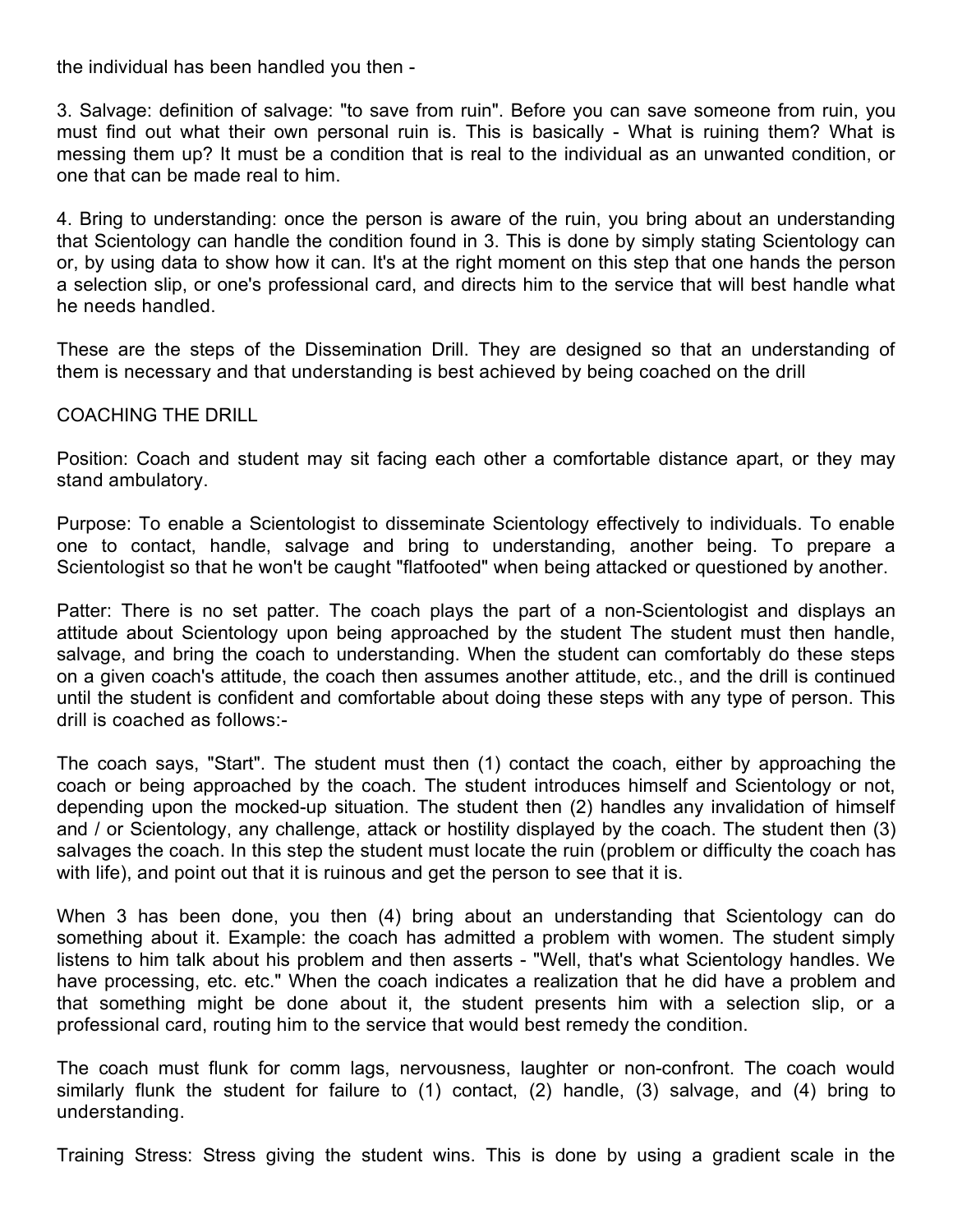the individual has been handled you then -

3. Salvage: definition of salvage: "to save from ruin". Before you can save someone from ruin, you must find out what their own personal ruin is. This is basically - What is ruining them? What is messing them up? It must be a condition that is real to the individual as an unwanted condition, or one that can be made real to him.

4. Bring to understanding: once the person is aware of the ruin, you bring about an understanding that Scientology can handle the condition found in 3. This is done by simply stating Scientology can or, by using data to show how it can. It's at the right moment on this step that one hands the person a selection slip, or one's professional card, and directs him to the service that will best handle what he needs handled.

These are the steps of the Dissemination Drill. They are designed so that an understanding of them is necessary and that understanding is best achieved by being coached on the drill

COACHING THE DRILL

Position: Coach and student may sit facing each other a comfortable distance apart, or they may stand ambulatory.

Purpose: To enable a Scientologist to disseminate Scientology effectively to individuals. To enable one to contact, handle, salvage and bring to understanding, another being. To prepare a Scientologist so that he won't be caught "flatfooted" when being attacked or questioned by another.

Patter: There is no set patter. The coach plays the part of a non-Scientologist and displays an attitude about Scientology upon being approached by the student The student must then handle, salvage, and bring the coach to understanding. When the student can comfortably do these steps on a given coach's attitude, the coach then assumes another attitude, etc., and the drill is continued until the student is confident and comfortable about doing these steps with any type of person. This drill is coached as follows:-

The coach says, "Start". The student must then (1) contact the coach, either by approaching the coach or being approached by the coach. The student introduces himself and Scientology or not, depending upon the mocked-up situation. The student then (2) handles any invalidation of himself and / or Scientology, any challenge, attack or hostility displayed by the coach. The student then (3) salvages the coach. In this step the student must locate the ruin (problem or difficulty the coach has with life), and point out that it is ruinous and get the person to see that it is.

When 3 has been done, you then (4) bring about an understanding that Scientology can do something about it. Example: the coach has admitted a problem with women. The student simply listens to him talk about his problem and then asserts - "Well, that's what Scientology handles. We have processing, etc. etc." When the coach indicates a realization that he did have a problem and that something might be done about it, the student presents him with a selection slip, or a professional card, routing him to the service that would best remedy the condition.

The coach must flunk for comm lags, nervousness, laughter or non-confront. The coach would similarly flunk the student for failure to (1) contact, (2) handle, (3) salvage, and (4) bring to understanding.

Training Stress: Stress giving the student wins. This is done by using a gradient scale in the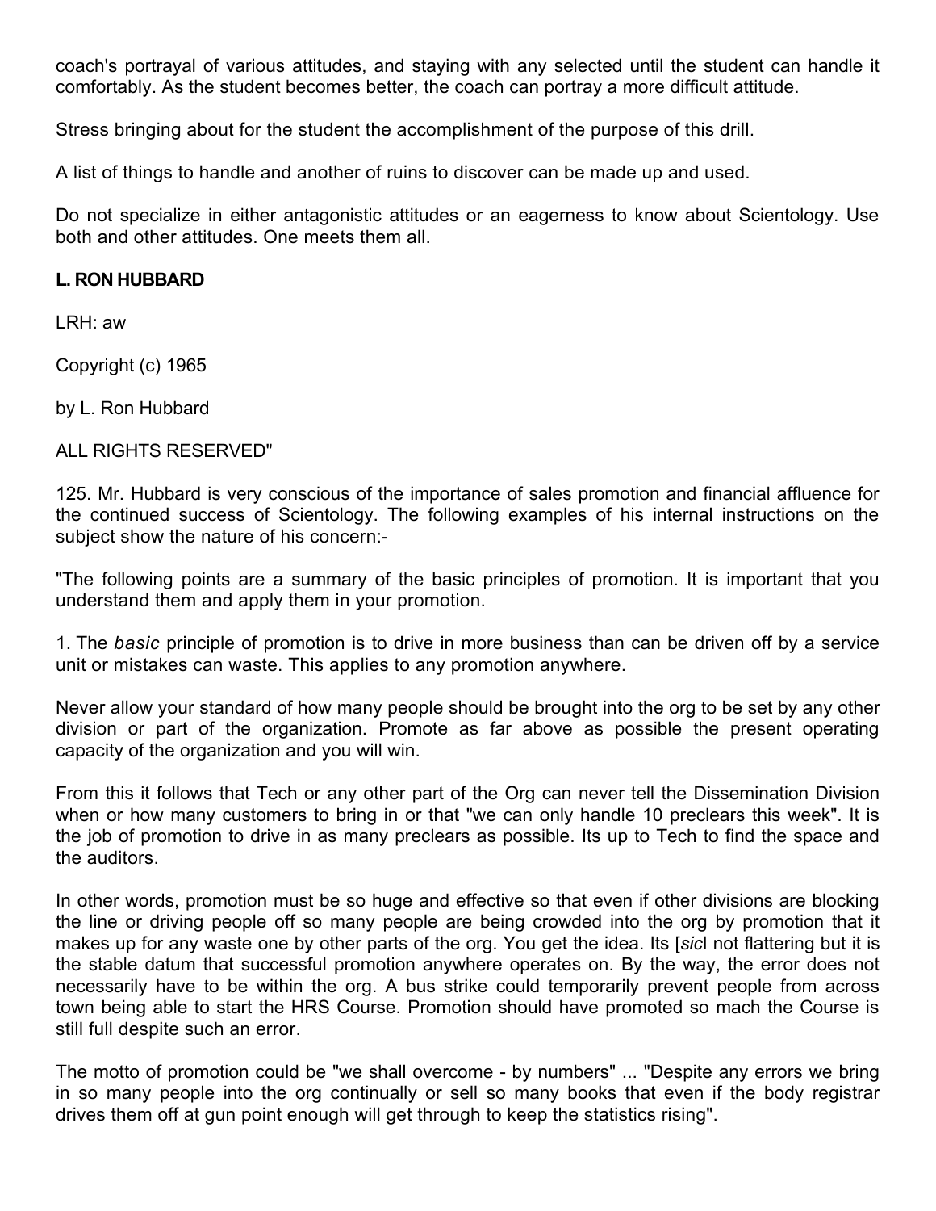coach's portrayal of various attitudes, and staying with any selected until the student can handle it comfortably. As the student becomes better, the coach can portray a more difficult attitude.

Stress bringing about for the student the accomplishment of the purpose of this drill.

A list of things to handle and another of ruins to discover can be made up and used.

Do not specialize in either antagonistic attitudes or an eagerness to know about Scientology. Use both and other attitudes. One meets them all.

**L. RON HUBBARD**

LRH: aw

Copyright (c) 1965

by L. Ron Hubbard

ALL RIGHTS RESERVED"

125. Mr. Hubbard is very conscious of the importance of sales promotion and financial affluence for the continued success of Scientology. The following examples of his internal instructions on the subject show the nature of his concern:-

"The following points are a summary of the basic principles of promotion. It is important that you understand them and apply them in your promotion.

1. The *basic* principle of promotion is to drive in more business than can be driven off by a service unit or mistakes can waste. This applies to any promotion anywhere.

Never allow your standard of how many people should be brought into the org to be set by any other division or part of the organization. Promote as far above as possible the present operating capacity of the organization and you will win.

From this it follows that Tech or any other part of the Org can never tell the Dissemination Division when or how many customers to bring in or that "we can only handle 10 preclears this week". It is the job of promotion to drive in as many preclears as possible. Its up to Tech to find the space and the auditors.

In other words, promotion must be so huge and effective so that even if other divisions are blocking the line or driving people off so many people are being crowded into the org by promotion that it makes up for any waste one by other parts of the org. You get the idea. Its [*sic*] not flattering but it is the stable datum that successful promotion anywhere operates on. By the way, the error does not necessarily have to be within the org. A bus strike could temporarily prevent people from across town being able to start the HRS Course. Promotion should have promoted so mach the Course is still full despite such an error.

The motto of promotion could be "we shall overcome - by numbers" ... "Despite any errors we bring in so many people into the org continually or sell so many books that even if the body registrar drives them off at gun point enough will get through to keep the statistics rising".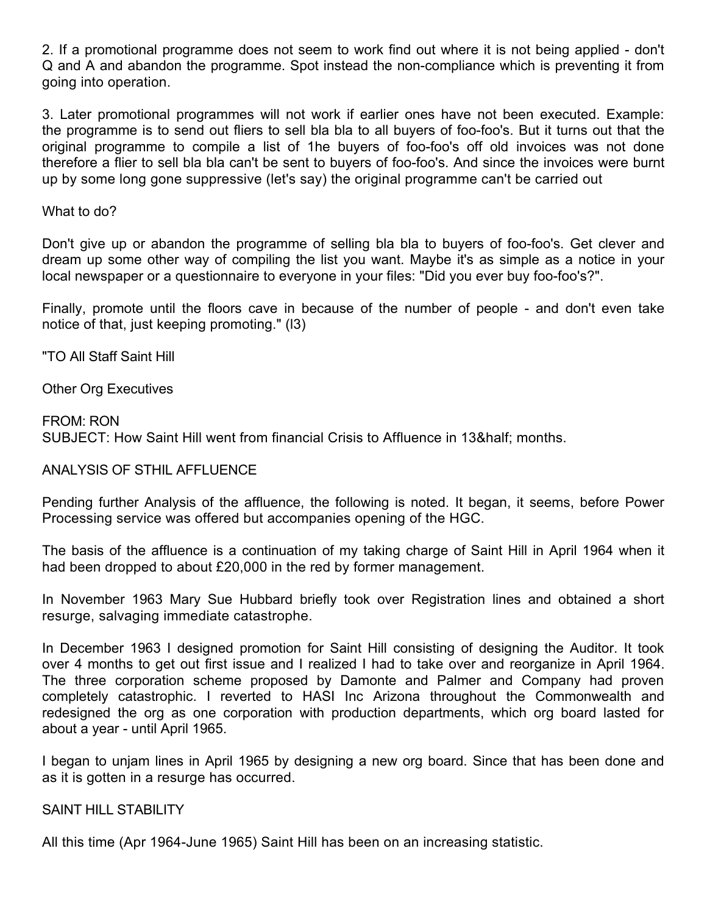2. If a promotional programme does not seem to work find out where it is not being applied - don't Q and A and abandon the programme. Spot instead the non-compliance which is preventing it from going into operation.

3. Later promotional programmes will not work if earlier ones have not been executed. Example: the programme is to send out fliers to sell bla bla to all buyers of foo-foo's. But it turns out that the original programme to compile a list of 1he buyers of foo-foo's off old invoices was not done therefore a flier to sell bla bla can't be sent to buyers of foo-foo's. And since the invoices were burnt up by some long gone suppressive (let's say) the original programme can't be carried out

What to do?

Don't give up or abandon the programme of selling bla bla to buyers of foo-foo's. Get clever and dream up some other way of compiling the list you want. Maybe it's as simple as a notice in your local newspaper or a questionnaire to everyone in your files: "Did you ever buy foo-foo's?".

Finally, promote until the floors cave in because of the number of people - and don't even take notice of that, just keeping promoting." (I3)

"TO All Staff Saint Hill

Other Org Executives

FROM: RON
SUBJECT: How Saint Hill went from financial Crisis to Affluence in 13&half; months.

ANALYSIS OF STHIL AFFLUENCE

Pending further Analysis of the affluence, the following is noted. It began, it seems, before Power Processing service was offered but accompanies opening of the HGC.

The basis of the affluence is a continuation of my taking charge of Saint Hill in April 1964 when it had been dropped to about £20,000 in the red by former management.

In November 1963 Mary Sue Hubbard briefly took over Registration lines and obtained a short resurge, salvaging immediate catastrophe.

In December 1963 I designed promotion for Saint Hill consisting of designing the Auditor. It took over 4 months to get out first issue and I realized I had to take over and reorganize in April 1964. The three corporation scheme proposed by Damonte and Palmer and Company had proven completely catastrophic. I reverted to HASI Inc Arizona throughout the Commonwealth and redesigned the org as one corporation with production departments, which org board lasted for about a year - until April 1965.

I began to unjam lines in April 1965 by designing a new org board. Since that has been done and as it is gotten in a resurge has occurred.

SAINT HILL STABILITY

All this time (Apr 1964-June 1965) Saint Hill has been on an increasing statistic.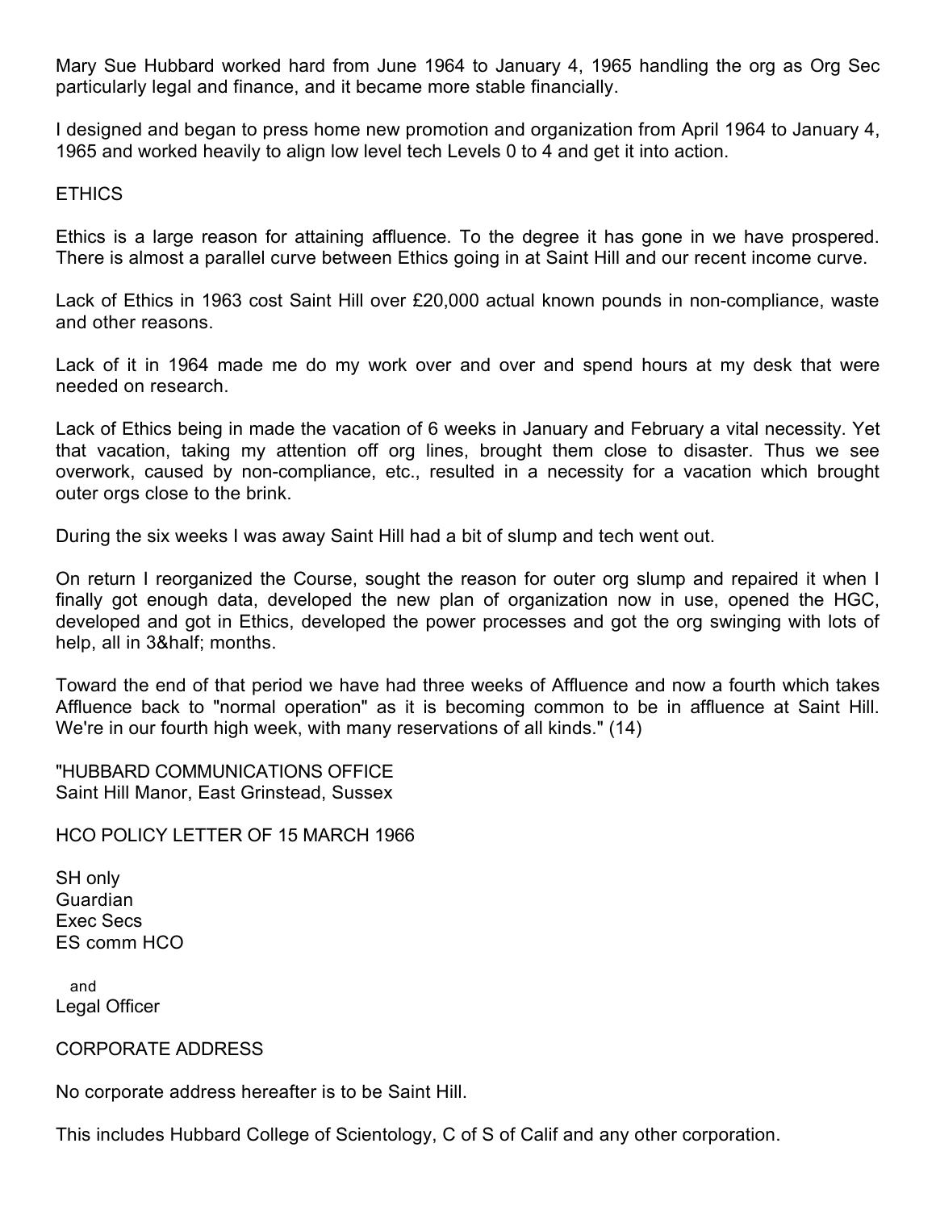Mary Sue Hubbard worked hard from June 1964 to January 4, 1965 handling the org as Org Sec particularly legal and finance, and it became more stable financially.

I designed and began to press home new promotion and organization from April 1964 to January 4, 1965 and worked heavily to align low level tech Levels 0 to 4 and get it into action.

ETHICS

Ethics is a large reason for attaining affluence. To the degree it has gone in we have prospered. There is almost a parallel curve between Ethics going in at Saint Hill and our recent income curve.

Lack of Ethics in 1963 cost Saint Hill over £20,000 actual known pounds in non-compliance, waste and other reasons.

Lack of it in 1964 made me do my work over and over and spend hours at my desk that were needed on research.

Lack of Ethics being in made the vacation of 6 weeks in January and February a vital necessity. Yet that vacation, taking my attention off org lines, brought them close to disaster. Thus we see overwork, caused by non-compliance, etc., resulted in a necessity for a vacation which brought outer orgs close to the brink.

During the six weeks I was away Saint Hill had a bit of slump and tech went out.

On return I reorganized the Course, sought the reason for outer org slump and repaired it when I finally got enough data, developed the new plan of organization now in use, opened the HGC, developed and got in Ethics, developed the power processes and got the org swinging with lots of help, all in 3&half; months.

Toward the end of that period we have had three weeks of Affluence and now a fourth which takes Affluence back to "normal operation" as it is becoming common to be in affluence at Saint Hill. We're in our fourth high week, with many reservations of all kinds." (14)

"HUBBARD COMMUNICATIONS OFFICE
Saint Hill Manor, East Grinstead, Sussex

HCO POLICY LETTER OF 15 MARCH 1966

SH only
Guardian
Exec Secs
ES comm HCO

and
Legal Officer

CORPORATE ADDRESS

No corporate address hereafter is to be Saint Hill.

This includes Hubbard College of Scientology, C of S of Calif and any other corporation.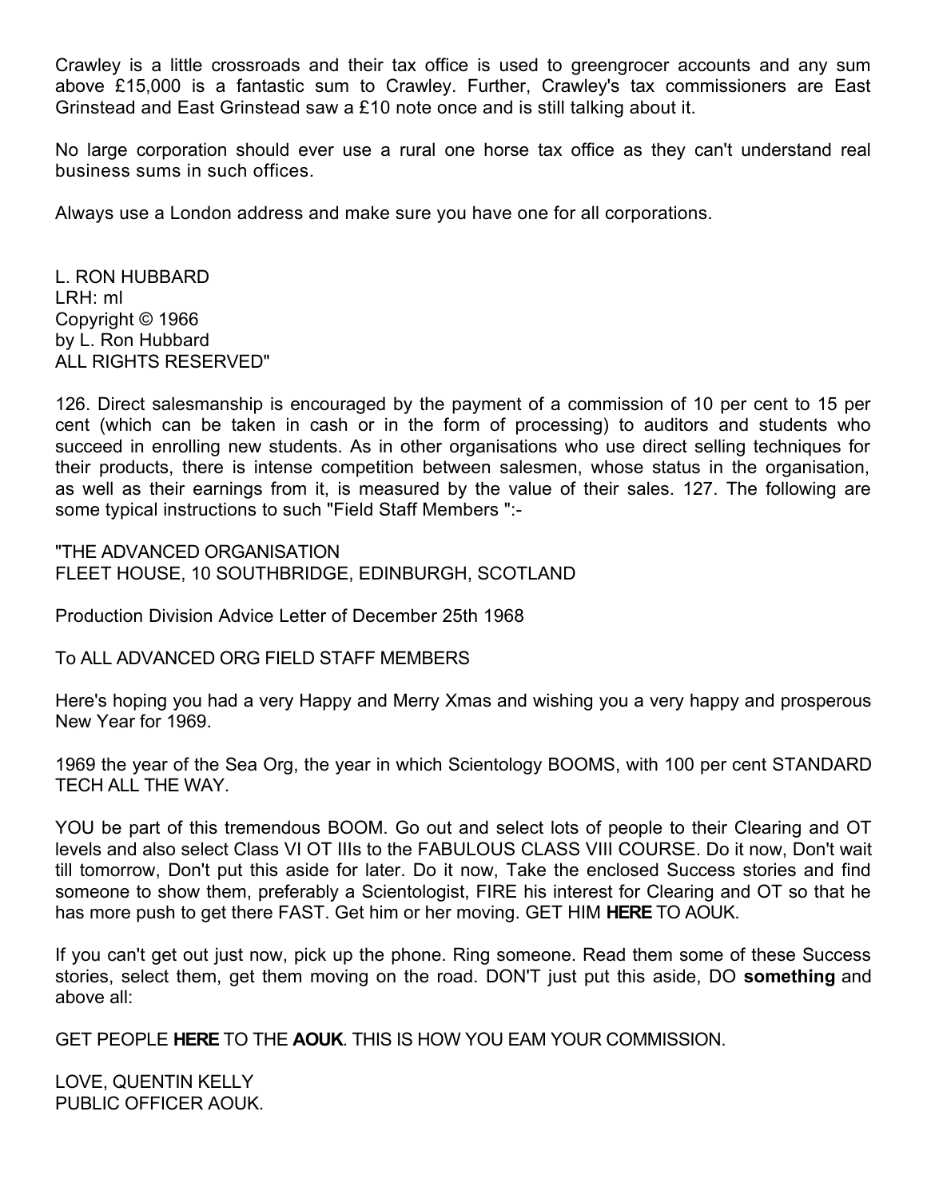Crawley is a little crossroads and their tax office is used to greengrocer accounts and any sum above £15,000 is a fantastic sum to Crawley. Further, Crawley's tax commissioners are East Grinstead and East Grinstead saw a £10 note once and is still talking about it.

No large corporation should ever use a rural one horse tax office as they can't understand real business sums in such offices.

Always use a London address and make sure you have one for all corporations.

L. RON HUBBARD
LRH: ml
Copyright © 1966
by L. Ron Hubbard
ALL RIGHTS RESERVED"

126. Direct salesmanship is encouraged by the payment of a commission of 10 per cent to 15 per cent (which can be taken in cash or in the form of processing) to auditors and students who succeed in enrolling new students. As in other organisations who use direct selling techniques for their products, there is intense competition between salesmen, whose status in the organisation, as well as their earnings from it, is measured by the value of their sales. 127. The following are some typical instructions to such "Field Staff Members ":-

"THE ADVANCED ORGANISATION
FLEET HOUSE, 10 SOUTHBRIDGE, EDINBURGH, SCOTLAND

Production Division Advice Letter of December 25th 1968

To ALL ADVANCED ORG FIELD STAFF MEMBERS

Here's hoping you had a very Happy and Merry Xmas and wishing you a very happy and prosperous New Year for 1969.

1969 the year of the Sea Org, the year in which Scientology BOOMS, with 100 per cent STANDARD TECH ALL THE WAY.

YOU be part of this tremendous BOOM. Go out and select lots of people to their Clearing and OT levels and also select Class VI OT IIIs to the FABULOUS CLASS VIII COURSE. Do it now, Don't wait till tomorrow, Don't put this aside for later. Do it now, Take the enclosed Success stories and find someone to show them, preferably a Scientologist, FIRE his interest for Clearing and OT so that he has more push to get there FAST. Get him or her moving. GET HIM **HERE** TO AOUK.

If you can't get out just now, pick up the phone. Ring someone. Read them some of these Success stories, select them, get them moving on the road. DON'T just put this aside, DO **something** and above all:

GET PEOPLE **HERE** TO THE **AOUK**. THIS IS HOW YOU EAM YOUR COMMISSION.

LOVE, QUENTIN KELLY
PUBLIC OFFICER AOUK.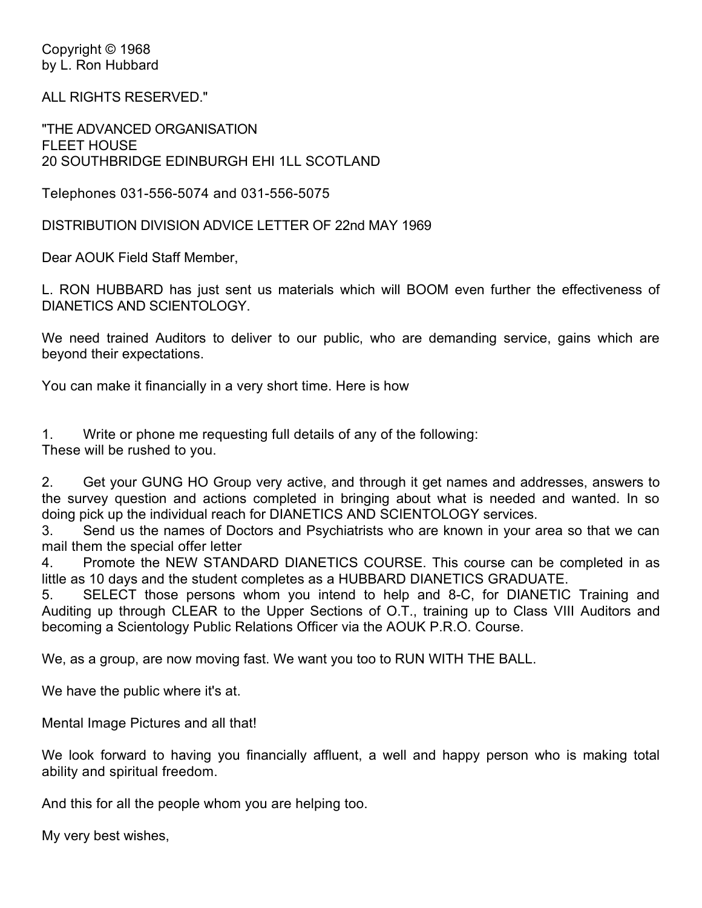Copyright © 1968
by L. Ron Hubbard

ALL RIGHTS RESERVED."

"THE ADVANCED ORGANISATION
FLEET HOUSE
20 SOUTHBRIDGE EDINBURGH EHI 1LL SCOTLAND

Telephones 031-556-5074 and 031-556-5075

DISTRIBUTION DIVISION ADVICE LETTER OF 22nd MAY 1969

Dear AOUK Field Staff Member,

L. RON HUBBARD has just sent us materials which will BOOM even further the effectiveness of DIANETICS AND SCIENTOLOGY.

We need trained Auditors to deliver to our public, who are demanding service, gains which are beyond their expectations.

You can make it financially in a very short time. Here is how

1. Write or phone me requesting full details of any of the following:
These will be rushed to you.

2. Get your GUNG HO Group very active, and through it get names and addresses, answers to the survey question and actions completed in bringing about what is needed and wanted. In so doing pick up the individual reach for DIANETICS AND SCIENTOLOGY services.
3. Send us the names of Doctors and Psychiatrists who are known in your area so that we can mail them the special offer letter
4. Promote the NEW STANDARD DIANETICS COURSE. This course can be completed in as little as 10 days and the student completes as a HUBBARD DIANETICS GRADUATE.
5. SELECT those persons whom you intend to help and 8-C, for DIANETIC Training and Auditing up through CLEAR to the Upper Sections of O.T., training up to Class VIII Auditors and becoming a Scientology Public Relations Officer via the AOUK P.R.O. Course.

We, as a group, are now moving fast. We want you too to RUN WITH THE BALL.

We have the public where it's at.

Mental Image Pictures and all that!

We look forward to having you financially affluent, a well and happy person who is making total ability and spiritual freedom.

And this for all the people whom you are helping too.

My very best wishes,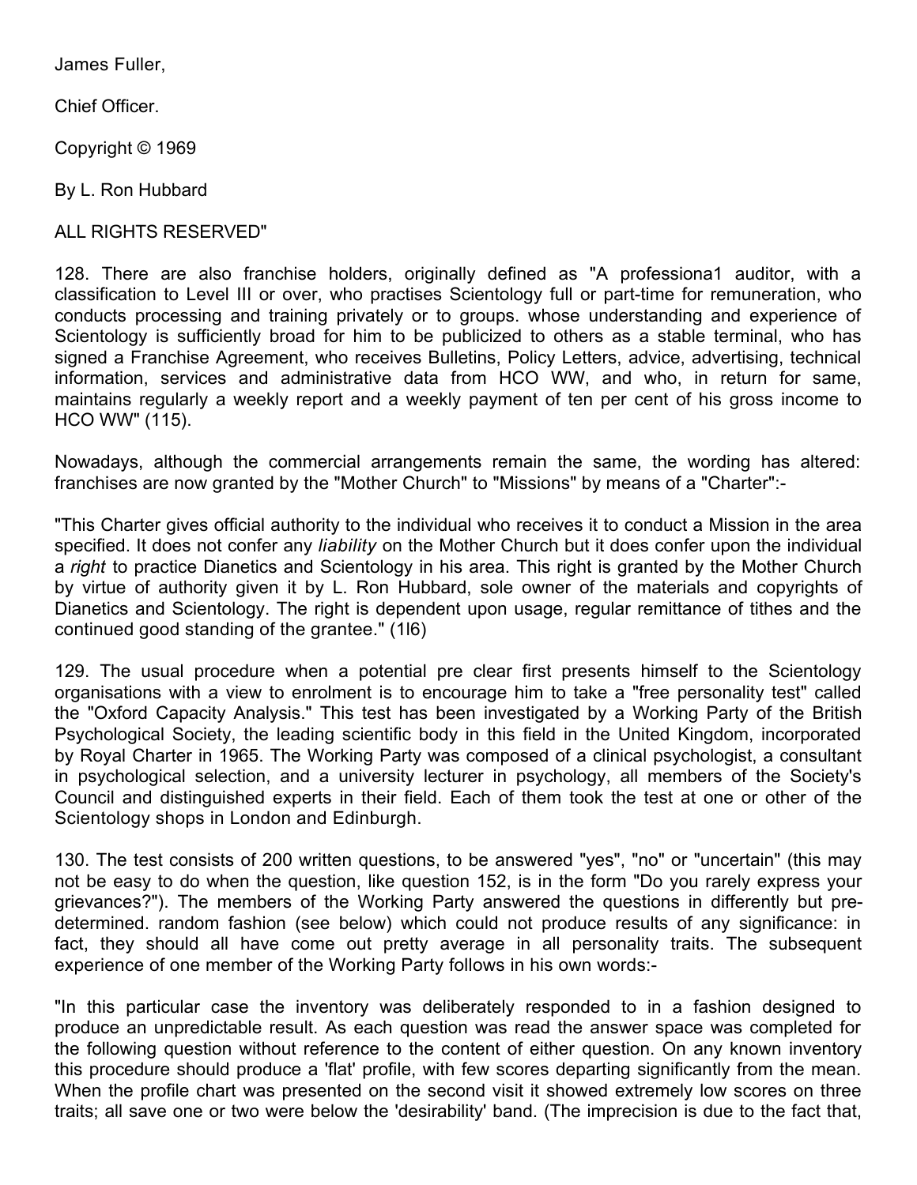James Fuller,

Chief Officer.

Copyright © 1969

By L. Ron Hubbard

ALL RIGHTS RESERVED"

128. There are also franchise holders, originally defined as "A professiona1 auditor, with a classification to Level III or over, who practises Scientology full or part-time for remuneration, who conducts processing and training privately or to groups. whose understanding and experience of Scientology is sufficiently broad for him to be publicized to others as a stable terminal, who has signed a Franchise Agreement, who receives Bulletins, Policy Letters, advice, advertising, technical information, services and administrative data from HCO WW, and who, in return for same, maintains regularly a weekly report and a weekly payment of ten per cent of his gross income to HCO WW" (115).

Nowadays, although the commercial arrangements remain the same, the wording has altered: franchises are now granted by the "Mother Church" to "Missions" by means of a "Charter":-

"This Charter gives official authority to the individual who receives it to conduct a Mission in the area specified. It does not confer any *liability* on the Mother Church but it does confer upon the individual a *right* to practice Dianetics and Scientology in his area. This right is granted by the Mother Church by virtue of authority given it by L. Ron Hubbard, sole owner of the materials and copyrights of Dianetics and Scientology. The right is dependent upon usage, regular remittance of tithes and the continued good standing of the grantee." (1l6)

129. The usual procedure when a potential pre clear first presents himself to the Scientology organisations with a view to enrolment is to encourage him to take a "free personality test" called the "Oxford Capacity Analysis." This test has been investigated by a Working Party of the British Psychological Society, the leading scientific body in this field in the United Kingdom, incorporated by Royal Charter in 1965. The Working Party was composed of a clinical psychologist, a consultant in psychological selection, and a university lecturer in psychology, all members of the Society's Council and distinguished experts in their field. Each of them took the test at one or other of the Scientology shops in London and Edinburgh.

130. The test consists of 200 written questions, to be answered "yes", "no" or "uncertain" (this may not be easy to do when the question, like question 152, is in the form "Do you rarely express your grievances?"). The members of the Working Party answered the questions in differently but pre-determined. random fashion (see below) which could not produce results of any significance: in fact, they should all have come out pretty average in all personality traits. The subsequent experience of one member of the Working Party follows in his own words:-

"In this particular case the inventory was deliberately responded to in a fashion designed to produce an unpredictable result. As each question was read the answer space was completed for the following question without reference to the content of either question. On any known inventory this procedure should produce a 'flat' profile, with few scores departing significantly from the mean. When the profile chart was presented on the second visit it showed extremely low scores on three traits; all save one or two were below the 'desirability' band. (The imprecision is due to the fact that,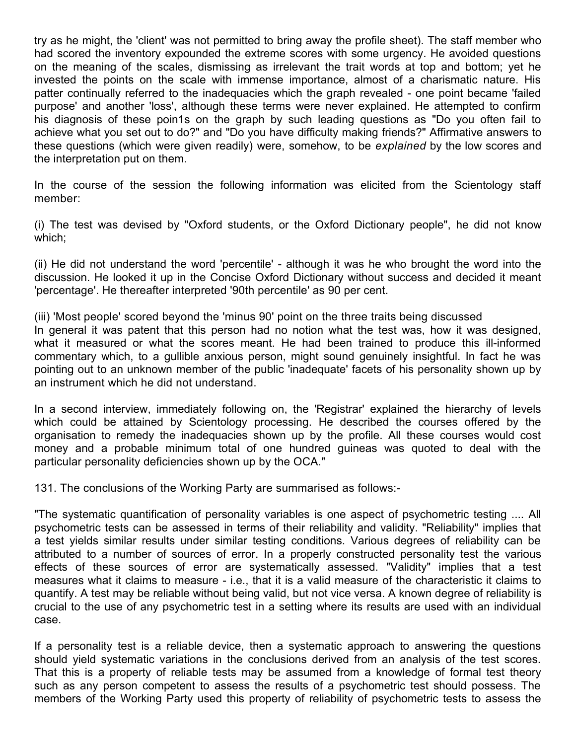try as he might, the 'client' was not permitted to bring away the profile sheet). The staff member who had scored the inventory expounded the extreme scores with some urgency. He avoided questions on the meaning of the scales, dismissing as irrelevant the trait words at top and bottom; yet he invested the points on the scale with immense importance, almost of a charismatic nature. His patter continually referred to the inadequacies which the graph revealed - one point became 'failed purpose' and another 'loss', although these terms were never explained. He attempted to confirm his diagnosis of these poin1s on the graph by such leading questions as "Do you often fail to achieve what you set out to do?" and "Do you have difficulty making friends?" Affirmative answers to these questions (which were given readily) were, somehow, to be *explained* by the low scores and the interpretation put on them.

In the course of the session the following information was elicited from the Scientology staff member:

(i) The test was devised by "Oxford students, or the Oxford Dictionary people", he did not know which;

(ii) He did not understand the word 'percentile' - although it was he who brought the word into the discussion. He looked it up in the Concise Oxford Dictionary without success and decided it meant 'percentage'. He thereafter interpreted '90th percentile' as 90 per cent.

(iii) 'Most people' scored beyond the 'minus 90' point on the three traits being discussed

In general it was patent that this person had no notion what the test was, how it was designed, what it measured or what the scores meant. He had been trained to produce this ill-informed commentary which, to a gullible anxious person, might sound genuinely insightful. In fact he was pointing out to an unknown member of the public 'inadequate' facets of his personality shown up by an instrument which he did not understand.

In a second interview, immediately following on, the 'Registrar' explained the hierarchy of levels which could be attained by Scientology processing. He described the courses offered by the organisation to remedy the inadequacies shown up by the profile. All these courses would cost money and a probable minimum total of one hundred guineas was quoted to deal with the particular personality deficiencies shown up by the OCA."

131. The conclusions of the Working Party are summarised as follows:-

"The systematic quantification of personality variables is one aspect of psychometric testing .... All psychometric tests can be assessed in terms of their reliability and validity. "Reliability" implies that a test yields similar results under similar testing conditions. Various degrees of reliability can be attributed to a number of sources of error. In a properly constructed personality test the various effects of these sources of error are systematically assessed. "Validity" implies that a test measures what it claims to measure - i.e., that it is a valid measure of the characteristic it claims to quantify. A test may be reliable without being valid, but not vice versa. A known degree of reliability is crucial to the use of any psychometric test in a setting where its results are used with an individual case.

If a personality test is a reliable device, then a systematic approach to answering the questions should yield systematic variations in the conclusions derived from an analysis of the test scores. That this is a property of reliable tests may be assumed from a knowledge of formal test theory such as any person competent to assess the results of a psychometric test should possess. The members of the Working Party used this property of reliability of psychometric tests to assess the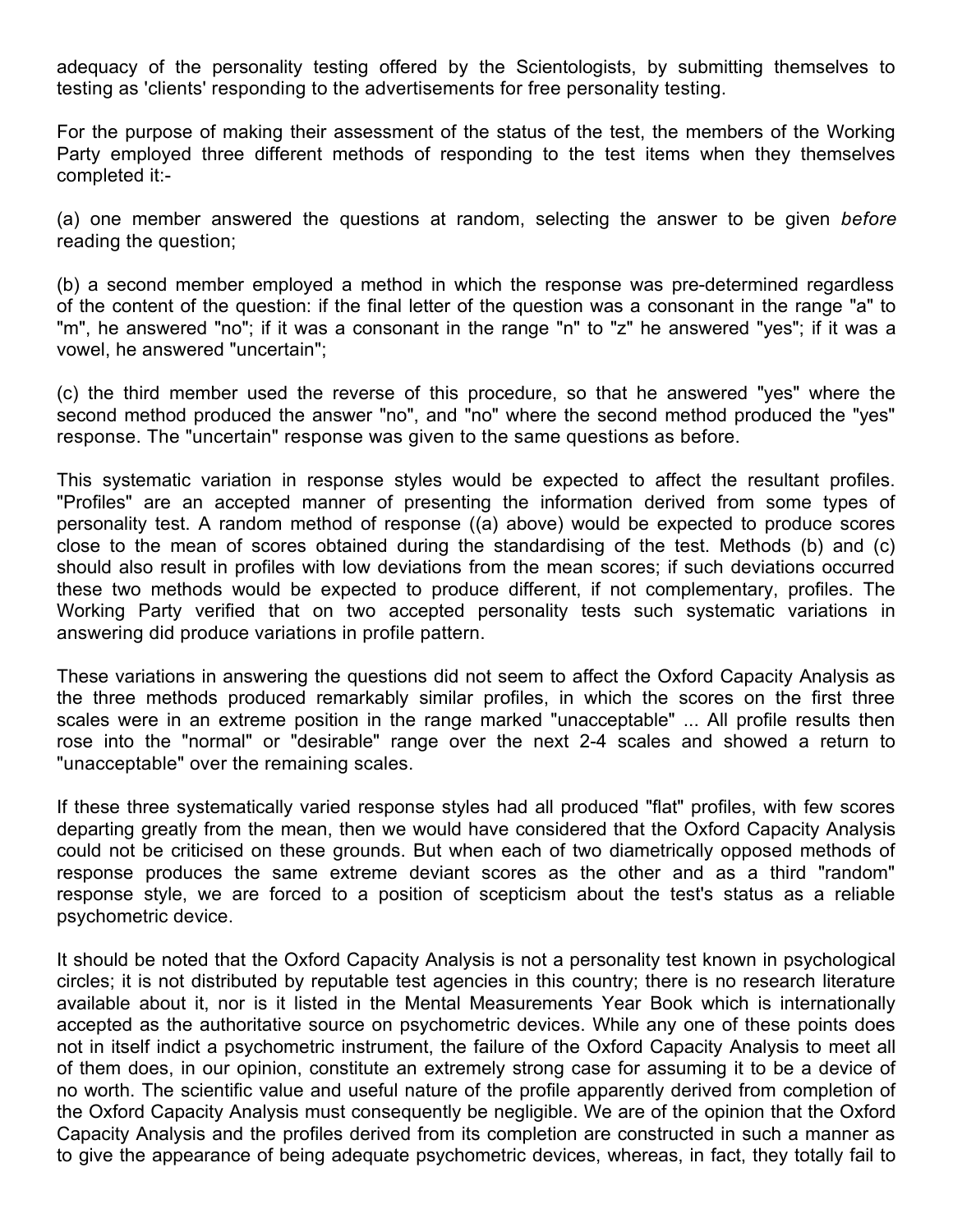adequacy of the personality testing offered by the Scientologists, by submitting themselves to testing as 'clients' responding to the advertisements for free personality testing.

For the purpose of making their assessment of the status of the test, the members of the Working Party employed three different methods of responding to the test items when they themselves completed it:-

(a) one member answered the questions at random, selecting the answer to be given *before* reading the question;

(b) a second member employed a method in which the response was pre-determined regardless of the content of the question: if the final letter of the question was a consonant in the range "a" to "m", he answered "no"; if it was a consonant in the range "n" to "z" he answered "yes"; if it was a vowel, he answered "uncertain";

(c) the third member used the reverse of this procedure, so that he answered "yes" where the second method produced the answer "no", and "no" where the second method produced the "yes" response. The "uncertain" response was given to the same questions as before.

This systematic variation in response styles would be expected to affect the resultant profiles. "Profiles" are an accepted manner of presenting the information derived from some types of personality test. A random method of response ((a) above) would be expected to produce scores close to the mean of scores obtained during the standardising of the test. Methods (b) and (c) should also result in profiles with low deviations from the mean scores; if such deviations occurred these two methods would be expected to produce different, if not complementary, profiles. The Working Party verified that on two accepted personality tests such systematic variations in answering did produce variations in profile pattern.

These variations in answering the questions did not seem to affect the Oxford Capacity Analysis as the three methods produced remarkably similar profiles, in which the scores on the first three scales were in an extreme position in the range marked "unacceptable" ... All profile results then rose into the "normal" or "desirable" range over the next 2-4 scales and showed a return to "unacceptable" over the remaining scales.

If these three systematically varied response styles had all produced "flat" profiles, with few scores departing greatly from the mean, then we would have considered that the Oxford Capacity Analysis could not be criticised on these grounds. But when each of two diametrically opposed methods of response produces the same extreme deviant scores as the other and as a third "random" response style, we are forced to a position of scepticism about the test's status as a reliable psychometric device.

It should be noted that the Oxford Capacity Analysis is not a personality test known in psychological circles; it is not distributed by reputable test agencies in this country; there is no research literature available about it, nor is it listed in the Mental Measurements Year Book which is internationally accepted as the authoritative source on psychometric devices. While any one of these points does not in itself indict a psychometric instrument, the failure of the Oxford Capacity Analysis to meet all of them does, in our opinion, constitute an extremely strong case for assuming it to be a device of no worth. The scientific value and useful nature of the profile apparently derived from completion of the Oxford Capacity Analysis must consequently be negligible. We are of the opinion that the Oxford Capacity Analysis and the profiles derived from its completion are constructed in such a manner as to give the appearance of being adequate psychometric devices, whereas, in fact, they totally fail to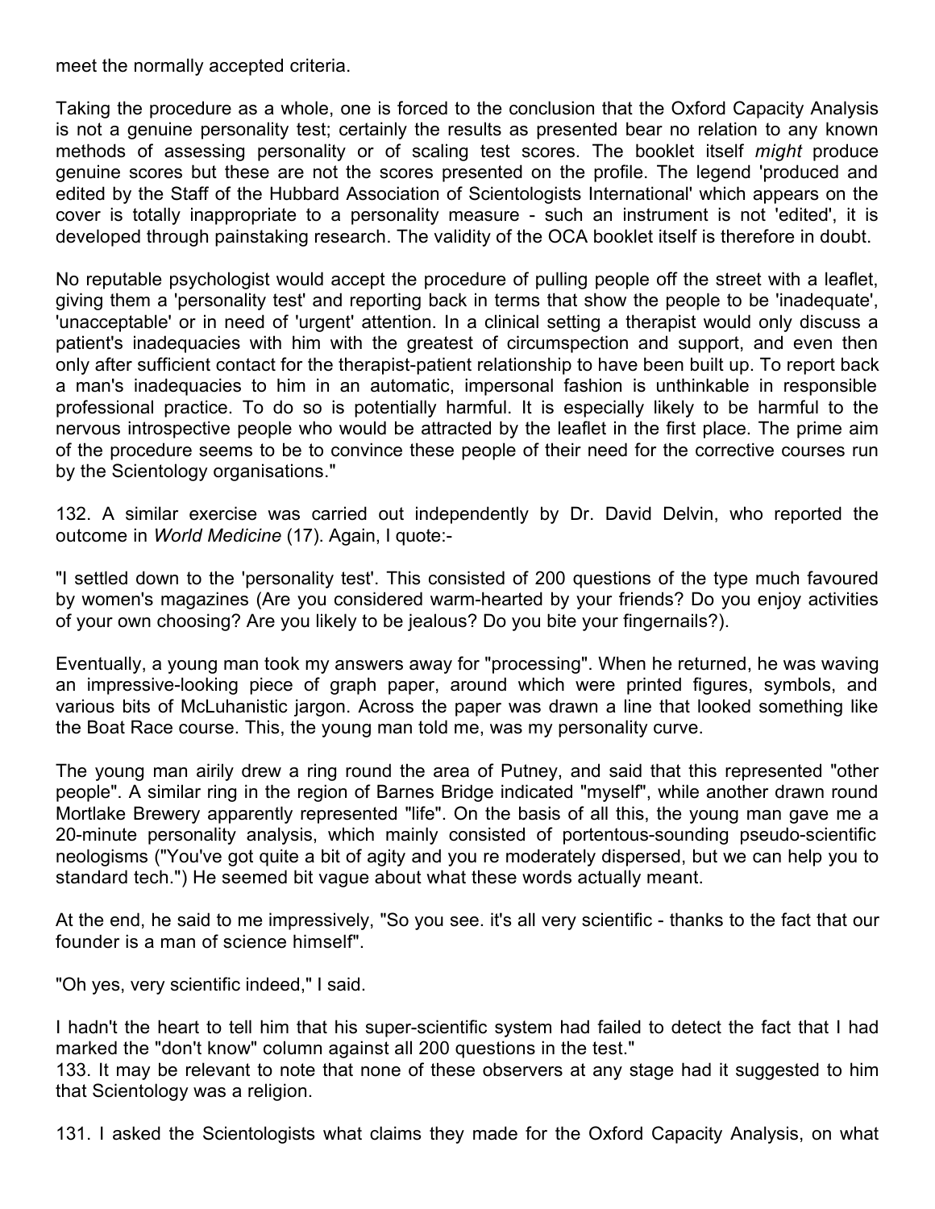meet the normally accepted criteria.

Taking the procedure as a whole, one is forced to the conclusion that the Oxford Capacity Analysis is not a genuine personality test; certainly the results as presented bear no relation to any known methods of assessing personality or of scaling test scores. The booklet itself *might* produce genuine scores but these are not the scores presented on the profile. The legend 'produced and edited by the Staff of the Hubbard Association of Scientologists International' which appears on the cover is totally inappropriate to a personality measure - such an instrument is not 'edited', it is developed through painstaking research. The validity of the OCA booklet itself is therefore in doubt.

No reputable psychologist would accept the procedure of pulling people off the street with a leaflet, giving them a 'personality test' and reporting back in terms that show the people to be 'inadequate', 'unacceptable' or in need of 'urgent' attention. In a clinical setting a therapist would only discuss a patient's inadequacies with him with the greatest of circumspection and support, and even then only after sufficient contact for the therapist-patient relationship to have been built up. To report back a man's inadequacies to him in an automatic, impersonal fashion is unthinkable in responsible professional practice. To do so is potentially harmful. It is especially likely to be harmful to the nervous introspective people who would be attracted by the leaflet in the first place. The prime aim of the procedure seems to be to convince these people of their need for the corrective courses run by the Scientology organisations."

132. A similar exercise was carried out independently by Dr. David Delvin, who reported the outcome in *World Medicine* (17). Again, I quote:-

"I settled down to the 'personality test'. This consisted of 200 questions of the type much favoured by women's magazines (Are you considered warm-hearted by your friends? Do you enjoy activities of your own choosing? Are you likely to be jealous? Do you bite your fingernails?).

Eventually, a young man took my answers away for "processing". When he returned, he was waving an impressive-looking piece of graph paper, around which were printed figures, symbols, and various bits of McLuhanistic jargon. Across the paper was drawn a line that looked something like the Boat Race course. This, the young man told me, was my personality curve.

The young man airily drew a ring round the area of Putney, and said that this represented "other people". A similar ring in the region of Barnes Bridge indicated "myself", while another drawn round Mortlake Brewery apparently represented "life". On the basis of all this, the young man gave me a 20-minute personality analysis, which mainly consisted of portentous-sounding pseudo-scientific neologisms ("You've got quite a bit of agity and you re moderately dispersed, but we can help you to standard tech.") He seemed bit vague about what these words actually meant.

At the end, he said to me impressively, "So you see. it's all very scientific - thanks to the fact that our founder is a man of science himself".

"Oh yes, very scientific indeed," I said.

I hadn't the heart to tell him that his super-scientific system had failed to detect the fact that I had marked the "don't know" column against all 200 questions in the test."

133. It may be relevant to note that none of these observers at any stage had it suggested to him that Scientology was a religion.

131. I asked the Scientologists what claims they made for the Oxford Capacity Analysis, on what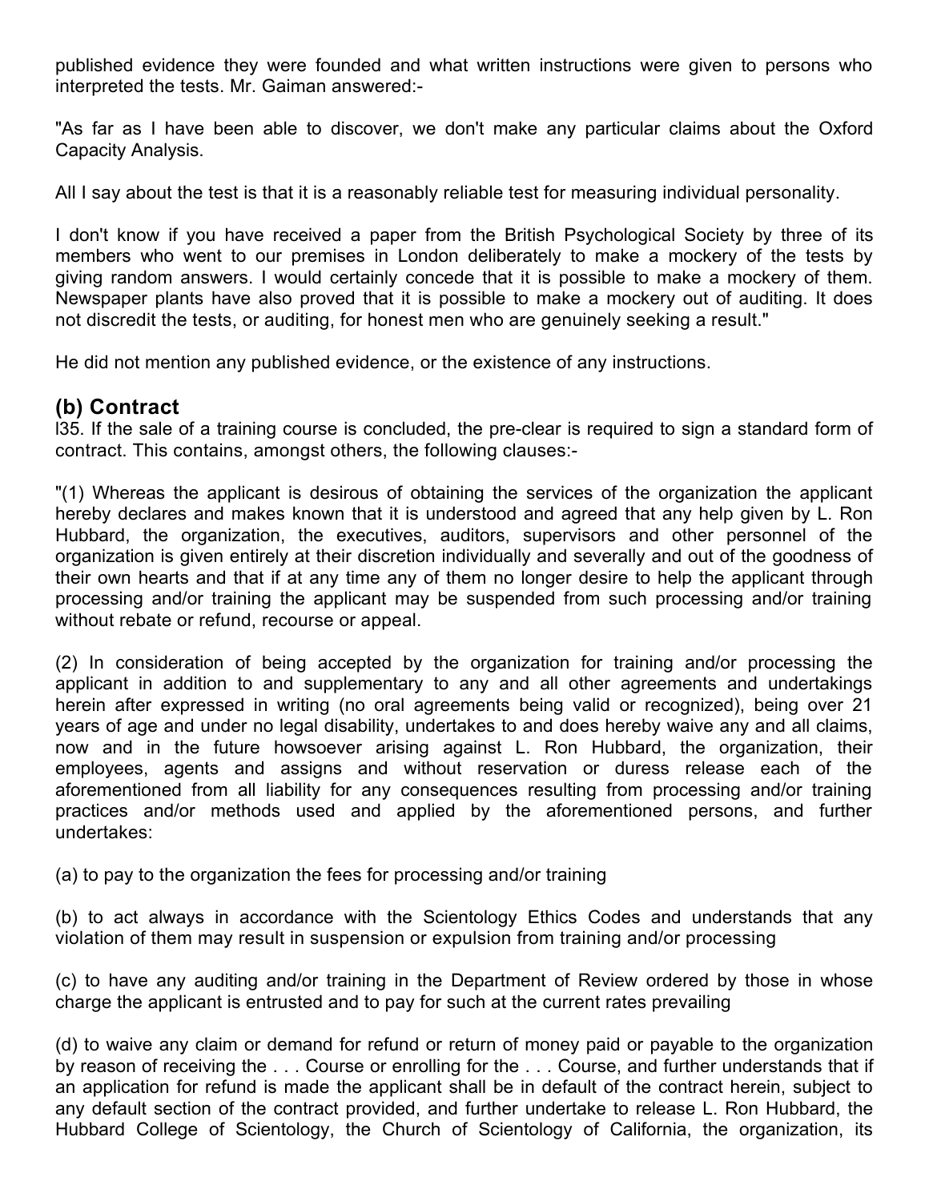published evidence they were founded and what written instructions were given to persons who interpreted the tests. Mr. Gaiman answered:-

"As far as I have been able to discover, we don't make any particular claims about the Oxford Capacity Analysis.

All I say about the test is that it is a reasonably reliable test for measuring individual personality.

I don't know if you have received a paper from the British Psychological Society by three of its members who went to our premises in London deliberately to make a mockery of the tests by giving random answers. I would certainly concede that it is possible to make a mockery of them. Newspaper plants have also proved that it is possible to make a mockery out of auditing. It does not discredit the tests, or auditing, for honest men who are genuinely seeking a result."

He did not mention any published evidence, or the existence of any instructions.

## (b) Contract

l35. If the sale of a training course is concluded, the pre-clear is required to sign a standard form of contract. This contains, amongst others, the following clauses:-

"(1) Whereas the applicant is desirous of obtaining the services of the organization the applicant hereby declares and makes known that it is understood and agreed that any help given by L. Ron Hubbard, the organization, the executives, auditors, supervisors and other personnel of the organization is given entirely at their discretion individually and severally and out of the goodness of their own hearts and that if at any time any of them no longer desire to help the applicant through processing and/or training the applicant may be suspended from such processing and/or training without rebate or refund, recourse or appeal.

(2) In consideration of being accepted by the organization for training and/or processing the applicant in addition to and supplementary to any and all other agreements and undertakings herein after expressed in writing (no oral agreements being valid or recognized), being over 21 years of age and under no legal disability, undertakes to and does hereby waive any and all claims, now and in the future howsoever arising against L. Ron Hubbard, the organization, their employees, agents and assigns and without reservation or duress release each of the aforementioned from all liability for any consequences resulting from processing and/or training practices and/or methods used and applied by the aforementioned persons, and further undertakes:

(a) to pay to the organization the fees for processing and/or training

(b) to act always in accordance with the Scientology Ethics Codes and understands that any violation of them may result in suspension or expulsion from training and/or processing

(c) to have any auditing and/or training in the Department of Review ordered by those in whose charge the applicant is entrusted and to pay for such at the current rates prevailing

(d) to waive any claim or demand for refund or return of money paid or payable to the organization by reason of receiving the . . . Course or enrolling for the . . . Course, and further understands that if an application for refund is made the applicant shall be in default of the contract herein, subject to any default section of the contract provided, and further undertake to release L. Ron Hubbard, the Hubbard College of Scientology, the Church of Scientology of California, the organization, its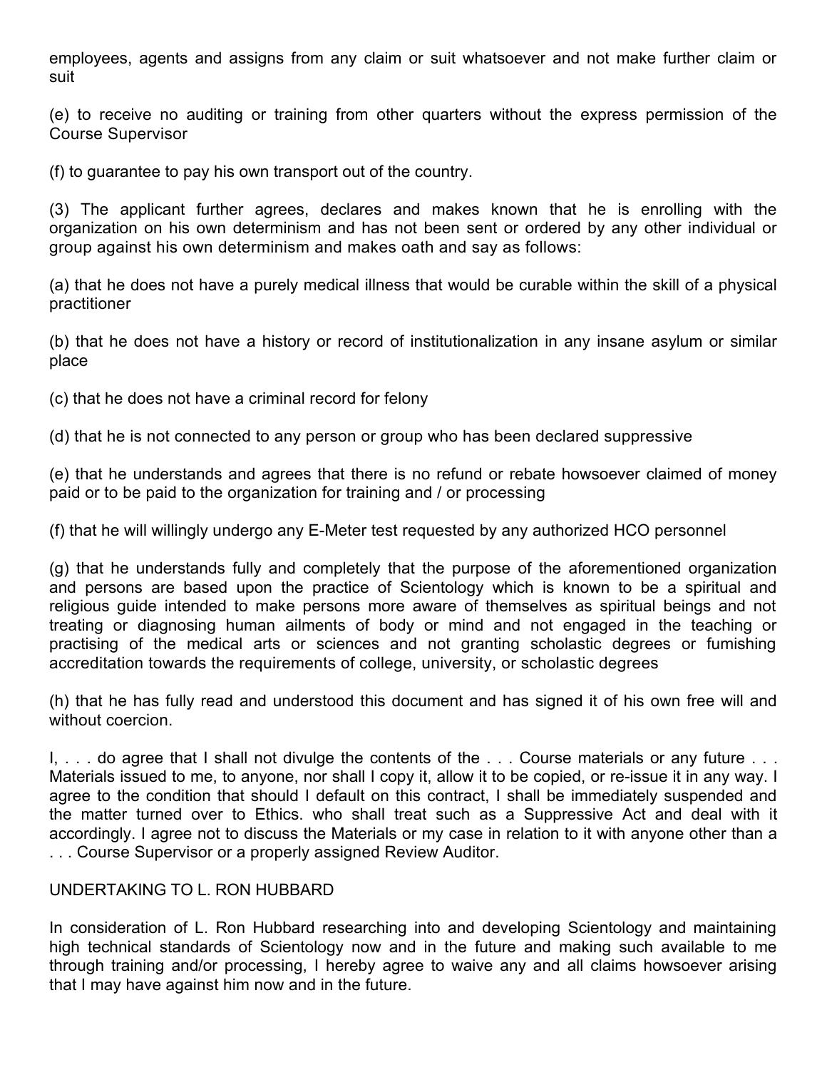employees, agents and assigns from any claim or suit whatsoever and not make further claim or suit

(e) to receive no auditing or training from other quarters without the express permission of the Course Supervisor

(f) to guarantee to pay his own transport out of the country.

(3) The applicant further agrees, declares and makes known that he is enrolling with the organization on his own determinism and has not been sent or ordered by any other individual or group against his own determinism and makes oath and say as follows:

(a) that he does not have a purely medical illness that would be curable within the skill of a physical practitioner

(b) that he does not have a history or record of institutionalization in any insane asylum or similar place

(c) that he does not have a criminal record for felony

(d) that he is not connected to any person or group who has been declared suppressive

(e) that he understands and agrees that there is no refund or rebate howsoever claimed of money paid or to be paid to the organization for training and / or processing

(f) that he will willingly undergo any E-Meter test requested by any authorized HCO personnel

(g) that he understands fully and completely that the purpose of the aforementioned organization and persons are based upon the practice of Scientology which is known to be a spiritual and religious guide intended to make persons more aware of themselves as spiritual beings and not treating or diagnosing human ailments of body or mind and not engaged in the teaching or practising of the medical arts or sciences and not granting scholastic degrees or fumishing accreditation towards the requirements of college, university, or scholastic degrees

(h) that he has fully read and understood this document and has signed it of his own free will and without coercion.

I, . . . do agree that I shall not divulge the contents of the . . . Course materials or any future . . . Materials issued to me, to anyone, nor shall I copy it, allow it to be copied, or re-issue it in any way. I agree to the condition that should I default on this contract, I shall be immediately suspended and the matter turned over to Ethics. who shall treat such as a Suppressive Act and deal with it accordingly. I agree not to discuss the Materials or my case in relation to it with anyone other than a . . . Course Supervisor or a properly assigned Review Auditor.

UNDERTAKING TO L. RON HUBBARD

In consideration of L. Ron Hubbard researching into and developing Scientology and maintaining high technical standards of Scientology now and in the future and making such available to me through training and/or processing, I hereby agree to waive any and all claims howsoever arising that I may have against him now and in the future.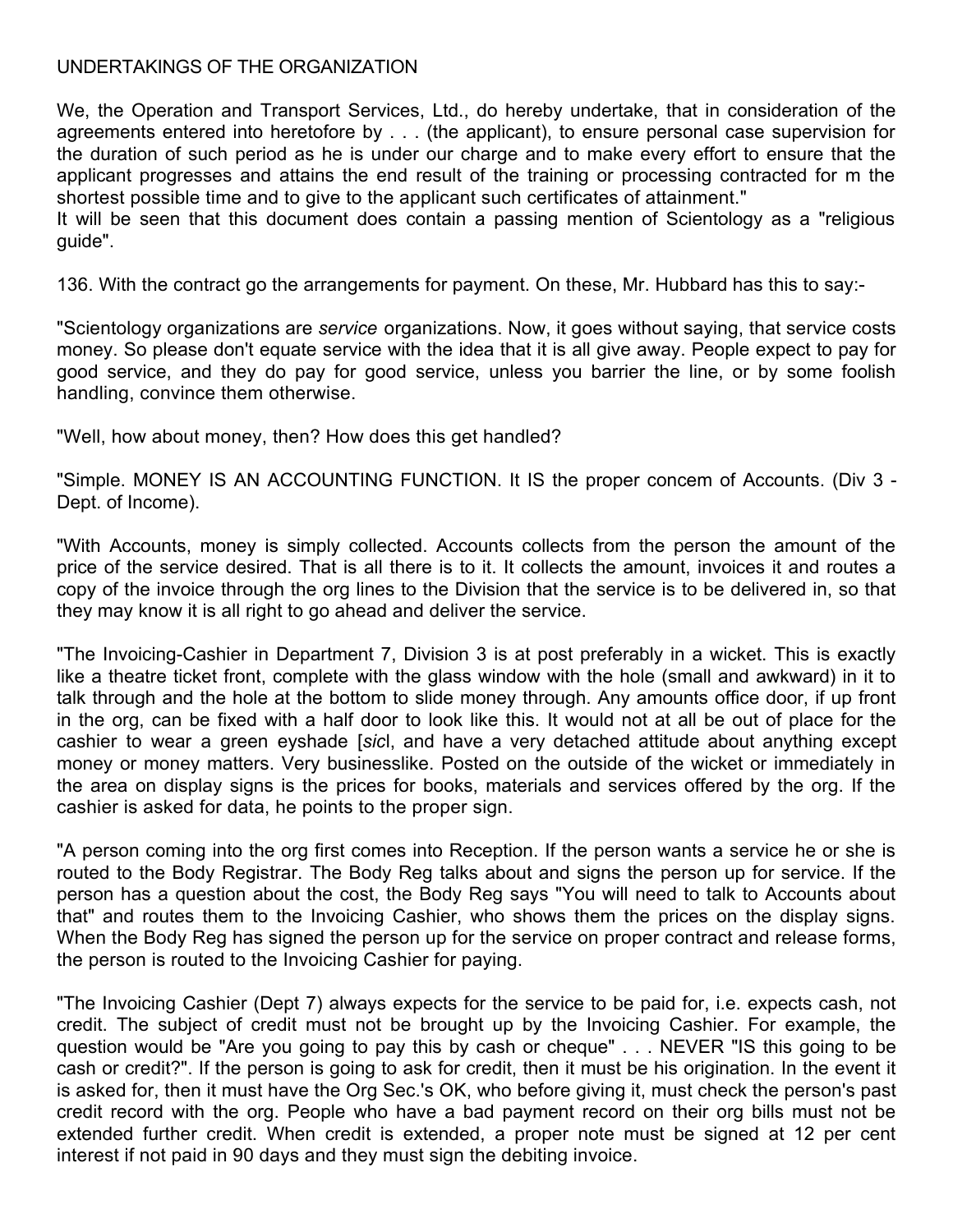UNDERTAKINGS OF THE ORGANIZATION

We, the Operation and Transport Services, Ltd., do hereby undertake, that in consideration of the agreements entered into heretofore by . . . (the applicant), to ensure personal case supervision for the duration of such period as he is under our charge and to make every effort to ensure that the applicant progresses and attains the end result of the training or processing contracted for m the shortest possible time and to give to the applicant such certificates of attainment."

It will be seen that this document does contain a passing mention of Scientology as a "religious guide".

136. With the contract go the arrangements for payment. On these, Mr. Hubbard has this to say:-

"Scientology organizations are *service* organizations. Now, it goes without saying, that service costs money. So please don't equate service with the idea that it is all give away. People expect to pay for good service, and they do pay for good service, unless you barrier the line, or by some foolish handling, convince them otherwise.

"Well, how about money, then? How does this get handled?

"Simple. MONEY IS AN ACCOUNTING FUNCTION. It IS the proper concem of Accounts. (Div 3 - Dept. of Income).

"With Accounts, money is simply collected. Accounts collects from the person the amount of the price of the service desired. That is all there is to it. It collects the amount, invoices it and routes a copy of the invoice through the org lines to the Division that the service is to be delivered in, so that they may know it is all right to go ahead and deliver the service.

"The Invoicing-Cashier in Department 7, Division 3 is at post preferably in a wicket. This is exactly like a theatre ticket front, complete with the glass window with the hole (small and awkward) in it to talk through and the hole at the bottom to slide money through. Any amounts office door, if up front in the org, can be fixed with a half door to look like this. It would not at all be out of place for the cashier to wear a green eyshade [*sic*], and have a very detached attitude about anything except money or money matters. Very businesslike. Posted on the outside of the wicket or immediately in the area on display signs is the prices for books, materials and services offered by the org. If the cashier is asked for data, he points to the proper sign.

"A person coming into the org first comes into Reception. If the person wants a service he or she is routed to the Body Registrar. The Body Reg talks about and signs the person up for service. If the person has a question about the cost, the Body Reg says "You will need to talk to Accounts about that" and routes them to the Invoicing Cashier, who shows them the prices on the display signs. When the Body Reg has signed the person up for the service on proper contract and release forms, the person is routed to the Invoicing Cashier for paying.

"The Invoicing Cashier (Dept 7) always expects for the service to be paid for, i.e. expects cash, not credit. The subject of credit must not be brought up by the Invoicing Cashier. For example, the question would be "Are you going to pay this by cash or cheque" . . . NEVER "IS this going to be cash or credit?". If the person is going to ask for credit, then it must be his origination. In the event it is asked for, then it must have the Org Sec.'s OK, who before giving it, must check the person's past credit record with the org. People who have a bad payment record on their org bills must not be extended further credit. When credit is extended, a proper note must be signed at 12 per cent interest if not paid in 90 days and they must sign the debiting invoice.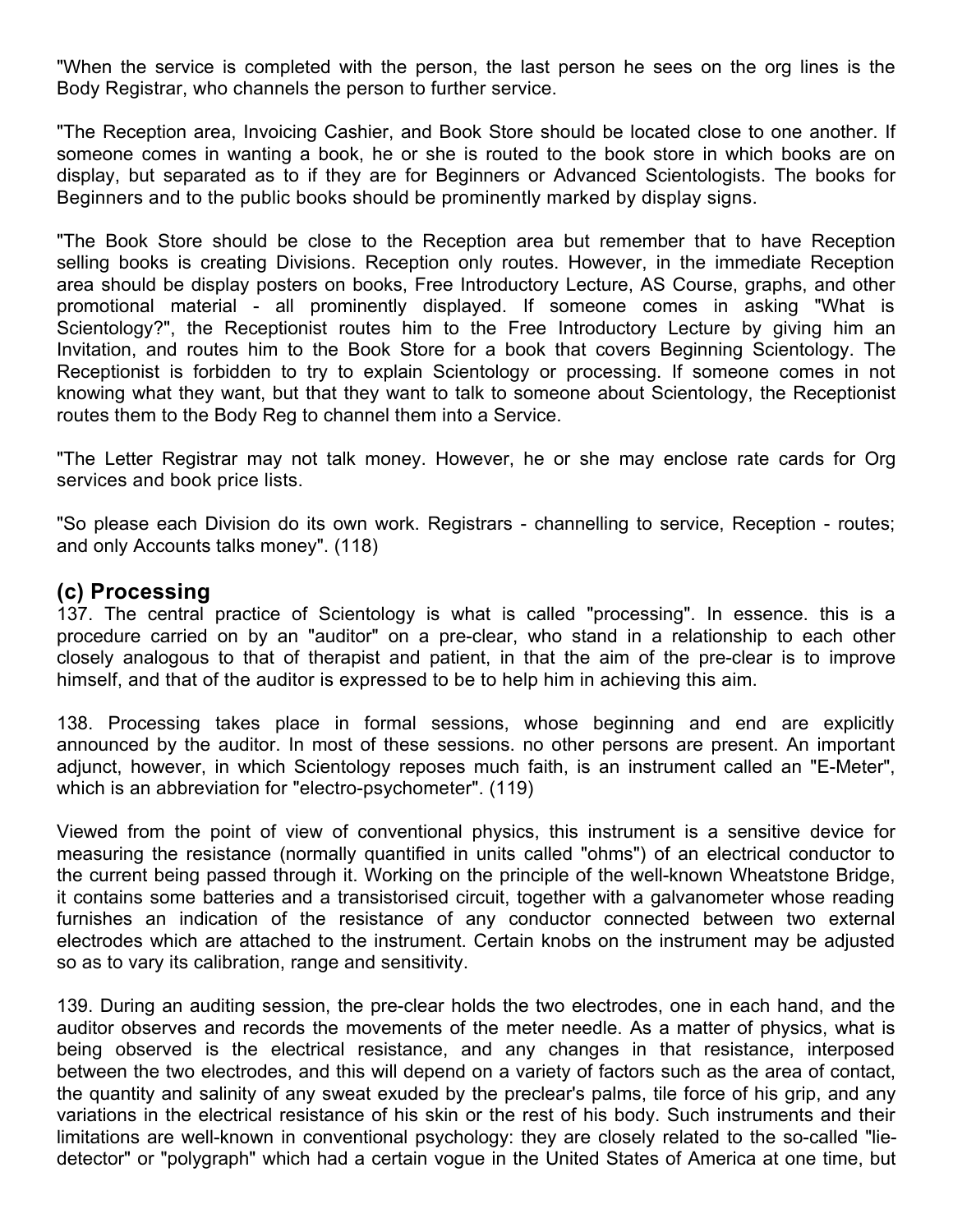"When the service is completed with the person, the last person he sees on the org lines is the Body Registrar, who channels the person to further service.

"The Reception area, Invoicing Cashier, and Book Store should be located close to one another. If someone comes in wanting a book, he or she is routed to the book store in which books are on display, but separated as to if they are for Beginners or Advanced Scientologists. The books for Beginners and to the public books should be prominently marked by display signs.

"The Book Store should be close to the Reception area but remember that to have Reception selling books is creating Divisions. Reception only routes. However, in the immediate Reception area should be display posters on books, Free Introductory Lecture, AS Course, graphs, and other promotional material - all prominently displayed. If someone comes in asking "What is Scientology?", the Receptionist routes him to the Free Introductory Lecture by giving him an Invitation, and routes him to the Book Store for a book that covers Beginning Scientology. The Receptionist is forbidden to try to explain Scientology or processing. If someone comes in not knowing what they want, but that they want to talk to someone about Scientology, the Receptionist routes them to the Body Reg to channel them into a Service.

"The Letter Registrar may not talk money. However, he or she may enclose rate cards for Org services and book price lists.

"So please each Division do its own work. Registrars - channelling to service, Reception - routes; and only Accounts talks money". (118)

## (c) Processing

137. The central practice of Scientology is what is called "processing". In essence. this is a procedure carried on by an "auditor" on a pre-clear, who stand in a relationship to each other closely analogous to that of therapist and patient, in that the aim of the pre-clear is to improve himself, and that of the auditor is expressed to be to help him in achieving this aim.

138. Processing takes place in formal sessions, whose beginning and end are explicitly announced by the auditor. In most of these sessions. no other persons are present. An important adjunct, however, in which Scientology reposes much faith, is an instrument called an "E-Meter", which is an abbreviation for "electro-psychometer". (119)

Viewed from the point of view of conventional physics, this instrument is a sensitive device for measuring the resistance (normally quantified in units called "ohms") of an electrical conductor to the current being passed through it. Working on the principle of the well-known Wheatstone Bridge, it contains some batteries and a transistorised circuit, together with a galvanometer whose reading furnishes an indication of the resistance of any conductor connected between two external electrodes which are attached to the instrument. Certain knobs on the instrument may be adjusted so as to vary its calibration, range and sensitivity.

139. During an auditing session, the pre-clear holds the two electrodes, one in each hand, and the auditor observes and records the movements of the meter needle. As a matter of physics, what is being observed is the electrical resistance, and any changes in that resistance, interposed between the two electrodes, and this will depend on a variety of factors such as the area of contact, the quantity and salinity of any sweat exuded by the preclear's palms, tile force of his grip, and any variations in the electrical resistance of his skin or the rest of his body. Such instruments and their limitations are well-known in conventional psychology: they are closely related to the so-called "lie-detector" or "polygraph" which had a certain vogue in the United States of America at one time, but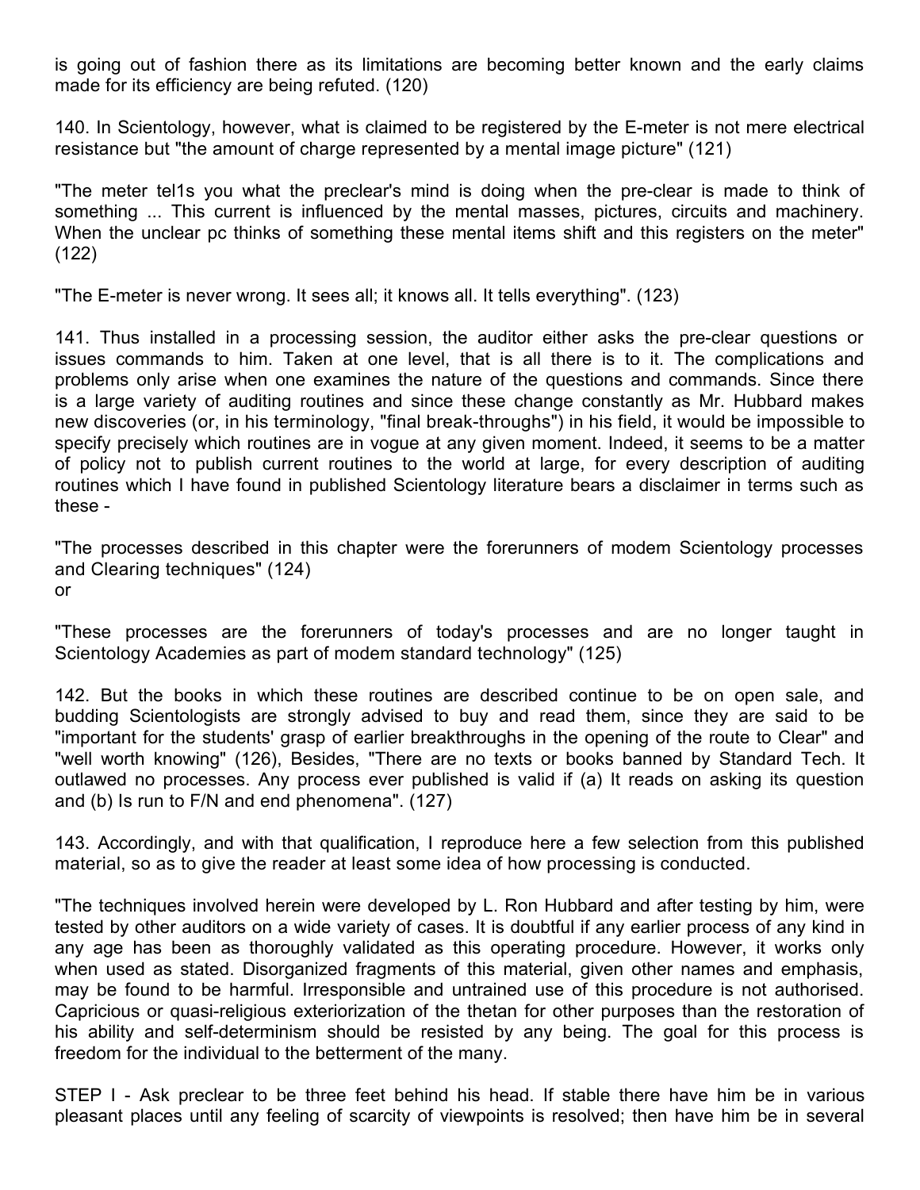is going out of fashion there as its limitations are becoming better known and the early claims made for its efficiency are being refuted. (120)

140. In Scientology, however, what is claimed to be registered by the E-meter is not mere electrical resistance but "the amount of charge represented by a mental image picture" (121)

"The meter tel1s you what the preclear's mind is doing when the pre-clear is made to think of something ... This current is influenced by the mental masses, pictures, circuits and machinery. When the unclear pc thinks of something these mental items shift and this registers on the meter" (122)

"The E-meter is never wrong. It sees all; it knows all. It tells everything". (123)

141. Thus installed in a processing session, the auditor either asks the pre-clear questions or issues commands to him. Taken at one level, that is all there is to it. The complications and problems only arise when one examines the nature of the questions and commands. Since there is a large variety of auditing routines and since these change constantly as Mr. Hubbard makes new discoveries (or, in his terminology, "final break-throughs") in his field, it would be impossible to specify precisely which routines are in vogue at any given moment. Indeed, it seems to be a matter of policy not to publish current routines to the world at large, for every description of auditing routines which I have found in published Scientology literature bears a disclaimer in terms such as these -

"The processes described in this chapter were the forerunners of modem Scientology processes and Clearing techniques" (124)
or

"These processes are the forerunners of today's processes and are no longer taught in Scientology Academies as part of modem standard technology" (125)

142. But the books in which these routines are described continue to be on open sale, and budding Scientologists are strongly advised to buy and read them, since they are said to be "important for the students' grasp of earlier breakthroughs in the opening of the route to Clear" and "well worth knowing" (126), Besides, "There are no texts or books banned by Standard Tech. It outlawed no processes. Any process ever published is valid if (a) It reads on asking its question and (b) Is run to F/N and end phenomena". (127)

143. Accordingly, and with that qualification, I reproduce here a few selection from this published material, so as to give the reader at least some idea of how processing is conducted.

"The techniques involved herein were developed by L. Ron Hubbard and after testing by him, were tested by other auditors on a wide variety of cases. It is doubtful if any earlier process of any kind in any age has been as thoroughly validated as this operating procedure. However, it works only when used as stated. Disorganized fragments of this material, given other names and emphasis, may be found to be harmful. Irresponsible and untrained use of this procedure is not authorised. Capricious or quasi-religious exteriorization of the thetan for other purposes than the restoration of his ability and self-determinism should be resisted by any being. The goal for this process is freedom for the individual to the betterment of the many.

STEP I - Ask preclear to be three feet behind his head. If stable there have him be in various pleasant places until any feeling of scarcity of viewpoints is resolved; then have him be in several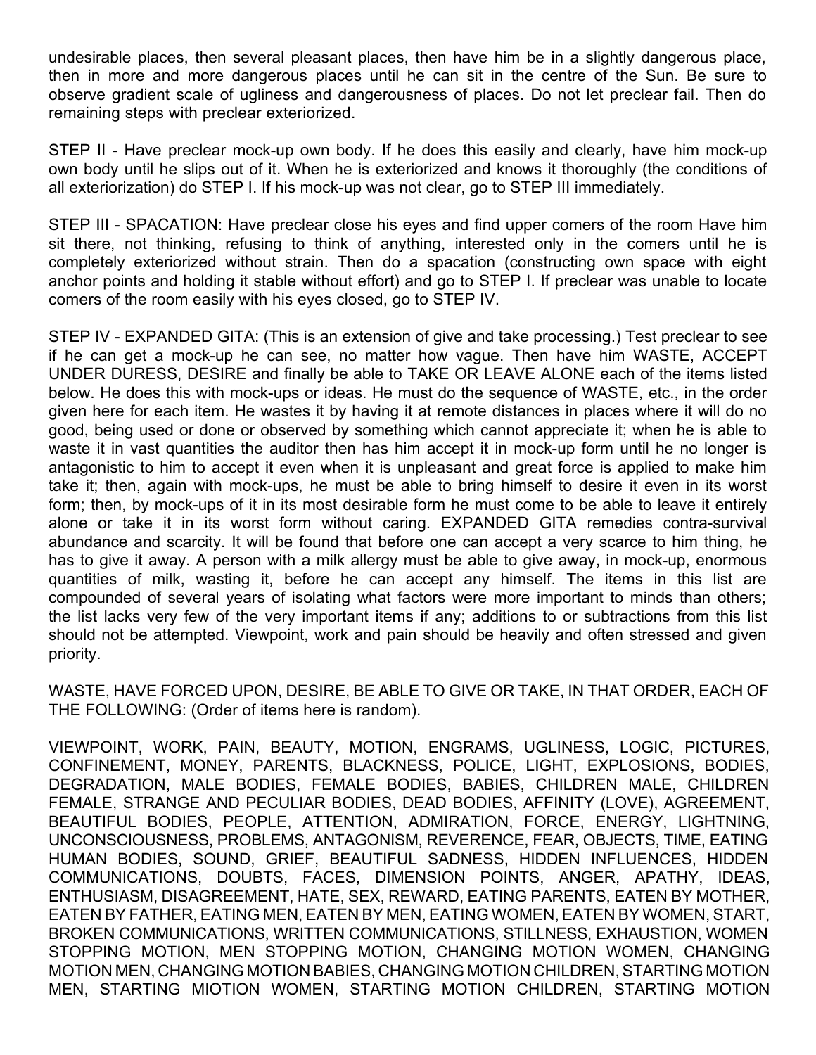undesirable places, then several pleasant places, then have him be in a slightly dangerous place, then in more and more dangerous places until he can sit in the centre of the Sun. Be sure to observe gradient scale of ugliness and dangerousness of places. Do not let preclear fail. Then do remaining steps with preclear exteriorized.

STEP II - Have preclear mock-up own body. If he does this easily and clearly, have him mock-up own body until he slips out of it. When he is exteriorized and knows it thoroughly (the conditions of all exteriorization) do STEP I. If his mock-up was not clear, go to STEP III immediately.

STEP III - SPACATION: Have preclear close his eyes and find upper comers of the room Have him sit there, not thinking, refusing to think of anything, interested only in the comers until he is completely exteriorized without strain. Then do a spacation (constructing own space with eight anchor points and holding it stable without effort) and go to STEP I. If preclear was unable to locate comers of the room easily with his eyes closed, go to STEP IV.

STEP IV - EXPANDED GITA: (This is an extension of give and take processing.) Test preclear to see if he can get a mock-up he can see, no matter how vague. Then have him WASTE, ACCEPT UNDER DURESS, DESIRE and finally be able to TAKE OR LEAVE ALONE each of the items listed below. He does this with mock-ups or ideas. He must do the sequence of WASTE, etc., in the order given here for each item. He wastes it by having it at remote distances in places where it will do no good, being used or done or observed by something which cannot appreciate it; when he is able to waste it in vast quantities the auditor then has him accept it in mock-up form until he no longer is antagonistic to him to accept it even when it is unpleasant and great force is applied to make him take it; then, again with mock-ups, he must be able to bring himself to desire it even in its worst form; then, by mock-ups of it in its most desirable form he must come to be able to leave it entirely alone or take it in its worst form without caring. EXPANDED GITA remedies contra-survival abundance and scarcity. It will be found that before one can accept a very scarce to him thing, he has to give it away. A person with a milk allergy must be able to give away, in mock-up, enormous quantities of milk, wasting it, before he can accept any himself. The items in this list are compounded of several years of isolating what factors were more important to minds than others; the list lacks very few of the very important items if any; additions to or subtractions from this list should not be attempted. Viewpoint, work and pain should be heavily and often stressed and given priority.

WASTE, HAVE FORCED UPON, DESIRE, BE ABLE TO GIVE OR TAKE, IN THAT ORDER, EACH OF THE FOLLOWING: (Order of items here is random).

VIEWPOINT, WORK, PAIN, BEAUTY, MOTION, ENGRAMS, UGLINESS, LOGIC, PICTURES, CONFINEMENT, MONEY, PARENTS, BLACKNESS, POLICE, LIGHT, EXPLOSIONS, BODIES, DEGRADATION, MALE BODIES, FEMALE BODIES, BABIES, CHILDREN MALE, CHILDREN FEMALE, STRANGE AND PECULIAR BODIES, DEAD BODIES, AFFINITY (LOVE), AGREEMENT, BEAUTIFUL BODIES, PEOPLE, ATTENTION, ADMIRATION, FORCE, ENERGY, LIGHTNING, UNCONSCIOUSNESS, PROBLEMS, ANTAGONISM, REVERENCE, FEAR, OBJECTS, TIME, EATING HUMAN BODIES, SOUND, GRIEF, BEAUTIFUL SADNESS, HIDDEN INFLUENCES, HIDDEN COMMUNICATIONS, DOUBTS, FACES, DIMENSION POINTS, ANGER, APATHY, IDEAS, ENTHUSIASM, DISAGREEMENT, HATE, SEX, REWARD, EATING PARENTS, EATEN BY MOTHER, EATEN BY FATHER, EATING MEN, EATEN BY MEN, EATING WOMEN, EATEN BY WOMEN, START, BROKEN COMMUNICATIONS, WRITTEN COMMUNICATIONS, STILLNESS, EXHAUSTION, WOMEN STOPPING MOTION, MEN STOPPING MOTION, CHANGING MOTION WOMEN, CHANGING MOTION MEN, CHANGING MOTION BABIES, CHANGING MOTION CHILDREN, STARTING MOTION MEN, STARTING MIOTION WOMEN, STARTING MOTION CHILDREN, STARTING MOTION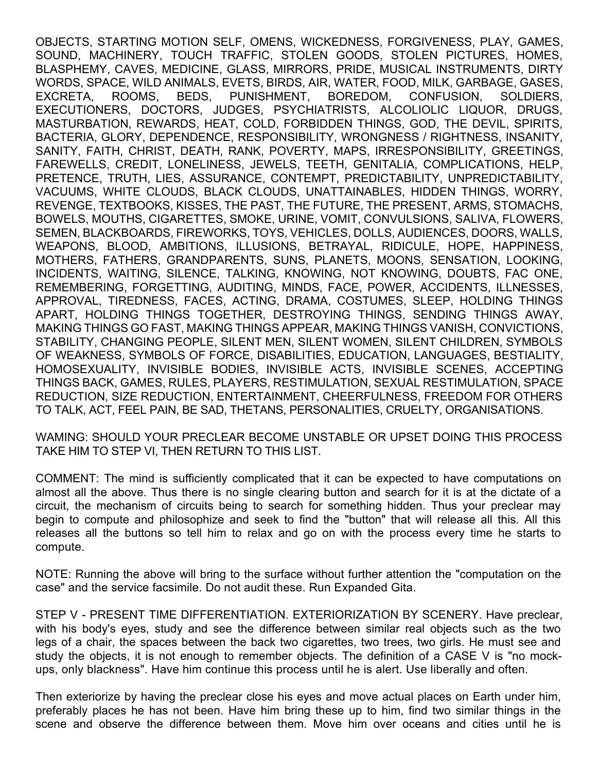OBJECTS, STARTING MOTION SELF, OMENS, WICKEDNESS, FORGIVENESS, PLAY, GAMES, SOUND, MACHINERY, TOUCH TRAFFIC, STOLEN GOODS, STOLEN PICTURES, HOMES, BLASPHEMY, CAVES, MEDICINE, GLASS, MIRRORS, PRIDE, MUSICAL INSTRUMENTS, DIRTY WORDS, SPACE, WILD ANIMALS, EVETS, BIRDS, AIR, WATER, FOOD, MILK, GARBAGE, GASES, EXCRETA, ROOMS, BEDS, PUNISHMENT, BOREDOM, CONFUSION, SOLDIERS, EXECUTIONERS, DOCTORS, JUDGES, PSYCHIATRISTS, ALCOLIOLIC LIQUOR, DRUGS, MASTURBATION, REWARDS, HEAT, COLD, FORBIDDEN THINGS, GOD, THE DEVIL, SPIRITS, BACTERIA, GLORY, DEPENDENCE, RESPONSIBILITY, WRONGNESS / RIGHTNESS, INSANITY, SANITY, FAITH, CHRIST, DEATH, RANK, POVERTY, MAPS, IRRESPONSIBILITY, GREETINGS, FAREWELLS, CREDIT, LONELINESS, JEWELS, TEETH, GENITALIA, COMPLICATIONS, HELP, PRETENCE, TRUTH, LIES, ASSURANCE, CONTEMPT, PREDICTABILITY, UNPREDICTABILITY, VACUUMS, WHITE CLOUDS, BLACK CLOUDS, UNATTAINABLES, HIDDEN THINGS, WORRY, REVENGE, TEXTBOOKS, KISSES, THE PAST, THE FUTURE, THE PRESENT, ARMS, STOMACHS, BOWELS, MOUTHS, CIGARETTES, SMOKE, URINE, VOMIT, CONVULSIONS, SALIVA, FLOWERS, SEMEN, BLACKBOARDS, FIREWORKS, TOYS, VEHICLES, DOLLS, AUDIENCES, DOORS, WALLS, WEAPONS, BLOOD, AMBITIONS, ILLUSIONS, BETRAYAL, RIDICULE, HOPE, HAPPINESS, MOTHERS, FATHERS, GRANDPARENTS, SUNS, PLANETS, MOONS, SENSATION, LOOKING, INCIDENTS, WAITING, SILENCE, TALKING, KNOWING, NOT KNOWING, DOUBTS, FAC ONE, REMEMBERING, FORGETTING, AUDITING, MINDS, FACE, POWER, ACCIDENTS, ILLNESSES, APPROVAL, TIREDNESS, FACES, ACTING, DRAMA, COSTUMES, SLEEP, HOLDING THINGS APART, HOLDING THINGS TOGETHER, DESTROYING THINGS, SENDING THINGS AWAY, MAKING THINGS GO FAST, MAKING THINGS APPEAR, MAKING THINGS VANISH, CONVICTIONS, STABILITY, CHANGING PEOPLE, SILENT MEN, SILENT WOMEN, SILENT CHILDREN, SYMBOLS OF WEAKNESS, SYMBOLS OF FORCE, DISABILITIES, EDUCATION, LANGUAGES, BESTIALITY, HOMOSEXUALITY, INVISIBLE BODIES, INVISIBLE ACTS, INVISIBLE SCENES, ACCEPTING THINGS BACK, GAMES, RULES, PLAYERS, RESTIMULATION, SEXUAL RESTIMULATION, SPACE REDUCTION, SIZE REDUCTION, ENTERTAINMENT, CHEERFULNESS, FREEDOM FOR OTHERS TO TALK, ACT, FEEL PAIN, BE SAD, THETANS, PERSONALITIES, CRUELTY, ORGANISATIONS.

WAMING: SHOULD YOUR PRECLEAR BECOME UNSTABLE OR UPSET DOING THIS PROCESS TAKE HIM TO STEP VI, THEN RETURN TO THIS LIST.

COMMENT: The mind is sufficiently complicated that it can be expected to have computations on almost all the above. Thus there is no single clearing button and search for it is at the dictate of a circuit, the mechanism of circuits being to search for something hidden. Thus your preclear may begin to compute and philosophize and seek to find the "button" that will release all this. All this releases all the buttons so tell him to relax and go on with the process every time he starts to compute.

NOTE: Running the above will bring to the surface without further attention the "computation on the case" and the service facsimile. Do not audit these. Run Expanded Gita.

STEP V - PRESENT TIME DIFFERENTIATION. EXTERIORIZATION BY SCENERY. Have preclear, with his body's eyes, study and see the difference between similar real objects such as the two legs of a chair, the spaces between the back two cigarettes, two trees, two girls. He must see and study the objects, it is not enough to remember objects. The definition of a CASE V is "no mock-ups, only blackness". Have him continue this process until he is alert. Use liberally and often.

Then exteriorize by having the preclear close his eyes and move actual places on Earth under him, preferably places he has not been. Have him bring these up to him, find two similar things in the scene and observe the difference between them. Move him over oceans and cities until he is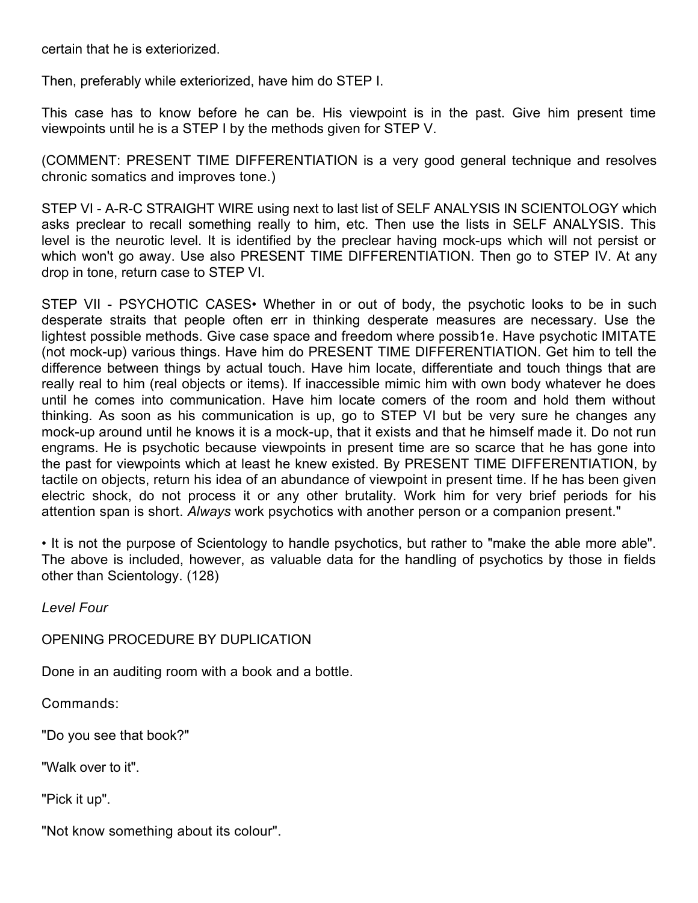certain that he is exteriorized.

Then, preferably while exteriorized, have him do STEP I.

This case has to know before he can be. His viewpoint is in the past. Give him present time viewpoints until he is a STEP I by the methods given for STEP V.

(COMMENT: PRESENT TIME DIFFERENTIATION is a very good general technique and resolves chronic somatics and improves tone.)

STEP VI - A-R-C STRAIGHT WIRE using next to last list of SELF ANALYSIS IN SCIENTOLOGY which asks preclear to recall something really to him, etc. Then use the lists in SELF ANALYSIS. This level is the neurotic level. It is identified by the preclear having mock-ups which will not persist or which won't go away. Use also PRESENT TIME DIFFERENTIATION. Then go to STEP IV. At any drop in tone, return case to STEP VI.

STEP VII - PSYCHOTIC CASES• Whether in or out of body, the psychotic looks to be in such desperate straits that people often err in thinking desperate measures are necessary. Use the lightest possible methods. Give case space and freedom where possib1e. Have psychotic IMITATE (not mock-up) various things. Have him do PRESENT TIME DIFFERENTIATION. Get him to tell the difference between things by actual touch. Have him locate, differentiate and touch things that are really real to him (real objects or items). If inaccessible mimic him with own body whatever he does until he comes into communication. Have him locate comers of the room and hold them without thinking. As soon as his communication is up, go to STEP VI but be very sure he changes any mock-up around until he knows it is a mock-up, that it exists and that he himself made it. Do not run engrams. He is psychotic because viewpoints in present time are so scarce that he has gone into the past for viewpoints which at least he knew existed. By PRESENT TIME DIFFERENTIATION, by tactile on objects, return his idea of an abundance of viewpoint in present time. If he has been given electric shock, do not process it or any other brutality. Work him for very brief periods for his attention span is short. *Always* work psychotics with another person or a companion present."

• It is not the purpose of Scientology to handle psychotics, but rather to "make the able more able". The above is included, however, as valuable data for the handling of psychotics by those in fields other than Scientology. (128)

*Level Four*

OPENING PROCEDURE BY DUPLICATION

Done in an auditing room with a book and a bottle.

Commands:

"Do you see that book?"

"Walk over to it".

"Pick it up".

"Not know something about its colour".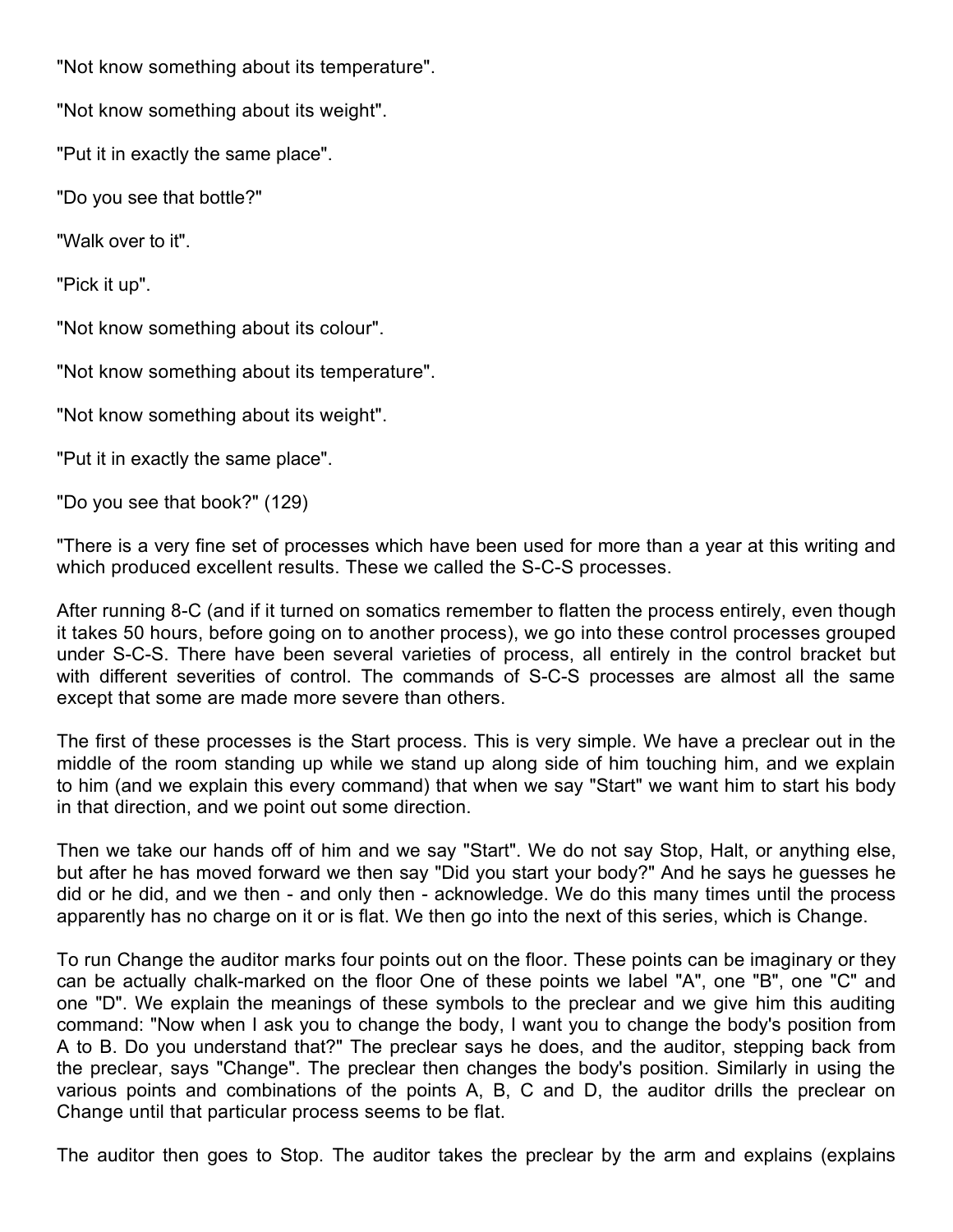"Not know something about its temperature".

"Not know something about its weight".

"Put it in exactly the same place".

"Do you see that bottle?"

"Walk over to it".

"Pick it up".

"Not know something about its colour".

"Not know something about its temperature".

"Not know something about its weight".

"Put it in exactly the same place".

"Do you see that book?" (129)

"There is a very fine set of processes which have been used for more than a year at this writing and which produced excellent results. These we called the S-C-S processes.

After running 8-C (and if it turned on somatics remember to flatten the process entirely, even though it takes 50 hours, before going on to another process), we go into these control processes grouped under S-C-S. There have been several varieties of process, all entirely in the control bracket but with different severities of control. The commands of S-C-S processes are almost all the same except that some are made more severe than others.

The first of these processes is the Start process. This is very simple. We have a preclear out in the middle of the room standing up while we stand up along side of him touching him, and we explain to him (and we explain this every command) that when we say "Start" we want him to start his body in that direction, and we point out some direction.

Then we take our hands off of him and we say "Start". We do not say Stop, Halt, or anything else, but after he has moved forward we then say "Did you start your body?" And he says he guesses he did or he did, and we then - and only then - acknowledge. We do this many times until the process apparently has no charge on it or is flat. We then go into the next of this series, which is Change.

To run Change the auditor marks four points out on the floor. These points can be imaginary or they can be actually chalk-marked on the floor One of these points we label "A", one "B", one "C" and one "D". We explain the meanings of these symbols to the preclear and we give him this auditing command: "Now when I ask you to change the body, I want you to change the body's position from A to B. Do you understand that?" The preclear says he does, and the auditor, stepping back from the preclear, says "Change". The preclear then changes the body's position. Similarly in using the various points and combinations of the points A, B, C and D, the auditor drills the preclear on Change until that particular process seems to be flat.

The auditor then goes to Stop. The auditor takes the preclear by the arm and explains (explains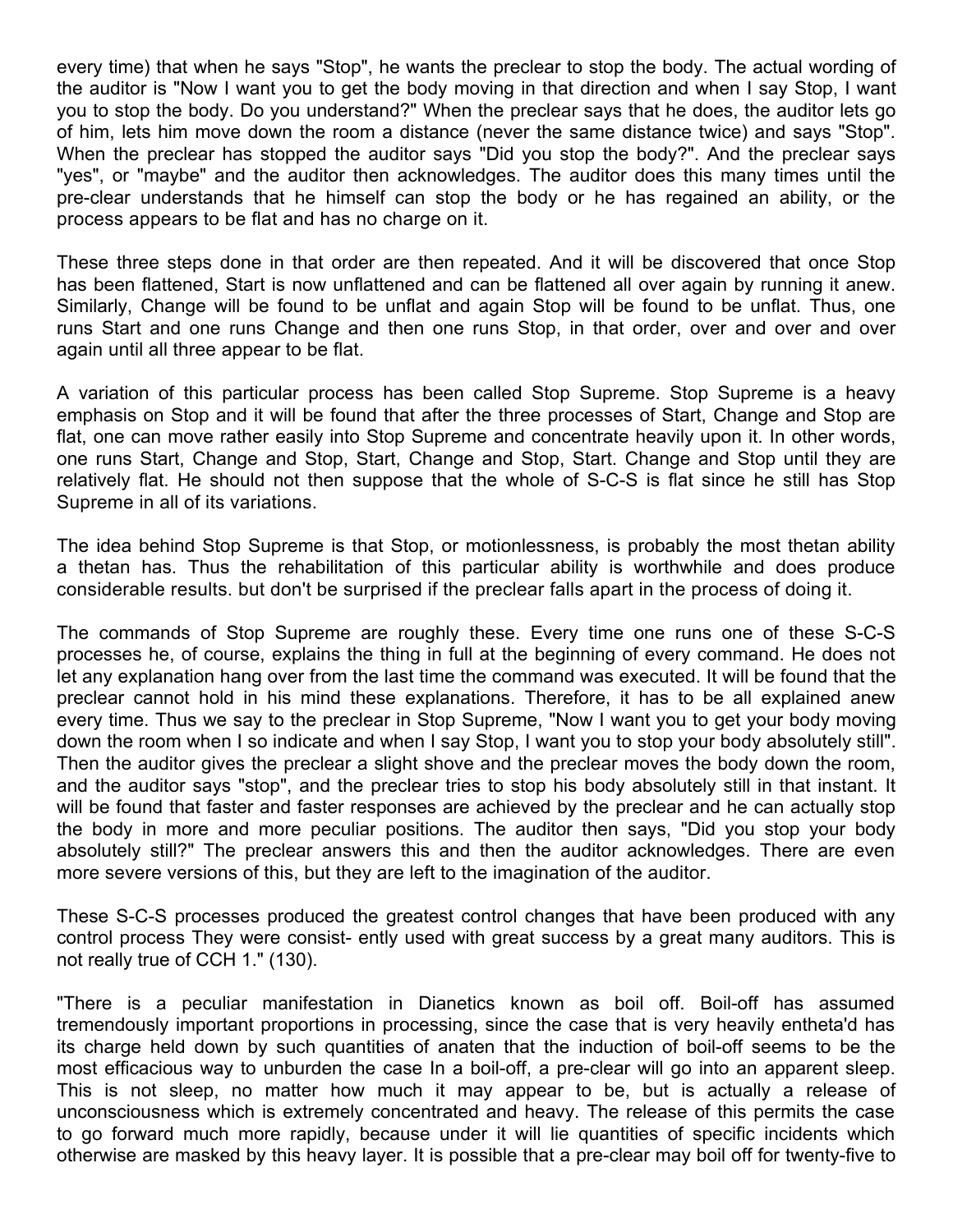every time) that when he says "Stop", he wants the preclear to stop the body. The actual wording of the auditor is "Now I want you to get the body moving in that direction and when I say Stop, I want you to stop the body. Do you understand?" When the preclear says that he does, the auditor lets go of him, lets him move down the room a distance (never the same distance twice) and says "Stop". When the preclear has stopped the auditor says "Did you stop the body?". And the preclear says "yes", or "maybe" and the auditor then acknowledges. The auditor does this many times until the pre-clear understands that he himself can stop the body or he has regained an ability, or the process appears to be flat and has no charge on it.

These three steps done in that order are then repeated. And it will be discovered that once Stop has been flattened, Start is now unflattened and can be flattened all over again by running it anew. Similarly, Change will be found to be unflat and again Stop will be found to be unflat. Thus, one runs Start and one runs Change and then one runs Stop, in that order, over and over and over again until all three appear to be flat.

A variation of this particular process has been called Stop Supreme. Stop Supreme is a heavy emphasis on Stop and it will be found that after the three processes of Start, Change and Stop are flat, one can move rather easily into Stop Supreme and concentrate heavily upon it. In other words, one runs Start, Change and Stop, Start, Change and Stop, Start. Change and Stop until they are relatively flat. He should not then suppose that the whole of S-C-S is flat since he still has Stop Supreme in all of its variations.

The idea behind Stop Supreme is that Stop, or motionlessness, is probably the most thetan ability a thetan has. Thus the rehabilitation of this particular ability is worthwhile and does produce considerable results. but don't be surprised if the preclear falls apart in the process of doing it.

The commands of Stop Supreme are roughly these. Every time one runs one of these S-C-S processes he, of course, explains the thing in full at the beginning of every command. He does not let any explanation hang over from the last time the command was executed. It will be found that the preclear cannot hold in his mind these explanations. Therefore, it has to be all explained anew every time. Thus we say to the preclear in Stop Supreme, "Now I want you to get your body moving down the room when I so indicate and when I say Stop, I want you to stop your body absolutely still". Then the auditor gives the preclear a slight shove and the preclear moves the body down the room, and the auditor says "stop", and the preclear tries to stop his body absolutely still in that instant. It will be found that faster and faster responses are achieved by the preclear and he can actually stop the body in more and more peculiar positions. The auditor then says, "Did you stop your body absolutely still?" The preclear answers this and then the auditor acknowledges. There are even more severe versions of this, but they are left to the imagination of the auditor.

These S-C-S processes produced the greatest control changes that have been produced with any control process They were consist- ently used with great success by a great many auditors. This is not really true of CCH 1." (130).

"There is a peculiar manifestation in Dianetics known as boil off. Boil-off has assumed tremendously important proportions in processing, since the case that is very heavily entheta'd has its charge held down by such quantities of anaten that the induction of boil-off seems to be the most efficacious way to unburden the case In a boil-off, a pre-clear will go into an apparent sleep. This is not sleep, no matter how much it may appear to be, but is actually a release of unconsciousness which is extremely concentrated and heavy. The release of this permits the case to go forward much more rapidly, because under it will lie quantities of specific incidents which otherwise are masked by this heavy layer. It is possible that a pre-clear may boil off for twenty-five to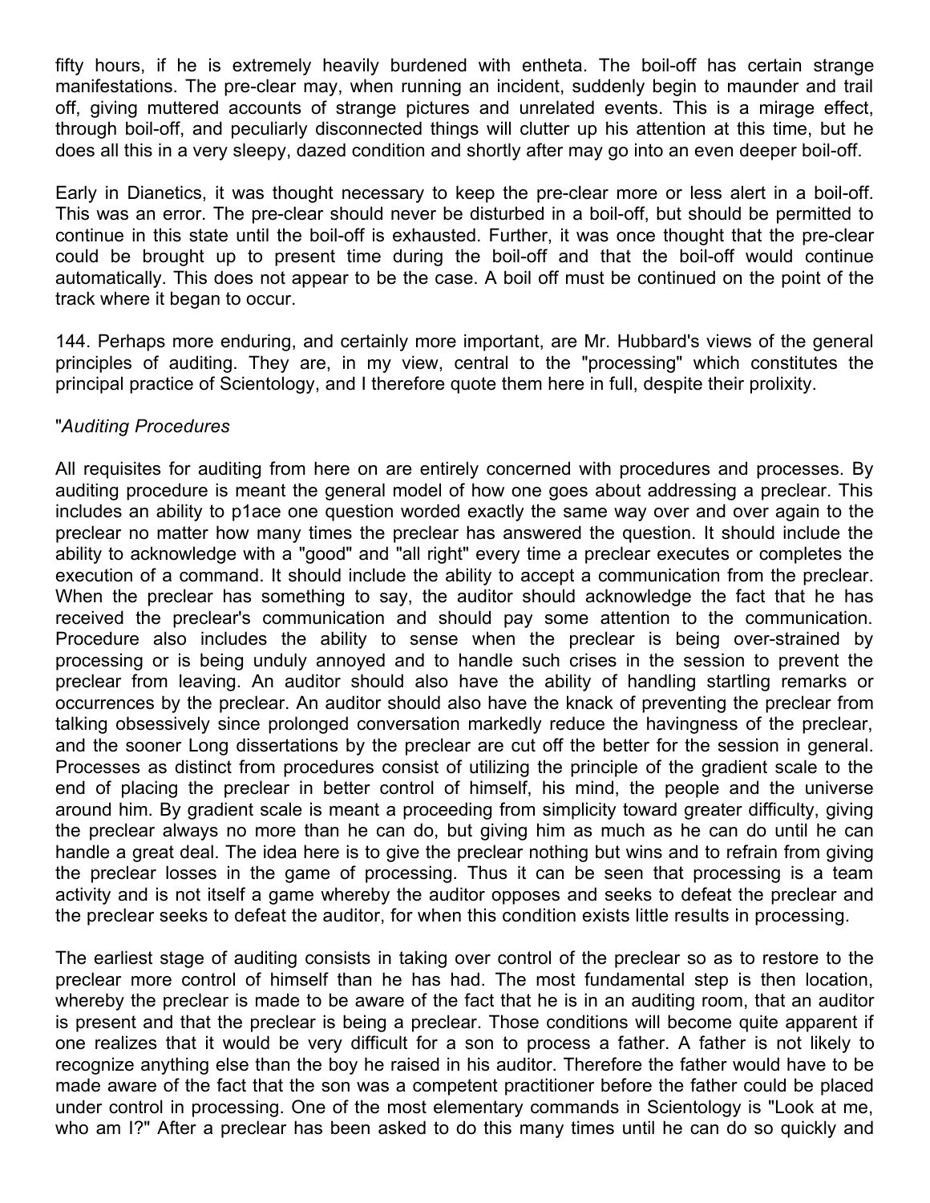fifty hours, if he is extremely heavily burdened with entheta. The boil-off has certain strange manifestations. The pre-clear may, when running an incident, suddenly begin to maunder and trail off, giving muttered accounts of strange pictures and unrelated events. This is a mirage effect, through boil-off, and peculiarly disconnected things will clutter up his attention at this time, but he does all this in a very sleepy, dazed condition and shortly after may go into an even deeper boil-off.

Early in Dianetics, it was thought necessary to keep the pre-clear more or less alert in a boil-off. This was an error. The pre-clear should never be disturbed in a boil-off, but should be permitted to continue in this state until the boil-off is exhausted. Further, it was once thought that the pre-clear could be brought up to present time during the boil-off and that the boil-off would continue automatically. This does not appear to be the case. A boil off must be continued on the point of the track where it began to occur.

144. Perhaps more enduring, and certainly more important, are Mr. Hubbard's views of the general principles of auditing. They are, in my view, central to the "processing" which constitutes the principal practice of Scientology, and I therefore quote them here in full, despite their prolixity.

"*Auditing Procedures*

All requisites for auditing from here on are entirely concerned with procedures and processes. By auditing procedure is meant the general model of how one goes about addressing a preclear. This includes an ability to p1ace one question worded exactly the same way over and over again to the preclear no matter how many times the preclear has answered the question. It should include the ability to acknowledge with a "good" and "all right" every time a preclear executes or completes the execution of a command. It should include the ability to accept a communication from the preclear. When the preclear has something to say, the auditor should acknowledge the fact that he has received the preclear's communication and should pay some attention to the communication. Procedure also includes the ability to sense when the preclear is being over-strained by processing or is being unduly annoyed and to handle such crises in the session to prevent the preclear from leaving. An auditor should also have the ability of handling startling remarks or occurrences by the preclear. An auditor should also have the knack of preventing the preclear from talking obsessively since prolonged conversation markedly reduce the havingness of the preclear, and the sooner Long dissertations by the preclear are cut off the better for the session in general. Processes as distinct from procedures consist of utilizing the principle of the gradient scale to the end of placing the preclear in better control of himself, his mind, the people and the universe around him. By gradient scale is meant a proceeding from simplicity toward greater difficulty, giving the preclear always no more than he can do, but giving him as much as he can do until he can handle a great deal. The idea here is to give the preclear nothing but wins and to refrain from giving the preclear losses in the game of processing. Thus it can be seen that processing is a team activity and is not itself a game whereby the auditor opposes and seeks to defeat the preclear and the preclear seeks to defeat the auditor, for when this condition exists little results in processing.

The earliest stage of auditing consists in taking over control of the preclear so as to restore to the preclear more control of himself than he has had. The most fundamental step is then location, whereby the preclear is made to be aware of the fact that he is in an auditing room, that an auditor is present and that the preclear is being a preclear. Those conditions will become quite apparent if one realizes that it would be very difficult for a son to process a father. A father is not likely to recognize anything else than the boy he raised in his auditor. Therefore the father would have to be made aware of the fact that the son was a competent practitioner before the father could be placed under control in processing. One of the most elementary commands in Scientology is "Look at me, who am I?" After a preclear has been asked to do this many times until he can do so quickly and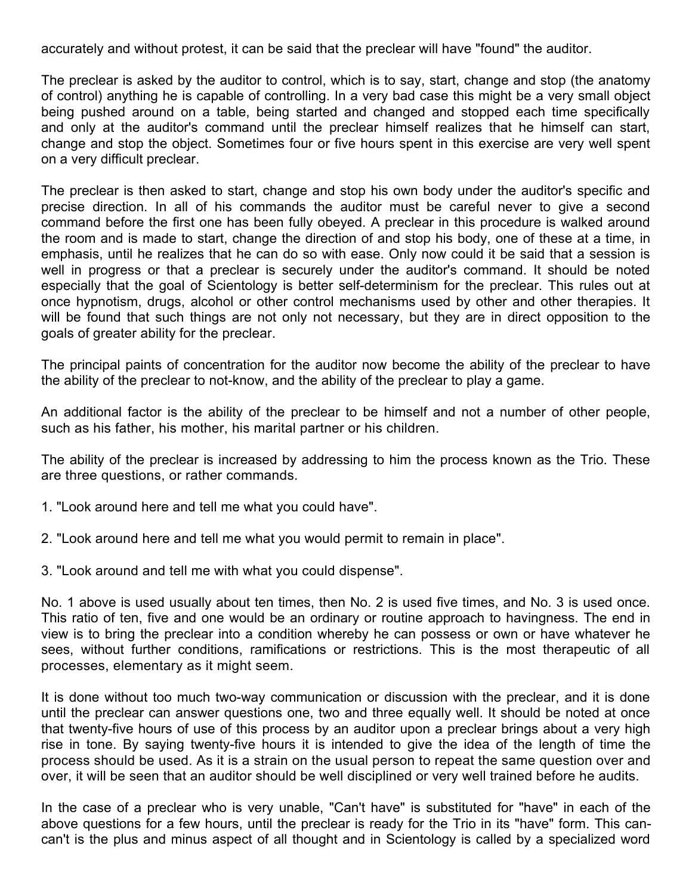accurately and without protest, it can be said that the preclear will have "found" the auditor.

The preclear is asked by the auditor to control, which is to say, start, change and stop (the anatomy of control) anything he is capable of controlling. In a very bad case this might be a very small object being pushed around on a table, being started and changed and stopped each time specifically and only at the auditor's command until the preclear himself realizes that he himself can start, change and stop the object. Sometimes four or five hours spent in this exercise are very well spent on a very difficult preclear.

The preclear is then asked to start, change and stop his own body under the auditor's specific and precise direction. In all of his commands the auditor must be careful never to give a second command before the first one has been fully obeyed. A preclear in this procedure is walked around the room and is made to start, change the direction of and stop his body, one of these at a time, in emphasis, until he realizes that he can do so with ease. Only now could it be said that a session is well in progress or that a preclear is securely under the auditor's command. It should be noted especially that the goal of Scientology is better self-determinism for the preclear. This rules out at once hypnotism, drugs, alcohol or other control mechanisms used by other and other therapies. It will be found that such things are not only not necessary, but they are in direct opposition to the goals of greater ability for the preclear.

The principal paints of concentration for the auditor now become the ability of the preclear to have the ability of the preclear to not-know, and the ability of the preclear to play a game.

An additional factor is the ability of the preclear to be himself and not a number of other people, such as his father, his mother, his marital partner or his children.

The ability of the preclear is increased by addressing to him the process known as the Trio. These are three questions, or rather commands.

1. "Look around here and tell me what you could have".

2. "Look around here and tell me what you would permit to remain in place".

3. "Look around and tell me with what you could dispense".

No. 1 above is used usually about ten times, then No. 2 is used five times, and No. 3 is used once. This ratio of ten, five and one would be an ordinary or routine approach to havingness. The end in view is to bring the preclear into a condition whereby he can possess or own or have whatever he sees, without further conditions, ramifications or restrictions. This is the most therapeutic of all processes, elementary as it might seem.

It is done without too much two-way communication or discussion with the preclear, and it is done until the preclear can answer questions one, two and three equally well. It should be noted at once that twenty-five hours of use of this process by an auditor upon a preclear brings about a very high rise in tone. By saying twenty-five hours it is intended to give the idea of the length of time the process should be used. As it is a strain on the usual person to repeat the same question over and over, it will be seen that an auditor should be well disciplined or very well trained before he audits.

In the case of a preclear who is very unable, "Can't have" is substituted for "have" in each of the above questions for a few hours, until the preclear is ready for the Trio in its "have" form. This can-can't is the plus and minus aspect of all thought and in Scientology is called by a specialized word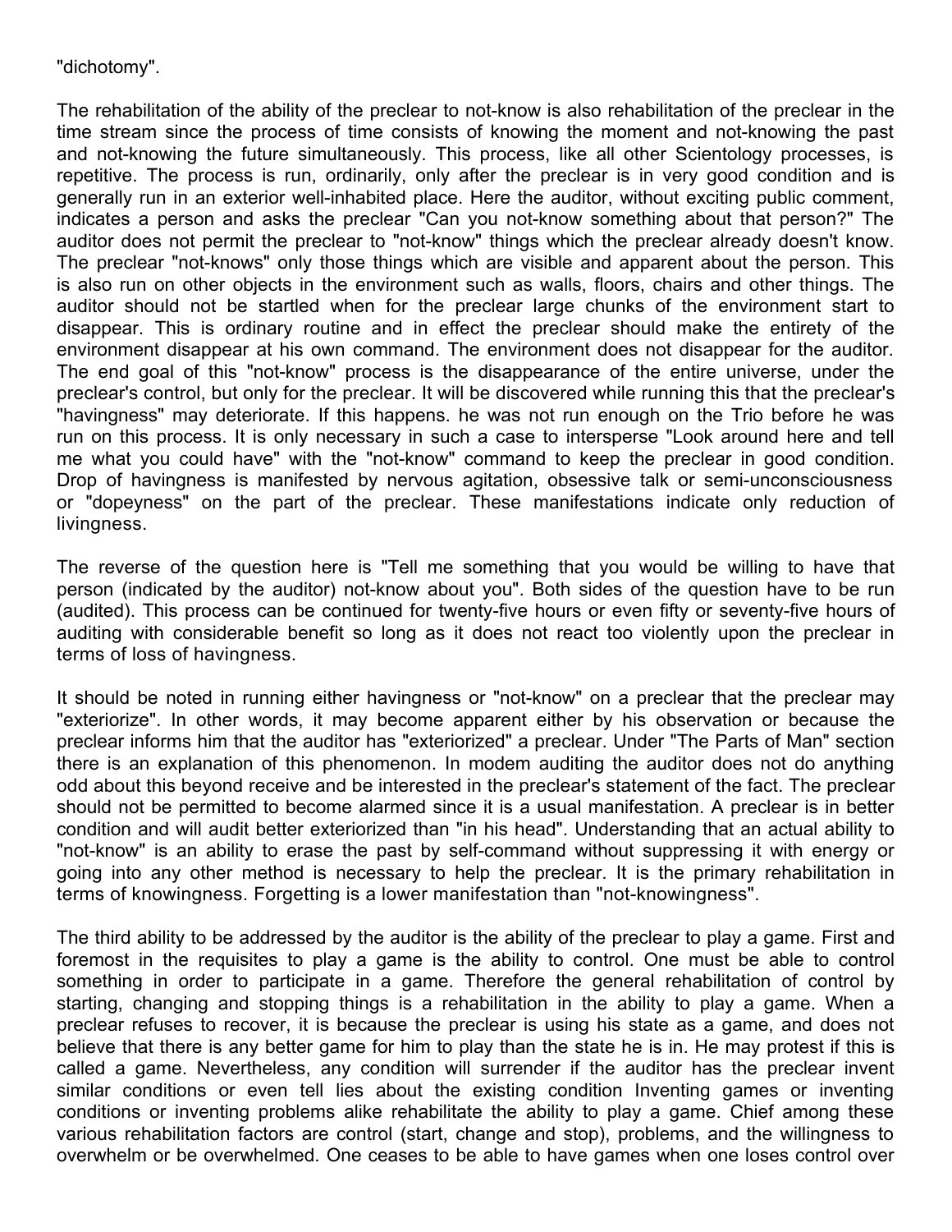"dichotomy".

The rehabilitation of the ability of the preclear to not-know is also rehabilitation of the preclear in the time stream since the process of time consists of knowing the moment and not-knowing the past and not-knowing the future simultaneously. This process, like all other Scientology processes, is repetitive. The process is run, ordinarily, only after the preclear is in very good condition and is generally run in an exterior well-inhabited place. Here the auditor, without exciting public comment, indicates a person and asks the preclear "Can you not-know something about that person?" The auditor does not permit the preclear to "not-know" things which the preclear already doesn't know. The preclear "not-knows" only those things which are visible and apparent about the person. This is also run on other objects in the environment such as walls, floors, chairs and other things. The auditor should not be startled when for the preclear large chunks of the environment start to disappear. This is ordinary routine and in effect the preclear should make the entirety of the environment disappear at his own command. The environment does not disappear for the auditor. The end goal of this "not-know" process is the disappearance of the entire universe, under the preclear's control, but only for the preclear. It will be discovered while running this that the preclear's "havingness" may deteriorate. If this happens. he was not run enough on the Trio before he was run on this process. It is only necessary in such a case to intersperse "Look around here and tell me what you could have" with the "not-know" command to keep the preclear in good condition. Drop of havingness is manifested by nervous agitation, obsessive talk or semi-unconsciousness or "dopeyness" on the part of the preclear. These manifestations indicate only reduction of livingness.

The reverse of the question here is "Tell me something that you would be willing to have that person (indicated by the auditor) not-know about you". Both sides of the question have to be run (audited). This process can be continued for twenty-five hours or even fifty or seventy-five hours of auditing with considerable benefit so long as it does not react too violently upon the preclear in terms of loss of havingness.

It should be noted in running either havingness or "not-know" on a preclear that the preclear may "exteriorize". In other words, it may become apparent either by his observation or because the preclear informs him that the auditor has "exteriorized" a preclear. Under "The Parts of Man" section there is an explanation of this phenomenon. In modem auditing the auditor does not do anything odd about this beyond receive and be interested in the preclear's statement of the fact. The preclear should not be permitted to become alarmed since it is a usual manifestation. A preclear is in better condition and will audit better exteriorized than "in his head". Understanding that an actual ability to "not-know" is an ability to erase the past by self-command without suppressing it with energy or going into any other method is necessary to help the preclear. It is the primary rehabilitation in terms of knowingness. Forgetting is a lower manifestation than "not-knowingness".

The third ability to be addressed by the auditor is the ability of the preclear to play a game. First and foremost in the requisites to play a game is the ability to control. One must be able to control something in order to participate in a game. Therefore the general rehabilitation of control by starting, changing and stopping things is a rehabilitation in the ability to play a game. When a preclear refuses to recover, it is because the preclear is using his state as a game, and does not believe that there is any better game for him to play than the state he is in. He may protest if this is called a game. Nevertheless, any condition will surrender if the auditor has the preclear invent similar conditions or even tell lies about the existing condition Inventing games or inventing conditions or inventing problems alike rehabilitate the ability to play a game. Chief among these various rehabilitation factors are control (start, change and stop), problems, and the willingness to overwhelm or be overwhelmed. One ceases to be able to have games when one loses control over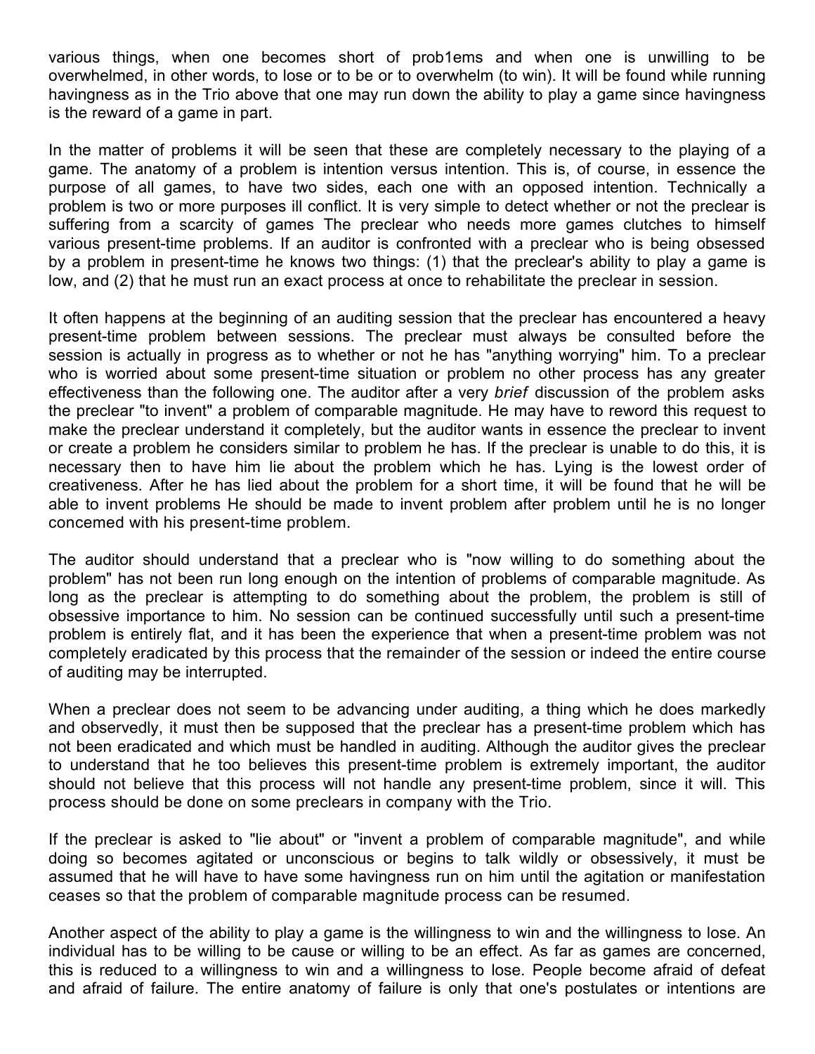various things, when one becomes short of prob1ems and when one is unwilling to be overwhelmed, in other words, to lose or to be or to overwhelm (to win). It will be found while running havingness as in the Trio above that one may run down the ability to play a game since havingness is the reward of a game in part.

In the matter of problems it will be seen that these are completely necessary to the playing of a game. The anatomy of a problem is intention versus intention. This is, of course, in essence the purpose of all games, to have two sides, each one with an opposed intention. Technically a problem is two or more purposes ill conflict. It is very simple to detect whether or not the preclear is suffering from a scarcity of games The preclear who needs more games clutches to himself various present-time problems. If an auditor is confronted with a preclear who is being obsessed by a problem in present-time he knows two things: (1) that the preclear's ability to play a game is low, and (2) that he must run an exact process at once to rehabilitate the preclear in session.

It often happens at the beginning of an auditing session that the preclear has encountered a heavy present-time problem between sessions. The preclear must always be consulted before the session is actually in progress as to whether or not he has "anything worrying" him. To a preclear who is worried about some present-time situation or problem no other process has any greater effectiveness than the following one. The auditor after a very *brief* discussion of the problem asks the preclear "to invent" a problem of comparable magnitude. He may have to reword this request to make the preclear understand it completely, but the auditor wants in essence the preclear to invent or create a problem he considers similar to problem he has. If the preclear is unable to do this, it is necessary then to have him lie about the problem which he has. Lying is the lowest order of creativeness. After he has lied about the problem for a short time, it will be found that he will be able to invent problems He should be made to invent problem after problem until he is no longer concemed with his present-time problem.

The auditor should understand that a preclear who is "now willing to do something about the problem" has not been run long enough on the intention of problems of comparable magnitude. As long as the preclear is attempting to do something about the problem, the problem is still of obsessive importance to him. No session can be continued successfully until such a present-time problem is entirely flat, and it has been the experience that when a present-time problem was not completely eradicated by this process that the remainder of the session or indeed the entire course of auditing may be interrupted.

When a preclear does not seem to be advancing under auditing, a thing which he does markedly and observedly, it must then be supposed that the preclear has a present-time problem which has not been eradicated and which must be handled in auditing. Although the auditor gives the preclear to understand that he too believes this present-time problem is extremely important, the auditor should not believe that this process will not handle any present-time problem, since it will. This process should be done on some preclears in company with the Trio.

If the preclear is asked to "lie about" or "invent a problem of comparable magnitude", and while doing so becomes agitated or unconscious or begins to talk wildly or obsessively, it must be assumed that he will have to have some havingness run on him until the agitation or manifestation ceases so that the problem of comparable magnitude process can be resumed.

Another aspect of the ability to play a game is the willingness to win and the willingness to lose. An individual has to be willing to be cause or willing to be an effect. As far as games are concerned, this is reduced to a willingness to win and a willingness to lose. People become afraid of defeat and afraid of failure. The entire anatomy of failure is only that one's postulates or intentions are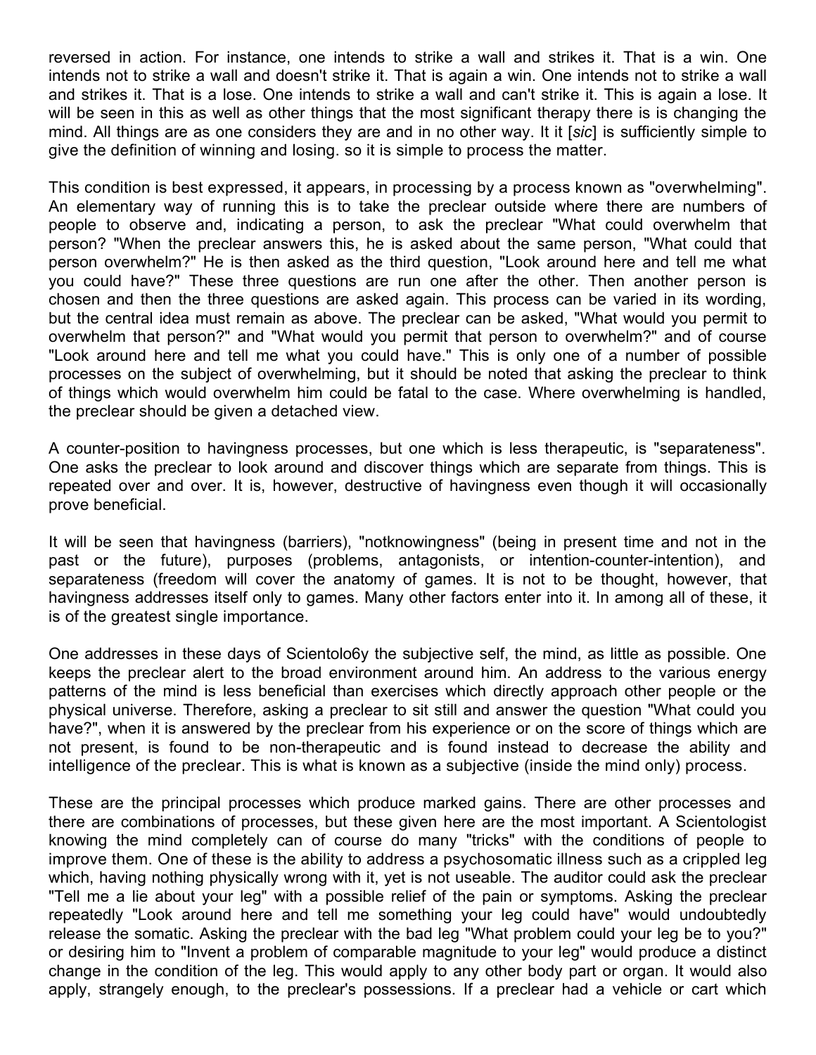reversed in action. For instance, one intends to strike a wall and strikes it. That is a win. One intends not to strike a wall and doesn't strike it. That is again a win. One intends not to strike a wall and strikes it. That is a lose. One intends to strike a wall and can't strike it. This is again a lose. It will be seen in this as well as other things that the most significant therapy there is is changing the mind. All things are as one considers they are and in no other way. It it [*sic*] is sufficiently simple to give the definition of winning and losing. so it is simple to process the matter.

This condition is best expressed, it appears, in processing by a process known as "overwhelming". An elementary way of running this is to take the preclear outside where there are numbers of people to observe and, indicating a person, to ask the preclear "What could overwhelm that person? "When the preclear answers this, he is asked about the same person, "What could that person overwhelm?" He is then asked as the third question, "Look around here and tell me what you could have?" These three questions are run one after the other. Then another person is chosen and then the three questions are asked again. This process can be varied in its wording, but the central idea must remain as above. The preclear can be asked, "What would you permit to overwhelm that person?" and "What would you permit that person to overwhelm?" and of course "Look around here and tell me what you could have." This is only one of a number of possible processes on the subject of overwhelming, but it should be noted that asking the preclear to think of things which would overwhelm him could be fatal to the case. Where overwhelming is handled, the preclear should be given a detached view.

A counter-position to havingness processes, but one which is less therapeutic, is "separateness". One asks the preclear to look around and discover things which are separate from things. This is repeated over and over. It is, however, destructive of havingness even though it will occasionally prove beneficial.

It will be seen that havingness (barriers), "notknowingness" (being in present time and not in the past or the future), purposes (problems, antagonists, or intention-counter-intention), and separateness (freedom will cover the anatomy of games. It is not to be thought, however, that havingness addresses itself only to games. Many other factors enter into it. In among all of these, it is of the greatest single importance.

One addresses in these days of Scientolo6y the subjective self, the mind, as little as possible. One keeps the preclear alert to the broad environment around him. An address to the various energy patterns of the mind is less beneficial than exercises which directly approach other people or the physical universe. Therefore, asking a preclear to sit still and answer the question "What could you have?", when it is answered by the preclear from his experience or on the score of things which are not present, is found to be non-therapeutic and is found instead to decrease the ability and intelligence of the preclear. This is what is known as a subjective (inside the mind only) process.

These are the principal processes which produce marked gains. There are other processes and there are combinations of processes, but these given here are the most important. A Scientologist knowing the mind completely can of course do many "tricks" with the conditions of people to improve them. One of these is the ability to address a psychosomatic illness such as a crippled leg which, having nothing physically wrong with it, yet is not useable. The auditor could ask the preclear "Tell me a lie about your leg" with a possible relief of the pain or symptoms. Asking the preclear repeatedly "Look around here and tell me something your leg could have" would undoubtedly release the somatic. Asking the preclear with the bad leg "What problem could your leg be to you?" or desiring him to "Invent a problem of comparable magnitude to your leg" would produce a distinct change in the condition of the leg. This would apply to any other body part or organ. It would also apply, strangely enough, to the preclear's possessions. If a preclear had a vehicle or cart which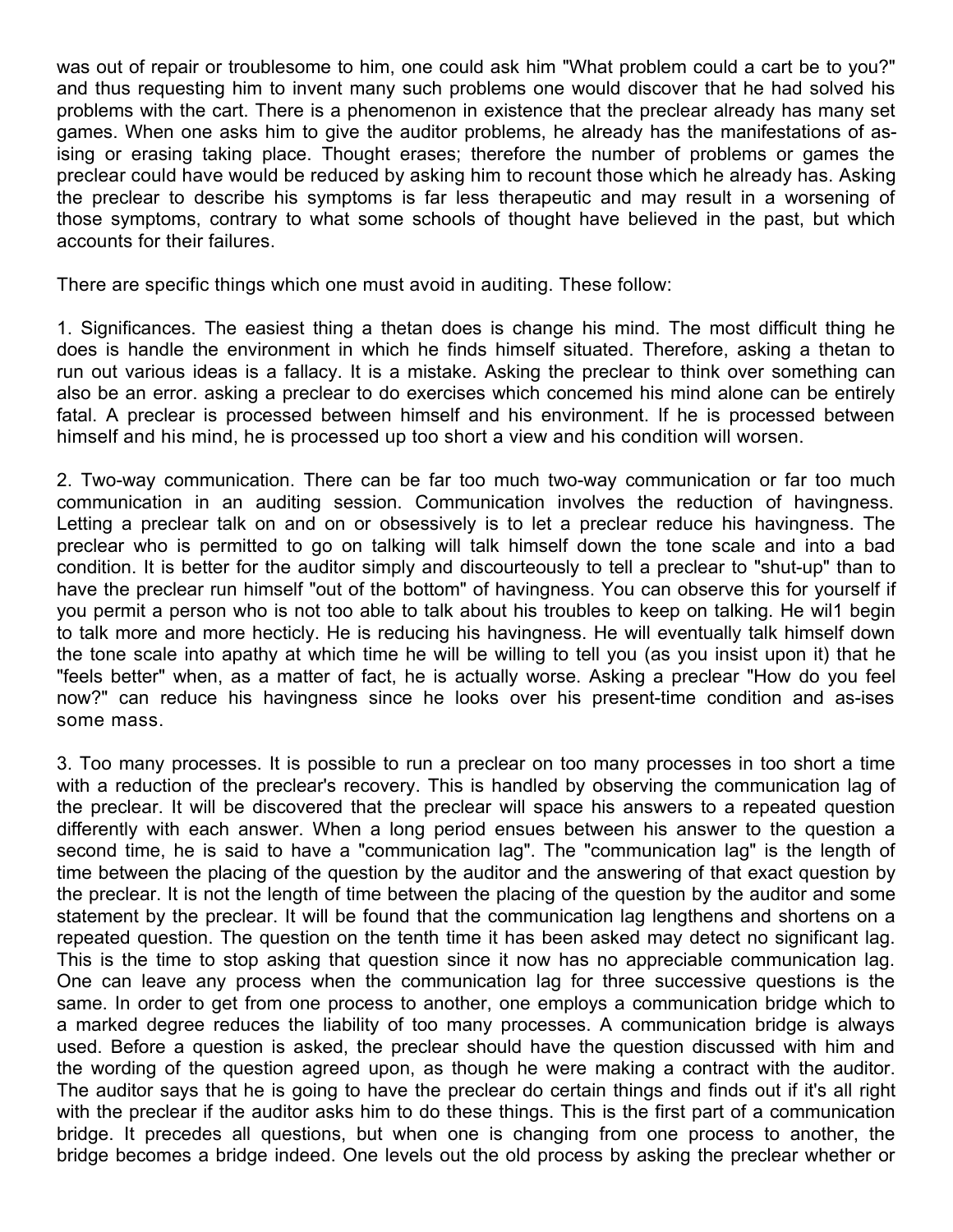was out of repair or troublesome to him, one could ask him "What problem could a cart be to you?" and thus requesting him to invent many such problems one would discover that he had solved his problems with the cart. There is a phenomenon in existence that the preclear already has many set games. When one asks him to give the auditor problems, he already has the manifestations of as-ising or erasing taking place. Thought erases; therefore the number of problems or games the preclear could have would be reduced by asking him to recount those which he already has. Asking the preclear to describe his symptoms is far less therapeutic and may result in a worsening of those symptoms, contrary to what some schools of thought have believed in the past, but which accounts for their failures.

There are specific things which one must avoid in auditing. These follow:

1. Significances. The easiest thing a thetan does is change his mind. The most difficult thing he does is handle the environment in which he finds himself situated. Therefore, asking a thetan to run out various ideas is a fallacy. It is a mistake. Asking the preclear to think over something can also be an error. asking a preclear to do exercises which concemed his mind alone can be entirely fatal. A preclear is processed between himself and his environment. If he is processed between himself and his mind, he is processed up too short a view and his condition will worsen.

2. Two-way communication. There can be far too much two-way communication or far too much communication in an auditing session. Communication involves the reduction of havingness. Letting a preclear talk on and on or obsessively is to let a preclear reduce his havingness. The preclear who is permitted to go on talking will talk himself down the tone scale and into a bad condition. It is better for the auditor simply and discourteously to tell a preclear to "shut-up" than to have the preclear run himself "out of the bottom" of havingness. You can observe this for yourself if you permit a person who is not too able to talk about his troubles to keep on talking. He wil1 begin to talk more and more hecticly. He is reducing his havingness. He will eventually talk himself down the tone scale into apathy at which time he will be willing to tell you (as you insist upon it) that he "feels better" when, as a matter of fact, he is actually worse. Asking a preclear "How do you feel now?" can reduce his havingness since he looks over his present-time condition and as-ises some mass.

3. Too many processes. It is possible to run a preclear on too many processes in too short a time with a reduction of the preclear's recovery. This is handled by observing the communication lag of the preclear. It will be discovered that the preclear will space his answers to a repeated question differently with each answer. When a long period ensues between his answer to the question a second time, he is said to have a "communication lag". The "communication lag" is the length of time between the placing of the question by the auditor and the answering of that exact question by the preclear. It is not the length of time between the placing of the question by the auditor and some statement by the preclear. It will be found that the communication lag lengthens and shortens on a repeated question. The question on the tenth time it has been asked may detect no significant lag. This is the time to stop asking that question since it now has no appreciable communication lag. One can leave any process when the communication lag for three successive questions is the same. In order to get from one process to another, one employs a communication bridge which to a marked degree reduces the liability of too many processes. A communication bridge is always used. Before a question is asked, the preclear should have the question discussed with him and the wording of the question agreed upon, as though he were making a contract with the auditor. The auditor says that he is going to have the preclear do certain things and finds out if it's all right with the preclear if the auditor asks him to do these things. This is the first part of a communication bridge. It precedes all questions, but when one is changing from one process to another, the bridge becomes a bridge indeed. One levels out the old process by asking the preclear whether or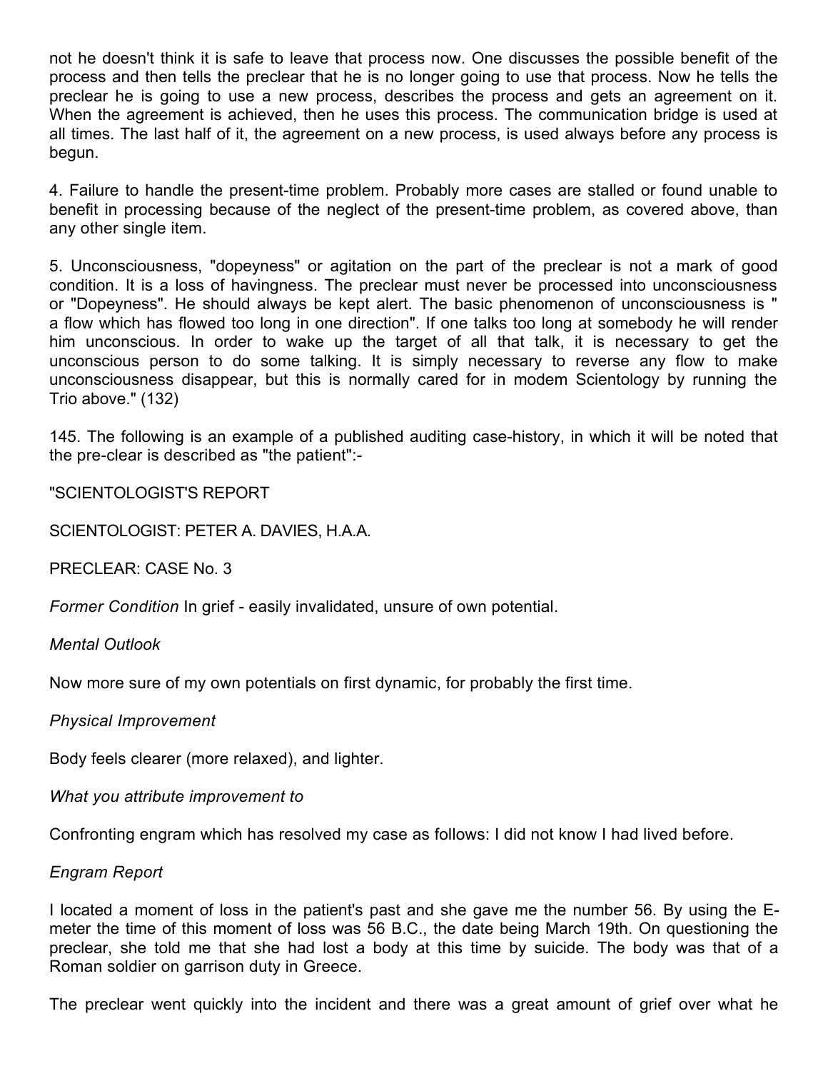not he doesn't think it is safe to leave that process now. One discusses the possible benefit of the process and then tells the preclear that he is no longer going to use that process. Now he tells the preclear he is going to use a new process, describes the process and gets an agreement on it. When the agreement is achieved, then he uses this process. The communication bridge is used at all times. The last half of it, the agreement on a new process, is used always before any process is begun.

4. Failure to handle the present-time problem. Probably more cases are stalled or found unable to benefit in processing because of the neglect of the present-time problem, as covered above, than any other single item.

5. Unconsciousness, "dopeyness" or agitation on the part of the preclear is not a mark of good condition. It is a loss of havingness. The preclear must never be processed into unconsciousness or "Dopeyness". He should always be kept alert. The basic phenomenon of unconsciousness is " a flow which has flowed too long in one direction". If one talks too long at somebody he will render him unconscious. In order to wake up the target of all that talk, it is necessary to get the unconscious person to do some talking. It is simply necessary to reverse any flow to make unconsciousness disappear, but this is normally cared for in modem Scientology by running the Trio above." (132)

145. The following is an example of a published auditing case-history, in which it will be noted that the pre-clear is described as "the patient":-

"SCIENTOLOGIST'S REPORT

SCIENTOLOGIST: PETER A. DAVIES, H.A.A.

PRECLEAR: CASE No. 3

*Former Condition* In grief - easily invalidated, unsure of own potential.

*Mental Outlook*

Now more sure of my own potentials on first dynamic, for probably the first time.

*Physical Improvement*

Body feels clearer (more relaxed), and lighter.

*What you attribute improvement to*

Confronting engram which has resolved my case as follows: I did not know I had lived before.

*Engram Report*

I located a moment of loss in the patient's past and she gave me the number 56. By using the E-meter the time of this moment of loss was 56 B.C., the date being March 19th. On questioning the preclear, she told me that she had lost a body at this time by suicide. The body was that of a Roman soldier on garrison duty in Greece.

The preclear went quickly into the incident and there was a great amount of grief over what he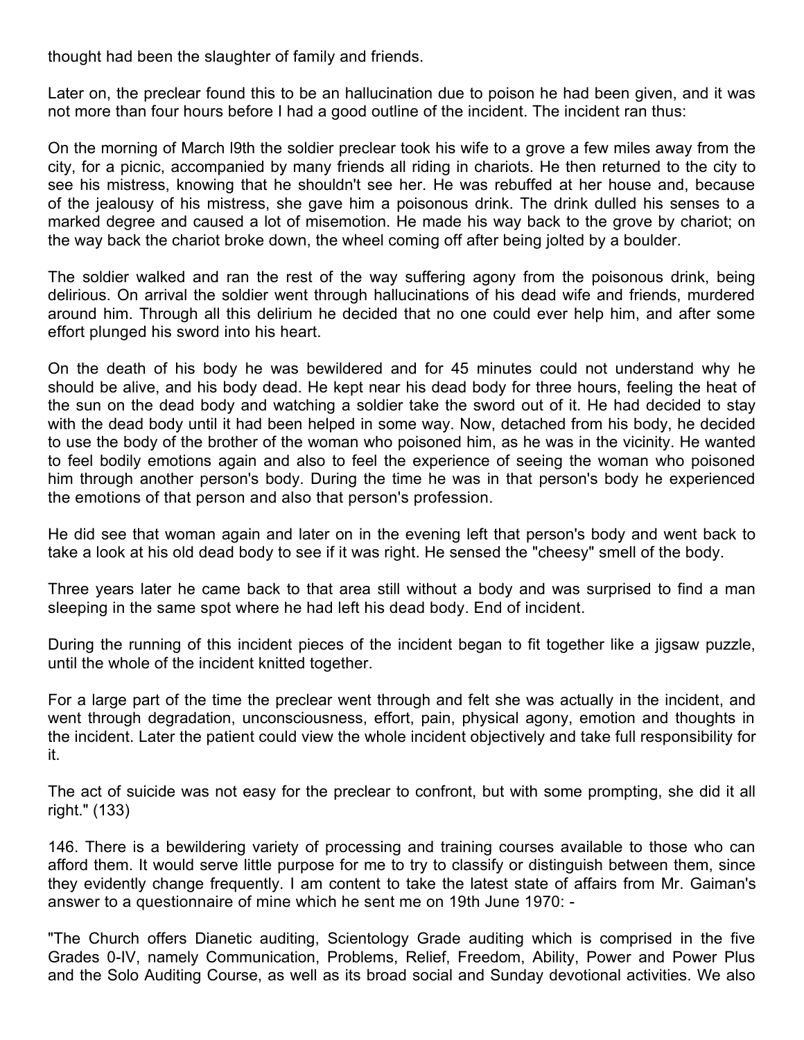thought had been the slaughter of family and friends.

Later on, the preclear found this to be an hallucination due to poison he had been given, and it was not more than four hours before I had a good outline of the incident. The incident ran thus:

On the morning of March l9th the soldier preclear took his wife to a grove a few miles away from the city, for a picnic, accompanied by many friends all riding in chariots. He then returned to the city to see his mistress, knowing that he shouldn't see her. He was rebuffed at her house and, because of the jealousy of his mistress, she gave him a poisonous drink. The drink dulled his senses to a marked degree and caused a lot of misemotion. He made his way back to the grove by chariot; on the way back the chariot broke down, the wheel coming off after being jolted by a boulder.

The soldier walked and ran the rest of the way suffering agony from the poisonous drink, being delirious. On arrival the soldier went through hallucinations of his dead wife and friends, murdered around him. Through all this delirium he decided that no one could ever help him, and after some effort plunged his sword into his heart.

On the death of his body he was bewildered and for 45 minutes could not understand why he should be alive, and his body dead. He kept near his dead body for three hours, feeling the heat of the sun on the dead body and watching a soldier take the sword out of it. He had decided to stay with the dead body until it had been helped in some way. Now, detached from his body, he decided to use the body of the brother of the woman who poisoned him, as he was in the vicinity. He wanted to feel bodily emotions again and also to feel the experience of seeing the woman who poisoned him through another person's body. During the time he was in that person's body he experienced the emotions of that person and also that person's profession.

He did see that woman again and later on in the evening left that person's body and went back to take a look at his old dead body to see if it was right. He sensed the "cheesy" smell of the body.

Three years later he came back to that area still without a body and was surprised to find a man sleeping in the same spot where he had left his dead body. End of incident.

During the running of this incident pieces of the incident began to fit together like a jigsaw puzzle, until the whole of the incident knitted together.

For a large part of the time the preclear went through and felt she was actually in the incident, and went through degradation, unconsciousness, effort, pain, physical agony, emotion and thoughts in the incident. Later the patient could view the whole incident objectively and take full responsibility for it.

The act of suicide was not easy for the preclear to confront, but with some prompting, she did it all right." (133)

146. There is a bewildering variety of processing and training courses available to those who can afford them. It would serve little purpose for me to try to classify or distinguish between them, since they evidently change frequently. I am content to take the latest state of affairs from Mr. Gaiman's answer to a questionnaire of mine which he sent me on 19th June 1970: -

"The Church offers Dianetic auditing, Scientology Grade auditing which is comprised in the five Grades 0-IV, namely Communication, Problems, Relief, Freedom, Ability, Power and Power Plus and the Solo Auditing Course, as well as its broad social and Sunday devotional activities. We also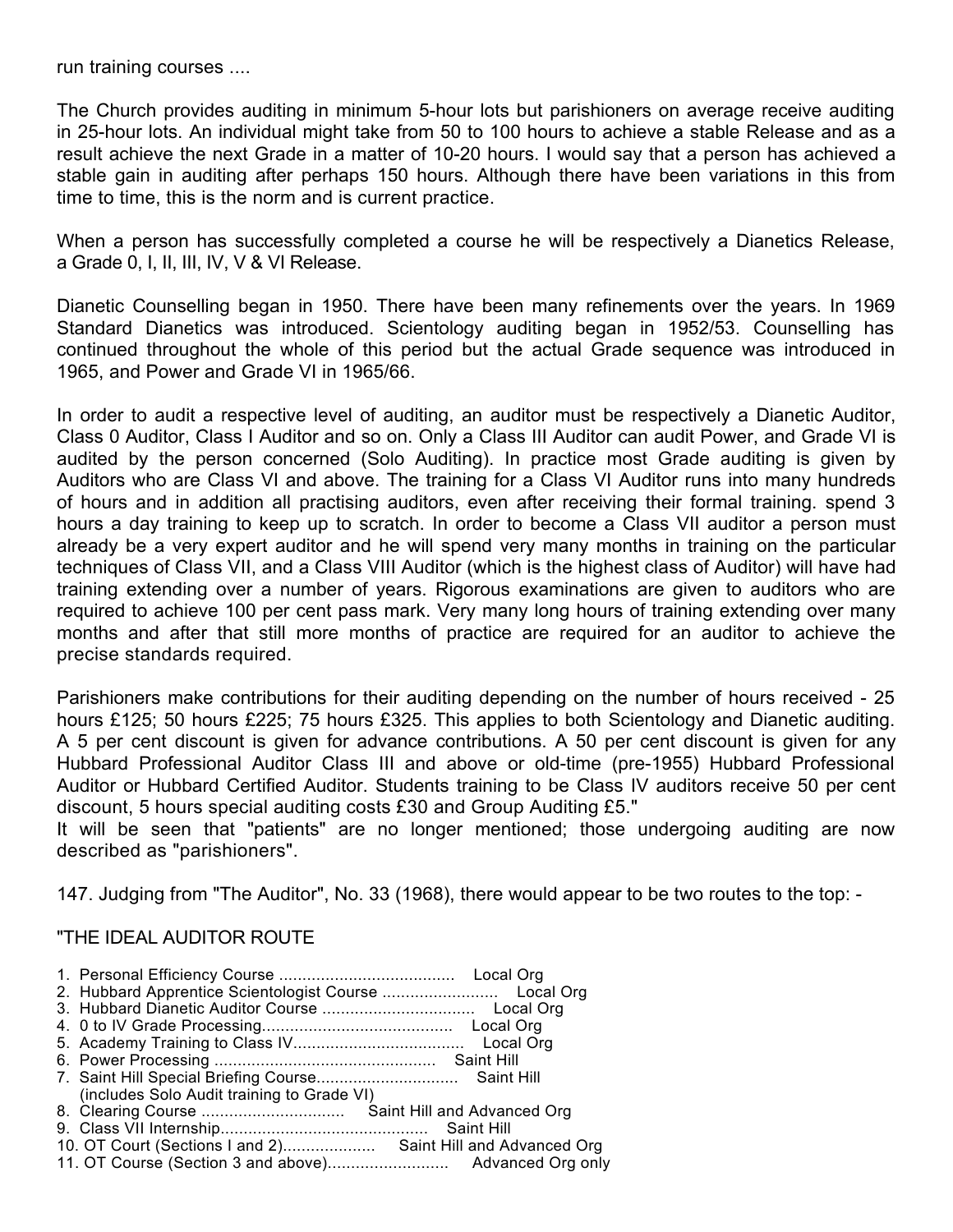run training courses ....

The Church provides auditing in minimum 5-hour lots but parishioners on average receive auditing in 25-hour lots. An individual might take from 50 to 100 hours to achieve a stable Release and as a result achieve the next Grade in a matter of 10-20 hours. I would say that a person has achieved a stable gain in auditing after perhaps 150 hours. Although there have been variations in this from time to time, this is the norm and is current practice.

When a person has successfully completed a course he will be respectively a Dianetics Release, a Grade 0, I, II, III, IV, V & VI Release.

Dianetic Counselling began in 1950. There have been many refinements over the years. In 1969 Standard Dianetics was introduced. Scientology auditing began in 1952/53. Counselling has continued throughout the whole of this period but the actual Grade sequence was introduced in 1965, and Power and Grade VI in 1965/66.

In order to audit a respective level of auditing, an auditor must be respectively a Dianetic Auditor, Class 0 Auditor, Class I Auditor and so on. Only a Class III Auditor can audit Power, and Grade VI is audited by the person concerned (Solo Auditing). In practice most Grade auditing is given by Auditors who are Class VI and above. The training for a Class VI Auditor runs into many hundreds of hours and in addition all practising auditors, even after receiving their formal training. spend 3 hours a day training to keep up to scratch. In order to become a Class VII auditor a person must already be a very expert auditor and he will spend very many months in training on the particular techniques of Class VII, and a Class VIII Auditor (which is the highest class of Auditor) will have had training extending over a number of years. Rigorous examinations are given to auditors who are required to achieve 100 per cent pass mark. Very many long hours of training extending over many months and after that still more months of practice are required for an auditor to achieve the precise standards required.

Parishioners make contributions for their auditing depending on the number of hours received - 25 hours £125; 50 hours £225; 75 hours £325. This applies to both Scientology and Dianetic auditing. A 5 per cent discount is given for advance contributions. A 50 per cent discount is given for any Hubbard Professional Auditor Class III and above or old-time (pre-1955) Hubbard Professional Auditor or Hubbard Certified Auditor. Students training to be Class IV auditors receive 50 per cent discount, 5 hours special auditing costs £30 and Group Auditing £5."

It will be seen that "patients" are no longer mentioned; those undergoing auditing are now described as "parishioners".

147. Judging from "The Auditor", No. 33 (1968), there would appear to be two routes to the top: -

"THE IDEAL AUDITOR ROUTE

1. Personal Efficiency Course ...................................... Local Org
2. Hubbard Apprentice Scientologist Course ......................... Local Org
3. Hubbard Dianetic Auditor Course ................................. Local Org
4. 0 to IV Grade Processing......................................... Local Org
5. Academy Training to Class IV..................................... Local Org
6. Power Processing ................................................ Saint Hill
7. Saint Hill Special Briefing Course............................... Saint Hill
   (includes Solo Audit training to Grade VI)
8. Clearing Course ............................... Saint Hill and Advanced Org
9. Class VII Internship............................................ Saint Hill
10. OT Court (Sections I and 2).................... Saint Hill and Advanced Org
11. OT Course (Section 3 and above).......................... Advanced Org only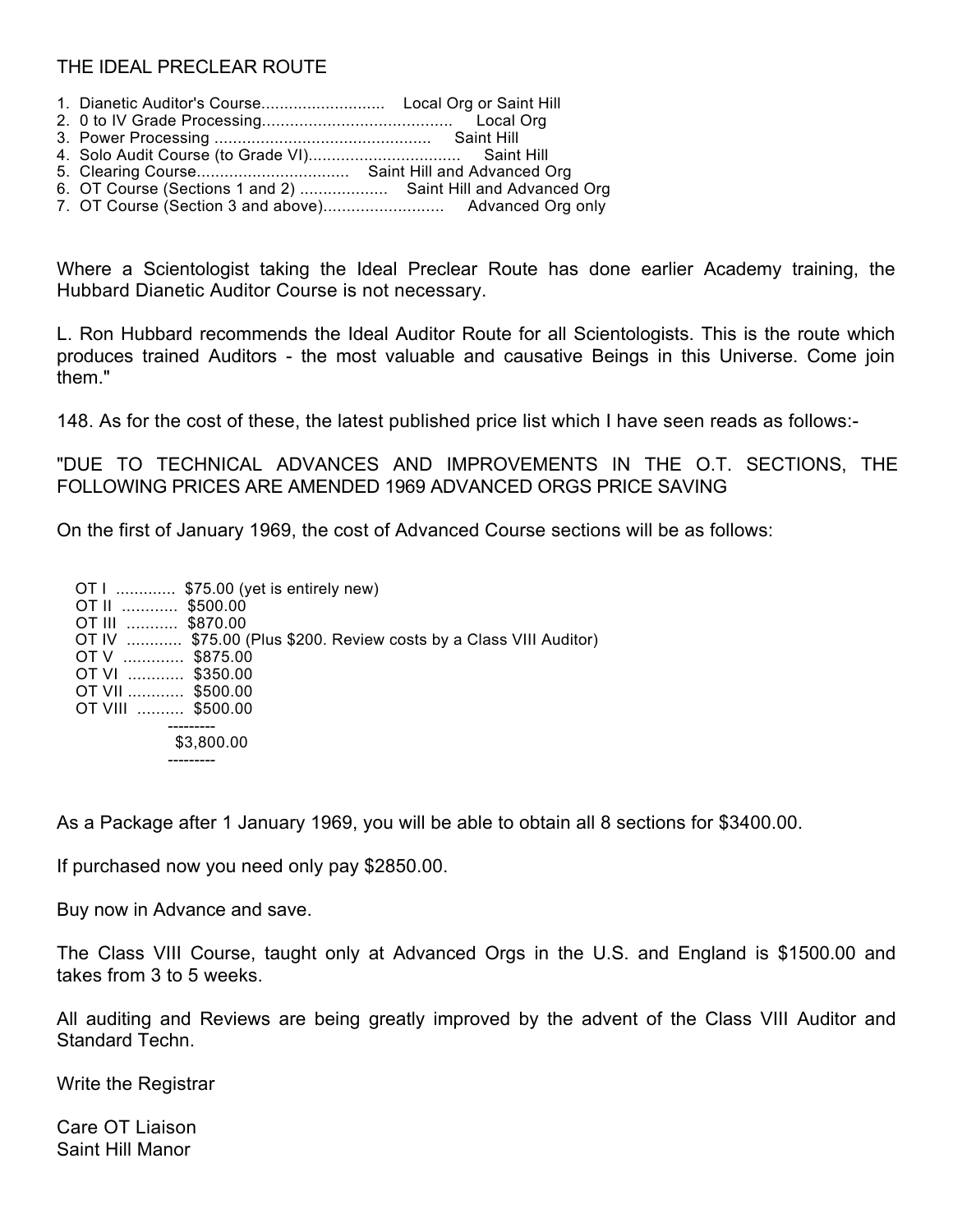THE IDEAL PRECLEAR ROUTE

1. Dianetic Auditor's Course.......................... Local Org or Saint Hill
2. 0 to IV Grade Processing........................................ Local Org
3. Power Processing ............................................... Saint Hill
4. Solo Audit Course (to Grade VI)................................ Saint Hill
5. Clearing Course................................ Saint Hill and Advanced Org
6. OT Course (Sections 1 and 2) .................. Saint Hill and Advanced Org
7. OT Course (Section 3 and above).......................... Advanced Org only

Where a Scientologist taking the Ideal Preclear Route has done earlier Academy training, the Hubbard Dianetic Auditor Course is not necessary.

L. Ron Hubbard recommends the Ideal Auditor Route for all Scientologists. This is the route which produces trained Auditors - the most valuable and causative Beings in this Universe. Come join them."

148. As for the cost of these, the latest published price list which I have seen reads as follows:-

"DUE TO TECHNICAL ADVANCES AND IMPROVEMENTS IN THE O.T. SECTIONS, THE FOLLOWING PRICES ARE AMENDED 1969 ADVANCED ORGS PRICE SAVING

On the first of January 1969, the cost of Advanced Course sections will be as follows:

```
OT I  .............  $75.00 (yet is entirely new)
OT II  ............  $500.00
OT III  ...........  $870.00
OT IV  ............  $75.00 (Plus $200. Review costs by a Class VIII Auditor)
OT V  .............  $875.00
OT VI  ............  $350.00
OT VII ............  $500.00
OT VIII  ..........  $500.00
                    ---------
                     $3,800.00
                    ---------
```

As a Package after 1 January 1969, you will be able to obtain all 8 sections for $3400.00.

If purchased now you need only pay $2850.00.

Buy now in Advance and save.

The Class VIII Course, taught only at Advanced Orgs in the U.S. and England is $1500.00 and takes from 3 to 5 weeks.

All auditing and Reviews are being greatly improved by the advent of the Class VIII Auditor and Standard Techn.

Write the Registrar

Care OT Liaison
Saint Hill Manor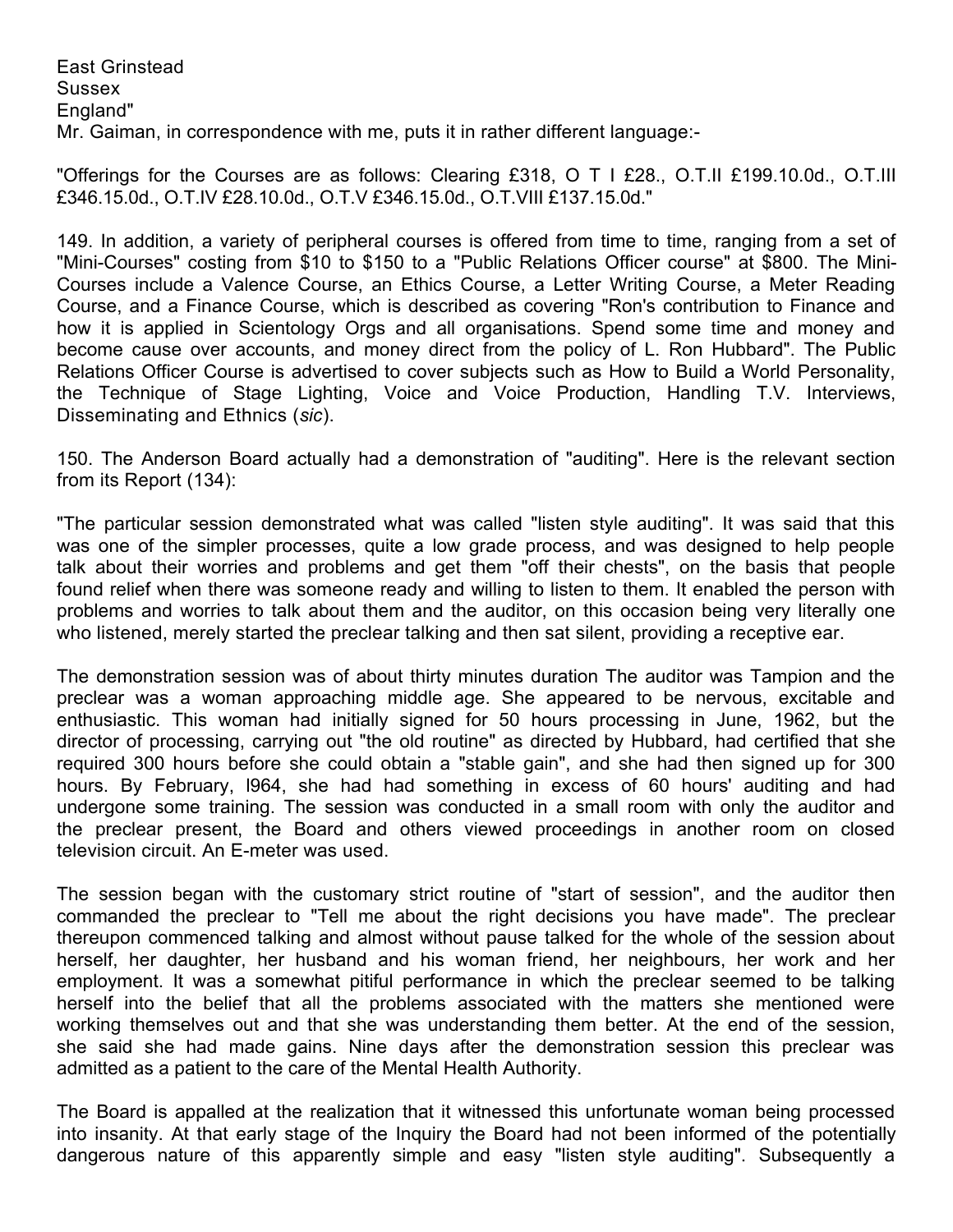East Grinstead
Sussex
England"

Mr. Gaiman, in correspondence with me, puts it in rather different language:-

"Offerings for the Courses are as follows: Clearing £318, O T I £28., O.T.II £199.10.0d., O.T.III £346.15.0d., O.T.IV £28.10.0d., O.T.V £346.15.0d., O.T.VIII £137.15.0d."

149. In addition, a variety of peripheral courses is offered from time to time, ranging from a set of "Mini-Courses" costing from $10 to $150 to a "Public Relations Officer course" at $800. The Mini-Courses include a Valence Course, an Ethics Course, a Letter Writing Course, a Meter Reading Course, and a Finance Course, which is described as covering "Ron's contribution to Finance and how it is applied in Scientology Orgs and all organisations. Spend some time and money and become cause over accounts, and money direct from the policy of L. Ron Hubbard". The Public Relations Officer Course is advertised to cover subjects such as How to Build a World Personality, the Technique of Stage Lighting, Voice and Voice Production, Handling T.V. Interviews, Disseminating and Ethnics (*sic*).

150. The Anderson Board actually had a demonstration of "auditing". Here is the relevant section from its Report (134):

"The particular session demonstrated what was called "listen style auditing". It was said that this was one of the simpler processes, quite a low grade process, and was designed to help people talk about their worries and problems and get them "off their chests", on the basis that people found relief when there was someone ready and willing to listen to them. It enabled the person with problems and worries to talk about them and the auditor, on this occasion being very literally one who listened, merely started the preclear talking and then sat silent, providing a receptive ear.

The demonstration session was of about thirty minutes duration The auditor was Tampion and the preclear was a woman approaching middle age. She appeared to be nervous, excitable and enthusiastic. This woman had initially signed for 50 hours processing in June, 1962, but the director of processing, carrying out "the old routine" as directed by Hubbard, had certified that she required 300 hours before she could obtain a "stable gain", and she had then signed up for 300 hours. By February, l964, she had had something in excess of 60 hours' auditing and had undergone some training. The session was conducted in a small room with only the auditor and the preclear present, the Board and others viewed proceedings in another room on closed television circuit. An E-meter was used.

The session began with the customary strict routine of "start of session", and the auditor then commanded the preclear to "Tell me about the right decisions you have made". The preclear thereupon commenced talking and almost without pause talked for the whole of the session about herself, her daughter, her husband and his woman friend, her neighbours, her work and her employment. It was a somewhat pitiful performance in which the preclear seemed to be talking herself into the belief that all the problems associated with the matters she mentioned were working themselves out and that she was understanding them better. At the end of the session, she said she had made gains. Nine days after the demonstration session this preclear was admitted as a patient to the care of the Mental Health Authority.

The Board is appalled at the realization that it witnessed this unfortunate woman being processed into insanity. At that early stage of the Inquiry the Board had not been informed of the potentially dangerous nature of this apparently simple and easy "listen style auditing". Subsequently a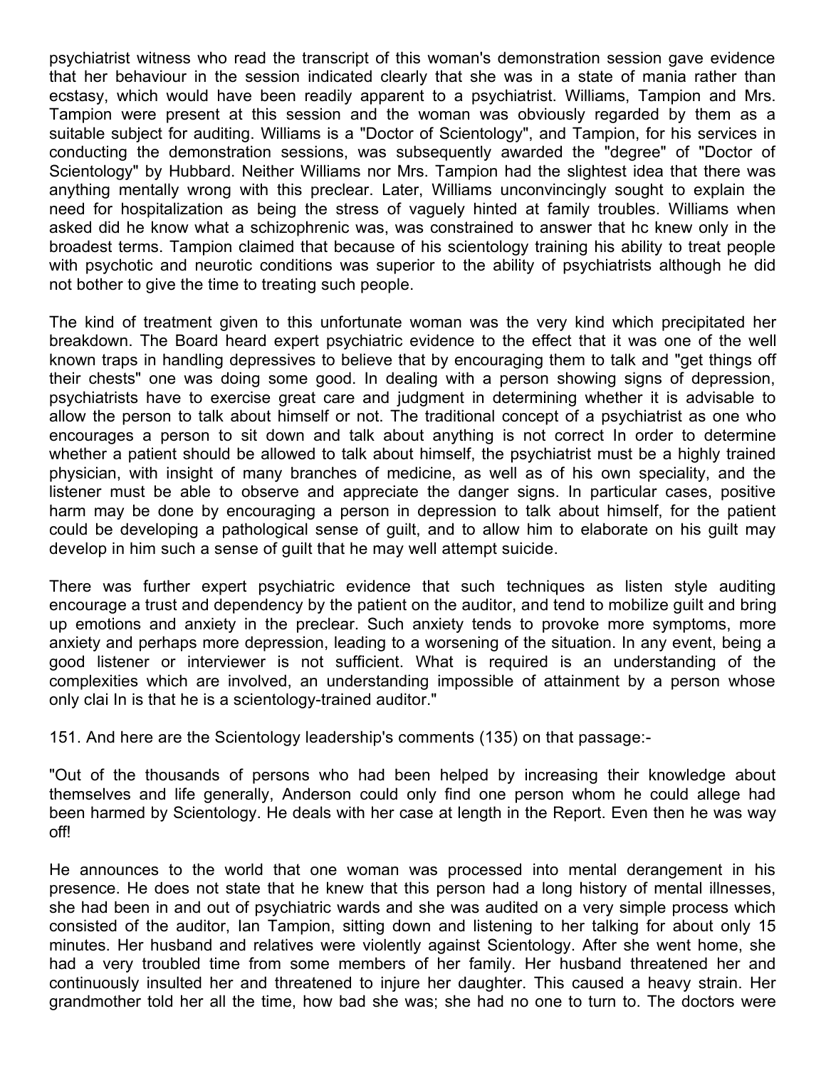psychiatrist witness who read the transcript of this woman's demonstration session gave evidence that her behaviour in the session indicated clearly that she was in a state of mania rather than ecstasy, which would have been readily apparent to a psychiatrist. Williams, Tampion and Mrs. Tampion were present at this session and the woman was obviously regarded by them as a suitable subject for auditing. Williams is a "Doctor of Scientology", and Tampion, for his services in conducting the demonstration sessions, was subsequently awarded the "degree" of "Doctor of Scientology" by Hubbard. Neither Williams nor Mrs. Tampion had the slightest idea that there was anything mentally wrong with this preclear. Later, Williams unconvincingly sought to explain the need for hospitalization as being the stress of vaguely hinted at family troubles. Williams when asked did he know what a schizophrenic was, was constrained to answer that hc knew only in the broadest terms. Tampion claimed that because of his scientology training his ability to treat people with psychotic and neurotic conditions was superior to the ability of psychiatrists although he did not bother to give the time to treating such people.

The kind of treatment given to this unfortunate woman was the very kind which precipitated her breakdown. The Board heard expert psychiatric evidence to the effect that it was one of the well known traps in handling depressives to believe that by encouraging them to talk and "get things off their chests" one was doing some good. In dealing with a person showing signs of depression, psychiatrists have to exercise great care and judgment in determining whether it is advisable to allow the person to talk about himself or not. The traditional concept of a psychiatrist as one who encourages a person to sit down and talk about anything is not correct In order to determine whether a patient should be allowed to talk about himself, the psychiatrist must be a highly trained physician, with insight of many branches of medicine, as well as of his own speciality, and the listener must be able to observe and appreciate the danger signs. In particular cases, positive harm may be done by encouraging a person in depression to talk about himself, for the patient could be developing a pathological sense of guilt, and to allow him to elaborate on his guilt may develop in him such a sense of guilt that he may well attempt suicide.

There was further expert psychiatric evidence that such techniques as listen style auditing encourage a trust and dependency by the patient on the auditor, and tend to mobilize guilt and bring up emotions and anxiety in the preclear. Such anxiety tends to provoke more symptoms, more anxiety and perhaps more depression, leading to a worsening of the situation. In any event, being a good listener or interviewer is not sufficient. What is required is an understanding of the complexities which are involved, an understanding impossible of attainment by a person whose only clai In is that he is a scientology-trained auditor."

151. And here are the Scientology leadership's comments (135) on that passage:-

"Out of the thousands of persons who had been helped by increasing their knowledge about themselves and life generally, Anderson could only find one person whom he could allege had been harmed by Scientology. He deals with her case at length in the Report. Even then he was way off!

He announces to the world that one woman was processed into mental derangement in his presence. He does not state that he knew that this person had a long history of mental illnesses, she had been in and out of psychiatric wards and she was audited on a very simple process which consisted of the auditor, Ian Tampion, sitting down and listening to her talking for about only 15 minutes. Her husband and relatives were violently against Scientology. After she went home, she had a very troubled time from some members of her family. Her husband threatened her and continuously insulted her and threatened to injure her daughter. This caused a heavy strain. Her grandmother told her all the time, how bad she was; she had no one to turn to. The doctors were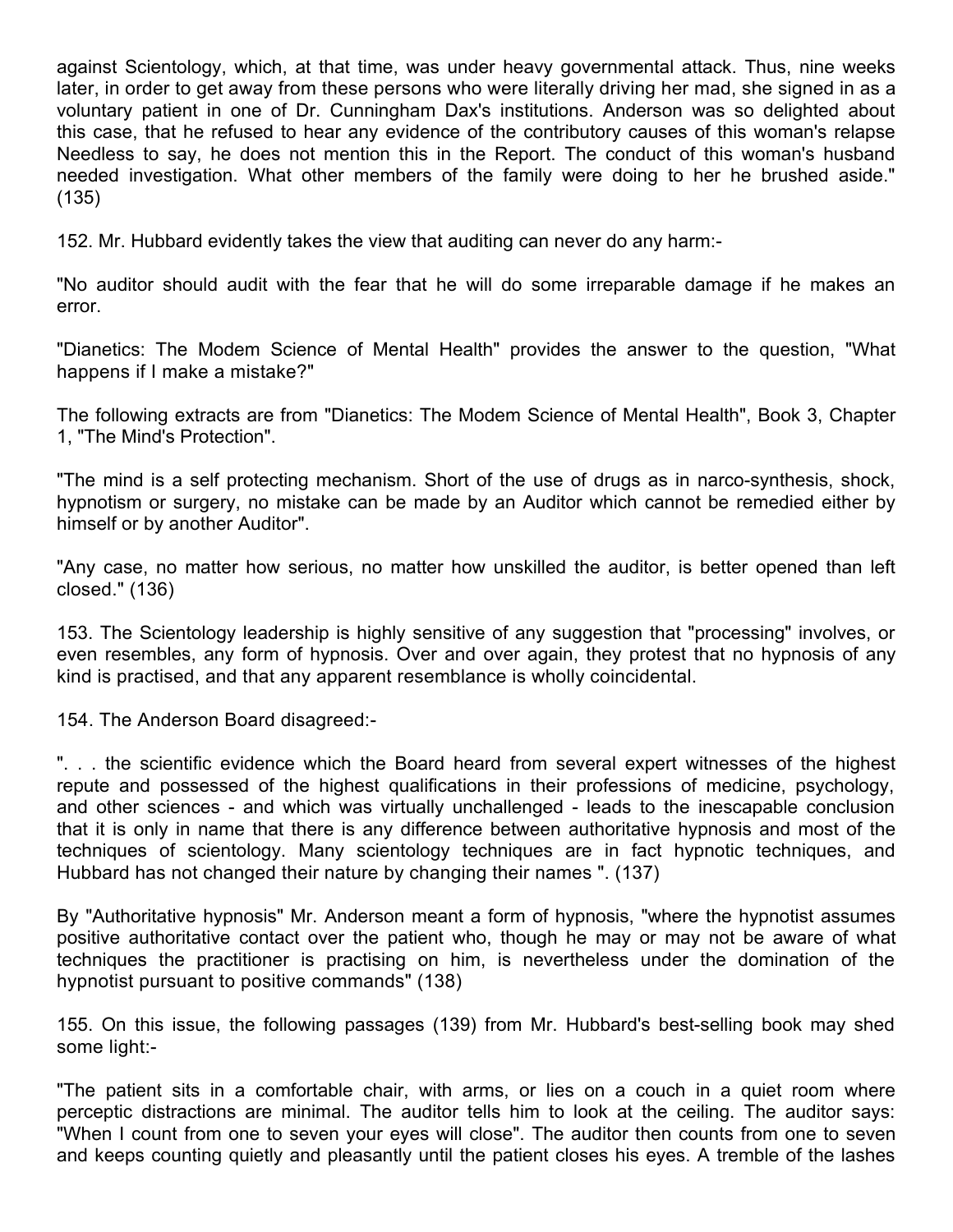against Scientology, which, at that time, was under heavy governmental attack. Thus, nine weeks later, in order to get away from these persons who were literally driving her mad, she signed in as a voluntary patient in one of Dr. Cunningham Dax's institutions. Anderson was so delighted about this case, that he refused to hear any evidence of the contributory causes of this woman's relapse Needless to say, he does not mention this in the Report. The conduct of this woman's husband needed investigation. What other members of the family were doing to her he brushed aside." (135)

152. Mr. Hubbard evidently takes the view that auditing can never do any harm:-

"No auditor should audit with the fear that he will do some irreparable damage if he makes an error.

"Dianetics: The Modem Science of Mental Health" provides the answer to the question, "What happens if I make a mistake?"

The following extracts are from "Dianetics: The Modem Science of Mental Health", Book 3, Chapter 1, "The Mind's Protection".

"The mind is a self protecting mechanism. Short of the use of drugs as in narco-synthesis, shock, hypnotism or surgery, no mistake can be made by an Auditor which cannot be remedied either by himself or by another Auditor".

"Any case, no matter how serious, no matter how unskilled the auditor, is better opened than left closed." (136)

153. The Scientology leadership is highly sensitive of any suggestion that "processing" involves, or even resembles, any form of hypnosis. Over and over again, they protest that no hypnosis of any kind is practised, and that any apparent resemblance is wholly coincidental.

154. The Anderson Board disagreed:-

". . . the scientific evidence which the Board heard from several expert witnesses of the highest repute and possessed of the highest qualifications in their professions of medicine, psychology, and other sciences - and which was virtually unchallenged - leads to the inescapable conclusion that it is only in name that there is any difference between authoritative hypnosis and most of the techniques of scientology. Many scientology techniques are in fact hypnotic techniques, and Hubbard has not changed their nature by changing their names ". (137)

By "Authoritative hypnosis" Mr. Anderson meant a form of hypnosis, "where the hypnotist assumes positive authoritative contact over the patient who, though he may or may not be aware of what techniques the practitioner is practising on him, is nevertheless under the domination of the hypnotist pursuant to positive commands" (138)

155. On this issue, the following passages (139) from Mr. Hubbard's best-selling book may shed some light:-

"The patient sits in a comfortable chair, with arms, or lies on a couch in a quiet room where perceptic distractions are minimal. The auditor tells him to look at the ceiling. The auditor says: "When I count from one to seven your eyes will close". The auditor then counts from one to seven and keeps counting quietly and pleasantly until the patient closes his eyes. A tremble of the lashes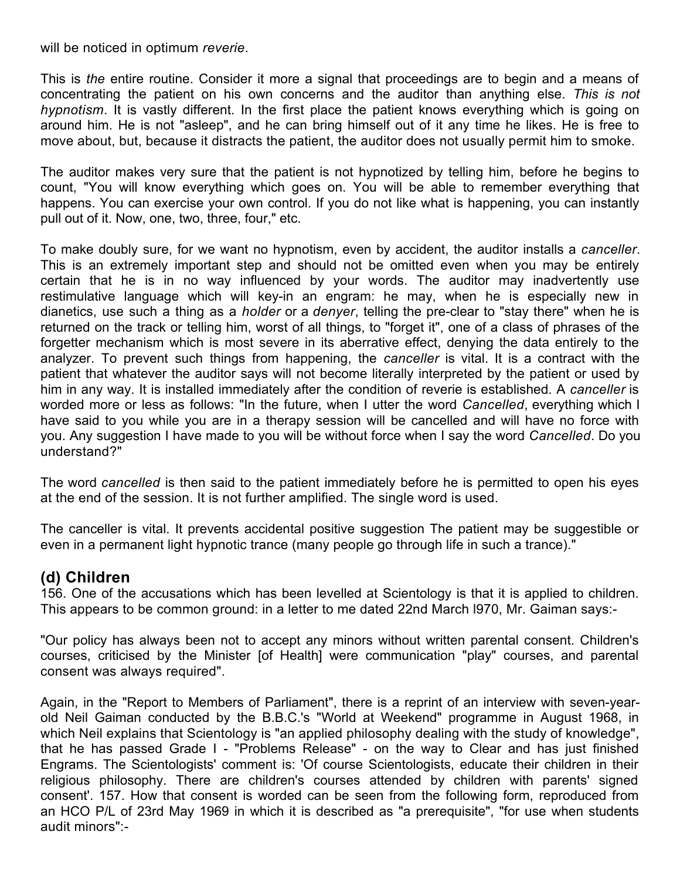will be noticed in optimum *reverie*.

This is *the* entire routine. Consider it more a signal that proceedings are to begin and a means of concentrating the patient on his own concerns and the auditor than anything else. *This is not hypnotism*. It is vastly different. In the first place the patient knows everything which is going on around him. He is not "asleep", and he can bring himself out of it any time he likes. He is free to move about, but, because it distracts the patient, the auditor does not usually permit him to smoke.

The auditor makes very sure that the patient is not hypnotized by telling him, before he begins to count, "You will know everything which goes on. You will be able to remember everything that happens. You can exercise your own control. If you do not like what is happening, you can instantly pull out of it. Now, one, two, three, four," etc.

To make doubly sure, for we want no hypnotism, even by accident, the auditor installs a *canceller*. This is an extremely important step and should not be omitted even when you may be entirely certain that he is in no way influenced by your words. The auditor may inadvertently use restimulative language which will key-in an engram: he may, when he is especially new in dianetics, use such a thing as a *holder* or a *denyer*, telling the pre-clear to "stay there" when he is returned on the track or telling him, worst of all things, to "forget it", one of a class of phrases of the forgetter mechanism which is most severe in its aberrative effect, denying the data entirely to the analyzer. To prevent such things from happening, the *canceller* is vital. It is a contract with the patient that whatever the auditor says will not become literally interpreted by the patient or used by him in any way. It is installed immediately after the condition of reverie is established. A *canceller* is worded more or less as follows: "In the future, when I utter the word *Cancelled*, everything which I have said to you while you are in a therapy session will be cancelled and will have no force with you. Any suggestion I have made to you will be without force when I say the word *Cancelled*. Do you understand?"

The word *cancelled* is then said to the patient immediately before he is permitted to open his eyes at the end of the session. It is not further amplified. The single word is used.

The canceller is vital. It prevents accidental positive suggestion The patient may be suggestible or even in a permanent light hypnotic trance (many people go through life in such a trance)."

## (d) Children

156. One of the accusations which has been levelled at Scientology is that it is applied to children. This appears to be common ground: in a letter to me dated 22nd March l970, Mr. Gaiman says:-

"Our policy has always been not to accept any minors without written parental consent. Children's courses, criticised by the Minister [of Health] were communication "play" courses, and parental consent was always required".

Again, in the "Report to Members of Parliament", there is a reprint of an interview with seven-year-old Neil Gaiman conducted by the B.B.C.'s "World at Weekend" programme in August 1968, in which Neil explains that Scientology is "an applied philosophy dealing with the study of knowledge", that he has passed Grade I - "Problems Release" - on the way to Clear and has just finished Engrams. The Scientologists' comment is: 'Of course Scientologists, educate their children in their religious philosophy. There are children's courses attended by children with parents' signed consent'. 157. How that consent is worded can be seen from the following form, reproduced from an HCO P/L of 23rd May 1969 in which it is described as "a prerequisite", "for use when students audit minors":-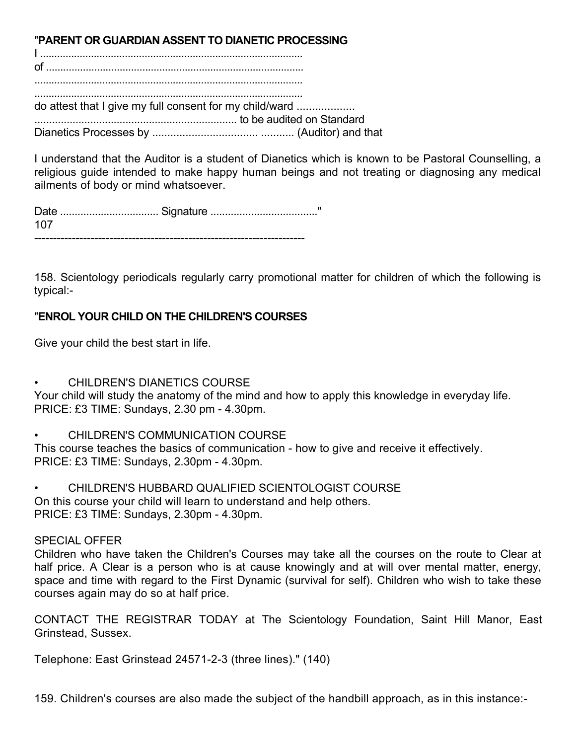"**PARENT OR GUARDIAN ASSENT TO DIANETIC PROCESSING**

I ............................................................................................
of ..........................................................................................
..............................................................................................
..............................................................................................
do attest that I give my full consent for my child/ward ...................
..................................................................... to be audited on Standard
Dianetics Processes by .................................. ........... (Auditor) and that

I understand that the Auditor is a student of Dianetics which is known to be Pastoral Counselling, a religious guide intended to make happy human beings and not treating or diagnosing any medical ailments of body or mind whatsoever.

Date ................................. Signature ...................................."
107

------------------------------------------------------------------------

158. Scientology periodicals regularly carry promotional matter for children of which the following is typical:-

"**ENROL YOUR CHILD ON THE CHILDREN'S COURSES**

Give your child the best start in life.

- CHILDREN'S DIANETICS COURSE
Your child will study the anatomy of the mind and how to apply this knowledge in everyday life.
PRICE: £3 TIME: Sundays, 2.30 pm - 4.30pm.

- CHILDREN'S COMMUNICATION COURSE
This course teaches the basics of communication - how to give and receive it effectively.
PRICE: £3 TIME: Sundays, 2.30pm - 4.30pm.

- CHILDREN'S HUBBARD QUALIFIED SCIENTOLOGIST COURSE
On this course your child will learn to understand and help others.
PRICE: £3 TIME: Sundays, 2.30pm - 4.30pm.

SPECIAL OFFER
Children who have taken the Children's Courses may take all the courses on the route to Clear at half price. A Clear is a person who is at cause knowingly and at will over mental matter, energy, space and time with regard to the First Dynamic (survival for self). Children who wish to take these courses again may do so at half price.

CONTACT THE REGISTRAR TODAY at The Scientology Foundation, Saint Hill Manor, East Grinstead, Sussex.

Telephone: East Grinstead 24571-2-3 (three lines)." (140)

159. Children's courses are also made the subject of the handbill approach, as in this instance:-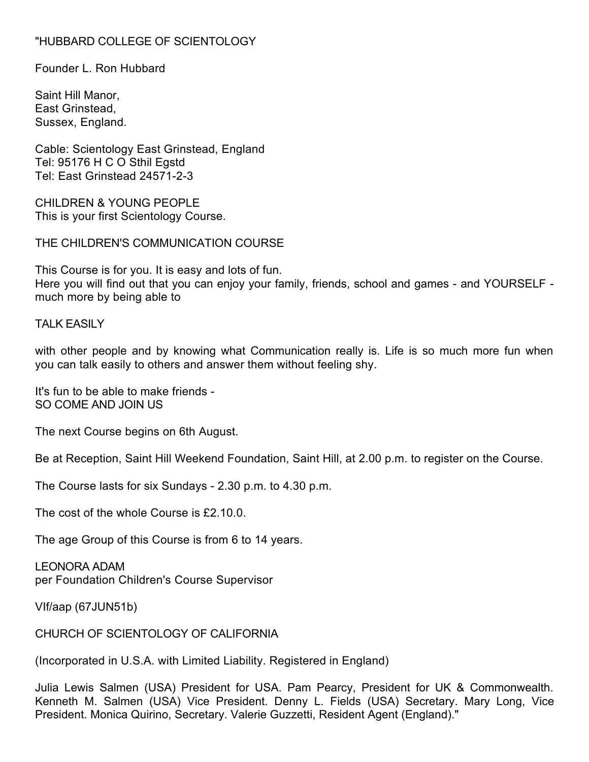"HUBBARD COLLEGE OF SCIENTOLOGY

Founder L. Ron Hubbard

Saint Hill Manor,  
East Grinstead,  
Sussex, England.

Cable: Scientology East Grinstead, England  
Tel: 95176 H C O Sthil Egstd  
Tel: East Grinstead 24571-2-3

CHILDREN & YOUNG PEOPLE  
This is your first Scientology Course.

THE CHILDREN'S COMMUNICATION COURSE

This Course is for you. It is easy and lots of fun.  
Here you will find out that you can enjoy your family, friends, school and games - and YOURSELF - much more by being able to

TALK EASILY

with other people and by knowing what Communication really is. Life is so much more fun when you can talk easily to others and answer them without feeling shy.

It's fun to be able to make friends -  
SO COME AND JOIN US

The next Course begins on 6th August.

Be at Reception, Saint Hill Weekend Foundation, Saint Hill, at 2.00 p.m. to register on the Course.

The Course lasts for six Sundays - 2.30 p.m. to 4.30 p.m.

The cost of the whole Course is £2.10.0.

The age Group of this Course is from 6 to 14 years.

LEONORA ADAM  
per Foundation Children's Course Supervisor

VIf/aap (67JUN51b)

CHURCH OF SCIENTOLOGY OF CALIFORNIA

(Incorporated in U.S.A. with Limited Liability. Registered in England)

Julia Lewis Salmen (USA) President for USA. Pam Pearcy, President for UK & Commonwealth. Kenneth M. Salmen (USA) Vice President. Denny L. Fields (USA) Secretary. Mary Long, Vice President. Monica Quirino, Secretary. Valerie Guzzetti, Resident Agent (England)."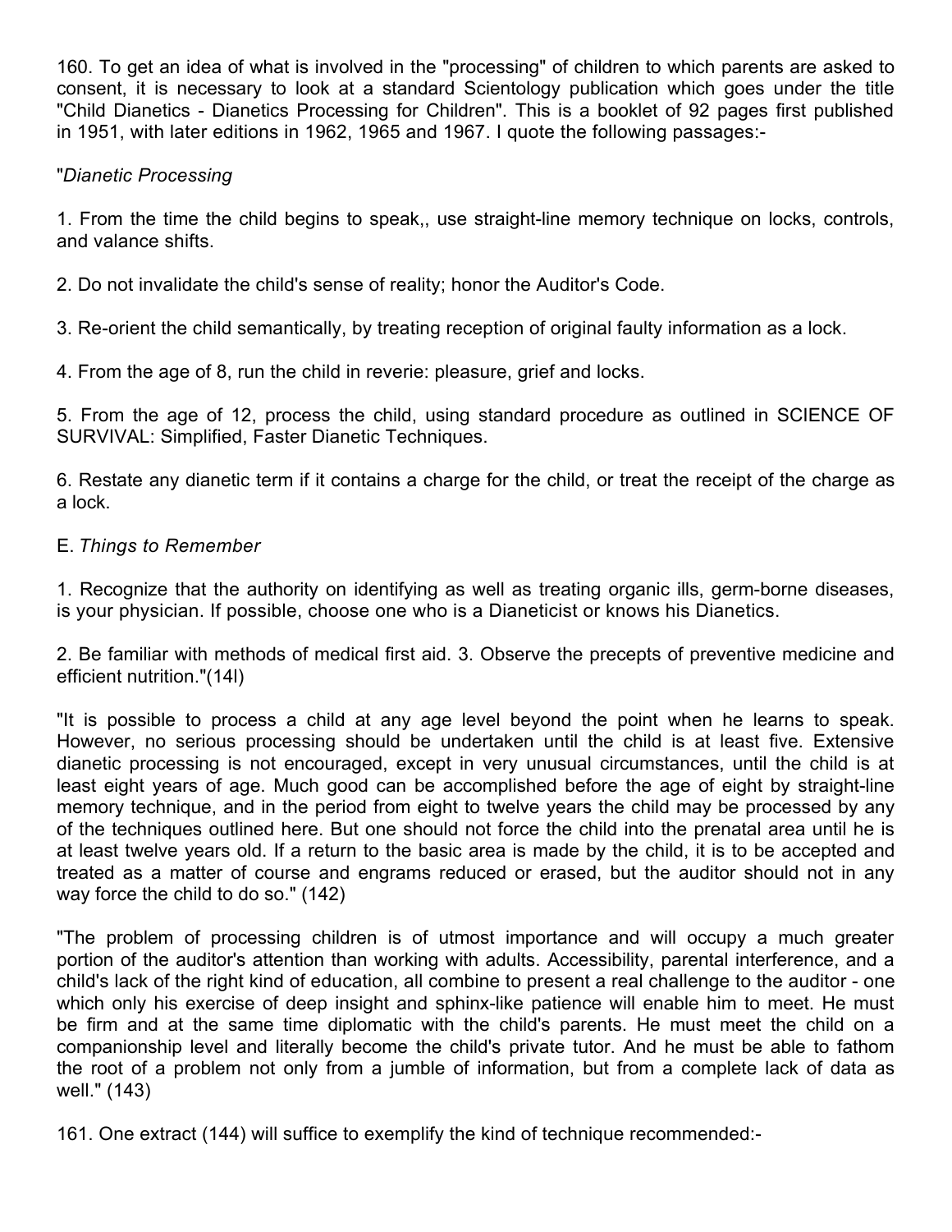160. To get an idea of what is involved in the "processing" of children to which parents are asked to consent, it is necessary to look at a standard Scientology publication which goes under the title "Child Dianetics - Dianetics Processing for Children". This is a booklet of 92 pages first published in 1951, with later editions in 1962, 1965 and 1967. I quote the following passages:-

"*Dianetic Processing*

1. From the time the child begins to speak,, use straight-line memory technique on locks, controls, and valance shifts.

2. Do not invalidate the child's sense of reality; honor the Auditor's Code.

3. Re-orient the child semantically, by treating reception of original faulty information as a lock.

4. From the age of 8, run the child in reverie: pleasure, grief and locks.

5. From the age of 12, process the child, using standard procedure as outlined in SCIENCE OF SURVIVAL: Simplified, Faster Dianetic Techniques.

6. Restate any dianetic term if it contains a charge for the child, or treat the receipt of the charge as a lock.

E. *Things to Remember*

1. Recognize that the authority on identifying as well as treating organic ills, germ-borne diseases, is your physician. If possible, choose one who is a Dianeticist or knows his Dianetics.

2. Be familiar with methods of medical first aid. 3. Observe the precepts of preventive medicine and efficient nutrition."(14l)

"It is possible to process a child at any age level beyond the point when he learns to speak. However, no serious processing should be undertaken until the child is at least five. Extensive dianetic processing is not encouraged, except in very unusual circumstances, until the child is at least eight years of age. Much good can be accomplished before the age of eight by straight-line memory technique, and in the period from eight to twelve years the child may be processed by any of the techniques outlined here. But one should not force the child into the prenatal area until he is at least twelve years old. If a return to the basic area is made by the child, it is to be accepted and treated as a matter of course and engrams reduced or erased, but the auditor should not in any way force the child to do so." (142)

"The problem of processing children is of utmost importance and will occupy a much greater portion of the auditor's attention than working with adults. Accessibility, parental interference, and a child's lack of the right kind of education, all combine to present a real challenge to the auditor - one which only his exercise of deep insight and sphinx-like patience will enable him to meet. He must be firm and at the same time diplomatic with the child's parents. He must meet the child on a companionship level and literally become the child's private tutor. And he must be able to fathom the root of a problem not only from a jumble of information, but from a complete lack of data as well." (143)

161. One extract (144) will suffice to exemplify the kind of technique recommended:-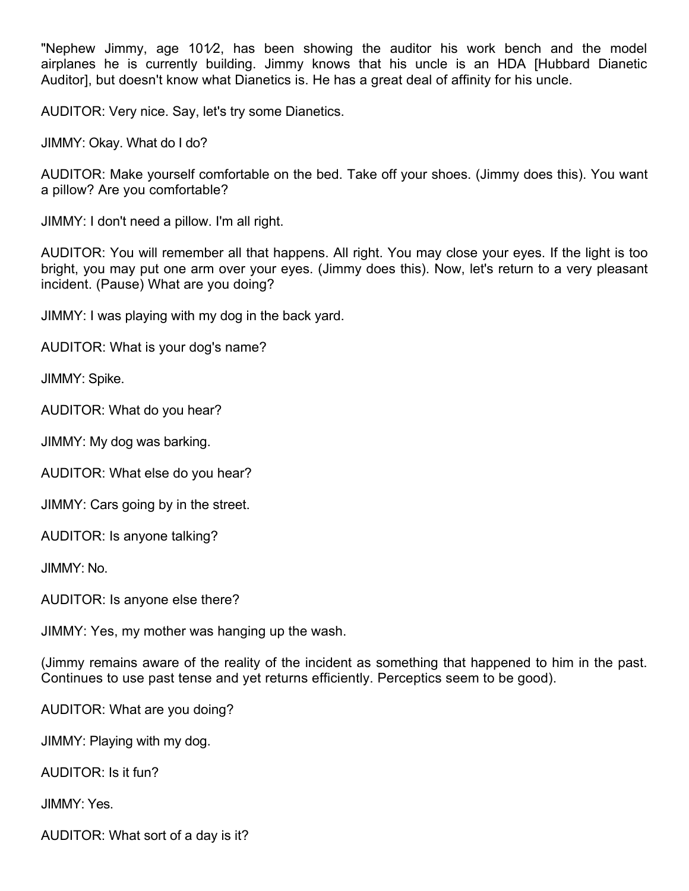"Nephew Jimmy, age 10½, has been showing the auditor his work bench and the model airplanes he is currently building. Jimmy knows that his uncle is an HDA [Hubbard Dianetic Auditor], but doesn't know what Dianetics is. He has a great deal of affinity for his uncle.

AUDITOR: Very nice. Say, let's try some Dianetics.

JIMMY: Okay. What do I do?

AUDITOR: Make yourself comfortable on the bed. Take off your shoes. (Jimmy does this). You want a pillow? Are you comfortable?

JIMMY: I don't need a pillow. I'm all right.

AUDITOR: You will remember all that happens. All right. You may close your eyes. If the light is too bright, you may put one arm over your eyes. (Jimmy does this). Now, let's return to a very pleasant incident. (Pause) What are you doing?

JIMMY: I was playing with my dog in the back yard.

AUDITOR: What is your dog's name?

JIMMY: Spike.

AUDITOR: What do you hear?

JIMMY: My dog was barking.

AUDITOR: What else do you hear?

JIMMY: Cars going by in the street.

AUDITOR: Is anyone talking?

JIMMY: No.

AUDITOR: Is anyone else there?

JIMMY: Yes, my mother was hanging up the wash.

(Jimmy remains aware of the reality of the incident as something that happened to him in the past. Continues to use past tense and yet returns efficiently. Perceptics seem to be good).

AUDITOR: What are you doing?

JIMMY: Playing with my dog.

AUDITOR: Is it fun?

JIMMY: Yes.

AUDITOR: What sort of a day is it?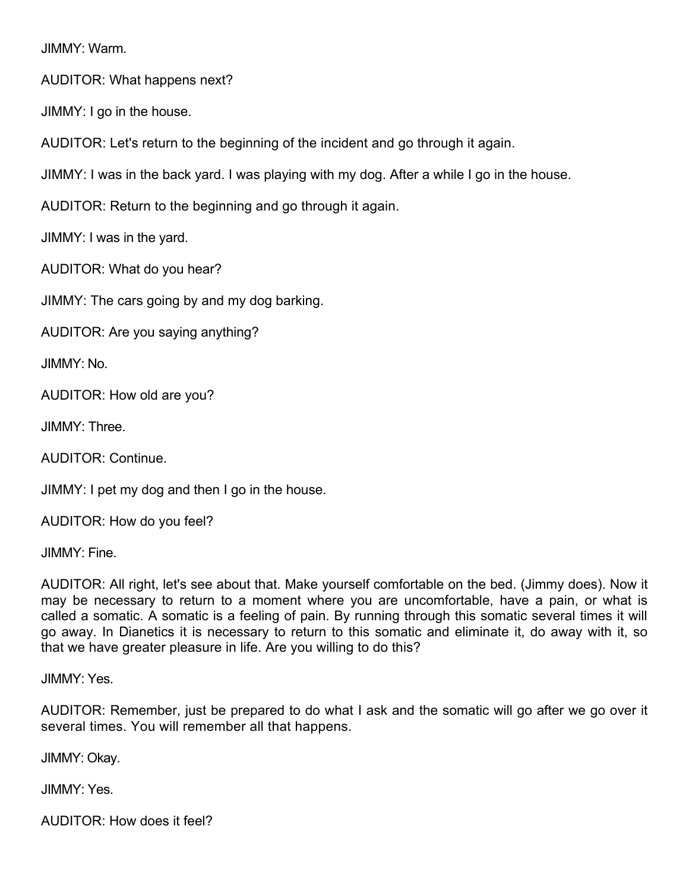JIMMY: Warm.

AUDITOR: What happens next?

JIMMY: I go in the house.

AUDITOR: Let's return to the beginning of the incident and go through it again.

JIMMY: I was in the back yard. I was playing with my dog. After a while I go in the house.

AUDITOR: Return to the beginning and go through it again.

JIMMY: I was in the yard.

AUDITOR: What do you hear?

JIMMY: The cars going by and my dog barking.

AUDITOR: Are you saying anything?

JIMMY: No.

AUDITOR: How old are you?

JIMMY: Three.

AUDITOR: Continue.

JIMMY: I pet my dog and then I go in the house.

AUDITOR: How do you feel?

JIMMY: Fine.

AUDITOR: All right, let's see about that. Make yourself comfortable on the bed. (Jimmy does). Now it may be necessary to return to a moment where you are uncomfortable, have a pain, or what is called a somatic. A somatic is a feeling of pain. By running through this somatic several times it will go away. In Dianetics it is necessary to return to this somatic and eliminate it, do away with it, so that we have greater pleasure in life. Are you willing to do this?

JIMMY: Yes.

AUDITOR: Remember, just be prepared to do what I ask and the somatic will go after we go over it several times. You will remember all that happens.

JIMMY: Okay.

JIMMY: Yes.

AUDITOR: How does it feel?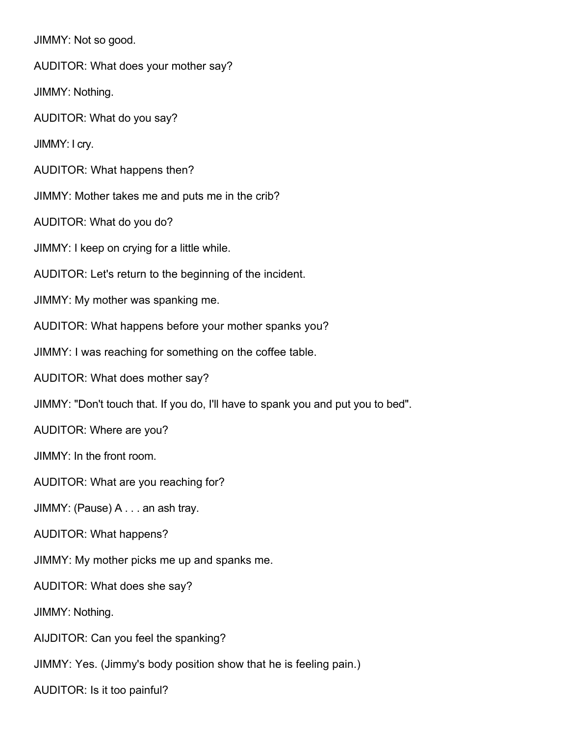JIMMY: Not so good.

AUDITOR: What does your mother say?

JIMMY: Nothing.

AUDITOR: What do you say?

JIMMY: I cry.

AUDITOR: What happens then?

JIMMY: Mother takes me and puts me in the crib?

AUDITOR: What do you do?

JIMMY: I keep on crying for a little while.

AUDITOR: Let's return to the beginning of the incident.

JIMMY: My mother was spanking me.

AUDITOR: What happens before your mother spanks you?

JIMMY: I was reaching for something on the coffee table.

AUDITOR: What does mother say?

JIMMY: "Don't touch that. If you do, I'll have to spank you and put you to bed".

AUDITOR: Where are you?

JIMMY: In the front room.

AUDITOR: What are you reaching for?

JIMMY: (Pause) A . . . an ash tray.

AUDITOR: What happens?

JIMMY: My mother picks me up and spanks me.

AUDITOR: What does she say?

JIMMY: Nothing.

AIJDITOR: Can you feel the spanking?

JIMMY: Yes. (Jimmy's body position show that he is feeling pain.)

AUDITOR: Is it too painful?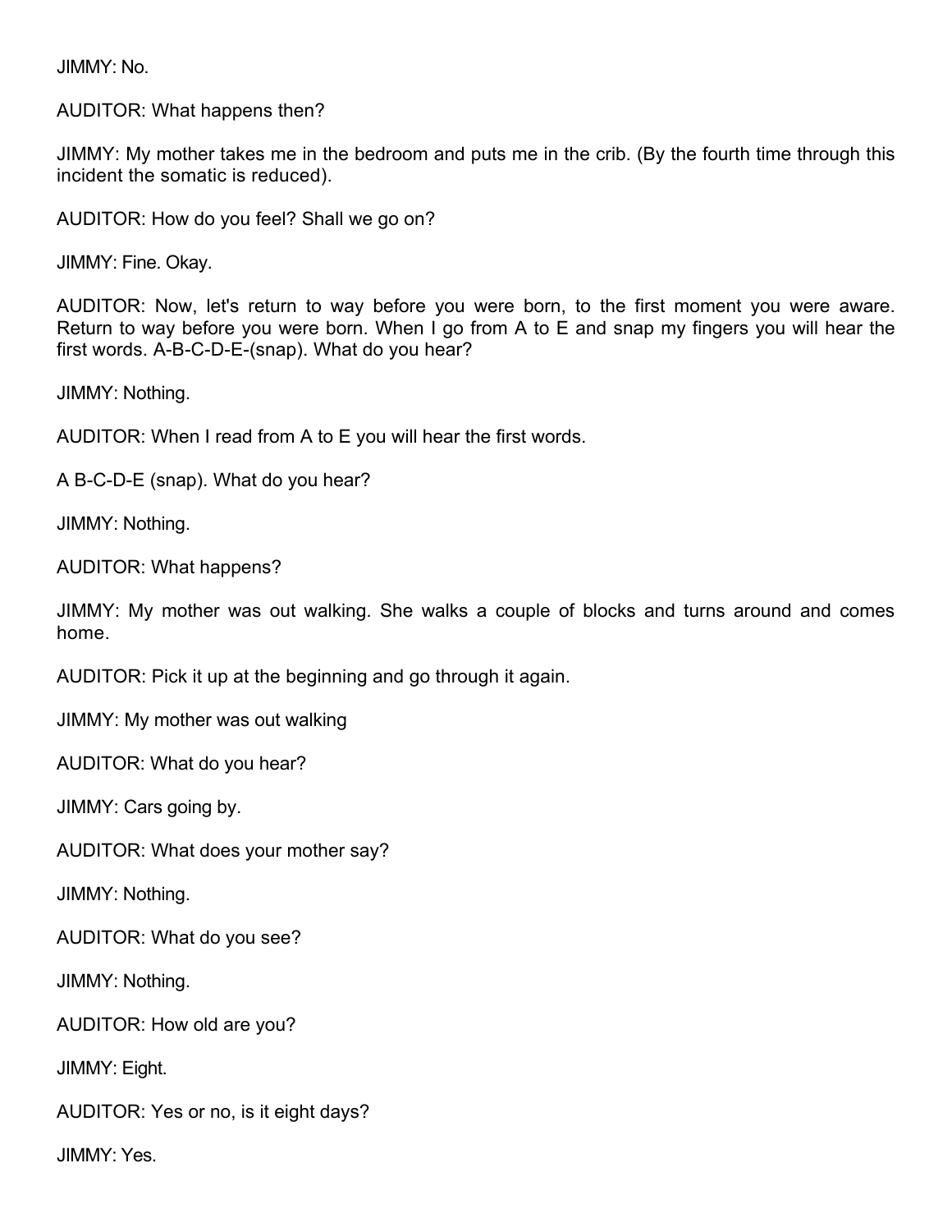JIMMY: No.

AUDITOR: What happens then?

JIMMY: My mother takes me in the bedroom and puts me in the crib. (By the fourth time through this incident the somatic is reduced).

AUDITOR: How do you feel? Shall we go on?

JIMMY: Fine. Okay.

AUDITOR: Now, let's return to way before you were born, to the first moment you were aware. Return to way before you were born. When I go from A to E and snap my fingers you will hear the first words. A-B-C-D-E-(snap). What do you hear?

JIMMY: Nothing.

AUDITOR: When I read from A to E you will hear the first words.

A B-C-D-E (snap). What do you hear?

JIMMY: Nothing.

AUDITOR: What happens?

JIMMY: My mother was out walking. She walks a couple of blocks and turns around and comes home.

AUDITOR: Pick it up at the beginning and go through it again.

JIMMY: My mother was out walking

AUDITOR: What do you hear?

JIMMY: Cars going by.

AUDITOR: What does your mother say?

JIMMY: Nothing.

AUDITOR: What do you see?

JIMMY: Nothing.

AUDITOR: How old are you?

JIMMY: Eight.

AUDITOR: Yes or no, is it eight days?

JIMMY: Yes.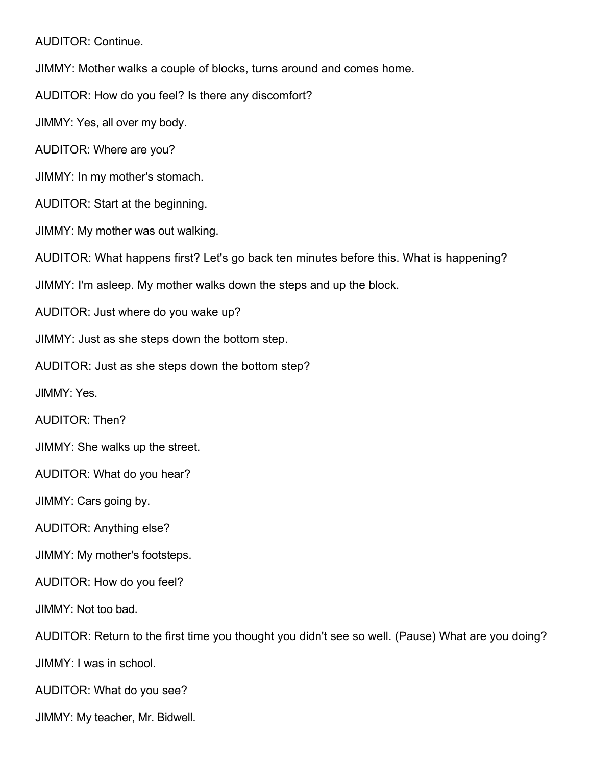AUDITOR: Continue.

JIMMY: Mother walks a couple of blocks, turns around and comes home.

AUDITOR: How do you feel? Is there any discomfort?

JIMMY: Yes, all over my body.

AUDITOR: Where are you?

JIMMY: In my mother's stomach.

AUDITOR: Start at the beginning.

JIMMY: My mother was out walking.

AUDITOR: What happens first? Let's go back ten minutes before this. What is happening?

JIMMY: I'm asleep. My mother walks down the steps and up the block.

AUDITOR: Just where do you wake up?

JIMMY: Just as she steps down the bottom step.

AUDITOR: Just as she steps down the bottom step?

JIMMY: Yes.

AUDITOR: Then?

JIMMY: She walks up the street.

AUDITOR: What do you hear?

JIMMY: Cars going by.

AUDITOR: Anything else?

JIMMY: My mother's footsteps.

AUDITOR: How do you feel?

JIMMY: Not too bad.

AUDITOR: Return to the first time you thought you didn't see so well. (Pause) What are you doing?

JIMMY: I was in school.

AUDITOR: What do you see?

JIMMY: My teacher, Mr. Bidwell.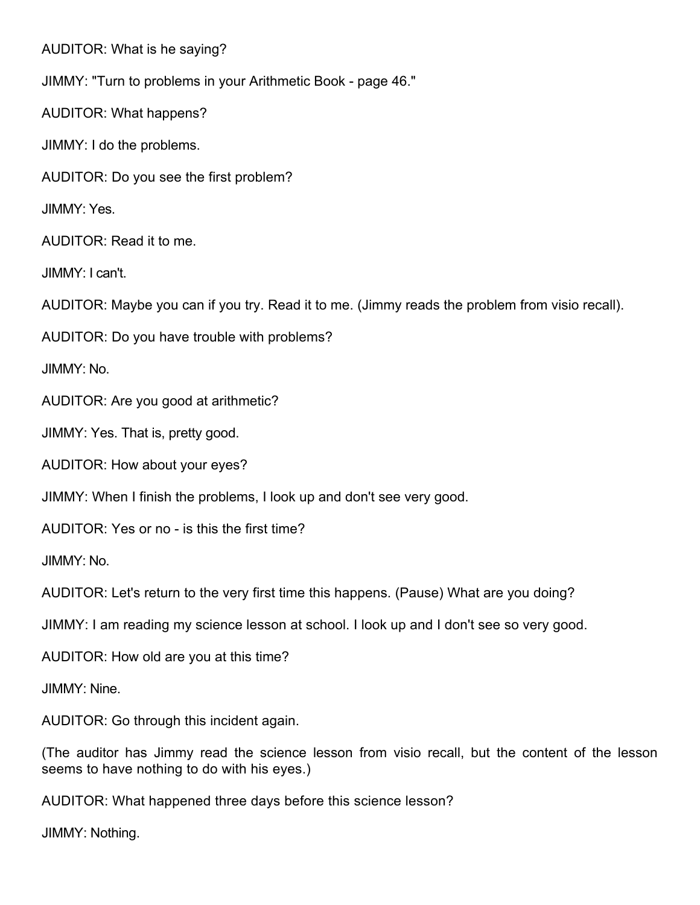AUDITOR: What is he saying?

JIMMY: "Turn to problems in your Arithmetic Book - page 46."

AUDITOR: What happens?

JIMMY: I do the problems.

AUDITOR: Do you see the first problem?

JIMMY: Yes.

AUDITOR: Read it to me.

JIMMY: I can't.

AUDITOR: Maybe you can if you try. Read it to me. (Jimmy reads the problem from visio recall).

AUDITOR: Do you have trouble with problems?

JIMMY: No.

AUDITOR: Are you good at arithmetic?

JIMMY: Yes. That is, pretty good.

AUDITOR: How about your eyes?

JIMMY: When I finish the problems, I look up and don't see very good.

AUDITOR: Yes or no - is this the first time?

JIMMY: No.

AUDITOR: Let's return to the very first time this happens. (Pause) What are you doing?

JIMMY: I am reading my science lesson at school. I look up and I don't see so very good.

AUDITOR: How old are you at this time?

JIMMY: Nine.

AUDITOR: Go through this incident again.

(The auditor has Jimmy read the science lesson from visio recall, but the content of the lesson seems to have nothing to do with his eyes.)

AUDITOR: What happened three days before this science lesson?

JIMMY: Nothing.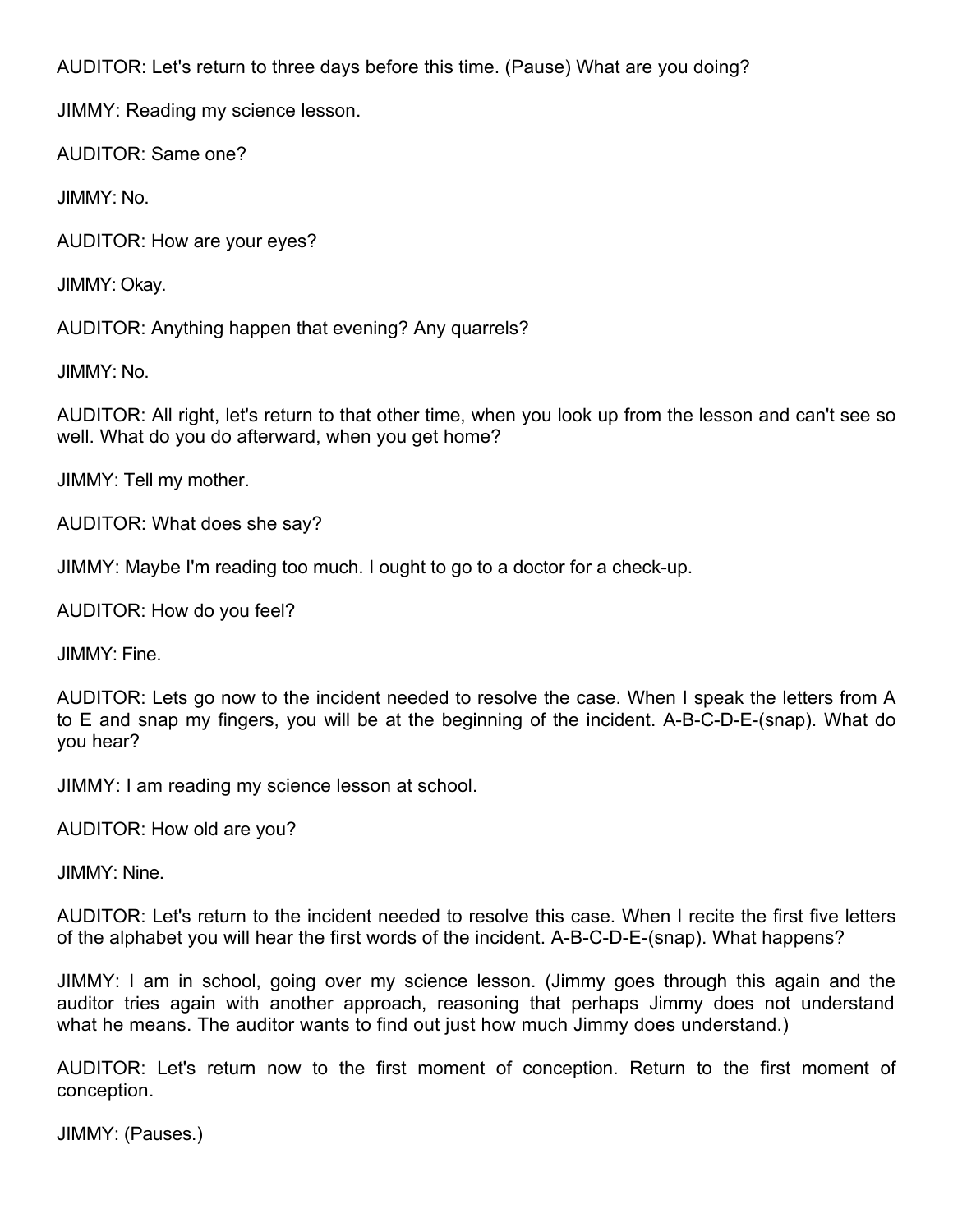AUDITOR: Let's return to three days before this time. (Pause) What are you doing?

JIMMY: Reading my science lesson.

AUDITOR: Same one?

JIMMY: No.

AUDITOR: How are your eyes?

JIMMY: Okay.

AUDITOR: Anything happen that evening? Any quarrels?

JIMMY: No.

AUDITOR: All right, let's return to that other time, when you look up from the lesson and can't see so well. What do you do afterward, when you get home?

JIMMY: Tell my mother.

AUDITOR: What does she say?

JIMMY: Maybe I'm reading too much. I ought to go to a doctor for a check-up.

AUDITOR: How do you feel?

JIMMY: Fine.

AUDITOR: Lets go now to the incident needed to resolve the case. When I speak the letters from A to E and snap my fingers, you will be at the beginning of the incident. A-B-C-D-E-(snap). What do you hear?

JIMMY: I am reading my science lesson at school.

AUDITOR: How old are you?

JIMMY: Nine.

AUDITOR: Let's return to the incident needed to resolve this case. When I recite the first five letters of the alphabet you will hear the first words of the incident. A-B-C-D-E-(snap). What happens?

JIMMY: I am in school, going over my science lesson. (Jimmy goes through this again and the auditor tries again with another approach, reasoning that perhaps Jimmy does not understand what he means. The auditor wants to find out just how much Jimmy does understand.)

AUDITOR: Let's return now to the first moment of conception. Return to the first moment of conception.

JIMMY: (Pauses.)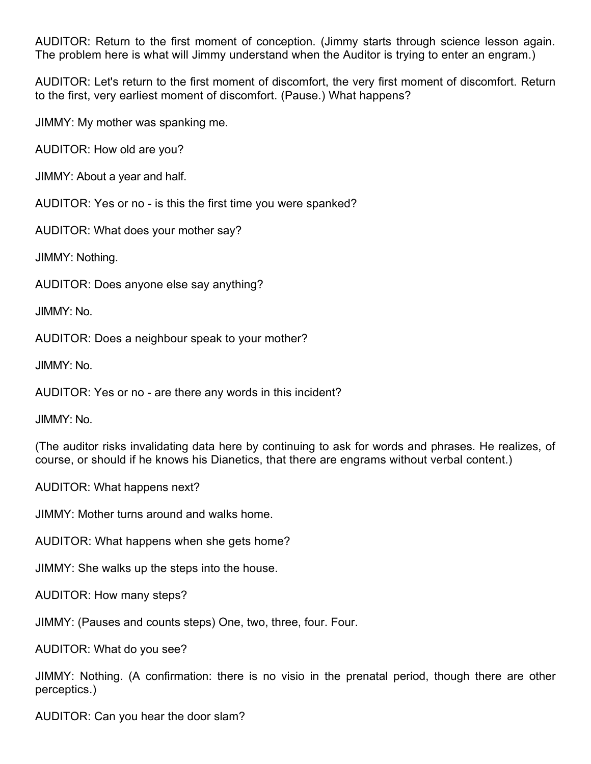AUDITOR: Return to the first moment of conception. (Jimmy starts through science lesson again. The problem here is what will Jimmy understand when the Auditor is trying to enter an engram.)

AUDITOR: Let's return to the first moment of discomfort, the very first moment of discomfort. Return to the first, very earliest moment of discomfort. (Pause.) What happens?

JIMMY: My mother was spanking me.

AUDITOR: How old are you?

JIMMY: About a year and half.

AUDITOR: Yes or no - is this the first time you were spanked?

AUDITOR: What does your mother say?

JIMMY: Nothing.

AUDITOR: Does anyone else say anything?

JIMMY: No.

AUDITOR: Does a neighbour speak to your mother?

JIMMY: No.

AUDITOR: Yes or no - are there any words in this incident?

JIMMY: No.

(The auditor risks invalidating data here by continuing to ask for words and phrases. He realizes, of course, or should if he knows his Dianetics, that there are engrams without verbal content.)

AUDITOR: What happens next?

JIMMY: Mother turns around and walks home.

AUDITOR: What happens when she gets home?

JIMMY: She walks up the steps into the house.

AUDITOR: How many steps?

JIMMY: (Pauses and counts steps) One, two, three, four. Four.

AUDITOR: What do you see?

JIMMY: Nothing. (A confirmation: there is no visio in the prenatal period, though there are other perceptics.)

AUDITOR: Can you hear the door slam?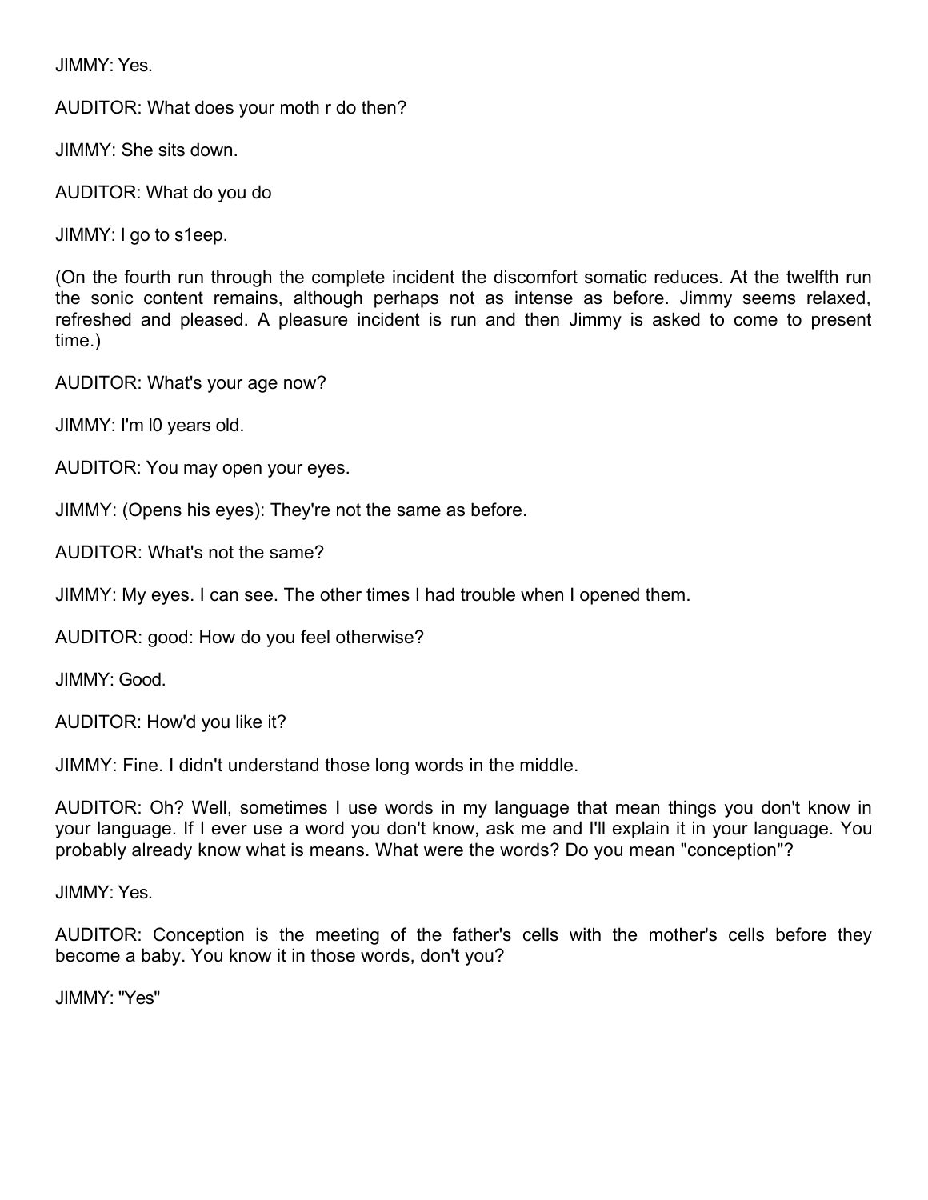JIMMY: Yes.

AUDITOR: What does your moth r do then?

JIMMY: She sits down.

AUDITOR: What do you do

JIMMY: I go to s1eep.

(On the fourth run through the complete incident the discomfort somatic reduces. At the twelfth run the sonic content remains, although perhaps not as intense as before. Jimmy seems relaxed, refreshed and pleased. A pleasure incident is run and then Jimmy is asked to come to present time.)

AUDITOR: What's your age now?

JIMMY: I'm l0 years old.

AUDITOR: You may open your eyes.

JIMMY: (Opens his eyes): They're not the same as before.

AUDITOR: What's not the same?

JIMMY: My eyes. I can see. The other times I had trouble when I opened them.

AUDITOR: good: How do you feel otherwise?

JIMMY: Good.

AUDITOR: How'd you like it?

JIMMY: Fine. I didn't understand those long words in the middle.

AUDITOR: Oh? Well, sometimes I use words in my language that mean things you don't know in your language. If I ever use a word you don't know, ask me and I'll explain it in your language. You probably already know what is means. What were the words? Do you mean "conception"?

JIMMY: Yes.

AUDITOR: Conception is the meeting of the father's cells with the mother's cells before they become a baby. You know it in those words, don't you?

JIMMY: "Yes"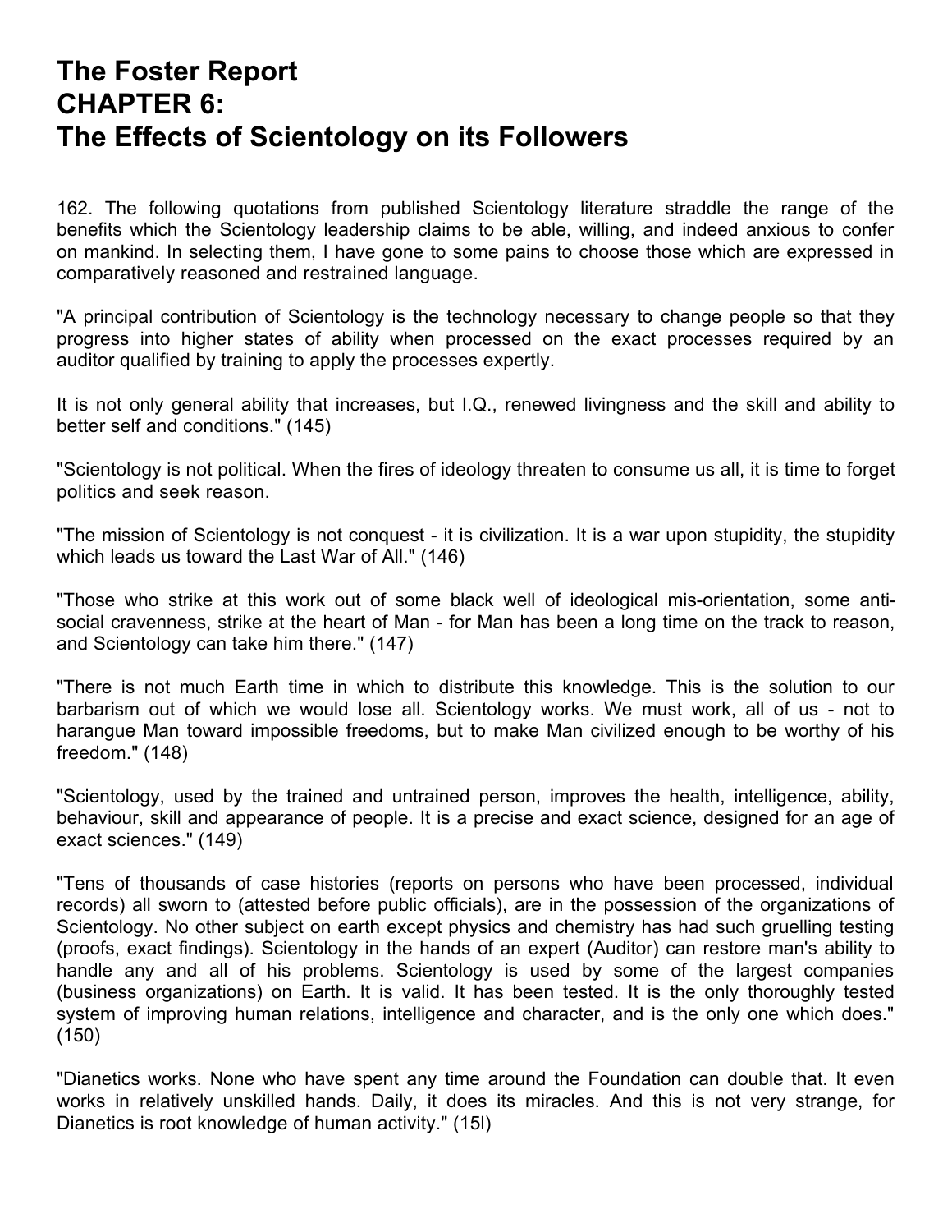# The Foster Report
# CHAPTER 6:
# The Effects of Scientology on its Followers

162. The following quotations from published Scientology literature straddle the range of the benefits which the Scientology leadership claims to be able, willing, and indeed anxious to confer on mankind. In selecting them, I have gone to some pains to choose those which are expressed in comparatively reasoned and restrained language.

"A principal contribution of Scientology is the technology necessary to change people so that they progress into higher states of ability when processed on the exact processes required by an auditor qualified by training to apply the processes expertly.

It is not only general ability that increases, but I.Q., renewed livingness and the skill and ability to better self and conditions." (145)

"Scientology is not political. When the fires of ideology threaten to consume us all, it is time to forget politics and seek reason.

"The mission of Scientology is not conquest - it is civilization. It is a war upon stupidity, the stupidity which leads us toward the Last War of All." (146)

"Those who strike at this work out of some black well of ideological mis-orientation, some anti-social cravenness, strike at the heart of Man - for Man has been a long time on the track to reason, and Scientology can take him there." (147)

"There is not much Earth time in which to distribute this knowledge. This is the solution to our barbarism out of which we would lose all. Scientology works. We must work, all of us - not to harangue Man toward impossible freedoms, but to make Man civilized enough to be worthy of his freedom." (148)

"Scientology, used by the trained and untrained person, improves the health, intelligence, ability, behaviour, skill and appearance of people. It is a precise and exact science, designed for an age of exact sciences." (149)

"Tens of thousands of case histories (reports on persons who have been processed, individual records) all sworn to (attested before public officials), are in the possession of the organizations of Scientology. No other subject on earth except physics and chemistry has had such gruelling testing (proofs, exact findings). Scientology in the hands of an expert (Auditor) can restore man's ability to handle any and all of his problems. Scientology is used by some of the largest companies (business organizations) on Earth. It is valid. It has been tested. It is the only thoroughly tested system of improving human relations, intelligence and character, and is the only one which does." (150)

"Dianetics works. None who have spent any time around the Foundation can double that. It even works in relatively unskilled hands. Daily, it does its miracles. And this is not very strange, for Dianetics is root knowledge of human activity." (15l)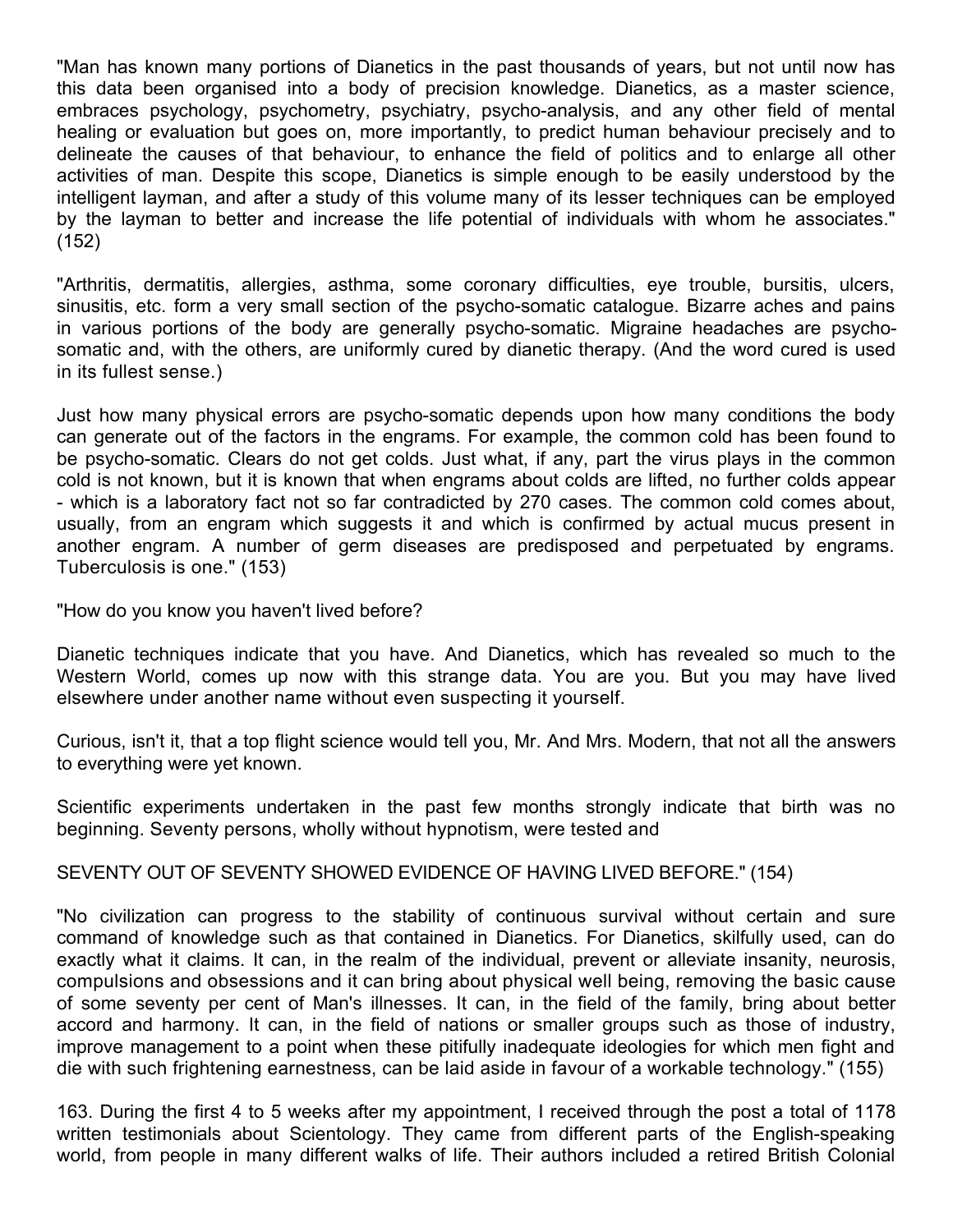"Man has known many portions of Dianetics in the past thousands of years, but not until now has this data been organised into a body of precision knowledge. Dianetics, as a master science, embraces psychology, psychometry, psychiatry, psycho-analysis, and any other field of mental healing or evaluation but goes on, more importantly, to predict human behaviour precisely and to delineate the causes of that behaviour, to enhance the field of politics and to enlarge all other activities of man. Despite this scope, Dianetics is simple enough to be easily understood by the intelligent layman, and after a study of this volume many of its lesser techniques can be employed by the layman to better and increase the life potential of individuals with whom he associates." (152)

"Arthritis, dermatitis, allergies, asthma, some coronary difficulties, eye trouble, bursitis, ulcers, sinusitis, etc. form a very small section of the psycho-somatic catalogue. Bizarre aches and pains in various portions of the body are generally psycho-somatic. Migraine headaches are psycho-somatic and, with the others, are uniformly cured by dianetic therapy. (And the word cured is used in its fullest sense.)

Just how many physical errors are psycho-somatic depends upon how many conditions the body can generate out of the factors in the engrams. For example, the common cold has been found to be psycho-somatic. Clears do not get colds. Just what, if any, part the virus plays in the common cold is not known, but it is known that when engrams about colds are lifted, no further colds appear - which is a laboratory fact not so far contradicted by 270 cases. The common cold comes about, usually, from an engram which suggests it and which is confirmed by actual mucus present in another engram. A number of germ diseases are predisposed and perpetuated by engrams. Tuberculosis is one." (153)

"How do you know you haven't lived before?

Dianetic techniques indicate that you have. And Dianetics, which has revealed so much to the Western World, comes up now with this strange data. You are you. But you may have lived elsewhere under another name without even suspecting it yourself.

Curious, isn't it, that a top flight science would tell you, Mr. And Mrs. Modern, that not all the answers to everything were yet known.

Scientific experiments undertaken in the past few months strongly indicate that birth was no beginning. Seventy persons, wholly without hypnotism, were tested and

SEVENTY OUT OF SEVENTY SHOWED EVIDENCE OF HAVING LIVED BEFORE." (154)

"No civilization can progress to the stability of continuous survival without certain and sure command of knowledge such as that contained in Dianetics. For Dianetics, skilfully used, can do exactly what it claims. It can, in the realm of the individual, prevent or alleviate insanity, neurosis, compulsions and obsessions and it can bring about physical well being, removing the basic cause of some seventy per cent of Man's illnesses. It can, in the field of the family, bring about better accord and harmony. It can, in the field of nations or smaller groups such as those of industry, improve management to a point when these pitifully inadequate ideologies for which men fight and die with such frightening earnestness, can be laid aside in favour of a workable technology." (155)

163. During the first 4 to 5 weeks after my appointment, I received through the post a total of 1178 written testimonials about Scientology. They came from different parts of the English-speaking world, from people in many different walks of life. Their authors included a retired British Colonial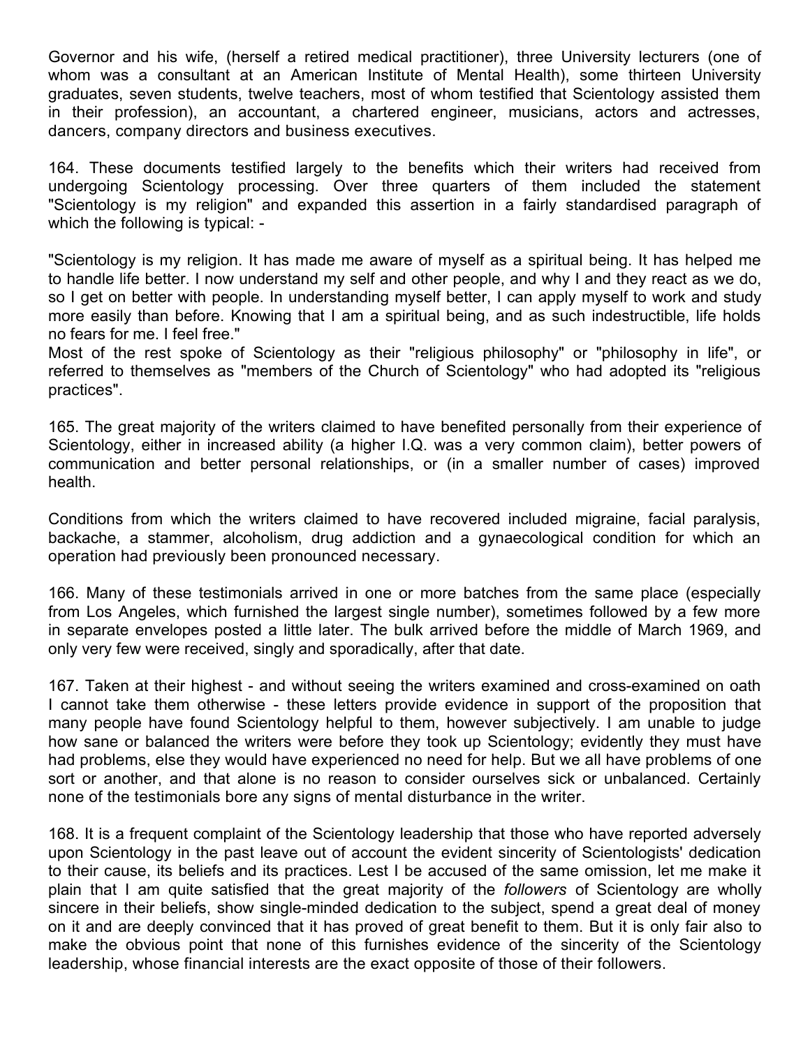Governor and his wife, (herself a retired medical practitioner), three University lecturers (one of whom was a consultant at an American Institute of Mental Health), some thirteen University graduates, seven students, twelve teachers, most of whom testified that Scientology assisted them in their profession), an accountant, a chartered engineer, musicians, actors and actresses, dancers, company directors and business executives.

164. These documents testified largely to the benefits which their writers had received from undergoing Scientology processing. Over three quarters of them included the statement "Scientology is my religion" and expanded this assertion in a fairly standardised paragraph of which the following is typical: -

"Scientology is my religion. It has made me aware of myself as a spiritual being. It has helped me to handle life better. I now understand my self and other people, and why I and they react as we do, so I get on better with people. In understanding myself better, I can apply myself to work and study more easily than before. Knowing that I am a spiritual being, and as such indestructible, life holds no fears for me. I feel free."

Most of the rest spoke of Scientology as their "religious philosophy" or "philosophy in life", or referred to themselves as "members of the Church of Scientology" who had adopted its "religious practices".

165. The great majority of the writers claimed to have benefited personally from their experience of Scientology, either in increased ability (a higher I.Q. was a very common claim), better powers of communication and better personal relationships, or (in a smaller number of cases) improved health.

Conditions from which the writers claimed to have recovered included migraine, facial paralysis, backache, a stammer, alcoholism, drug addiction and a gynaecological condition for which an operation had previously been pronounced necessary.

166. Many of these testimonials arrived in one or more batches from the same place (especially from Los Angeles, which furnished the largest single number), sometimes followed by a few more in separate envelopes posted a little later. The bulk arrived before the middle of March 1969, and only very few were received, singly and sporadically, after that date.

167. Taken at their highest - and without seeing the writers examined and cross-examined on oath I cannot take them otherwise - these letters provide evidence in support of the proposition that many people have found Scientology helpful to them, however subjectively. I am unable to judge how sane or balanced the writers were before they took up Scientology; evidently they must have had problems, else they would have experienced no need for help. But we all have problems of one sort or another, and that alone is no reason to consider ourselves sick or unbalanced. Certainly none of the testimonials bore any signs of mental disturbance in the writer.

168. It is a frequent complaint of the Scientology leadership that those who have reported adversely upon Scientology in the past leave out of account the evident sincerity of Scientologists' dedication to their cause, its beliefs and its practices. Lest I be accused of the same omission, let me make it plain that I am quite satisfied that the great majority of the *followers* of Scientology are wholly sincere in their beliefs, show single-minded dedication to the subject, spend a great deal of money on it and are deeply convinced that it has proved of great benefit to them. But it is only fair also to make the obvious point that none of this furnishes evidence of the sincerity of the Scientology leadership, whose financial interests are the exact opposite of those of their followers.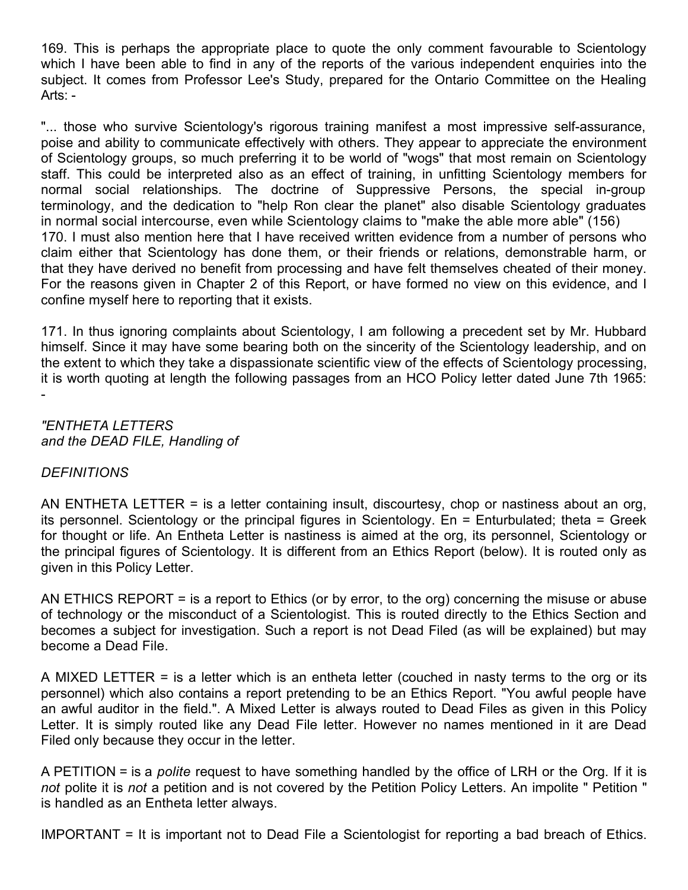169. This is perhaps the appropriate place to quote the only comment favourable to Scientology which I have been able to find in any of the reports of the various independent enquiries into the subject. It comes from Professor Lee's Study, prepared for the Ontario Committee on the Healing Arts: -

"... those who survive Scientology's rigorous training manifest a most impressive self-assurance, poise and ability to communicate effectively with others. They appear to appreciate the environment of Scientology groups, so much preferring it to be world of "wogs" that most remain on Scientology staff. This could be interpreted also as an effect of training, in unfitting Scientology members for normal social relationships. The doctrine of Suppressive Persons, the special in-group terminology, and the dedication to "help Ron clear the planet" also disable Scientology graduates in normal social intercourse, even while Scientology claims to "make the able more able" (156)

170. I must also mention here that I have received written evidence from a number of persons who claim either that Scientology has done them, or their friends or relations, demonstrable harm, or that they have derived no benefit from processing and have felt themselves cheated of their money. For the reasons given in Chapter 2 of this Report, or have formed no view on this evidence, and I confine myself here to reporting that it exists.

171. In thus ignoring complaints about Scientology, I am following a precedent set by Mr. Hubbard himself. Since it may have some bearing both on the sincerity of the Scientology leadership, and on the extent to which they take a dispassionate scientific view of the effects of Scientology processing, it is worth quoting at length the following passages from an HCO Policy letter dated June 7th 1965: -

*"ENTHETA LETTERS*
*and the DEAD FILE, Handling of*

*DEFINITIONS*

AN ENTHETA LETTER = is a letter containing insult, discourtesy, chop or nastiness about an org, its personnel. Scientology or the principal figures in Scientology. En = Enturbulated; theta = Greek for thought or life. An Entheta Letter is nastiness is aimed at the org, its personnel, Scientology or the principal figures of Scientology. It is different from an Ethics Report (below). It is routed only as given in this Policy Letter.

AN ETHICS REPORT = is a report to Ethics (or by error, to the org) concerning the misuse or abuse of technology or the misconduct of a Scientologist. This is routed directly to the Ethics Section and becomes a subject for investigation. Such a report is not Dead Filed (as will be explained) but may become a Dead File.

A MIXED LETTER = is a letter which is an entheta letter (couched in nasty terms to the org or its personnel) which also contains a report pretending to be an Ethics Report. "You awful people have an awful auditor in the field.". A Mixed Letter is always routed to Dead Files as given in this Policy Letter. It is simply routed like any Dead File letter. However no names mentioned in it are Dead Filed only because they occur in the letter.

A PETITION = is a *polite* request to have something handled by the office of LRH or the Org. If it is *not* polite it is *not* a petition and is not covered by the Petition Policy Letters. An impolite " Petition " is handled as an Entheta letter always.

IMPORTANT = It is important not to Dead File a Scientologist for reporting a bad breach of Ethics.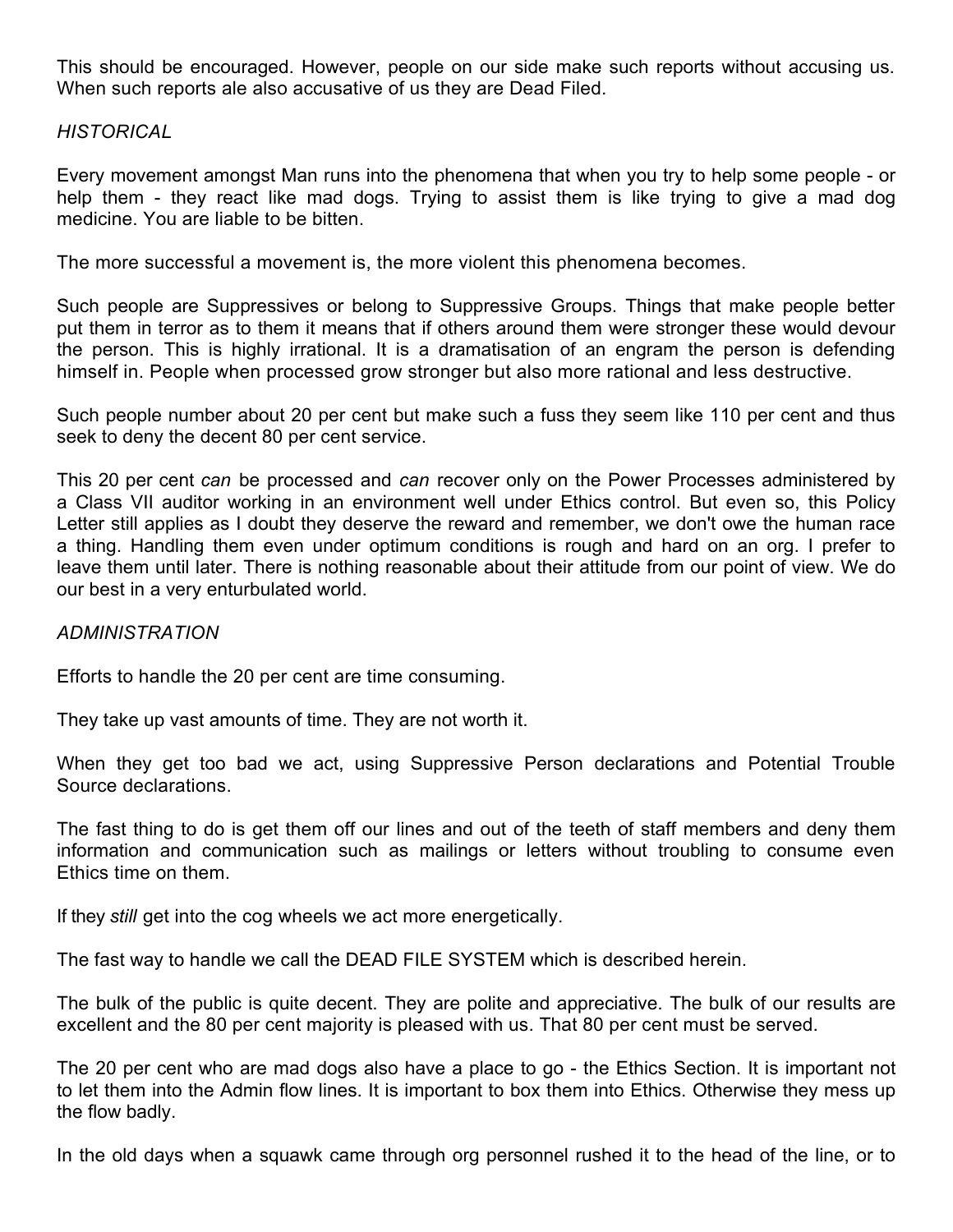This should be encouraged. However, people on our side make such reports without accusing us. When such reports ale also accusative of us they are Dead Filed.

*HISTORICAL*

Every movement amongst Man runs into the phenomena that when you try to help some people - or help them - they react like mad dogs. Trying to assist them is like trying to give a mad dog medicine. You are liable to be bitten.

The more successful a movement is, the more violent this phenomena becomes.

Such people are Suppressives or belong to Suppressive Groups. Things that make people better put them in terror as to them it means that if others around them were stronger these would devour the person. This is highly irrational. It is a dramatisation of an engram the person is defending himself in. People when processed grow stronger but also more rational and less destructive.

Such people number about 20 per cent but make such a fuss they seem like 110 per cent and thus seek to deny the decent 80 per cent service.

This 20 per cent *can* be processed and *can* recover only on the Power Processes administered by a Class VII auditor working in an environment well under Ethics control. But even so, this Policy Letter still applies as I doubt they deserve the reward and remember, we don't owe the human race a thing. Handling them even under optimum conditions is rough and hard on an org. I prefer to leave them until later. There is nothing reasonable about their attitude from our point of view. We do our best in a very enturbulated world.

*ADMINISTRATION*

Efforts to handle the 20 per cent are time consuming.

They take up vast amounts of time. They are not worth it.

When they get too bad we act, using Suppressive Person declarations and Potential Trouble Source declarations.

The fast thing to do is get them off our lines and out of the teeth of staff members and deny them information and communication such as mailings or letters without troubling to consume even Ethics time on them.

If they *still* get into the cog wheels we act more energetically.

The fast way to handle we call the DEAD FILE SYSTEM which is described herein.

The bulk of the public is quite decent. They are polite and appreciative. The bulk of our results are excellent and the 80 per cent majority is pleased with us. That 80 per cent must be served.

The 20 per cent who are mad dogs also have a place to go - the Ethics Section. It is important not to let them into the Admin flow lines. It is important to box them into Ethics. Otherwise they mess up the flow badly.

In the old days when a squawk came through org personnel rushed it to the head of the line, or to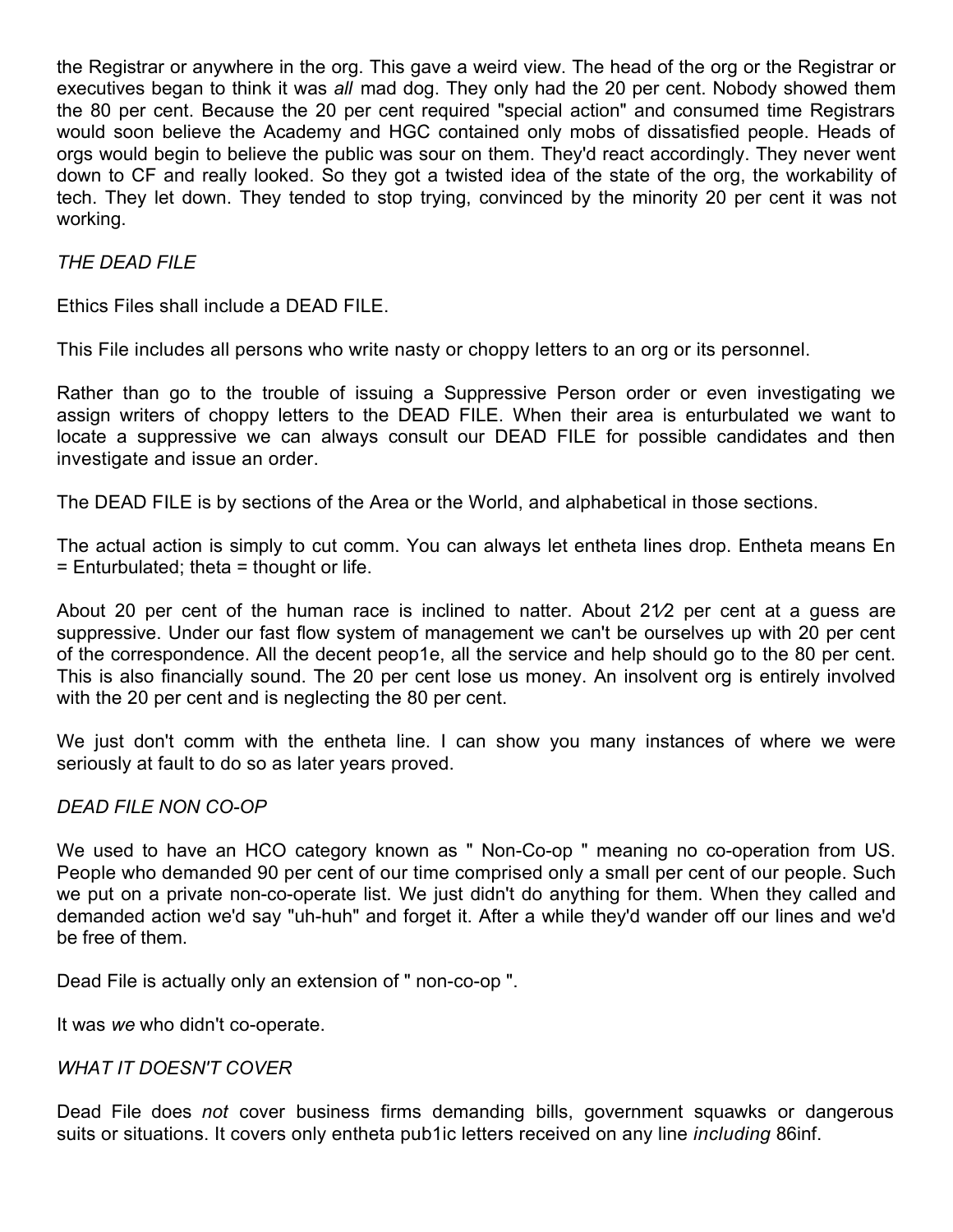the Registrar or anywhere in the org. This gave a weird view. The head of the org or the Registrar or executives began to think it was *all* mad dog. They only had the 20 per cent. Nobody showed them the 80 per cent. Because the 20 per cent required "special action" and consumed time Registrars would soon believe the Academy and HGC contained only mobs of dissatisfied people. Heads of orgs would begin to believe the public was sour on them. They'd react accordingly. They never went down to CF and really looked. So they got a twisted idea of the state of the org, the workability of tech. They let down. They tended to stop trying, convinced by the minority 20 per cent it was not working.

*THE DEAD FILE*

Ethics Files shall include a DEAD FILE.

This File includes all persons who write nasty or choppy letters to an org or its personnel.

Rather than go to the trouble of issuing a Suppressive Person order or even investigating we assign writers of choppy letters to the DEAD FILE. When their area is enturbulated we want to locate a suppressive we can always consult our DEAD FILE for possible candidates and then investigate and issue an order.

The DEAD FILE is by sections of the Area or the World, and alphabetical in those sections.

The actual action is simply to cut comm. You can always let entheta lines drop. Entheta means En = Enturbulated; theta = thought or life.

About 20 per cent of the human race is inclined to natter. About 21⁄2 per cent at a guess are suppressive. Under our fast flow system of management we can't be ourselves up with 20 per cent of the correspondence. All the decent peop1e, all the service and help should go to the 80 per cent. This is also financially sound. The 20 per cent lose us money. An insolvent org is entirely involved with the 20 per cent and is neglecting the 80 per cent.

We just don't comm with the entheta line. I can show you many instances of where we were seriously at fault to do so as later years proved.

*DEAD FILE NON CO-OP*

We used to have an HCO category known as " Non-Co-op " meaning no co-operation from US. People who demanded 90 per cent of our time comprised only a small per cent of our people. Such we put on a private non-co-operate list. We just didn't do anything for them. When they called and demanded action we'd say "uh-huh" and forget it. After a while they'd wander off our lines and we'd be free of them.

Dead File is actually only an extension of " non-co-op ".

It was *we* who didn't co-operate.

*WHAT IT DOESN'T COVER*

Dead File does *not* cover business firms demanding bills, government squawks or dangerous suits or situations. It covers only entheta pub1ic letters received on any line *including* 86inf.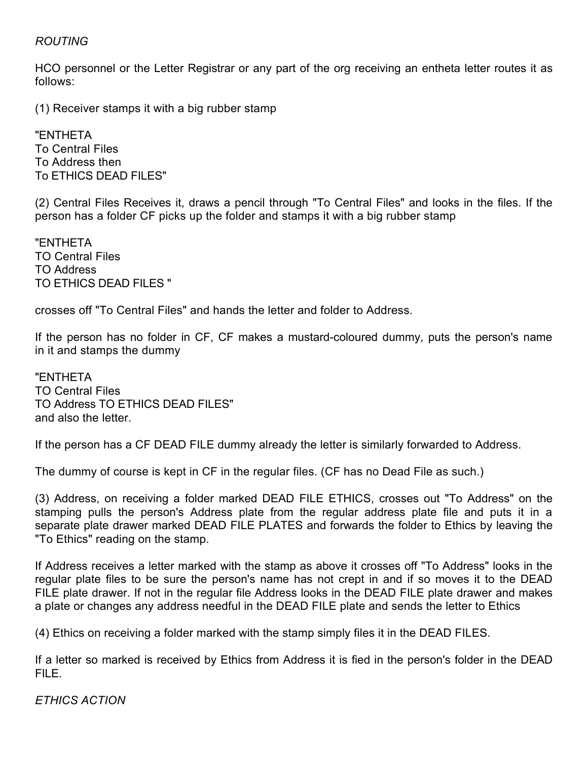*ROUTING*

HCO personnel or the Letter Registrar or any part of the org receiving an entheta letter routes it as follows:

(1) Receiver stamps it with a big rubber stamp

"ENTHETA
To Central Files
To Address then
To ETHICS DEAD FILES"

(2) Central Files Receives it, draws a pencil through "To Central Files" and looks in the files. If the person has a folder CF picks up the folder and stamps it with a big rubber stamp

"ENTHETA
TO Central Files
TO Address
TO ETHICS DEAD FILES "

crosses off "To Central Files" and hands the letter and folder to Address.

If the person has no folder in CF, CF makes a mustard-coloured dummy, puts the person's name in it and stamps the dummy

"ENTHETA
TO Central Files
TO Address TO ETHICS DEAD FILES"
and also the letter.

If the person has a CF DEAD FILE dummy already the letter is similarly forwarded to Address.

The dummy of course is kept in CF in the regular files. (CF has no Dead File as such.)

(3) Address, on receiving a folder marked DEAD FILE ETHICS, crosses out "To Address" on the stamping pulls the person's Address plate from the regular address plate file and puts it in a separate plate drawer marked DEAD FILE PLATES and forwards the folder to Ethics by leaving the "To Ethics" reading on the stamp.

If Address receives a letter marked with the stamp as above it crosses off "To Address" looks in the regular plate files to be sure the person's name has not crept in and if so moves it to the DEAD FILE plate drawer. If not in the regular file Address looks in the DEAD FILE plate drawer and makes a plate or changes any address needful in the DEAD FILE plate and sends the letter to Ethics

(4) Ethics on receiving a folder marked with the stamp simply files it in the DEAD FILES.

If a letter so marked is received by Ethics from Address it is fied in the person's folder in the DEAD FILE.

*ETHICS ACTION*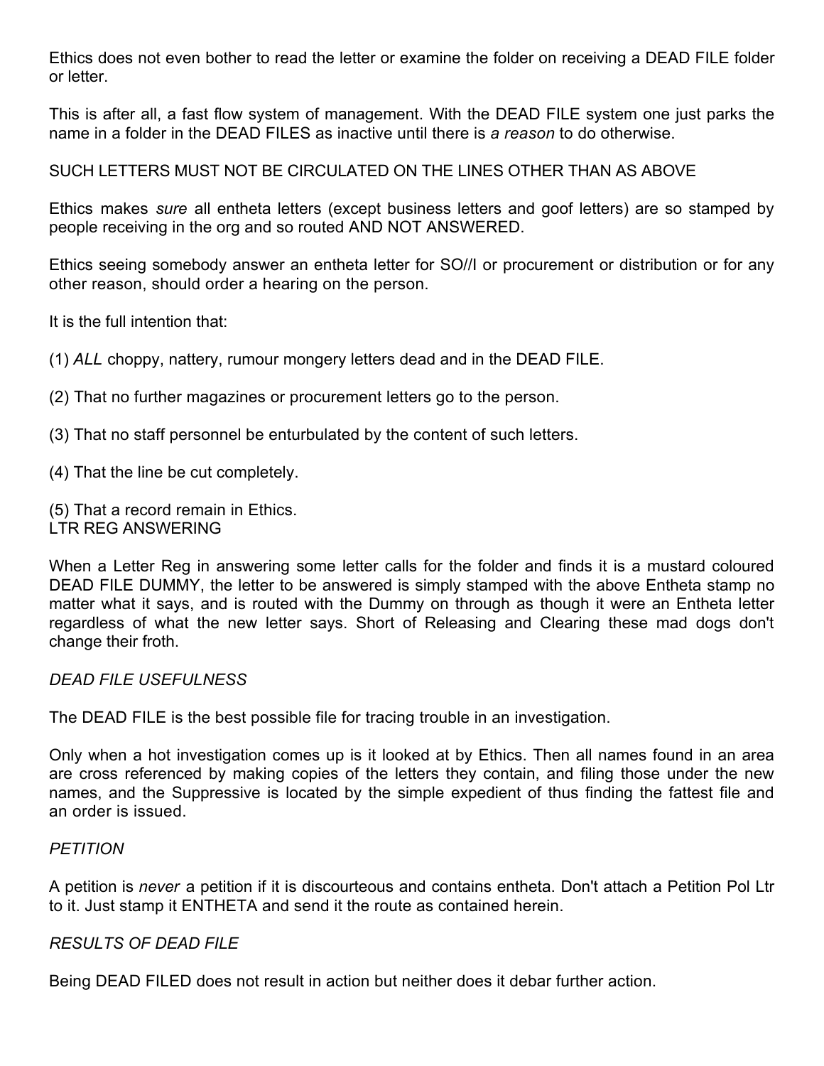Ethics does not even bother to read the letter or examine the folder on receiving a DEAD FILE folder or letter.

This is after all, a fast flow system of management. With the DEAD FILE system one just parks the name in a folder in the DEAD FILES as inactive until there is *a reason* to do otherwise.

SUCH LETTERS MUST NOT BE CIRCULATED ON THE LINES OTHER THAN AS ABOVE

Ethics makes *sure* all entheta letters (except business letters and goof letters) are so stamped by people receiving in the org and so routed AND NOT ANSWERED.

Ethics seeing somebody answer an entheta letter for SO//I or procurement or distribution or for any other reason, should order a hearing on the person.

It is the full intention that:

(1) *ALL* choppy, nattery, rumour mongery letters dead and in the DEAD FILE.

(2) That no further magazines or procurement letters go to the person.

(3) That no staff personnel be enturbulated by the content of such letters.

(4) That the line be cut completely.

(5) That a record remain in Ethics.

LTR REG ANSWERING

When a Letter Reg in answering some letter calls for the folder and finds it is a mustard coloured DEAD FILE DUMMY, the letter to be answered is simply stamped with the above Entheta stamp no matter what it says, and is routed with the Dummy on through as though it were an Entheta letter regardless of what the new letter says. Short of Releasing and Clearing these mad dogs don't change their froth.

*DEAD FILE USEFULNESS*

The DEAD FILE is the best possible file for tracing trouble in an investigation.

Only when a hot investigation comes up is it looked at by Ethics. Then all names found in an area are cross referenced by making copies of the letters they contain, and filing those under the new names, and the Suppressive is located by the simple expedient of thus finding the fattest file and an order is issued.

*PETITION*

A petition is *never* a petition if it is discourteous and contains entheta. Don't attach a Petition Pol Ltr to it. Just stamp it ENTHETA and send it the route as contained herein.

*RESULTS OF DEAD FILE*

Being DEAD FILED does not result in action but neither does it debar further action.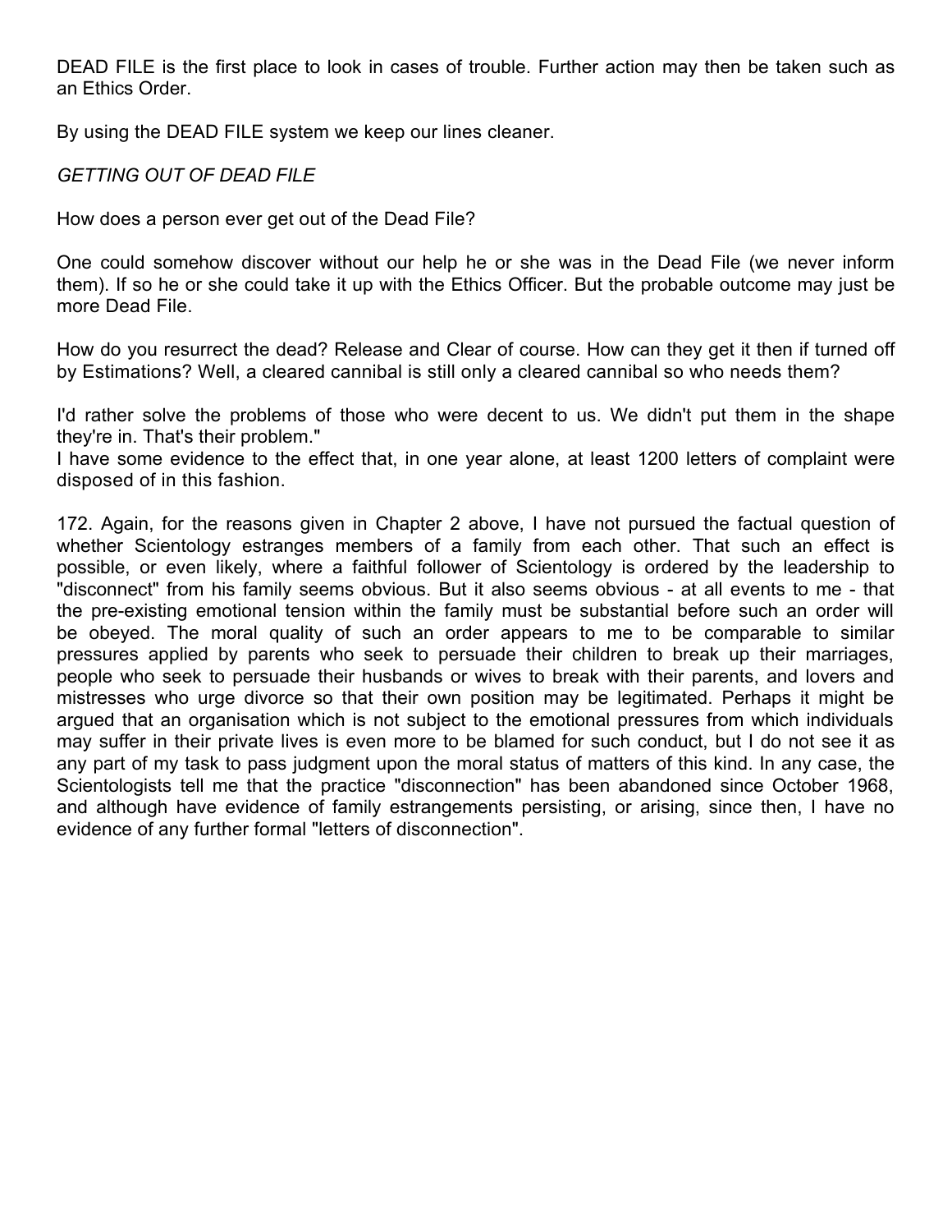DEAD FILE is the first place to look in cases of trouble. Further action may then be taken such as an Ethics Order.

By using the DEAD FILE system we keep our lines cleaner.

*GETTING OUT OF DEAD FILE*

How does a person ever get out of the Dead File?

One could somehow discover without our help he or she was in the Dead File (we never inform them). If so he or she could take it up with the Ethics Officer. But the probable outcome may just be more Dead File.

How do you resurrect the dead? Release and Clear of course. How can they get it then if turned off by Estimations? Well, a cleared cannibal is still only a cleared cannibal so who needs them?

I'd rather solve the problems of those who were decent to us. We didn't put them in the shape they're in. That's their problem."
I have some evidence to the effect that, in one year alone, at least 1200 letters of complaint were disposed of in this fashion.

172. Again, for the reasons given in Chapter 2 above, I have not pursued the factual question of whether Scientology estranges members of a family from each other. That such an effect is possible, or even likely, where a faithful follower of Scientology is ordered by the leadership to "disconnect" from his family seems obvious. But it also seems obvious - at all events to me - that the pre-existing emotional tension within the family must be substantial before such an order will be obeyed. The moral quality of such an order appears to me to be comparable to similar pressures applied by parents who seek to persuade their children to break up their marriages, people who seek to persuade their husbands or wives to break with their parents, and lovers and mistresses who urge divorce so that their own position may be legitimated. Perhaps it might be argued that an organisation which is not subject to the emotional pressures from which individuals may suffer in their private lives is even more to be blamed for such conduct, but I do not see it as any part of my task to pass judgment upon the moral status of matters of this kind. In any case, the Scientologists tell me that the practice "disconnection" has been abandoned since October 1968, and although have evidence of family estrangements persisting, or arising, since then, I have no evidence of any further formal "letters of disconnection".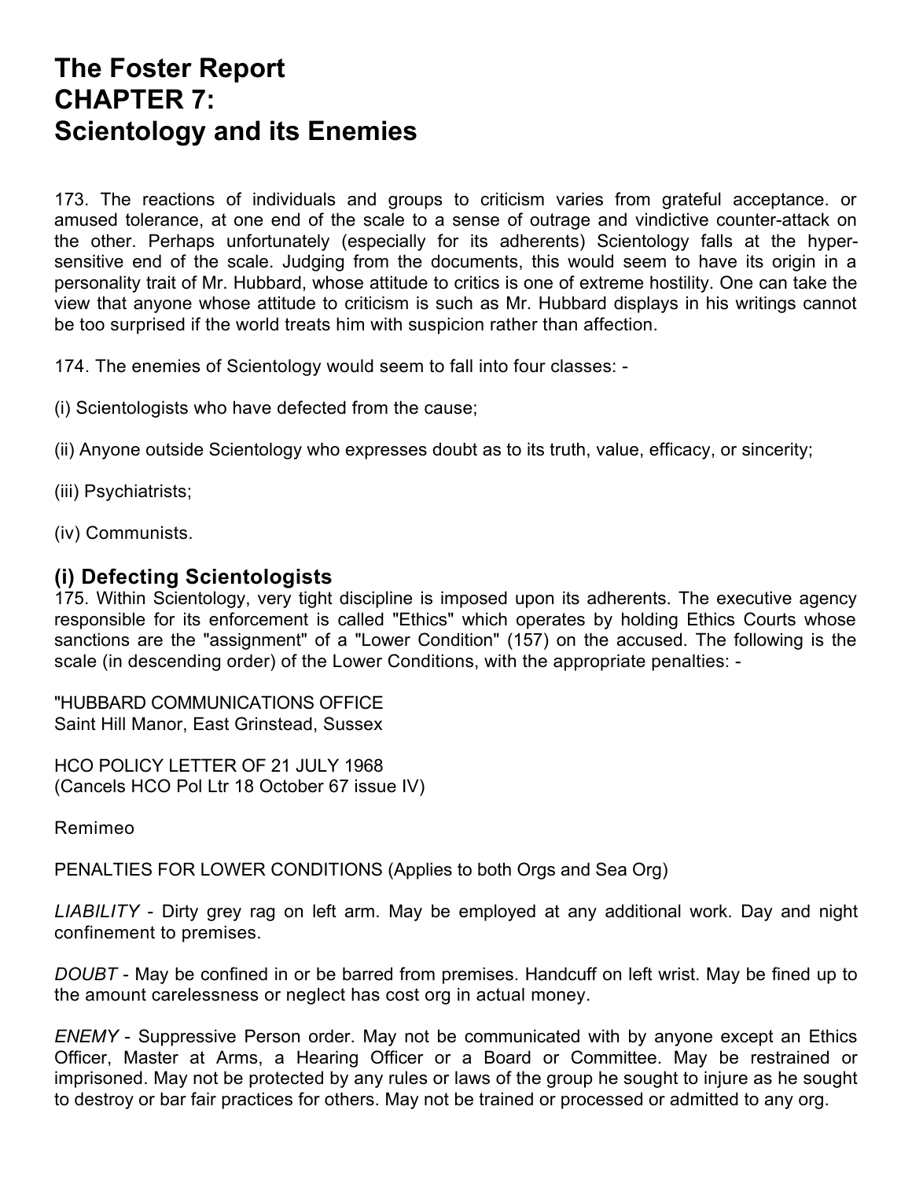# The Foster Report
# CHAPTER 7:
# Scientology and its Enemies

173. The reactions of individuals and groups to criticism varies from grateful acceptance. or amused tolerance, at one end of the scale to a sense of outrage and vindictive counter-attack on the other. Perhaps unfortunately (especially for its adherents) Scientology falls at the hyper-sensitive end of the scale. Judging from the documents, this would seem to have its origin in a personality trait of Mr. Hubbard, whose attitude to critics is one of extreme hostility. One can take the view that anyone whose attitude to criticism is such as Mr. Hubbard displays in his writings cannot be too surprised if the world treats him with suspicion rather than affection.

174. The enemies of Scientology would seem to fall into four classes: -

(i) Scientologists who have defected from the cause;

(ii) Anyone outside Scientology who expresses doubt as to its truth, value, efficacy, or sincerity;

(iii) Psychiatrists;

(iv) Communists.

### (i) Defecting Scientologists

175. Within Scientology, very tight discipline is imposed upon its adherents. The executive agency responsible for its enforcement is called "Ethics" which operates by holding Ethics Courts whose sanctions are the "assignment" of a "Lower Condition" (157) on the accused. The following is the scale (in descending order) of the Lower Conditions, with the appropriate penalties: -

"HUBBARD COMMUNICATIONS OFFICE
Saint Hill Manor, East Grinstead, Sussex

HCO POLICY LETTER OF 21 JULY 1968
(Cancels HCO Pol Ltr 18 October 67 issue IV)

Remimeo

PENALTIES FOR LOWER CONDITIONS (Applies to both Orgs and Sea Org)

*LIABILITY* - Dirty grey rag on left arm. May be employed at any additional work. Day and night confinement to premises.

*DOUBT* - May be confined in or be barred from premises. Handcuff on left wrist. May be fined up to the amount carelessness or neglect has cost org in actual money.

*ENEMY* - Suppressive Person order. May not be communicated with by anyone except an Ethics Officer, Master at Arms, a Hearing Officer or a Board or Committee. May be restrained or imprisoned. May not be protected by any rules or laws of the group he sought to injure as he sought to destroy or bar fair practices for others. May not be trained or processed or admitted to any org.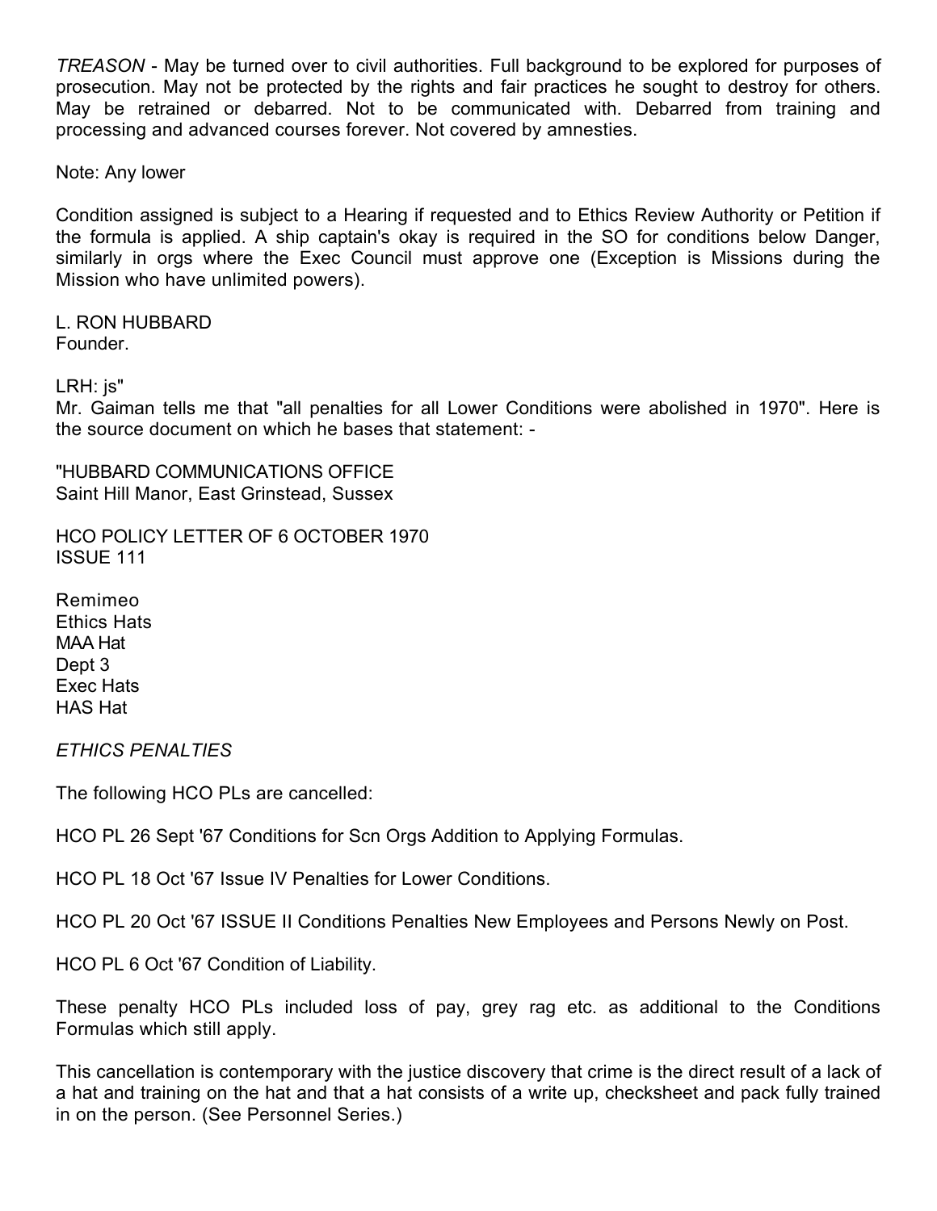*TREASON* - May be turned over to civil authorities. Full background to be explored for purposes of prosecution. May not be protected by the rights and fair practices he sought to destroy for others. May be retrained or debarred. Not to be communicated with. Debarred from training and processing and advanced courses forever. Not covered by amnesties.

Note: Any lower

Condition assigned is subject to a Hearing if requested and to Ethics Review Authority or Petition if the formula is applied. A ship captain's okay is required in the SO for conditions below Danger, similarly in orgs where the Exec Council must approve one (Exception is Missions during the Mission who have unlimited powers).

L. RON HUBBARD
Founder.

LRH: js"

Mr. Gaiman tells me that "all penalties for all Lower Conditions were abolished in 1970". Here is the source document on which he bases that statement: -

"HUBBARD COMMUNICATIONS OFFICE
Saint Hill Manor, East Grinstead, Sussex

HCO POLICY LETTER OF 6 OCTOBER 1970
ISSUE 111

Remimeo
Ethics Hats
MAA Hat
Dept 3
Exec Hats
HAS Hat

*ETHICS PENALTIES*

The following HCO PLs are cancelled:

HCO PL 26 Sept '67 Conditions for Scn Orgs Addition to Applying Formulas.

HCO PL 18 Oct '67 Issue IV Penalties for Lower Conditions.

HCO PL 20 Oct '67 ISSUE II Conditions Penalties New Employees and Persons Newly on Post.

HCO PL 6 Oct '67 Condition of Liability.

These penalty HCO PLs included loss of pay, grey rag etc. as additional to the Conditions Formulas which still apply.

This cancellation is contemporary with the justice discovery that crime is the direct result of a lack of a hat and training on the hat and that a hat consists of a write up, checksheet and pack fully trained in on the person. (See Personnel Series.)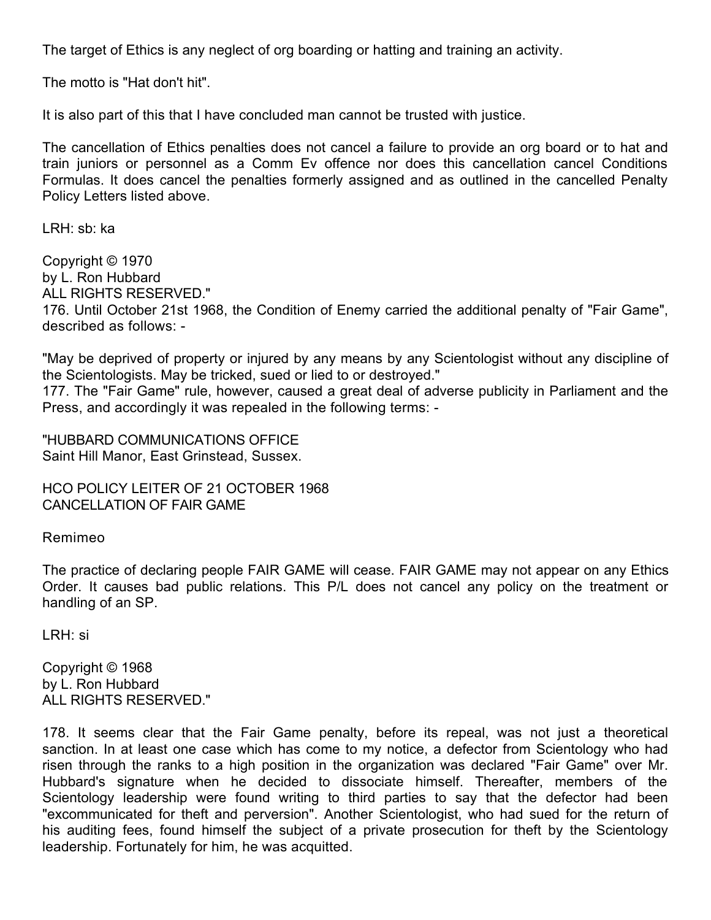The target of Ethics is any neglect of org boarding or hatting and training an activity.

The motto is "Hat don't hit".

It is also part of this that I have concluded man cannot be trusted with justice.

The cancellation of Ethics penalties does not cancel a failure to provide an org board or to hat and train juniors or personnel as a Comm Ev offence nor does this cancellation cancel Conditions Formulas. It does cancel the penalties formerly assigned and as outlined in the cancelled Penalty Policy Letters listed above.

LRH: sb: ka

Copyright © 1970
by L. Ron Hubbard
ALL RIGHTS RESERVED."

176. Until October 21st 1968, the Condition of Enemy carried the additional penalty of "Fair Game", described as follows: -

"May be deprived of property or injured by any means by any Scientologist without any discipline of the Scientologists. May be tricked, sued or lied to or destroyed."

177. The "Fair Game" rule, however, caused a great deal of adverse publicity in Parliament and the Press, and accordingly it was repealed in the following terms: -

"HUBBARD COMMUNICATIONS OFFICE
Saint Hill Manor, East Grinstead, Sussex.

HCO POLICY LEITER OF 21 OCTOBER 1968
CANCELLATION OF FAIR GAME

Remimeo

The practice of declaring people FAIR GAME will cease. FAIR GAME may not appear on any Ethics Order. It causes bad public relations. This P/L does not cancel any policy on the treatment or handling of an SP.

LRH: si

Copyright © 1968
by L. Ron Hubbard
ALL RIGHTS RESERVED."

178. It seems clear that the Fair Game penalty, before its repeal, was not just a theoretical sanction. In at least one case which has come to my notice, a defector from Scientology who had risen through the ranks to a high position in the organization was declared "Fair Game" over Mr. Hubbard's signature when he decided to dissociate himself. Thereafter, members of the Scientology leadership were found writing to third parties to say that the defector had been "excommunicated for theft and perversion". Another Scientologist, who had sued for the return of his auditing fees, found himself the subject of a private prosecution for theft by the Scientology leadership. Fortunately for him, he was acquitted.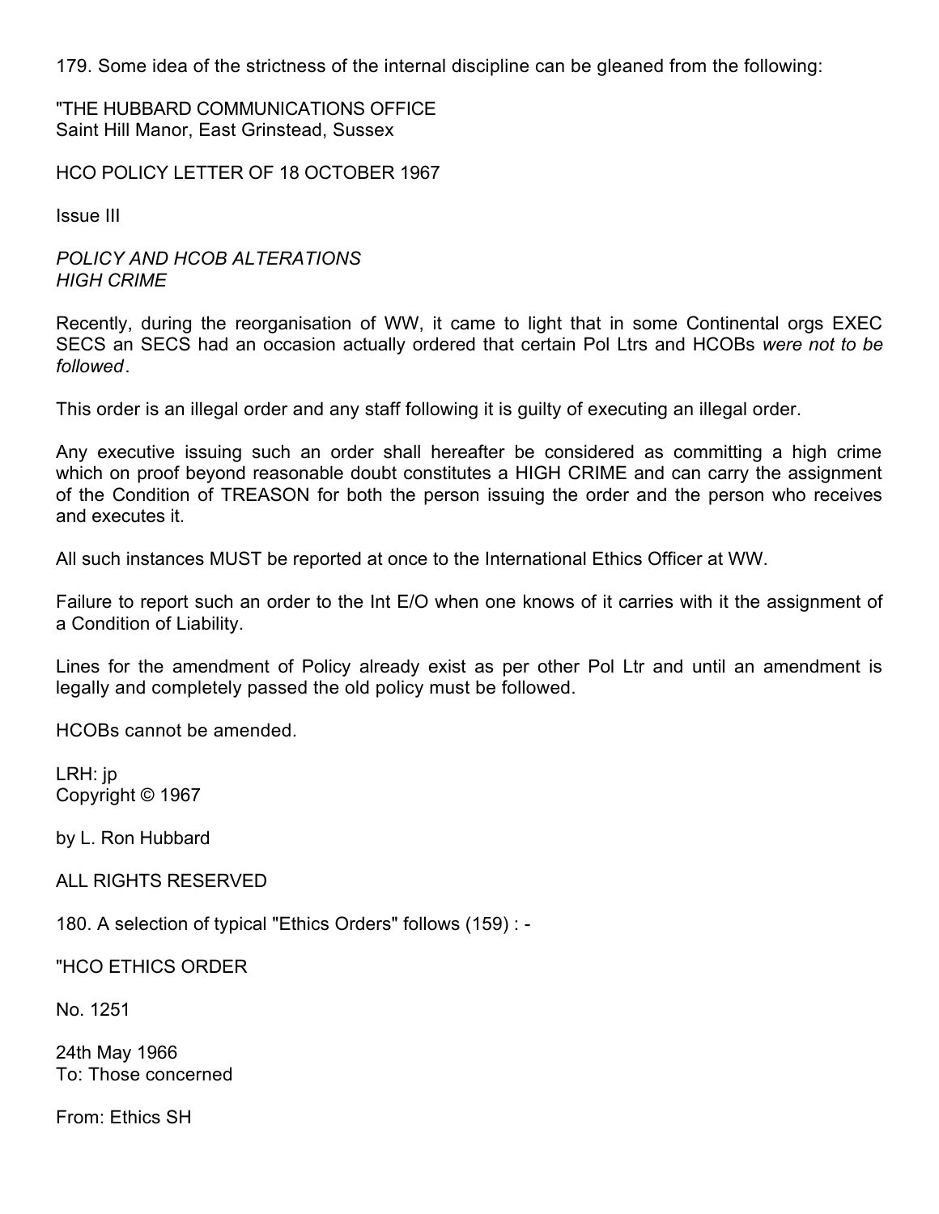179. Some idea of the strictness of the internal discipline can be gleaned from the following:

"THE HUBBARD COMMUNICATIONS OFFICE
Saint Hill Manor, East Grinstead, Sussex

HCO POLICY LETTER OF 18 OCTOBER 1967

Issue III

*POLICY AND HCOB ALTERATIONS*
*HIGH CRIME*

Recently, during the reorganisation of WW, it came to light that in some Continental orgs EXEC SECS an SECS had an occasion actually ordered that certain Pol Ltrs and HCOBs *were not to be followed*.

This order is an illegal order and any staff following it is guilty of executing an illegal order.

Any executive issuing such an order shall hereafter be considered as committing a high crime which on proof beyond reasonable doubt constitutes a HIGH CRIME and can carry the assignment of the Condition of TREASON for both the person issuing the order and the person who receives and executes it.

All such instances MUST be reported at once to the International Ethics Officer at WW.

Failure to report such an order to the Int E/O when one knows of it carries with it the assignment of a Condition of Liability.

Lines for the amendment of Policy already exist as per other Pol Ltr and until an amendment is legally and completely passed the old policy must be followed.

HCOBs cannot be amended.

LRH: jp
Copyright © 1967

by L. Ron Hubbard

ALL RIGHTS RESERVED

180. A selection of typical "Ethics Orders" follows (159) : -

"HCO ETHICS ORDER

No. 1251

24th May 1966
To: Those concerned

From: Ethics SH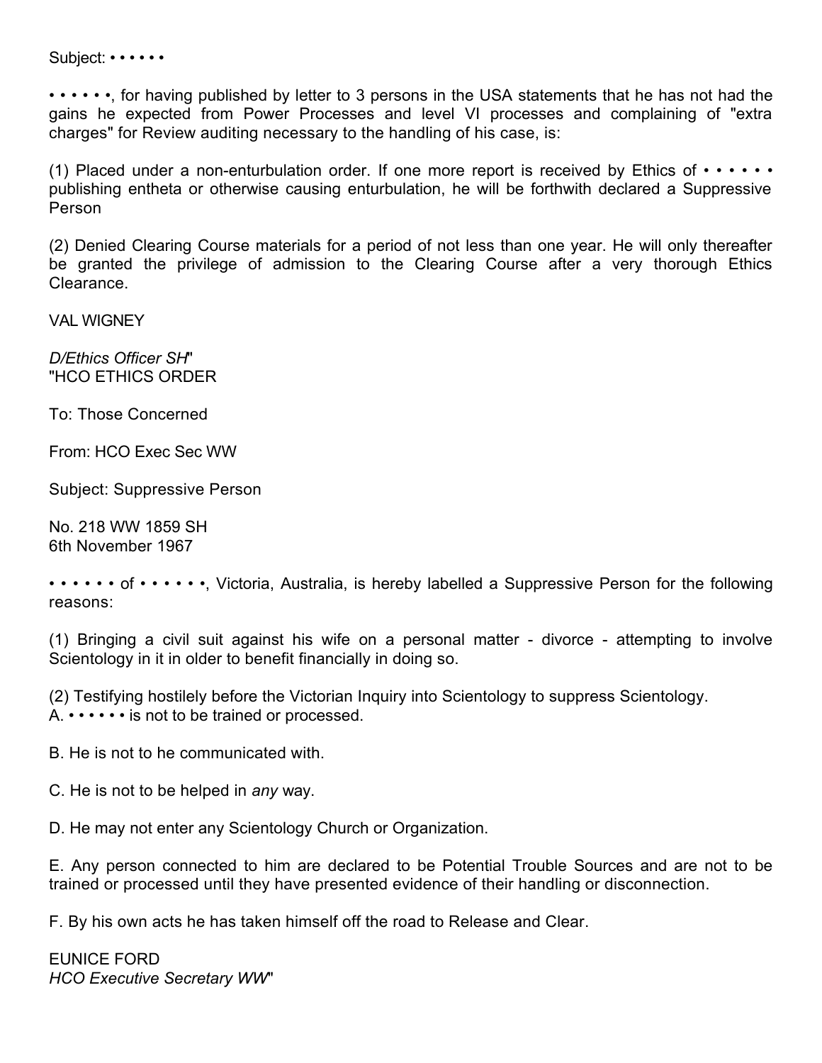Subject: • • • • • •

• • • • • •, for having published by letter to 3 persons in the USA statements that he has not had the gains he expected from Power Processes and level VI processes and complaining of "extra charges" for Review auditing necessary to the handling of his case, is:

(1) Placed under a non-enturbulation order. If one more report is received by Ethics of • • • • • • publishing entheta or otherwise causing enturbulation, he will be forthwith declared a Suppressive Person

(2) Denied Clearing Course materials for a period of not less than one year. He will only thereafter be granted the privilege of admission to the Clearing Course after a very thorough Ethics Clearance.

VAL WIGNEY

*D/Ethics Officer SH*"
"HCO ETHICS ORDER

To: Those Concerned

From: HCO Exec Sec WW

Subject: Suppressive Person

No. 218 WW 1859 SH
6th November 1967

• • • • • • of • • • • • •, Victoria, Australia, is hereby labelled a Suppressive Person for the following reasons:

(1) Bringing a civil suit against his wife on a personal matter - divorce - attempting to involve Scientology in it in older to benefit financially in doing so.

(2) Testifying hostilely before the Victorian Inquiry into Scientology to suppress Scientology.
A. • • • • • • is not to be trained or processed.

B. He is not to he communicated with.

C. He is not to be helped in *any* way.

D. He may not enter any Scientology Church or Organization.

E. Any person connected to him are declared to be Potential Trouble Sources and are not to be trained or processed until they have presented evidence of their handling or disconnection.

F. By his own acts he has taken himself off the road to Release and Clear.

EUNICE FORD
*HCO Executive Secretary WW*"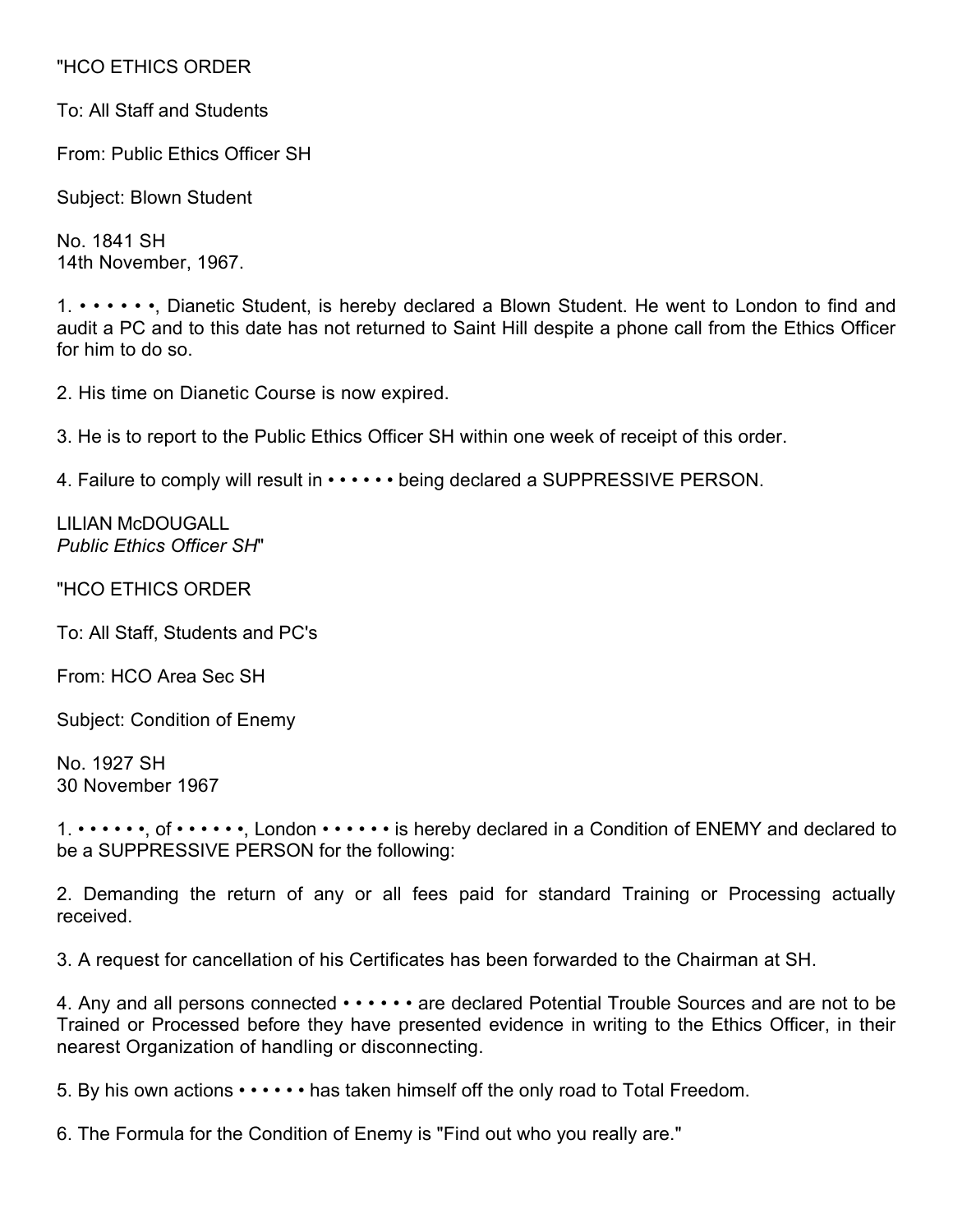"HCO ETHICS ORDER

To: All Staff and Students

From: Public Ethics Officer SH

Subject: Blown Student

No. 1841 SH
14th November, 1967.

1. • • • • • •, Dianetic Student, is hereby declared a Blown Student. He went to London to find and audit a PC and to this date has not returned to Saint Hill despite a phone call from the Ethics Officer for him to do so.

2. His time on Dianetic Course is now expired.

3. He is to report to the Public Ethics Officer SH within one week of receipt of this order.

4. Failure to comply will result in • • • • • • being declared a SUPPRESSIVE PERSON.

LILIAN McDOUGALL
*Public Ethics Officer SH*"

"HCO ETHICS ORDER

To: All Staff, Students and PC's

From: HCO Area Sec SH

Subject: Condition of Enemy

No. 1927 SH
30 November 1967

1. • • • • • •, of • • • • • •, London • • • • • • is hereby declared in a Condition of ENEMY and declared to be a SUPPRESSIVE PERSON for the following:

2. Demanding the return of any or all fees paid for standard Training or Processing actually received.

3. A request for cancellation of his Certificates has been forwarded to the Chairman at SH.

4. Any and all persons connected • • • • • • are declared Potential Trouble Sources and are not to be Trained or Processed before they have presented evidence in writing to the Ethics Officer, in their nearest Organization of handling or disconnecting.

5. By his own actions • • • • • • has taken himself off the only road to Total Freedom.

6. The Formula for the Condition of Enemy is "Find out who you really are."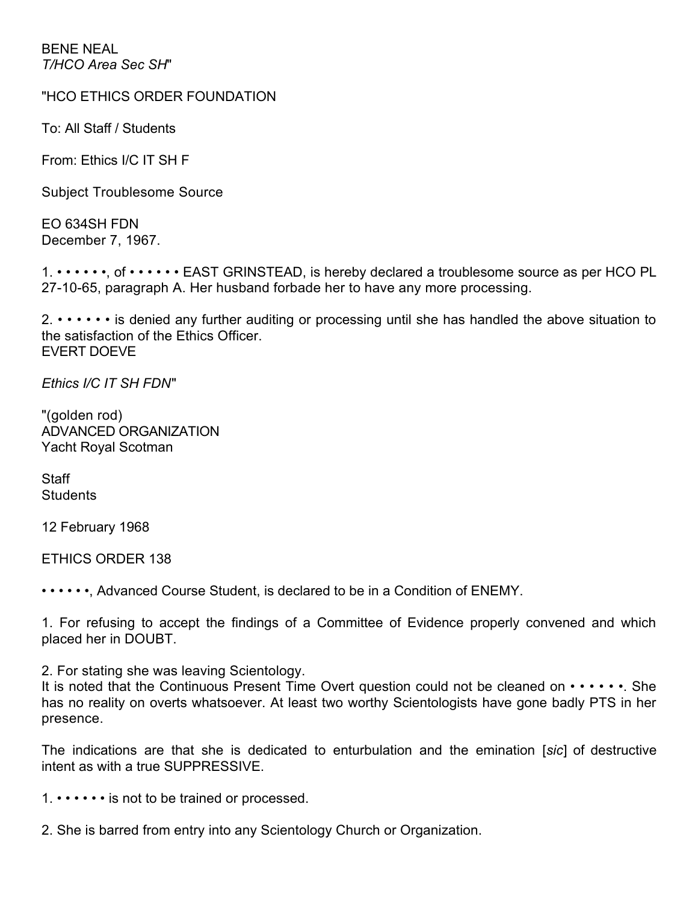BENE NEAL
*T/HCO Area Sec SH*"

"HCO ETHICS ORDER FOUNDATION

To: All Staff / Students

From: Ethics I/C IT SH F

Subject Troublesome Source

EO 634SH FDN
December 7, 1967.

1. • • • • • •, of • • • • • • EAST GRINSTEAD, is hereby declared a troublesome source as per HCO PL 27-10-65, paragraph A. Her husband forbade her to have any more processing.

2. • • • • • • is denied any further auditing or processing until she has handled the above situation to the satisfaction of the Ethics Officer.
EVERT DOEVE

*Ethics I/C IT SH FDN*"

"(golden rod)
ADVANCED ORGANIZATION
Yacht Royal Scotman

Staff
Students

12 February 1968

ETHICS ORDER 138

• • • • • •, Advanced Course Student, is declared to be in a Condition of ENEMY.

1. For refusing to accept the findings of a Committee of Evidence properly convened and which placed her in DOUBT.

2. For stating she was leaving Scientology.
It is noted that the Continuous Present Time Overt question could not be cleaned on • • • • • •. She has no reality on overts whatsoever. At least two worthy Scientologists have gone badly PTS in her presence.

The indications are that she is dedicated to enturbulation and the emination [*sic*] of destructive intent as with a true SUPPRESSIVE.

1. • • • • • • is not to be trained or processed.

2. She is barred from entry into any Scientology Church or Organization.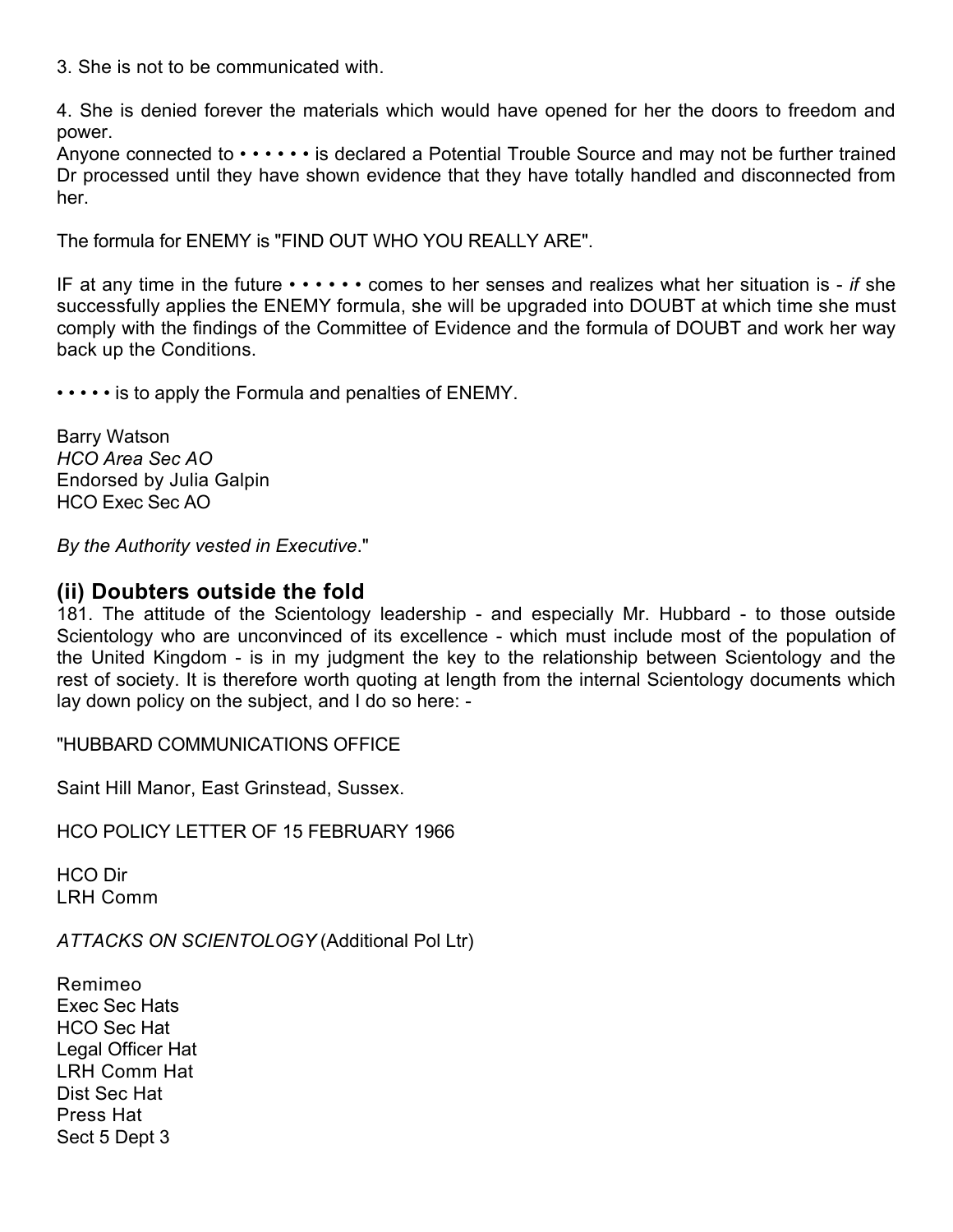3. She is not to be communicated with.

4. She is denied forever the materials which would have opened for her the doors to freedom and power.

Anyone connected to • • • • • • is declared a Potential Trouble Source and may not be further trained Dr processed until they have shown evidence that they have totally handled and disconnected from her.

The formula for ENEMY is "FIND OUT WHO YOU REALLY ARE".

IF at any time in the future • • • • • • comes to her senses and realizes what her situation is - *if* she successfully applies the ENEMY formula, she will be upgraded into DOUBT at which time she must comply with the findings of the Committee of Evidence and the formula of DOUBT and work her way back up the Conditions.

• • • • • is to apply the Formula and penalties of ENEMY.

Barry Watson
*HCO Area Sec AO*
Endorsed by Julia Galpin
HCO Exec Sec AO

*By the Authority vested in Executive*."

## (ii) Doubters outside the fold

181. The attitude of the Scientology leadership - and especially Mr. Hubbard - to those outside Scientology who are unconvinced of its excellence - which must include most of the population of the United Kingdom - is in my judgment the key to the relationship between Scientology and the rest of society. It is therefore worth quoting at length from the internal Scientology documents which lay down policy on the subject, and I do so here: -

"HUBBARD COMMUNICATIONS OFFICE

Saint Hill Manor, East Grinstead, Sussex.

HCO POLICY LETTER OF 15 FEBRUARY 1966

HCO Dir
LRH Comm

*ATTACKS ON SCIENTOLOGY* (Additional Pol Ltr)

Remimeo
Exec Sec Hats
HCO Sec Hat
Legal Officer Hat
LRH Comm Hat
Dist Sec Hat
Press Hat
Sect 5 Dept 3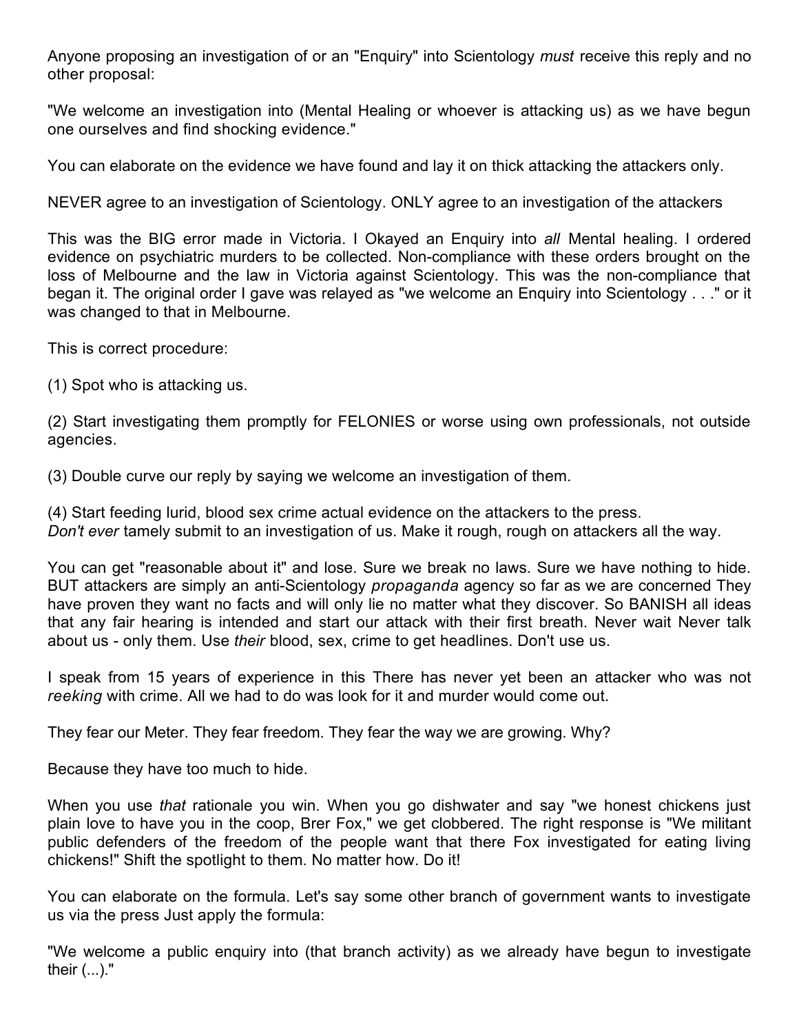Anyone proposing an investigation of or an "Enquiry" into Scientology *must* receive this reply and no other proposal:

"We welcome an investigation into (Mental Healing or whoever is attacking us) as we have begun one ourselves and find shocking evidence."

You can elaborate on the evidence we have found and lay it on thick attacking the attackers only.

NEVER agree to an investigation of Scientology. ONLY agree to an investigation of the attackers

This was the BIG error made in Victoria. I Okayed an Enquiry into *all* Mental healing. I ordered evidence on psychiatric murders to be collected. Non-compliance with these orders brought on the loss of Melbourne and the law in Victoria against Scientology. This was the non-compliance that began it. The original order I gave was relayed as "we welcome an Enquiry into Scientology . . ." or it was changed to that in Melbourne.

This is correct procedure:

(1) Spot who is attacking us.

(2) Start investigating them promptly for FELONIES or worse using own professionals, not outside agencies.

(3) Double curve our reply by saying we welcome an investigation of them.

(4) Start feeding lurid, blood sex crime actual evidence on the attackers to the press.
*Don't ever* tamely submit to an investigation of us. Make it rough, rough on attackers all the way.

You can get "reasonable about it" and lose. Sure we break no laws. Sure we have nothing to hide. BUT attackers are simply an anti-Scientology *propaganda* agency so far as we are concerned They have proven they want no facts and will only lie no matter what they discover. So BANISH all ideas that any fair hearing is intended and start our attack with their first breath. Never wait Never talk about us - only them. Use *their* blood, sex, crime to get headlines. Don't use us.

I speak from 15 years of experience in this There has never yet been an attacker who was not *reeking* with crime. All we had to do was look for it and murder would come out.

They fear our Meter. They fear freedom. They fear the way we are growing. Why?

Because they have too much to hide.

When you use *that* rationale you win. When you go dishwater and say "we honest chickens just plain love to have you in the coop, Brer Fox," we get clobbered. The right response is "We militant public defenders of the freedom of the people want that there Fox investigated for eating living chickens!" Shift the spotlight to them. No matter how. Do it!

You can elaborate on the formula. Let's say some other branch of government wants to investigate us via the press Just apply the formula:

"We welcome a public enquiry into (that branch activity) as we already have begun to investigate their (...)."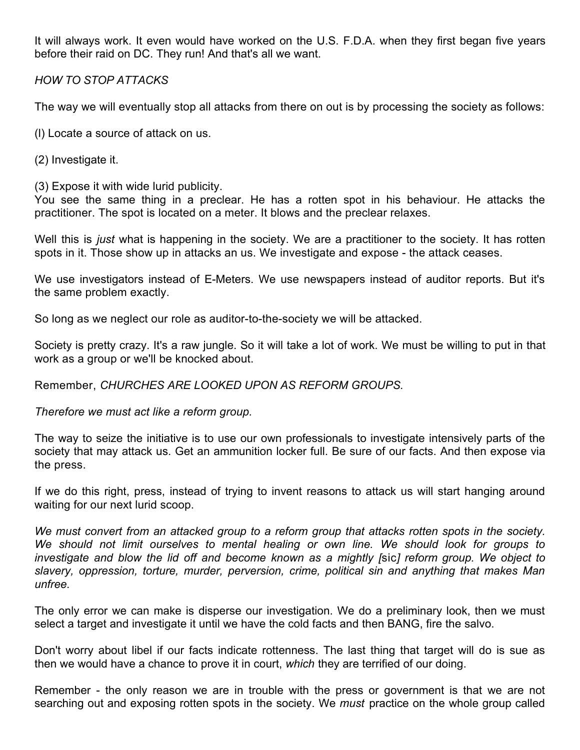It will always work. It even would have worked on the U.S. F.D.A. when they first began five years before their raid on DC. They run! And that's all we want.

*HOW TO STOP ATTACKS*

The way we will eventually stop all attacks from there on out is by processing the society as follows:

(l) Locate a source of attack on us.

(2) Investigate it.

(3) Expose it with wide lurid publicity.
You see the same thing in a preclear. He has a rotten spot in his behaviour. He attacks the practitioner. The spot is located on a meter. It blows and the preclear relaxes.

Well this is *just* what is happening in the society. We are a practitioner to the society. It has rotten spots in it. Those show up in attacks an us. We investigate and expose - the attack ceases.

We use investigators instead of E-Meters. We use newspapers instead of auditor reports. But it's the same problem exactly.

So long as we neglect our role as auditor-to-the-society we will be attacked.

Society is pretty crazy. It's a raw jungle. So it will take a lot of work. We must be willing to put in that work as a group or we'll be knocked about.

Remember, *CHURCHES ARE LOOKED UPON AS REFORM GROUPS*.

*Therefore we must act like a reform group.*

The way to seize the initiative is to use our own professionals to investigate intensively parts of the society that may attack us. Get an ammunition locker full. Be sure of our facts. And then expose via the press.

If we do this right, press, instead of trying to invent reasons to attack us will start hanging around waiting for our next lurid scoop.

*We must convert from an attacked group to a reform group that attacks rotten spots in the society. We should not limit ourselves to mental healing or own line. We should look for groups to investigate and blow the lid off and become known as a mightly [*sic*] reform group. We object to slavery, oppression, torture, murder, perversion, crime, political sin and anything that makes Man unfree.*

The only error we can make is disperse our investigation. We do a preliminary look, then we must select a target and investigate it until we have the cold facts and then BANG, fire the salvo.

Don't worry about libel if our facts indicate rottenness. The last thing that target will do is sue as then we would have a chance to prove it in court, *which* they are terrified of our doing.

Remember - the only reason we are in trouble with the press or government is that we are not searching out and exposing rotten spots in the society. We *must* practice on the whole group called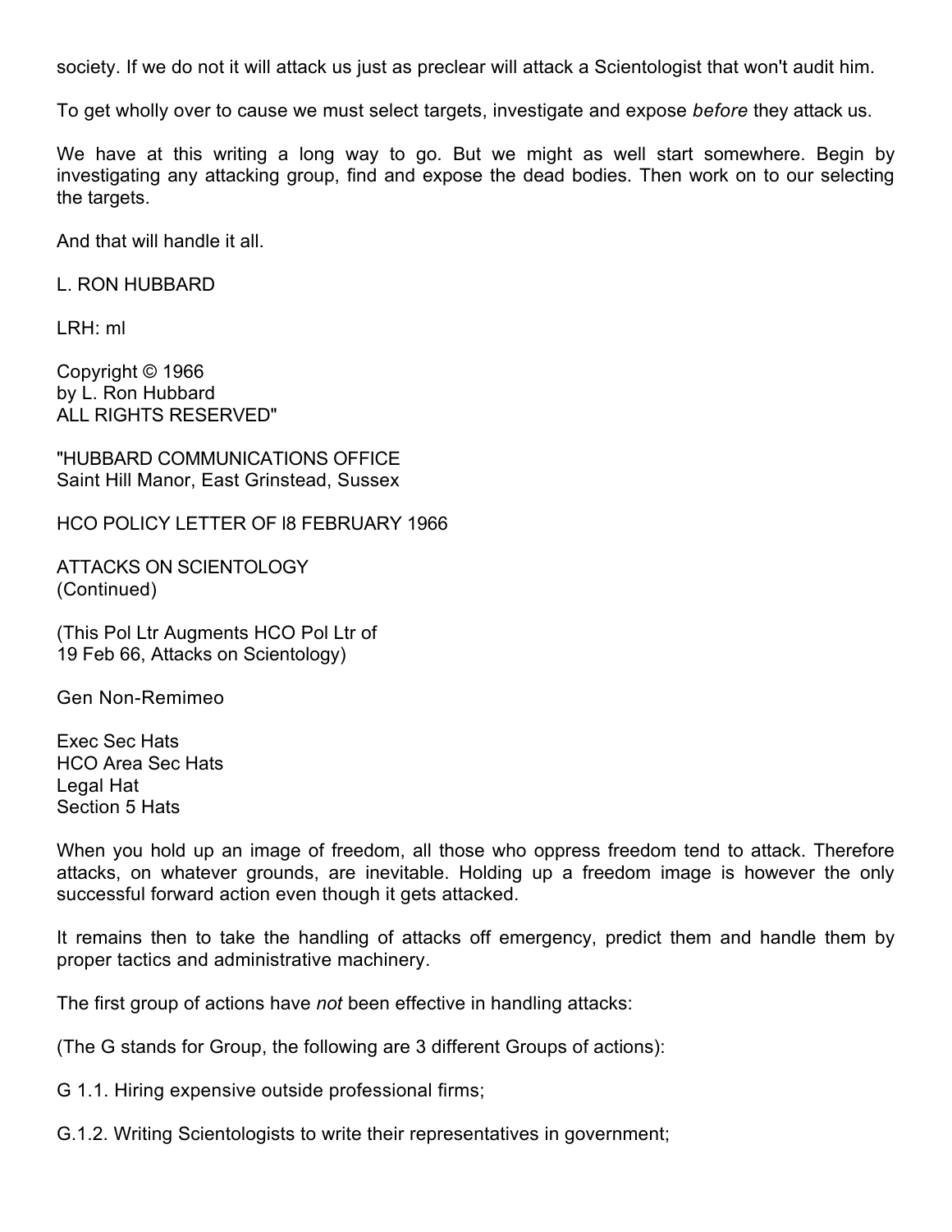society. If we do not it will attack us just as preclear will attack a Scientologist that won't audit him.

To get wholly over to cause we must select targets, investigate and expose *before* they attack us.

We have at this writing a long way to go. But we might as well start somewhere. Begin by investigating any attacking group, find and expose the dead bodies. Then work on to our selecting the targets.

And that will handle it all.

L. RON HUBBARD

LRH: ml

Copyright © 1966
by L. Ron Hubbard
ALL RIGHTS RESERVED"

"HUBBARD COMMUNICATIONS OFFICE
Saint Hill Manor, East Grinstead, Sussex

HCO POLICY LETTER OF l8 FEBRUARY 1966

ATTACKS ON SCIENTOLOGY
(Continued)

(This Pol Ltr Augments HCO Pol Ltr of
19 Feb 66, Attacks on Scientology)

Gen Non-Remimeo

Exec Sec Hats
HCO Area Sec Hats
Legal Hat
Section 5 Hats

When you hold up an image of freedom, all those who oppress freedom tend to attack. Therefore attacks, on whatever grounds, are inevitable. Holding up a freedom image is however the only successful forward action even though it gets attacked.

It remains then to take the handling of attacks off emergency, predict them and handle them by proper tactics and administrative machinery.

The first group of actions have *not* been effective in handling attacks:

(The G stands for Group, the following are 3 different Groups of actions):

G 1.1. Hiring expensive outside professional firms;

G.1.2. Writing Scientologists to write their representatives in government;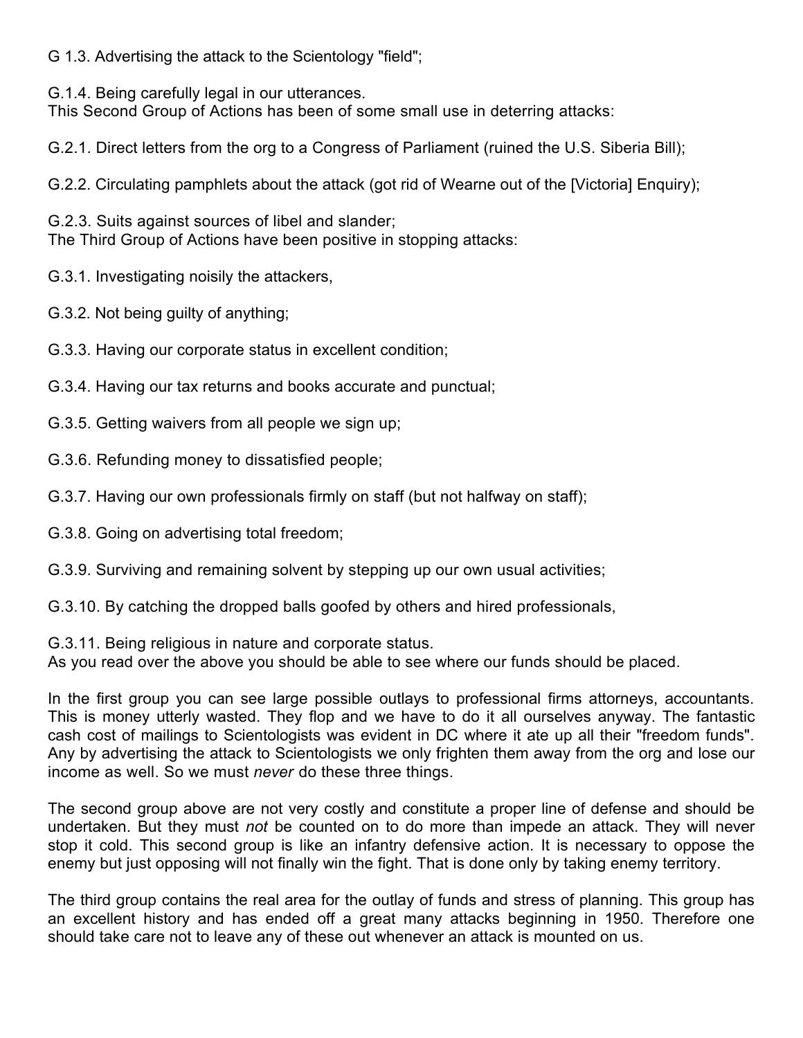G 1.3. Advertising the attack to the Scientology "field";

G.1.4. Being carefully legal in our utterances.
This Second Group of Actions has been of some small use in deterring attacks:

G.2.1. Direct letters from the org to a Congress of Parliament (ruined the U.S. Siberia Bill);

G.2.2. Circulating pamphlets about the attack (got rid of Wearne out of the [Victoria] Enquiry);

G.2.3. Suits against sources of libel and slander;
The Third Group of Actions have been positive in stopping attacks:

G.3.1. Investigating noisily the attackers,

G.3.2. Not being guilty of anything;

G.3.3. Having our corporate status in excellent condition;

G.3.4. Having our tax returns and books accurate and punctual;

G.3.5. Getting waivers from all people we sign up;

G.3.6. Refunding money to dissatisfied people;

G.3.7. Having our own professionals firmly on staff (but not halfway on staff);

G.3.8. Going on advertising total freedom;

G.3.9. Surviving and remaining solvent by stepping up our own usual activities;

G.3.10. By catching the dropped balls goofed by others and hired professionals,

G.3.11. Being religious in nature and corporate status.
As you read over the above you should be able to see where our funds should be placed.

In the first group you can see large possible outlays to professional firms attorneys, accountants. This is money utterly wasted. They flop and we have to do it all ourselves anyway. The fantastic cash cost of mailings to Scientologists was evident in DC where it ate up all their "freedom funds". Any by advertising the attack to Scientologists we only frighten them away from the org and lose our income as well. So we must *never* do these three things.

The second group above are not very costly and constitute a proper line of defense and should be undertaken. But they must *not* be counted on to do more than impede an attack. They will never stop it cold. This second group is like an infantry defensive action. It is necessary to oppose the enemy but just opposing will not finally win the fight. That is done only by taking enemy territory.

The third group contains the real area for the outlay of funds and stress of planning. This group has an excellent history and has ended off a great many attacks beginning in 1950. Therefore one should take care not to leave any of these out whenever an attack is mounted on us.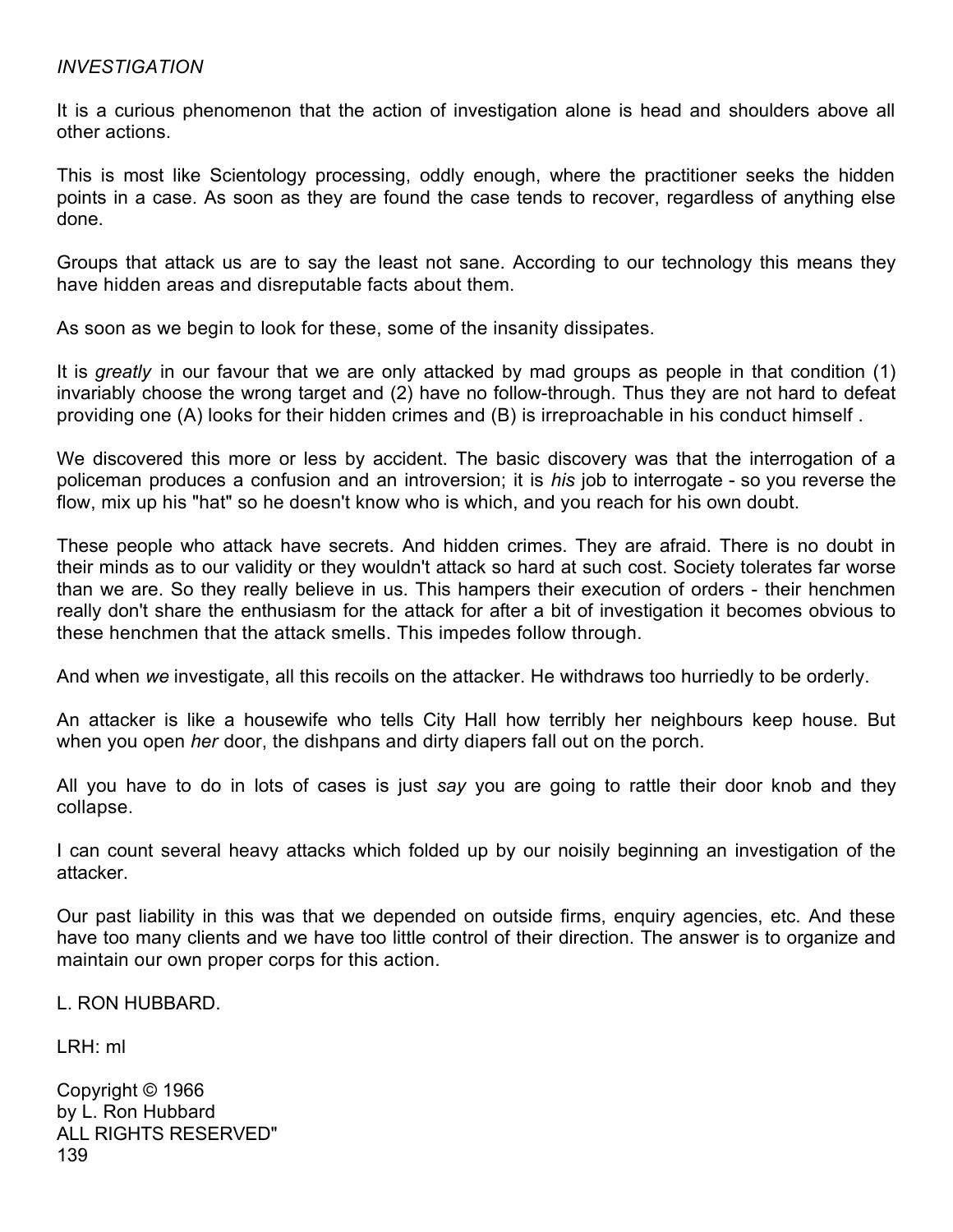*INVESTIGATION*

It is a curious phenomenon that the action of investigation alone is head and shoulders above all other actions.

This is most like Scientology processing, oddly enough, where the practitioner seeks the hidden points in a case. As soon as they are found the case tends to recover, regardless of anything else done.

Groups that attack us are to say the least not sane. According to our technology this means they have hidden areas and disreputable facts about them.

As soon as we begin to look for these, some of the insanity dissipates.

It is *greatly* in our favour that we are only attacked by mad groups as people in that condition (1) invariably choose the wrong target and (2) have no follow-through. Thus they are not hard to defeat providing one (A) looks for their hidden crimes and (B) is irreproachable in his conduct himself .

We discovered this more or less by accident. The basic discovery was that the interrogation of a policeman produces a confusion and an introversion; it is *his* job to interrogate - so you reverse the flow, mix up his "hat" so he doesn't know who is which, and you reach for his own doubt.

These people who attack have secrets. And hidden crimes. They are afraid. There is no doubt in their minds as to our validity or they wouldn't attack so hard at such cost. Society tolerates far worse than we are. So they really believe in us. This hampers their execution of orders - their henchmen really don't share the enthusiasm for the attack for after a bit of investigation it becomes obvious to these henchmen that the attack smells. This impedes follow through.

And when *we* investigate, all this recoils on the attacker. He withdraws too hurriedly to be orderly.

An attacker is like a housewife who tells City Hall how terribly her neighbours keep house. But when you open *her* door, the dishpans and dirty diapers fall out on the porch.

All you have to do in lots of cases is just *say* you are going to rattle their door knob and they collapse.

I can count several heavy attacks which folded up by our noisily beginning an investigation of the attacker.

Our past liability in this was that we depended on outside firms, enquiry agencies, etc. And these have too many clients and we have too little control of their direction. The answer is to organize and maintain our own proper corps for this action.

L. RON HUBBARD.

LRH: ml

Copyright © 1966
by L. Ron Hubbard
ALL RIGHTS RESERVED"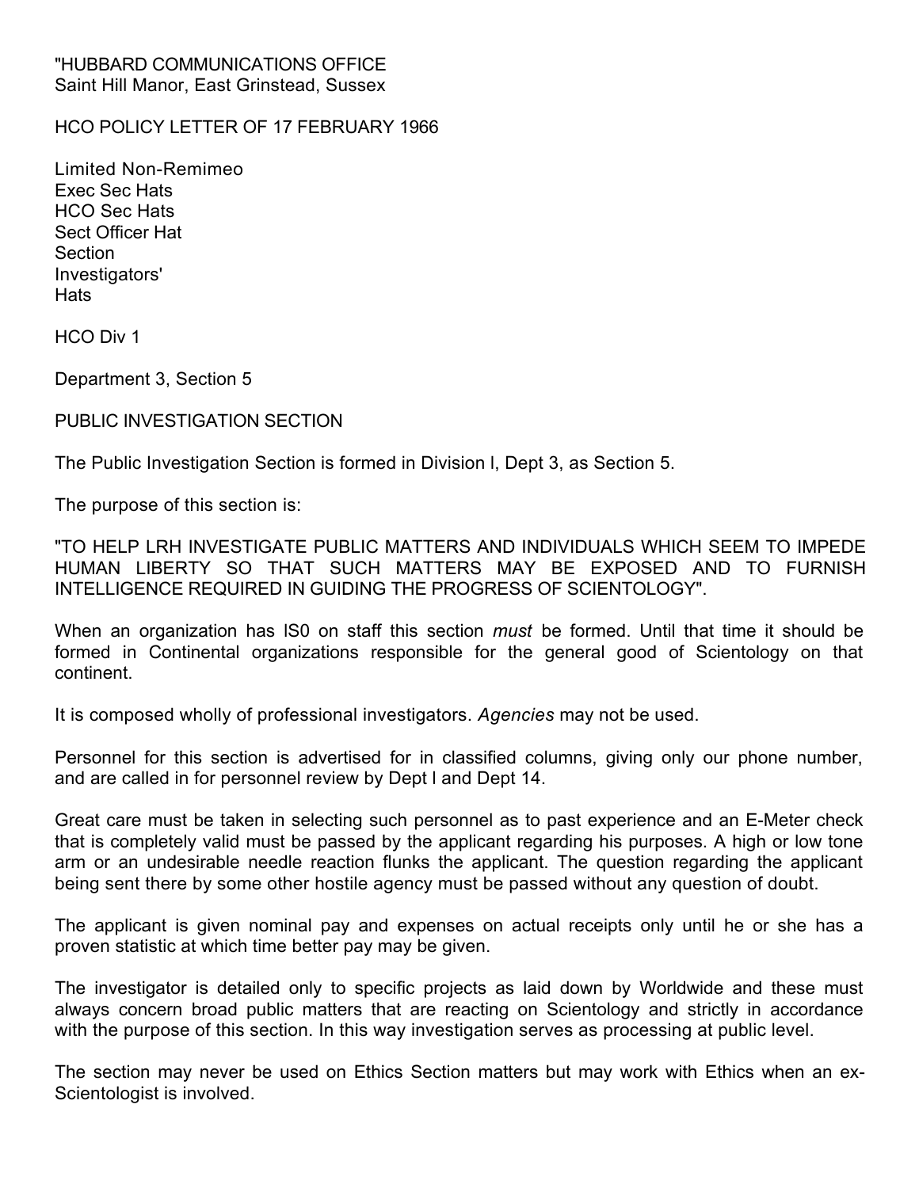"HUBBARD COMMUNICATIONS OFFICE
Saint Hill Manor, East Grinstead, Sussex

HCO POLICY LETTER OF 17 FEBRUARY 1966

Limited Non-Remimeo
Exec Sec Hats
HCO Sec Hats
Sect Officer Hat
Section
Investigators'
Hats

HCO Div 1

Department 3, Section 5

PUBLIC INVESTIGATION SECTION

The Public Investigation Section is formed in Division l, Dept 3, as Section 5.

The purpose of this section is:

"TO HELP LRH INVESTIGATE PUBLIC MATTERS AND INDIVIDUALS WHICH SEEM TO IMPEDE HUMAN LIBERTY SO THAT SUCH MATTERS MAY BE EXPOSED AND TO FURNISH INTELLIGENCE REQUIRED IN GUIDING THE PROGRESS OF SCIENTOLOGY".

When an organization has lS0 on staff this section *must* be formed. Until that time it should be formed in Continental organizations responsible for the general good of Scientology on that continent.

It is composed wholly of professional investigators. *Agencies* may not be used.

Personnel for this section is advertised for in classified columns, giving only our phone number, and are called in for personnel review by Dept l and Dept 14.

Great care must be taken in selecting such personnel as to past experience and an E-Meter check that is completely valid must be passed by the applicant regarding his purposes. A high or low tone arm or an undesirable needle reaction flunks the applicant. The question regarding the applicant being sent there by some other hostile agency must be passed without any question of doubt.

The applicant is given nominal pay and expenses on actual receipts only until he or she has a proven statistic at which time better pay may be given.

The investigator is detailed only to specific projects as laid down by Worldwide and these must always concern broad public matters that are reacting on Scientology and strictly in accordance with the purpose of this section. In this way investigation serves as processing at public level.

The section may never be used on Ethics Section matters but may work with Ethics when an ex-Scientologist is involved.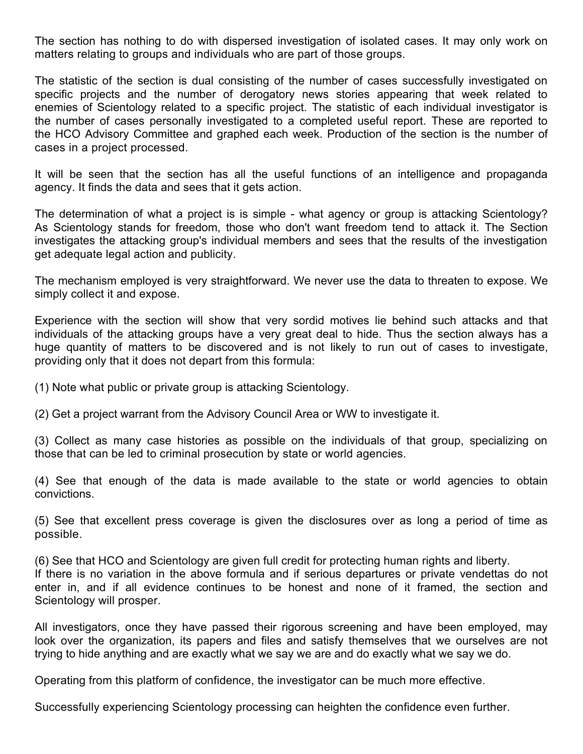The section has nothing to do with dispersed investigation of isolated cases. It may only work on matters relating to groups and individuals who are part of those groups.

The statistic of the section is dual consisting of the number of cases successfully investigated on specific projects and the number of derogatory news stories appearing that week related to enemies of Scientology related to a specific project. The statistic of each individual investigator is the number of cases personally investigated to a completed useful report. These are reported to the HCO Advisory Committee and graphed each week. Production of the section is the number of cases in a project processed.

It will be seen that the section has all the useful functions of an intelligence and propaganda agency. It finds the data and sees that it gets action.

The determination of what a project is is simple - what agency or group is attacking Scientology? As Scientology stands for freedom, those who don't want freedom tend to attack it. The Section investigates the attacking group's individual members and sees that the results of the investigation get adequate legal action and publicity.

The mechanism employed is very straightforward. We never use the data to threaten to expose. We simply collect it and expose.

Experience with the section will show that very sordid motives lie behind such attacks and that individuals of the attacking groups have a very great deal to hide. Thus the section always has a huge quantity of matters to be discovered and is not likely to run out of cases to investigate, providing only that it does not depart from this formula:

(1) Note what public or private group is attacking Scientology.

(2) Get a project warrant from the Advisory Council Area or WW to investigate it.

(3) Collect as many case histories as possible on the individuals of that group, specializing on those that can be led to criminal prosecution by state or world agencies.

(4) See that enough of the data is made available to the state or world agencies to obtain convictions.

(5) See that excellent press coverage is given the disclosures over as long a period of time as possible.

(6) See that HCO and Scientology are given full credit for protecting human rights and liberty.
If there is no variation in the above formula and if serious departures or private vendettas do not enter in, and if all evidence continues to be honest and none of it framed, the section and Scientology will prosper.

All investigators, once they have passed their rigorous screening and have been employed, may look over the organization, its papers and files and satisfy themselves that we ourselves are not trying to hide anything and are exactly what we say we are and do exactly what we say we do.

Operating from this platform of confidence, the investigator can be much more effective.

Successfully experiencing Scientology processing can heighten the confidence even further.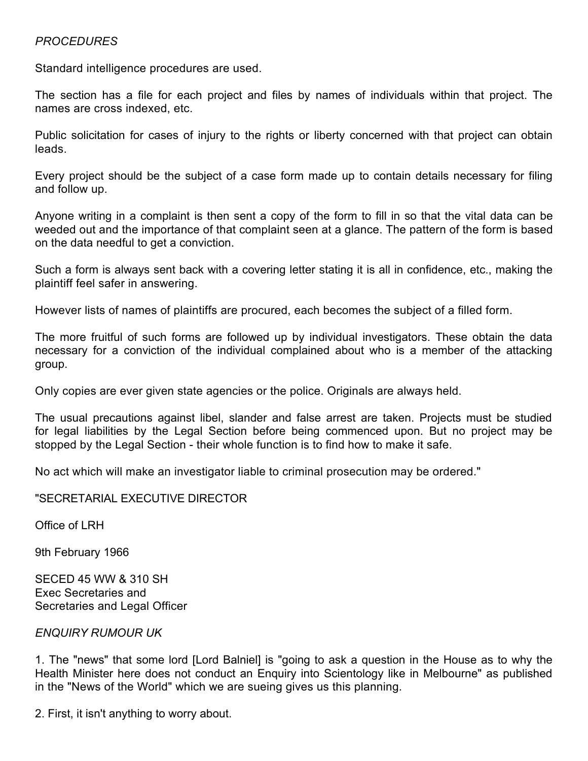*PROCEDURES*

Standard intelligence procedures are used.

The section has a file for each project and files by names of individuals within that project. The names are cross indexed, etc.

Public solicitation for cases of injury to the rights or liberty concerned with that project can obtain leads.

Every project should be the subject of a case form made up to contain details necessary for filing and follow up.

Anyone writing in a complaint is then sent a copy of the form to fill in so that the vital data can be weeded out and the importance of that complaint seen at a glance. The pattern of the form is based on the data needful to get a conviction.

Such a form is always sent back with a covering letter stating it is all in confidence, etc., making the plaintiff feel safer in answering.

However lists of names of plaintiffs are procured, each becomes the subject of a filled form.

The more fruitful of such forms are followed up by individual investigators. These obtain the data necessary for a conviction of the individual complained about who is a member of the attacking group.

Only copies are ever given state agencies or the police. Originals are always held.

The usual precautions against libel, slander and false arrest are taken. Projects must be studied for legal liabilities by the Legal Section before being commenced upon. But no project may be stopped by the Legal Section - their whole function is to find how to make it safe.

No act which will make an investigator liable to criminal prosecution may be ordered."

"SECRETARIAL EXECUTIVE DIRECTOR

Office of LRH

9th February 1966

SECED 45 WW & 310 SH
Exec Secretaries and
Secretaries and Legal Officer

*ENQUIRY RUMOUR UK*

1. The "news" that some lord [Lord Balniel] is "going to ask a question in the House as to why the Health Minister here does not conduct an Enquiry into Scientology like in Melbourne" as published in the "News of the World" which we are sueing gives us this planning.

2. First, it isn't anything to worry about.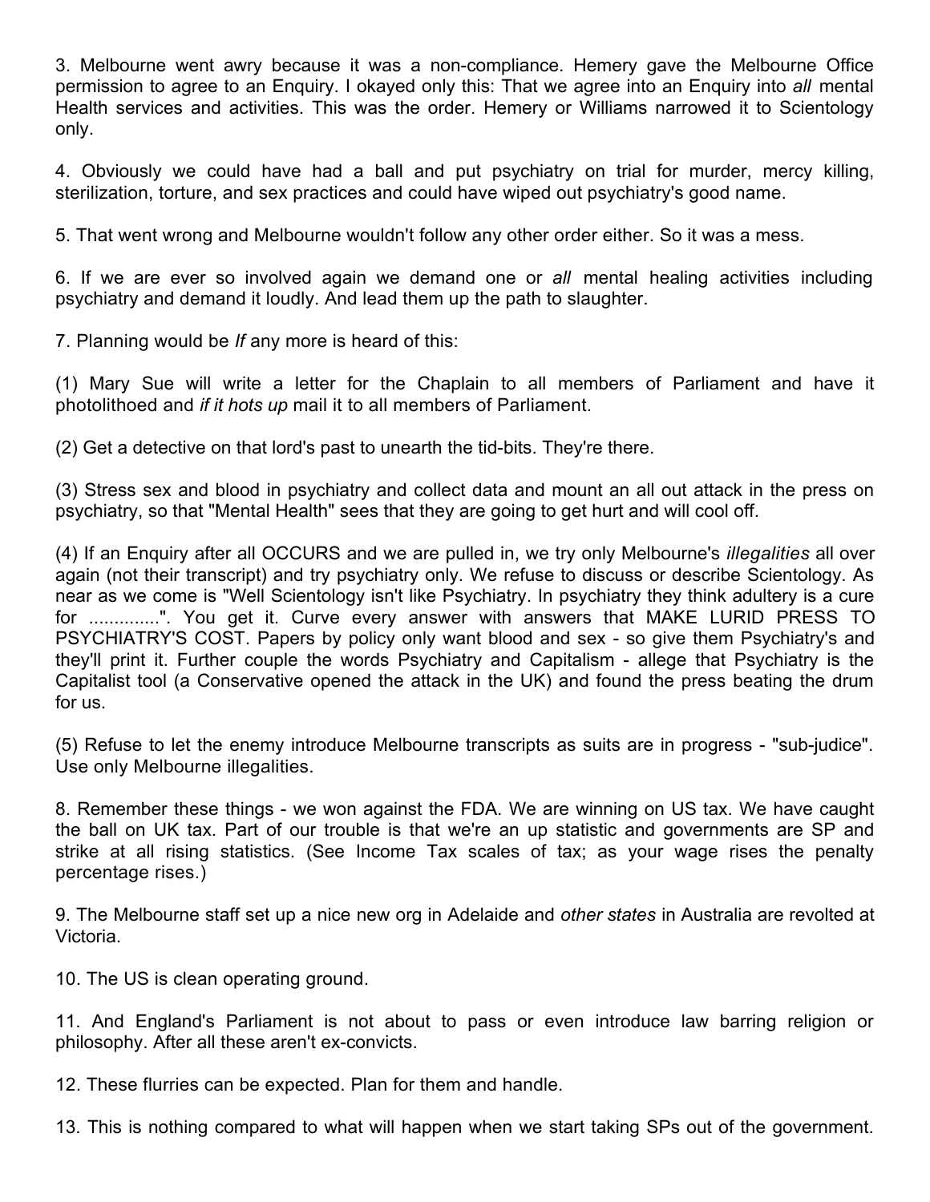3. Melbourne went awry because it was a non-compliance. Hemery gave the Melbourne Office permission to agree to an Enquiry. I okayed only this: That we agree into an Enquiry into *all* mental Health services and activities. This was the order. Hemery or Williams narrowed it to Scientology only.

4. Obviously we could have had a ball and put psychiatry on trial for murder, mercy killing, sterilization, torture, and sex practices and could have wiped out psychiatry's good name.

5. That went wrong and Melbourne wouldn't follow any other order either. So it was a mess.

6. If we are ever so involved again we demand one or *all* mental healing activities including psychiatry and demand it loudly. And lead them up the path to slaughter.

7. Planning would be *If* any more is heard of this:

(1) Mary Sue will write a letter for the Chaplain to all members of Parliament and have it photolithoed and *if it hots up* mail it to all members of Parliament.

(2) Get a detective on that lord's past to unearth the tid-bits. They're there.

(3) Stress sex and blood in psychiatry and collect data and mount an all out attack in the press on psychiatry, so that "Mental Health" sees that they are going to get hurt and will cool off.

(4) If an Enquiry after all OCCURS and we are pulled in, we try only Melbourne's *illegalities* all over again (not their transcript) and try psychiatry only. We refuse to discuss or describe Scientology. As near as we come is "Well Scientology isn't like Psychiatry. In psychiatry they think adultery is a cure for ..............". You get it. Curve every answer with answers that MAKE LURID PRESS TO PSYCHIATRY'S COST. Papers by policy only want blood and sex - so give them Psychiatry's and they'll print it. Further couple the words Psychiatry and Capitalism - allege that Psychiatry is the Capitalist tool (a Conservative opened the attack in the UK) and found the press beating the drum for us.

(5) Refuse to let the enemy introduce Melbourne transcripts as suits are in progress - "sub-judice". Use only Melbourne illegalities.

8. Remember these things - we won against the FDA. We are winning on US tax. We have caught the ball on UK tax. Part of our trouble is that we're an up statistic and governments are SP and strike at all rising statistics. (See Income Tax scales of tax; as your wage rises the penalty percentage rises.)

9. The Melbourne staff set up a nice new org in Adelaide and *other states* in Australia are revolted at Victoria.

10. The US is clean operating ground.

11. And England's Parliament is not about to pass or even introduce law barring religion or philosophy. After all these aren't ex-convicts.

12. These flurries can be expected. Plan for them and handle.

13. This is nothing compared to what will happen when we start taking SPs out of the government.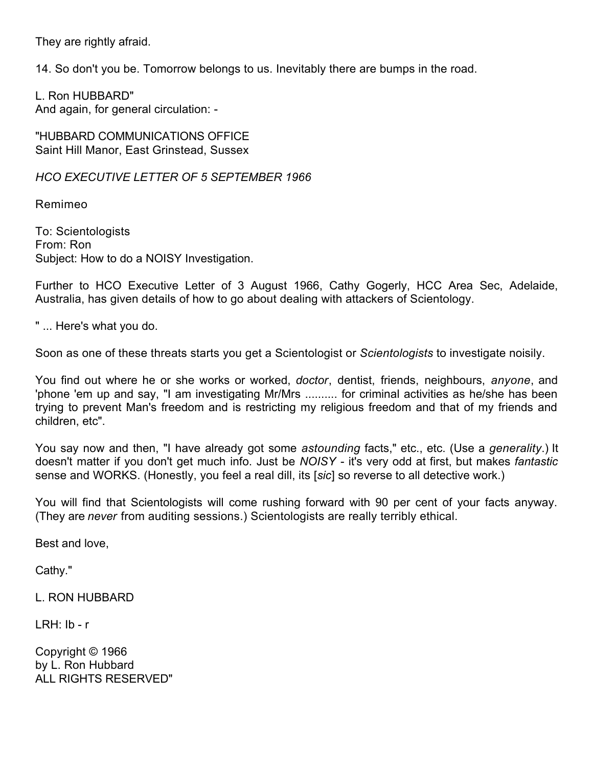They are rightly afraid.

14. So don't you be. Tomorrow belongs to us. Inevitably there are bumps in the road.

L. Ron HUBBARD"
And again, for general circulation: -

"HUBBARD COMMUNICATIONS OFFICE
Saint Hill Manor, East Grinstead, Sussex

*HCO EXECUTIVE LETTER OF 5 SEPTEMBER 1966*

Remimeo

To: Scientologists
From: Ron
Subject: How to do a NOISY Investigation.

Further to HCO Executive Letter of 3 August 1966, Cathy Gogerly, HCC Area Sec, Adelaide, Australia, has given details of how to go about dealing with attackers of Scientology.

" ... Here's what you do.

Soon as one of these threats starts you get a Scientologist or *Scientologists* to investigate noisily.

You find out where he or she works or worked, *doctor*, dentist, friends, neighbours, *anyone*, and 'phone 'em up and say, "I am investigating Mr/Mrs .......... for criminal activities as he/she has been trying to prevent Man's freedom and is restricting my religious freedom and that of my friends and children, etc".

You say now and then, "I have already got some *astounding* facts," etc., etc. (Use a *generality*.) It doesn't matter if you don't get much info. Just be *NOISY* - it's very odd at first, but makes *fantastic* sense and WORKS. (Honestly, you feel a real dill, its [*sic*] so reverse to all detective work.)

You will find that Scientologists will come rushing forward with 90 per cent of your facts anyway. (They are *never* from auditing sessions.) Scientologists are really terribly ethical.

Best and love,

Cathy."

L. RON HUBBARD

LRH: lb - r

Copyright © 1966
by L. Ron Hubbard
ALL RIGHTS RESERVED"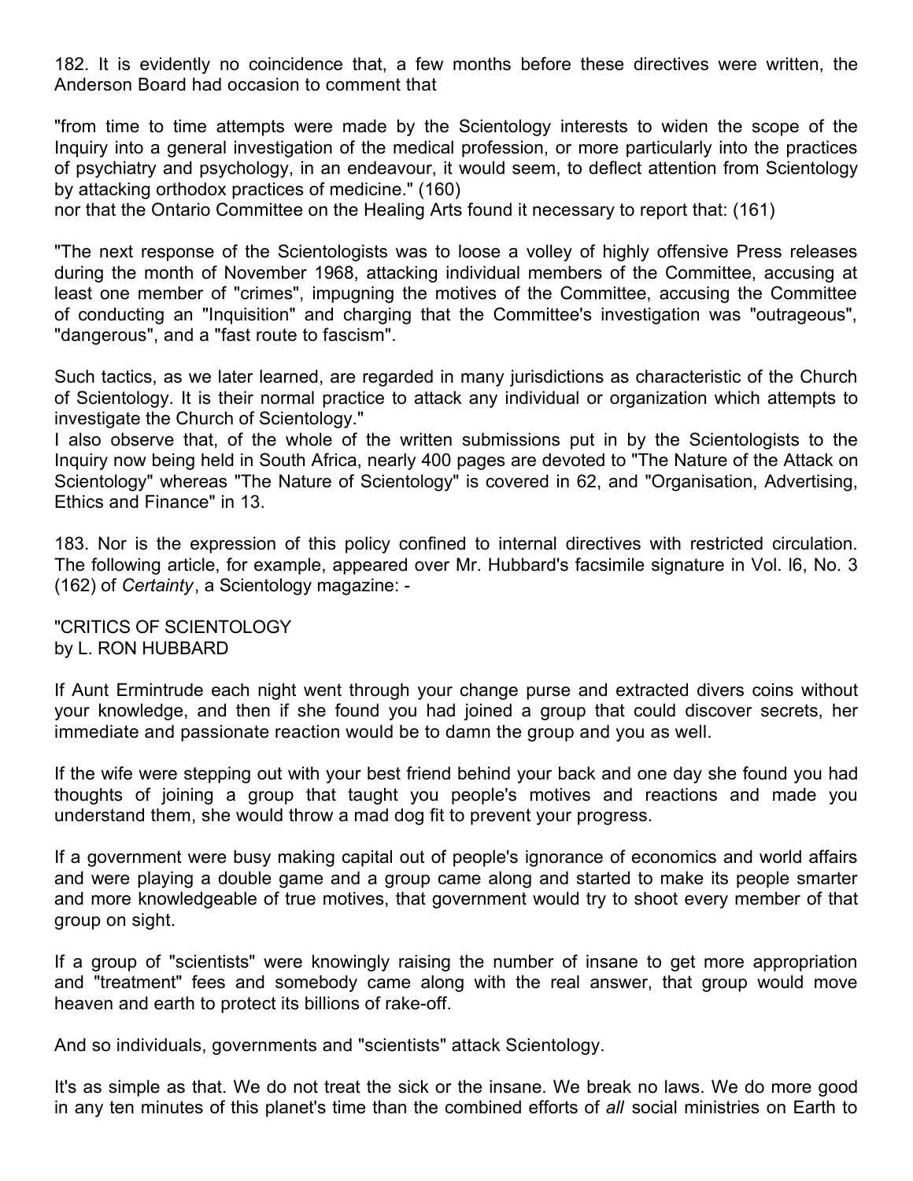182. It is evidently no coincidence that, a few months before these directives were written, the Anderson Board had occasion to comment that

"from time to time attempts were made by the Scientology interests to widen the scope of the Inquiry into a general investigation of the medical profession, or more particularly into the practices of psychiatry and psychology, in an endeavour, it would seem, to deflect attention from Scientology by attacking orthodox practices of medicine." (160)
nor that the Ontario Committee on the Healing Arts found it necessary to report that: (161)

"The next response of the Scientologists was to loose a volley of highly offensive Press releases during the month of November 1968, attacking individual members of the Committee, accusing at least one member of "crimes", impugning the motives of the Committee, accusing the Committee of conducting an "Inquisition" and charging that the Committee's investigation was "outrageous", "dangerous", and a "fast route to fascism".

Such tactics, as we later learned, are regarded in many jurisdictions as characteristic of the Church of Scientology. It is their normal practice to attack any individual or organization which attempts to investigate the Church of Scientology."
I also observe that, of the whole of the written submissions put in by the Scientologists to the Inquiry now being held in South Africa, nearly 400 pages are devoted to "The Nature of the Attack on Scientology" whereas "The Nature of Scientology" is covered in 62, and "Organisation, Advertising, Ethics and Finance" in 13.

183. Nor is the expression of this policy confined to internal directives with restricted circulation. The following article, for example, appeared over Mr. Hubbard's facsimile signature in Vol. l6, No. 3 (162) of *Certainty*, a Scientology magazine: -

"CRITICS OF SCIENTOLOGY
by L. RON HUBBARD

If Aunt Ermintrude each night went through your change purse and extracted divers coins without your knowledge, and then if she found you had joined a group that could discover secrets, her immediate and passionate reaction would be to damn the group and you as well.

If the wife were stepping out with your best friend behind your back and one day she found you had thoughts of joining a group that taught you people's motives and reactions and made you understand them, she would throw a mad dog fit to prevent your progress.

If a government were busy making capital out of people's ignorance of economics and world affairs and were playing a double game and a group came along and started to make its people smarter and more knowledgeable of true motives, that government would try to shoot every member of that group on sight.

If a group of "scientists" were knowingly raising the number of insane to get more appropriation and "treatment" fees and somebody came along with the real answer, that group would move heaven and earth to protect its billions of rake-off.

And so individuals, governments and "scientists" attack Scientology.

It's as simple as that. We do not treat the sick or the insane. We break no laws. We do more good in any ten minutes of this planet's time than the combined efforts of *all* social ministries on Earth to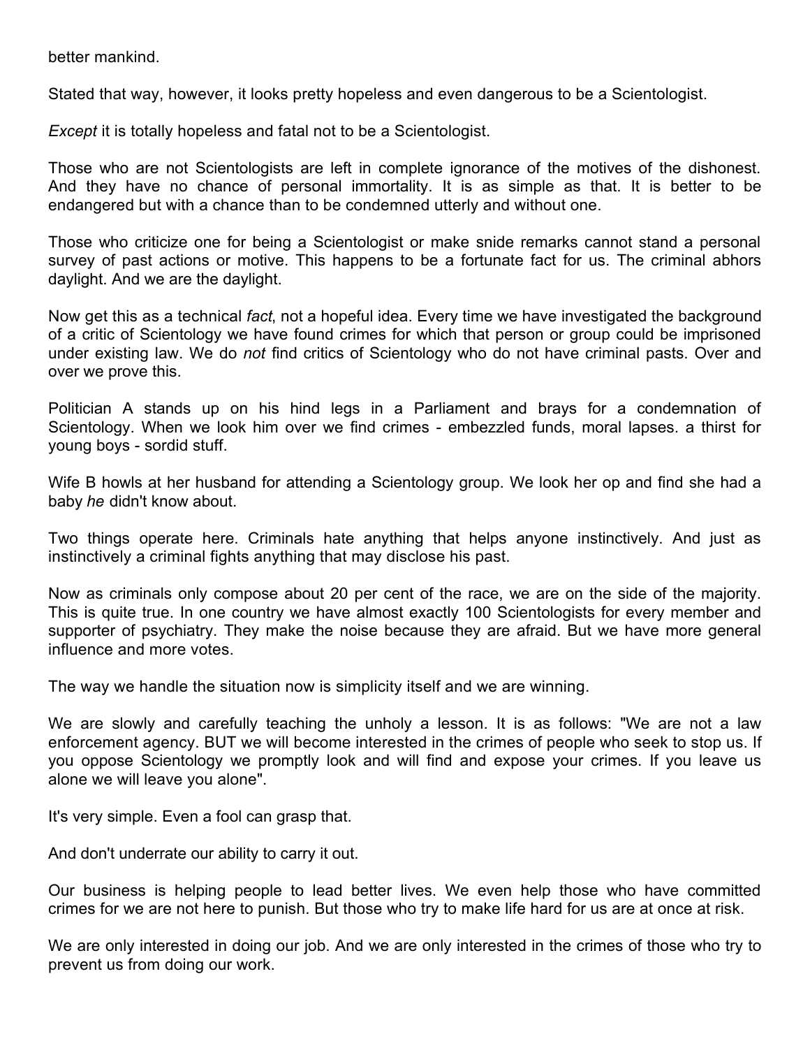better mankind.

Stated that way, however, it looks pretty hopeless and even dangerous to be a Scientologist.

*Except* it is totally hopeless and fatal not to be a Scientologist.

Those who are not Scientologists are left in complete ignorance of the motives of the dishonest. And they have no chance of personal immortality. It is as simple as that. It is better to be endangered but with a chance than to be condemned utterly and without one.

Those who criticize one for being a Scientologist or make snide remarks cannot stand a personal survey of past actions or motive. This happens to be a fortunate fact for us. The criminal abhors daylight. And we are the daylight.

Now get this as a technical *fact*, not a hopeful idea. Every time we have investigated the background of a critic of Scientology we have found crimes for which that person or group could be imprisoned under existing law. We do *not* find critics of Scientology who do not have criminal pasts. Over and over we prove this.

Politician A stands up on his hind legs in a Parliament and brays for a condemnation of Scientology. When we look him over we find crimes - embezzled funds, moral lapses. a thirst for young boys - sordid stuff.

Wife B howls at her husband for attending a Scientology group. We look her op and find she had a baby *he* didn't know about.

Two things operate here. Criminals hate anything that helps anyone instinctively. And just as instinctively a criminal fights anything that may disclose his past.

Now as criminals only compose about 20 per cent of the race, we are on the side of the majority. This is quite true. In one country we have almost exactly 100 Scientologists for every member and supporter of psychiatry. They make the noise because they are afraid. But we have more general influence and more votes.

The way we handle the situation now is simplicity itself and we are winning.

We are slowly and carefully teaching the unholy a lesson. It is as follows: "We are not a law enforcement agency. BUT we will become interested in the crimes of people who seek to stop us. If you oppose Scientology we promptly look and will find and expose your crimes. If you leave us alone we will leave you alone".

It's very simple. Even a fool can grasp that.

And don't underrate our ability to carry it out.

Our business is helping people to lead better lives. We even help those who have committed crimes for we are not here to punish. But those who try to make life hard for us are at once at risk.

We are only interested in doing our job. And we are only interested in the crimes of those who try to prevent us from doing our work.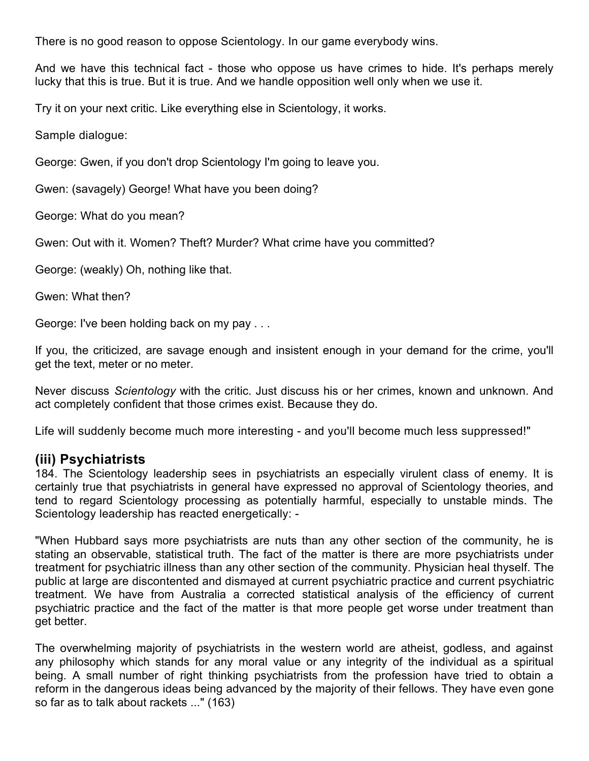There is no good reason to oppose Scientology. In our game everybody wins.

And we have this technical fact - those who oppose us have crimes to hide. It's perhaps merely lucky that this is true. But it is true. And we handle opposition well only when we use it.

Try it on your next critic. Like everything else in Scientology, it works.

Sample dialogue:

George: Gwen, if you don't drop Scientology I'm going to leave you.

Gwen: (savagely) George! What have you been doing?

George: What do you mean?

Gwen: Out with it. Women? Theft? Murder? What crime have you committed?

George: (weakly) Oh, nothing like that.

Gwen: What then?

George: I've been holding back on my pay . . .

If you, the criticized, are savage enough and insistent enough in your demand for the crime, you'll get the text, meter or no meter.

Never discuss *Scientology* with the critic. Just discuss his or her crimes, known and unknown. And act completely confident that those crimes exist. Because they do.

Life will suddenly become much more interesting - and you'll become much less suppressed!"

### (iii) Psychiatrists

184. The Scientology leadership sees in psychiatrists an especially virulent class of enemy. It is certainly true that psychiatrists in general have expressed no approval of Scientology theories, and tend to regard Scientology processing as potentially harmful, especially to unstable minds. The Scientology leadership has reacted energetically: -

"When Hubbard says more psychiatrists are nuts than any other section of the community, he is stating an observable, statistical truth. The fact of the matter is there are more psychiatrists under treatment for psychiatric illness than any other section of the community. Physician heal thyself. The public at large are discontented and dismayed at current psychiatric practice and current psychiatric treatment. We have from Australia a corrected statistical analysis of the efficiency of current psychiatric practice and the fact of the matter is that more people get worse under treatment than get better.

The overwhelming majority of psychiatrists in the western world are atheist, godless, and against any philosophy which stands for any moral value or any integrity of the individual as a spiritual being. A small number of right thinking psychiatrists from the profession have tried to obtain a reform in the dangerous ideas being advanced by the majority of their fellows. They have even gone so far as to talk about rackets ..." (163)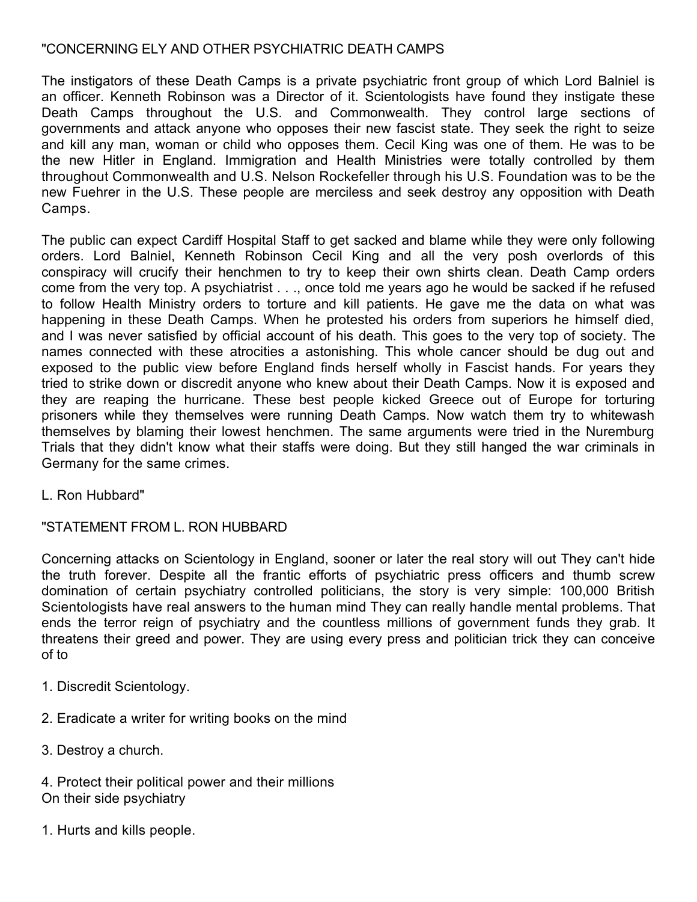"CONCERNING ELY AND OTHER PSYCHIATRIC DEATH CAMPS

The instigators of these Death Camps is a private psychiatric front group of which Lord Balniel is an officer. Kenneth Robinson was a Director of it. Scientologists have found they instigate these Death Camps throughout the U.S. and Commonwealth. They control large sections of governments and attack anyone who opposes their new fascist state. They seek the right to seize and kill any man, woman or child who opposes them. Cecil King was one of them. He was to be the new Hitler in England. Immigration and Health Ministries were totally controlled by them throughout Commonwealth and U.S. Nelson Rockefeller through his U.S. Foundation was to be the new Fuehrer in the U.S. These people are merciless and seek destroy any opposition with Death Camps.

The public can expect Cardiff Hospital Staff to get sacked and blame while they were only following orders. Lord Balniel, Kenneth Robinson Cecil King and all the very posh overlords of this conspiracy will crucify their henchmen to try to keep their own shirts clean. Death Camp orders come from the very top. A psychiatrist . . ., once told me years ago he would be sacked if he refused to follow Health Ministry orders to torture and kill patients. He gave me the data on what was happening in these Death Camps. When he protested his orders from superiors he himself died, and I was never satisfied by official account of his death. This goes to the very top of society. The names connected with these atrocities a astonishing. This whole cancer should be dug out and exposed to the public view before England finds herself wholly in Fascist hands. For years they tried to strike down or discredit anyone who knew about their Death Camps. Now it is exposed and they are reaping the hurricane. These best people kicked Greece out of Europe for torturing prisoners while they themselves were running Death Camps. Now watch them try to whitewash themselves by blaming their lowest henchmen. The same arguments were tried in the Nuremburg Trials that they didn't know what their staffs were doing. But they still hanged the war criminals in Germany for the same crimes.

L. Ron Hubbard"

"STATEMENT FROM L. RON HUBBARD

Concerning attacks on Scientology in England, sooner or later the real story will out They can't hide the truth forever. Despite all the frantic efforts of psychiatric press officers and thumb screw domination of certain psychiatry controlled politicians, the story is very simple: 100,000 British Scientologists have real answers to the human mind They can really handle mental problems. That ends the terror reign of psychiatry and the countless millions of government funds they grab. It threatens their greed and power. They are using every press and politician trick they can conceive of to

1. Discredit Scientology.

2. Eradicate a writer for writing books on the mind

3. Destroy a church.

4. Protect their political power and their millions
On their side psychiatry

1. Hurts and kills people.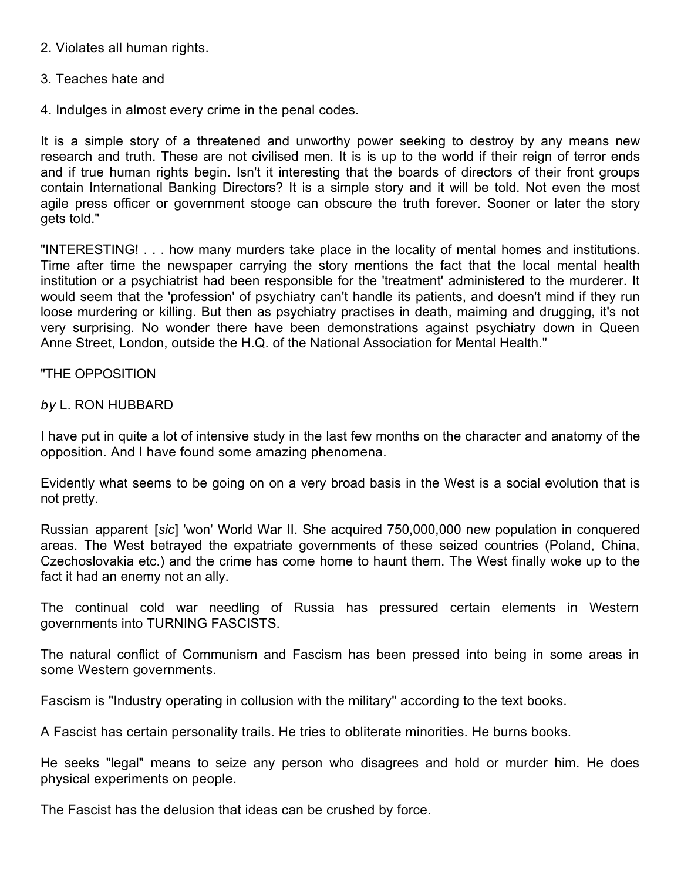2. Violates all human rights.

3. Teaches hate and

4. Indulges in almost every crime in the penal codes.

It is a simple story of a threatened and unworthy power seeking to destroy by any means new research and truth. These are not civilised men. It is is up to the world if their reign of terror ends and if true human rights begin. Isn't it interesting that the boards of directors of their front groups contain International Banking Directors? It is a simple story and it will be told. Not even the most agile press officer or government stooge can obscure the truth forever. Sooner or later the story gets told."

"INTERESTING! . . . how many murders take place in the locality of mental homes and institutions. Time after time the newspaper carrying the story mentions the fact that the local mental health institution or a psychiatrist had been responsible for the 'treatment' administered to the murderer. It would seem that the 'profession' of psychiatry can't handle its patients, and doesn't mind if they run loose murdering or killing. But then as psychiatry practises in death, maiming and drugging, it's not very surprising. No wonder there have been demonstrations against psychiatry down in Queen Anne Street, London, outside the H.Q. of the National Association for Mental Health."

"THE OPPOSITION

*by* L. RON HUBBARD

I have put in quite a lot of intensive study in the last few months on the character and anatomy of the opposition. And I have found some amazing phenomena.

Evidently what seems to be going on on a very broad basis in the West is a social evolution that is not pretty.

Russian apparent [*sic*] 'won' World War II. She acquired 750,000,000 new population in conquered areas. The West betrayed the expatriate governments of these seized countries (Poland, China, Czechoslovakia etc.) and the crime has come home to haunt them. The West finally woke up to the fact it had an enemy not an ally.

The continual cold war needling of Russia has pressured certain elements in Western governments into TURNING FASCISTS.

The natural conflict of Communism and Fascism has been pressed into being in some areas in some Western governments.

Fascism is "Industry operating in collusion with the military" according to the text books.

A Fascist has certain personality trails. He tries to obliterate minorities. He burns books.

He seeks "legal" means to seize any person who disagrees and hold or murder him. He does physical experiments on people.

The Fascist has the delusion that ideas can be crushed by force.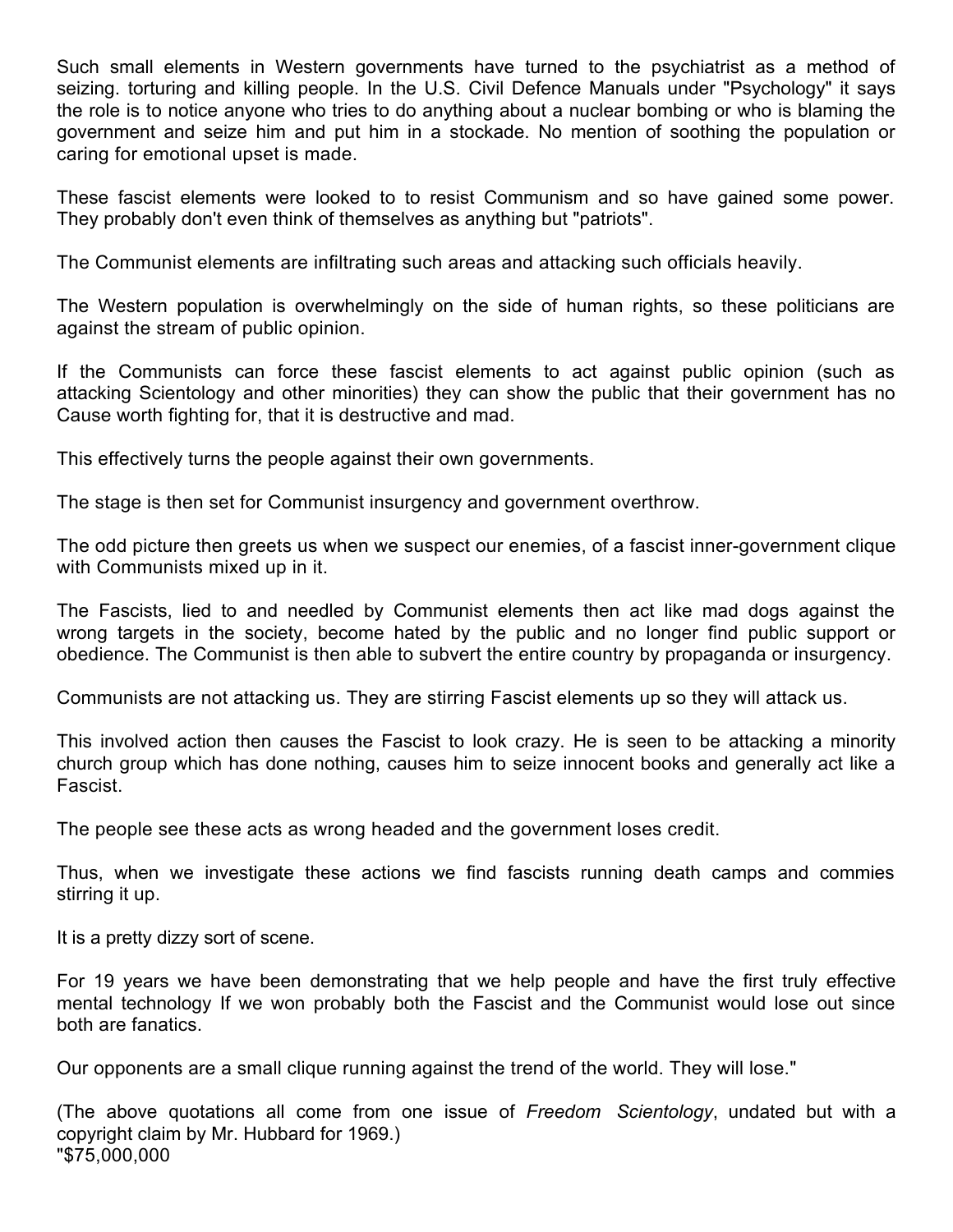Such small elements in Western governments have turned to the psychiatrist as a method of seizing. torturing and killing people. In the U.S. Civil Defence Manuals under "Psychology" it says the role is to notice anyone who tries to do anything about a nuclear bombing or who is blaming the government and seize him and put him in a stockade. No mention of soothing the population or caring for emotional upset is made.

These fascist elements were looked to to resist Communism and so have gained some power. They probably don't even think of themselves as anything but "patriots".

The Communist elements are infiltrating such areas and attacking such officials heavily.

The Western population is overwhelmingly on the side of human rights, so these politicians are against the stream of public opinion.

If the Communists can force these fascist elements to act against public opinion (such as attacking Scientology and other minorities) they can show the public that their government has no Cause worth fighting for, that it is destructive and mad.

This effectively turns the people against their own governments.

The stage is then set for Communist insurgency and government overthrow.

The odd picture then greets us when we suspect our enemies, of a fascist inner-government clique with Communists mixed up in it.

The Fascists, lied to and needled by Communist elements then act like mad dogs against the wrong targets in the society, become hated by the public and no longer find public support or obedience. The Communist is then able to subvert the entire country by propaganda or insurgency.

Communists are not attacking us. They are stirring Fascist elements up so they will attack us.

This involved action then causes the Fascist to look crazy. He is seen to be attacking a minority church group which has done nothing, causes him to seize innocent books and generally act like a Fascist.

The people see these acts as wrong headed and the government loses credit.

Thus, when we investigate these actions we find fascists running death camps and commies stirring it up.

It is a pretty dizzy sort of scene.

For 19 years we have been demonstrating that we help people and have the first truly effective mental technology If we won probably both the Fascist and the Communist would lose out since both are fanatics.

Our opponents are a small clique running against the trend of the world. They will lose."

(The above quotations all come from one issue of *Freedom Scientology*, undated but with a copyright claim by Mr. Hubbard for 1969.)
"$75,000,000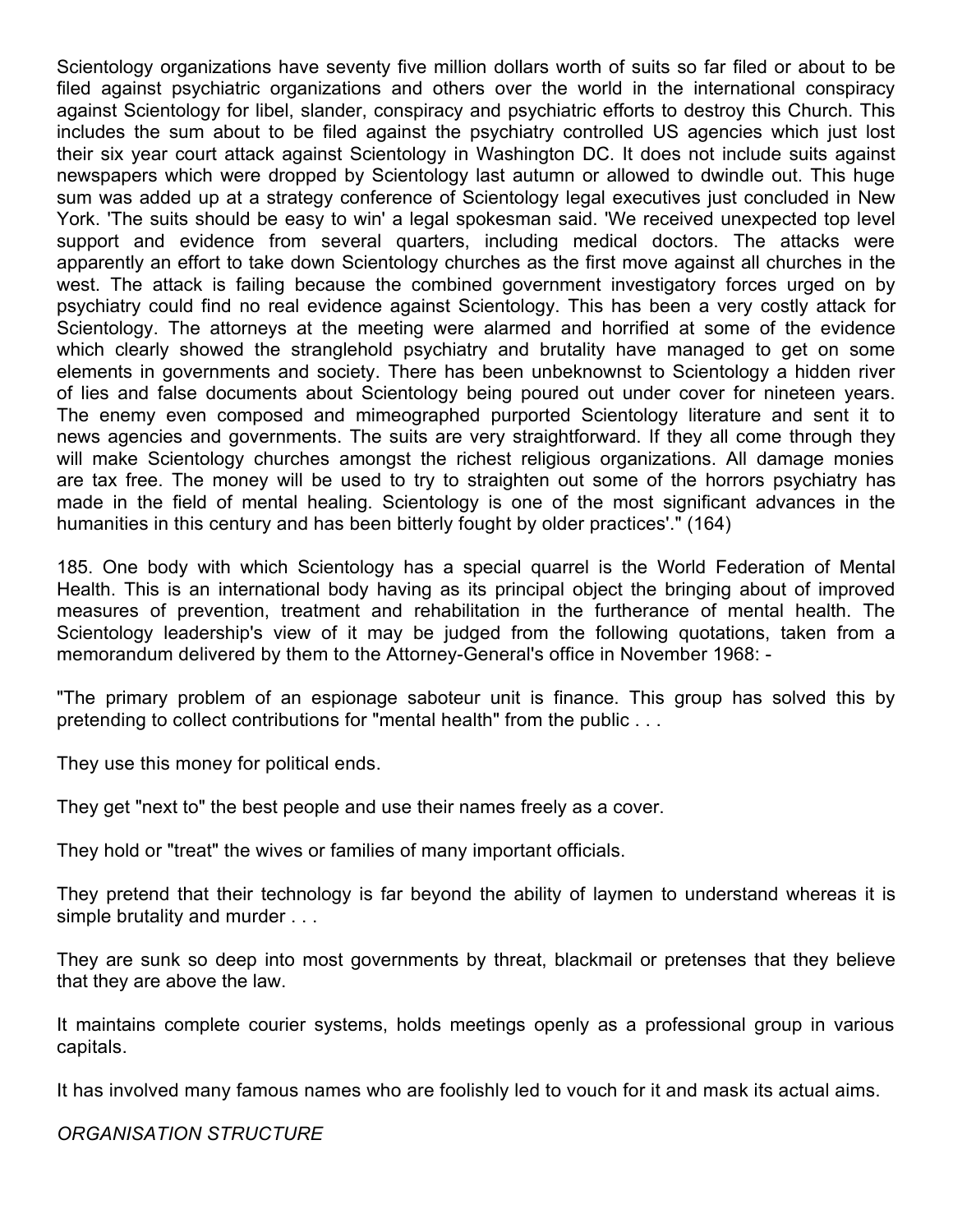Scientology organizations have seventy five million dollars worth of suits so far filed or about to be filed against psychiatric organizations and others over the world in the international conspiracy against Scientology for libel, slander, conspiracy and psychiatric efforts to destroy this Church. This includes the sum about to be filed against the psychiatry controlled US agencies which just lost their six year court attack against Scientology in Washington DC. It does not include suits against newspapers which were dropped by Scientology last autumn or allowed to dwindle out. This huge sum was added up at a strategy conference of Scientology legal executives just concluded in New York. 'The suits should be easy to win' a legal spokesman said. 'We received unexpected top level support and evidence from several quarters, including medical doctors. The attacks were apparently an effort to take down Scientology churches as the first move against all churches in the west. The attack is failing because the combined government investigatory forces urged on by psychiatry could find no real evidence against Scientology. This has been a very costly attack for Scientology. The attorneys at the meeting were alarmed and horrified at some of the evidence which clearly showed the stranglehold psychiatry and brutality have managed to get on some elements in governments and society. There has been unbeknownst to Scientology a hidden river of lies and false documents about Scientology being poured out under cover for nineteen years. The enemy even composed and mimeographed purported Scientology literature and sent it to news agencies and governments. The suits are very straightforward. If they all come through they will make Scientology churches amongst the richest religious organizations. All damage monies are tax free. The money will be used to try to straighten out some of the horrors psychiatry has made in the field of mental healing. Scientology is one of the most significant advances in the humanities in this century and has been bitterly fought by older practices'." (164)

185. One body with which Scientology has a special quarrel is the World Federation of Mental Health. This is an international body having as its principal object the bringing about of improved measures of prevention, treatment and rehabilitation in the furtherance of mental health. The Scientology leadership's view of it may be judged from the following quotations, taken from a memorandum delivered by them to the Attorney-General's office in November 1968: -

"The primary problem of an espionage saboteur unit is finance. This group has solved this by pretending to collect contributions for "mental health" from the public . . .

They use this money for political ends.

They get "next to" the best people and use their names freely as a cover.

They hold or "treat" the wives or families of many important officials.

They pretend that their technology is far beyond the ability of laymen to understand whereas it is simple brutality and murder . . .

They are sunk so deep into most governments by threat, blackmail or pretenses that they believe that they are above the law.

It maintains complete courier systems, holds meetings openly as a professional group in various capitals.

It has involved many famous names who are foolishly led to vouch for it and mask its actual aims.

*ORGANISATION STRUCTURE*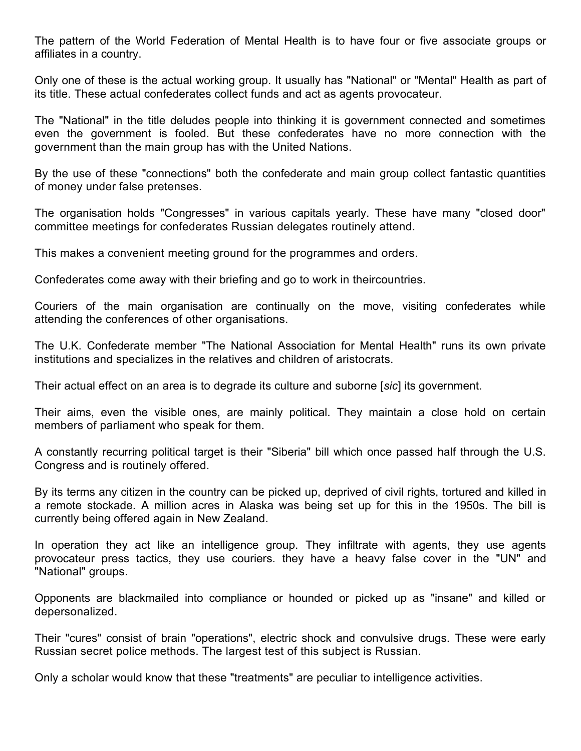The pattern of the World Federation of Mental Health is to have four or five associate groups or affiliates in a country.

Only one of these is the actual working group. It usually has "National" or "Mental" Health as part of its title. These actual confederates collect funds and act as agents provocateur.

The "National" in the title deludes people into thinking it is government connected and sometimes even the government is fooled. But these confederates have no more connection with the government than the main group has with the United Nations.

By the use of these "connections" both the confederate and main group collect fantastic quantities of money under false pretenses.

The organisation holds "Congresses" in various capitals yearly. These have many "closed door" committee meetings for confederates Russian delegates routinely attend.

This makes a convenient meeting ground for the programmes and orders.

Confederates come away with their briefing and go to work in theircountries.

Couriers of the main organisation are continually on the move, visiting confederates while attending the conferences of other organisations.

The U.K. Confederate member "The National Association for Mental Health" runs its own private institutions and specializes in the relatives and children of aristocrats.

Their actual effect on an area is to degrade its culture and suborne [*sic*] its government.

Their aims, even the visible ones, are mainly political. They maintain a close hold on certain members of parliament who speak for them.

A constantly recurring political target is their "Siberia" bill which once passed half through the U.S. Congress and is routinely offered.

By its terms any citizen in the country can be picked up, deprived of civil rights, tortured and killed in a remote stockade. A million acres in Alaska was being set up for this in the 1950s. The bill is currently being offered again in New Zealand.

In operation they act like an intelligence group. They infiltrate with agents, they use agents provocateur press tactics, they use couriers. they have a heavy false cover in the "UN" and "National" groups.

Opponents are blackmailed into compliance or hounded or picked up as "insane" and killed or depersonalized.

Their "cures" consist of brain "operations", electric shock and convulsive drugs. These were early Russian secret police methods. The largest test of this subject is Russian.

Only a scholar would know that these "treatments" are peculiar to intelligence activities.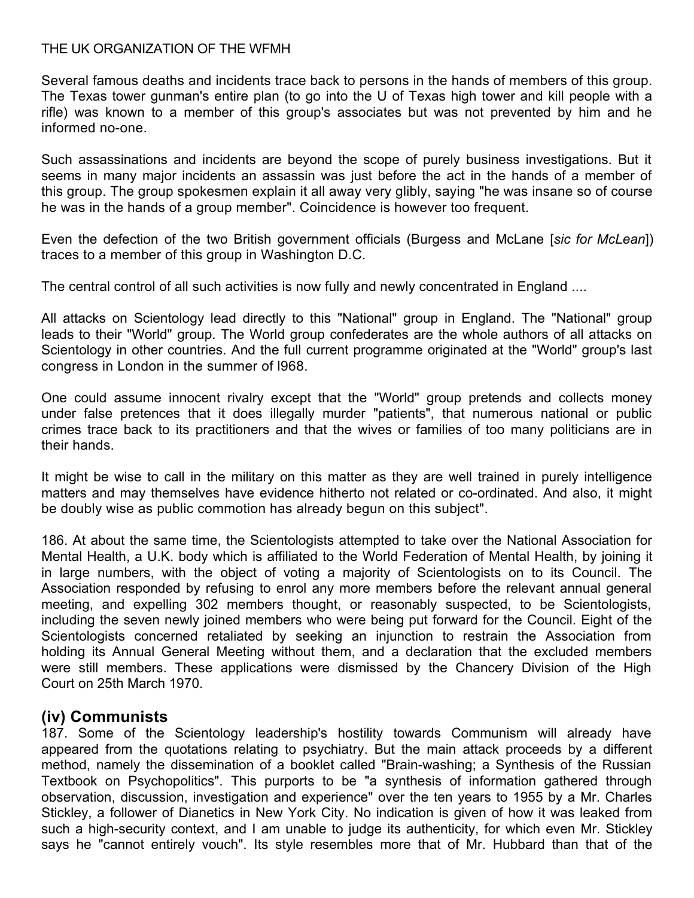THE UK ORGANIZATION OF THE WFMH

Several famous deaths and incidents trace back to persons in the hands of members of this group. The Texas tower gunman's entire plan (to go into the U of Texas high tower and kill people with a rifle) was known to a member of this group's associates but was not prevented by him and he informed no-one.

Such assassinations and incidents are beyond the scope of purely business investigations. But it seems in many major incidents an assassin was just before the act in the hands of a member of this group. The group spokesmen explain it all away very glibly, saying "he was insane so of course he was in the hands of a group member". Coincidence is however too frequent.

Even the defection of the two British government officials (Burgess and McLane [*sic for McLean*]) traces to a member of this group in Washington D.C.

The central control of all such activities is now fully and newly concentrated in England ....

All attacks on Scientology lead directly to this "National" group in England. The "National" group leads to their "World" group. The World group confederates are the whole authors of all attacks on Scientology in other countries. And the full current programme originated at the "World" group's last congress in London in the summer of l968.

One could assume innocent rivalry except that the "World" group pretends and collects money under false pretences that it does illegally murder "patients", that numerous national or public crimes trace back to its practitioners and that the wives or families of too many politicians are in their hands.

It might be wise to call in the military on this matter as they are well trained in purely intelligence matters and may themselves have evidence hitherto not related or co-ordinated. And also, it might be doubly wise as public commotion has already begun on this subject".

186. At about the same time, the Scientologists attempted to take over the National Association for Mental Health, a U.K. body which is affiliated to the World Federation of Mental Health, by joining it in large numbers, with the object of voting a majority of Scientologists on to its Council. The Association responded by refusing to enrol any more members before the relevant annual general meeting, and expelling 302 members thought, or reasonably suspected, to be Scientologists, including the seven newly joined members who were being put forward for the Council. Eight of the Scientologists concerned retaliated by seeking an injunction to restrain the Association from holding its Annual General Meeting without them, and a declaration that the excluded members were still members. These applications were dismissed by the Chancery Division of the High Court on 25th March 1970.

## (iv) Communists

187. Some of the Scientology leadership's hostility towards Communism will already have appeared from the quotations relating to psychiatry. But the main attack proceeds by a different method, namely the dissemination of a booklet called "Brain-washing; a Synthesis of the Russian Textbook on Psychopolitics". This purports to be "a synthesis of information gathered through observation, discussion, investigation and experience" over the ten years to 1955 by a Mr. Charles Stickley, a follower of Dianetics in New York City. No indication is given of how it was leaked from such a high-security context, and I am unable to judge its authenticity, for which even Mr. Stickley says he "cannot entirely vouch". Its style resembles more that of Mr. Hubbard than that of the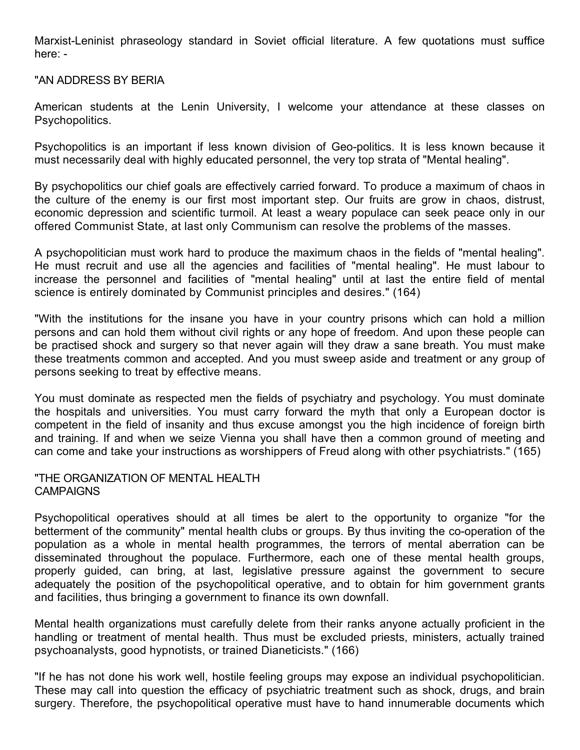Marxist-Leninist phraseology standard in Soviet official literature. A few quotations must suffice here: -

"AN ADDRESS BY BERIA

American students at the Lenin University, I welcome your attendance at these classes on Psychopolitics.

Psychopolitics is an important if less known division of Geo-politics. It is less known because it must necessarily deal with highly educated personnel, the very top strata of "Mental healing".

By psychopolitics our chief goals are effectively carried forward. To produce a maximum of chaos in the culture of the enemy is our first most important step. Our fruits are grow in chaos, distrust, economic depression and scientific turmoil. At least a weary populace can seek peace only in our offered Communist State, at last only Communism can resolve the problems of the masses.

A psychopolitician must work hard to produce the maximum chaos in the fields of "mental healing". He must recruit and use all the agencies and facilities of "mental healing". He must labour to increase the personnel and facilities of "mental healing" until at last the entire field of mental science is entirely dominated by Communist principles and desires." (164)

"With the institutions for the insane you have in your country prisons which can hold a million persons and can hold them without civil rights or any hope of freedom. And upon these people can be practised shock and surgery so that never again will they draw a sane breath. You must make these treatments common and accepted. And you must sweep aside and treatment or any group of persons seeking to treat by effective means.

You must dominate as respected men the fields of psychiatry and psychology. You must dominate the hospitals and universities. You must carry forward the myth that only a European doctor is competent in the field of insanity and thus excuse amongst you the high incidence of foreign birth and training. If and when we seize Vienna you shall have then a common ground of meeting and can come and take your instructions as worshippers of Freud along with other psychiatrists." (165)

"THE ORGANIZATION OF MENTAL HEALTH CAMPAIGNS

Psychopolitical operatives should at all times be alert to the opportunity to organize "for the betterment of the community" mental health clubs or groups. By thus inviting the co-operation of the population as a whole in mental health programmes, the terrors of mental aberration can be disseminated throughout the populace. Furthermore, each one of these mental health groups, properly guided, can bring, at last, legislative pressure against the government to secure adequately the position of the psychopolitical operative, and to obtain for him government grants and facilities, thus bringing a government to finance its own downfall.

Mental health organizations must carefully delete from their ranks anyone actually proficient in the handling or treatment of mental health. Thus must be excluded priests, ministers, actually trained psychoanalysts, good hypnotists, or trained Dianeticists." (166)

"If he has not done his work well, hostile feeling groups may expose an individual psychopolitician. These may call into question the efficacy of psychiatric treatment such as shock, drugs, and brain surgery. Therefore, the psychopolitical operative must have to hand innumerable documents which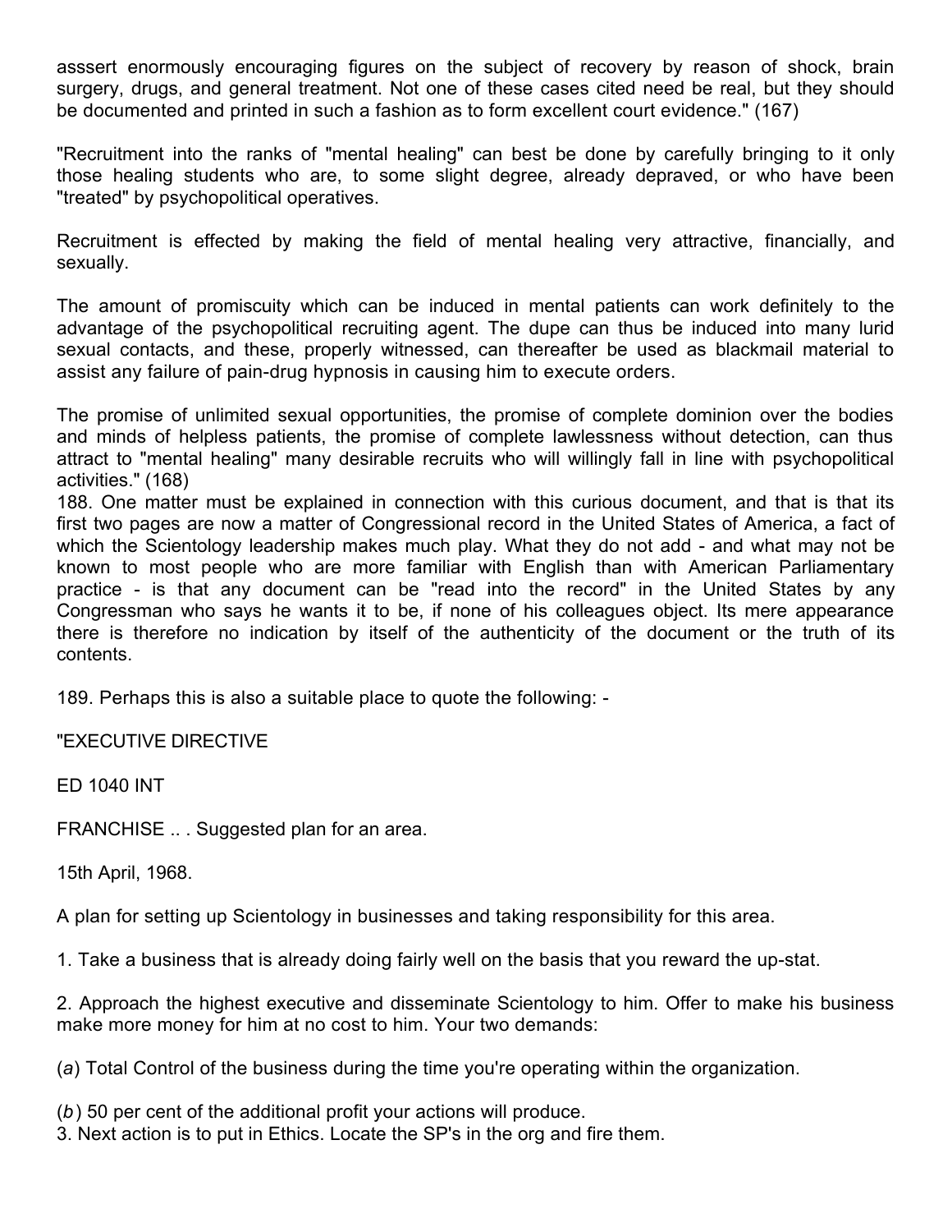asssert enormously encouraging figures on the subject of recovery by reason of shock, brain surgery, drugs, and general treatment. Not one of these cases cited need be real, but they should be documented and printed in such a fashion as to form excellent court evidence." (167)

"Recruitment into the ranks of "mental healing" can best be done by carefully bringing to it only those healing students who are, to some slight degree, already depraved, or who have been "treated" by psychopolitical operatives.

Recruitment is effected by making the field of mental healing very attractive, financially, and sexually.

The amount of promiscuity which can be induced in mental patients can work definitely to the advantage of the psychopolitical recruiting agent. The dupe can thus be induced into many lurid sexual contacts, and these, properly witnessed, can thereafter be used as blackmail material to assist any failure of pain-drug hypnosis in causing him to execute orders.

The promise of unlimited sexual opportunities, the promise of complete dominion over the bodies and minds of helpless patients, the promise of complete lawlessness without detection, can thus attract to "mental healing" many desirable recruits who will willingly fall in line with psychopolitical activities." (168)

188. One matter must be explained in connection with this curious document, and that is that its first two pages are now a matter of Congressional record in the United States of America, a fact of which the Scientology leadership makes much play. What they do not add - and what may not be known to most people who are more familiar with English than with American Parliamentary practice - is that any document can be "read into the record" in the United States by any Congressman who says he wants it to be, if none of his colleagues object. Its mere appearance there is therefore no indication by itself of the authenticity of the document or the truth of its contents.

189. Perhaps this is also a suitable place to quote the following: -

"EXECUTIVE DIRECTIVE

ED 1040 INT

FRANCHISE .. . Suggested plan for an area.

15th April, 1968.

A plan for setting up Scientology in businesses and taking responsibility for this area.

1. Take a business that is already doing fairly well on the basis that you reward the up-stat.

2. Approach the highest executive and disseminate Scientology to him. Offer to make his business make more money for him at no cost to him. Your two demands:

(*a*) Total Control of the business during the time you're operating within the organization.

(*b*) 50 per cent of the additional profit your actions will produce.

3. Next action is to put in Ethics. Locate the SP's in the org and fire them.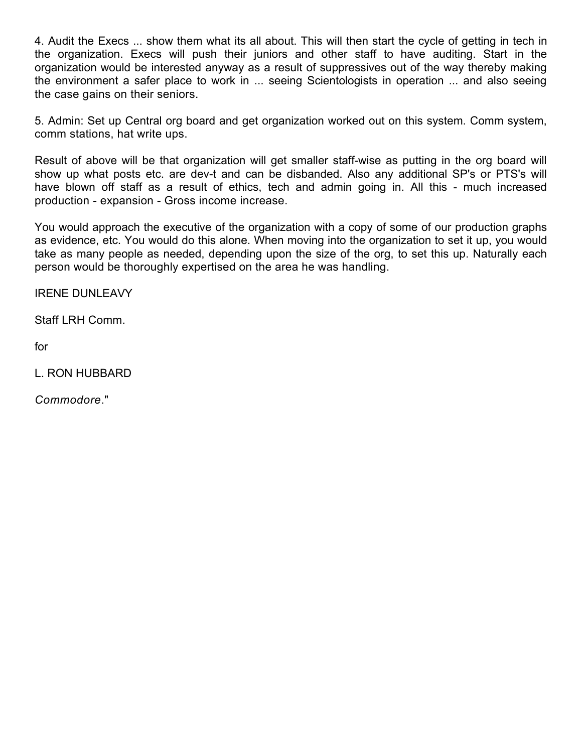4. Audit the Execs ... show them what its all about. This will then start the cycle of getting in tech in the organization. Execs will push their juniors and other staff to have auditing. Start in the organization would be interested anyway as a result of suppressives out of the way thereby making the environment a safer place to work in ... seeing Scientologists in operation ... and also seeing the case gains on their seniors.

5. Admin: Set up Central org board and get organization worked out on this system. Comm system, comm stations, hat write ups.

Result of above will be that organization will get smaller staff-wise as putting in the org board will show up what posts etc. are dev-t and can be disbanded. Also any additional SP's or PTS's will have blown off staff as a result of ethics, tech and admin going in. All this - much increased production - expansion - Gross income increase.

You would approach the executive of the organization with a copy of some of our production graphs as evidence, etc. You would do this alone. When moving into the organization to set it up, you would take as many people as needed, depending upon the size of the org, to set this up. Naturally each person would be thoroughly expertised on the area he was handling.

IRENE DUNLEAVY

Staff LRH Comm.

for

L. RON HUBBARD

*Commodore*."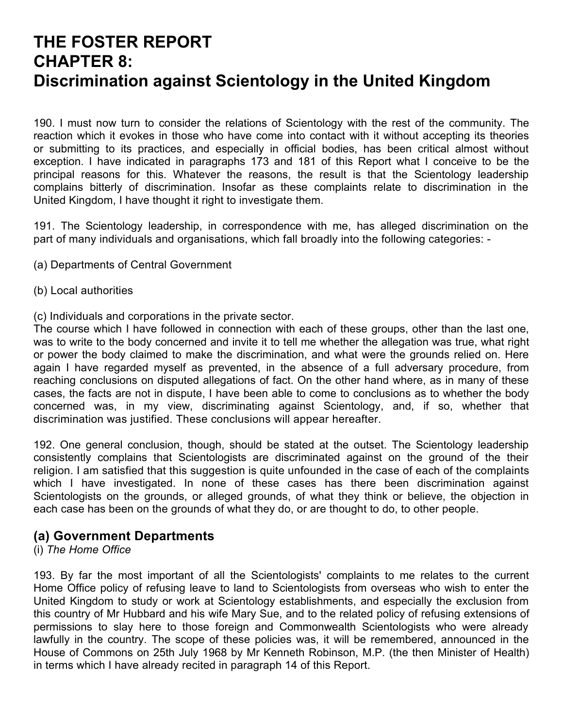# THE FOSTER REPORT
# CHAPTER 8:
# Discrimination against Scientology in the United Kingdom

190. I must now turn to consider the relations of Scientology with the rest of the community. The reaction which it evokes in those who have come into contact with it without accepting its theories or submitting to its practices, and especially in official bodies, has been critical almost without exception. I have indicated in paragraphs 173 and 181 of this Report what I conceive to be the principal reasons for this. Whatever the reasons, the result is that the Scientology leadership complains bitterly of discrimination. Insofar as these complaints relate to discrimination in the United Kingdom, I have thought it right to investigate them.

191. The Scientology leadership, in correspondence with me, has alleged discrimination on the part of many individuals and organisations, which fall broadly into the following categories: -

(a) Departments of Central Government

(b) Local authorities

(c) Individuals and corporations in the private sector.

The course which I have followed in connection with each of these groups, other than the last one, was to write to the body concerned and invite it to tell me whether the allegation was true, what right or power the body claimed to make the discrimination, and what were the grounds relied on. Here again I have regarded myself as prevented, in the absence of a full adversary procedure, from reaching conclusions on disputed allegations of fact. On the other hand where, as in many of these cases, the facts are not in dispute, I have been able to come to conclusions as to whether the body concerned was, in my view, discriminating against Scientology, and, if so, whether that discrimination was justified. These conclusions will appear hereafter.

192. One general conclusion, though, should be stated at the outset. The Scientology leadership consistently complains that Scientologists are discriminated against on the ground of the their religion. I am satisfied that this suggestion is quite unfounded in the case of each of the complaints which I have investigated. In none of these cases has there been discrimination against Scientologists on the grounds, or alleged grounds, of what they think or believe, the objection in each case has been on the grounds of what they do, or are thought to do, to other people.

## (a) Government Departments

(i) *The Home Office*

193. By far the most important of all the Scientologists' complaints to me relates to the current Home Office policy of refusing leave to land to Scientologists from overseas who wish to enter the United Kingdom to study or work at Scientology establishments, and especially the exclusion from this country of Mr Hubbard and his wife Mary Sue, and to the related policy of refusing extensions of permissions to slay here to those foreign and Commonwealth Scientologists who were already lawfully in the country. The scope of these policies was, it will be remembered, announced in the House of Commons on 25th July 1968 by Mr Kenneth Robinson, M.P. (the then Minister of Health) in terms which I have already recited in paragraph 14 of this Report.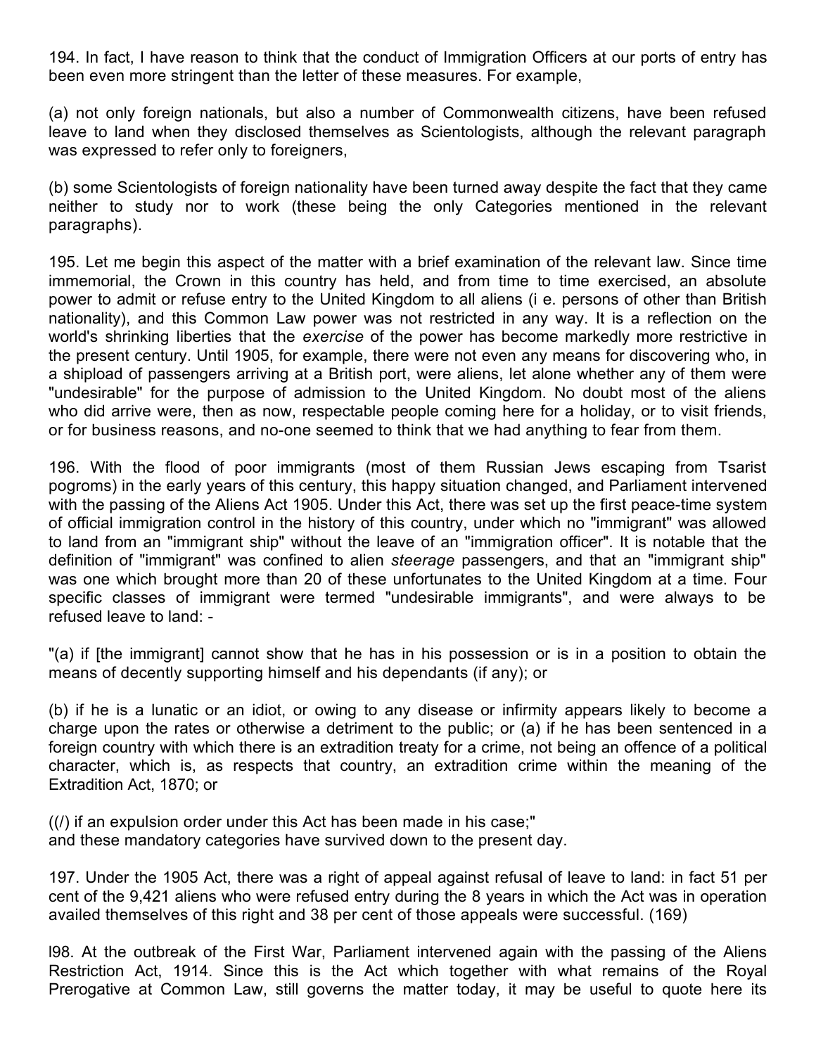194. In fact, I have reason to think that the conduct of Immigration Officers at our ports of entry has been even more stringent than the letter of these measures. For example,

(a) not only foreign nationals, but also a number of Commonwealth citizens, have been refused leave to land when they disclosed themselves as Scientologists, although the relevant paragraph was expressed to refer only to foreigners,

(b) some Scientologists of foreign nationality have been turned away despite the fact that they came neither to study nor to work (these being the only Categories mentioned in the relevant paragraphs).

195. Let me begin this aspect of the matter with a brief examination of the relevant law. Since time immemorial, the Crown in this country has held, and from time to time exercised, an absolute power to admit or refuse entry to the United Kingdom to all aliens (i e. persons of other than British nationality), and this Common Law power was not restricted in any way. It is a reflection on the world's shrinking liberties that the *exercise* of the power has become markedly more restrictive in the present century. Until 1905, for example, there were not even any means for discovering who, in a shipload of passengers arriving at a British port, were aliens, let alone whether any of them were "undesirable" for the purpose of admission to the United Kingdom. No doubt most of the aliens who did arrive were, then as now, respectable people coming here for a holiday, or to visit friends, or for business reasons, and no-one seemed to think that we had anything to fear from them.

196. With the flood of poor immigrants (most of them Russian Jews escaping from Tsarist pogroms) in the early years of this century, this happy situation changed, and Parliament intervened with the passing of the Aliens Act 1905. Under this Act, there was set up the first peace-time system of official immigration control in the history of this country, under which no "immigrant" was allowed to land from an "immigrant ship" without the leave of an "immigration officer". It is notable that the definition of "immigrant" was confined to alien *steerage* passengers, and that an "immigrant ship" was one which brought more than 20 of these unfortunates to the United Kingdom at a time. Four specific classes of immigrant were termed "undesirable immigrants", and were always to be refused leave to land: -

"(a) if [the immigrant] cannot show that he has in his possession or is in a position to obtain the means of decently supporting himself and his dependants (if any); or

(b) if he is a lunatic or an idiot, or owing to any disease or infirmity appears likely to become a charge upon the rates or otherwise a detriment to the public; or (a) if he has been sentenced in a foreign country with which there is an extradition treaty for a crime, not being an offence of a political character, which is, as respects that country, an extradition crime within the meaning of the Extradition Act, 1870; or

((/) if an expulsion order under this Act has been made in his case;"
and these mandatory categories have survived down to the present day.

197. Under the 1905 Act, there was a right of appeal against refusal of leave to land: in fact 51 per cent of the 9,421 aliens who were refused entry during the 8 years in which the Act was in operation availed themselves of this right and 38 per cent of those appeals were successful. (169)

l98. At the outbreak of the First War, Parliament intervened again with the passing of the Aliens Restriction Act, 1914. Since this is the Act which together with what remains of the Royal Prerogative at Common Law, still governs the matter today, it may be useful to quote here its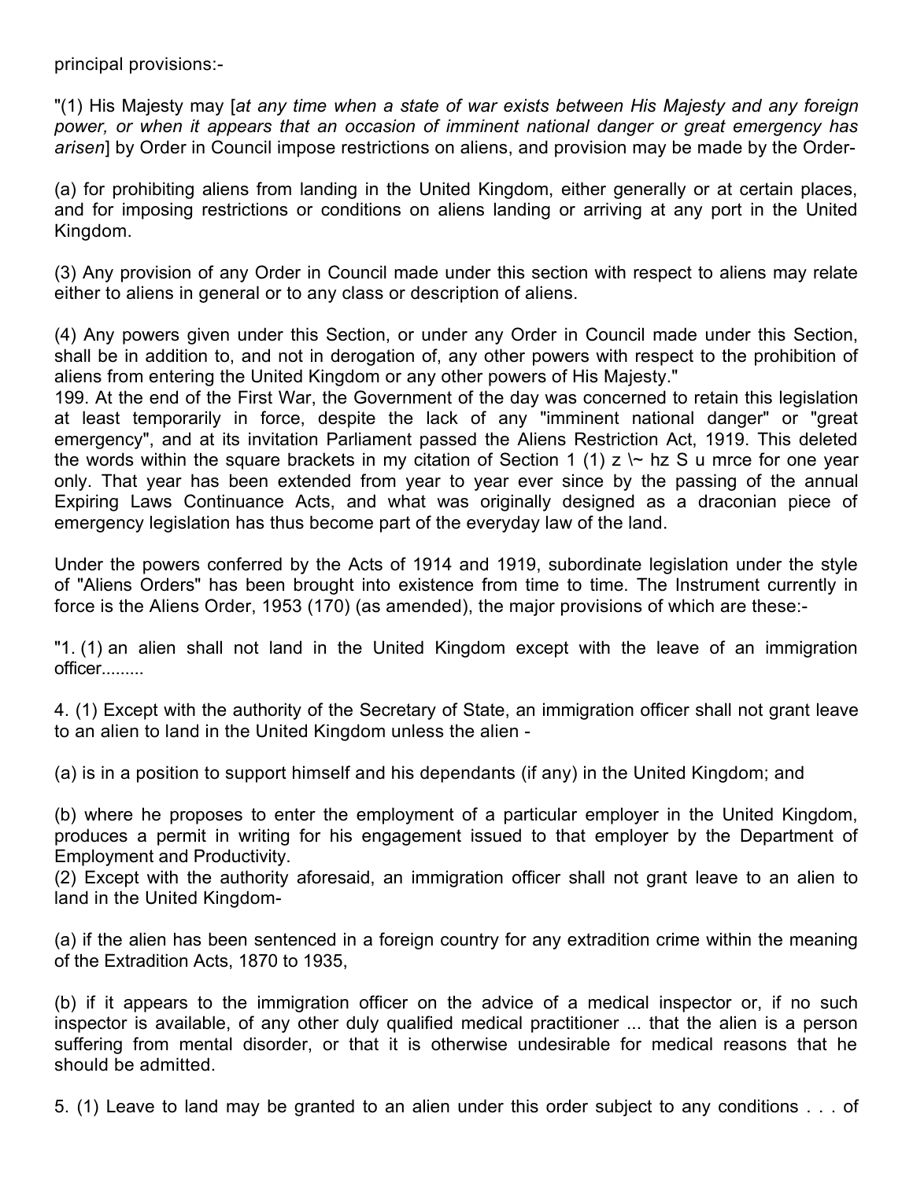principal provisions:-

"(1) His Majesty may [*at any time when a state of war exists between His Majesty and any foreign power, or when it appears that an occasion of imminent national danger or great emergency has arisen*] by Order in Council impose restrictions on aliens, and provision may be made by the Order-

(a) for prohibiting aliens from landing in the United Kingdom, either generally or at certain places, and for imposing restrictions or conditions on aliens landing or arriving at any port in the United Kingdom.

(3) Any provision of any Order in Council made under this section with respect to aliens may relate either to aliens in general or to any class or description of aliens.

(4) Any powers given under this Section, or under any Order in Council made under this Section, shall be in addition to, and not in derogation of, any other powers with respect to the prohibition of aliens from entering the United Kingdom or any other powers of His Majesty."

199. At the end of the First War, the Government of the day was concerned to retain this legislation at least temporarily in force, despite the lack of any "imminent national danger" or "great emergency", and at its invitation Parliament passed the Aliens Restriction Act, 1919. This deleted the words within the square brackets in my citation of Section 1 (1) z \~ hz S u mrce for one year only. That year has been extended from year to year ever since by the passing of the annual Expiring Laws Continuance Acts, and what was originally designed as a draconian piece of emergency legislation has thus become part of the everyday law of the land.

Under the powers conferred by the Acts of 1914 and 1919, subordinate legislation under the style of "Aliens Orders" has been brought into existence from time to time. The Instrument currently in force is the Aliens Order, 1953 (170) (as amended), the major provisions of which are these:-

"1. (1) an alien shall not land in the United Kingdom except with the leave of an immigration officer.........

4. (1) Except with the authority of the Secretary of State, an immigration officer shall not grant leave to an alien to land in the United Kingdom unless the alien -

(a) is in a position to support himself and his dependants (if any) in the United Kingdom; and

(b) where he proposes to enter the employment of a particular employer in the United Kingdom, produces a permit in writing for his engagement issued to that employer by the Department of Employment and Productivity.

(2) Except with the authority aforesaid, an immigration officer shall not grant leave to an alien to land in the United Kingdom-

(a) if the alien has been sentenced in a foreign country for any extradition crime within the meaning of the Extradition Acts, 1870 to 1935,

(b) if it appears to the immigration officer on the advice of a medical inspector or, if no such inspector is available, of any other duly qualified medical practitioner ... that the alien is a person suffering from mental disorder, or that it is otherwise undesirable for medical reasons that he should be admitted.

5. (1) Leave to land may be granted to an alien under this order subject to any conditions . . . of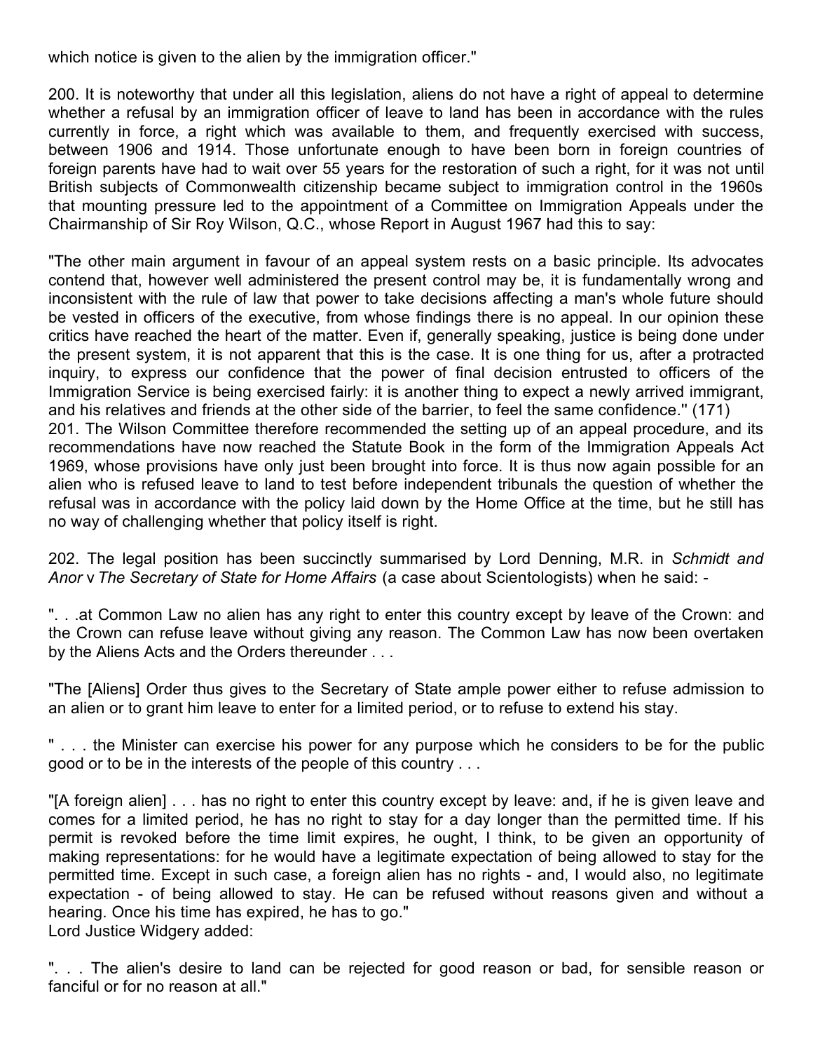which notice is given to the alien by the immigration officer."

200. It is noteworthy that under all this legislation, aliens do not have a right of appeal to determine whether a refusal by an immigration officer of leave to land has been in accordance with the rules currently in force, a right which was available to them, and frequently exercised with success, between 1906 and 1914. Those unfortunate enough to have been born in foreign countries of foreign parents have had to wait over 55 years for the restoration of such a right, for it was not until British subjects of Commonwealth citizenship became subject to immigration control in the 1960s that mounting pressure led to the appointment of a Committee on Immigration Appeals under the Chairmanship of Sir Roy Wilson, Q.C., whose Report in August 1967 had this to say:

"The other main argument in favour of an appeal system rests on a basic principle. Its advocates contend that, however well administered the present control may be, it is fundamentally wrong and inconsistent with the rule of law that power to take decisions affecting a man's whole future should be vested in officers of the executive, from whose findings there is no appeal. In our opinion these critics have reached the heart of the matter. Even if, generally speaking, justice is being done under the present system, it is not apparent that this is the case. It is one thing for us, after a protracted inquiry, to express our confidence that the power of final decision entrusted to officers of the Immigration Service is being exercised fairly: it is another thing to expect a newly arrived immigrant, and his relatives and friends at the other side of the barrier, to feel the same confidence.'' (171)

201. The Wilson Committee therefore recommended the setting up of an appeal procedure, and its recommendations have now reached the Statute Book in the form of the Immigration Appeals Act 1969, whose provisions have only just been brought into force. It is thus now again possible for an alien who is refused leave to land to test before independent tribunals the question of whether the refusal was in accordance with the policy laid down by the Home Office at the time, but he still has no way of challenging whether that policy itself is right.

202. The legal position has been succinctly summarised by Lord Denning, M.R. in *Schmidt and Anor* v *The Secretary of State for Home Affairs* (a case about Scientologists) when he said: -

". . .at Common Law no alien has any right to enter this country except by leave of the Crown: and the Crown can refuse leave without giving any reason. The Common Law has now been overtaken by the Aliens Acts and the Orders thereunder . . .

"The [Aliens] Order thus gives to the Secretary of State ample power either to refuse admission to an alien or to grant him leave to enter for a limited period, or to refuse to extend his stay.

" . . . the Minister can exercise his power for any purpose which he considers to be for the public good or to be in the interests of the people of this country . . .

"[A foreign alien] . . . has no right to enter this country except by leave: and, if he is given leave and comes for a limited period, he has no right to stay for a day longer than the permitted time. If his permit is revoked before the time limit expires, he ought, I think, to be given an opportunity of making representations: for he would have a legitimate expectation of being allowed to stay for the permitted time. Except in such case, a foreign alien has no rights - and, I would also, no legitimate expectation - of being allowed to stay. He can be refused without reasons given and without a hearing. Once his time has expired, he has to go."

Lord Justice Widgery added:

". . . The alien's desire to land can be rejected for good reason or bad, for sensible reason or fanciful or for no reason at all."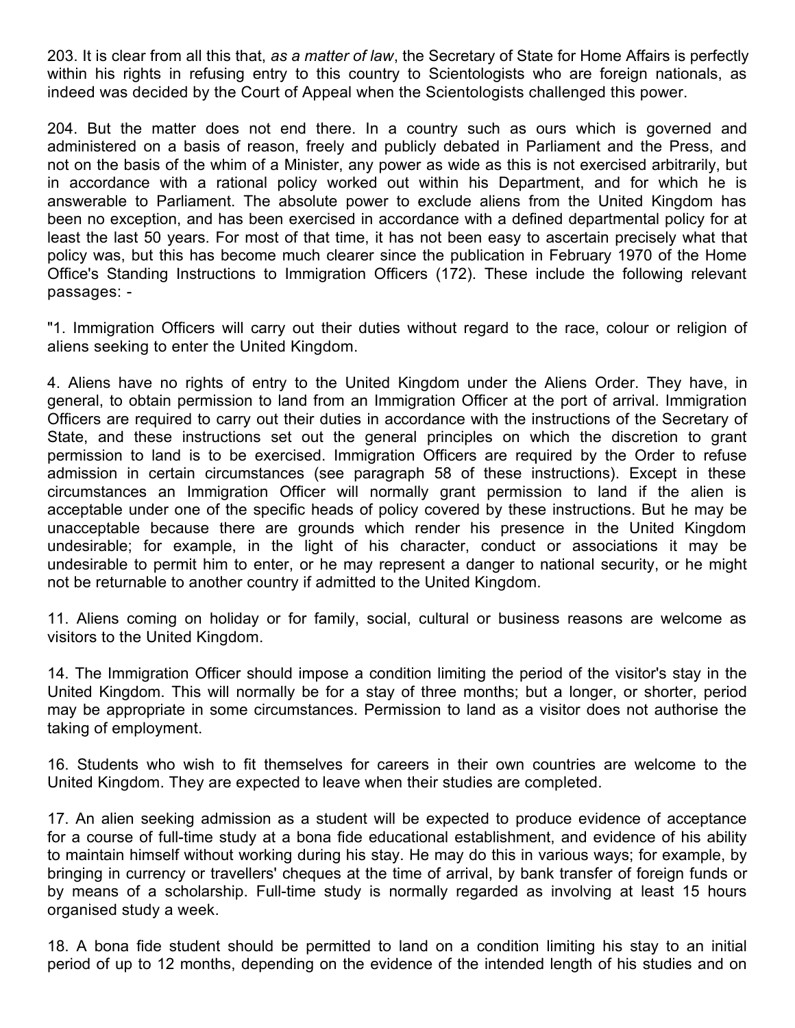203. It is clear from all this that, *as a matter of law*, the Secretary of State for Home Affairs is perfectly within his rights in refusing entry to this country to Scientologists who are foreign nationals, as indeed was decided by the Court of Appeal when the Scientologists challenged this power.

204. But the matter does not end there. In a country such as ours which is governed and administered on a basis of reason, freely and publicly debated in Parliament and the Press, and not on the basis of the whim of a Minister, any power as wide as this is not exercised arbitrarily, but in accordance with a rational policy worked out within his Department, and for which he is answerable to Parliament. The absolute power to exclude aliens from the United Kingdom has been no exception, and has been exercised in accordance with a defined departmental policy for at least the last 50 years. For most of that time, it has not been easy to ascertain precisely what that policy was, but this has become much clearer since the publication in February 1970 of the Home Office's Standing Instructions to Immigration Officers (172). These include the following relevant passages: -

"1. Immigration Officers will carry out their duties without regard to the race, colour or religion of aliens seeking to enter the United Kingdom.

4. Aliens have no rights of entry to the United Kingdom under the Aliens Order. They have, in general, to obtain permission to land from an Immigration Officer at the port of arrival. Immigration Officers are required to carry out their duties in accordance with the instructions of the Secretary of State, and these instructions set out the general principles on which the discretion to grant permission to land is to be exercised. Immigration Officers are required by the Order to refuse admission in certain circumstances (see paragraph 58 of these instructions). Except in these circumstances an Immigration Officer will normally grant permission to land if the alien is acceptable under one of the specific heads of policy covered by these instructions. But he may be unacceptable because there are grounds which render his presence in the United Kingdom undesirable; for example, in the light of his character, conduct or associations it may be undesirable to permit him to enter, or he may represent a danger to national security, or he might not be returnable to another country if admitted to the United Kingdom.

11. Aliens coming on holiday or for family, social, cultural or business reasons are welcome as visitors to the United Kingdom.

14. The Immigration Officer should impose a condition limiting the period of the visitor's stay in the United Kingdom. This will normally be for a stay of three months; but a longer, or shorter, period may be appropriate in some circumstances. Permission to land as a visitor does not authorise the taking of employment.

16. Students who wish to fit themselves for careers in their own countries are welcome to the United Kingdom. They are expected to leave when their studies are completed.

17. An alien seeking admission as a student will be expected to produce evidence of acceptance for a course of full-time study at a bona fide educational establishment, and evidence of his ability to maintain himself without working during his stay. He may do this in various ways; for example, by bringing in currency or travellers' cheques at the time of arrival, by bank transfer of foreign funds or by means of a scholarship. Full-time study is normally regarded as involving at least 15 hours organised study a week.

18. A bona fide student should be permitted to land on a condition limiting his stay to an initial period of up to 12 months, depending on the evidence of the intended length of his studies and on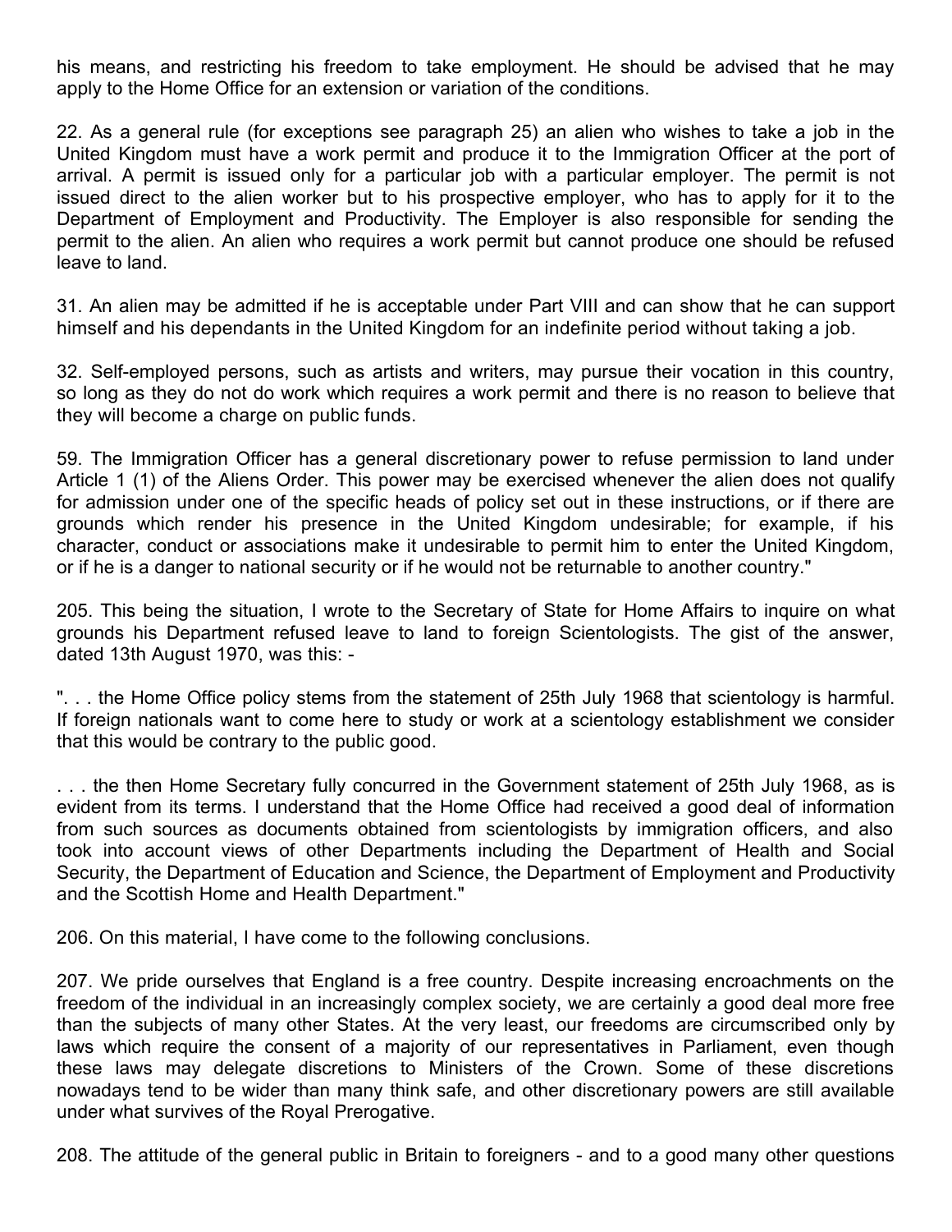his means, and restricting his freedom to take employment. He should be advised that he may apply to the Home Office for an extension or variation of the conditions.

22. As a general rule (for exceptions see paragraph 25) an alien who wishes to take a job in the United Kingdom must have a work permit and produce it to the Immigration Officer at the port of arrival. A permit is issued only for a particular job with a particular employer. The permit is not issued direct to the alien worker but to his prospective employer, who has to apply for it to the Department of Employment and Productivity. The Employer is also responsible for sending the permit to the alien. An alien who requires a work permit but cannot produce one should be refused leave to land.

31. An alien may be admitted if he is acceptable under Part VIII and can show that he can support himself and his dependants in the United Kingdom for an indefinite period without taking a job.

32. Self-employed persons, such as artists and writers, may pursue their vocation in this country, so long as they do not do work which requires a work permit and there is no reason to believe that they will become a charge on public funds.

59. The Immigration Officer has a general discretionary power to refuse permission to land under Article 1 (1) of the Aliens Order. This power may be exercised whenever the alien does not qualify for admission under one of the specific heads of policy set out in these instructions, or if there are grounds which render his presence in the United Kingdom undesirable; for example, if his character, conduct or associations make it undesirable to permit him to enter the United Kingdom, or if he is a danger to national security or if he would not be returnable to another country."

205. This being the situation, I wrote to the Secretary of State for Home Affairs to inquire on what grounds his Department refused leave to land to foreign Scientologists. The gist of the answer, dated 13th August 1970, was this: -

". . . the Home Office policy stems from the statement of 25th July 1968 that scientology is harmful. If foreign nationals want to come here to study or work at a scientology establishment we consider that this would be contrary to the public good.

. . . the then Home Secretary fully concurred in the Government statement of 25th July 1968, as is evident from its terms. I understand that the Home Office had received a good deal of information from such sources as documents obtained from scientologists by immigration officers, and also took into account views of other Departments including the Department of Health and Social Security, the Department of Education and Science, the Department of Employment and Productivity and the Scottish Home and Health Department."

206. On this material, I have come to the following conclusions.

207. We pride ourselves that England is a free country. Despite increasing encroachments on the freedom of the individual in an increasingly complex society, we are certainly a good deal more free than the subjects of many other States. At the very least, our freedoms are circumscribed only by laws which require the consent of a majority of our representatives in Parliament, even though these laws may delegate discretions to Ministers of the Crown. Some of these discretions nowadays tend to be wider than many think safe, and other discretionary powers are still available under what survives of the Royal Prerogative.

208. The attitude of the general public in Britain to foreigners - and to a good many other questions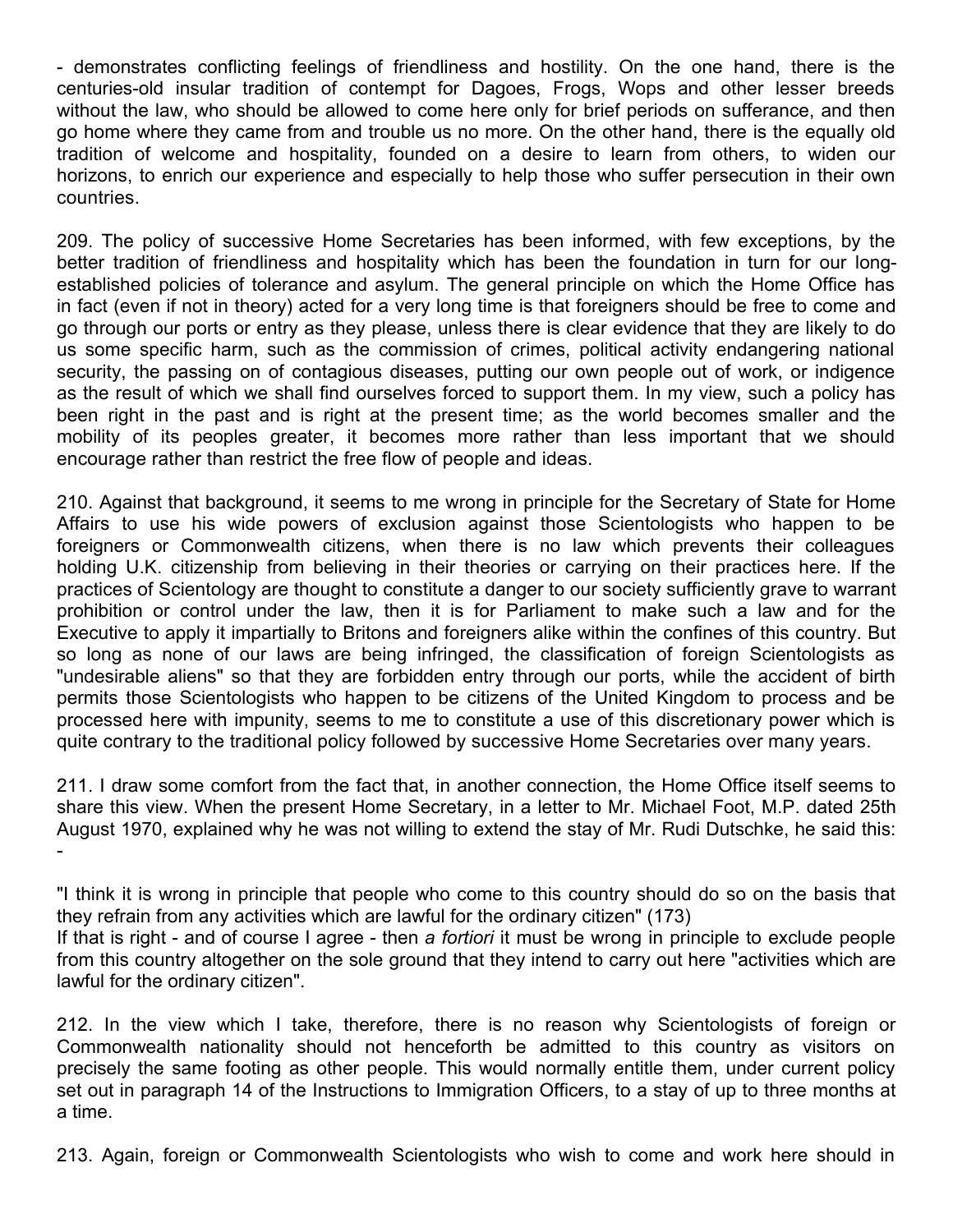- demonstrates conflicting feelings of friendliness and hostility. On the one hand, there is the centuries-old insular tradition of contempt for Dagoes, Frogs, Wops and other lesser breeds without the law, who should be allowed to come here only for brief periods on sufferance, and then go home where they came from and trouble us no more. On the other hand, there is the equally old tradition of welcome and hospitality, founded on a desire to learn from others, to widen our horizons, to enrich our experience and especially to help those who suffer persecution in their own countries.

209. The policy of successive Home Secretaries has been informed, with few exceptions, by the better tradition of friendliness and hospitality which has been the foundation in turn for our long-established policies of tolerance and asylum. The general principle on which the Home Office has in fact (even if not in theory) acted for a very long time is that foreigners should be free to come and go through our ports or entry as they please, unless there is clear evidence that they are likely to do us some specific harm, such as the commission of crimes, political activity endangering national security, the passing on of contagious diseases, putting our own people out of work, or indigence as the result of which we shall find ourselves forced to support them. In my view, such a policy has been right in the past and is right at the present time; as the world becomes smaller and the mobility of its peoples greater, it becomes more rather than less important that we should encourage rather than restrict the free flow of people and ideas.

210. Against that background, it seems to me wrong in principle for the Secretary of State for Home Affairs to use his wide powers of exclusion against those Scientologists who happen to be foreigners or Commonwealth citizens, when there is no law which prevents their colleagues holding U.K. citizenship from believing in their theories or carrying on their practices here. If the practices of Scientology are thought to constitute a danger to our society sufficiently grave to warrant prohibition or control under the law, then it is for Parliament to make such a law and for the Executive to apply it impartially to Britons and foreigners alike within the confines of this country. But so long as none of our laws are being infringed, the classification of foreign Scientologists as "undesirable aliens" so that they are forbidden entry through our ports, while the accident of birth permits those Scientologists who happen to be citizens of the United Kingdom to process and be processed here with impunity, seems to me to constitute a use of this discretionary power which is quite contrary to the traditional policy followed by successive Home Secretaries over many years.

211. I draw some comfort from the fact that, in another connection, the Home Office itself seems to share this view. When the present Home Secretary, in a letter to Mr. Michael Foot, M.P. dated 25th August 1970, explained why he was not willing to extend the stay of Mr. Rudi Dutschke, he said this: -

"I think it is wrong in principle that people who come to this country should do so on the basis that they refrain from any activities which are lawful for the ordinary citizen" (173)

If that is right - and of course I agree - then *a fortiori* it must be wrong in principle to exclude people from this country altogether on the sole ground that they intend to carry out here "activities which are lawful for the ordinary citizen".

212. In the view which I take, therefore, there is no reason why Scientologists of foreign or Commonwealth nationality should not henceforth be admitted to this country as visitors on precisely the same footing as other people. This would normally entitle them, under current policy set out in paragraph 14 of the Instructions to Immigration Officers, to a stay of up to three months at a time.

213. Again, foreign or Commonwealth Scientologists who wish to come and work here should in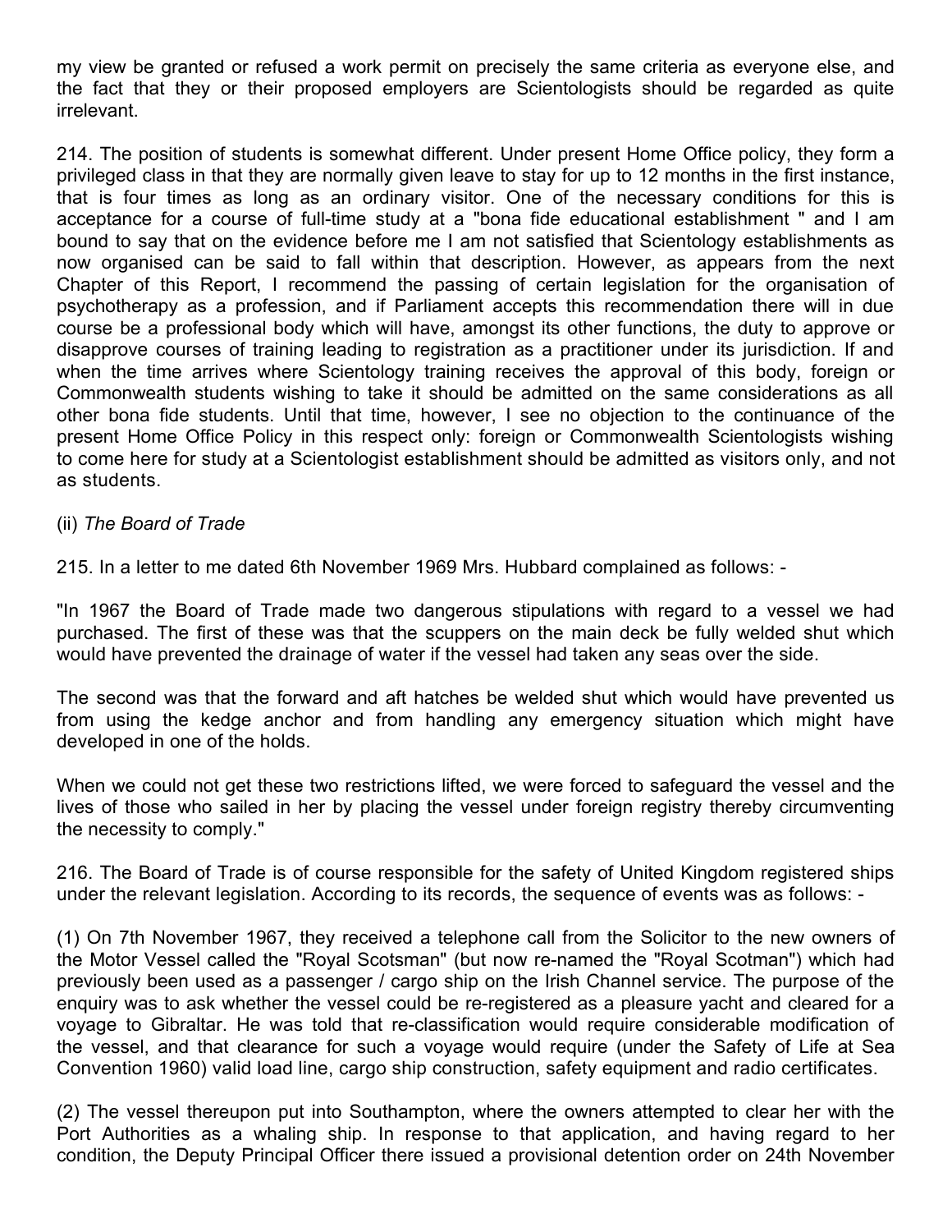my view be granted or refused a work permit on precisely the same criteria as everyone else, and the fact that they or their proposed employers are Scientologists should be regarded as quite irrelevant.

214. The position of students is somewhat different. Under present Home Office policy, they form a privileged class in that they are normally given leave to stay for up to 12 months in the first instance, that is four times as long as an ordinary visitor. One of the necessary conditions for this is acceptance for a course of full-time study at a "bona fide educational establishment " and I am bound to say that on the evidence before me I am not satisfied that Scientology establishments as now organised can be said to fall within that description. However, as appears from the next Chapter of this Report, I recommend the passing of certain legislation for the organisation of psychotherapy as a profession, and if Parliament accepts this recommendation there will in due course be a professional body which will have, amongst its other functions, the duty to approve or disapprove courses of training leading to registration as a practitioner under its jurisdiction. If and when the time arrives where Scientology training receives the approval of this body, foreign or Commonwealth students wishing to take it should be admitted on the same considerations as all other bona fide students. Until that time, however, I see no objection to the continuance of the present Home Office Policy in this respect only: foreign or Commonwealth Scientologists wishing to come here for study at a Scientologist establishment should be admitted as visitors only, and not as students.

(ii) *The Board of Trade*

215. In a letter to me dated 6th November 1969 Mrs. Hubbard complained as follows: -

"In 1967 the Board of Trade made two dangerous stipulations with regard to a vessel we had purchased. The first of these was that the scuppers on the main deck be fully welded shut which would have prevented the drainage of water if the vessel had taken any seas over the side.

The second was that the forward and aft hatches be welded shut which would have prevented us from using the kedge anchor and from handling any emergency situation which might have developed in one of the holds.

When we could not get these two restrictions lifted, we were forced to safeguard the vessel and the lives of those who sailed in her by placing the vessel under foreign registry thereby circumventing the necessity to comply."

216. The Board of Trade is of course responsible for the safety of United Kingdom registered ships under the relevant legislation. According to its records, the sequence of events was as follows: -

(1) On 7th November 1967, they received a telephone call from the Solicitor to the new owners of the Motor Vessel called the "Royal Scotsman" (but now re-named the "Royal Scotman") which had previously been used as a passenger / cargo ship on the Irish Channel service. The purpose of the enquiry was to ask whether the vessel could be re-registered as a pleasure yacht and cleared for a voyage to Gibraltar. He was told that re-classification would require considerable modification of the vessel, and that clearance for such a voyage would require (under the Safety of Life at Sea Convention 1960) valid load line, cargo ship construction, safety equipment and radio certificates.

(2) The vessel thereupon put into Southampton, where the owners attempted to clear her with the Port Authorities as a whaling ship. In response to that application, and having regard to her condition, the Deputy Principal Officer there issued a provisional detention order on 24th November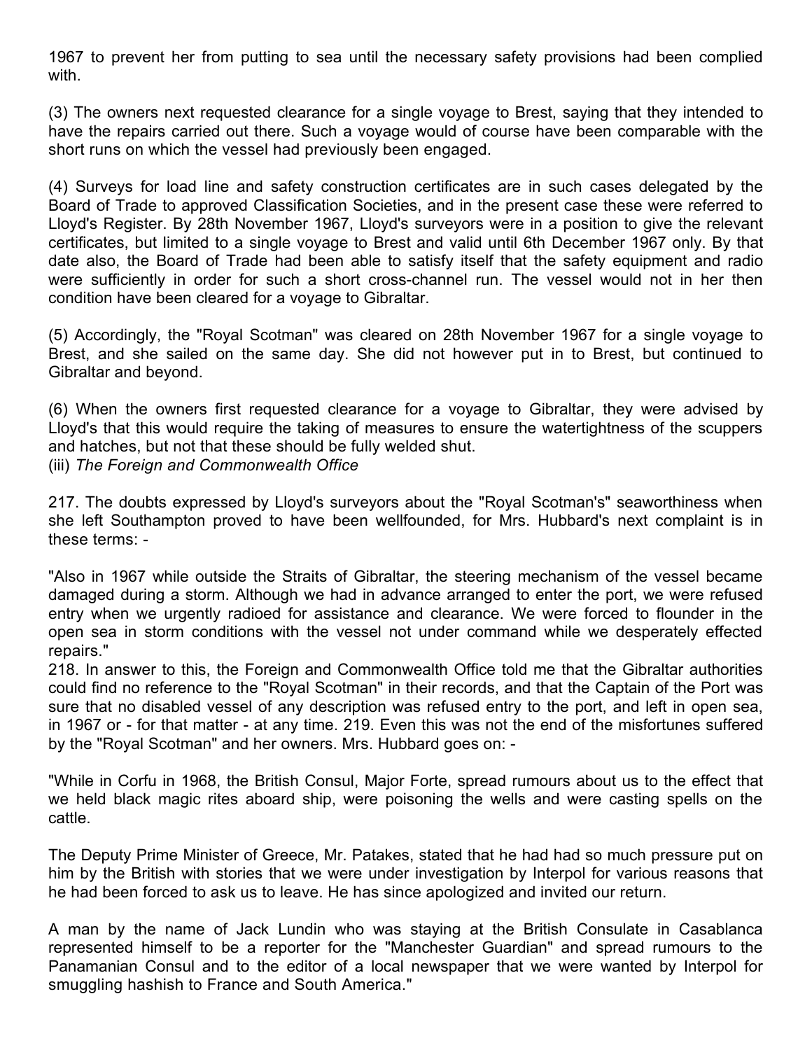1967 to prevent her from putting to sea until the necessary safety provisions had been complied with.

(3) The owners next requested clearance for a single voyage to Brest, saying that they intended to have the repairs carried out there. Such a voyage would of course have been comparable with the short runs on which the vessel had previously been engaged.

(4) Surveys for load line and safety construction certificates are in such cases delegated by the Board of Trade to approved Classification Societies, and in the present case these were referred to Lloyd's Register. By 28th November 1967, Lloyd's surveyors were in a position to give the relevant certificates, but limited to a single voyage to Brest and valid until 6th December 1967 only. By that date also, the Board of Trade had been able to satisfy itself that the safety equipment and radio were sufficiently in order for such a short cross-channel run. The vessel would not in her then condition have been cleared for a voyage to Gibraltar.

(5) Accordingly, the "Royal Scotman" was cleared on 28th November 1967 for a single voyage to Brest, and she sailed on the same day. She did not however put in to Brest, but continued to Gibraltar and beyond.

(6) When the owners first requested clearance for a voyage to Gibraltar, they were advised by Lloyd's that this would require the taking of measures to ensure the watertightness of the scuppers and hatches, but not that these should be fully welded shut.

(iii) *The Foreign and Commonwealth Office*

217. The doubts expressed by Lloyd's surveyors about the "Royal Scotman's" seaworthiness when she left Southampton proved to have been wellfounded, for Mrs. Hubbard's next complaint is in these terms: -

"Also in 1967 while outside the Straits of Gibraltar, the steering mechanism of the vessel became damaged during a storm. Although we had in advance arranged to enter the port, we were refused entry when we urgently radioed for assistance and clearance. We were forced to flounder in the open sea in storm conditions with the vessel not under command while we desperately effected repairs."

218. In answer to this, the Foreign and Commonwealth Office told me that the Gibraltar authorities could find no reference to the "Royal Scotman" in their records, and that the Captain of the Port was sure that no disabled vessel of any description was refused entry to the port, and left in open sea, in 1967 or - for that matter - at any time. 219. Even this was not the end of the misfortunes suffered by the "Royal Scotman" and her owners. Mrs. Hubbard goes on: -

"While in Corfu in 1968, the British Consul, Major Forte, spread rumours about us to the effect that we held black magic rites aboard ship, were poisoning the wells and were casting spells on the cattle.

The Deputy Prime Minister of Greece, Mr. Patakes, stated that he had had so much pressure put on him by the British with stories that we were under investigation by Interpol for various reasons that he had been forced to ask us to leave. He has since apologized and invited our return.

A man by the name of Jack Lundin who was staying at the British Consulate in Casablanca represented himself to be a reporter for the "Manchester Guardian" and spread rumours to the Panamanian Consul and to the editor of a local newspaper that we were wanted by Interpol for smuggling hashish to France and South America."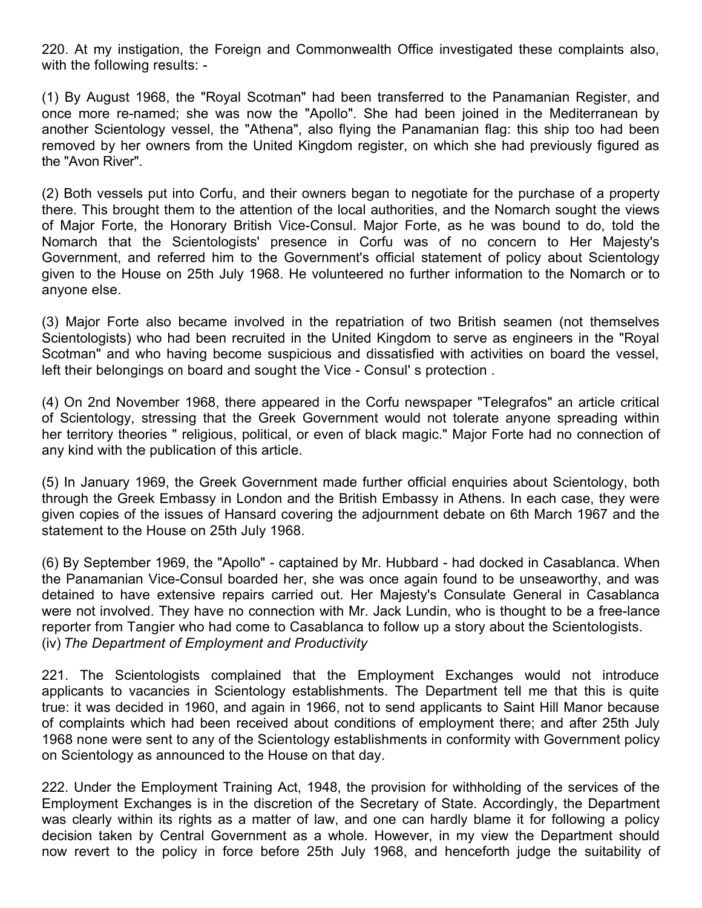220. At my instigation, the Foreign and Commonwealth Office investigated these complaints also, with the following results: -

(1) By August 1968, the "Royal Scotman" had been transferred to the Panamanian Register, and once more re-named; she was now the "Apollo". She had been joined in the Mediterranean by another Scientology vessel, the "Athena", also flying the Panamanian flag: this ship too had been removed by her owners from the United Kingdom register, on which she had previously figured as the "Avon River".

(2) Both vessels put into Corfu, and their owners began to negotiate for the purchase of a property there. This brought them to the attention of the local authorities, and the Nomarch sought the views of Major Forte, the Honorary British Vice-Consul. Major Forte, as he was bound to do, told the Nomarch that the Scientologists' presence in Corfu was of no concern to Her Majesty's Government, and referred him to the Government's official statement of policy about Scientology given to the House on 25th July 1968. He volunteered no further information to the Nomarch or to anyone else.

(3) Major Forte also became involved in the repatriation of two British seamen (not themselves Scientologists) who had been recruited in the United Kingdom to serve as engineers in the "Royal Scotman" and who having become suspicious and dissatisfied with activities on board the vessel, left their belongings on board and sought the Vice - Consul' s protection .

(4) On 2nd November 1968, there appeared in the Corfu newspaper "Telegrafos" an article critical of Scientology, stressing that the Greek Government would not tolerate anyone spreading within her territory theories " religious, political, or even of black magic." Major Forte had no connection of any kind with the publication of this article.

(5) In January 1969, the Greek Government made further official enquiries about Scientology, both through the Greek Embassy in London and the British Embassy in Athens. In each case, they were given copies of the issues of Hansard covering the adjournment debate on 6th March 1967 and the statement to the House on 25th July 1968.

(6) By September 1969, the "Apollo" - captained by Mr. Hubbard - had docked in Casablanca. When the Panamanian Vice-Consul boarded her, she was once again found to be unseaworthy, and was detained to have extensive repairs carried out. Her Majesty's Consulate General in Casablanca were not involved. They have no connection with Mr. Jack Lundin, who is thought to be a free-lance reporter from Tangier who had come to Casablanca to follow up a story about the Scientologists.

(iv) *The Department of Employment and Productivity*

221. The Scientologists complained that the Employment Exchanges would not introduce applicants to vacancies in Scientology establishments. The Department tell me that this is quite true: it was decided in 1960, and again in 1966, not to send applicants to Saint Hill Manor because of complaints which had been received about conditions of employment there; and after 25th July 1968 none were sent to any of the Scientology establishments in conformity with Government policy on Scientology as announced to the House on that day.

222. Under the Employment Training Act, 1948, the provision for withholding of the services of the Employment Exchanges is in the discretion of the Secretary of State. Accordingly, the Department was clearly within its rights as a matter of law, and one can hardly blame it for following a policy decision taken by Central Government as a whole. However, in my view the Department should now revert to the policy in force before 25th July 1968, and henceforth judge the suitability of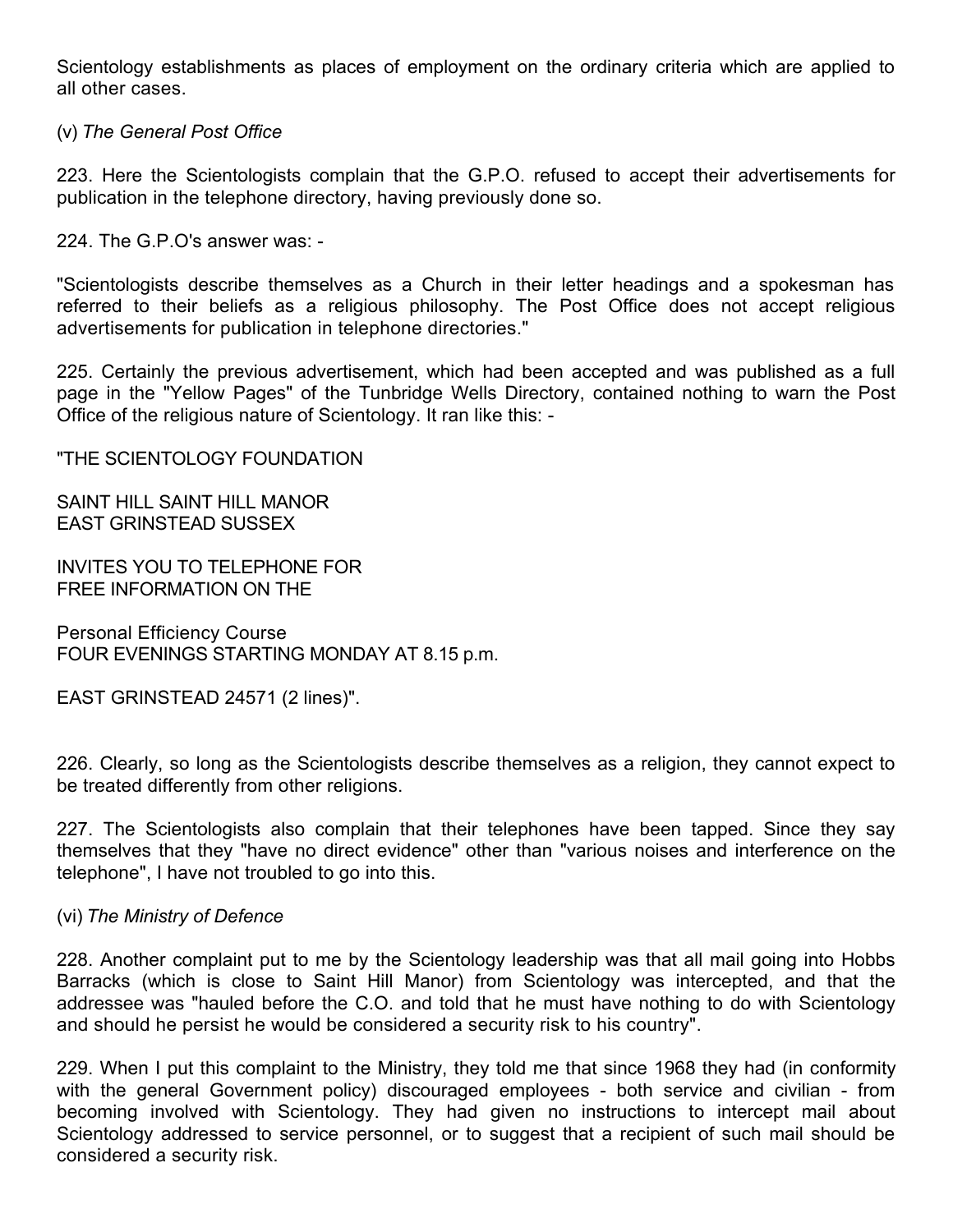Scientology establishments as places of employment on the ordinary criteria which are applied to all other cases.

(v) *The General Post Office*

223. Here the Scientologists complain that the G.P.O. refused to accept their advertisements for publication in the telephone directory, having previously done so.

224. The G.P.O's answer was: -

"Scientologists describe themselves as a Church in their letter headings and a spokesman has referred to their beliefs as a religious philosophy. The Post Office does not accept religious advertisements for publication in telephone directories."

225. Certainly the previous advertisement, which had been accepted and was published as a full page in the "Yellow Pages" of the Tunbridge Wells Directory, contained nothing to warn the Post Office of the religious nature of Scientology. It ran like this: -

"THE SCIENTOLOGY FOUNDATION

SAINT HILL SAINT HILL MANOR
EAST GRINSTEAD SUSSEX

INVITES YOU TO TELEPHONE FOR
FREE INFORMATION ON THE

Personal Efficiency Course
FOUR EVENINGS STARTING MONDAY AT 8.15 p.m.

EAST GRINSTEAD 24571 (2 lines)".

226. Clearly, so long as the Scientologists describe themselves as a religion, they cannot expect to be treated differently from other religions.

227. The Scientologists also complain that their telephones have been tapped. Since they say themselves that they "have no direct evidence" other than "various noises and interference on the telephone", I have not troubled to go into this.

(vi) *The Ministry of Defence*

228. Another complaint put to me by the Scientology leadership was that all mail going into Hobbs Barracks (which is close to Saint Hill Manor) from Scientology was intercepted, and that the addressee was "hauled before the C.O. and told that he must have nothing to do with Scientology and should he persist he would be considered a security risk to his country".

229. When I put this complaint to the Ministry, they told me that since 1968 they had (in conformity with the general Government policy) discouraged employees - both service and civilian - from becoming involved with Scientology. They had given no instructions to intercept mail about Scientology addressed to service personnel, or to suggest that a recipient of such mail should be considered a security risk.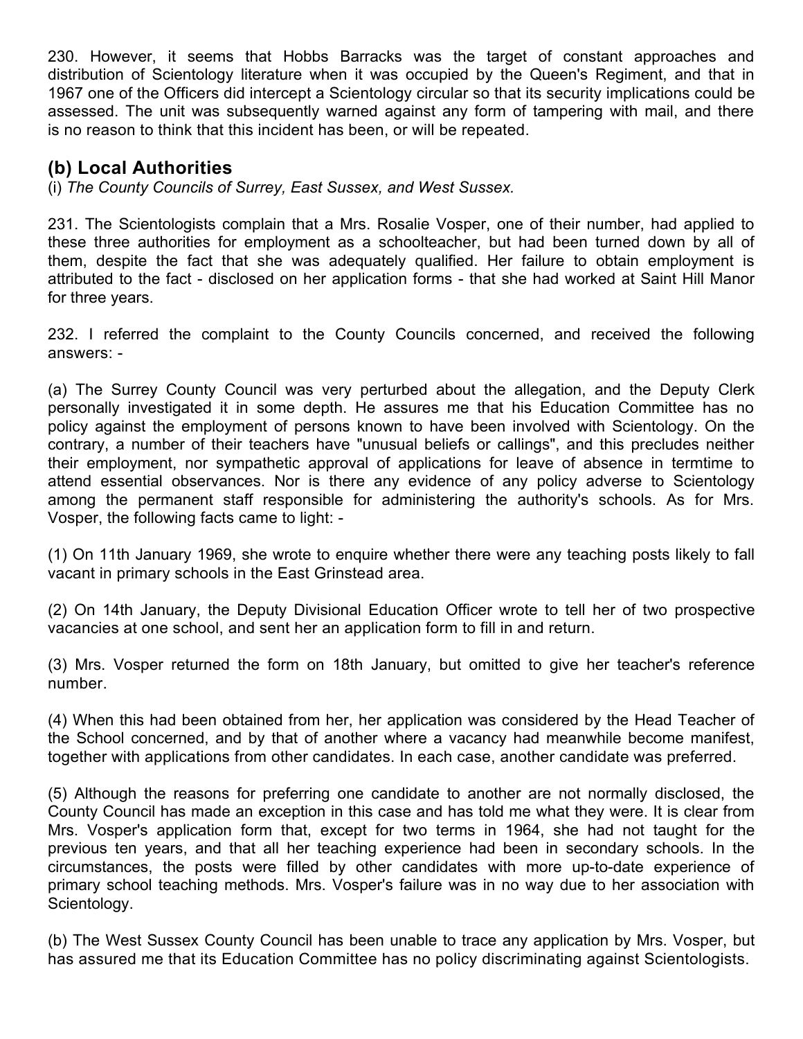230. However, it seems that Hobbs Barracks was the target of constant approaches and distribution of Scientology literature when it was occupied by the Queen's Regiment, and that in 1967 one of the Officers did intercept a Scientology circular so that its security implications could be assessed. The unit was subsequently warned against any form of tampering with mail, and there is no reason to think that this incident has been, or will be repeated.

## (b) Local Authorities

(i) *The County Councils of Surrey, East Sussex, and West Sussex.*

231. The Scientologists complain that a Mrs. Rosalie Vosper, one of their number, had applied to these three authorities for employment as a schoolteacher, but had been turned down by all of them, despite the fact that she was adequately qualified. Her failure to obtain employment is attributed to the fact - disclosed on her application forms - that she had worked at Saint Hill Manor for three years.

232. I referred the complaint to the County Councils concerned, and received the following answers: -

(a) The Surrey County Council was very perturbed about the allegation, and the Deputy Clerk personally investigated it in some depth. He assures me that his Education Committee has no policy against the employment of persons known to have been involved with Scientology. On the contrary, a number of their teachers have "unusual beliefs or callings", and this precludes neither their employment, nor sympathetic approval of applications for leave of absence in termtime to attend essential observances. Nor is there any evidence of any policy adverse to Scientology among the permanent staff responsible for administering the authority's schools. As for Mrs. Vosper, the following facts came to light: -

(1) On 11th January 1969, she wrote to enquire whether there were any teaching posts likely to fall vacant in primary schools in the East Grinstead area.

(2) On 14th January, the Deputy Divisional Education Officer wrote to tell her of two prospective vacancies at one school, and sent her an application form to fill in and return.

(3) Mrs. Vosper returned the form on 18th January, but omitted to give her teacher's reference number.

(4) When this had been obtained from her, her application was considered by the Head Teacher of the School concerned, and by that of another where a vacancy had meanwhile become manifest, together with applications from other candidates. In each case, another candidate was preferred.

(5) Although the reasons for preferring one candidate to another are not normally disclosed, the County Council has made an exception in this case and has told me what they were. It is clear from Mrs. Vosper's application form that, except for two terms in 1964, she had not taught for the previous ten years, and that all her teaching experience had been in secondary schools. In the circumstances, the posts were filled by other candidates with more up-to-date experience of primary school teaching methods. Mrs. Vosper's failure was in no way due to her association with Scientology.

(b) The West Sussex County Council has been unable to trace any application by Mrs. Vosper, but has assured me that its Education Committee has no policy discriminating against Scientologists.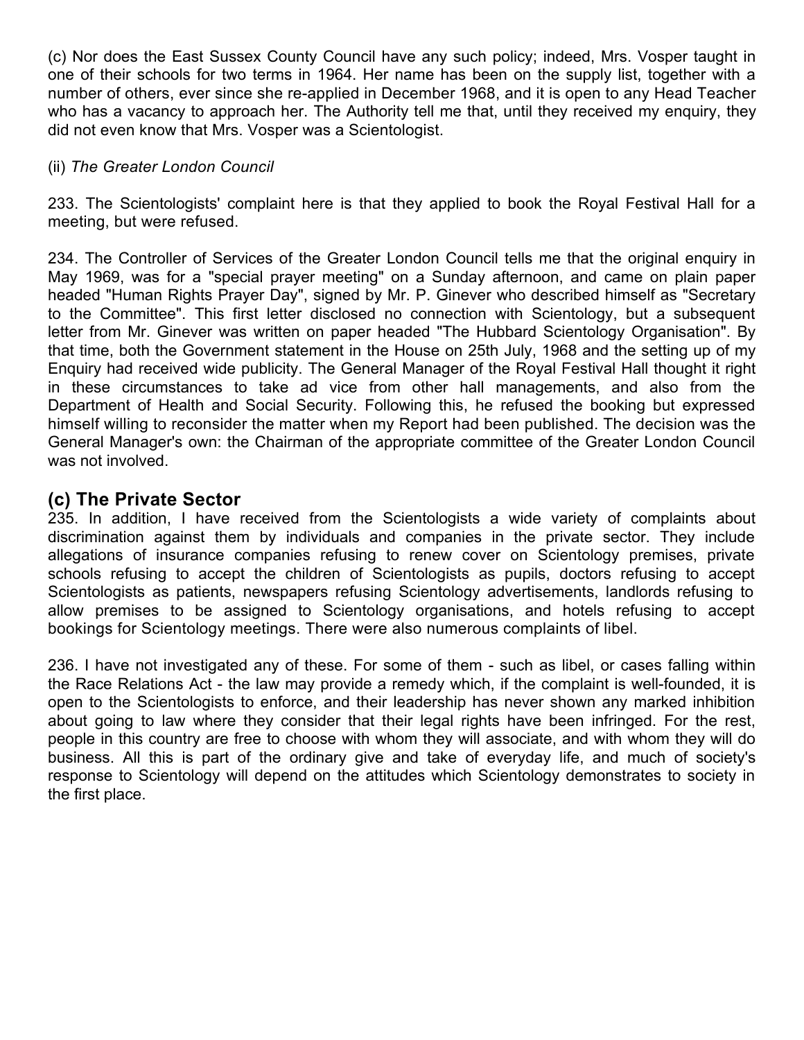(c) Nor does the East Sussex County Council have any such policy; indeed, Mrs. Vosper taught in one of their schools for two terms in 1964. Her name has been on the supply list, together with a number of others, ever since she re-applied in December 1968, and it is open to any Head Teacher who has a vacancy to approach her. The Authority tell me that, until they received my enquiry, they did not even know that Mrs. Vosper was a Scientologist.

(ii) *The Greater London Council*

233. The Scientologists' complaint here is that they applied to book the Royal Festival Hall for a meeting, but were refused.

234. The Controller of Services of the Greater London Council tells me that the original enquiry in May 1969, was for a "special prayer meeting" on a Sunday afternoon, and came on plain paper headed "Human Rights Prayer Day", signed by Mr. P. Ginever who described himself as "Secretary to the Committee". This first letter disclosed no connection with Scientology, but a subsequent letter from Mr. Ginever was written on paper headed "The Hubbard Scientology Organisation". By that time, both the Government statement in the House on 25th July, 1968 and the setting up of my Enquiry had received wide publicity. The General Manager of the Royal Festival Hall thought it right in these circumstances to take ad vice from other hall managements, and also from the Department of Health and Social Security. Following this, he refused the booking but expressed himself willing to reconsider the matter when my Report had been published. The decision was the General Manager's own: the Chairman of the appropriate committee of the Greater London Council was not involved.

## (c) The Private Sector

235. In addition, I have received from the Scientologists a wide variety of complaints about discrimination against them by individuals and companies in the private sector. They include allegations of insurance companies refusing to renew cover on Scientology premises, private schools refusing to accept the children of Scientologists as pupils, doctors refusing to accept Scientologists as patients, newspapers refusing Scientology advertisements, landlords refusing to allow premises to be assigned to Scientology organisations, and hotels refusing to accept bookings for Scientology meetings. There were also numerous complaints of libel.

236. I have not investigated any of these. For some of them - such as libel, or cases falling within the Race Relations Act - the law may provide a remedy which, if the complaint is well-founded, it is open to the Scientologists to enforce, and their leadership has never shown any marked inhibition about going to law where they consider that their legal rights have been infringed. For the rest, people in this country are free to choose with whom they will associate, and with whom they will do business. All this is part of the ordinary give and take of everyday life, and much of society's response to Scientology will depend on the attitudes which Scientology demonstrates to society in the first place.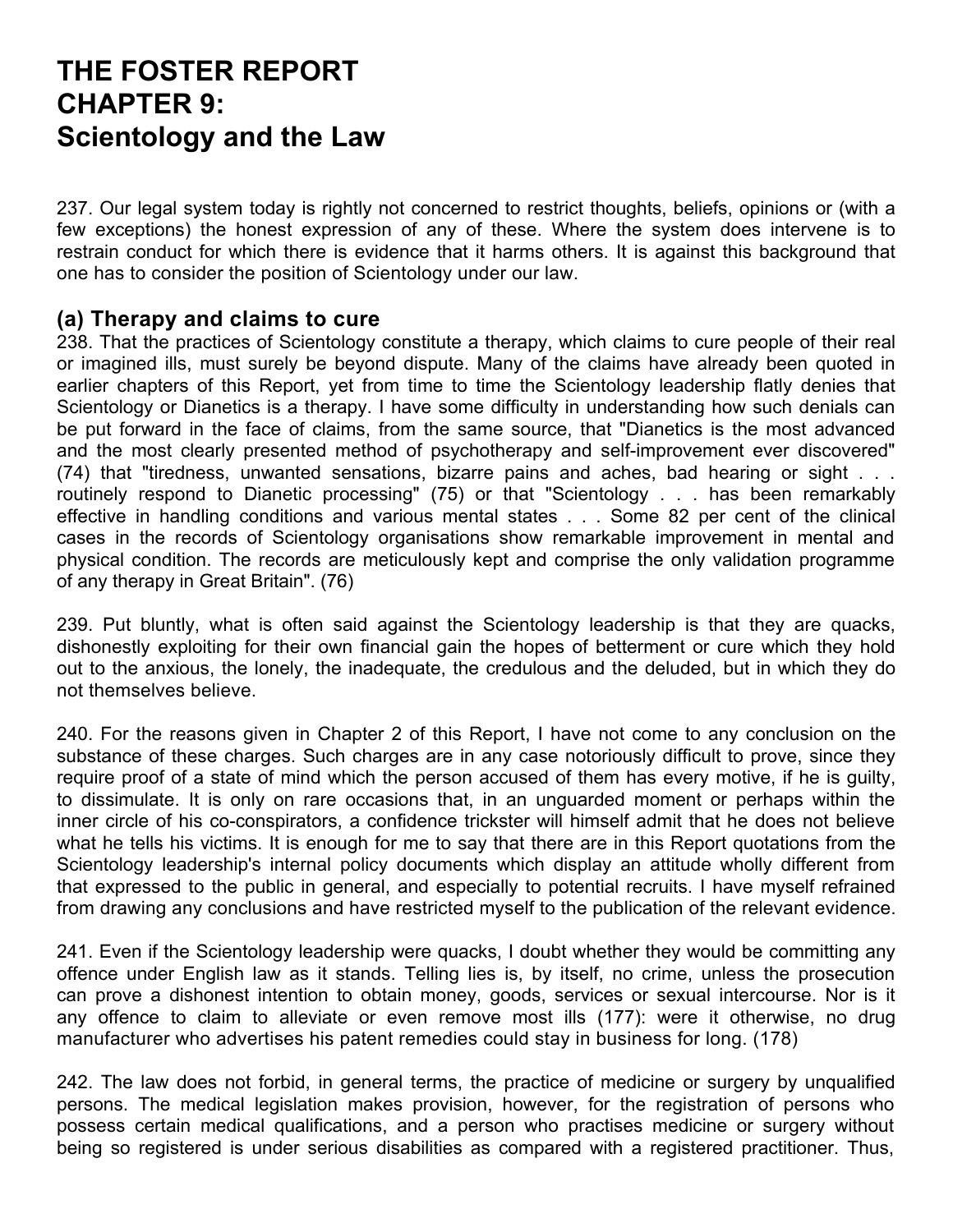# THE FOSTER REPORT CHAPTER 9: Scientology and the Law

237. Our legal system today is rightly not concerned to restrict thoughts, beliefs, opinions or (with a few exceptions) the honest expression of any of these. Where the system does intervene is to restrain conduct for which there is evidence that it harms others. It is against this background that one has to consider the position of Scientology under our law.

## (a) Therapy and claims to cure

238. That the practices of Scientology constitute a therapy, which claims to cure people of their real or imagined ills, must surely be beyond dispute. Many of the claims have already been quoted in earlier chapters of this Report, yet from time to time the Scientology leadership flatly denies that Scientology or Dianetics is a therapy. I have some difficulty in understanding how such denials can be put forward in the face of claims, from the same source, that "Dianetics is the most advanced and the most clearly presented method of psychotherapy and self-improvement ever discovered" (74) that "tiredness, unwanted sensations, bizarre pains and aches, bad hearing or sight . . . routinely respond to Dianetic processing" (75) or that "Scientology . . . has been remarkably effective in handling conditions and various mental states . . . Some 82 per cent of the clinical cases in the records of Scientology organisations show remarkable improvement in mental and physical condition. The records are meticulously kept and comprise the only validation programme of any therapy in Great Britain". (76)

239. Put bluntly, what is often said against the Scientology leadership is that they are quacks, dishonestly exploiting for their own financial gain the hopes of betterment or cure which they hold out to the anxious, the lonely, the inadequate, the credulous and the deluded, but in which they do not themselves believe.

240. For the reasons given in Chapter 2 of this Report, I have not come to any conclusion on the substance of these charges. Such charges are in any case notoriously difficult to prove, since they require proof of a state of mind which the person accused of them has every motive, if he is guilty, to dissimulate. It is only on rare occasions that, in an unguarded moment or perhaps within the inner circle of his co-conspirators, a confidence trickster will himself admit that he does not believe what he tells his victims. It is enough for me to say that there are in this Report quotations from the Scientology leadership's internal policy documents which display an attitude wholly different from that expressed to the public in general, and especially to potential recruits. I have myself refrained from drawing any conclusions and have restricted myself to the publication of the relevant evidence.

241. Even if the Scientology leadership were quacks, I doubt whether they would be committing any offence under English law as it stands. Telling lies is, by itself, no crime, unless the prosecution can prove a dishonest intention to obtain money, goods, services or sexual intercourse. Nor is it any offence to claim to alleviate or even remove most ills (177): were it otherwise, no drug manufacturer who advertises his patent remedies could stay in business for long. (178)

242. The law does not forbid, in general terms, the practice of medicine or surgery by unqualified persons. The medical legislation makes provision, however, for the registration of persons who possess certain medical qualifications, and a person who practises medicine or surgery without being so registered is under serious disabilities as compared with a registered practitioner. Thus,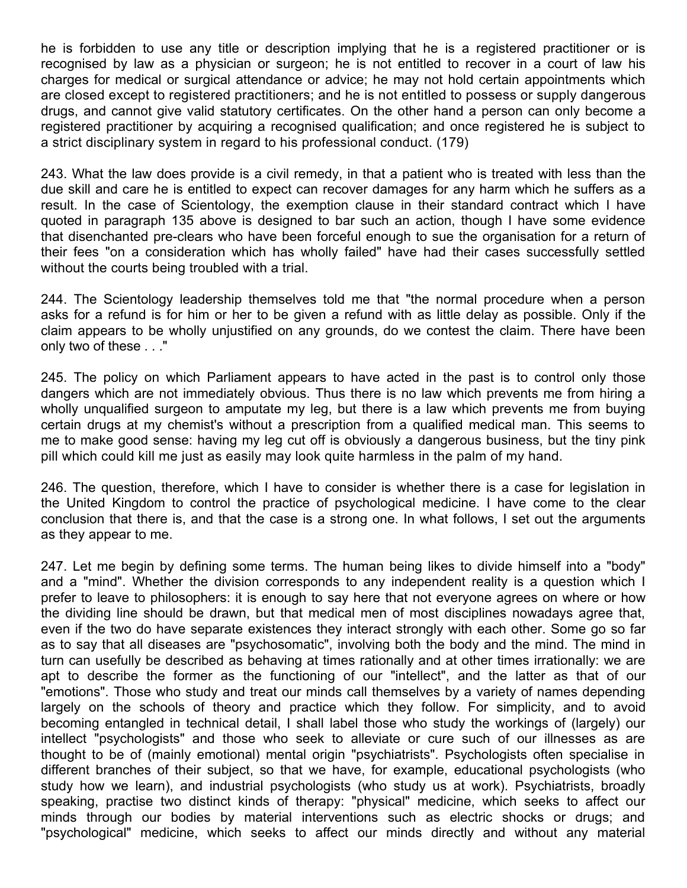he is forbidden to use any title or description implying that he is a registered practitioner or is recognised by law as a physician or surgeon; he is not entitled to recover in a court of law his charges for medical or surgical attendance or advice; he may not hold certain appointments which are closed except to registered practitioners; and he is not entitled to possess or supply dangerous drugs, and cannot give valid statutory certificates. On the other hand a person can only become a registered practitioner by acquiring a recognised qualification; and once registered he is subject to a strict disciplinary system in regard to his professional conduct. (179)

243. What the law does provide is a civil remedy, in that a patient who is treated with less than the due skill and care he is entitled to expect can recover damages for any harm which he suffers as a result. In the case of Scientology, the exemption clause in their standard contract which I have quoted in paragraph 135 above is designed to bar such an action, though I have some evidence that disenchanted pre-clears who have been forceful enough to sue the organisation for a return of their fees "on a consideration which has wholly failed" have had their cases successfully settled without the courts being troubled with a trial.

244. The Scientology leadership themselves told me that "the normal procedure when a person asks for a refund is for him or her to be given a refund with as little delay as possible. Only if the claim appears to be wholly unjustified on any grounds, do we contest the claim. There have been only two of these . . ."

245. The policy on which Parliament appears to have acted in the past is to control only those dangers which are not immediately obvious. Thus there is no law which prevents me from hiring a wholly unqualified surgeon to amputate my leg, but there is a law which prevents me from buying certain drugs at my chemist's without a prescription from a qualified medical man. This seems to me to make good sense: having my leg cut off is obviously a dangerous business, but the tiny pink pill which could kill me just as easily may look quite harmless in the palm of my hand.

246. The question, therefore, which I have to consider is whether there is a case for legislation in the United Kingdom to control the practice of psychological medicine. I have come to the clear conclusion that there is, and that the case is a strong one. In what follows, I set out the arguments as they appear to me.

247. Let me begin by defining some terms. The human being likes to divide himself into a "body" and a "mind". Whether the division corresponds to any independent reality is a question which I prefer to leave to philosophers: it is enough to say here that not everyone agrees on where or how the dividing line should be drawn, but that medical men of most disciplines nowadays agree that, even if the two do have separate existences they interact strongly with each other. Some go so far as to say that all diseases are "psychosomatic", involving both the body and the mind. The mind in turn can usefully be described as behaving at times rationally and at other times irrationally: we are apt to describe the former as the functioning of our "intellect", and the latter as that of our "emotions". Those who study and treat our minds call themselves by a variety of names depending largely on the schools of theory and practice which they follow. For simplicity, and to avoid becoming entangled in technical detail, I shall label those who study the workings of (largely) our intellect "psychologists" and those who seek to alleviate or cure such of our illnesses as are thought to be of (mainly emotional) mental origin "psychiatrists". Psychologists often specialise in different branches of their subject, so that we have, for example, educational psychologists (who study how we learn), and industrial psychologists (who study us at work). Psychiatrists, broadly speaking, practise two distinct kinds of therapy: "physical" medicine, which seeks to affect our minds through our bodies by material interventions such as electric shocks or drugs; and "psychological" medicine, which seeks to affect our minds directly and without any material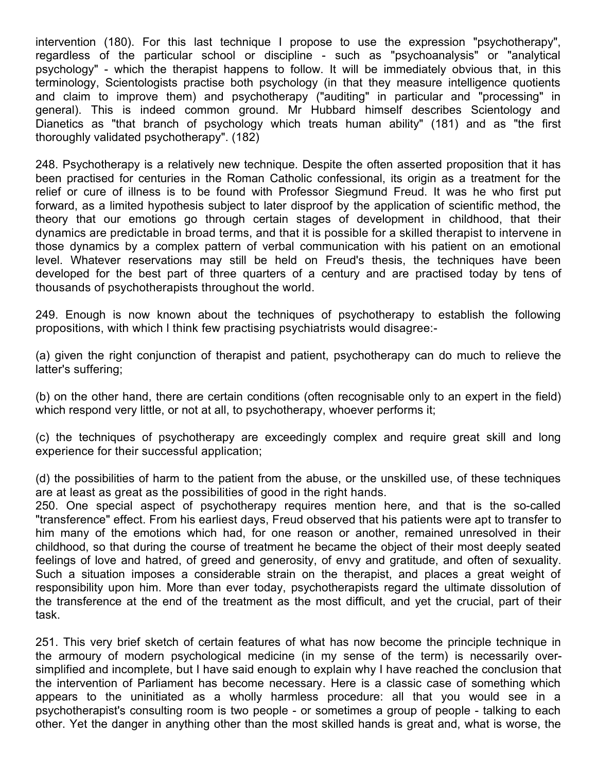intervention (180). For this last technique I propose to use the expression "psychotherapy", regardless of the particular school or discipline - such as "psychoanalysis" or "analytical psychology" - which the therapist happens to follow. It will be immediately obvious that, in this terminology, Scientologists practise both psychology (in that they measure intelligence quotients and claim to improve them) and psychotherapy ("auditing" in particular and "processing" in general). This is indeed common ground. Mr Hubbard himself describes Scientology and Dianetics as "that branch of psychology which treats human ability" (181) and as "the first thoroughly validated psychotherapy". (182)

248. Psychotherapy is a relatively new technique. Despite the often asserted proposition that it has been practised for centuries in the Roman Catholic confessional, its origin as a treatment for the relief or cure of illness is to be found with Professor Siegmund Freud. It was he who first put forward, as a limited hypothesis subject to later disproof by the application of scientific method, the theory that our emotions go through certain stages of development in childhood, that their dynamics are predictable in broad terms, and that it is possible for a skilled therapist to intervene in those dynamics by a complex pattern of verbal communication with his patient on an emotional level. Whatever reservations may still be held on Freud's thesis, the techniques have been developed for the best part of three quarters of a century and are practised today by tens of thousands of psychotherapists throughout the world.

249. Enough is now known about the techniques of psychotherapy to establish the following propositions, with which I think few practising psychiatrists would disagree:-

(a) given the right conjunction of therapist and patient, psychotherapy can do much to relieve the latter's suffering;

(b) on the other hand, there are certain conditions (often recognisable only to an expert in the field) which respond very little, or not at all, to psychotherapy, whoever performs it;

(c) the techniques of psychotherapy are exceedingly complex and require great skill and long experience for their successful application;

(d) the possibilities of harm to the patient from the abuse, or the unskilled use, of these techniques are at least as great as the possibilities of good in the right hands.

250. One special aspect of psychotherapy requires mention here, and that is the so-called "transference" effect. From his earliest days, Freud observed that his patients were apt to transfer to him many of the emotions which had, for one reason or another, remained unresolved in their childhood, so that during the course of treatment he became the object of their most deeply seated feelings of love and hatred, of greed and generosity, of envy and gratitude, and often of sexuality. Such a situation imposes a considerable strain on the therapist, and places a great weight of responsibility upon him. More than ever today, psychotherapists regard the ultimate dissolution of the transference at the end of the treatment as the most difficult, and yet the crucial, part of their task.

251. This very brief sketch of certain features of what has now become the principle technique in the armoury of modern psychological medicine (in my sense of the term) is necessarily over-simplified and incomplete, but I have said enough to explain why I have reached the conclusion that the intervention of Parliament has become necessary. Here is a classic case of something which appears to the uninitiated as a wholly harmless procedure: all that you would see in a psychotherapist's consulting room is two people - or sometimes a group of people - talking to each other. Yet the danger in anything other than the most skilled hands is great and, what is worse, the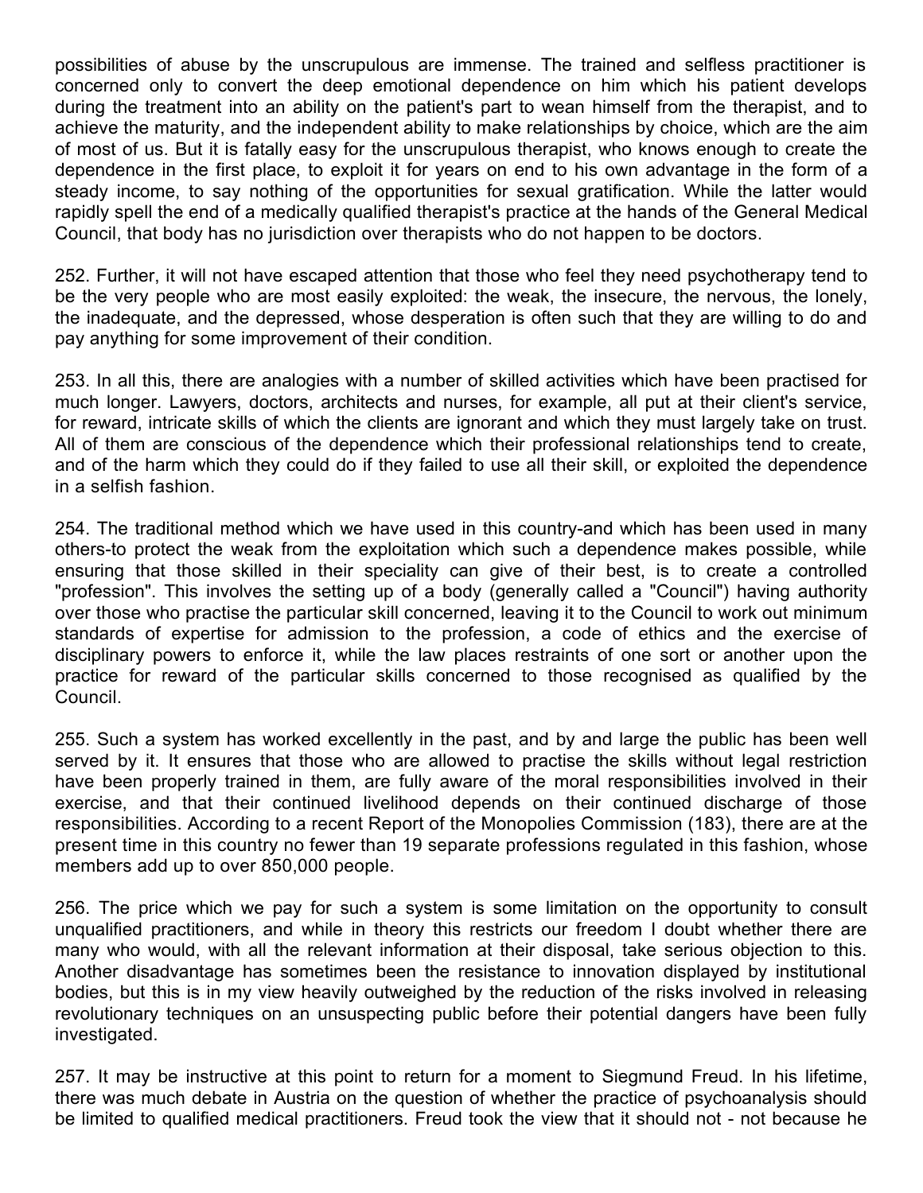possibilities of abuse by the unscrupulous are immense. The trained and selfless practitioner is concerned only to convert the deep emotional dependence on him which his patient develops during the treatment into an ability on the patient's part to wean himself from the therapist, and to achieve the maturity, and the independent ability to make relationships by choice, which are the aim of most of us. But it is fatally easy for the unscrupulous therapist, who knows enough to create the dependence in the first place, to exploit it for years on end to his own advantage in the form of a steady income, to say nothing of the opportunities for sexual gratification. While the latter would rapidly spell the end of a medically qualified therapist's practice at the hands of the General Medical Council, that body has no jurisdiction over therapists who do not happen to be doctors.

252. Further, it will not have escaped attention that those who feel they need psychotherapy tend to be the very people who are most easily exploited: the weak, the insecure, the nervous, the lonely, the inadequate, and the depressed, whose desperation is often such that they are willing to do and pay anything for some improvement of their condition.

253. In all this, there are analogies with a number of skilled activities which have been practised for much longer. Lawyers, doctors, architects and nurses, for example, all put at their client's service, for reward, intricate skills of which the clients are ignorant and which they must largely take on trust. All of them are conscious of the dependence which their professional relationships tend to create, and of the harm which they could do if they failed to use all their skill, or exploited the dependence in a selfish fashion.

254. The traditional method which we have used in this country-and which has been used in many others-to protect the weak from the exploitation which such a dependence makes possible, while ensuring that those skilled in their speciality can give of their best, is to create a controlled "profession". This involves the setting up of a body (generally called a "Council") having authority over those who practise the particular skill concerned, leaving it to the Council to work out minimum standards of expertise for admission to the profession, a code of ethics and the exercise of disciplinary powers to enforce it, while the law places restraints of one sort or another upon the practice for reward of the particular skills concerned to those recognised as qualified by the Council.

255. Such a system has worked excellently in the past, and by and large the public has been well served by it. It ensures that those who are allowed to practise the skills without legal restriction have been properly trained in them, are fully aware of the moral responsibilities involved in their exercise, and that their continued livelihood depends on their continued discharge of those responsibilities. According to a recent Report of the Monopolies Commission (183), there are at the present time in this country no fewer than 19 separate professions regulated in this fashion, whose members add up to over 850,000 people.

256. The price which we pay for such a system is some limitation on the opportunity to consult unqualified practitioners, and while in theory this restricts our freedom I doubt whether there are many who would, with all the relevant information at their disposal, take serious objection to this. Another disadvantage has sometimes been the resistance to innovation displayed by institutional bodies, but this is in my view heavily outweighed by the reduction of the risks involved in releasing revolutionary techniques on an unsuspecting public before their potential dangers have been fully investigated.

257. It may be instructive at this point to return for a moment to Siegmund Freud. In his lifetime, there was much debate in Austria on the question of whether the practice of psychoanalysis should be limited to qualified medical practitioners. Freud took the view that it should not - not because he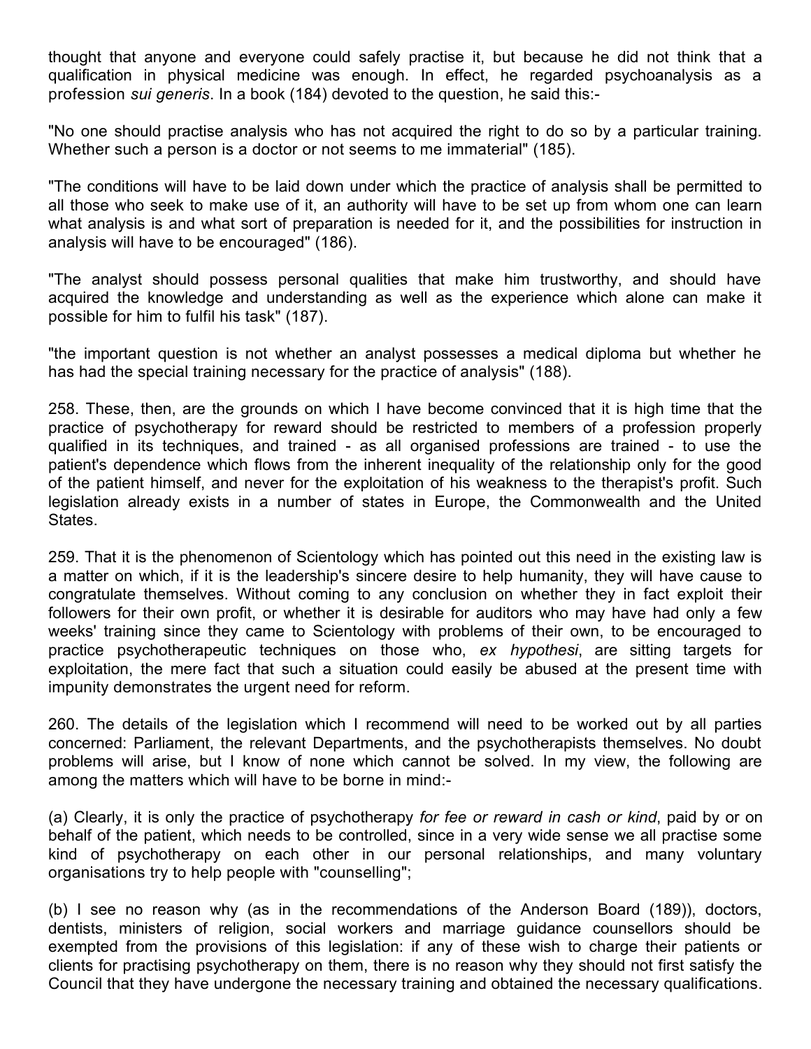thought that anyone and everyone could safely practise it, but because he did not think that a qualification in physical medicine was enough. In effect, he regarded psychoanalysis as a profession *sui generis*. In a book (184) devoted to the question, he said this:-

"No one should practise analysis who has not acquired the right to do so by a particular training. Whether such a person is a doctor or not seems to me immaterial" (185).

"The conditions will have to be laid down under which the practice of analysis shall be permitted to all those who seek to make use of it, an authority will have to be set up from whom one can learn what analysis is and what sort of preparation is needed for it, and the possibilities for instruction in analysis will have to be encouraged" (186).

"The analyst should possess personal qualities that make him trustworthy, and should have acquired the knowledge and understanding as well as the experience which alone can make it possible for him to fulfil his task" (187).

"the important question is not whether an analyst possesses a medical diploma but whether he has had the special training necessary for the practice of analysis" (188).

258. These, then, are the grounds on which I have become convinced that it is high time that the practice of psychotherapy for reward should be restricted to members of a profession properly qualified in its techniques, and trained - as all organised professions are trained - to use the patient's dependence which flows from the inherent inequality of the relationship only for the good of the patient himself, and never for the exploitation of his weakness to the therapist's profit. Such legislation already exists in a number of states in Europe, the Commonwealth and the United States.

259. That it is the phenomenon of Scientology which has pointed out this need in the existing law is a matter on which, if it is the leadership's sincere desire to help humanity, they will have cause to congratulate themselves. Without coming to any conclusion on whether they in fact exploit their followers for their own profit, or whether it is desirable for auditors who may have had only a few weeks' training since they came to Scientology with problems of their own, to be encouraged to practice psychotherapeutic techniques on those who, *ex hypothesi*, are sitting targets for exploitation, the mere fact that such a situation could easily be abused at the present time with impunity demonstrates the urgent need for reform.

260. The details of the legislation which I recommend will need to be worked out by all parties concerned: Parliament, the relevant Departments, and the psychotherapists themselves. No doubt problems will arise, but I know of none which cannot be solved. In my view, the following are among the matters which will have to be borne in mind:-

(a) Clearly, it is only the practice of psychotherapy *for fee or reward in cash or kind*, paid by or on behalf of the patient, which needs to be controlled, since in a very wide sense we all practise some kind of psychotherapy on each other in our personal relationships, and many voluntary organisations try to help people with "counselling";

(b) I see no reason why (as in the recommendations of the Anderson Board (189)), doctors, dentists, ministers of religion, social workers and marriage guidance counsellors should be exempted from the provisions of this legislation: if any of these wish to charge their patients or clients for practising psychotherapy on them, there is no reason why they should not first satisfy the Council that they have undergone the necessary training and obtained the necessary qualifications.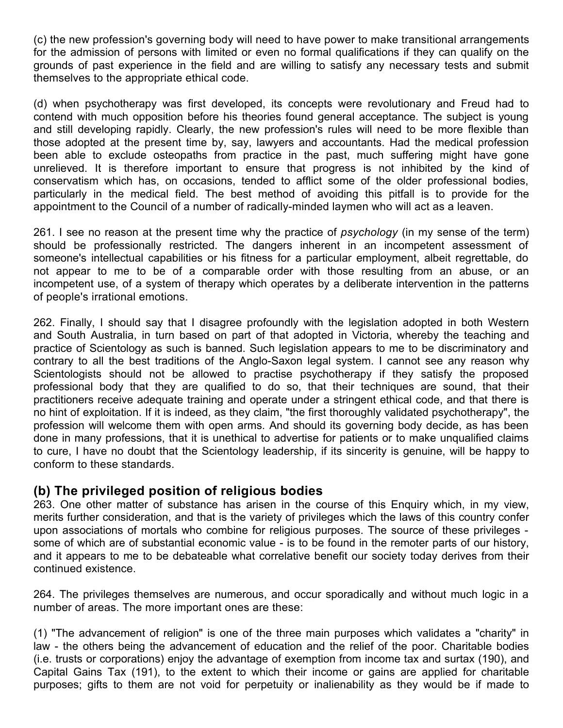(c) the new profession's governing body will need to have power to make transitional arrangements for the admission of persons with limited or even no formal qualifications if they can qualify on the grounds of past experience in the field and are willing to satisfy any necessary tests and submit themselves to the appropriate ethical code.

(d) when psychotherapy was first developed, its concepts were revolutionary and Freud had to contend with much opposition before his theories found general acceptance. The subject is young and still developing rapidly. Clearly, the new profession's rules will need to be more flexible than those adopted at the present time by, say, lawyers and accountants. Had the medical profession been able to exclude osteopaths from practice in the past, much suffering might have gone unrelieved. It is therefore important to ensure that progress is not inhibited by the kind of conservatism which has, on occasions, tended to afflict some of the older professional bodies, particularly in the medical field. The best method of avoiding this pitfall is to provide for the appointment to the Council of a number of radically-minded laymen who will act as a leaven.

261. I see no reason at the present time why the practice of *psychology* (in my sense of the term) should be professionally restricted. The dangers inherent in an incompetent assessment of someone's intellectual capabilities or his fitness for a particular employment, albeit regrettable, do not appear to me to be of a comparable order with those resulting from an abuse, or an incompetent use, of a system of therapy which operates by a deliberate intervention in the patterns of people's irrational emotions.

262. Finally, I should say that I disagree profoundly with the legislation adopted in both Western and South Australia, in turn based on part of that adopted in Victoria, whereby the teaching and practice of Scientology as such is banned. Such legislation appears to me to be discriminatory and contrary to all the best traditions of the Anglo-Saxon legal system. I cannot see any reason why Scientologists should not be allowed to practise psychotherapy if they satisfy the proposed professional body that they are qualified to do so, that their techniques are sound, that their practitioners receive adequate training and operate under a stringent ethical code, and that there is no hint of exploitation. If it is indeed, as they claim, "the first thoroughly validated psychotherapy", the profession will welcome them with open arms. And should its governing body decide, as has been done in many professions, that it is unethical to advertise for patients or to make unqualified claims to cure, I have no doubt that the Scientology leadership, if its sincerity is genuine, will be happy to conform to these standards.

## (b) The privileged position of religious bodies

263. One other matter of substance has arisen in the course of this Enquiry which, in my view, merits further consideration, and that is the variety of privileges which the laws of this country confer upon associations of mortals who combine for religious purposes. The source of these privileges - some of which are of substantial economic value - is to be found in the remoter parts of our history, and it appears to me to be debateable what correlative benefit our society today derives from their continued existence.

264. The privileges themselves are numerous, and occur sporadically and without much logic in a number of areas. The more important ones are these:

(1) "The advancement of religion" is one of the three main purposes which validates a "charity" in law - the others being the advancement of education and the relief of the poor. Charitable bodies (i.e. trusts or corporations) enjoy the advantage of exemption from income tax and surtax (190), and Capital Gains Tax (191), to the extent to which their income or gains are applied for charitable purposes; gifts to them are not void for perpetuity or inalienability as they would be if made to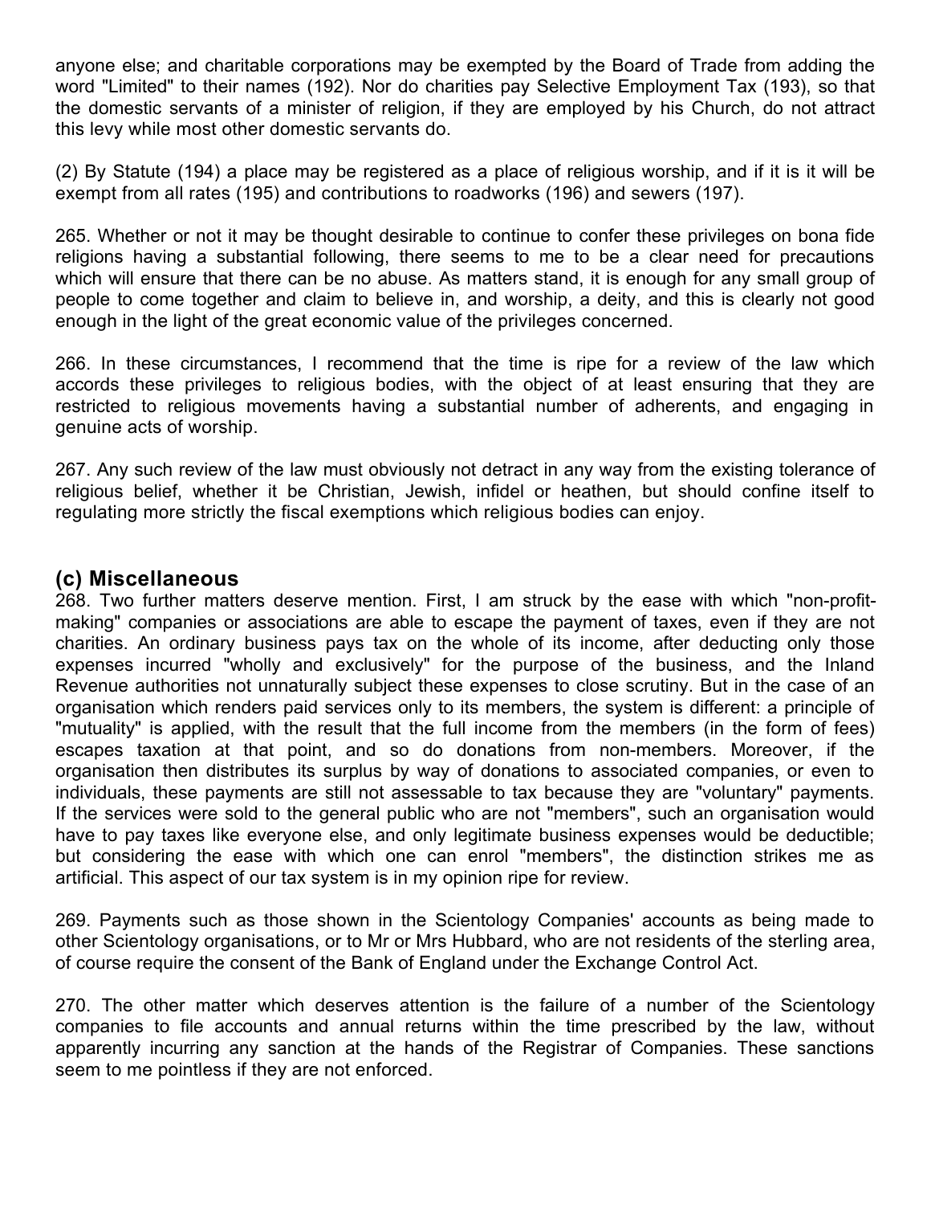anyone else; and charitable corporations may be exempted by the Board of Trade from adding the word "Limited" to their names (192). Nor do charities pay Selective Employment Tax (193), so that the domestic servants of a minister of religion, if they are employed by his Church, do not attract this levy while most other domestic servants do.

(2) By Statute (194) a place may be registered as a place of religious worship, and if it is it will be exempt from all rates (195) and contributions to roadworks (196) and sewers (197).

265. Whether or not it may be thought desirable to continue to confer these privileges on bona fide religions having a substantial following, there seems to me to be a clear need for precautions which will ensure that there can be no abuse. As matters stand, it is enough for any small group of people to come together and claim to believe in, and worship, a deity, and this is clearly not good enough in the light of the great economic value of the privileges concerned.

266. In these circumstances, I recommend that the time is ripe for a review of the law which accords these privileges to religious bodies, with the object of at least ensuring that they are restricted to religious movements having a substantial number of adherents, and engaging in genuine acts of worship.

267. Any such review of the law must obviously not detract in any way from the existing tolerance of religious belief, whether it be Christian, Jewish, infidel or heathen, but should confine itself to regulating more strictly the fiscal exemptions which religious bodies can enjoy.

## (c) Miscellaneous

268. Two further matters deserve mention. First, I am struck by the ease with which "non-profit-making" companies or associations are able to escape the payment of taxes, even if they are not charities. An ordinary business pays tax on the whole of its income, after deducting only those expenses incurred "wholly and exclusively" for the purpose of the business, and the Inland Revenue authorities not unnaturally subject these expenses to close scrutiny. But in the case of an organisation which renders paid services only to its members, the system is different: a principle of "mutuality" is applied, with the result that the full income from the members (in the form of fees) escapes taxation at that point, and so do donations from non-members. Moreover, if the organisation then distributes its surplus by way of donations to associated companies, or even to individuals, these payments are still not assessable to tax because they are "voluntary" payments. If the services were sold to the general public who are not "members", such an organisation would have to pay taxes like everyone else, and only legitimate business expenses would be deductible; but considering the ease with which one can enrol "members", the distinction strikes me as artificial. This aspect of our tax system is in my opinion ripe for review.

269. Payments such as those shown in the Scientology Companies' accounts as being made to other Scientology organisations, or to Mr or Mrs Hubbard, who are not residents of the sterling area, of course require the consent of the Bank of England under the Exchange Control Act.

270. The other matter which deserves attention is the failure of a number of the Scientology companies to file accounts and annual returns within the time prescribed by the law, without apparently incurring any sanction at the hands of the Registrar of Companies. These sanctions seem to me pointless if they are not enforced.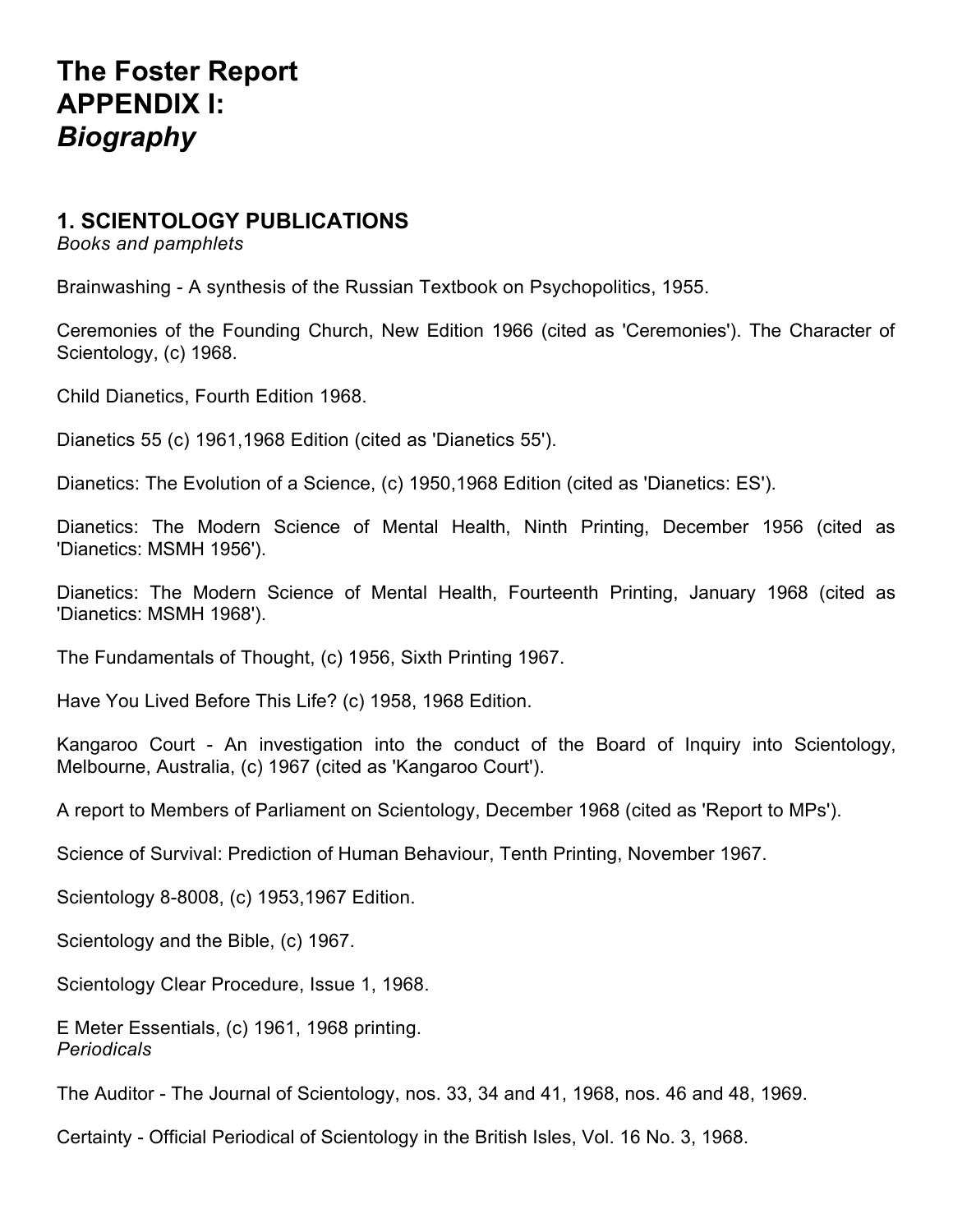# The Foster Report
# APPENDIX I:
# *Biography*

## 1. SCIENTOLOGY PUBLICATIONS

*Books and pamphlets*

Brainwashing - A synthesis of the Russian Textbook on Psychopolitics, 1955.

Ceremonies of the Founding Church, New Edition 1966 (cited as 'Ceremonies'). The Character of Scientology, (c) 1968.

Child Dianetics, Fourth Edition 1968.

Dianetics 55 (c) 1961,1968 Edition (cited as 'Dianetics 55').

Dianetics: The Evolution of a Science, (c) 1950,1968 Edition (cited as 'Dianetics: ES').

Dianetics: The Modern Science of Mental Health, Ninth Printing, December 1956 (cited as 'Dianetics: MSMH 1956').

Dianetics: The Modern Science of Mental Health, Fourteenth Printing, January 1968 (cited as 'Dianetics: MSMH 1968').

The Fundamentals of Thought, (c) 1956, Sixth Printing 1967.

Have You Lived Before This Life? (c) 1958, 1968 Edition.

Kangaroo Court - An investigation into the conduct of the Board of Inquiry into Scientology, Melbourne, Australia, (c) 1967 (cited as 'Kangaroo Court').

A report to Members of Parliament on Scientology, December 1968 (cited as 'Report to MPs').

Science of Survival: Prediction of Human Behaviour, Tenth Printing, November 1967.

Scientology 8-8008, (c) 1953,1967 Edition.

Scientology and the Bible, (c) 1967.

Scientology Clear Procedure, Issue 1, 1968.

E Meter Essentials, (c) 1961, 1968 printing.

*Periodicals*

The Auditor - The Journal of Scientology, nos. 33, 34 and 41, 1968, nos. 46 and 48, 1969.

Certainty - Official Periodical of Scientology in the British Isles, Vol. 16 No. 3, 1968.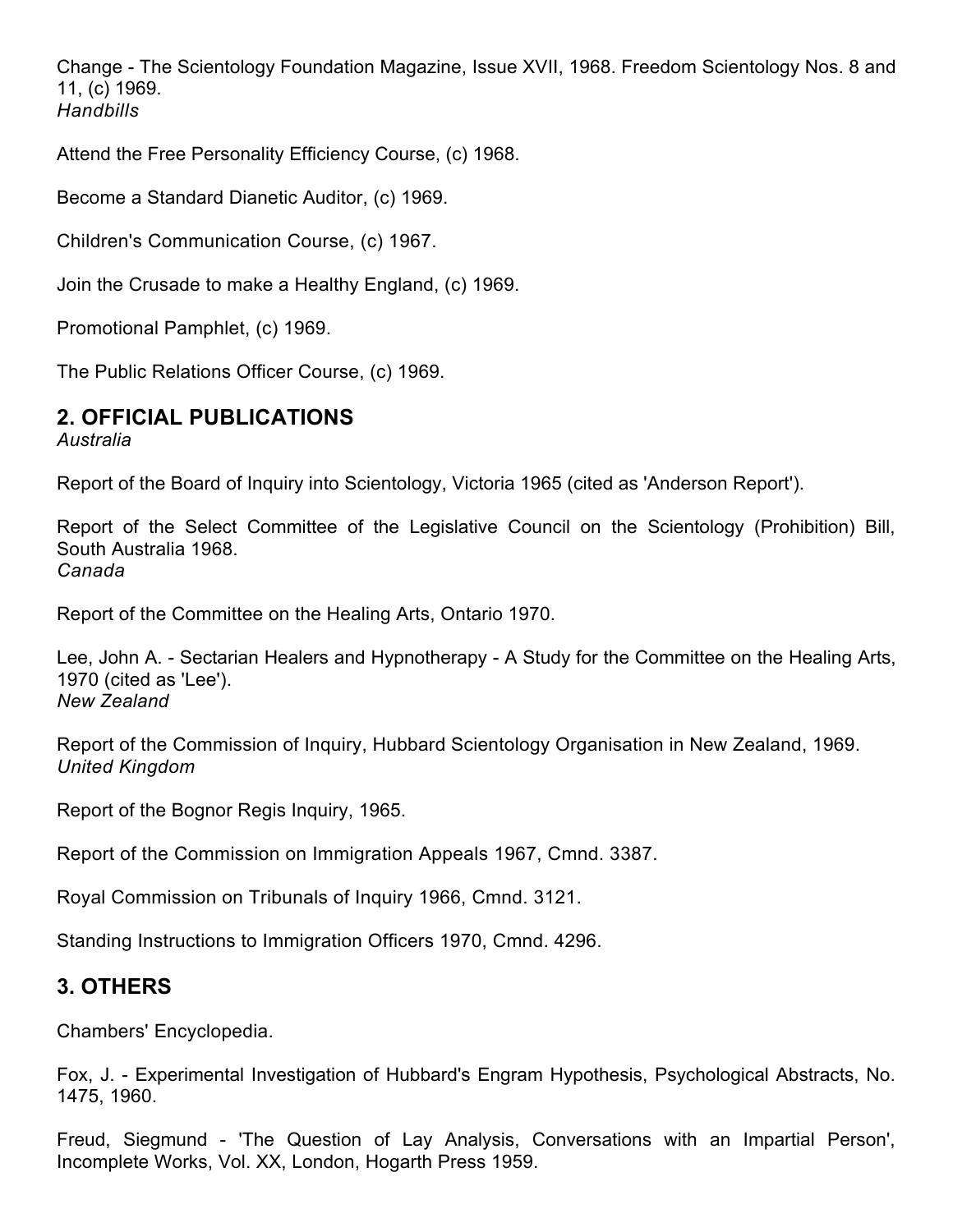Change - The Scientology Foundation Magazine, Issue XVII, 1968. Freedom Scientology Nos. 8 and 11, (c) 1969.

*Handbills*

Attend the Free Personality Efficiency Course, (c) 1968.

Become a Standard Dianetic Auditor, (c) 1969.

Children's Communication Course, (c) 1967.

Join the Crusade to make a Healthy England, (c) 1969.

Promotional Pamphlet, (c) 1969.

The Public Relations Officer Course, (c) 1969.

## 2. OFFICIAL PUBLICATIONS

*Australia*

Report of the Board of Inquiry into Scientology, Victoria 1965 (cited as 'Anderson Report').

Report of the Select Committee of the Legislative Council on the Scientology (Prohibition) Bill, South Australia 1968.

*Canada*

Report of the Committee on the Healing Arts, Ontario 1970.

Lee, John A. - Sectarian Healers and Hypnotherapy - A Study for the Committee on the Healing Arts, 1970 (cited as 'Lee').

*New Zealand*

Report of the Commission of Inquiry, Hubbard Scientology Organisation in New Zealand, 1969.

*United Kingdom*

Report of the Bognor Regis Inquiry, 1965.

Report of the Commission on Immigration Appeals 1967, Cmnd. 3387.

Royal Commission on Tribunals of Inquiry 1966, Cmnd. 3121.

Standing Instructions to Immigration Officers 1970, Cmnd. 4296.

## 3. OTHERS

Chambers' Encyclopedia.

Fox, J. - Experimental Investigation of Hubbard's Engram Hypothesis, Psychological Abstracts, No. 1475, 1960.

Freud, Siegmund - 'The Question of Lay Analysis, Conversations with an Impartial Person', Incomplete Works, Vol. XX, London, Hogarth Press 1959.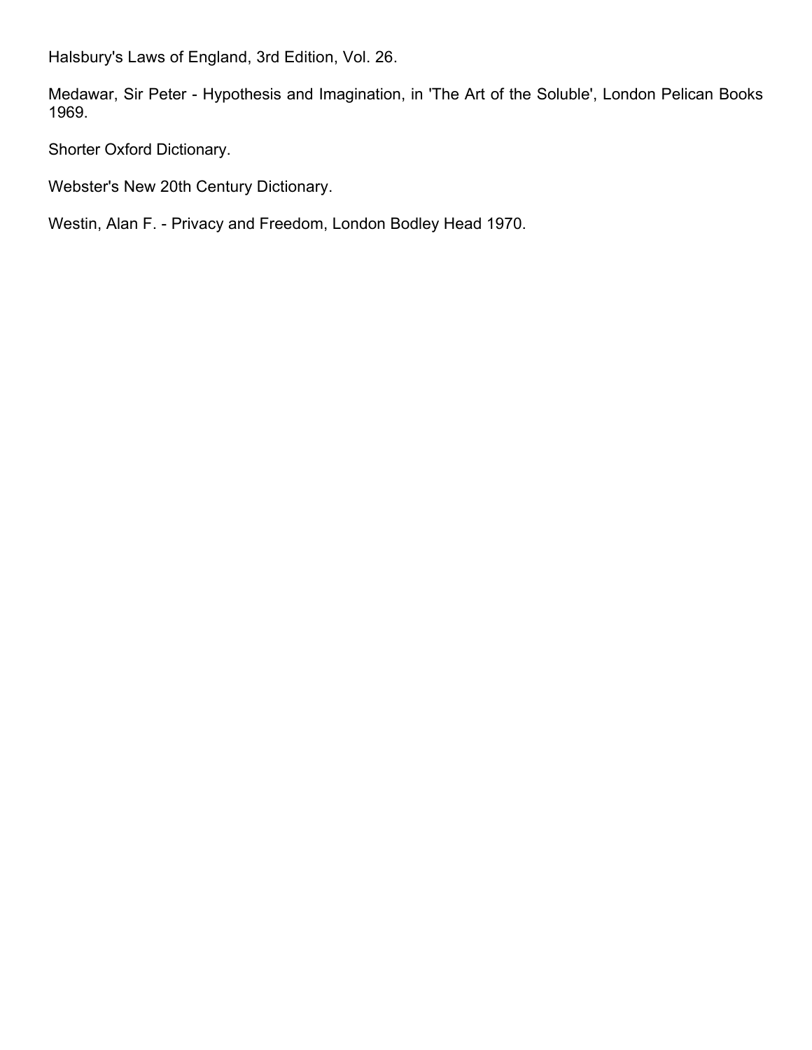Halsbury's Laws of England, 3rd Edition, Vol. 26.

Medawar, Sir Peter - Hypothesis and Imagination, in 'The Art of the Soluble', London Pelican Books 1969.

Shorter Oxford Dictionary.

Webster's New 20th Century Dictionary.

Westin, Alan F. - Privacy and Freedom, London Bodley Head 1970.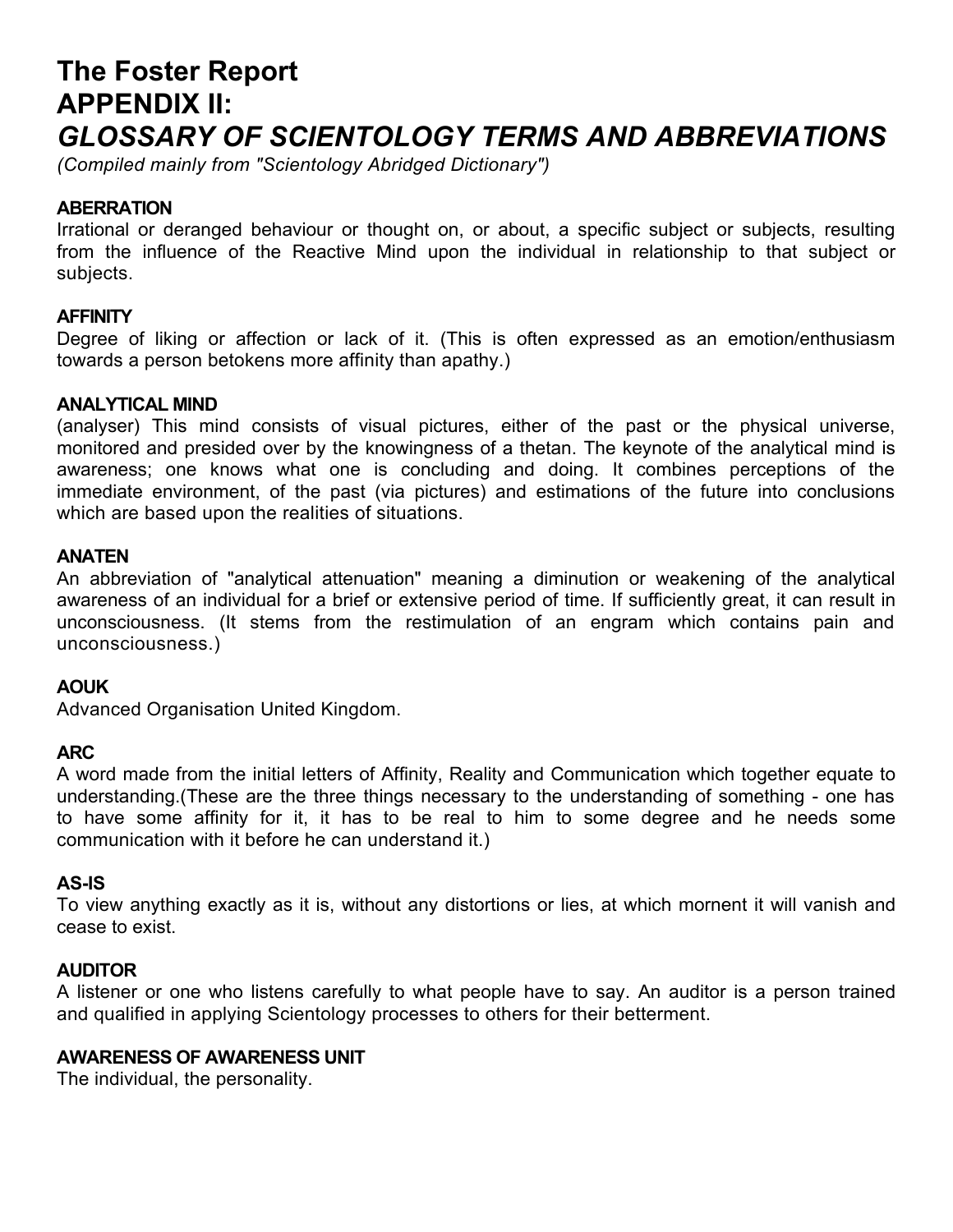# The Foster Report
# APPENDIX II:
# *GLOSSARY OF SCIENTOLOGY TERMS AND ABBREVIATIONS*

*(Compiled mainly from "Scientology Abridged Dictionary")*

**ABERRATION**
Irrational or deranged behaviour or thought on, or about, a specific subject or subjects, resulting from the influence of the Reactive Mind upon the individual in relationship to that subject or subjects.

**AFFINITY**
Degree of liking or affection or lack of it. (This is often expressed as an emotion/enthusiasm towards a person betokens more affinity than apathy.)

**ANALYTICAL MIND**
(analyser) This mind consists of visual pictures, either of the past or the physical universe, monitored and presided over by the knowingness of a thetan. The keynote of the analytical mind is awareness; one knows what one is concluding and doing. It combines perceptions of the immediate environment, of the past (via pictures) and estimations of the future into conclusions which are based upon the realities of situations.

**ANATEN**
An abbreviation of "analytical attenuation" meaning a diminution or weakening of the analytical awareness of an individual for a brief or extensive period of time. If sufficiently great, it can result in unconsciousness. (It stems from the restimulation of an engram which contains pain and unconsciousness.)

**AOUK**
Advanced Organisation United Kingdom.

**ARC**
A word made from the initial letters of Affinity, Reality and Communication which together equate to understanding.(These are the three things necessary to the understanding of something - one has to have some affinity for it, it has to be real to him to some degree and he needs some communication with it before he can understand it.)

**AS-IS**
To view anything exactly as it is, without any distortions or lies, at which mornent it will vanish and cease to exist.

**AUDITOR**
A listener or one who listens carefully to what people have to say. An auditor is a person trained and qualified in applying Scientology processes to others for their betterment.

**AWARENESS OF AWARENESS UNIT**
The individual, the personality.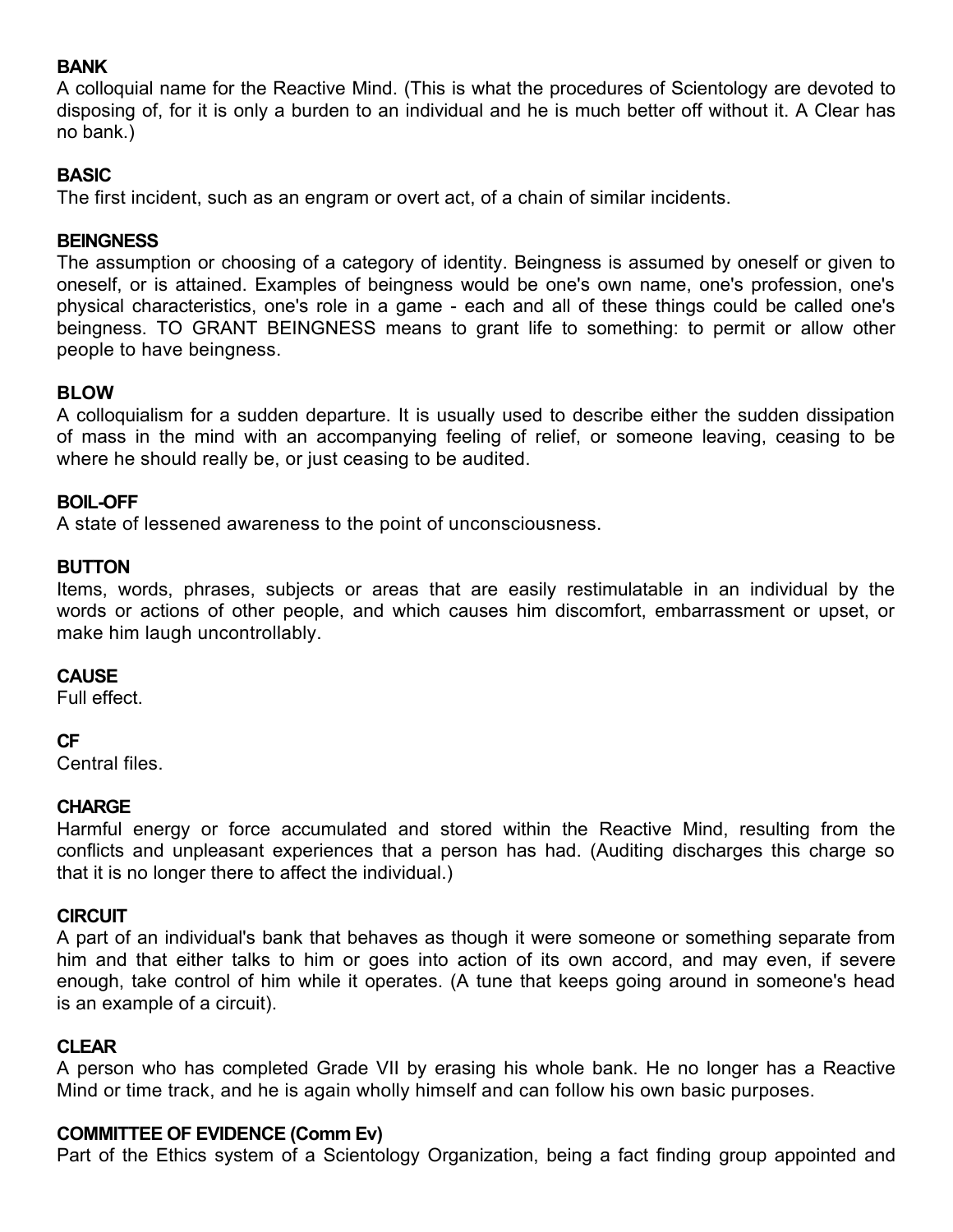**BANK**
A colloquial name for the Reactive Mind. (This is what the procedures of Scientology are devoted to disposing of, for it is only a burden to an individual and he is much better off without it. A Clear has no bank.)

**BASIC**
The first incident, such as an engram or overt act, of a chain of similar incidents.

**BEINGNESS**
The assumption or choosing of a category of identity. Beingness is assumed by oneself or given to oneself, or is attained. Examples of beingness would be one's own name, one's profession, one's physical characteristics, one's role in a game - each and all of these things could be called one's beingness. TO GRANT BEINGNESS means to grant life to something: to permit or allow other people to have beingness.

**BLOW**
A colloquialism for a sudden departure. It is usually used to describe either the sudden dissipation of mass in the mind with an accompanying feeling of relief, or someone leaving, ceasing to be where he should really be, or just ceasing to be audited.

**BOIL-OFF**
A state of lessened awareness to the point of unconsciousness.

**BUTTON**
Items, words, phrases, subjects or areas that are easily restimulatable in an individual by the words or actions of other people, and which causes him discomfort, embarrassment or upset, or make him laugh uncontrollably.

**CAUSE**
Full effect.

**CF**
Central files.

**CHARGE**
Harmful energy or force accumulated and stored within the Reactive Mind, resulting from the conflicts and unpleasant experiences that a person has had. (Auditing discharges this charge so that it is no longer there to affect the individual.)

**CIRCUIT**
A part of an individual's bank that behaves as though it were someone or something separate from him and that either talks to him or goes into action of its own accord, and may even, if severe enough, take control of him while it operates. (A tune that keeps going around in someone's head is an example of a circuit).

**CLEAR**
A person who has completed Grade VII by erasing his whole bank. He no longer has a Reactive Mind or time track, and he is again wholly himself and can follow his own basic purposes.

**COMMITTEE OF EVIDENCE (Comm Ev)**
Part of the Ethics system of a Scientology Organization, being a fact finding group appointed and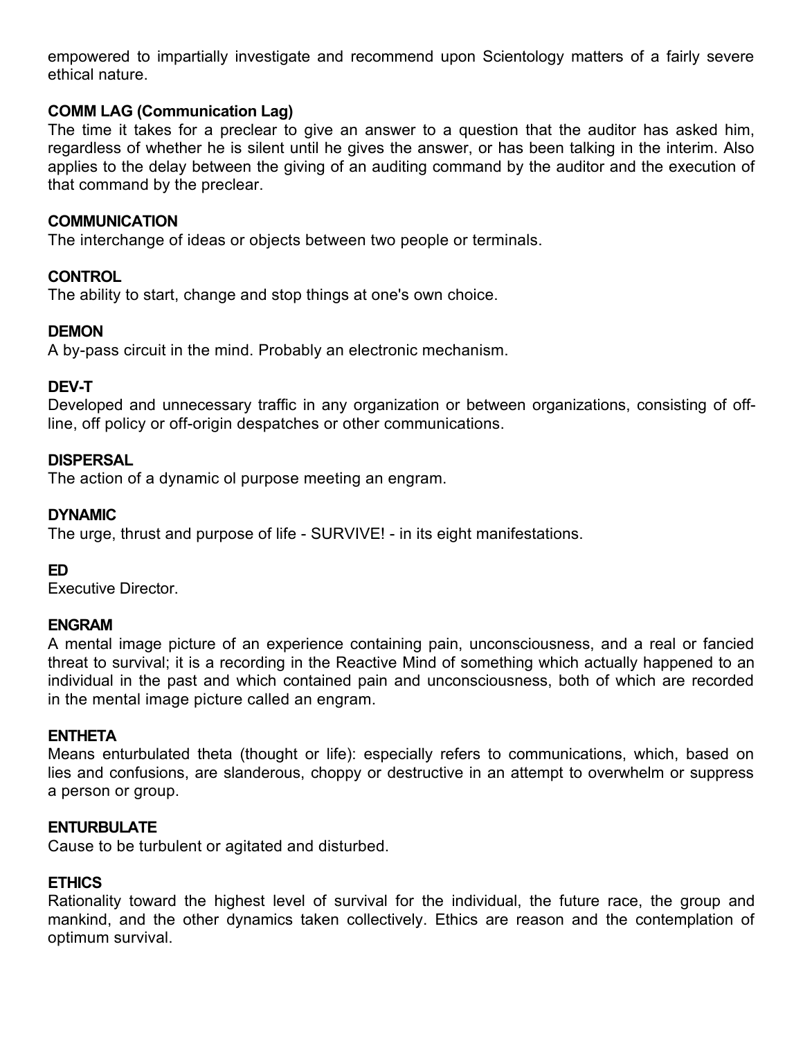empowered to impartially investigate and recommend upon Scientology matters of a fairly severe ethical nature.

**COMM LAG (Communication Lag)**
The time it takes for a preclear to give an answer to a question that the auditor has asked him, regardless of whether he is silent until he gives the answer, or has been talking in the interim. Also applies to the delay between the giving of an auditing command by the auditor and the execution of that command by the preclear.

**COMMUNICATION**
The interchange of ideas or objects between two people or terminals.

**CONTROL**
The ability to start, change and stop things at one's own choice.

**DEMON**
A by-pass circuit in the mind. Probably an electronic mechanism.

**DEV-T**
Developed and unnecessary traffic in any organization or between organizations, consisting of off-line, off policy or off-origin despatches or other communications.

**DISPERSAL**
The action of a dynamic ol purpose meeting an engram.

**DYNAMIC**
The urge, thrust and purpose of life - SURVIVE! - in its eight manifestations.

**ED**
Executive Director.

**ENGRAM**
A mental image picture of an experience containing pain, unconsciousness, and a real or fancied threat to survival; it is a recording in the Reactive Mind of something which actually happened to an individual in the past and which contained pain and unconsciousness, both of which are recorded in the mental image picture called an engram.

**ENTHETA**
Means enturbulated theta (thought or life): especially refers to communications, which, based on lies and confusions, are slanderous, choppy or destructive in an attempt to overwhelm or suppress a person or group.

**ENTURBULATE**
Cause to be turbulent or agitated and disturbed.

**ETHICS**
Rationality toward the highest level of survival for the individual, the future race, the group and mankind, and the other dynamics taken collectively. Ethics are reason and the contemplation of optimum survival.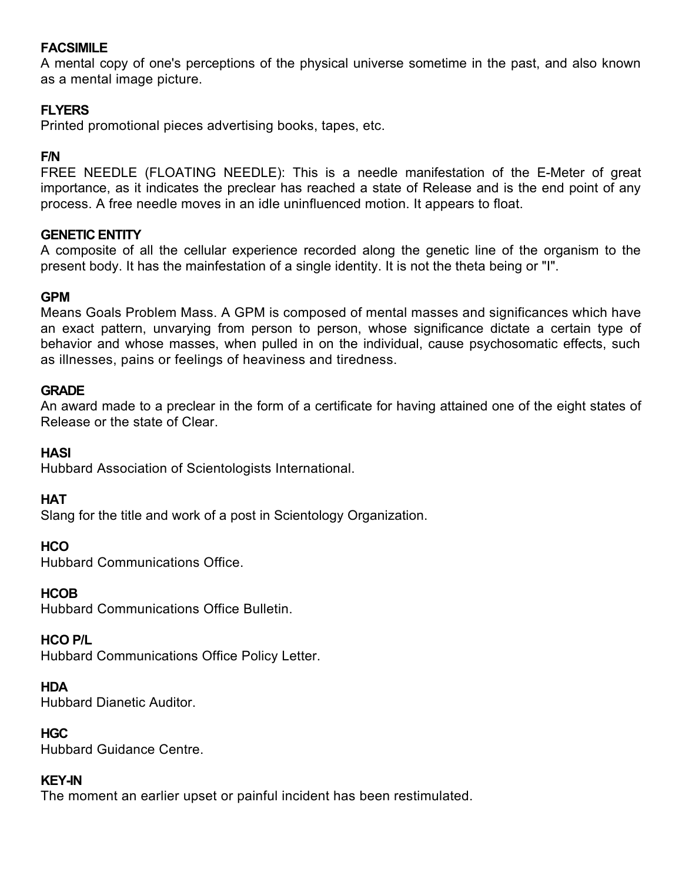**FACSIMILE**
A mental copy of one's perceptions of the physical universe sometime in the past, and also known as a mental image picture.

**FLYERS**
Printed promotional pieces advertising books, tapes, etc.

**F/N**
FREE NEEDLE (FLOATING NEEDLE): This is a needle manifestation of the E-Meter of great importance, as it indicates the preclear has reached a state of Release and is the end point of any process. A free needle moves in an idle uninfluenced motion. It appears to float.

**GENETIC ENTITY**
A composite of all the cellular experience recorded along the genetic line of the organism to the present body. It has the mainfestation of a single identity. It is not the theta being or "I".

**GPM**
Means Goals Problem Mass. A GPM is composed of mental masses and significances which have an exact pattern, unvarying from person to person, whose significance dictate a certain type of behavior and whose masses, when pulled in on the individual, cause psychosomatic effects, such as illnesses, pains or feelings of heaviness and tiredness.

**GRADE**
An award made to a preclear in the form of a certificate for having attained one of the eight states of Release or the state of Clear.

**HASI**
Hubbard Association of Scientologists International.

**HAT**
Slang for the title and work of a post in Scientology Organization.

**HCO**
Hubbard Communications Office.

**HCOB**
Hubbard Communications Office Bulletin.

**HCO P/L**
Hubbard Communications Office Policy Letter.

**HDA**
Hubbard Dianetic Auditor.

**HGC**
Hubbard Guidance Centre.

**KEY-IN**
The moment an earlier upset or painful incident has been restimulated.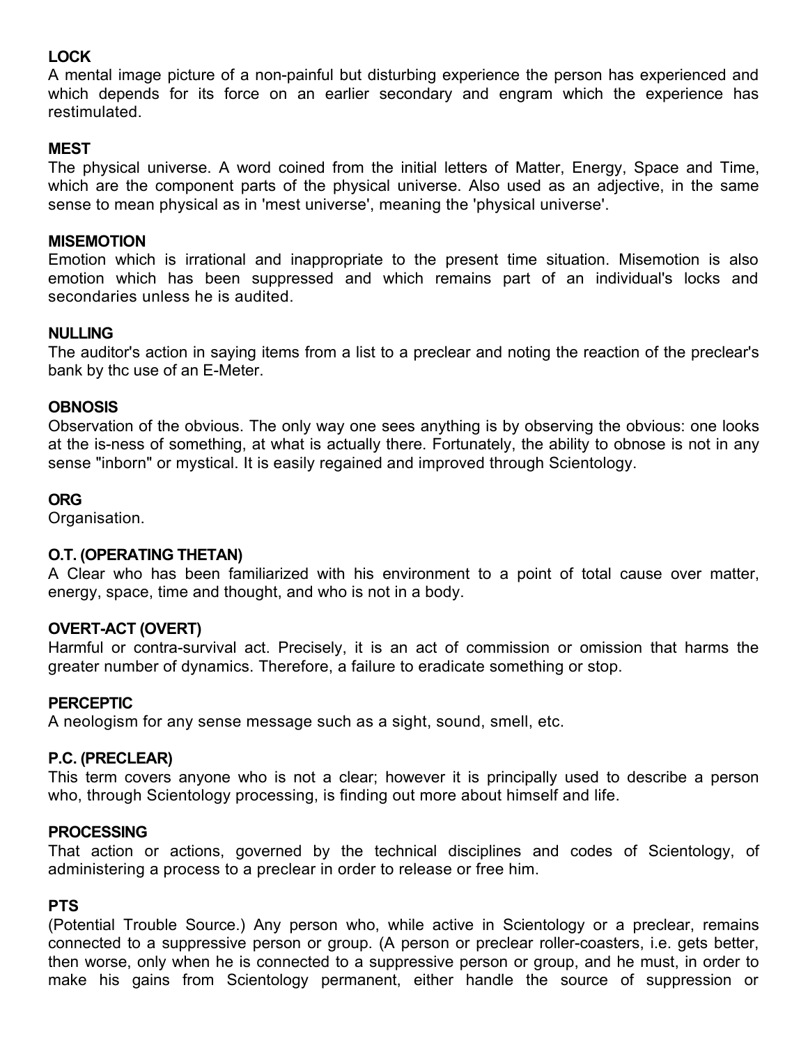**LOCK**
A mental image picture of a non-painful but disturbing experience the person has experienced and which depends for its force on an earlier secondary and engram which the experience has restimulated.

**MEST**
The physical universe. A word coined from the initial letters of Matter, Energy, Space and Time, which are the component parts of the physical universe. Also used as an adjective, in the same sense to mean physical as in 'mest universe', meaning the 'physical universe'.

**MISEMOTION**
Emotion which is irrational and inappropriate to the present time situation. Misemotion is also emotion which has been suppressed and which remains part of an individual's locks and secondaries unless he is audited.

**NULLING**
The auditor's action in saying items from a list to a preclear and noting the reaction of the preclear's bank by thc use of an E-Meter.

**OBNOSIS**
Observation of the obvious. The only way one sees anything is by observing the obvious: one looks at the is-ness of something, at what is actually there. Fortunately, the ability to obnose is not in any sense "inborn" or mystical. It is easily regained and improved through Scientology.

**ORG**
Organisation.

**O.T. (OPERATING THETAN)**
A Clear who has been familiarized with his environment to a point of total cause over matter, energy, space, time and thought, and who is not in a body.

**OVERT-ACT (OVERT)**
Harmful or contra-survival act. Precisely, it is an act of commission or omission that harms the greater number of dynamics. Therefore, a failure to eradicate something or stop.

**PERCEPTIC**
A neologism for any sense message such as a sight, sound, smell, etc.

**P.C. (PRECLEAR)**
This term covers anyone who is not a clear; however it is principally used to describe a person who, through Scientology processing, is finding out more about himself and life.

**PROCESSING**
That action or actions, governed by the technical disciplines and codes of Scientology, of administering a process to a preclear in order to release or free him.

**PTS**
(Potential Trouble Source.) Any person who, while active in Scientology or a preclear, remains connected to a suppressive person or group. (A person or preclear roller-coasters, i.e. gets better, then worse, only when he is connected to a suppressive person or group, and he must, in order to make his gains from Scientology permanent, either handle the source of suppression or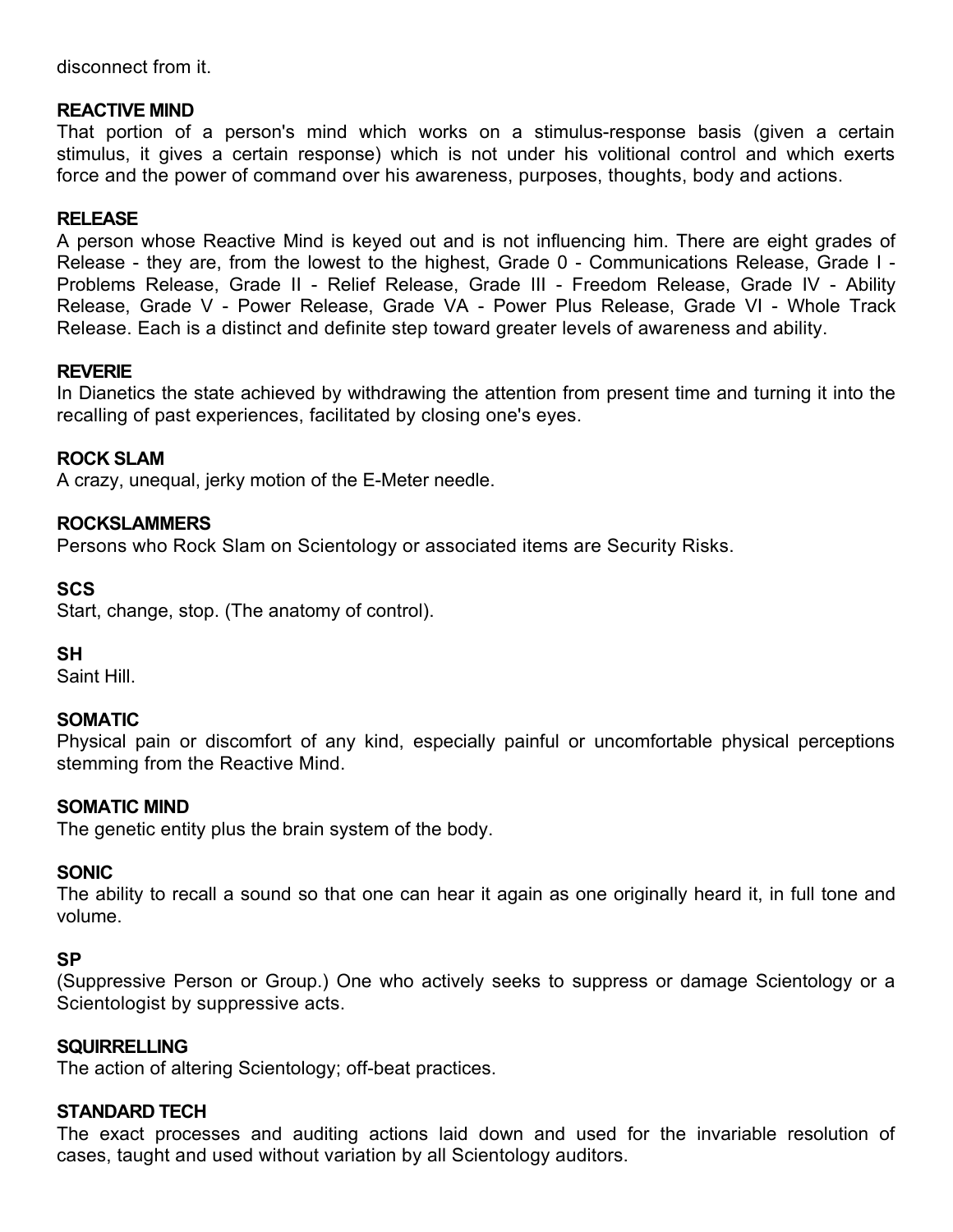disconnect from it.

**REACTIVE MIND**
That portion of a person's mind which works on a stimulus-response basis (given a certain stimulus, it gives a certain response) which is not under his volitional control and which exerts force and the power of command over his awareness, purposes, thoughts, body and actions.

**RELEASE**
A person whose Reactive Mind is keyed out and is not influencing him. There are eight grades of Release - they are, from the lowest to the highest, Grade 0 - Communications Release, Grade I - Problems Release, Grade II - Relief Release, Grade III - Freedom Release, Grade IV - Ability Release, Grade V - Power Release, Grade VA - Power Plus Release, Grade VI - Whole Track Release. Each is a distinct and definite step toward greater levels of awareness and ability.

**REVERIE**
In Dianetics the state achieved by withdrawing the attention from present time and turning it into the recalling of past experiences, facilitated by closing one's eyes.

**ROCK SLAM**
A crazy, unequal, jerky motion of the E-Meter needle.

**ROCKSLAMMERS**
Persons who Rock Slam on Scientology or associated items are Security Risks.

**SCS**
Start, change, stop. (The anatomy of control).

**SH**
Saint Hill.

**SOMATIC**
Physical pain or discomfort of any kind, especially painful or uncomfortable physical perceptions stemming from the Reactive Mind.

**SOMATIC MIND**
The genetic entity plus the brain system of the body.

**SONIC**
The ability to recall a sound so that one can hear it again as one originally heard it, in full tone and volume.

**SP**
(Suppressive Person or Group.) One who actively seeks to suppress or damage Scientology or a Scientologist by suppressive acts.

**SQUIRRELLING**
The action of altering Scientology; off-beat practices.

**STANDARD TECH**
The exact processes and auditing actions laid down and used for the invariable resolution of cases, taught and used without variation by all Scientology auditors.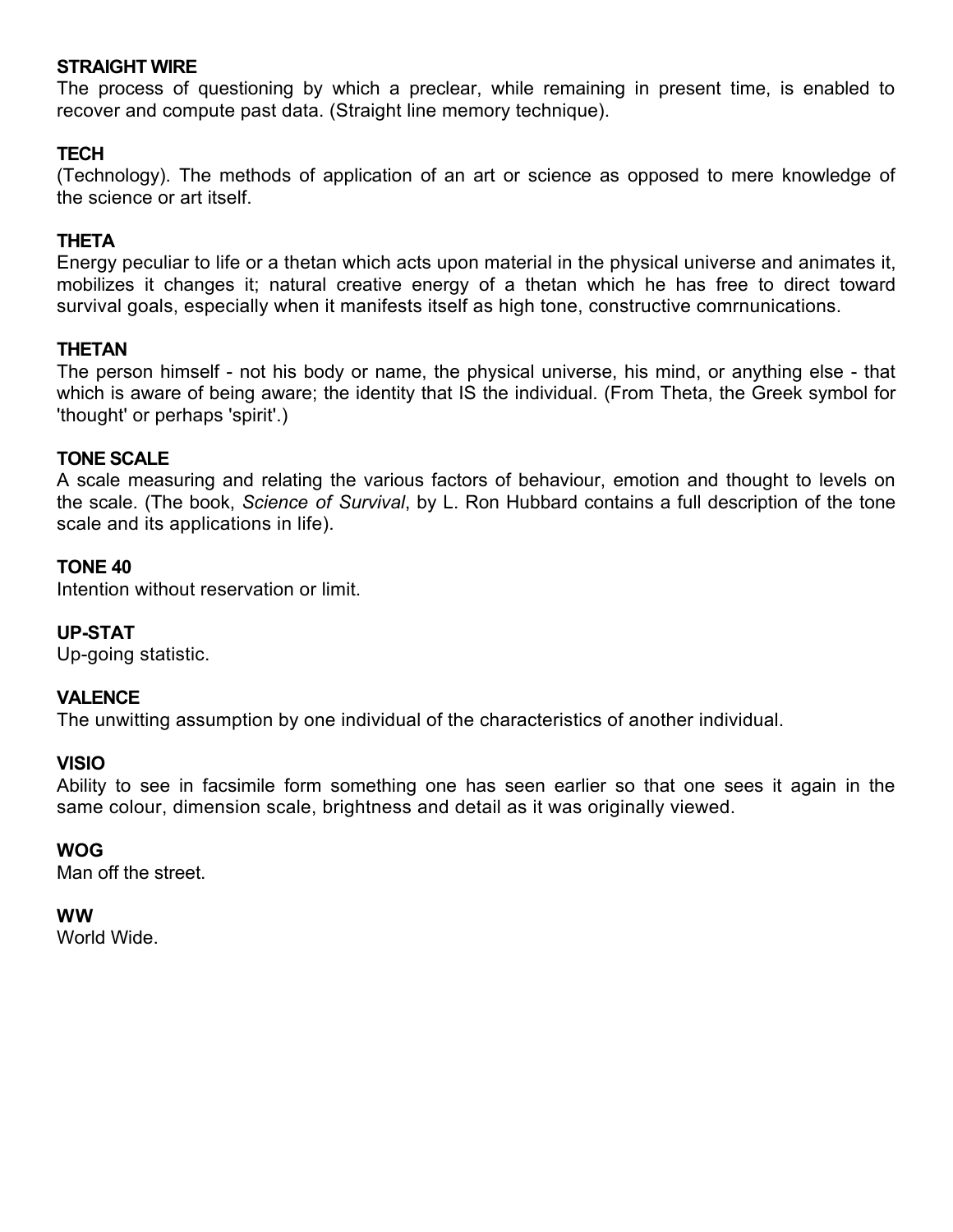**STRAIGHT WIRE**
The process of questioning by which a preclear, while remaining in present time, is enabled to recover and compute past data. (Straight line memory technique).

**TECH**
(Technology). The methods of application of an art or science as opposed to mere knowledge of the science or art itself.

**THETA**
Energy peculiar to life or a thetan which acts upon material in the physical universe and animates it, mobilizes it changes it; natural creative energy of a thetan which he has free to direct toward survival goals, especially when it manifests itself as high tone, constructive comrnunications.

**THETAN**
The person himself - not his body or name, the physical universe, his mind, or anything else - that which is aware of being aware; the identity that IS the individual. (From Theta, the Greek symbol for 'thought' or perhaps 'spirit'.)

**TONE SCALE**
A scale measuring and relating the various factors of behaviour, emotion and thought to levels on the scale. (The book, *Science of Survival*, by L. Ron Hubbard contains a full description of the tone scale and its applications in life).

**TONE 40**
Intention without reservation or limit.

**UP-STAT**
Up-going statistic.

**VALENCE**
The unwitting assumption by one individual of the characteristics of another individual.

**VISIO**
Ability to see in facsimile form something one has seen earlier so that one sees it again in the same colour, dimension scale, brightness and detail as it was originally viewed.

**WOG**
Man off the street.

**WW**
World Wide.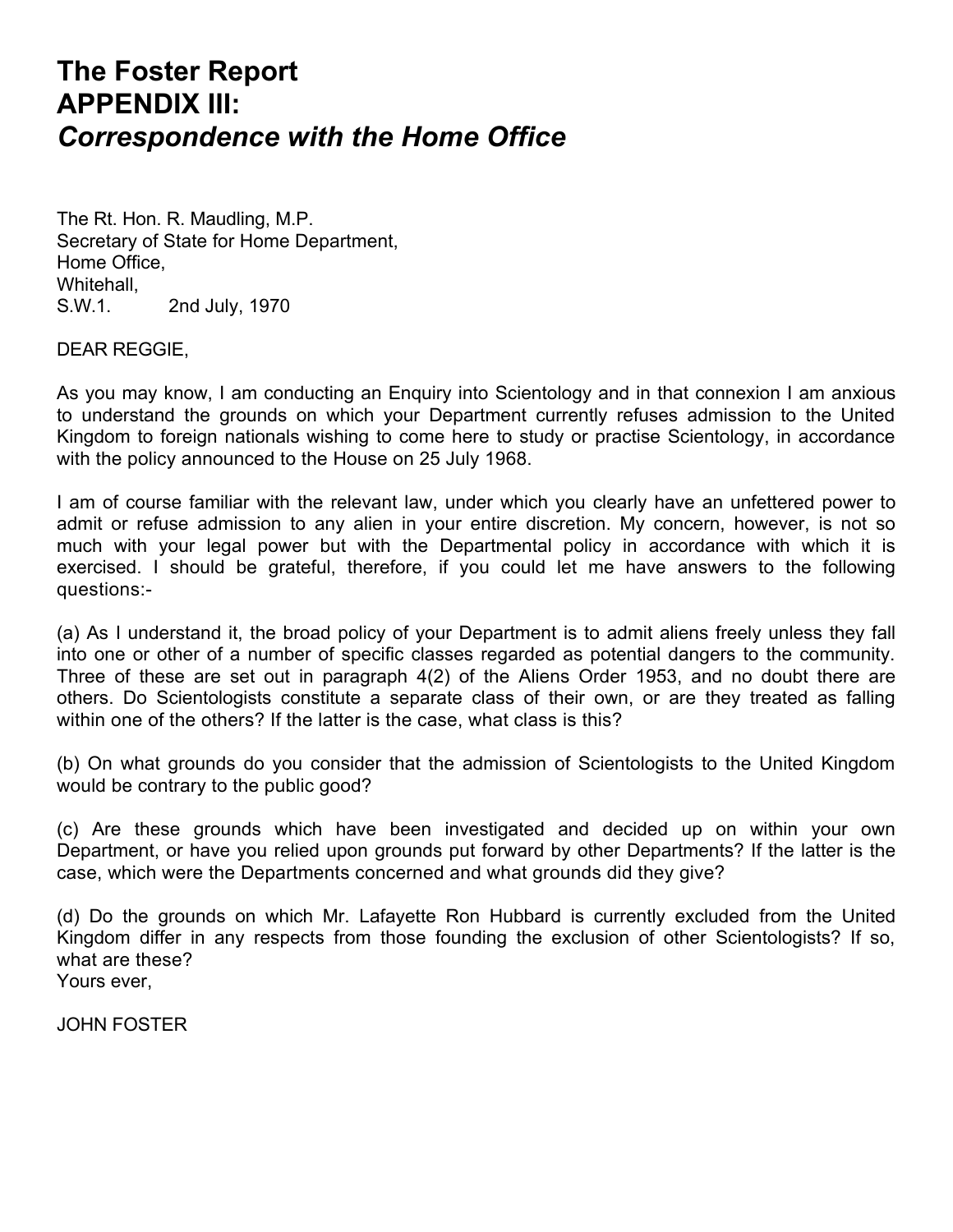# The Foster Report
# APPENDIX III:
# *Correspondence with the Home Office*

The Rt. Hon. R. Maudling, M.P.
Secretary of State for Home Department,
Home Office,
Whitehall,
S.W.1. 2nd July, 1970

DEAR REGGIE,

As you may know, I am conducting an Enquiry into Scientology and in that connexion I am anxious to understand the grounds on which your Department currently refuses admission to the United Kingdom to foreign nationals wishing to come here to study or practise Scientology, in accordance with the policy announced to the House on 25 July 1968.

I am of course familiar with the relevant law, under which you clearly have an unfettered power to admit or refuse admission to any alien in your entire discretion. My concern, however, is not so much with your legal power but with the Departmental policy in accordance with which it is exercised. I should be grateful, therefore, if you could let me have answers to the following questions:-

(a) As I understand it, the broad policy of your Department is to admit aliens freely unless they fall into one or other of a number of specific classes regarded as potential dangers to the community. Three of these are set out in paragraph 4(2) of the Aliens Order 1953, and no doubt there are others. Do Scientologists constitute a separate class of their own, or are they treated as falling within one of the others? If the latter is the case, what class is this?

(b) On what grounds do you consider that the admission of Scientologists to the United Kingdom would be contrary to the public good?

(c) Are these grounds which have been investigated and decided up on within your own Department, or have you relied upon grounds put forward by other Departments? If the latter is the case, which were the Departments concerned and what grounds did they give?

(d) Do the grounds on which Mr. Lafayette Ron Hubbard is currently excluded from the United Kingdom differ in any respects from those founding the exclusion of other Scientologists? If so, what are these?

Yours ever,

JOHN FOSTER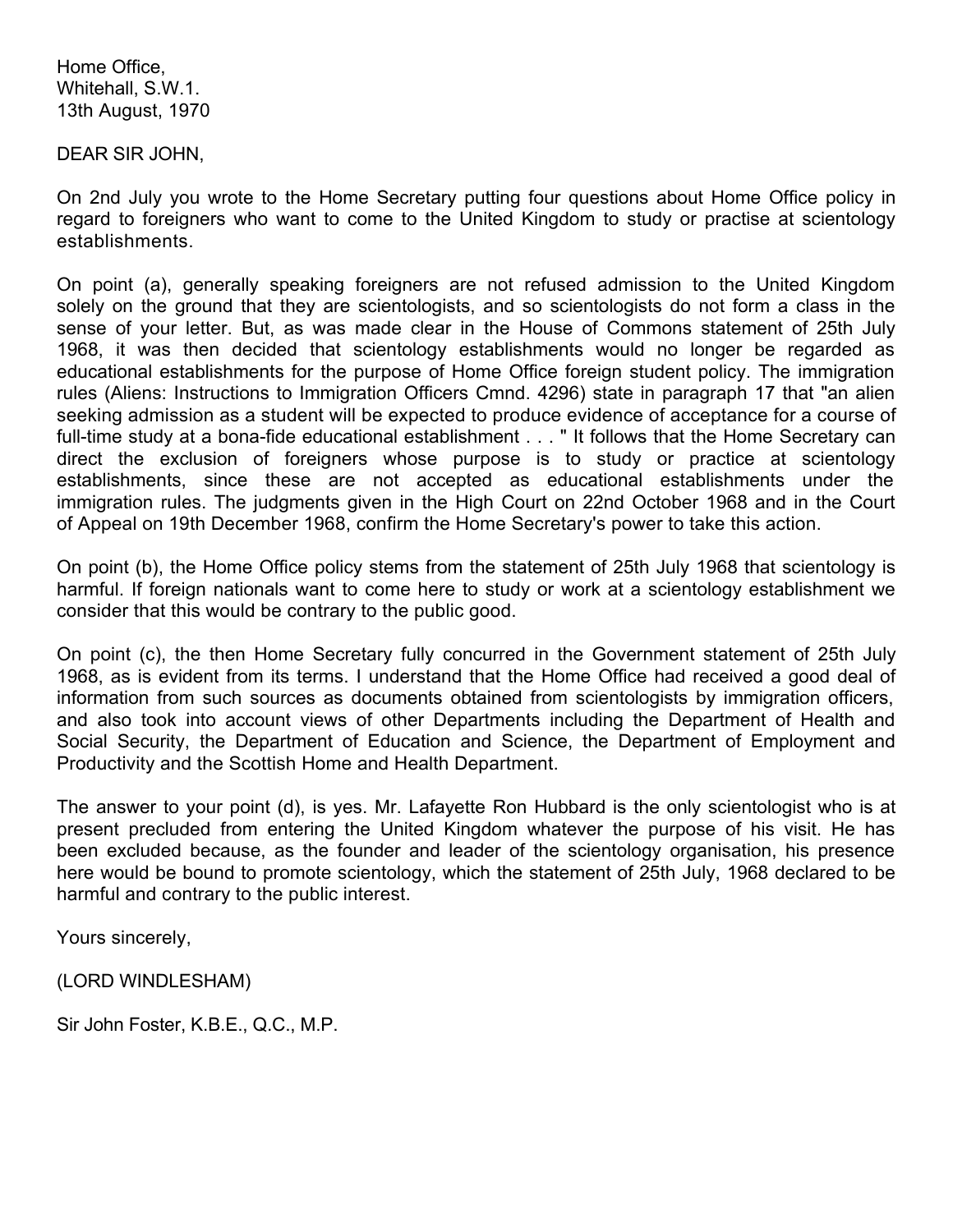Home Office,
Whitehall, S.W.1.
13th August, 1970

DEAR SIR JOHN,

On 2nd July you wrote to the Home Secretary putting four questions about Home Office policy in regard to foreigners who want to come to the United Kingdom to study or practise at scientology establishments.

On point (a), generally speaking foreigners are not refused admission to the United Kingdom solely on the ground that they are scientologists, and so scientologists do not form a class in the sense of your letter. But, as was made clear in the House of Commons statement of 25th July 1968, it was then decided that scientology establishments would no longer be regarded as educational establishments for the purpose of Home Office foreign student policy. The immigration rules (Aliens: Instructions to Immigration Officers Cmnd. 4296) state in paragraph 17 that "an alien seeking admission as a student will be expected to produce evidence of acceptance for a course of full-time study at a bona-fide educational establishment . . . " It follows that the Home Secretary can direct the exclusion of foreigners whose purpose is to study or practice at scientology establishments, since these are not accepted as educational establishments under the immigration rules. The judgments given in the High Court on 22nd October 1968 and in the Court of Appeal on 19th December 1968, confirm the Home Secretary's power to take this action.

On point (b), the Home Office policy stems from the statement of 25th July 1968 that scientology is harmful. If foreign nationals want to come here to study or work at a scientology establishment we consider that this would be contrary to the public good.

On point (c), the then Home Secretary fully concurred in the Government statement of 25th July 1968, as is evident from its terms. I understand that the Home Office had received a good deal of information from such sources as documents obtained from scientologists by immigration officers, and also took into account views of other Departments including the Department of Health and Social Security, the Department of Education and Science, the Department of Employment and Productivity and the Scottish Home and Health Department.

The answer to your point (d), is yes. Mr. Lafayette Ron Hubbard is the only scientologist who is at present precluded from entering the United Kingdom whatever the purpose of his visit. He has been excluded because, as the founder and leader of the scientology organisation, his presence here would be bound to promote scientology, which the statement of 25th July, 1968 declared to be harmful and contrary to the public interest.

Yours sincerely,

(LORD WINDLESHAM)

Sir John Foster, K.B.E., Q.C., M.P.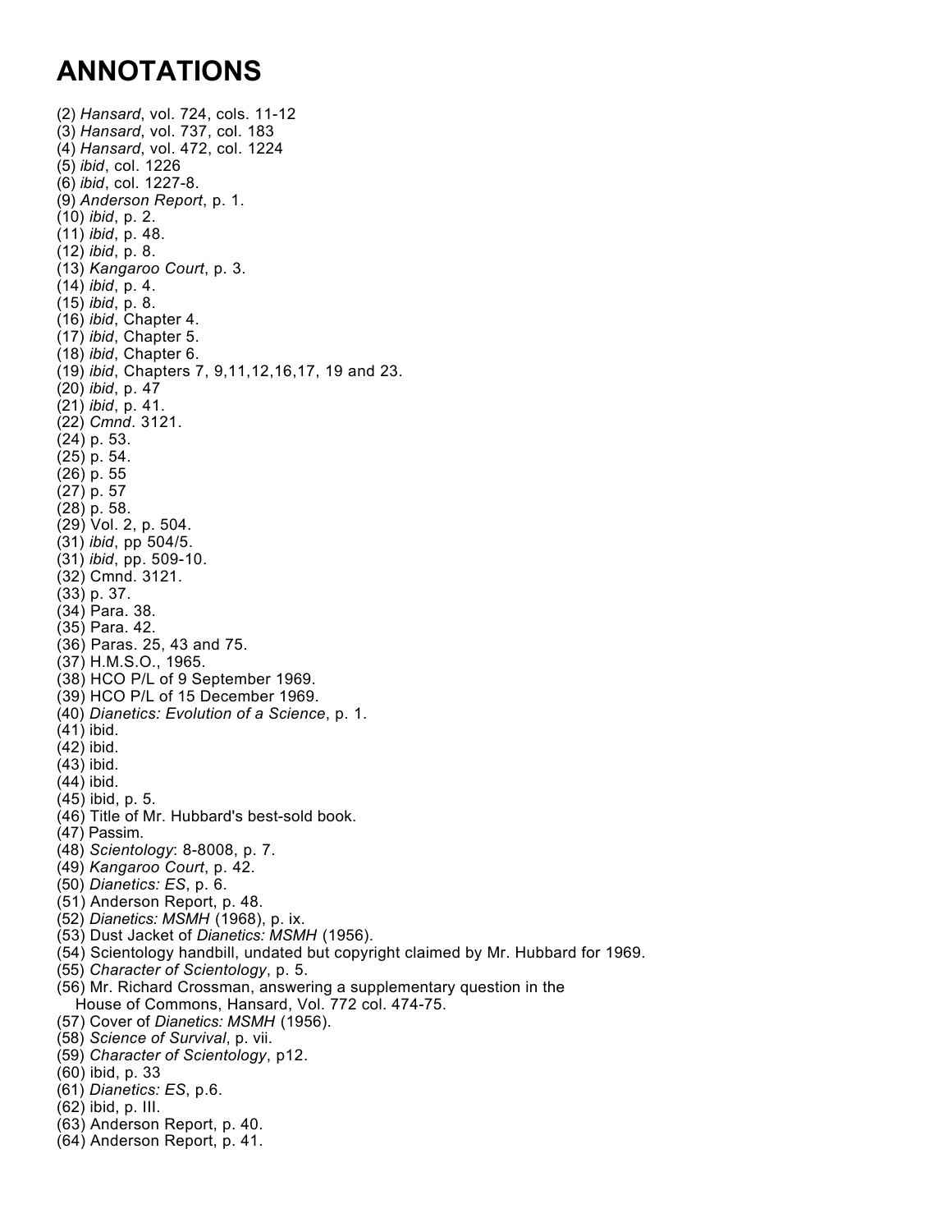# ANNOTATIONS

(2) *Hansard*, vol. 724, cols. 11-12  
(3) *Hansard*, vol. 737, col. 183  
(4) *Hansard*, vol. 472, col. 1224  
(5) *ibid*, col. 1226  
(6) *ibid*, col. 1227-8.  
(9) *Anderson Report*, p. 1.  
(10) *ibid*, p. 2.  
(11) *ibid*, p. 48.  
(12) *ibid*, p. 8.  
(13) *Kangaroo Court*, p. 3.  
(14) *ibid*, p. 4.  
(15) *ibid*, p. 8.  
(16) *ibid*, Chapter 4.  
(17) *ibid*, Chapter 5.  
(18) *ibid*, Chapter 6.  
(19) *ibid*, Chapters 7, 9,11,12,16,17, 19 and 23.  
(20) *ibid*, p. 47  
(21) *ibid*, p. 41.  
(22) *Cmnd*. 3121.  
(24) p. 53.  
(25) p. 54.  
(26) p. 55  
(27) p. 57  
(28) p. 58.  
(29) Vol. 2, p. 504.  
(31) *ibid*, pp 504/5.  
(31) *ibid*, pp. 509-10.  
(32) Cmnd. 3121.  
(33) p. 37.  
(34) Para. 38.  
(35) Para. 42.  
(36) Paras. 25, 43 and 75.  
(37) H.M.S.O., 1965.  
(38) HCO P/L of 9 September 1969.  
(39) HCO P/L of 15 December 1969.  
(40) *Dianetics: Evolution of a Science*, p. 1.  
(41) ibid.  
(42) ibid.  
(43) ibid.  
(44) ibid.  
(45) ibid, p. 5.  
(46) Title of Mr. Hubbard's best-sold book.  
(47) Passim.  
(48) *Scientology*: 8-8008, p. 7.  
(49) *Kangaroo Court*, p. 42.  
(50) *Dianetics: ES*, p. 6.  
(51) Anderson Report, p. 48.  
(52) *Dianetics: MSMH* (1968), p. ix.  
(53) Dust Jacket of *Dianetics: MSMH* (1956).  
(54) Scientology handbill, undated but copyright claimed by Mr. Hubbard for 1969.  
(55) *Character of Scientology*, p. 5.  
(56) Mr. Richard Crossman, answering a supplementary question in the House of Commons, Hansard, Vol. 772 col. 474-75.  
(57) Cover of *Dianetics: MSMH* (1956).  
(58) *Science of Survival*, p. vii.  
(59) *Character of Scientology*, p12.  
(60) ibid, p. 33  
(61) *Dianetics: ES*, p.6.  
(62) ibid, p. III.  
(63) Anderson Report, p. 40.  
(64) Anderson Report, p. 41.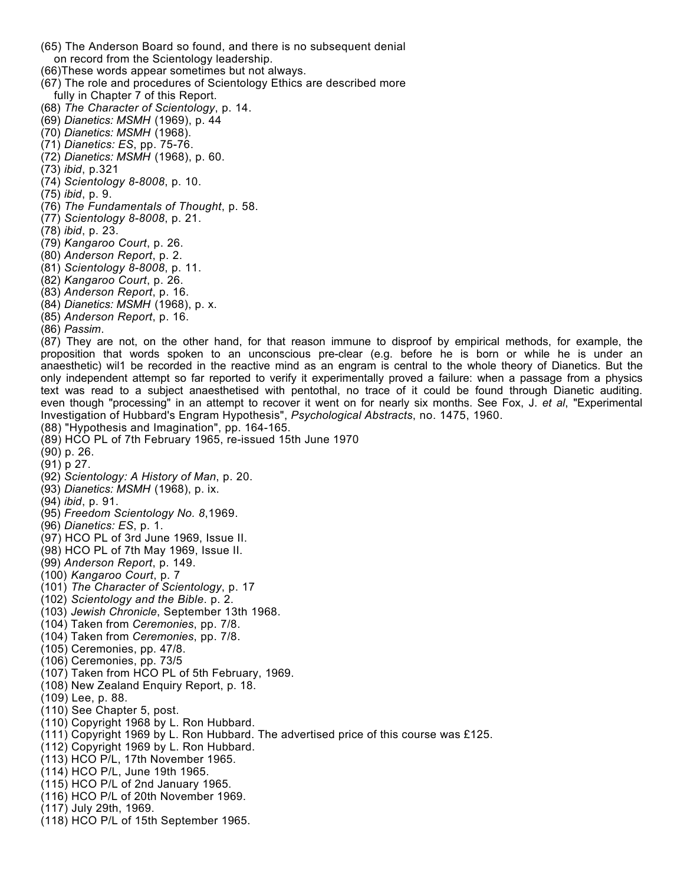(65) The Anderson Board so found, and there is no subsequent denial on record from the Scientology leadership.
(66)These words appear sometimes but not always.
(67) The role and procedures of Scientology Ethics are described more fully in Chapter 7 of this Report.
(68) *The Character of Scientology*, p. 14.
(69) *Dianetics: MSMH* (1969), p. 44
(70) *Dianetics: MSMH* (1968).
(71) *Dianetics: ES*, pp. 75-76.
(72) *Dianetics: MSMH* (1968), p. 60.
(73) *ibid*, p.321
(74) *Scientology 8-8008*, p. 10.
(75) *ibid*, p. 9.
(76) *The Fundamentals of Thought*, p. 58.
(77) *Scientology 8-8008*, p. 21.
(78) *ibid*, p. 23.
(79) *Kangaroo Court*, p. 26.
(80) *Anderson Report*, p. 2.
(81) *Scientology 8-8008*, p. 11.
(82) *Kangaroo Court*, p. 26.
(83) *Anderson Report*, p. 16.
(84) *Dianetics: MSMH* (1968), p. x.
(85) *Anderson Report*, p. 16.
(86) *Passim*.
(87) They are not, on the other hand, for that reason immune to disproof by empirical methods, for example, the proposition that words spoken to an unconscious pre-clear (e.g. before he is born or while he is under an anaesthetic) wil1 be recorded in the reactive mind as an engram is central to the whole theory of Dianetics. But the only independent attempt so far reported to verify it experimentally proved a failure: when a passage from a physics text was read to a subject anaesthetised with pentothal, no trace of it could be found through Dianetic auditing. even though "processing" in an attempt to recover it went on for nearly six months. See Fox, J. *et al*, "Experimental Investigation of Hubbard's Engram Hypothesis", *Psychological Abstracts*, no. 1475, 1960.
(88) "Hypothesis and Imagination", pp. 164-165.
(89) HCO PL of 7th February 1965, re-issued 15th June 1970
(90) p. 26.
(91) p 27.
(92) *Scientology: A History of Man*, p. 20.
(93) *Dianetics: MSMH* (1968), p. ix.
(94) *ibid*, p. 91.
(95) *Freedom Scientology No. 8*,1969.
(96) *Dianetics: ES*, p. 1.
(97) HCO PL of 3rd June 1969, Issue II.
(98) HCO PL of 7th May 1969, Issue II.
(99) *Anderson Report*, p. 149.
(100) *Kangaroo Court*, p. 7
(101) *The Character of Scientology*, p. 17
(102) *Scientology and the Bible*. p. 2.
(103) *Jewish Chronicle*, September 13th 1968.
(104) Taken from *Ceremonies*, pp. 7/8.
(104) Taken from *Ceremonies*, pp. 7/8.
(105) Ceremonies, pp. 47/8.
(106) Ceremonies, pp. 73/5
(107) Taken from HCO PL of 5th February, 1969.
(108) New Zealand Enquiry Report, p. 18.
(109) Lee, p. 88.
(110) See Chapter 5, post.
(110) Copyright 1968 by L. Ron Hubbard.
(111) Copyright 1969 by L. Ron Hubbard. The advertised price of this course was £125.
(112) Copyright 1969 by L. Ron Hubbard.
(113) HCO P/L, 17th November 1965.
(114) HCO P/L, June 19th 1965.
(115) HCO P/L of 2nd January 1965.
(116) HCO P/L of 20th November 1969.
(117) July 29th, 1969.
(118) HCO P/L of 15th September 1965.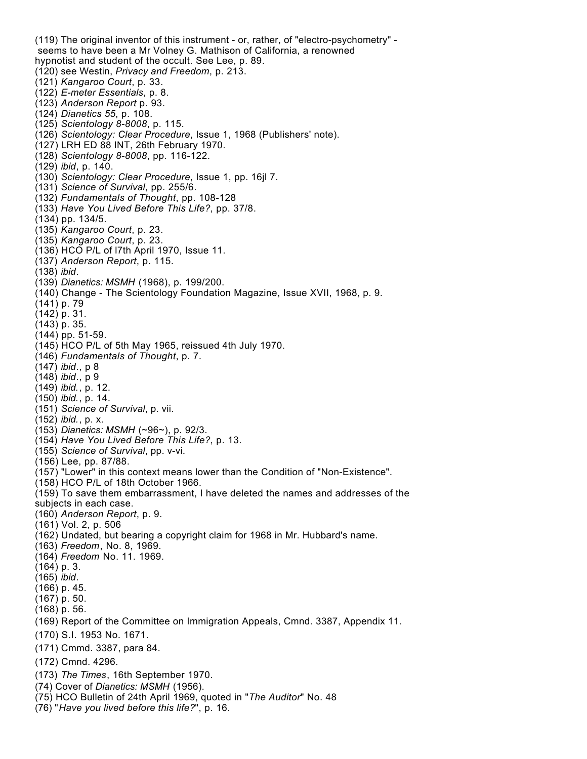(119) The original inventor of this instrument - or, rather, of "electro-psychometry" - seems to have been a Mr Volney G. Mathison of California, a renowned hypnotist and student of the occult. See Lee, p. 89.
(120) see Westin, *Privacy and Freedom*, p. 213.
(121) *Kangaroo Court*, p. 33.
(122) *E-meter Essentials*, p. 8.
(123) *Anderson Report* p. 93.
(124) *Dianetics 55*, p. 108.
(125) *Scientology 8-8008*, p. 115.
(126) *Scientology: Clear Procedure*, Issue 1, 1968 (Publishers' note).
(127) LRH ED 88 INT, 26th February 1970.
(128) *Scientology 8-8008*, pp. 116-122.
(129) *ibid*, p. 140.
(130) *Scientology: Clear Procedure*, Issue 1, pp. 16jl 7.
(131) *Science of Survival*, pp. 255/6.
(132) *Fundamentals of Thought*, pp. 108-128
(133) *Have You Lived Before This Life?*, pp. 37/8.
(134) pp. 134/5.
(135) *Kangaroo Court*, p. 23.
(135) *Kangaroo Court*, p. 23.
(136) HCO P/L of l7th April 1970, Issue 11.
(137) *Anderson Report*, p. 115.
(138) *ibid*.
(139) *Dianetics: MSMH* (1968), p. 199/200.
(140) Change - The Scientology Foundation Magazine, Issue XVII, 1968, p. 9.
(141) p. 79
(142) p. 31.
(143) p. 35.
(144) pp. 51-59.
(145) HCO P/L of 5th May 1965, reissued 4th July 1970.
(146) *Fundamentals of Thought*, p. 7.
(147) *ibid*., p 8
(148) *ibid*., p 9
(149) *ibid.*, p. 12.
(150) *ibid.*, p. 14.
(151) *Science of Survival*, p. vii.
(152) *ibid.*, p. x.
(153) *Dianetics: MSMH* (~96~), p. 92/3.
(154) *Have You Lived Before This Life?*, p. 13.
(155) *Science of Survival*, pp. v-vi.
(156) Lee, pp. 87/88.
(157) "Lower" in this context means lower than the Condition of "Non-Existence".
(158) HCO P/L of 18th October 1966.
(159) To save them embarrassment, I have deleted the names and addresses of the subjects in each case.
(160) *Anderson Report*, p. 9.
(161) Vol. 2, p. 506
(162) Undated, but bearing a copyright claim for 1968 in Mr. Hubbard's name.
(163) *Freedom*, No. 8, 1969.
(164) *Freedom* No. 11. 1969.
(164) p. 3.
(165) *ibid*.
(166) p. 45.
(167) p. 50.
(168) p. 56.
(169) Report of the Committee on Immigration Appeals, Cmnd. 3387, Appendix 11.
(170) S.I. 1953 No. 1671.
(171) Cmmd. 3387, para 84.
(172) Cmnd. 4296.
(173) *The Times*, 16th September 1970.
(74) Cover of *Dianetics: MSMH* (1956).
(75) HCO Bulletin of 24th April 1969, quoted in "*The Auditor*" No. 48
(76) "*Have you lived before this life?*", p. 16.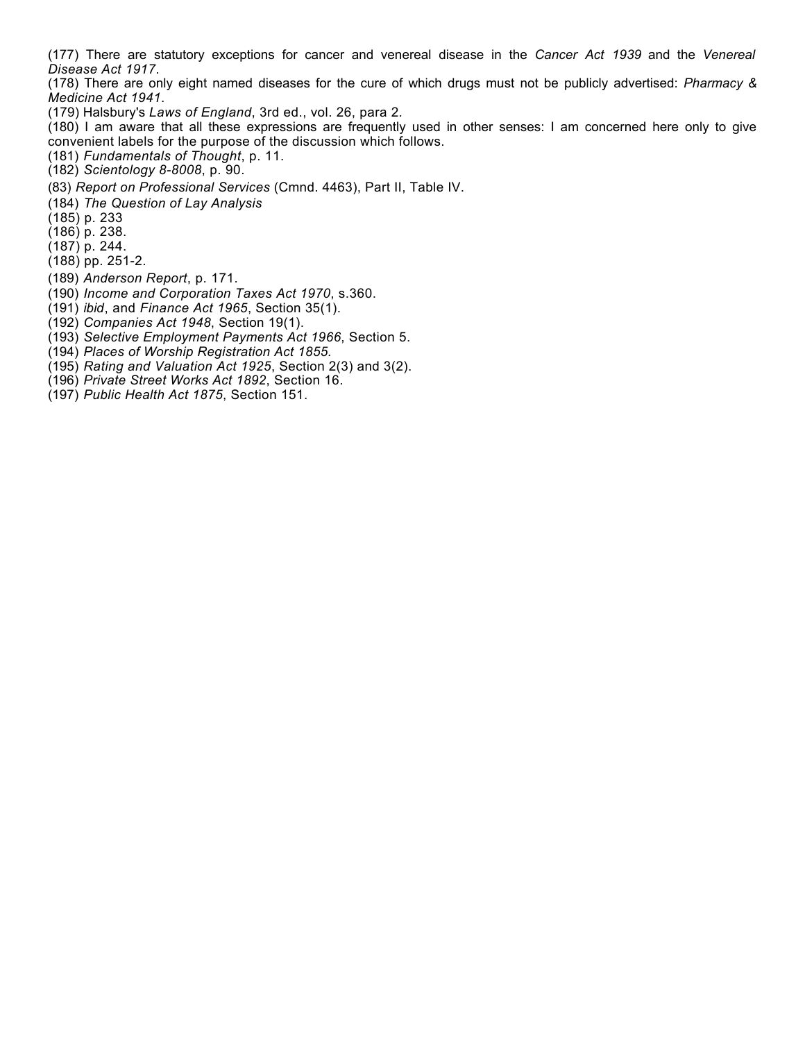(177) There are statutory exceptions for cancer and venereal disease in the *Cancer Act 1939* and the *Venereal Disease Act 1917*.

(178) There are only eight named diseases for the cure of which drugs must not be publicly advertised: *Pharmacy & Medicine Act 1941*.

(179) Halsbury's *Laws of England*, 3rd ed., vol. 26, para 2.

(180) I am aware that all these expressions are frequently used in other senses: I am concerned here only to give convenient labels for the purpose of the discussion which follows.

(181) *Fundamentals of Thought*, p. 11.

(182) *Scientology 8-8008*, p. 90.

(83) *Report on Professional Services* (Cmnd. 4463), Part II, Table IV.

(184) *The Question of Lay Analysis*

(185) p. 233

(186) p. 238.

(187) p. 244.

(188) pp. 251-2.

(189) *Anderson Report*, p. 171.

(190) *Income and Corporation Taxes Act 1970*, s.360.

(191) *ibid*, and *Finance Act 1965*, Section 35(1).

(192) *Companies Act 1948*, Section 19(1).

(193) *Selective Employment Payments Act 1966*, Section 5.

(194) *Places of Worship Registration Act 1855.*

(195) *Rating and Valuation Act 1925*, Section 2(3) and 3(2).

(196) *Private Street Works Act 1892*, Section 16.

(197) *Public Health Act 1875*, Section 151.